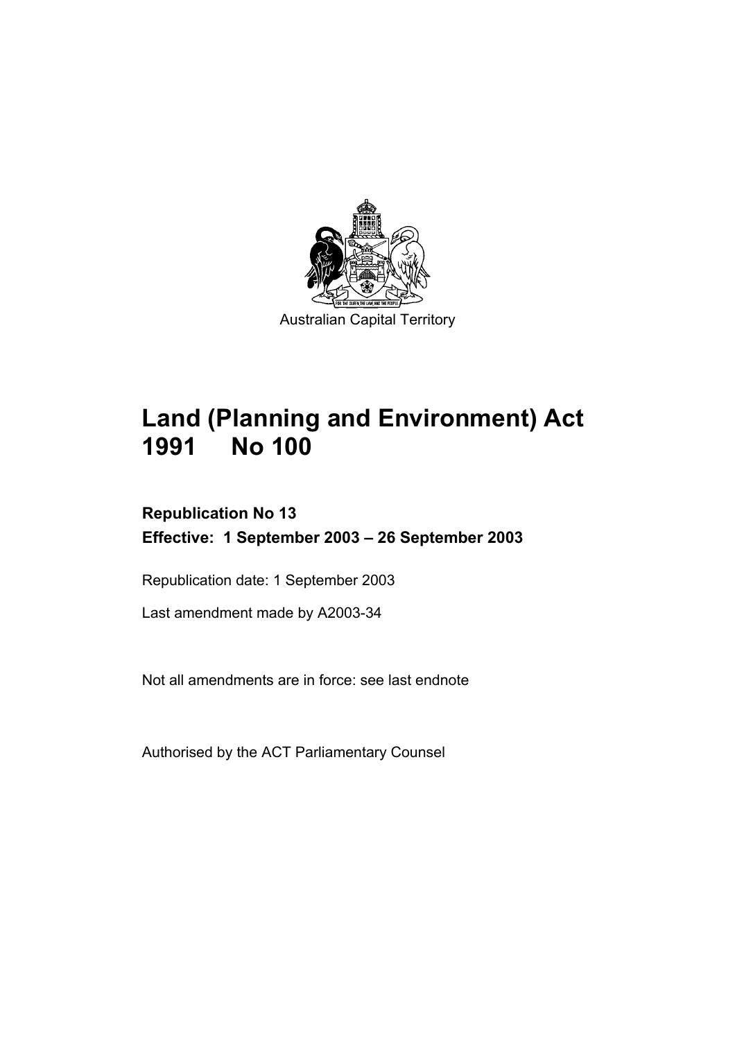Australian Capital Territory

# Land (Planning and Environment) Act 1991 No 100

**Republication No 13**

**Effective: 1 September 2003 – 26 September 2003**

Republication date: 1 September 2003

Last amendment made by A2003-34

Not all amendments are in force: see last endnote

Authorised by the ACT Parliamentary Counsel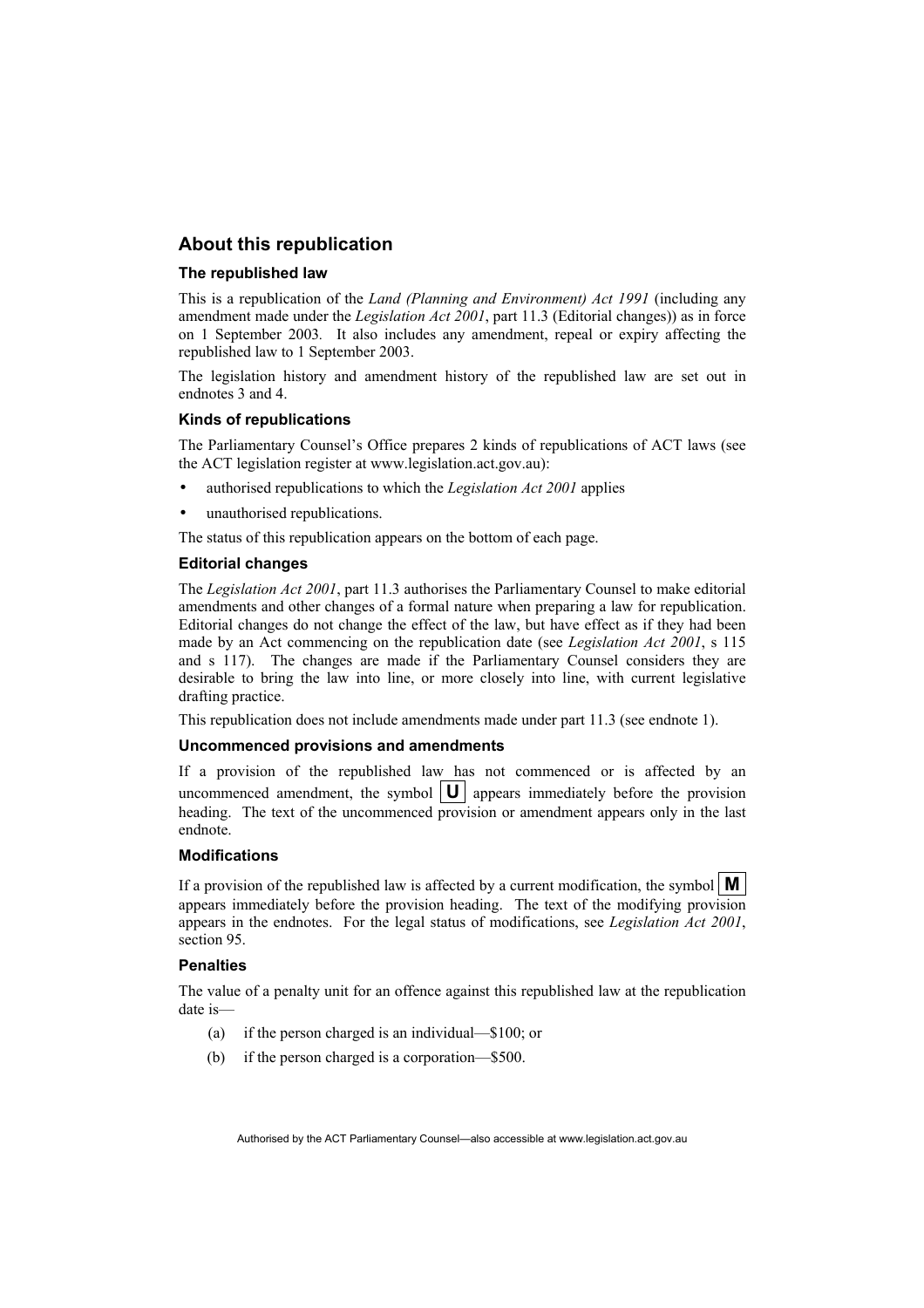# About this republication

### The republished law

This is a republication of the *Land (Planning and Environment) Act 1991* (including any amendment made under the *Legislation Act 2001*, part 11.3 (Editorial changes)) as in force on 1 September 2003. It also includes any amendment, repeal or expiry affecting the republished law to 1 September 2003.

The legislation history and amendment history of the republished law are set out in endnotes 3 and 4.

### Kinds of republications

The Parliamentary Counsel's Office prepares 2 kinds of republications of ACT laws (see the ACT legislation register at www.legislation.act.gov.au):

- authorised republications to which the *Legislation Act 2001* applies
- unauthorised republications.

The status of this republication appears on the bottom of each page.

### Editorial changes

The *Legislation Act 2001*, part 11.3 authorises the Parliamentary Counsel to make editorial amendments and other changes of a formal nature when preparing a law for republication. Editorial changes do not change the effect of the law, but have effect as if they had been made by an Act commencing on the republication date (see *Legislation Act 2001*, s 115 and s 117). The changes are made if the Parliamentary Counsel considers they are desirable to bring the law into line, or more closely into line, with current legislative drafting practice.

This republication does not include amendments made under part 11.3 (see endnote 1).

### Uncommenced provisions and amendments

If a provision of the republished law has not commenced or is affected by an uncommenced amendment, the symbol **U** appears immediately before the provision heading. The text of the uncommenced provision or amendment appears only in the last endnote.

### Modifications

If a provision of the republished law is affected by a current modification, the symbol **M** appears immediately before the provision heading. The text of the modifying provision appears in the endnotes. For the legal status of modifications, see *Legislation Act 2001*, section 95.

### Penalties

The value of a penalty unit for an offence against this republished law at the republication date is—

(a) if the person charged is an individual—$100; or

(b) if the person charged is a corporation—$500.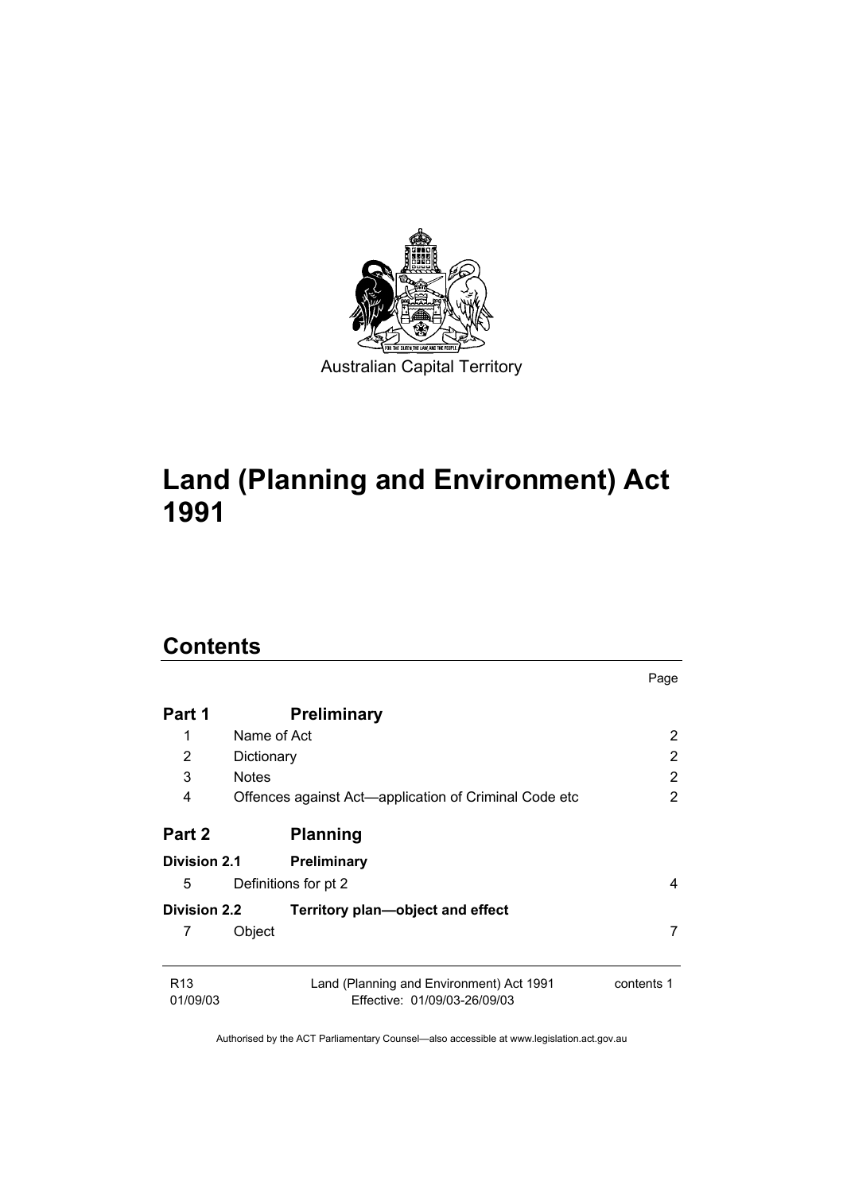Australian Capital Territory

# Land (Planning and Environment) Act 1991

## Contents

| | | Page |
|---|---|---|
| **Part 1** | **Preliminary** | |
| 1 | Name of Act | 2 |
| 2 | Dictionary | 2 |
| 3 | Notes | 2 |
| 4 | Offences against Act—application of Criminal Code etc | 2 |
| **Part 2** | **Planning** | |
| **Division 2.1** | **Preliminary** | |
| 5 | Definitions for pt 2 | 4 |
| **Division 2.2** | **Territory plan—object and effect** | |
| 7 | Object | 7 |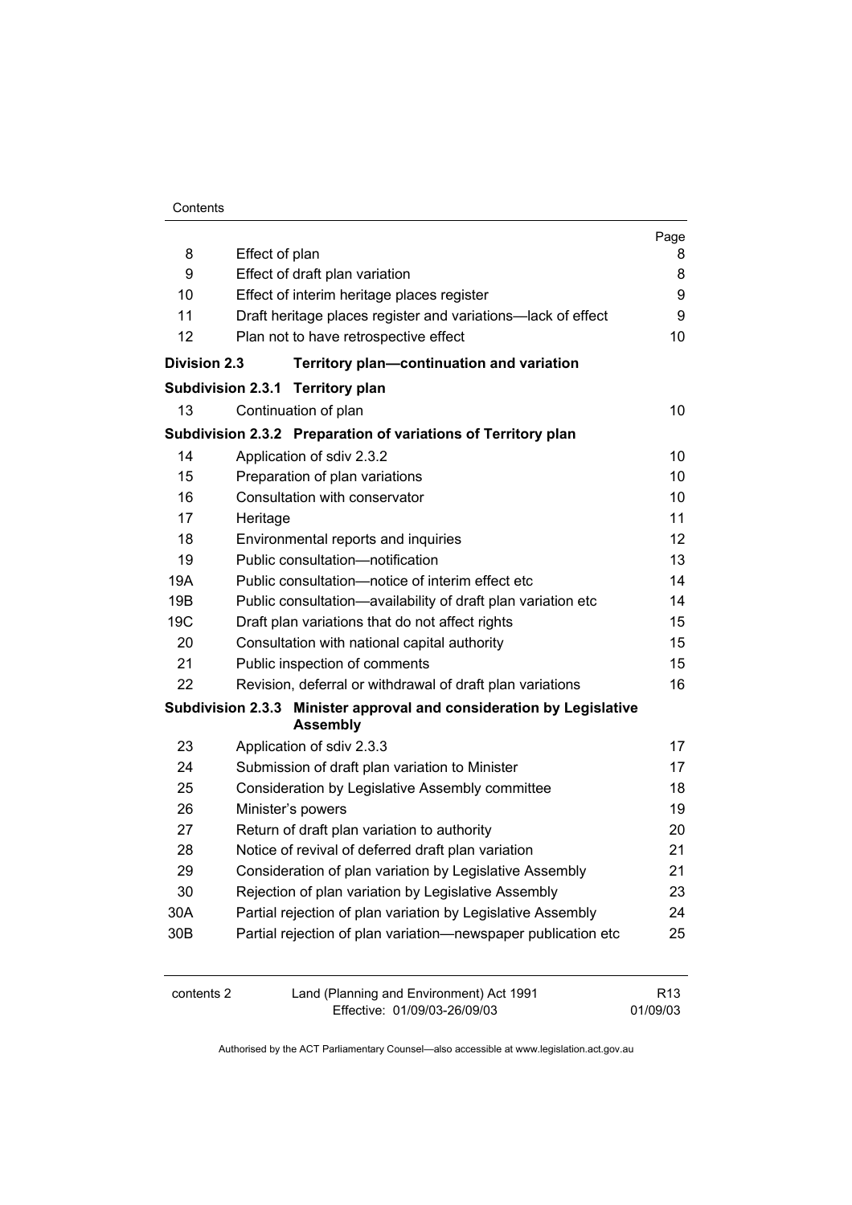| | | Page |
|---|---|---|
| 8 | Effect of plan | 8 |
| 9 | Effect of draft plan variation | 8 |
| 10 | Effect of interim heritage places register | 9 |
| 11 | Draft heritage places register and variations—lack of effect | 9 |
| 12 | Plan not to have retrospective effect | 10 |
| **Division 2.3** | **Territory plan—continuation and variation** | |
| **Subdivision 2.3.1** | **Territory plan** | |
| 13 | Continuation of plan | 10 |
| **Subdivision 2.3.2** | **Preparation of variations of Territory plan** | |
| 14 | Application of sdiv 2.3.2 | 10 |
| 15 | Preparation of plan variations | 10 |
| 16 | Consultation with conservator | 10 |
| 17 | Heritage | 11 |
| 18 | Environmental reports and inquiries | 12 |
| 19 | Public consultation—notification | 13 |
| 19A | Public consultation—notice of interim effect etc | 14 |
| 19B | Public consultation—availability of draft plan variation etc | 14 |
| 19C | Draft plan variations that do not affect rights | 15 |
| 20 | Consultation with national capital authority | 15 |
| 21 | Public inspection of comments | 15 |
| 22 | Revision, deferral or withdrawal of draft plan variations | 16 |
| **Subdivision 2.3.3** | **Minister approval and consideration by Legislative Assembly** | |
| 23 | Application of sdiv 2.3.3 | 17 |
| 24 | Submission of draft plan variation to Minister | 17 |
| 25 | Consideration by Legislative Assembly committee | 18 |
| 26 | Minister's powers | 19 |
| 27 | Return of draft plan variation to authority | 20 |
| 28 | Notice of revival of deferred draft plan variation | 21 |
| 29 | Consideration of plan variation by Legislative Assembly | 21 |
| 30 | Rejection of plan variation by Legislative Assembly | 23 |
| 30A | Partial rejection of plan variation by Legislative Assembly | 24 |
| 30B | Partial rejection of plan variation—newspaper publication etc | 25 |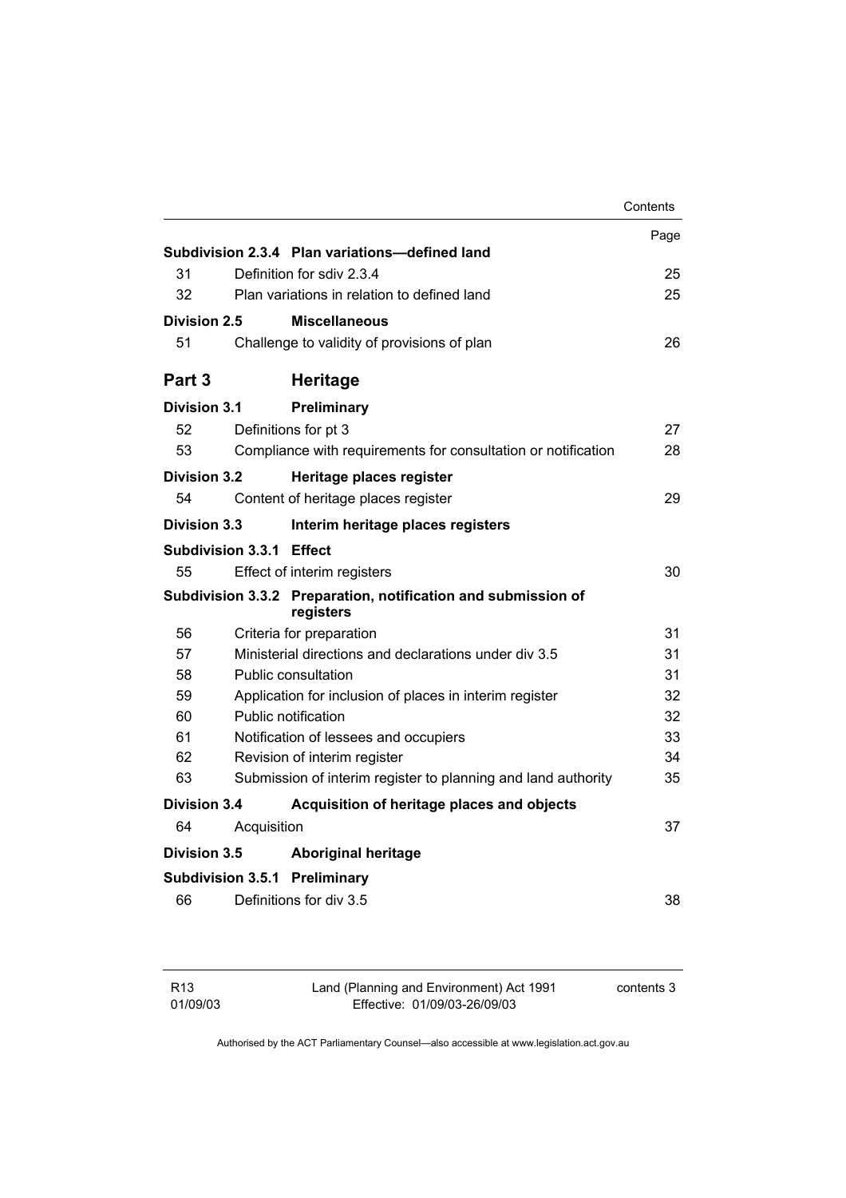| | | Page |
|---|---|---|
| **Subdivision 2.3.4** | **Plan variations—defined land** | |
| 31 | Definition for sdiv 2.3.4 | 25 |
| 32 | Plan variations in relation to defined land | 25 |
| **Division 2.5** | **Miscellaneous** | |
| 51 | Challenge to validity of provisions of plan | 26 |
| **Part 3** | **Heritage** | |
| **Division 3.1** | **Preliminary** | |
| 52 | Definitions for pt 3 | 27 |
| 53 | Compliance with requirements for consultation or notification | 28 |
| **Division 3.2** | **Heritage places register** | |
| 54 | Content of heritage places register | 29 |
| **Division 3.3** | **Interim heritage places registers** | |
| **Subdivision 3.3.1** | **Effect** | |
| 55 | Effect of interim registers | 30 |
| **Subdivision 3.3.2** | **Preparation, notification and submission of registers** | |
| 56 | Criteria for preparation | 31 |
| 57 | Ministerial directions and declarations under div 3.5 | 31 |
| 58 | Public consultation | 31 |
| 59 | Application for inclusion of places in interim register | 32 |
| 60 | Public notification | 32 |
| 61 | Notification of lessees and occupiers | 33 |
| 62 | Revision of interim register | 34 |
| 63 | Submission of interim register to planning and land authority | 35 |
| **Division 3.4** | **Acquisition of heritage places and objects** | |
| 64 | Acquisition | 37 |
| **Division 3.5** | **Aboriginal heritage** | |
| **Subdivision 3.5.1** | **Preliminary** | |
| 66 | Definitions for div 3.5 | 38 |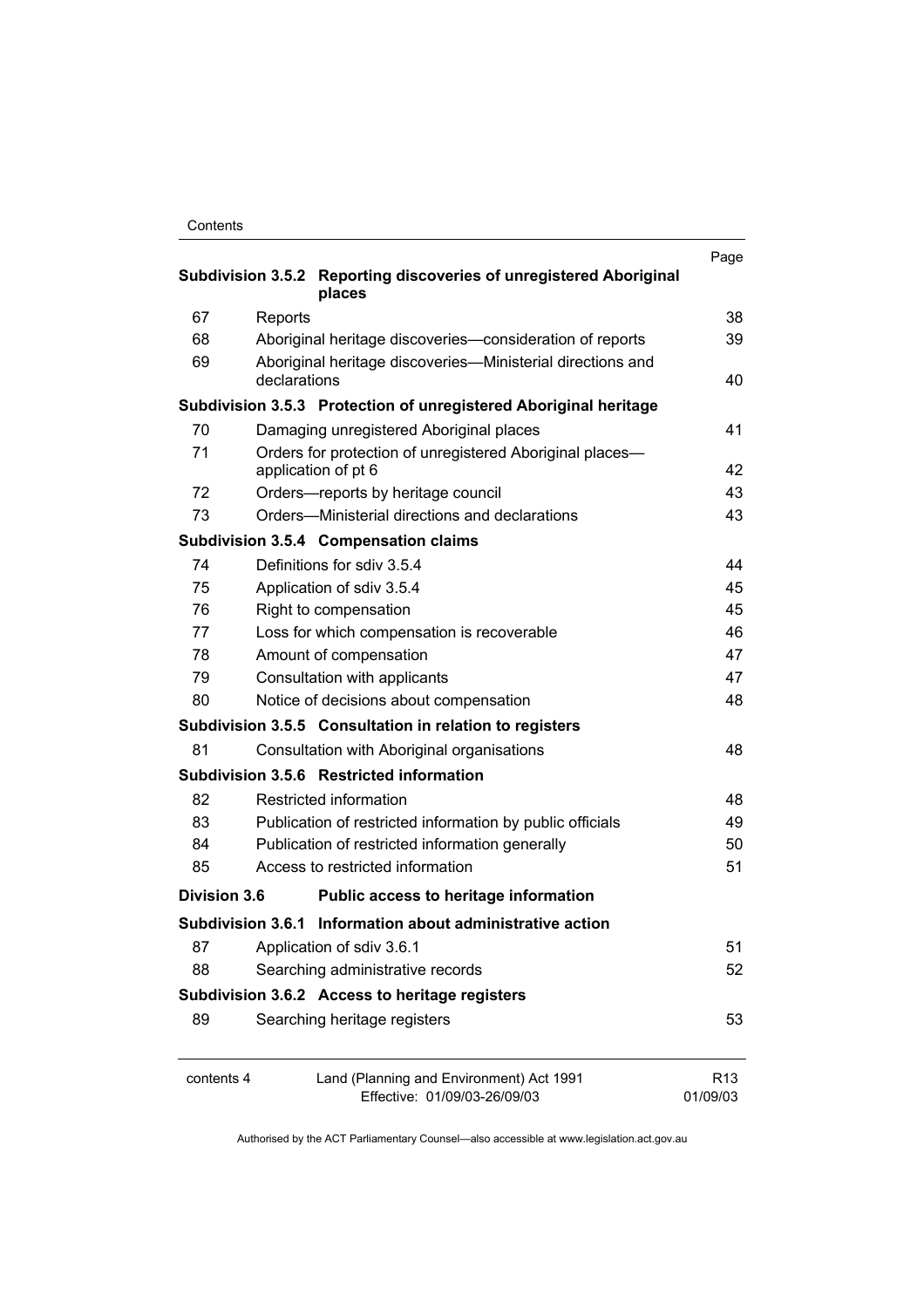| | | Page |
|---|---|---|
| **Subdivision 3.5.2** | **Reporting discoveries of unregistered Aboriginal places** | |
| 67 | Reports | 38 |
| 68 | Aboriginal heritage discoveries—consideration of reports | 39 |
| 69 | Aboriginal heritage discoveries—Ministerial directions and declarations | 40 |
| **Subdivision 3.5.3** | **Protection of unregistered Aboriginal heritage** | |
| 70 | Damaging unregistered Aboriginal places | 41 |
| 71 | Orders for protection of unregistered Aboriginal places—application of pt 6 | 42 |
| 72 | Orders—reports by heritage council | 43 |
| 73 | Orders—Ministerial directions and declarations | 43 |
| **Subdivision 3.5.4** | **Compensation claims** | |
| 74 | Definitions for sdiv 3.5.4 | 44 |
| 75 | Application of sdiv 3.5.4 | 45 |
| 76 | Right to compensation | 45 |
| 77 | Loss for which compensation is recoverable | 46 |
| 78 | Amount of compensation | 47 |
| 79 | Consultation with applicants | 47 |
| 80 | Notice of decisions about compensation | 48 |
| **Subdivision 3.5.5** | **Consultation in relation to registers** | |
| 81 | Consultation with Aboriginal organisations | 48 |
| **Subdivision 3.5.6** | **Restricted information** | |
| 82 | Restricted information | 48 |
| 83 | Publication of restricted information by public officials | 49 |
| 84 | Publication of restricted information generally | 50 |
| 85 | Access to restricted information | 51 |
| **Division 3.6** | **Public access to heritage information** | |
| **Subdivision 3.6.1** | **Information about administrative action** | |
| 87 | Application of sdiv 3.6.1 | 51 |
| 88 | Searching administrative records | 52 |
| **Subdivision 3.6.2** | **Access to heritage registers** | |
| 89 | Searching heritage registers | 53 |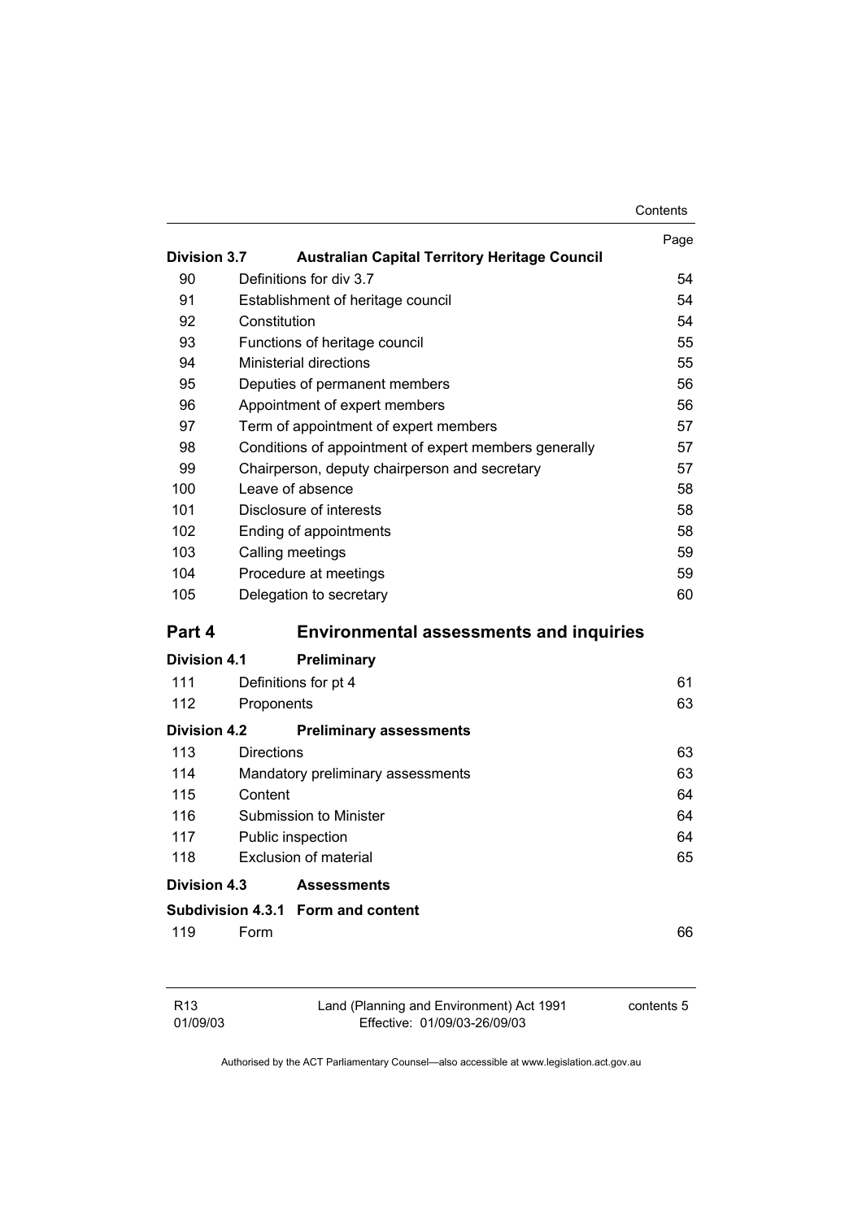| | | Page |
|---|---|---|
| **Division 3.7** | **Australian Capital Territory Heritage Council** | |
| 90 | Definitions for div 3.7 | 54 |
| 91 | Establishment of heritage council | 54 |
| 92 | Constitution | 54 |
| 93 | Functions of heritage council | 55 |
| 94 | Ministerial directions | 55 |
| 95 | Deputies of permanent members | 56 |
| 96 | Appointment of expert members | 56 |
| 97 | Term of appointment of expert members | 57 |
| 98 | Conditions of appointment of expert members generally | 57 |
| 99 | Chairperson, deputy chairperson and secretary | 57 |
| 100 | Leave of absence | 58 |
| 101 | Disclosure of interests | 58 |
| 102 | Ending of appointments | 58 |
| 103 | Calling meetings | 59 |
| 104 | Procedure at meetings | 59 |
| 105 | Delegation to secretary | 60 |
| **Part 4** | **Environmental assessments and inquiries** | |
| **Division 4.1** | **Preliminary** | |
| 111 | Definitions for pt 4 | 61 |
| 112 | Proponents | 63 |
| **Division 4.2** | **Preliminary assessments** | |
| 113 | Directions | 63 |
| 114 | Mandatory preliminary assessments | 63 |
| 115 | Content | 64 |
| 116 | Submission to Minister | 64 |
| 117 | Public inspection | 64 |
| 118 | Exclusion of material | 65 |
| **Division 4.3** | **Assessments** | |
| **Subdivision 4.3.1** | **Form and content** | |
| 119 | Form | 66 |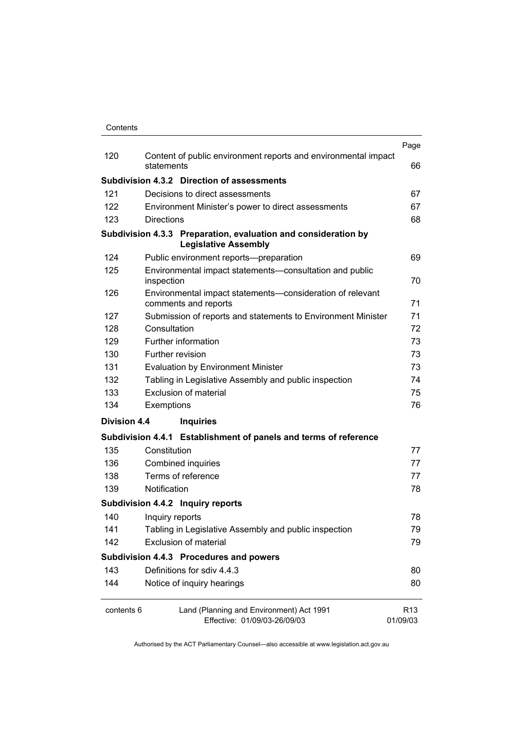| | | Page |
|---|---|---|
| 120 | Content of public environment reports and environmental impact statements | 66 |
| **Subdivision 4.3.2** | **Direction of assessments** | |
| 121 | Decisions to direct assessments | 67 |
| 122 | Environment Minister's power to direct assessments | 67 |
| 123 | Directions | 68 |
| **Subdivision 4.3.3** | **Preparation, evaluation and consideration by Legislative Assembly** | |
| 124 | Public environment reports—preparation | 69 |
| 125 | Environmental impact statements—consultation and public inspection | 70 |
| 126 | Environmental impact statements—consideration of relevant comments and reports | 71 |
| 127 | Submission of reports and statements to Environment Minister | 71 |
| 128 | Consultation | 72 |
| 129 | Further information | 73 |
| 130 | Further revision | 73 |
| 131 | Evaluation by Environment Minister | 73 |
| 132 | Tabling in Legislative Assembly and public inspection | 74 |
| 133 | Exclusion of material | 75 |
| 134 | Exemptions | 76 |
| **Division 4.4** | **Inquiries** | |
| **Subdivision 4.4.1** | **Establishment of panels and terms of reference** | |
| 135 | Constitution | 77 |
| 136 | Combined inquiries | 77 |
| 138 | Terms of reference | 77 |
| 139 | Notification | 78 |
| **Subdivision 4.4.2** | **Inquiry reports** | |
| 140 | Inquiry reports | 78 |
| 141 | Tabling in Legislative Assembly and public inspection | 79 |
| 142 | Exclusion of material | 79 |
| **Subdivision 4.4.3** | **Procedures and powers** | |
| 143 | Definitions for sdiv 4.4.3 | 80 |
| 144 | Notice of inquiry hearings | 80 |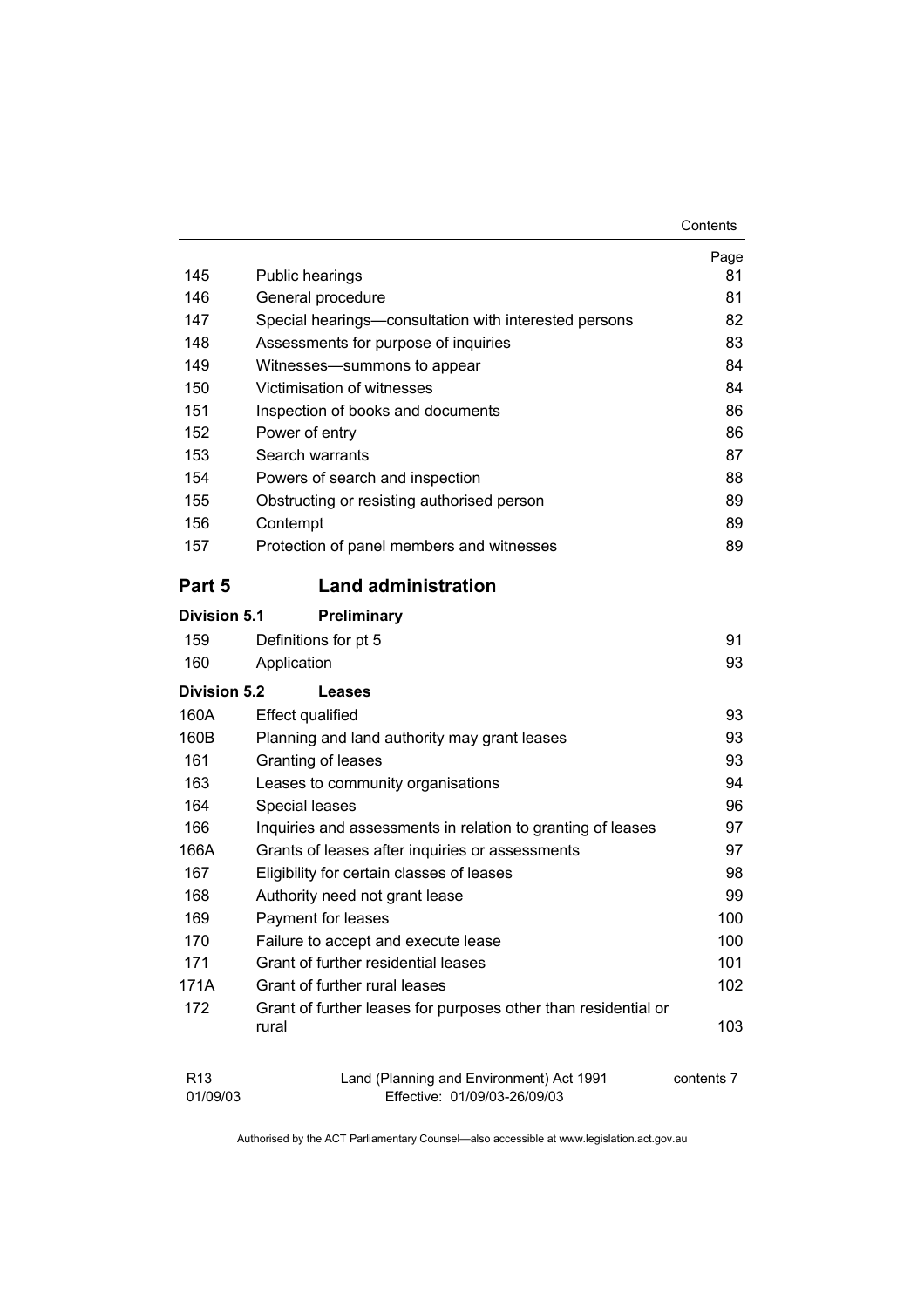| | | Page |
|---|---|---|
| 145 | Public hearings | 81 |
| 146 | General procedure | 81 |
| 147 | Special hearings—consultation with interested persons | 82 |
| 148 | Assessments for purpose of inquiries | 83 |
| 149 | Witnesses—summons to appear | 84 |
| 150 | Victimisation of witnesses | 84 |
| 151 | Inspection of books and documents | 86 |
| 152 | Power of entry | 86 |
| 153 | Search warrants | 87 |
| 154 | Powers of search and inspection | 88 |
| 155 | Obstructing or resisting authorised person | 89 |
| 156 | Contempt | 89 |
| 157 | Protection of panel members and witnesses | 89 |

## Part 5 Land administration

### Division 5.1 Preliminary

| | | |
|---|---|---|
| 159 | Definitions for pt 5 | 91 |
| 160 | Application | 93 |

### Division 5.2 Leases

| | | |
|---|---|---|
| 160A | Effect qualified | 93 |
| 160B | Planning and land authority may grant leases | 93 |
| 161 | Granting of leases | 93 |
| 163 | Leases to community organisations | 94 |
| 164 | Special leases | 96 |
| 166 | Inquiries and assessments in relation to granting of leases | 97 |
| 166A | Grants of leases after inquiries or assessments | 97 |
| 167 | Eligibility for certain classes of leases | 98 |
| 168 | Authority need not grant lease | 99 |
| 169 | Payment for leases | 100 |
| 170 | Failure to accept and execute lease | 100 |
| 171 | Grant of further residential leases | 101 |
| 171A | Grant of further rural leases | 102 |
| 172 | Grant of further leases for purposes other than residential or rural | 103 |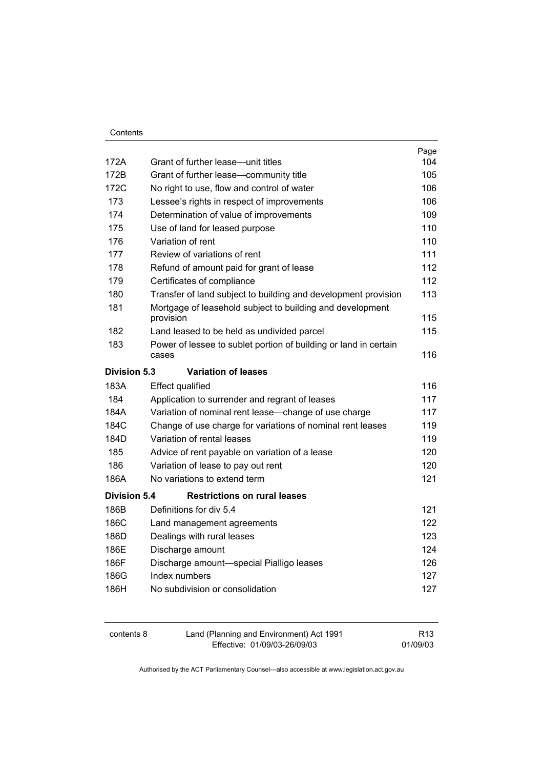| | | Page |
|---|---|---|
| 172A | Grant of further lease—unit titles | 104 |
| 172B | Grant of further lease—community title | 105 |
| 172C | No right to use, flow and control of water | 106 |
| 173 | Lessee's rights in respect of improvements | 106 |
| 174 | Determination of value of improvements | 109 |
| 175 | Use of land for leased purpose | 110 |
| 176 | Variation of rent | 110 |
| 177 | Review of variations of rent | 111 |
| 178 | Refund of amount paid for grant of lease | 112 |
| 179 | Certificates of compliance | 112 |
| 180 | Transfer of land subject to building and development provision | 113 |
| 181 | Mortgage of leasehold subject to building and development provision | 115 |
| 182 | Land leased to be held as undivided parcel | 115 |
| 183 | Power of lessee to sublet portion of building or land in certain cases | 116 |
| **Division 5.3** | **Variation of leases** | |
| 183A | Effect qualified | 116 |
| 184 | Application to surrender and regrant of leases | 117 |
| 184A | Variation of nominal rent lease—change of use charge | 117 |
| 184C | Change of use charge for variations of nominal rent leases | 119 |
| 184D | Variation of rental leases | 119 |
| 185 | Advice of rent payable on variation of a lease | 120 |
| 186 | Variation of lease to pay out rent | 120 |
| 186A | No variations to extend term | 121 |
| **Division 5.4** | **Restrictions on rural leases** | |
| 186B | Definitions for div 5.4 | 121 |
| 186C | Land management agreements | 122 |
| 186D | Dealings with rural leases | 123 |
| 186E | Discharge amount | 124 |
| 186F | Discharge amount—special Pialligo leases | 126 |
| 186G | Index numbers | 127 |
| 186H | No subdivision or consolidation | 127 |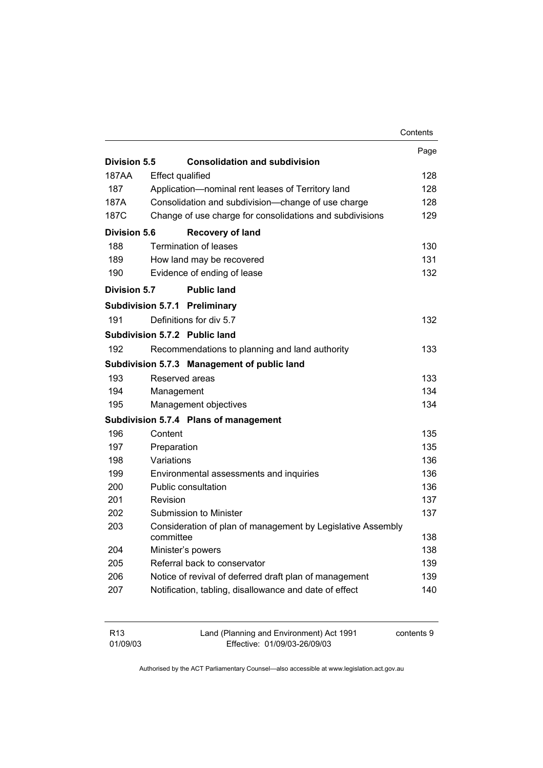| | | Page |
|---|---|---|
| **Division 5.5** | **Consolidation and subdivision** | |
| 187AA | Effect qualified | 128 |
| 187 | Application—nominal rent leases of Territory land | 128 |
| 187A | Consolidation and subdivision—change of use charge | 128 |
| 187C | Change of use charge for consolidations and subdivisions | 129 |
| **Division 5.6** | **Recovery of land** | |
| 188 | Termination of leases | 130 |
| 189 | How land may be recovered | 131 |
| 190 | Evidence of ending of lease | 132 |
| **Division 5.7** | **Public land** | |
| **Subdivision 5.7.1** | **Preliminary** | |
| 191 | Definitions for div 5.7 | 132 |
| **Subdivision 5.7.2** | **Public land** | |
| 192 | Recommendations to planning and land authority | 133 |
| **Subdivision 5.7.3** | **Management of public land** | |
| 193 | Reserved areas | 133 |
| 194 | Management | 134 |
| 195 | Management objectives | 134 |
| **Subdivision 5.7.4** | **Plans of management** | |
| 196 | Content | 135 |
| 197 | Preparation | 135 |
| 198 | Variations | 136 |
| 199 | Environmental assessments and inquiries | 136 |
| 200 | Public consultation | 136 |
| 201 | Revision | 137 |
| 202 | Submission to Minister | 137 |
| 203 | Consideration of plan of management by Legislative Assembly committee | 138 |
| 204 | Minister's powers | 138 |
| 205 | Referral back to conservator | 139 |
| 206 | Notice of revival of deferred draft plan of management | 139 |
| 207 | Notification, tabling, disallowance and date of effect | 140 |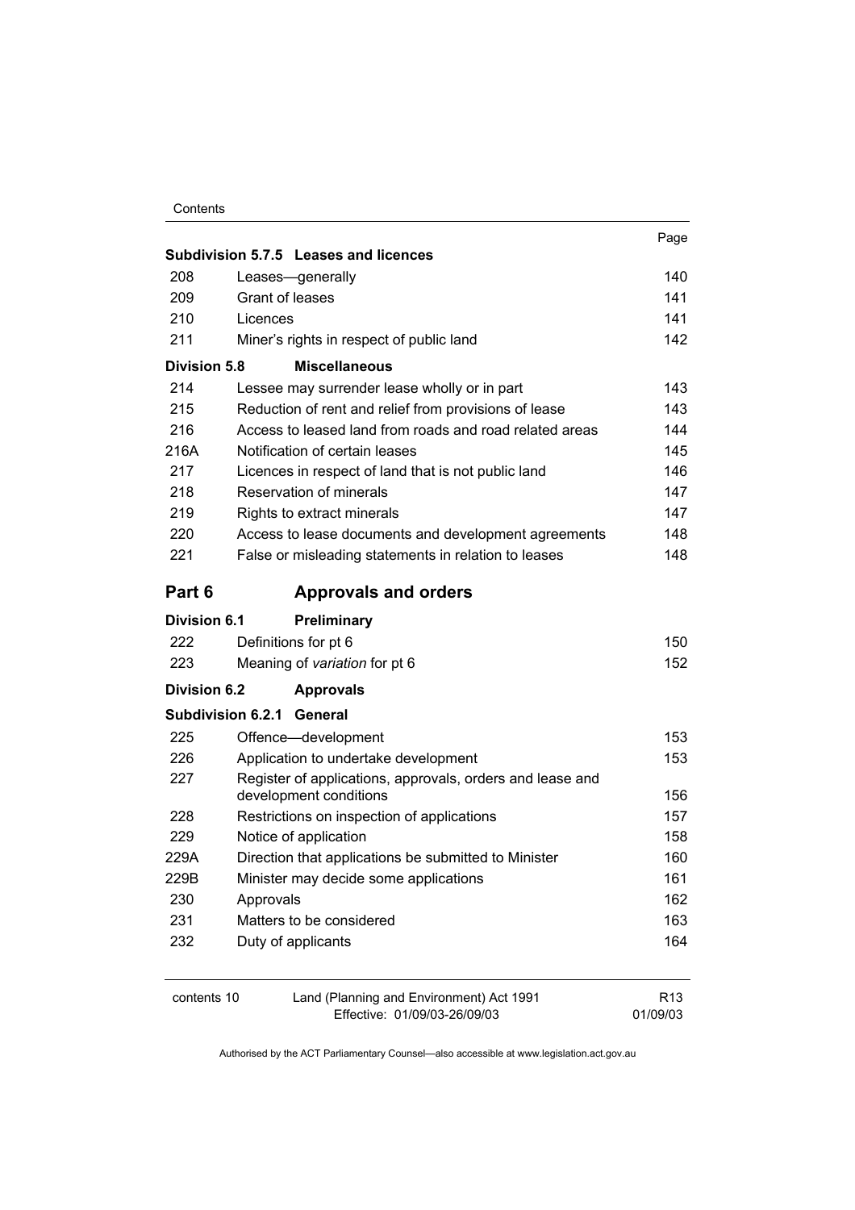| | | Page |
|---|---|---|
| **Subdivision 5.7.5** | **Leases and licences** | |
| 208 | Leases—generally | 140 |
| 209 | Grant of leases | 141 |
| 210 | Licences | 141 |
| 211 | Miner's rights in respect of public land | 142 |
| **Division 5.8** | **Miscellaneous** | |
| 214 | Lessee may surrender lease wholly or in part | 143 |
| 215 | Reduction of rent and relief from provisions of lease | 143 |
| 216 | Access to leased land from roads and road related areas | 144 |
| 216A | Notification of certain leases | 145 |
| 217 | Licences in respect of land that is not public land | 146 |
| 218 | Reservation of minerals | 147 |
| 219 | Rights to extract minerals | 147 |
| 220 | Access to lease documents and development agreements | 148 |
| 221 | False or misleading statements in relation to leases | 148 |
| **Part 6** | **Approvals and orders** | |
| **Division 6.1** | **Preliminary** | |
| 222 | Definitions for pt 6 | 150 |
| 223 | Meaning of *variation* for pt 6 | 152 |
| **Division 6.2** | **Approvals** | |
| **Subdivision 6.2.1** | **General** | |
| 225 | Offence—development | 153 |
| 226 | Application to undertake development | 153 |
| 227 | Register of applications, approvals, orders and lease and development conditions | 156 |
| 228 | Restrictions on inspection of applications | 157 |
| 229 | Notice of application | 158 |
| 229A | Direction that applications be submitted to Minister | 160 |
| 229B | Minister may decide some applications | 161 |
| 230 | Approvals | 162 |
| 231 | Matters to be considered | 163 |
| 232 | Duty of applicants | 164 |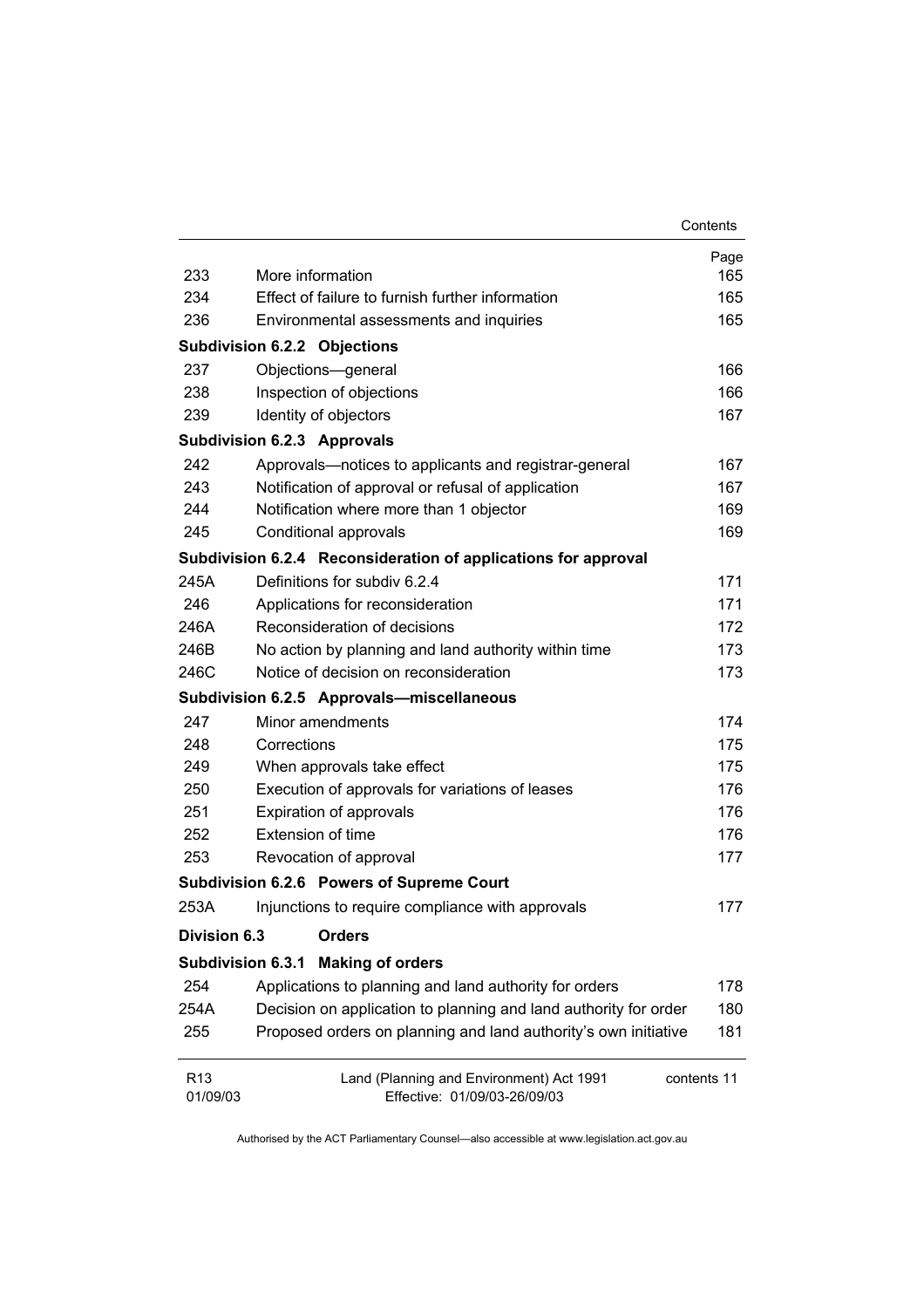| | | Page |
|---|---|---|
| 233 | More information | 165 |
| 234 | Effect of failure to furnish further information | 165 |
| 236 | Environmental assessments and inquiries | 165 |
| **Subdivision 6.2.2** | **Objections** | |
| 237 | Objections—general | 166 |
| 238 | Inspection of objections | 166 |
| 239 | Identity of objectors | 167 |
| **Subdivision 6.2.3** | **Approvals** | |
| 242 | Approvals—notices to applicants and registrar-general | 167 |
| 243 | Notification of approval or refusal of application | 167 |
| 244 | Notification where more than 1 objector | 169 |
| 245 | Conditional approvals | 169 |
| **Subdivision 6.2.4** | **Reconsideration of applications for approval** | |
| 245A | Definitions for subdiv 6.2.4 | 171 |
| 246 | Applications for reconsideration | 171 |
| 246A | Reconsideration of decisions | 172 |
| 246B | No action by planning and land authority within time | 173 |
| 246C | Notice of decision on reconsideration | 173 |
| **Subdivision 6.2.5** | **Approvals—miscellaneous** | |
| 247 | Minor amendments | 174 |
| 248 | Corrections | 175 |
| 249 | When approvals take effect | 175 |
| 250 | Execution of approvals for variations of leases | 176 |
| 251 | Expiration of approvals | 176 |
| 252 | Extension of time | 176 |
| 253 | Revocation of approval | 177 |
| **Subdivision 6.2.6** | **Powers of Supreme Court** | |
| 253A | Injunctions to require compliance with approvals | 177 |
| **Division 6.3** | **Orders** | |
| **Subdivision 6.3.1** | **Making of orders** | |
| 254 | Applications to planning and land authority for orders | 178 |
| 254A | Decision on application to planning and land authority for order | 180 |
| 255 | Proposed orders on planning and land authority's own initiative | 181 |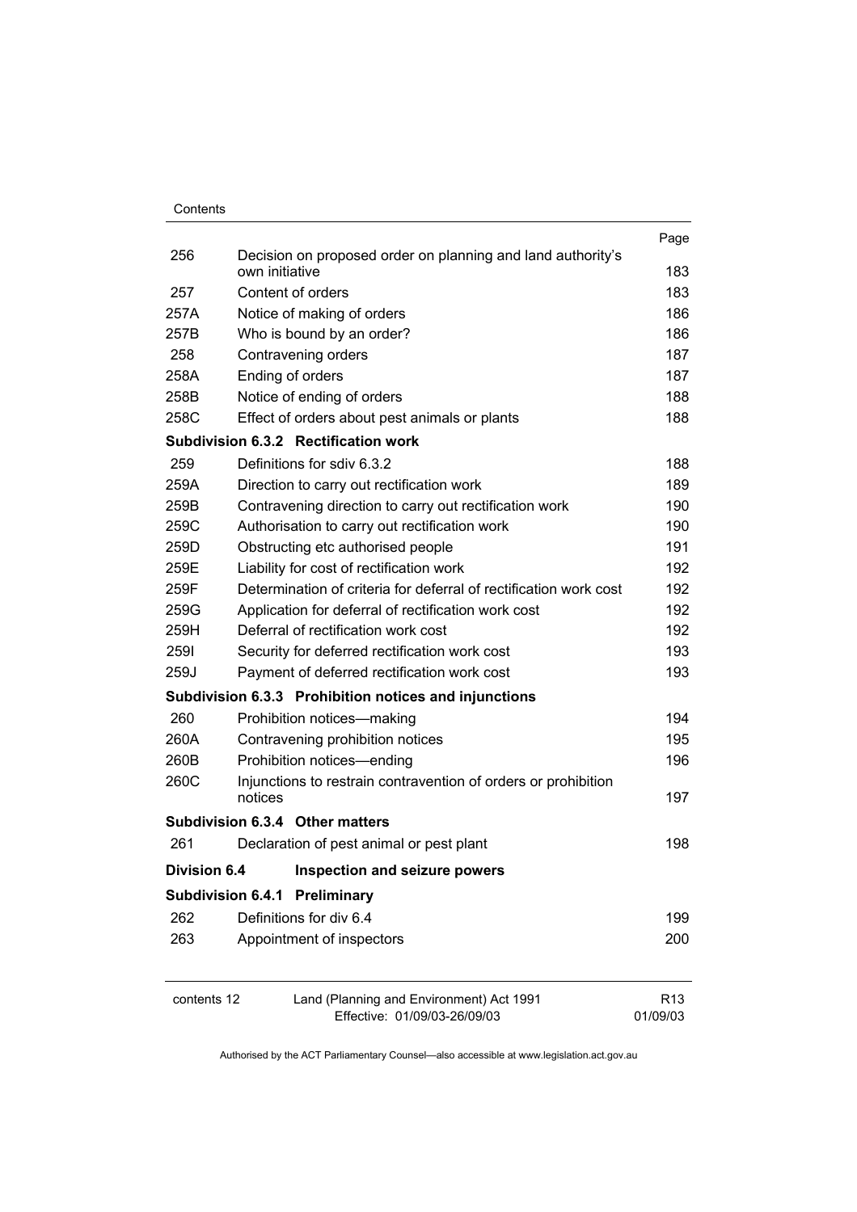| | | Page |
|---|---|---|
| 256 | Decision on proposed order on planning and land authority's own initiative | 183 |
| 257 | Content of orders | 183 |
| 257A | Notice of making of orders | 186 |
| 257B | Who is bound by an order? | 186 |
| 258 | Contravening orders | 187 |
| 258A | Ending of orders | 187 |
| 258B | Notice of ending of orders | 188 |
| 258C | Effect of orders about pest animals or plants | 188 |
| **Subdivision 6.3.2** | **Rectification work** | |
| 259 | Definitions for sdiv 6.3.2 | 188 |
| 259A | Direction to carry out rectification work | 189 |
| 259B | Contravening direction to carry out rectification work | 190 |
| 259C | Authorisation to carry out rectification work | 190 |
| 259D | Obstructing etc authorised people | 191 |
| 259E | Liability for cost of rectification work | 192 |
| 259F | Determination of criteria for deferral of rectification work cost | 192 |
| 259G | Application for deferral of rectification work cost | 192 |
| 259H | Deferral of rectification work cost | 192 |
| 259I | Security for deferred rectification work cost | 193 |
| 259J | Payment of deferred rectification work cost | 193 |
| **Subdivision 6.3.3** | **Prohibition notices and injunctions** | |
| 260 | Prohibition notices—making | 194 |
| 260A | Contravening prohibition notices | 195 |
| 260B | Prohibition notices—ending | 196 |
| 260C | Injunctions to restrain contravention of orders or prohibition notices | 197 |
| **Subdivision 6.3.4** | **Other matters** | |
| 261 | Declaration of pest animal or pest plant | 198 |
| **Division 6.4** | **Inspection and seizure powers** | |
| **Subdivision 6.4.1** | **Preliminary** | |
| 262 | Definitions for div 6.4 | 199 |
| 263 | Appointment of inspectors | 200 |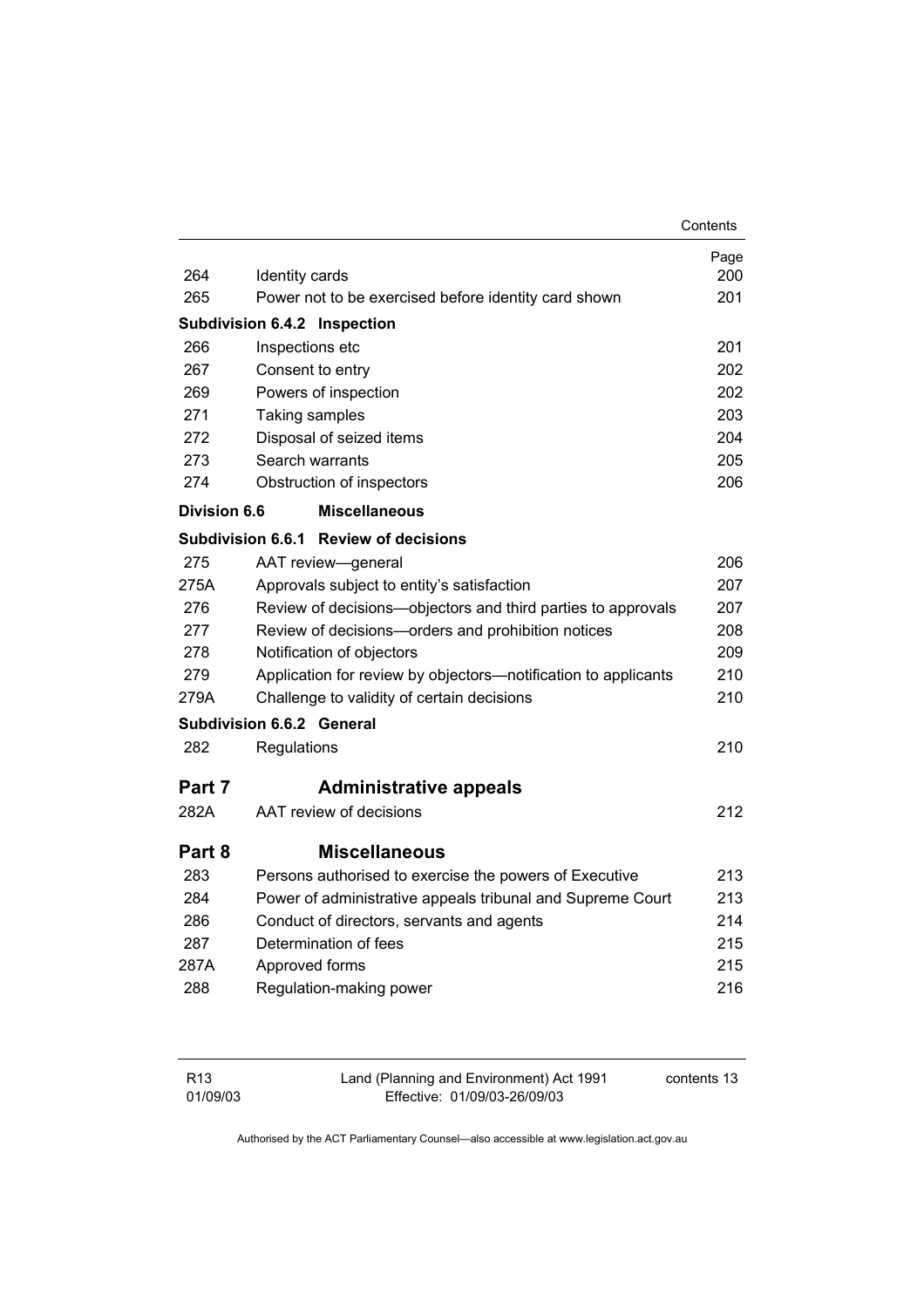| | | Page |
|---|---|---|
| 264 | Identity cards | 200 |
| 265 | Power not to be exercised before identity card shown | 201 |
| **Subdivision 6.4.2** | **Inspection** | |
| 266 | Inspections etc | 201 |
| 267 | Consent to entry | 202 |
| 269 | Powers of inspection | 202 |
| 271 | Taking samples | 203 |
| 272 | Disposal of seized items | 204 |
| 273 | Search warrants | 205 |
| 274 | Obstruction of inspectors | 206 |
| **Division 6.6** | **Miscellaneous** | |
| **Subdivision 6.6.1** | **Review of decisions** | |
| 275 | AAT review—general | 206 |
| 275A | Approvals subject to entity's satisfaction | 207 |
| 276 | Review of decisions—objectors and third parties to approvals | 207 |
| 277 | Review of decisions—orders and prohibition notices | 208 |
| 278 | Notification of objectors | 209 |
| 279 | Application for review by objectors—notification to applicants | 210 |
| 279A | Challenge to validity of certain decisions | 210 |
| **Subdivision 6.6.2** | **General** | |
| 282 | Regulations | 210 |

## Part 7 Administrative appeals

| | | |
|---|---|---|
| 282A | AAT review of decisions | 212 |

## Part 8 Miscellaneous

| | | |
|---|---|---|
| 283 | Persons authorised to exercise the powers of Executive | 213 |
| 284 | Power of administrative appeals tribunal and Supreme Court | 213 |
| 286 | Conduct of directors, servants and agents | 214 |
| 287 | Determination of fees | 215 |
| 287A | Approved forms | 215 |
| 288 | Regulation-making power | 216 |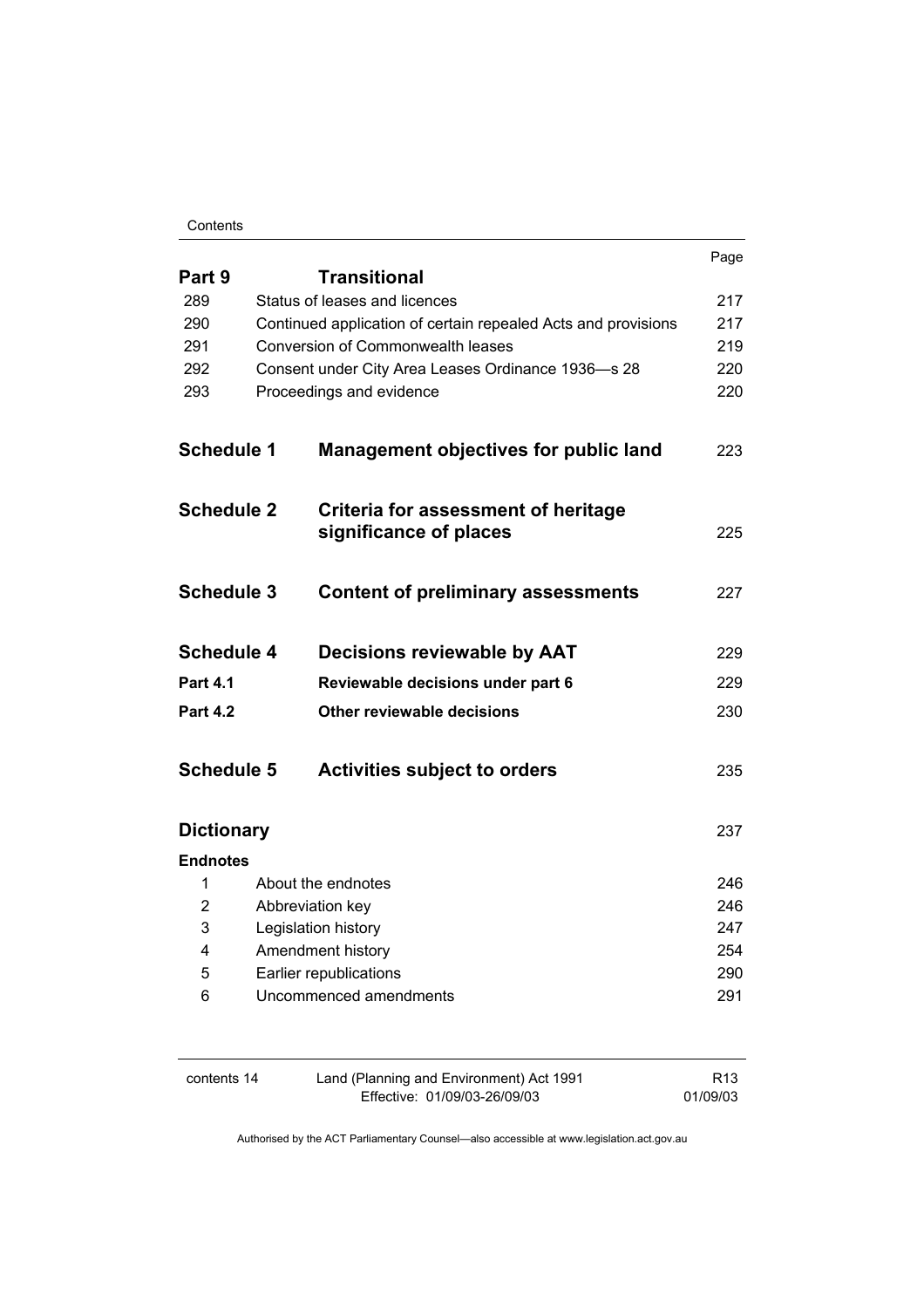| | | Page |
|---|---|---|
| **Part 9** | **Transitional** | |
| 289 | Status of leases and licences | 217 |
| 290 | Continued application of certain repealed Acts and provisions | 217 |
| 291 | Conversion of Commonwealth leases | 219 |
| 292 | Consent under City Area Leases Ordinance 1936—s 28 | 220 |
| 293 | Proceedings and evidence | 220 |
| **Schedule 1** | **Management objectives for public land** | 223 |
| **Schedule 2** | **Criteria for assessment of heritage significance of places** | 225 |
| **Schedule 3** | **Content of preliminary assessments** | 227 |
| **Schedule 4** | **Decisions reviewable by AAT** | 229 |
| **Part 4.1** | **Reviewable decisions under part 6** | 229 |
| **Part 4.2** | **Other reviewable decisions** | 230 |
| **Schedule 5** | **Activities subject to orders** | 235 |
| **Dictionary** | | 237 |
| **Endnotes** | | |
| 1 | About the endnotes | 246 |
| 2 | Abbreviation key | 246 |
| 3 | Legislation history | 247 |
| 4 | Amendment history | 254 |
| 5 | Earlier republications | 290 |
| 6 | Uncommenced amendments | 291 |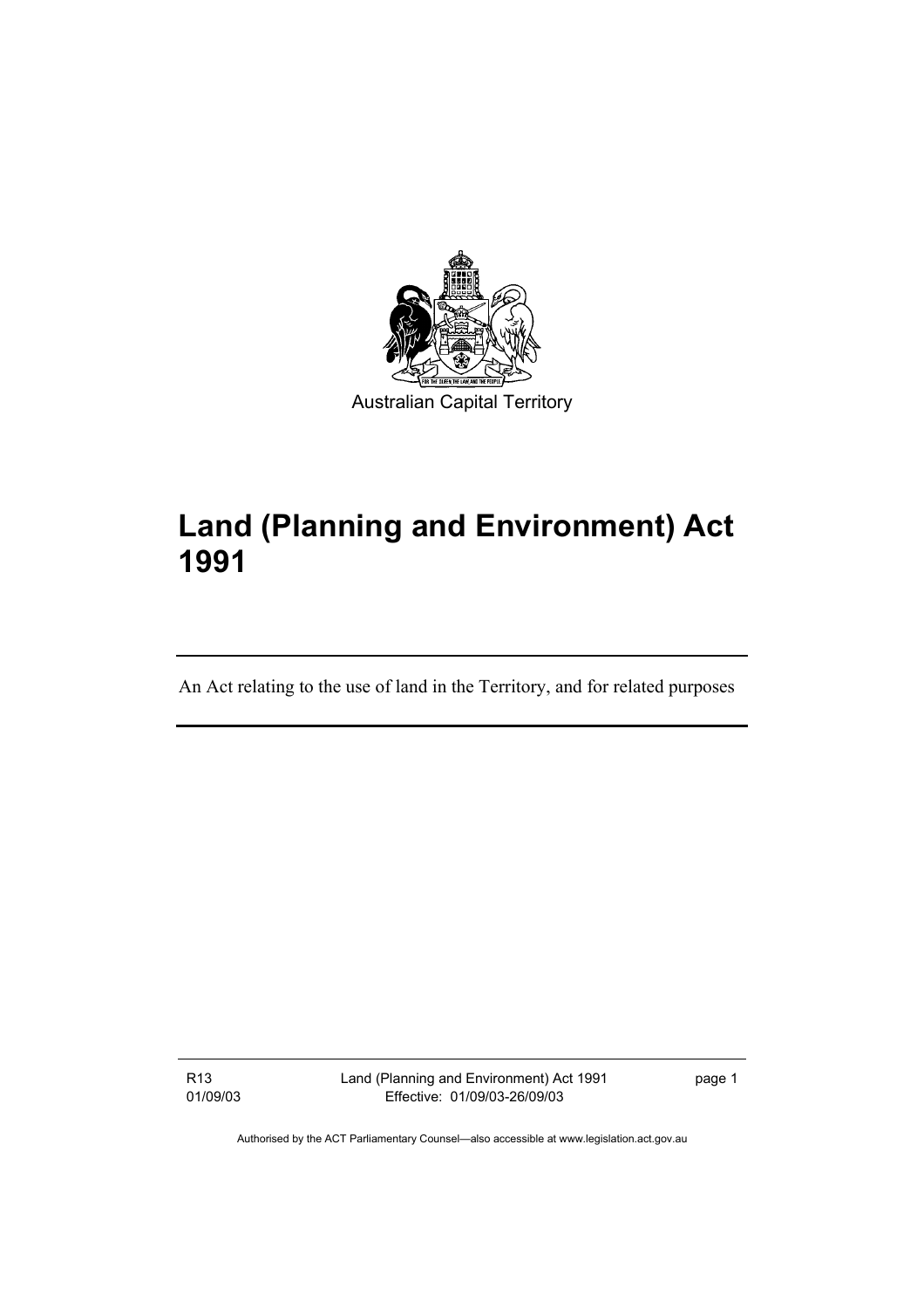Australian Capital Territory

# Land (Planning and Environment) Act 1991

An Act relating to the use of land in the Territory, and for related purposes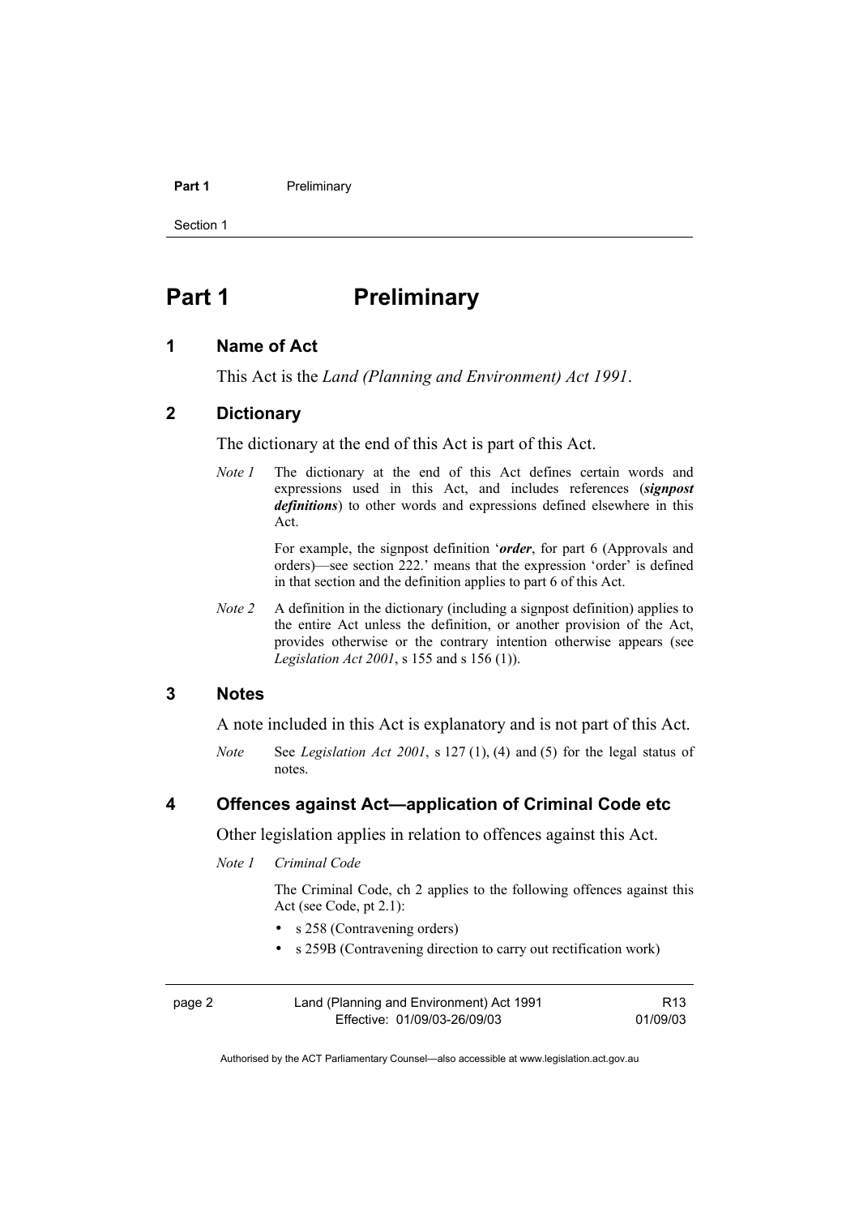# Part 1 Preliminary

## 1 Name of Act

This Act is the *Land (Planning and Environment) Act 1991*.

## 2 Dictionary

The dictionary at the end of this Act is part of this Act.

*Note 1* The dictionary at the end of this Act defines certain words and expressions used in this Act, and includes references (***signpost definitions***) to other words and expressions defined elsewhere in this Act.

For example, the signpost definition '***order***, for part 6 (Approvals and orders)—see section 222.' means that the expression 'order' is defined in that section and the definition applies to part 6 of this Act.

*Note 2* A definition in the dictionary (including a signpost definition) applies to the entire Act unless the definition, or another provision of the Act, provides otherwise or the contrary intention otherwise appears (see *Legislation Act 2001*, s 155 and s 156 (1)).

## 3 Notes

A note included in this Act is explanatory and is not part of this Act.

*Note* See *Legislation Act 2001*, s 127 (1), (4) and (5) for the legal status of notes.

## 4 Offences against Act—application of Criminal Code etc

Other legislation applies in relation to offences against this Act.

*Note 1* *Criminal Code*

The Criminal Code, ch 2 applies to the following offences against this Act (see Code, pt 2.1):

- s 258 (Contravening orders)
- s 259B (Contravening direction to carry out rectification work)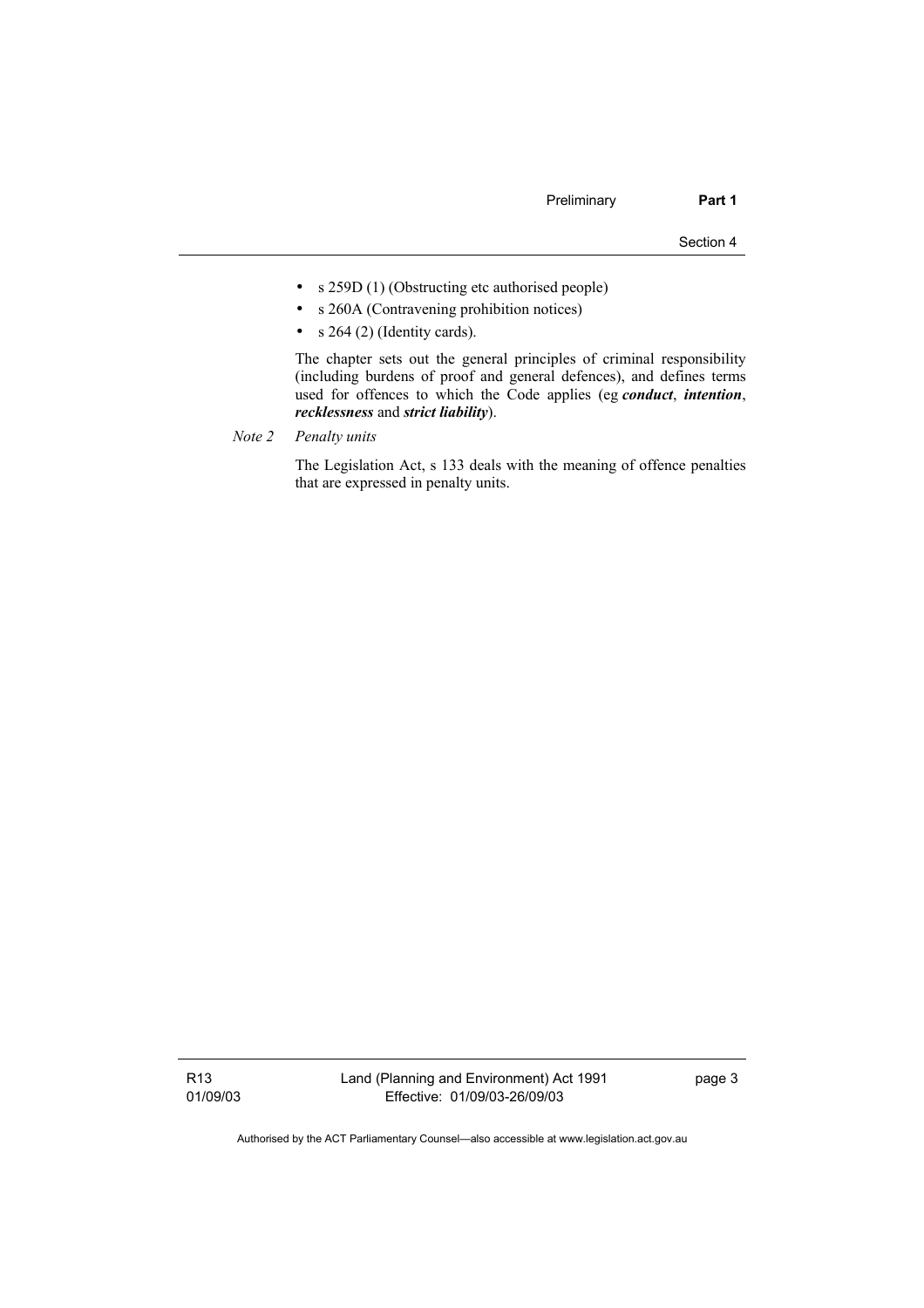- s 259D (1) (Obstructing etc authorised people)
- s 260A (Contravening prohibition notices)
- s 264 (2) (Identity cards).

The chapter sets out the general principles of criminal responsibility (including burdens of proof and general defences), and defines terms used for offences to which the Code applies (eg ***conduct***, ***intention***, ***recklessness*** and ***strict liability***).

*Note 2* *Penalty units*

The Legislation Act, s 133 deals with the meaning of offence penalties that are expressed in penalty units.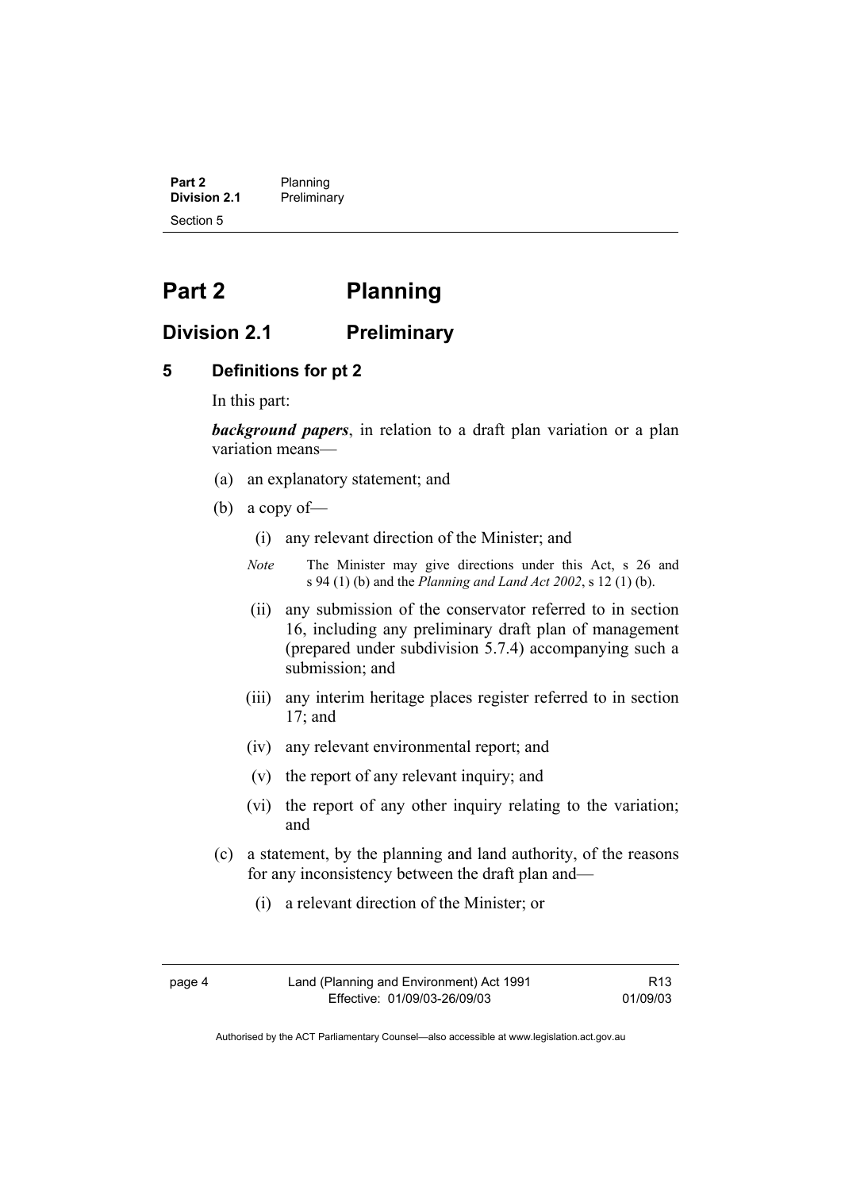# Part 2 Planning

## Division 2.1 Preliminary

### 5 Definitions for pt 2

In this part:

***background papers***, in relation to a draft plan variation or a plan variation means—

(a) an explanatory statement; and

(b) a copy of—

(i) any relevant direction of the Minister; and

*Note* The Minister may give directions under this Act, s 26 and s 94 (1) (b) and the *Planning and Land Act 2002*, s 12 (1) (b).

(ii) any submission of the conservator referred to in section 16, including any preliminary draft plan of management (prepared under subdivision 5.7.4) accompanying such a submission; and

(iii) any interim heritage places register referred to in section 17; and

(iv) any relevant environmental report; and

(v) the report of any relevant inquiry; and

(vi) the report of any other inquiry relating to the variation; and

(c) a statement, by the planning and land authority, of the reasons for any inconsistency between the draft plan and—

(i) a relevant direction of the Minister; or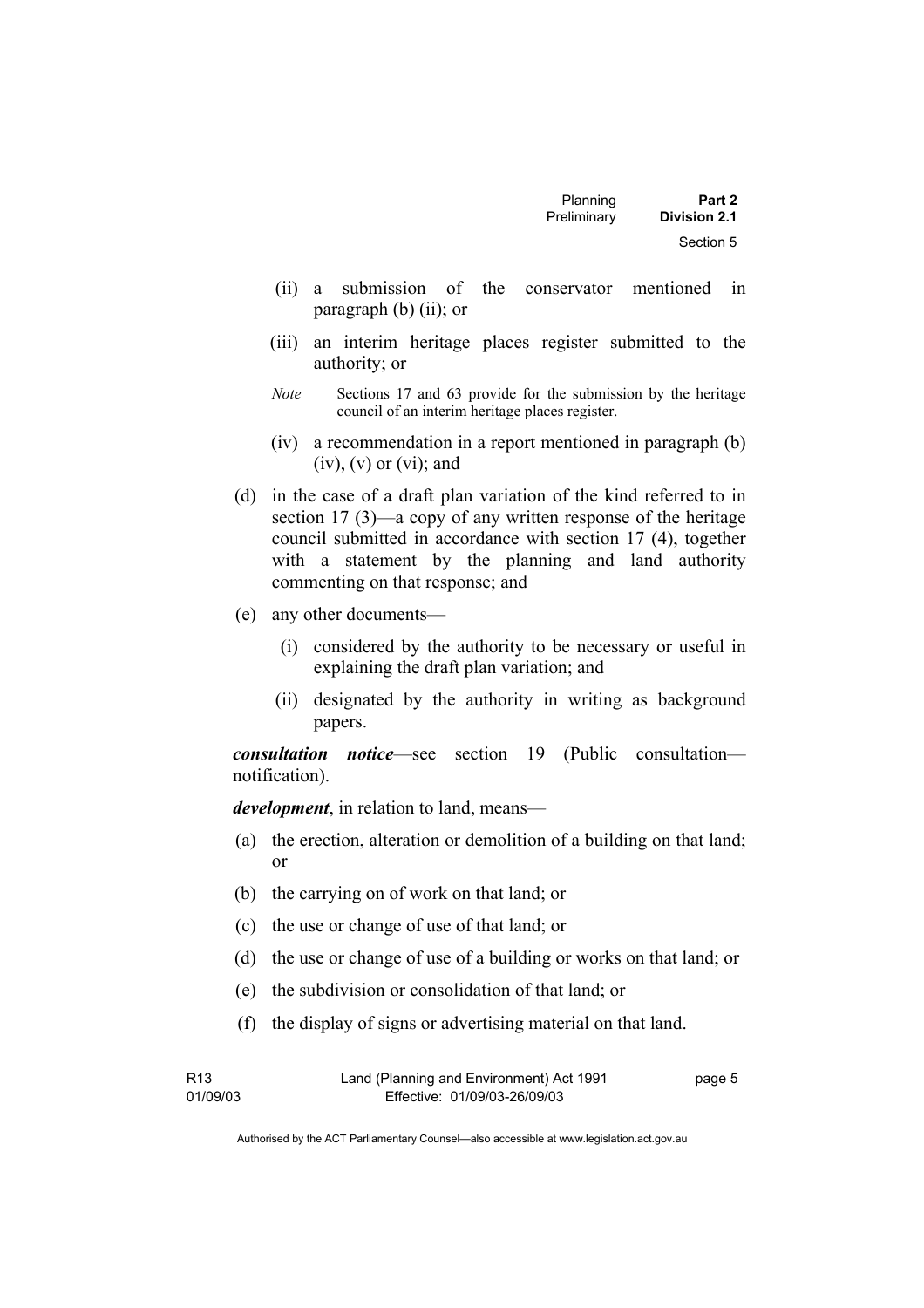- (ii) a submission of the conservator mentioned in paragraph (b) (ii); or
- (iii) an interim heritage places register submitted to the authority; or

*Note* Sections 17 and 63 provide for the submission by the heritage council of an interim heritage places register.

- (iv) a recommendation in a report mentioned in paragraph (b) (iv), (v) or (vi); and

(d) in the case of a draft plan variation of the kind referred to in section 17 (3)—a copy of any written response of the heritage council submitted in accordance with section 17 (4), together with a statement by the planning and land authority commenting on that response; and

(e) any other documents—

- (i) considered by the authority to be necessary or useful in explaining the draft plan variation; and
- (ii) designated by the authority in writing as background papers.

***consultation notice***—see section 19 (Public consultation—notification).

***development***, in relation to land, means—

(a) the erection, alteration or demolition of a building on that land; or

(b) the carrying on of work on that land; or

(c) the use or change of use of that land; or

(d) the use or change of use of a building or works on that land; or

(e) the subdivision or consolidation of that land; or

(f) the display of signs or advertising material on that land.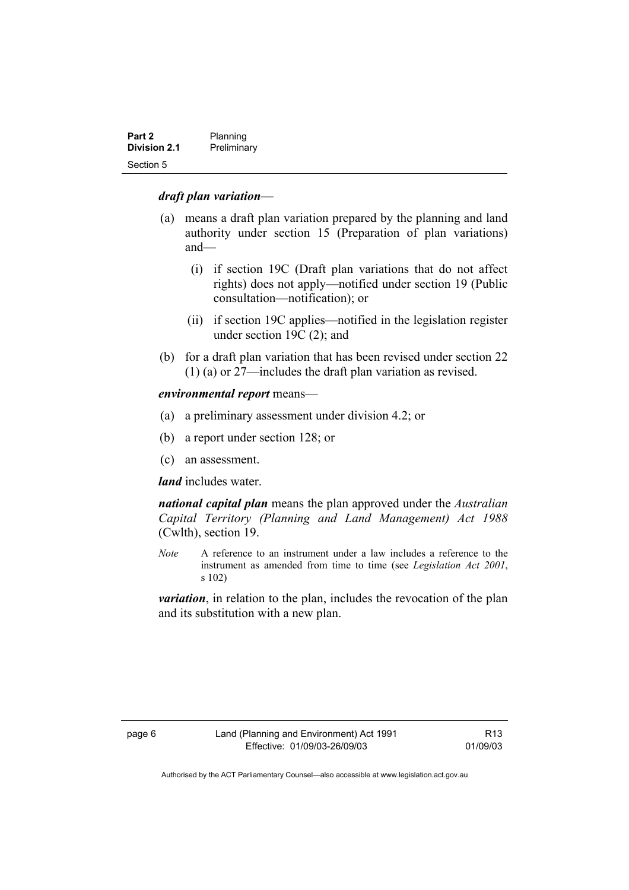***draft plan variation***—

(a) means a draft plan variation prepared by the planning and land authority under section 15 (Preparation of plan variations) and—

  (i) if section 19C (Draft plan variations that do not affect rights) does not apply—notified under section 19 (Public consultation—notification); or

  (ii) if section 19C applies—notified in the legislation register under section 19C (2); and

(b) for a draft plan variation that has been revised under section 22 (1) (a) or 27—includes the draft plan variation as revised.

***environmental report*** means—

(a) a preliminary assessment under division 4.2; or

(b) a report under section 128; or

(c) an assessment.

***land*** includes water.

***national capital plan*** means the plan approved under the *Australian Capital Territory (Planning and Land Management) Act 1988* (Cwlth), section 19.

*Note* A reference to an instrument under a law includes a reference to the instrument as amended from time to time (see *Legislation Act 2001*, s 102)

***variation***, in relation to the plan, includes the revocation of the plan and its substitution with a new plan.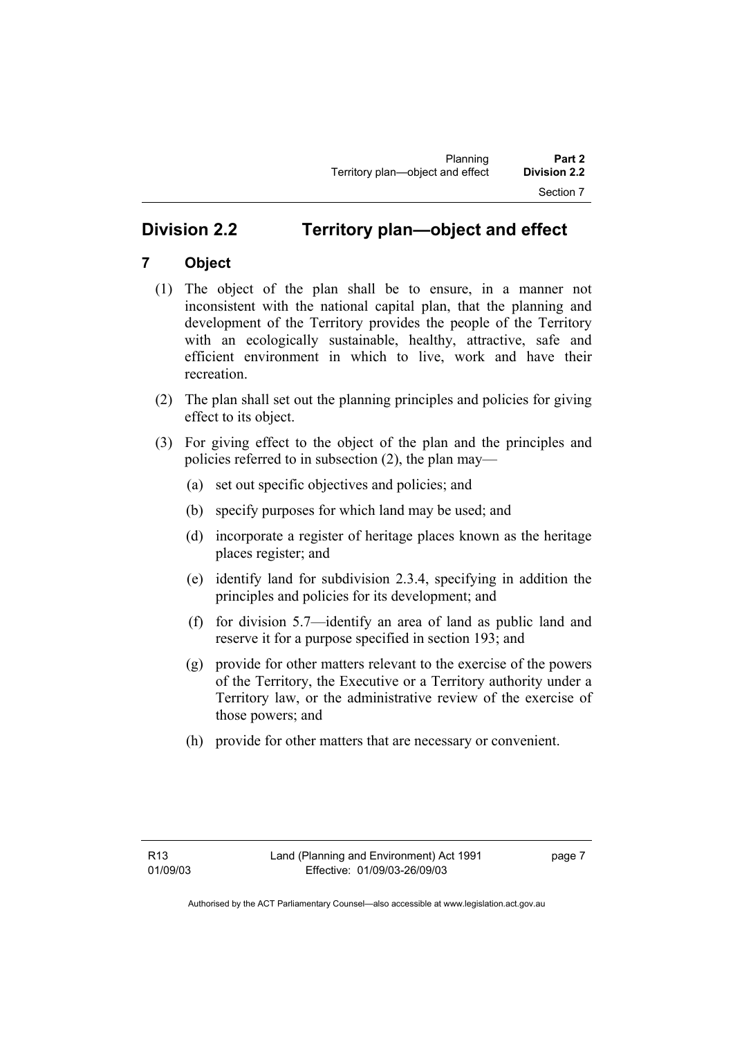## Division 2.2 Territory plan—object and effect

### 7 Object

(1) The object of the plan shall be to ensure, in a manner not inconsistent with the national capital plan, that the planning and development of the Territory provides the people of the Territory with an ecologically sustainable, healthy, attractive, safe and efficient environment in which to live, work and have their recreation.

(2) The plan shall set out the planning principles and policies for giving effect to its object.

(3) For giving effect to the object of the plan and the principles and policies referred to in subsection (2), the plan may—

(a) set out specific objectives and policies; and

(b) specify purposes for which land may be used; and

(d) incorporate a register of heritage places known as the heritage places register; and

(e) identify land for subdivision 2.3.4, specifying in addition the principles and policies for its development; and

(f) for division 5.7—identify an area of land as public land and reserve it for a purpose specified in section 193; and

(g) provide for other matters relevant to the exercise of the powers of the Territory, the Executive or a Territory authority under a Territory law, or the administrative review of the exercise of those powers; and

(h) provide for other matters that are necessary or convenient.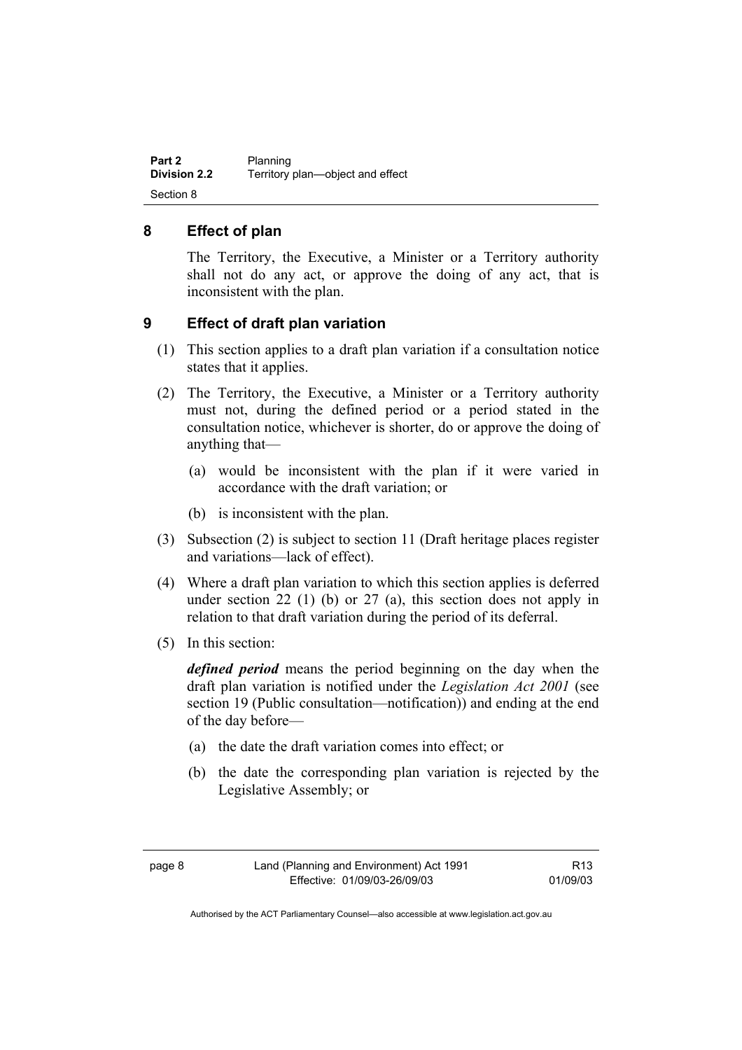## 8 Effect of plan

The Territory, the Executive, a Minister or a Territory authority shall not do any act, or approve the doing of any act, that is inconsistent with the plan.

## 9 Effect of draft plan variation

(1) This section applies to a draft plan variation if a consultation notice states that it applies.

(2) The Territory, the Executive, a Minister or a Territory authority must not, during the defined period or a period stated in the consultation notice, whichever is shorter, do or approve the doing of anything that—

(a) would be inconsistent with the plan if it were varied in accordance with the draft variation; or

(b) is inconsistent with the plan.

(3) Subsection (2) is subject to section 11 (Draft heritage places register and variations—lack of effect).

(4) Where a draft plan variation to which this section applies is deferred under section 22 (1) (b) or 27 (a), this section does not apply in relation to that draft variation during the period of its deferral.

(5) In this section:

***defined period*** means the period beginning on the day when the draft plan variation is notified under the *Legislation Act 2001* (see section 19 (Public consultation—notification)) and ending at the end of the day before—

(a) the date the draft variation comes into effect; or

(b) the date the corresponding plan variation is rejected by the Legislative Assembly; or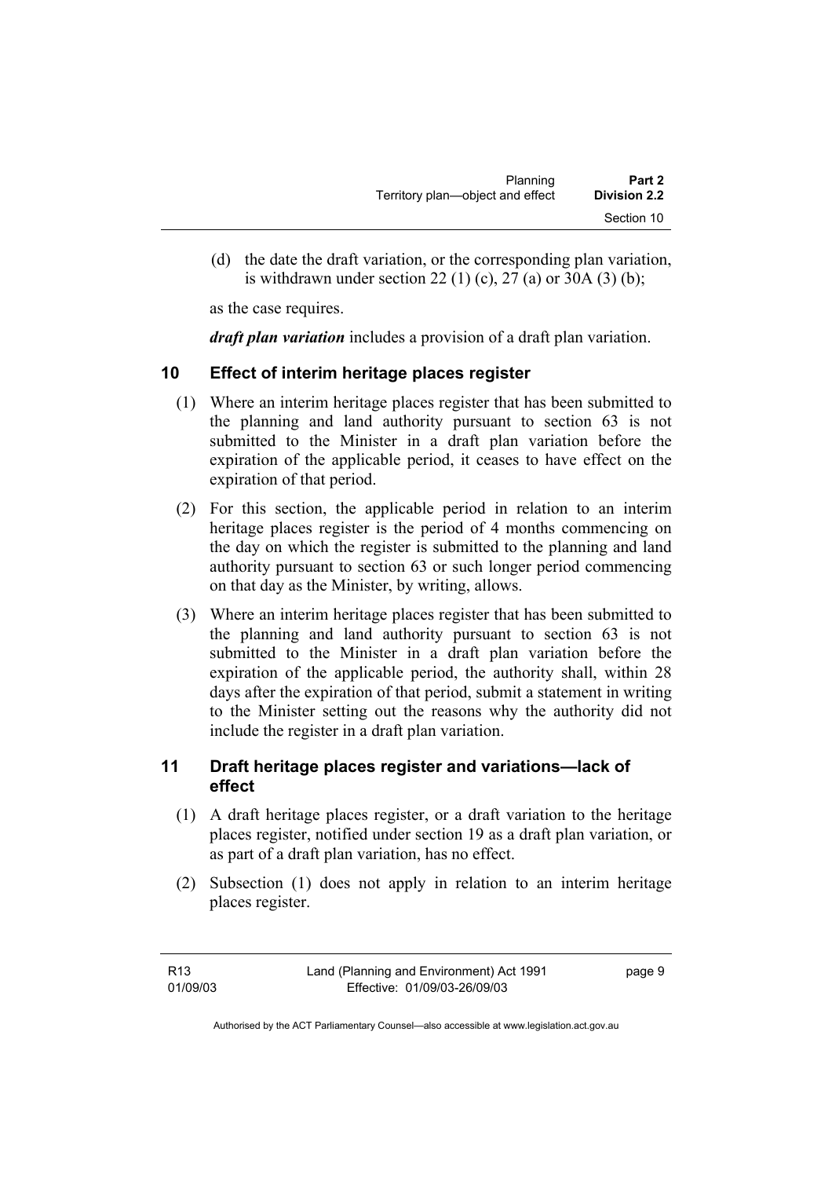(d) the date the draft variation, or the corresponding plan variation, is withdrawn under section 22 (1) (c), 27 (a) or 30A (3) (b);

as the case requires.

***draft plan variation*** includes a provision of a draft plan variation.

## 10 Effect of interim heritage places register

(1) Where an interim heritage places register that has been submitted to the planning and land authority pursuant to section 63 is not submitted to the Minister in a draft plan variation before the expiration of the applicable period, it ceases to have effect on the expiration of that period.

(2) For this section, the applicable period in relation to an interim heritage places register is the period of 4 months commencing on the day on which the register is submitted to the planning and land authority pursuant to section 63 or such longer period commencing on that day as the Minister, by writing, allows.

(3) Where an interim heritage places register that has been submitted to the planning and land authority pursuant to section 63 is not submitted to the Minister in a draft plan variation before the expiration of the applicable period, the authority shall, within 28 days after the expiration of that period, submit a statement in writing to the Minister setting out the reasons why the authority did not include the register in a draft plan variation.

## 11 Draft heritage places register and variations—lack of effect

(1) A draft heritage places register, or a draft variation to the heritage places register, notified under section 19 as a draft plan variation, or as part of a draft plan variation, has no effect.

(2) Subsection (1) does not apply in relation to an interim heritage places register.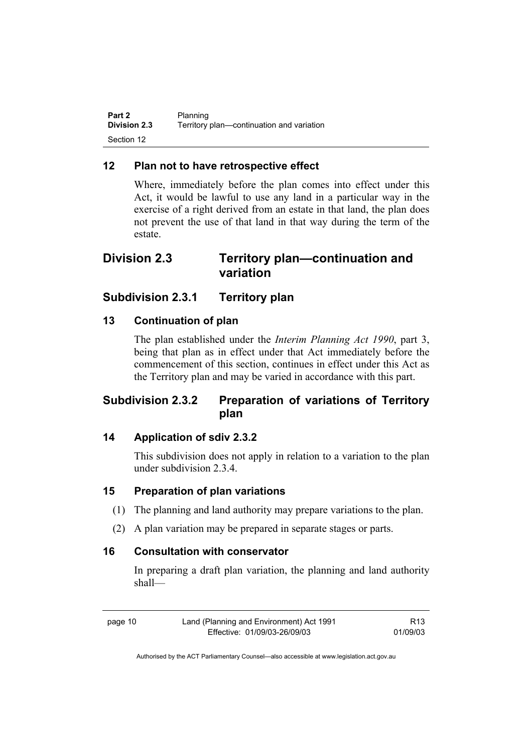### 12 Plan not to have retrospective effect

Where, immediately before the plan comes into effect under this Act, it would be lawful to use any land in a particular way in the exercise of a right derived from an estate in that land, the plan does not prevent the use of that land in that way during the term of the estate.

## Division 2.3 Territory plan—continuation and variation

## Subdivision 2.3.1 Territory plan

### 13 Continuation of plan

The plan established under the *Interim Planning Act 1990*, part 3, being that plan as in effect under that Act immediately before the commencement of this section, continues in effect under this Act as the Territory plan and may be varied in accordance with this part.

## Subdivision 2.3.2 Preparation of variations of Territory plan

### 14 Application of sdiv 2.3.2

This subdivision does not apply in relation to a variation to the plan under subdivision 2.3.4.

### 15 Preparation of plan variations

(1) The planning and land authority may prepare variations to the plan.

(2) A plan variation may be prepared in separate stages or parts.

### 16 Consultation with conservator

In preparing a draft plan variation, the planning and land authority shall—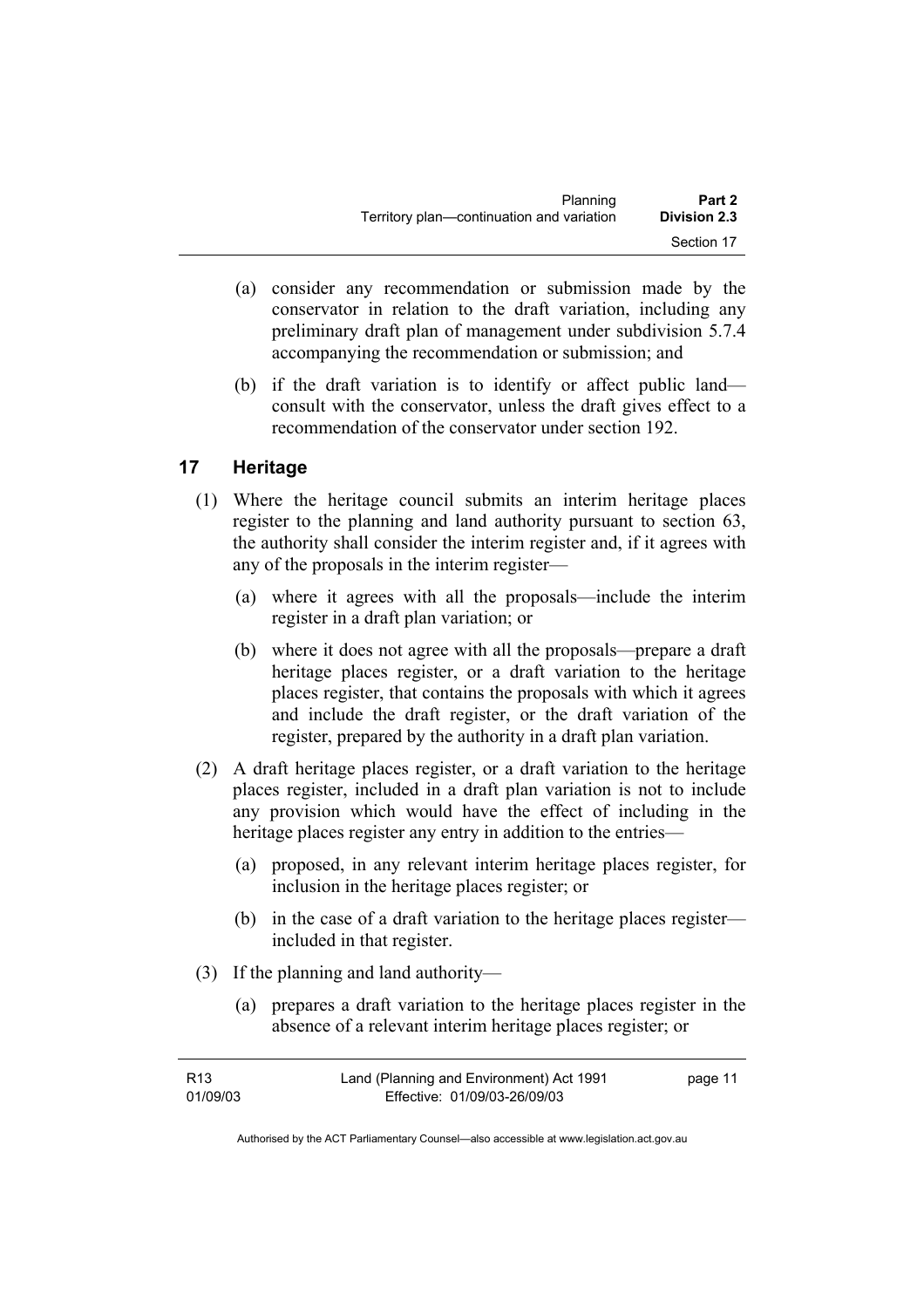(a) consider any recommendation or submission made by the conservator in relation to the draft variation, including any preliminary draft plan of management under subdivision 5.7.4 accompanying the recommendation or submission; and

(b) if the draft variation is to identify or affect public land—consult with the conservator, unless the draft gives effect to a recommendation of the conservator under section 192.

## 17 Heritage

(1) Where the heritage council submits an interim heritage places register to the planning and land authority pursuant to section 63, the authority shall consider the interim register and, if it agrees with any of the proposals in the interim register—

(a) where it agrees with all the proposals—include the interim register in a draft plan variation; or

(b) where it does not agree with all the proposals—prepare a draft heritage places register, or a draft variation to the heritage places register, that contains the proposals with which it agrees and include the draft register, or the draft variation of the register, prepared by the authority in a draft plan variation.

(2) A draft heritage places register, or a draft variation to the heritage places register, included in a draft plan variation is not to include any provision which would have the effect of including in the heritage places register any entry in addition to the entries—

(a) proposed, in any relevant interim heritage places register, for inclusion in the heritage places register; or

(b) in the case of a draft variation to the heritage places register—included in that register.

(3) If the planning and land authority—

(a) prepares a draft variation to the heritage places register in the absence of a relevant interim heritage places register; or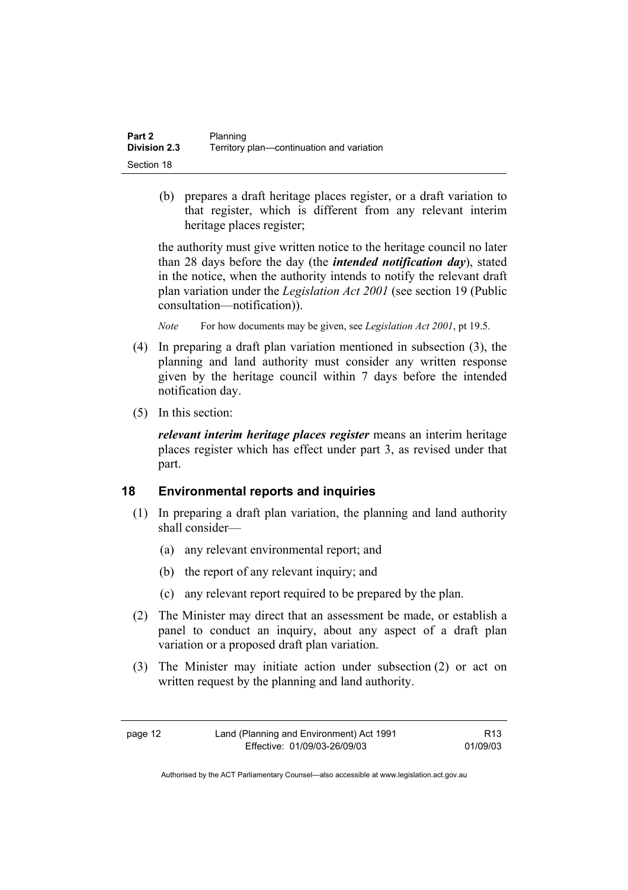(b) prepares a draft heritage places register, or a draft variation to that register, which is different from any relevant interim heritage places register;

the authority must give written notice to the heritage council no later than 28 days before the day (the ***intended notification day***), stated in the notice, when the authority intends to notify the relevant draft plan variation under the *Legislation Act 2001* (see section 19 (Public consultation—notification)).

*Note* For how documents may be given, see *Legislation Act 2001*, pt 19.5.

(4) In preparing a draft plan variation mentioned in subsection (3), the planning and land authority must consider any written response given by the heritage council within 7 days before the intended notification day.

(5) In this section:

***relevant interim heritage places register*** means an interim heritage places register which has effect under part 3, as revised under that part.

## 18 Environmental reports and inquiries

(1) In preparing a draft plan variation, the planning and land authority shall consider—

(a) any relevant environmental report; and

(b) the report of any relevant inquiry; and

(c) any relevant report required to be prepared by the plan.

(2) The Minister may direct that an assessment be made, or establish a panel to conduct an inquiry, about any aspect of a draft plan variation or a proposed draft plan variation.

(3) The Minister may initiate action under subsection (2) or act on written request by the planning and land authority.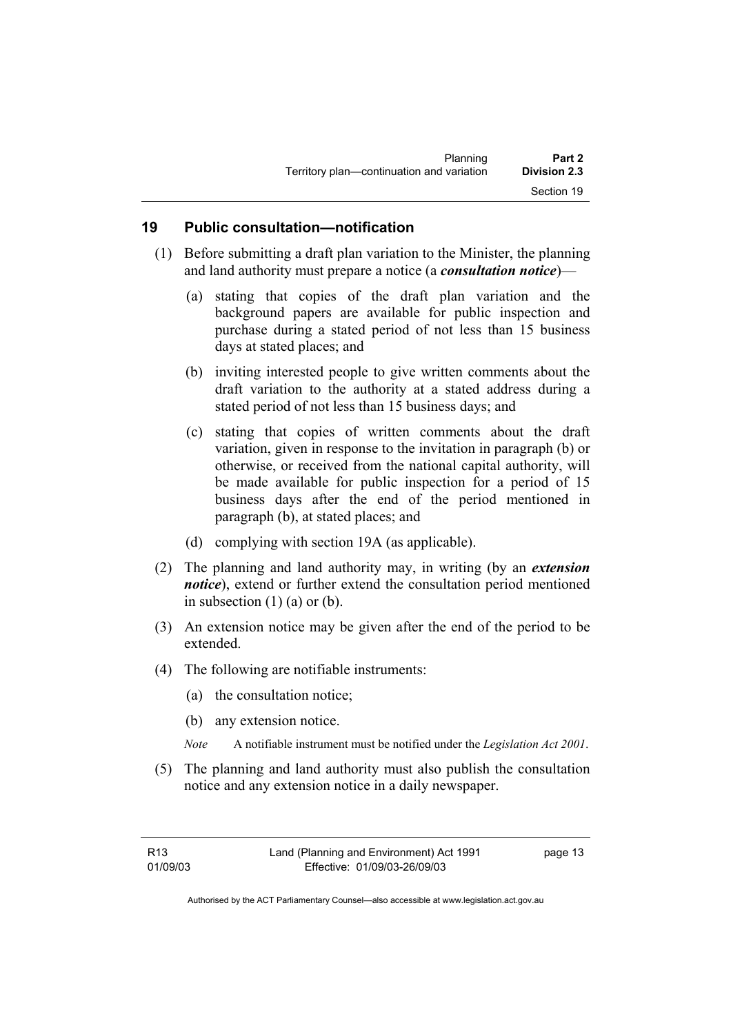## 19 Public consultation—notification

(1) Before submitting a draft plan variation to the Minister, the planning and land authority must prepare a notice (a ***consultation notice***)—

   (a) stating that copies of the draft plan variation and the background papers are available for public inspection and purchase during a stated period of not less than 15 business days at stated places; and

   (b) inviting interested people to give written comments about the draft variation to the authority at a stated address during a stated period of not less than 15 business days; and

   (c) stating that copies of written comments about the draft variation, given in response to the invitation in paragraph (b) or otherwise, or received from the national capital authority, will be made available for public inspection for a period of 15 business days after the end of the period mentioned in paragraph (b), at stated places; and

   (d) complying with section 19A (as applicable).

(2) The planning and land authority may, in writing (by an ***extension notice***), extend or further extend the consultation period mentioned in subsection (1) (a) or (b).

(3) An extension notice may be given after the end of the period to be extended.

(4) The following are notifiable instruments:

   (a) the consultation notice;

   (b) any extension notice.

   *Note* A notifiable instrument must be notified under the *Legislation Act 2001*.

(5) The planning and land authority must also publish the consultation notice and any extension notice in a daily newspaper.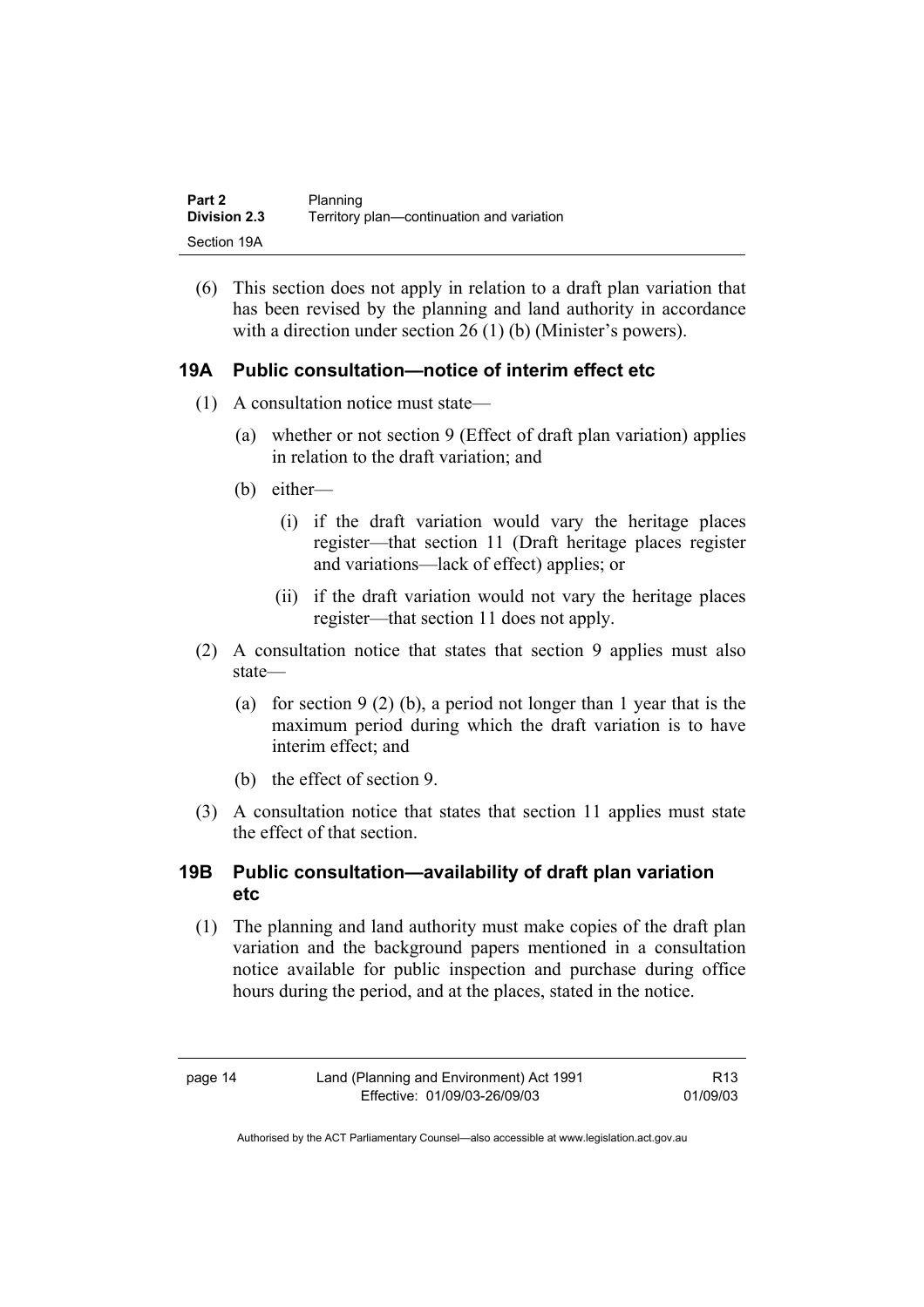(6) This section does not apply in relation to a draft plan variation that has been revised by the planning and land authority in accordance with a direction under section 26 (1) (b) (Minister's powers).

### 19A Public consultation—notice of interim effect etc

(1) A consultation notice must state—

(a) whether or not section 9 (Effect of draft plan variation) applies in relation to the draft variation; and

(b) either—

(i) if the draft variation would vary the heritage places register—that section 11 (Draft heritage places register and variations—lack of effect) applies; or

(ii) if the draft variation would not vary the heritage places register—that section 11 does not apply.

(2) A consultation notice that states that section 9 applies must also state—

(a) for section 9 (2) (b), a period not longer than 1 year that is the maximum period during which the draft variation is to have interim effect; and

(b) the effect of section 9.

(3) A consultation notice that states that section 11 applies must state the effect of that section.

### 19B Public consultation—availability of draft plan variation etc

(1) The planning and land authority must make copies of the draft plan variation and the background papers mentioned in a consultation notice available for public inspection and purchase during office hours during the period, and at the places, stated in the notice.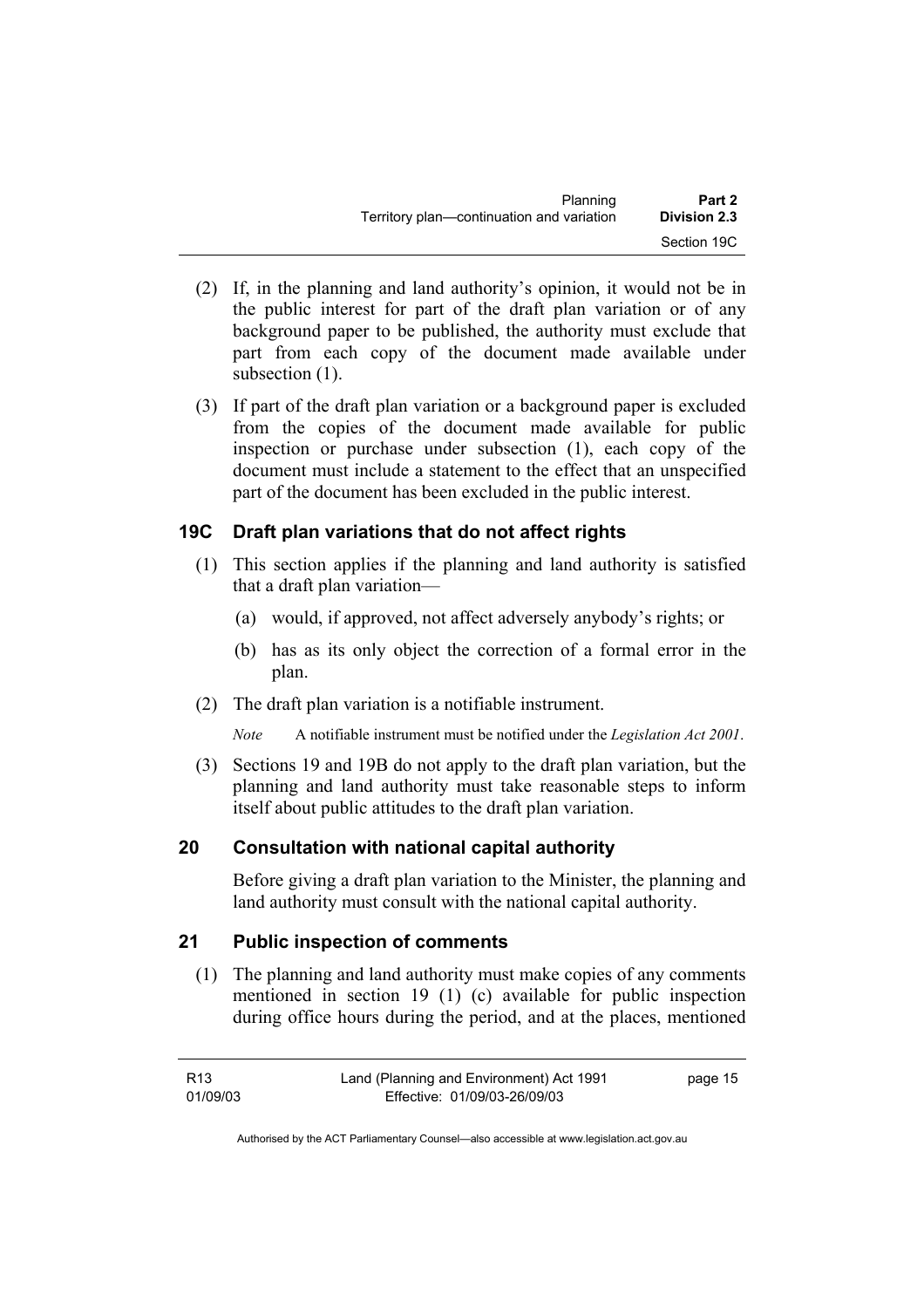(2) If, in the planning and land authority's opinion, it would not be in the public interest for part of the draft plan variation or of any background paper to be published, the authority must exclude that part from each copy of the document made available under subsection (1).

(3) If part of the draft plan variation or a background paper is excluded from the copies of the document made available for public inspection or purchase under subsection (1), each copy of the document must include a statement to the effect that an unspecified part of the document has been excluded in the public interest.

### 19C Draft plan variations that do not affect rights

(1) This section applies if the planning and land authority is satisfied that a draft plan variation—

(a) would, if approved, not affect adversely anybody's rights; or

(b) has as its only object the correction of a formal error in the plan.

(2) The draft plan variation is a notifiable instrument.

*Note* A notifiable instrument must be notified under the *Legislation Act 2001*.

(3) Sections 19 and 19B do not apply to the draft plan variation, but the planning and land authority must take reasonable steps to inform itself about public attitudes to the draft plan variation.

### 20 Consultation with national capital authority

Before giving a draft plan variation to the Minister, the planning and land authority must consult with the national capital authority.

### 21 Public inspection of comments

(1) The planning and land authority must make copies of any comments mentioned in section 19 (1) (c) available for public inspection during office hours during the period, and at the places, mentioned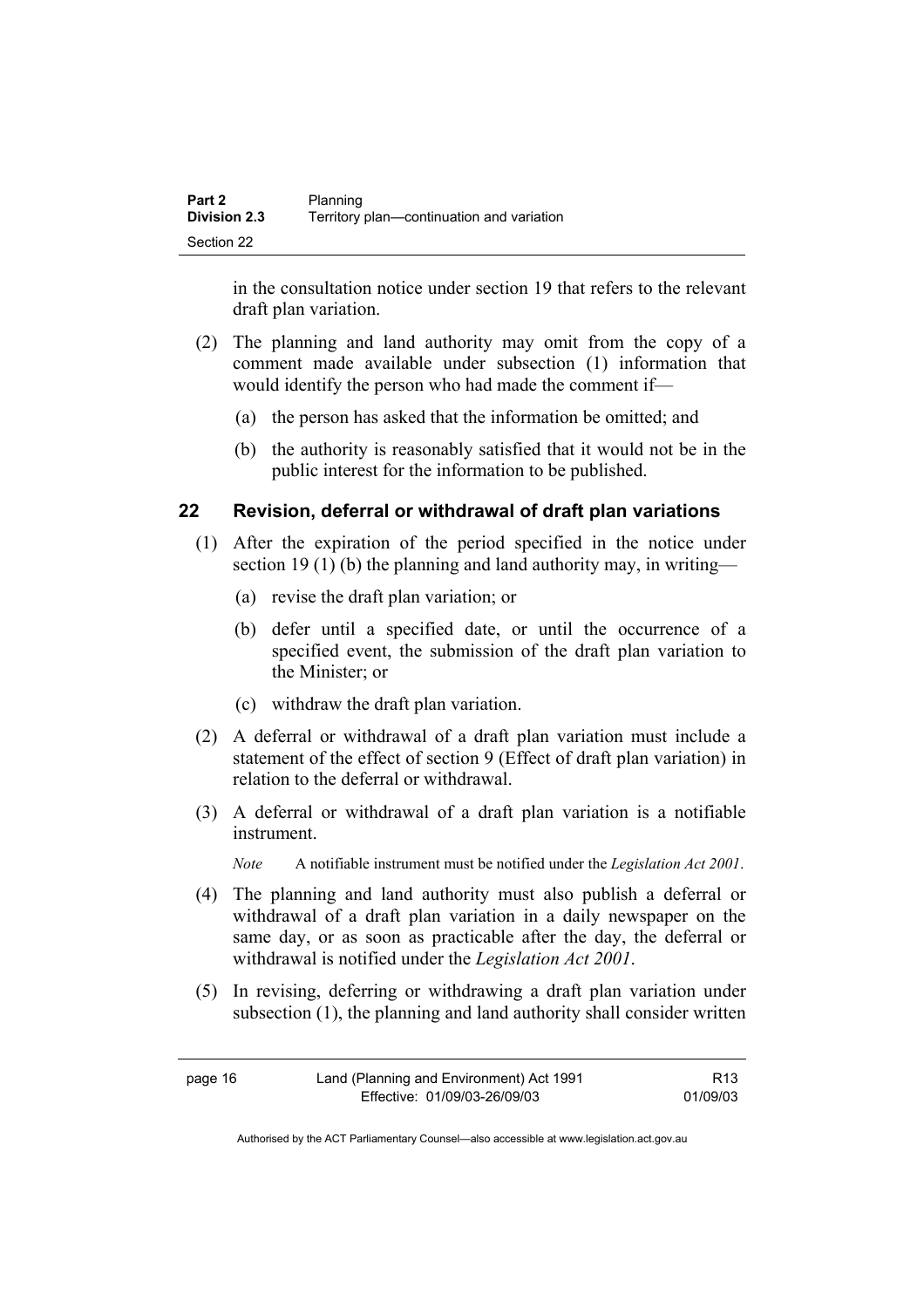in the consultation notice under section 19 that refers to the relevant draft plan variation.

(2) The planning and land authority may omit from the copy of a comment made available under subsection (1) information that would identify the person who had made the comment if—

(a) the person has asked that the information be omitted; and

(b) the authority is reasonably satisfied that it would not be in the public interest for the information to be published.

## 22 Revision, deferral or withdrawal of draft plan variations

(1) After the expiration of the period specified in the notice under section 19 (1) (b) the planning and land authority may, in writing—

(a) revise the draft plan variation; or

(b) defer until a specified date, or until the occurrence of a specified event, the submission of the draft plan variation to the Minister; or

(c) withdraw the draft plan variation.

(2) A deferral or withdrawal of a draft plan variation must include a statement of the effect of section 9 (Effect of draft plan variation) in relation to the deferral or withdrawal.

(3) A deferral or withdrawal of a draft plan variation is a notifiable instrument.

*Note* A notifiable instrument must be notified under the *Legislation Act 2001*.

(4) The planning and land authority must also publish a deferral or withdrawal of a draft plan variation in a daily newspaper on the same day, or as soon as practicable after the day, the deferral or withdrawal is notified under the *Legislation Act 2001*.

(5) In revising, deferring or withdrawing a draft plan variation under subsection (1), the planning and land authority shall consider written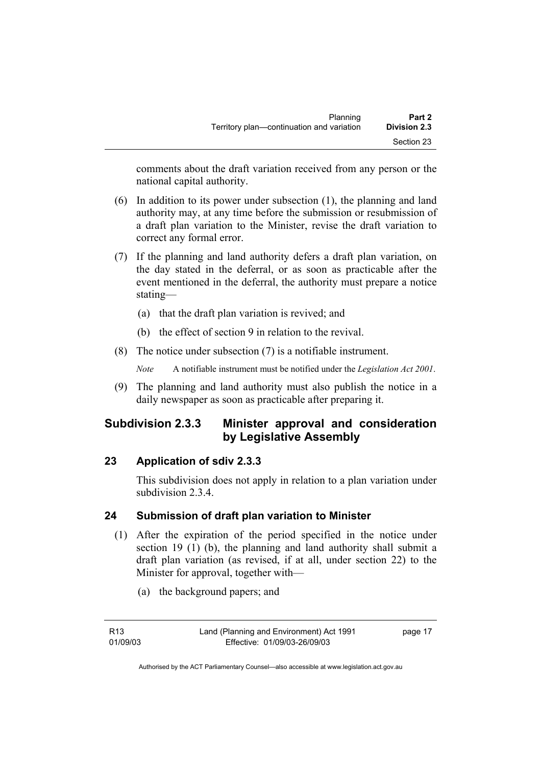comments about the draft variation received from any person or the national capital authority.

(6) In addition to its power under subsection (1), the planning and land authority may, at any time before the submission or resubmission of a draft plan variation to the Minister, revise the draft variation to correct any formal error.

(7) If the planning and land authority defers a draft plan variation, on the day stated in the deferral, or as soon as practicable after the event mentioned in the deferral, the authority must prepare a notice stating—

(a) that the draft plan variation is revived; and

(b) the effect of section 9 in relation to the revival.

(8) The notice under subsection (7) is a notifiable instrument.

*Note* A notifiable instrument must be notified under the *Legislation Act 2001*.

(9) The planning and land authority must also publish the notice in a daily newspaper as soon as practicable after preparing it.

## Subdivision 2.3.3 Minister approval and consideration by Legislative Assembly

### 23 Application of sdiv 2.3.3

This subdivision does not apply in relation to a plan variation under subdivision 2.3.4.

### 24 Submission of draft plan variation to Minister

(1) After the expiration of the period specified in the notice under section 19 (1) (b), the planning and land authority shall submit a draft plan variation (as revised, if at all, under section 22) to the Minister for approval, together with—

(a) the background papers; and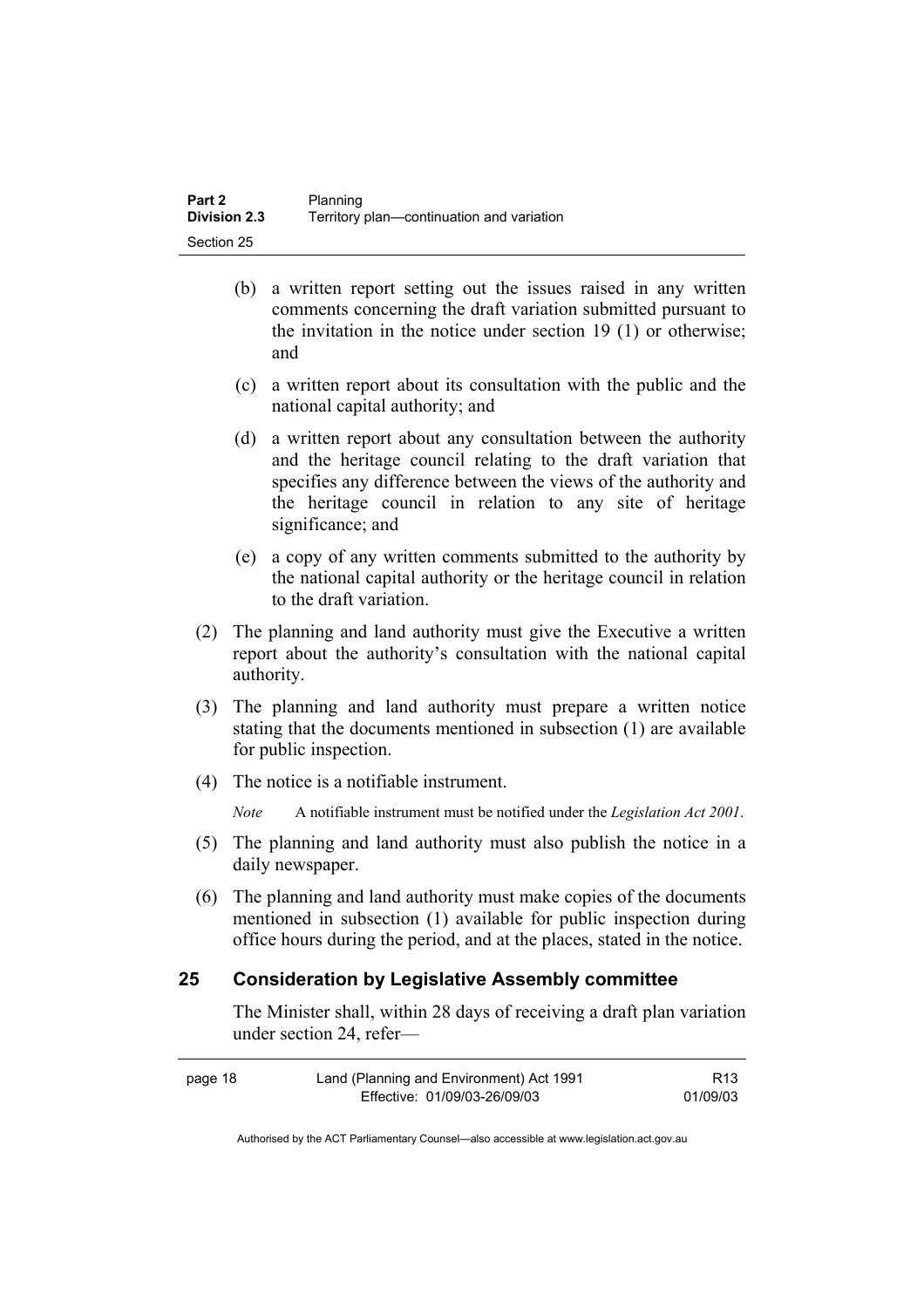(b) a written report setting out the issues raised in any written comments concerning the draft variation submitted pursuant to the invitation in the notice under section 19 (1) or otherwise; and

(c) a written report about its consultation with the public and the national capital authority; and

(d) a written report about any consultation between the authority and the heritage council relating to the draft variation that specifies any difference between the views of the authority and the heritage council in relation to any site of heritage significance; and

(e) a copy of any written comments submitted to the authority by the national capital authority or the heritage council in relation to the draft variation.

(2) The planning and land authority must give the Executive a written report about the authority's consultation with the national capital authority.

(3) The planning and land authority must prepare a written notice stating that the documents mentioned in subsection (1) are available for public inspection.

(4) The notice is a notifiable instrument.

*Note* A notifiable instrument must be notified under the *Legislation Act 2001*.

(5) The planning and land authority must also publish the notice in a daily newspaper.

(6) The planning and land authority must make copies of the documents mentioned in subsection (1) available for public inspection during office hours during the period, and at the places, stated in the notice.

## 25 Consideration by Legislative Assembly committee

The Minister shall, within 28 days of receiving a draft plan variation under section 24, refer—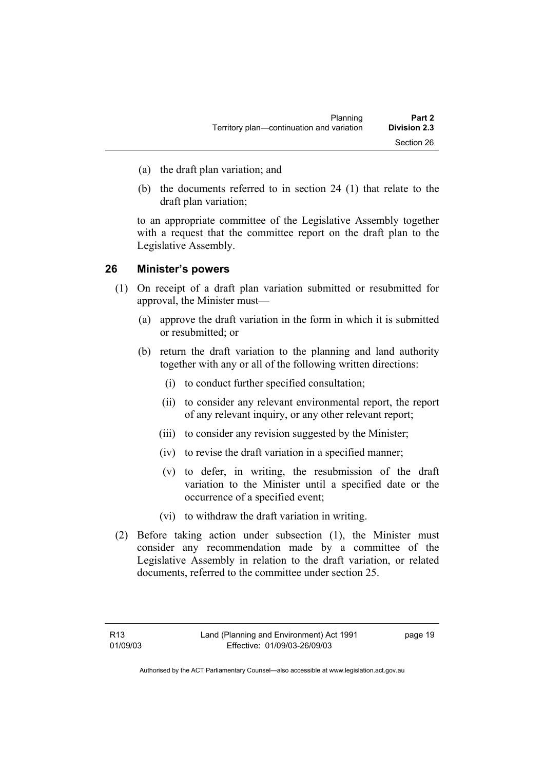(a) the draft plan variation; and

(b) the documents referred to in section 24 (1) that relate to the draft plan variation;

to an appropriate committee of the Legislative Assembly together with a request that the committee report on the draft plan to the Legislative Assembly.

## 26 Minister's powers

(1) On receipt of a draft plan variation submitted or resubmitted for approval, the Minister must—

(a) approve the draft variation in the form in which it is submitted or resubmitted; or

(b) return the draft variation to the planning and land authority together with any or all of the following written directions:

(i) to conduct further specified consultation;

(ii) to consider any relevant environmental report, the report of any relevant inquiry, or any other relevant report;

(iii) to consider any revision suggested by the Minister;

(iv) to revise the draft variation in a specified manner;

(v) to defer, in writing, the resubmission of the draft variation to the Minister until a specified date or the occurrence of a specified event;

(vi) to withdraw the draft variation in writing.

(2) Before taking action under subsection (1), the Minister must consider any recommendation made by a committee of the Legislative Assembly in relation to the draft variation, or related documents, referred to the committee under section 25.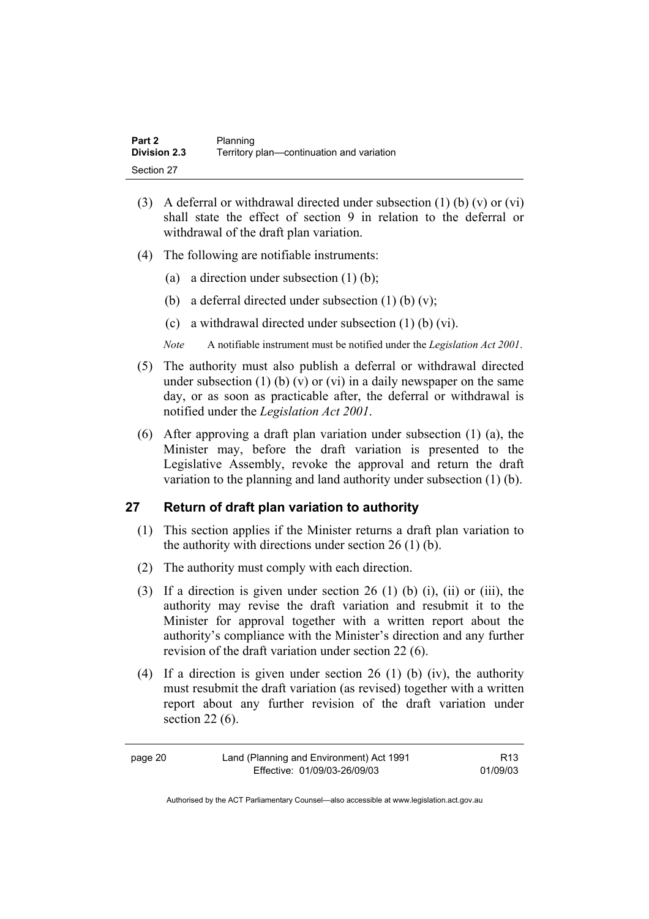(3) A deferral or withdrawal directed under subsection (1) (b) (v) or (vi) shall state the effect of section 9 in relation to the deferral or withdrawal of the draft plan variation.

(4) The following are notifiable instruments:

   (a) a direction under subsection (1) (b);

   (b) a deferral directed under subsection (1) (b) (v);

   (c) a withdrawal directed under subsection (1) (b) (vi).

   *Note* A notifiable instrument must be notified under the *Legislation Act 2001*.

(5) The authority must also publish a deferral or withdrawal directed under subsection (1) (b) (v) or (vi) in a daily newspaper on the same day, or as soon as practicable after, the deferral or withdrawal is notified under the *Legislation Act 2001*.

(6) After approving a draft plan variation under subsection (1) (a), the Minister may, before the draft variation is presented to the Legislative Assembly, revoke the approval and return the draft variation to the planning and land authority under subsection (1) (b).

## 27 Return of draft plan variation to authority

(1) This section applies if the Minister returns a draft plan variation to the authority with directions under section 26 (1) (b).

(2) The authority must comply with each direction.

(3) If a direction is given under section 26 (1) (b) (i), (ii) or (iii), the authority may revise the draft variation and resubmit it to the Minister for approval together with a written report about the authority's compliance with the Minister's direction and any further revision of the draft variation under section 22 (6).

(4) If a direction is given under section 26 (1) (b) (iv), the authority must resubmit the draft variation (as revised) together with a written report about any further revision of the draft variation under section 22 (6).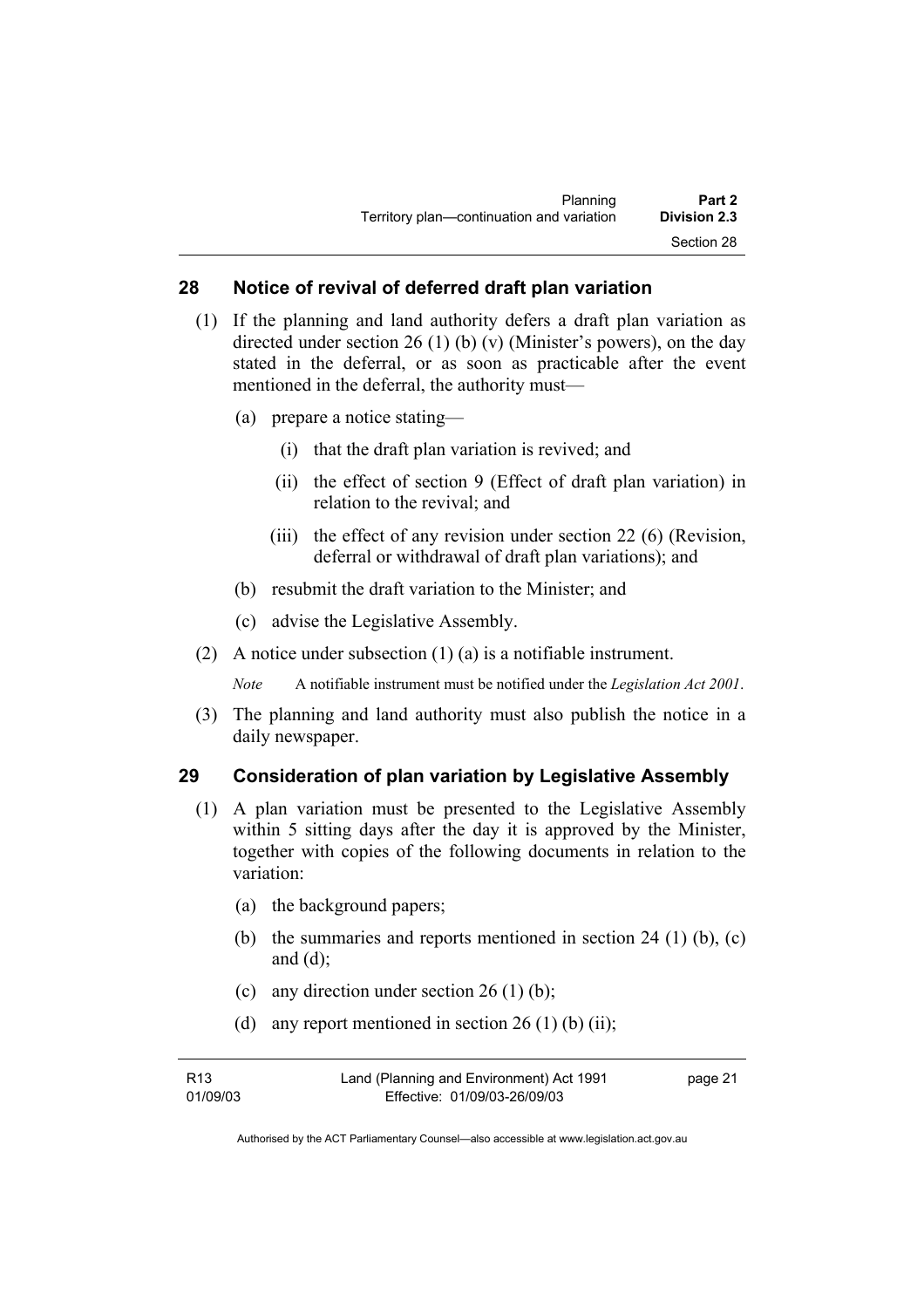## 28 Notice of revival of deferred draft plan variation

(1) If the planning and land authority defers a draft plan variation as directed under section 26 (1) (b) (v) (Minister's powers), on the day stated in the deferral, or as soon as practicable after the event mentioned in the deferral, the authority must—

(a) prepare a notice stating—

(i) that the draft plan variation is revived; and

(ii) the effect of section 9 (Effect of draft plan variation) in relation to the revival; and

(iii) the effect of any revision under section 22 (6) (Revision, deferral or withdrawal of draft plan variations); and

(b) resubmit the draft variation to the Minister; and

(c) advise the Legislative Assembly.

(2) A notice under subsection (1) (a) is a notifiable instrument.

*Note* A notifiable instrument must be notified under the *Legislation Act 2001*.

(3) The planning and land authority must also publish the notice in a daily newspaper.

## 29 Consideration of plan variation by Legislative Assembly

(1) A plan variation must be presented to the Legislative Assembly within 5 sitting days after the day it is approved by the Minister, together with copies of the following documents in relation to the variation:

(a) the background papers;

(b) the summaries and reports mentioned in section 24 (1) (b), (c) and (d);

(c) any direction under section 26 (1) (b);

(d) any report mentioned in section 26 (1) (b) (ii);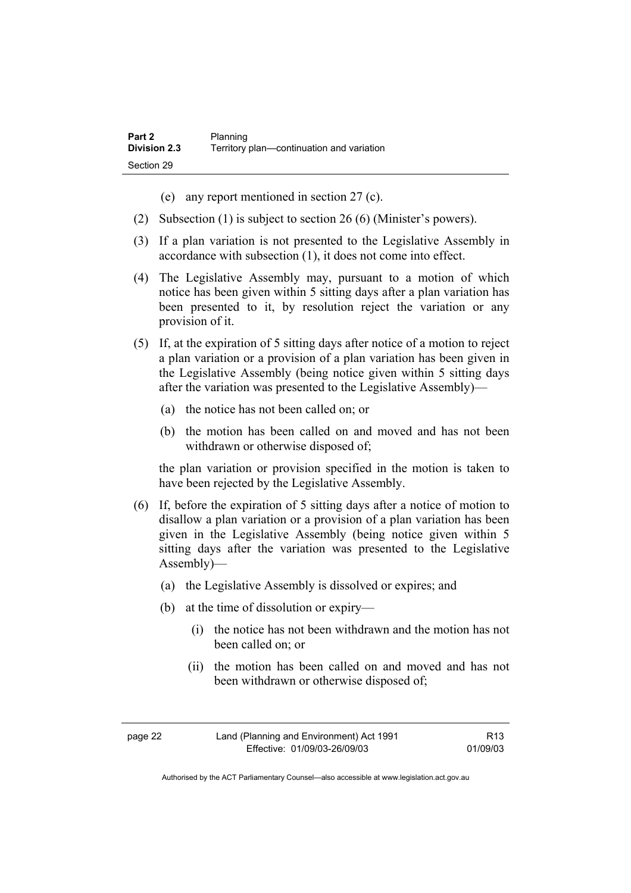(e) any report mentioned in section 27 (c).

(2) Subsection (1) is subject to section 26 (6) (Minister's powers).

(3) If a plan variation is not presented to the Legislative Assembly in accordance with subsection (1), it does not come into effect.

(4) The Legislative Assembly may, pursuant to a motion of which notice has been given within 5 sitting days after a plan variation has been presented to it, by resolution reject the variation or any provision of it.

(5) If, at the expiration of 5 sitting days after notice of a motion to reject a plan variation or a provision of a plan variation has been given in the Legislative Assembly (being notice given within 5 sitting days after the variation was presented to the Legislative Assembly)—

(a) the notice has not been called on; or

(b) the motion has been called on and moved and has not been withdrawn or otherwise disposed of;

the plan variation or provision specified in the motion is taken to have been rejected by the Legislative Assembly.

(6) If, before the expiration of 5 sitting days after a notice of motion to disallow a plan variation or a provision of a plan variation has been given in the Legislative Assembly (being notice given within 5 sitting days after the variation was presented to the Legislative Assembly)—

(a) the Legislative Assembly is dissolved or expires; and

(b) at the time of dissolution or expiry—

(i) the notice has not been withdrawn and the motion has not been called on; or

(ii) the motion has been called on and moved and has not been withdrawn or otherwise disposed of;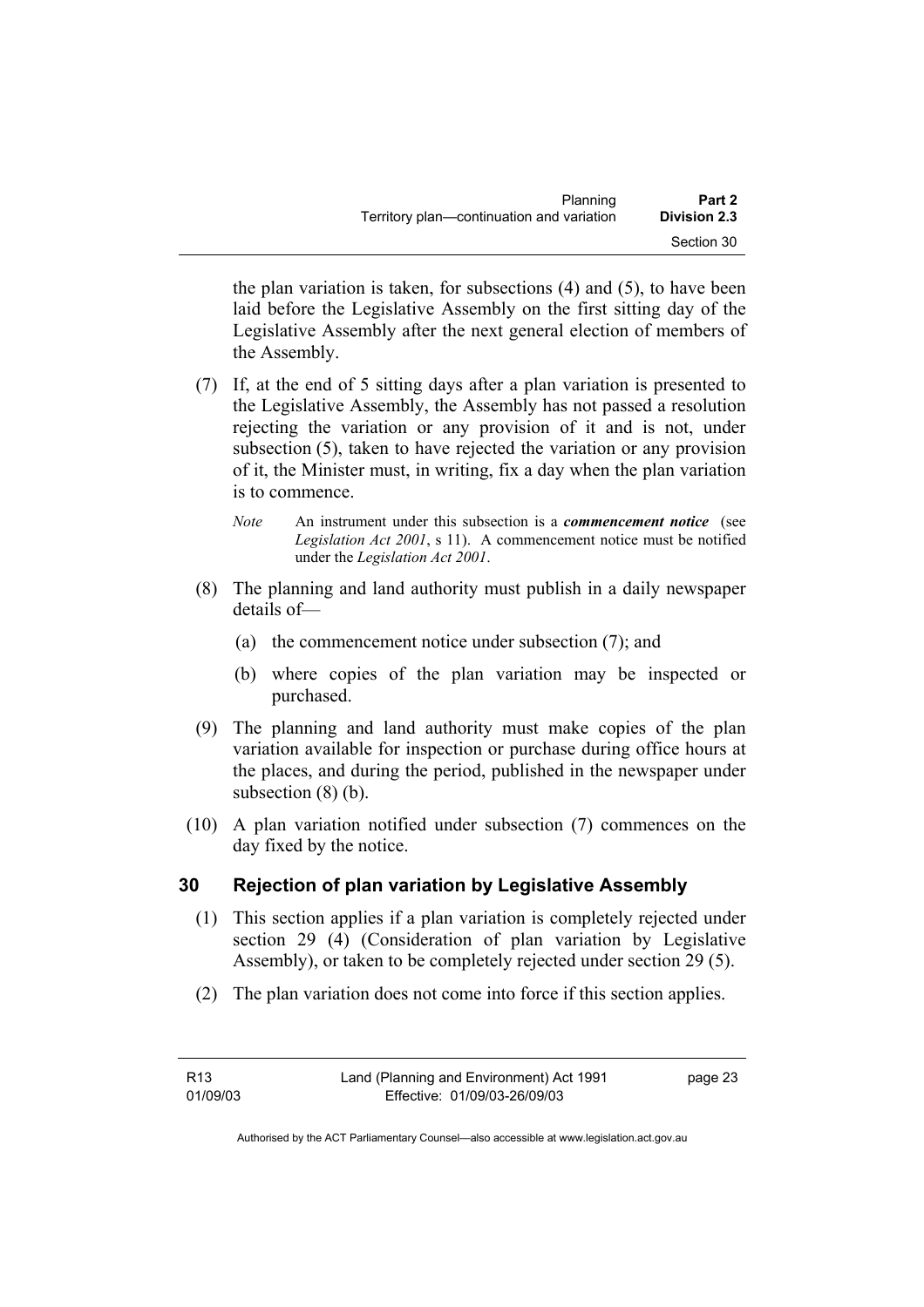the plan variation is taken, for subsections (4) and (5), to have been laid before the Legislative Assembly on the first sitting day of the Legislative Assembly after the next general election of members of the Assembly.

(7) If, at the end of 5 sitting days after a plan variation is presented to the Legislative Assembly, the Assembly has not passed a resolution rejecting the variation or any provision of it and is not, under subsection (5), taken to have rejected the variation or any provision of it, the Minister must, in writing, fix a day when the plan variation is to commence.

*Note* An instrument under this subsection is a ***commencement notice*** (see *Legislation Act 2001*, s 11). A commencement notice must be notified under the *Legislation Act 2001*.

(8) The planning and land authority must publish in a daily newspaper details of—

(a) the commencement notice under subsection (7); and

(b) where copies of the plan variation may be inspected or purchased.

(9) The planning and land authority must make copies of the plan variation available for inspection or purchase during office hours at the places, and during the period, published in the newspaper under subsection (8) (b).

(10) A plan variation notified under subsection (7) commences on the day fixed by the notice.

## 30 Rejection of plan variation by Legislative Assembly

(1) This section applies if a plan variation is completely rejected under section 29 (4) (Consideration of plan variation by Legislative Assembly), or taken to be completely rejected under section 29 (5).

(2) The plan variation does not come into force if this section applies.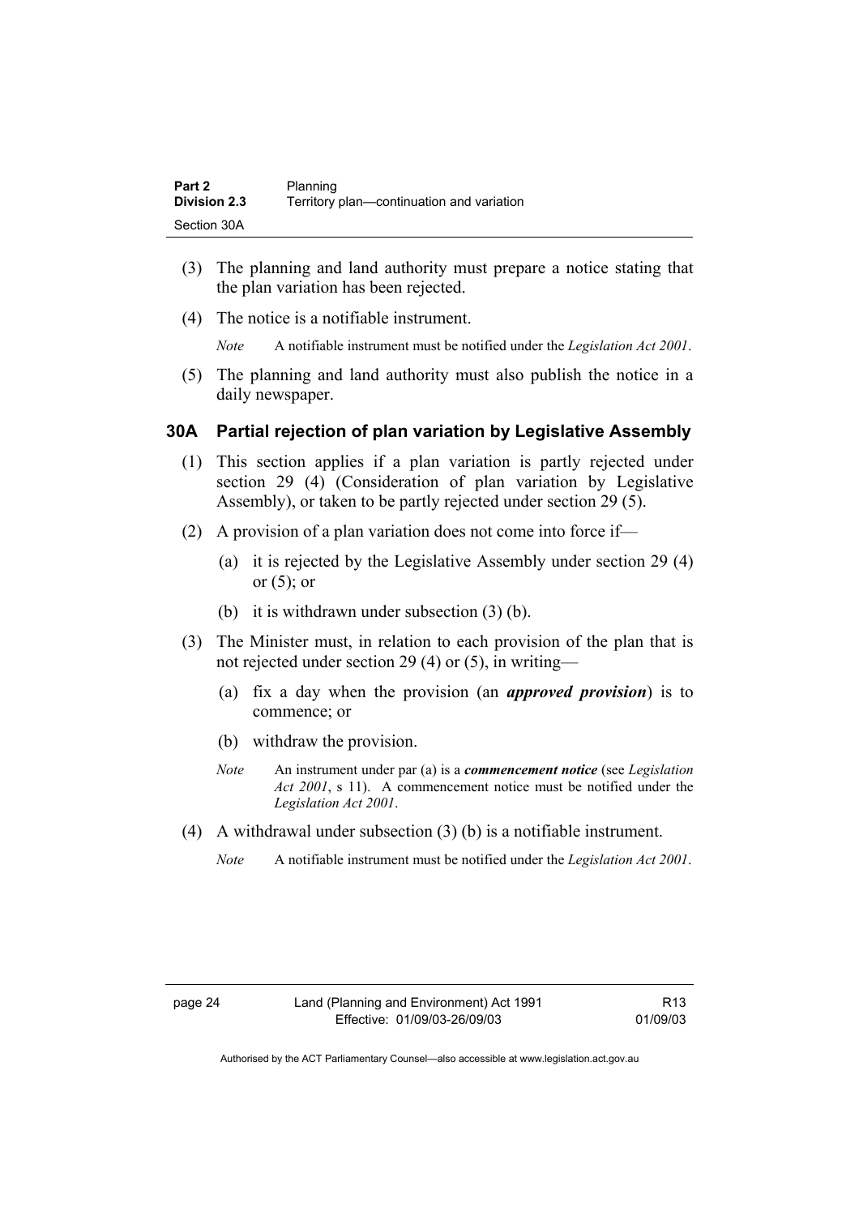(3) The planning and land authority must prepare a notice stating that the plan variation has been rejected.

(4) The notice is a notifiable instrument.

*Note* A notifiable instrument must be notified under the *Legislation Act 2001*.

(5) The planning and land authority must also publish the notice in a daily newspaper.

### 30A Partial rejection of plan variation by Legislative Assembly

(1) This section applies if a plan variation is partly rejected under section 29 (4) (Consideration of plan variation by Legislative Assembly), or taken to be partly rejected under section 29 (5).

(2) A provision of a plan variation does not come into force if—

(a) it is rejected by the Legislative Assembly under section 29 (4) or (5); or

(b) it is withdrawn under subsection (3) (b).

(3) The Minister must, in relation to each provision of the plan that is not rejected under section 29 (4) or (5), in writing—

(a) fix a day when the provision (an ***approved provision***) is to commence; or

(b) withdraw the provision.

*Note* An instrument under par (a) is a ***commencement notice*** (see *Legislation Act 2001*, s 11). A commencement notice must be notified under the *Legislation Act 2001*.

(4) A withdrawal under subsection (3) (b) is a notifiable instrument.

*Note* A notifiable instrument must be notified under the *Legislation Act 2001*.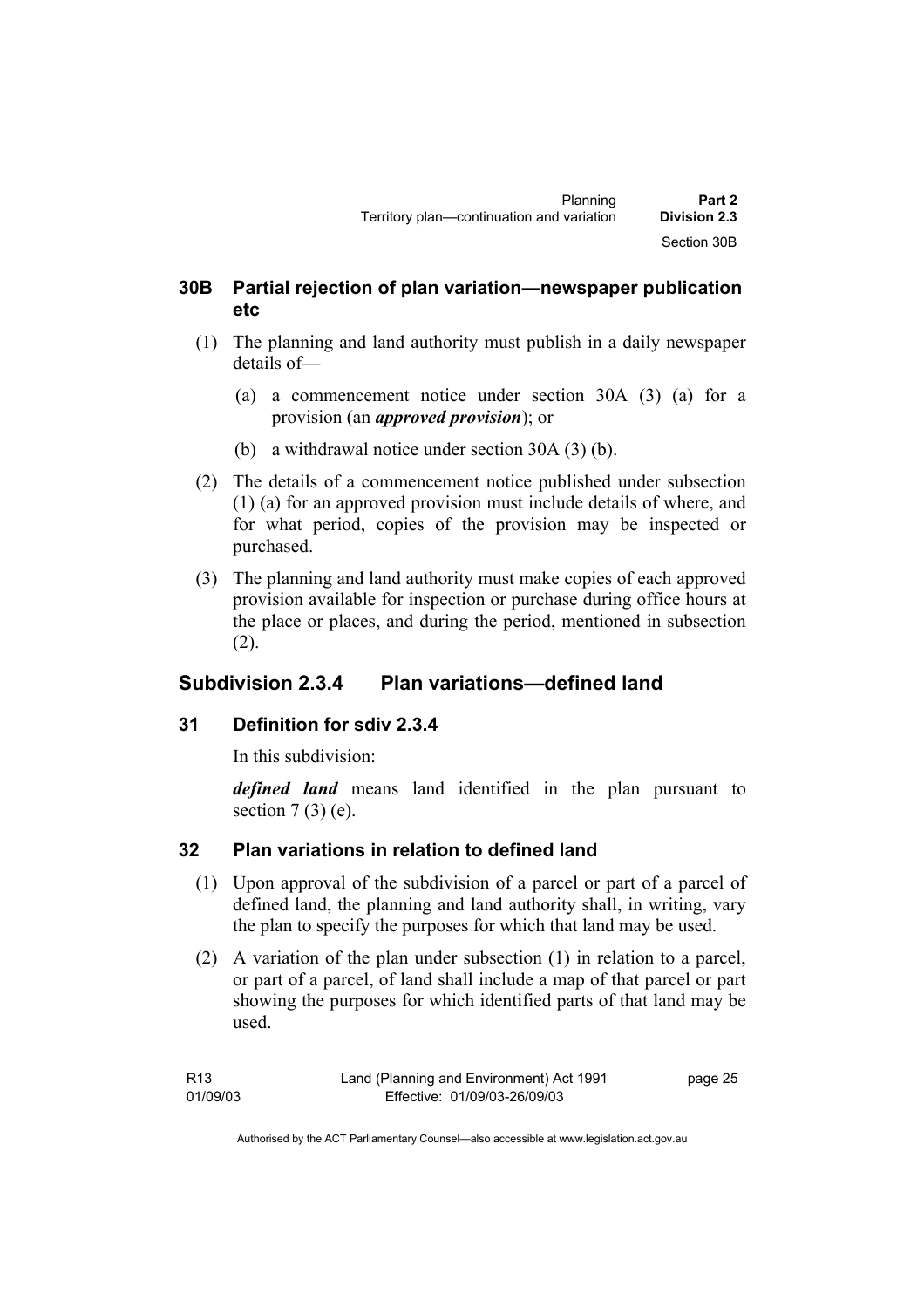### 30B Partial rejection of plan variation—newspaper publication etc

(1) The planning and land authority must publish in a daily newspaper details of—

(a) a commencement notice under section 30A (3) (a) for a provision (an ***approved provision***); or

(b) a withdrawal notice under section 30A (3) (b).

(2) The details of a commencement notice published under subsection (1) (a) for an approved provision must include details of where, and for what period, copies of the provision may be inspected or purchased.

(3) The planning and land authority must make copies of each approved provision available for inspection or purchase during office hours at the place or places, and during the period, mentioned in subsection (2).

## Subdivision 2.3.4 Plan variations—defined land

### 31 Definition for sdiv 2.3.4

In this subdivision:

***defined land*** means land identified in the plan pursuant to section 7 (3) (e).

### 32 Plan variations in relation to defined land

(1) Upon approval of the subdivision of a parcel or part of a parcel of defined land, the planning and land authority shall, in writing, vary the plan to specify the purposes for which that land may be used.

(2) A variation of the plan under subsection (1) in relation to a parcel, or part of a parcel, of land shall include a map of that parcel or part showing the purposes for which identified parts of that land may be used.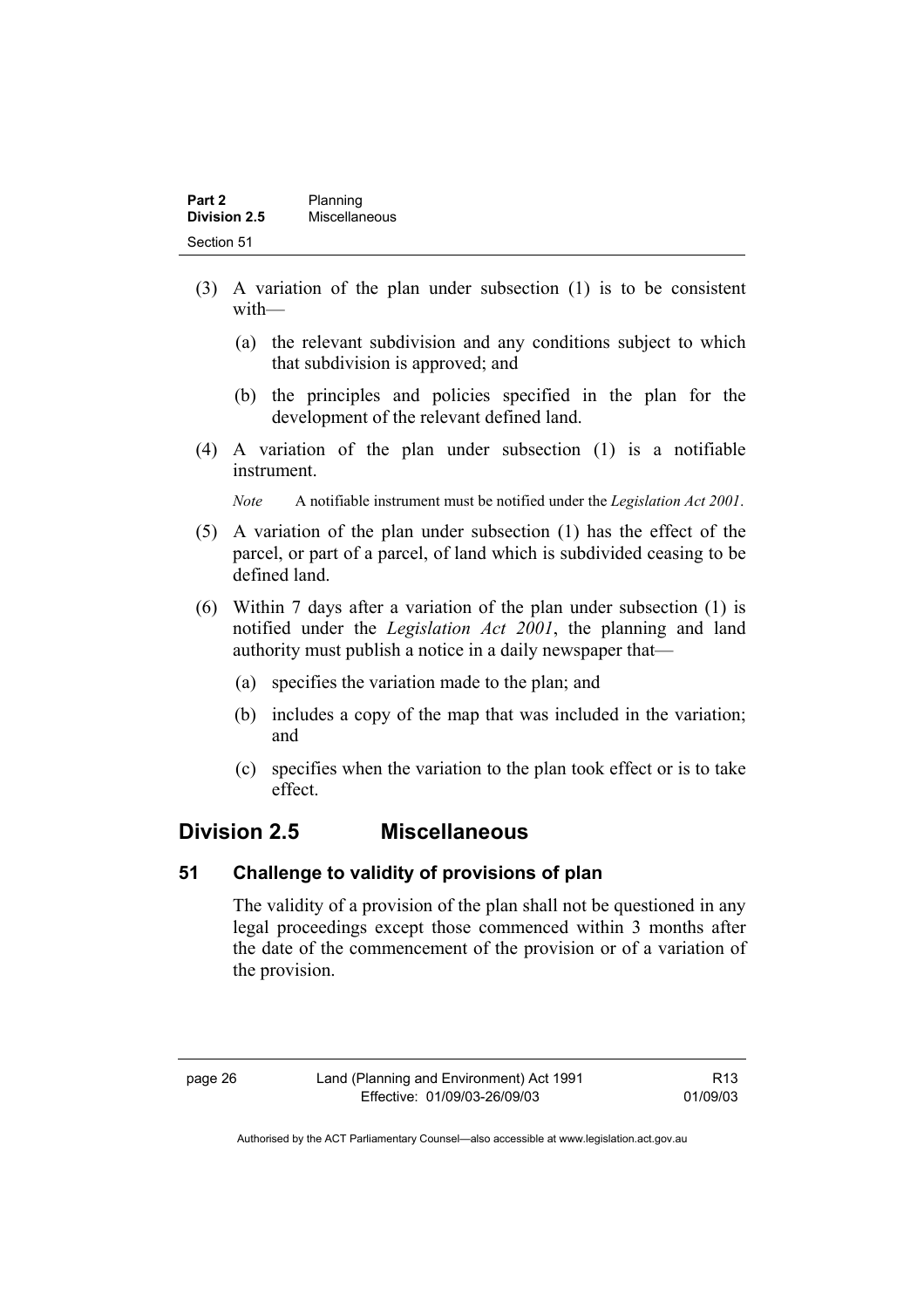(3) A variation of the plan under subsection (1) is to be consistent with—

  (a) the relevant subdivision and any conditions subject to which that subdivision is approved; and

  (b) the principles and policies specified in the plan for the development of the relevant defined land.

(4) A variation of the plan under subsection (1) is a notifiable instrument.

*Note* A notifiable instrument must be notified under the *Legislation Act 2001*.

(5) A variation of the plan under subsection (1) has the effect of the parcel, or part of a parcel, of land which is subdivided ceasing to be defined land.

(6) Within 7 days after a variation of the plan under subsection (1) is notified under the *Legislation Act 2001*, the planning and land authority must publish a notice in a daily newspaper that—

  (a) specifies the variation made to the plan; and

  (b) includes a copy of the map that was included in the variation; and

  (c) specifies when the variation to the plan took effect or is to take effect.

## Division 2.5 Miscellaneous

### 51 Challenge to validity of provisions of plan

The validity of a provision of the plan shall not be questioned in any legal proceedings except those commenced within 3 months after the date of the commencement of the provision or of a variation of the provision.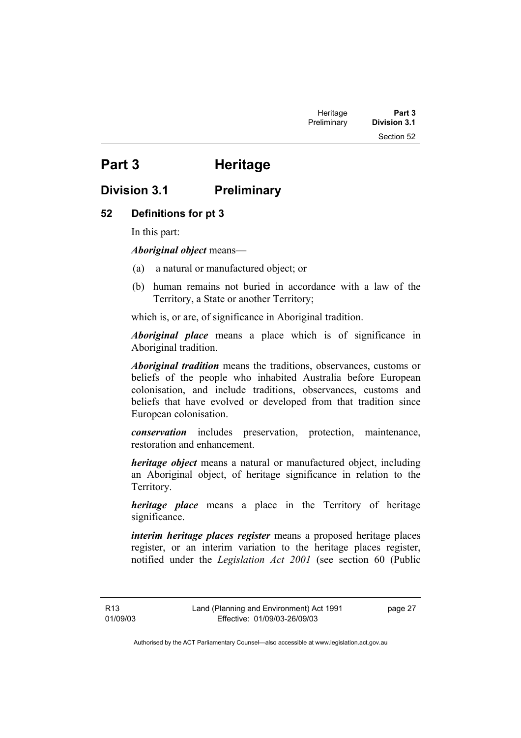# Part 3 Heritage

## Division 3.1 Preliminary

### 52 Definitions for pt 3

In this part:

***Aboriginal object*** means—

(a) a natural or manufactured object; or

(b) human remains not buried in accordance with a law of the Territory, a State or another Territory;

which is, or are, of significance in Aboriginal tradition.

***Aboriginal place*** means a place which is of significance in Aboriginal tradition.

***Aboriginal tradition*** means the traditions, observances, customs or beliefs of the people who inhabited Australia before European colonisation, and include traditions, observances, customs and beliefs that have evolved or developed from that tradition since European colonisation.

***conservation*** includes preservation, protection, maintenance, restoration and enhancement.

***heritage object*** means a natural or manufactured object, including an Aboriginal object, of heritage significance in relation to the Territory.

***heritage place*** means a place in the Territory of heritage significance.

***interim heritage places register*** means a proposed heritage places register, or an interim variation to the heritage places register, notified under the *Legislation Act 2001* (see section 60 (Public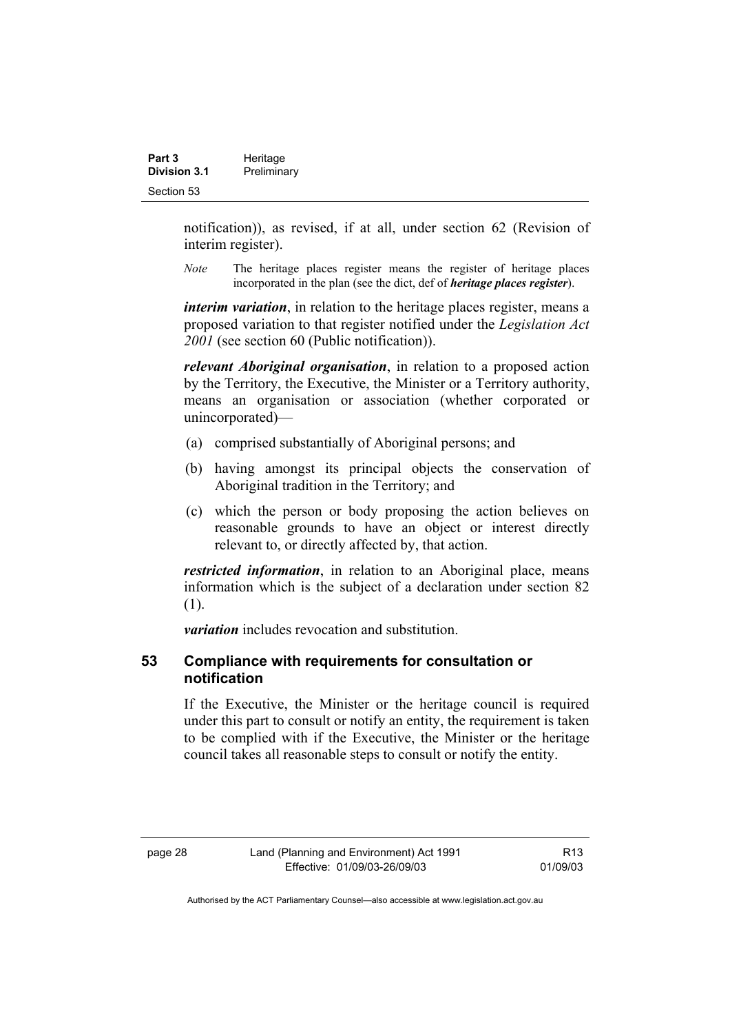notification)), as revised, if at all, under section 62 (Revision of interim register).

*Note* The heritage places register means the register of heritage places incorporated in the plan (see the dict, def of ***heritage places register***).

***interim variation***, in relation to the heritage places register, means a proposed variation to that register notified under the *Legislation Act 2001* (see section 60 (Public notification)).

***relevant Aboriginal organisation***, in relation to a proposed action by the Territory, the Executive, the Minister or a Territory authority, means an organisation or association (whether corporated or unincorporated)—

(a) comprised substantially of Aboriginal persons; and

(b) having amongst its principal objects the conservation of Aboriginal tradition in the Territory; and

(c) which the person or body proposing the action believes on reasonable grounds to have an object or interest directly relevant to, or directly affected by, that action.

***restricted information***, in relation to an Aboriginal place, means information which is the subject of a declaration under section 82 (1).

***variation*** includes revocation and substitution.

## 53 Compliance with requirements for consultation or notification

If the Executive, the Minister or the heritage council is required under this part to consult or notify an entity, the requirement is taken to be complied with if the Executive, the Minister or the heritage council takes all reasonable steps to consult or notify the entity.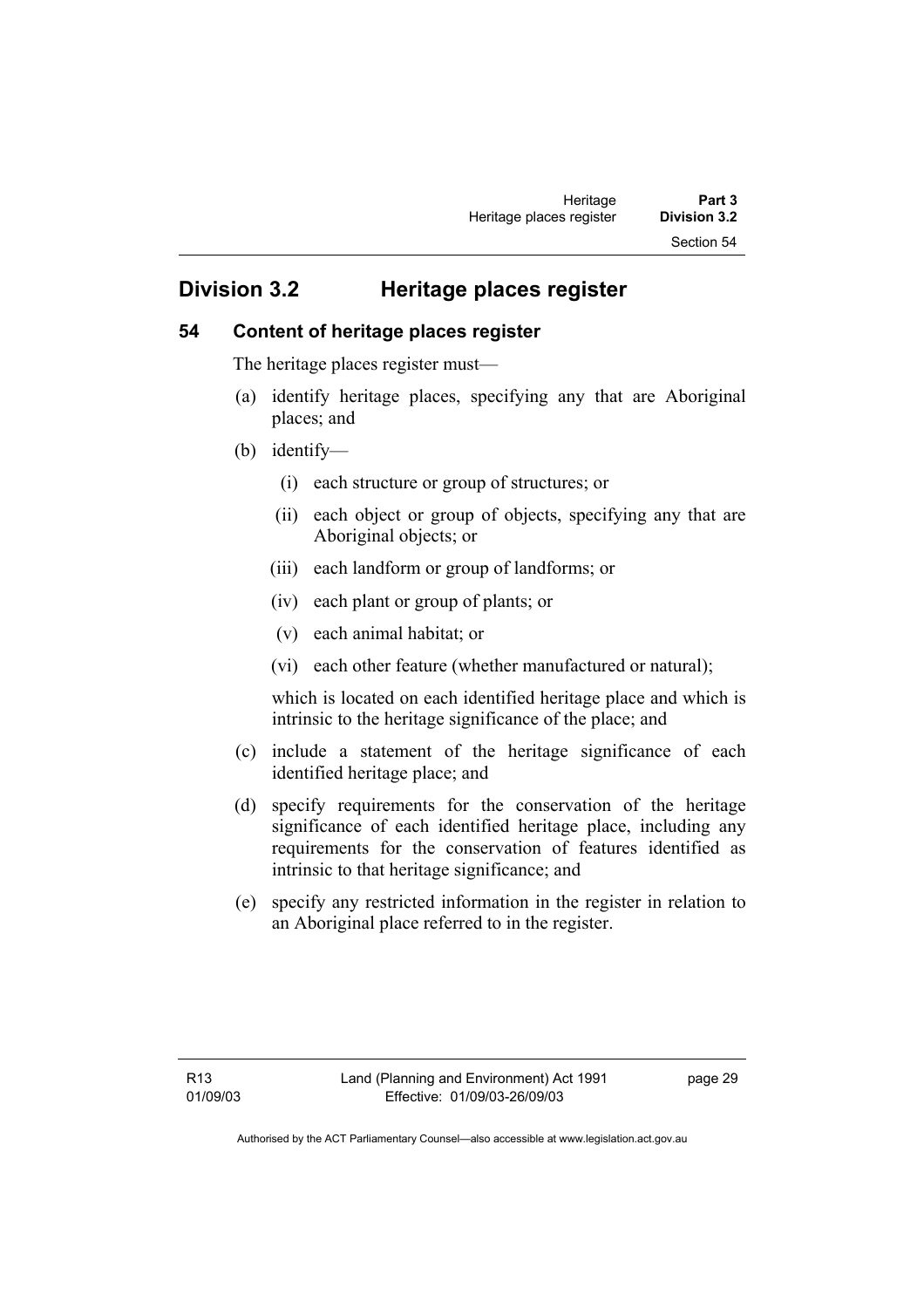## Division 3.2 Heritage places register

### 54 Content of heritage places register

The heritage places register must—

(a) identify heritage places, specifying any that are Aboriginal places; and

(b) identify—

  (i) each structure or group of structures; or

  (ii) each object or group of objects, specifying any that are Aboriginal objects; or

  (iii) each landform or group of landforms; or

  (iv) each plant or group of plants; or

  (v) each animal habitat; or

  (vi) each other feature (whether manufactured or natural);

  which is located on each identified heritage place and which is intrinsic to the heritage significance of the place; and

(c) include a statement of the heritage significance of each identified heritage place; and

(d) specify requirements for the conservation of the heritage significance of each identified heritage place, including any requirements for the conservation of features identified as intrinsic to that heritage significance; and

(e) specify any restricted information in the register in relation to an Aboriginal place referred to in the register.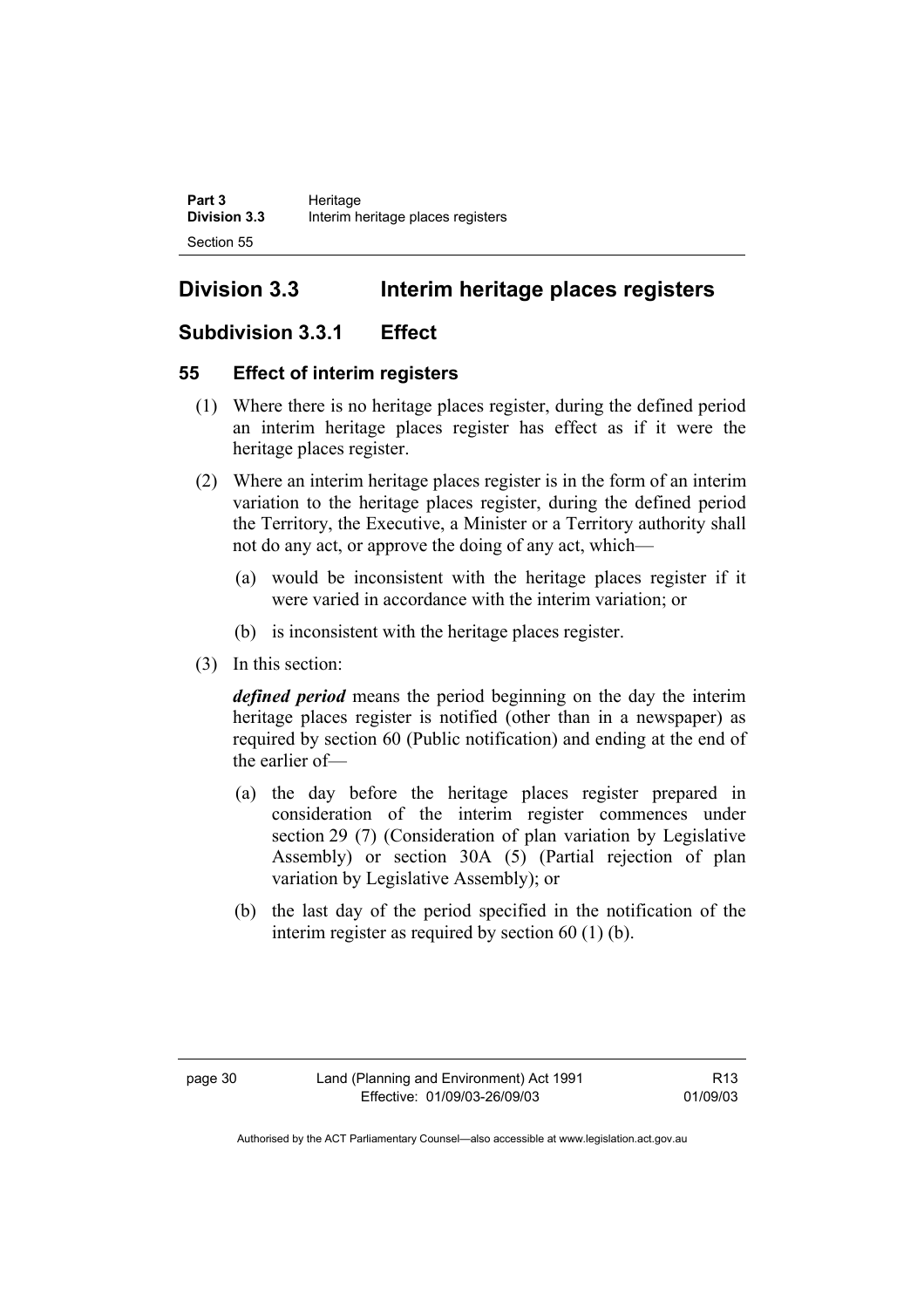## Division 3.3 Interim heritage places registers

### Subdivision 3.3.1 Effect

#### 55 Effect of interim registers

(1) Where there is no heritage places register, during the defined period an interim heritage places register has effect as if it were the heritage places register.

(2) Where an interim heritage places register is in the form of an interim variation to the heritage places register, during the defined period the Territory, the Executive, a Minister or a Territory authority shall not do any act, or approve the doing of any act, which—

(a) would be inconsistent with the heritage places register if it were varied in accordance with the interim variation; or

(b) is inconsistent with the heritage places register.

(3) In this section:

***defined period*** means the period beginning on the day the interim heritage places register is notified (other than in a newspaper) as required by section 60 (Public notification) and ending at the end of the earlier of—

(a) the day before the heritage places register prepared in consideration of the interim register commences under section 29 (7) (Consideration of plan variation by Legislative Assembly) or section 30A (5) (Partial rejection of plan variation by Legislative Assembly); or

(b) the last day of the period specified in the notification of the interim register as required by section 60 (1) (b).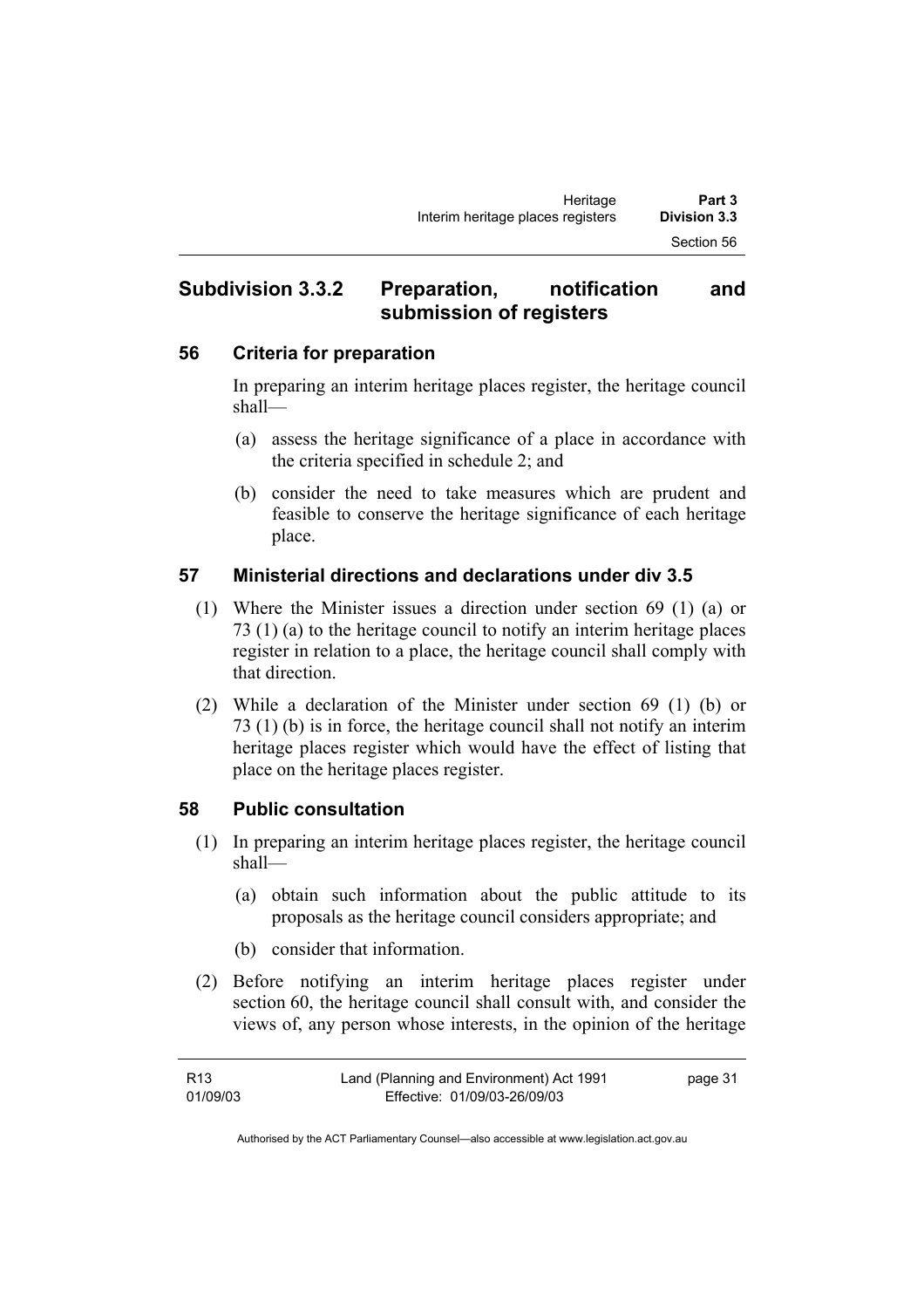## Subdivision 3.3.2 Preparation, notification and submission of registers

### 56 Criteria for preparation

In preparing an interim heritage places register, the heritage council shall—

(a) assess the heritage significance of a place in accordance with the criteria specified in schedule 2; and

(b) consider the need to take measures which are prudent and feasible to conserve the heritage significance of each heritage place.

### 57 Ministerial directions and declarations under div 3.5

(1) Where the Minister issues a direction under section 69 (1) (a) or 73 (1) (a) to the heritage council to notify an interim heritage places register in relation to a place, the heritage council shall comply with that direction.

(2) While a declaration of the Minister under section 69 (1) (b) or 73 (1) (b) is in force, the heritage council shall not notify an interim heritage places register which would have the effect of listing that place on the heritage places register.

### 58 Public consultation

(1) In preparing an interim heritage places register, the heritage council shall—

(a) obtain such information about the public attitude to its proposals as the heritage council considers appropriate; and

(b) consider that information.

(2) Before notifying an interim heritage places register under section 60, the heritage council shall consult with, and consider the views of, any person whose interests, in the opinion of the heritage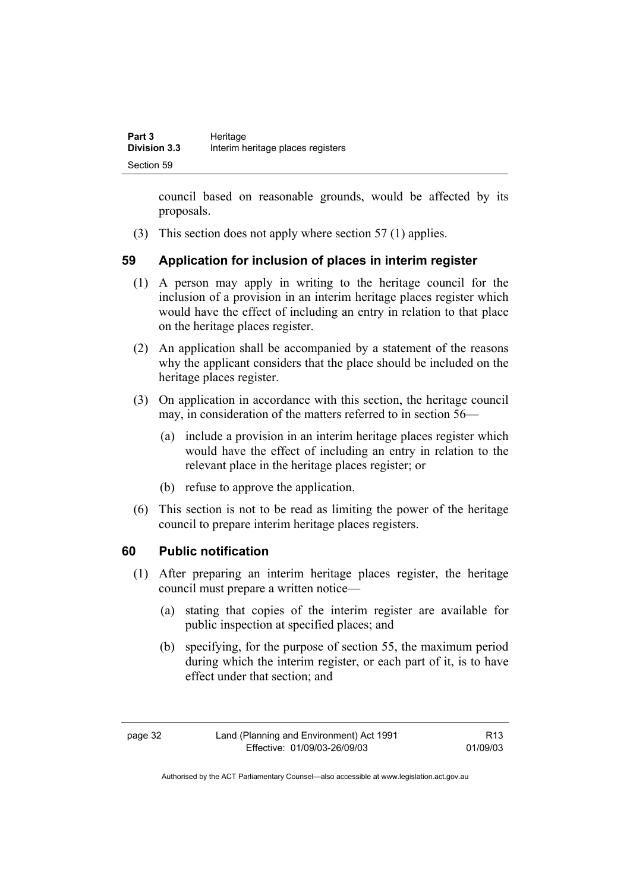council based on reasonable grounds, would be affected by its proposals.

(3) This section does not apply where section 57 (1) applies.

## 59 Application for inclusion of places in interim register

(1) A person may apply in writing to the heritage council for the inclusion of a provision in an interim heritage places register which would have the effect of including an entry in relation to that place on the heritage places register.

(2) An application shall be accompanied by a statement of the reasons why the applicant considers that the place should be included on the heritage places register.

(3) On application in accordance with this section, the heritage council may, in consideration of the matters referred to in section 56—

(a) include a provision in an interim heritage places register which would have the effect of including an entry in relation to the relevant place in the heritage places register; or

(b) refuse to approve the application.

(6) This section is not to be read as limiting the power of the heritage council to prepare interim heritage places registers.

## 60 Public notification

(1) After preparing an interim heritage places register, the heritage council must prepare a written notice—

(a) stating that copies of the interim register are available for public inspection at specified places; and

(b) specifying, for the purpose of section 55, the maximum period during which the interim register, or each part of it, is to have effect under that section; and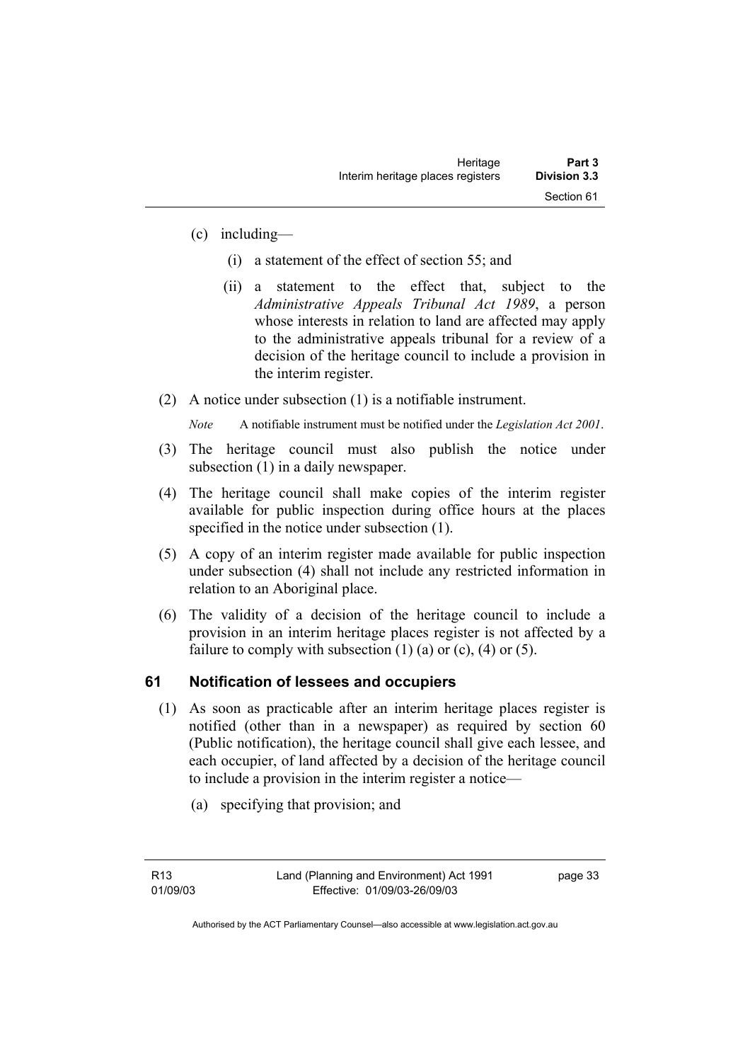(c) including—

   (i) a statement of the effect of section 55; and

   (ii) a statement to the effect that, subject to the *Administrative Appeals Tribunal Act 1989*, a person whose interests in relation to land are affected may apply to the administrative appeals tribunal for a review of a decision of the heritage council to include a provision in the interim register.

(2) A notice under subsection (1) is a notifiable instrument.

*Note* A notifiable instrument must be notified under the *Legislation Act 2001*.

(3) The heritage council must also publish the notice under subsection (1) in a daily newspaper.

(4) The heritage council shall make copies of the interim register available for public inspection during office hours at the places specified in the notice under subsection (1).

(5) A copy of an interim register made available for public inspection under subsection (4) shall not include any restricted information in relation to an Aboriginal place.

(6) The validity of a decision of the heritage council to include a provision in an interim heritage places register is not affected by a failure to comply with subsection (1) (a) or (c), (4) or (5).

## 61 Notification of lessees and occupiers

(1) As soon as practicable after an interim heritage places register is notified (other than in a newspaper) as required by section 60 (Public notification), the heritage council shall give each lessee, and each occupier, of land affected by a decision of the heritage council to include a provision in the interim register a notice—

   (a) specifying that provision; and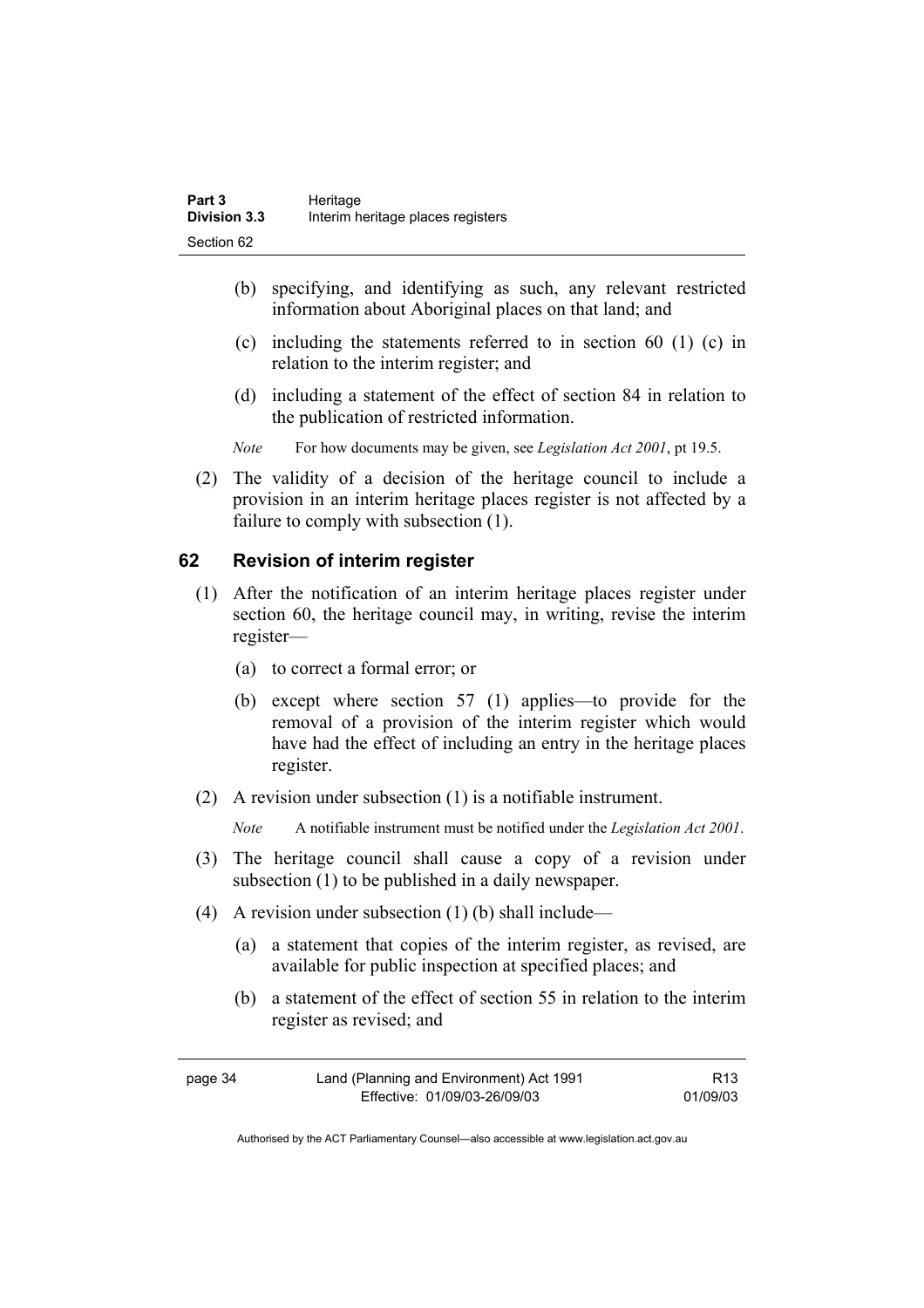(b) specifying, and identifying as such, any relevant restricted information about Aboriginal places on that land; and

(c) including the statements referred to in section 60 (1) (c) in relation to the interim register; and

(d) including a statement of the effect of section 84 in relation to the publication of restricted information.

*Note* For how documents may be given, see *Legislation Act 2001*, pt 19.5.

(2) The validity of a decision of the heritage council to include a provision in an interim heritage places register is not affected by a failure to comply with subsection (1).

## 62 Revision of interim register

(1) After the notification of an interim heritage places register under section 60, the heritage council may, in writing, revise the interim register—

(a) to correct a formal error; or

(b) except where section 57 (1) applies—to provide for the removal of a provision of the interim register which would have had the effect of including an entry in the heritage places register.

(2) A revision under subsection (1) is a notifiable instrument.

*Note* A notifiable instrument must be notified under the *Legislation Act 2001*.

(3) The heritage council shall cause a copy of a revision under subsection (1) to be published in a daily newspaper.

(4) A revision under subsection (1) (b) shall include—

(a) a statement that copies of the interim register, as revised, are available for public inspection at specified places; and

(b) a statement of the effect of section 55 in relation to the interim register as revised; and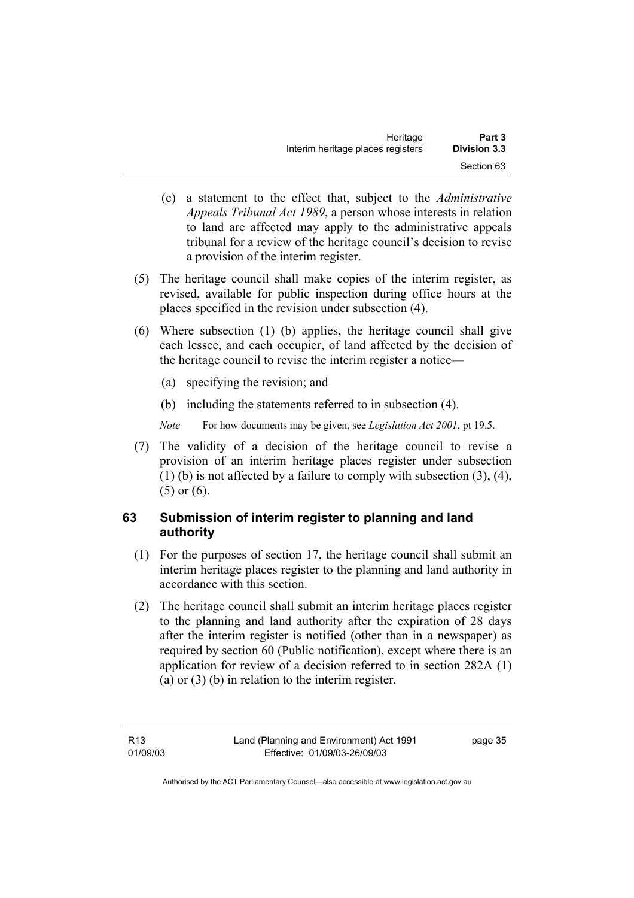(c) a statement to the effect that, subject to the *Administrative Appeals Tribunal Act 1989*, a person whose interests in relation to land are affected may apply to the administrative appeals tribunal for a review of the heritage council's decision to revise a provision of the interim register.

(5) The heritage council shall make copies of the interim register, as revised, available for public inspection during office hours at the places specified in the revision under subsection (4).

(6) Where subsection (1) (b) applies, the heritage council shall give each lessee, and each occupier, of land affected by the decision of the heritage council to revise the interim register a notice—

(a) specifying the revision; and

(b) including the statements referred to in subsection (4).

*Note* For how documents may be given, see *Legislation Act 2001*, pt 19.5.

(7) The validity of a decision of the heritage council to revise a provision of an interim heritage places register under subsection (1) (b) is not affected by a failure to comply with subsection (3), (4), (5) or (6).

## 63 Submission of interim register to planning and land authority

(1) For the purposes of section 17, the heritage council shall submit an interim heritage places register to the planning and land authority in accordance with this section.

(2) The heritage council shall submit an interim heritage places register to the planning and land authority after the expiration of 28 days after the interim register is notified (other than in a newspaper) as required by section 60 (Public notification), except where there is an application for review of a decision referred to in section 282A (1) (a) or (3) (b) in relation to the interim register.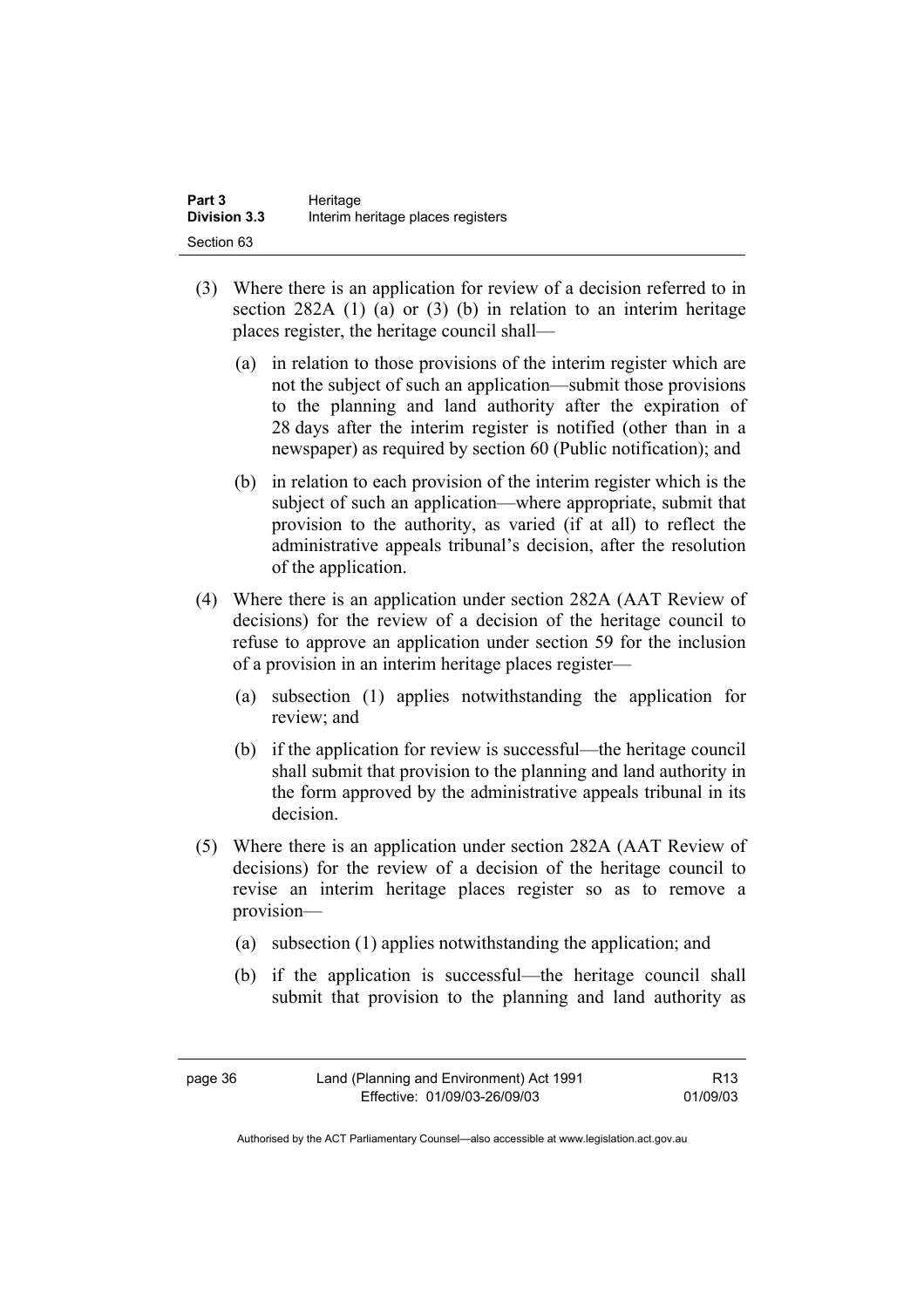(3) Where there is an application for review of a decision referred to in section 282A (1) (a) or (3) (b) in relation to an interim heritage places register, the heritage council shall—

(a) in relation to those provisions of the interim register which are not the subject of such an application—submit those provisions to the planning and land authority after the expiration of 28 days after the interim register is notified (other than in a newspaper) as required by section 60 (Public notification); and

(b) in relation to each provision of the interim register which is the subject of such an application—where appropriate, submit that provision to the authority, as varied (if at all) to reflect the administrative appeals tribunal's decision, after the resolution of the application.

(4) Where there is an application under section 282A (AAT Review of decisions) for the review of a decision of the heritage council to refuse to approve an application under section 59 for the inclusion of a provision in an interim heritage places register—

(a) subsection (1) applies notwithstanding the application for review; and

(b) if the application for review is successful—the heritage council shall submit that provision to the planning and land authority in the form approved by the administrative appeals tribunal in its decision.

(5) Where there is an application under section 282A (AAT Review of decisions) for the review of a decision of the heritage council to revise an interim heritage places register so as to remove a provision—

(a) subsection (1) applies notwithstanding the application; and

(b) if the application is successful—the heritage council shall submit that provision to the planning and land authority as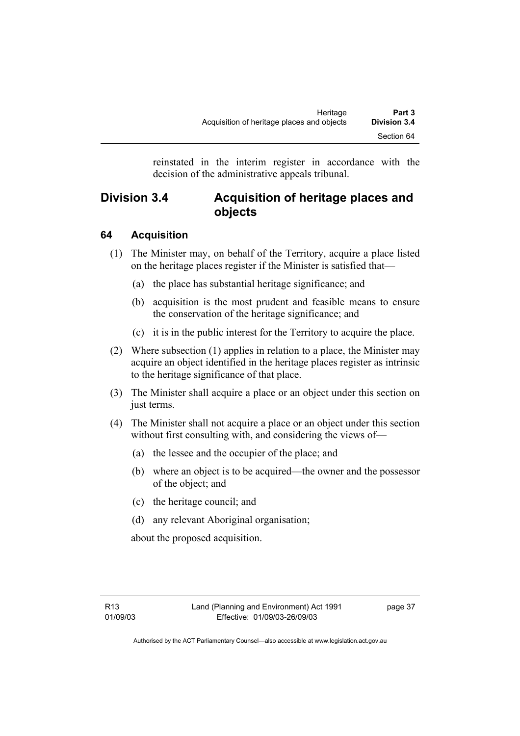reinstated in the interim register in accordance with the decision of the administrative appeals tribunal.

## Division 3.4 Acquisition of heritage places and objects

### 64 Acquisition

(1) The Minister may, on behalf of the Territory, acquire a place listed on the heritage places register if the Minister is satisfied that—

(a) the place has substantial heritage significance; and

(b) acquisition is the most prudent and feasible means to ensure the conservation of the heritage significance; and

(c) it is in the public interest for the Territory to acquire the place.

(2) Where subsection (1) applies in relation to a place, the Minister may acquire an object identified in the heritage places register as intrinsic to the heritage significance of that place.

(3) The Minister shall acquire a place or an object under this section on just terms.

(4) The Minister shall not acquire a place or an object under this section without first consulting with, and considering the views of—

(a) the lessee and the occupier of the place; and

(b) where an object is to be acquired—the owner and the possessor of the object; and

(c) the heritage council; and

(d) any relevant Aboriginal organisation;

about the proposed acquisition.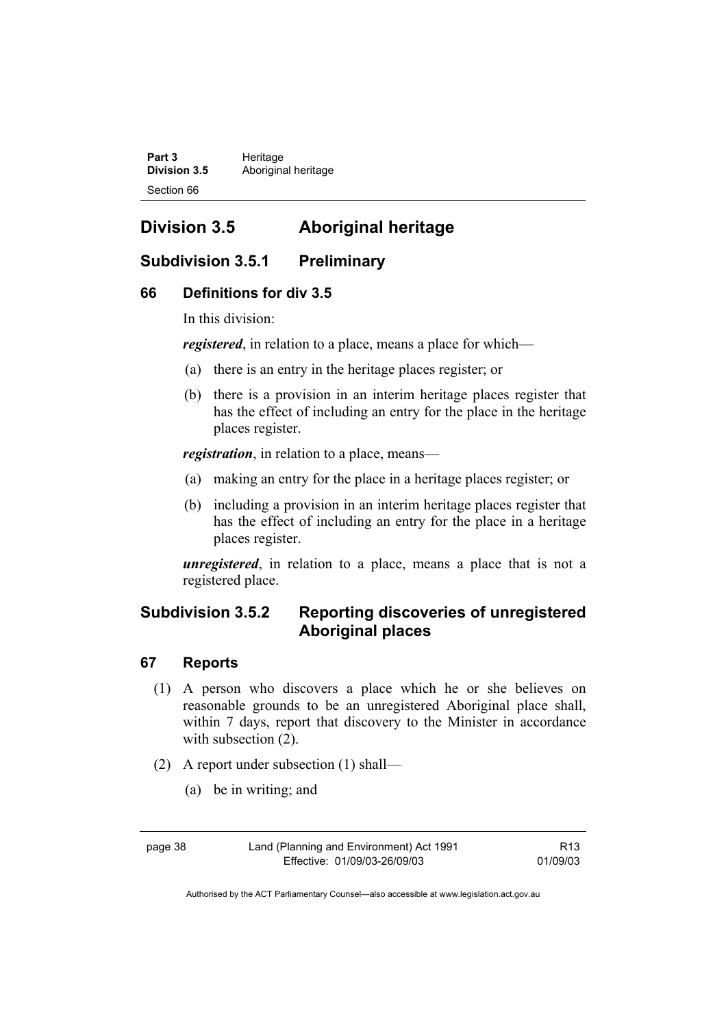# Division 3.5 Aboriginal heritage

## Subdivision 3.5.1 Preliminary

### 66 Definitions for div 3.5

In this division:

***registered***, in relation to a place, means a place for which—

(a) there is an entry in the heritage places register; or

(b) there is a provision in an interim heritage places register that has the effect of including an entry for the place in the heritage places register.

***registration***, in relation to a place, means—

(a) making an entry for the place in a heritage places register; or

(b) including a provision in an interim heritage places register that has the effect of including an entry for the place in a heritage places register.

***unregistered***, in relation to a place, means a place that is not a registered place.

## Subdivision 3.5.2 Reporting discoveries of unregistered Aboriginal places

### 67 Reports

(1) A person who discovers a place which he or she believes on reasonable grounds to be an unregistered Aboriginal place shall, within 7 days, report that discovery to the Minister in accordance with subsection (2).

(2) A report under subsection (1) shall—

(a) be in writing; and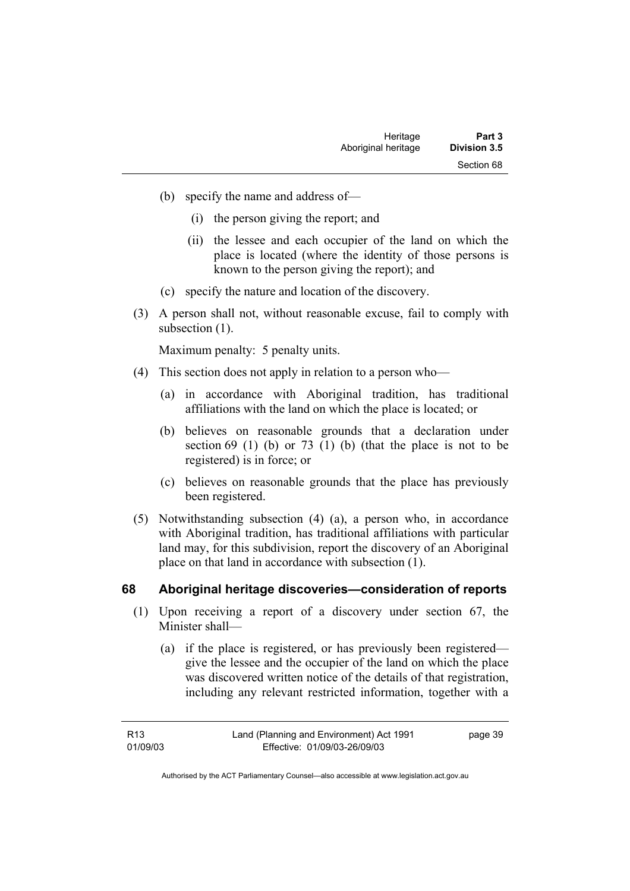(b) specify the name and address of—

    (i) the person giving the report; and

    (ii) the lessee and each occupier of the land on which the place is located (where the identity of those persons is known to the person giving the report); and

(c) specify the nature and location of the discovery.

(3) A person shall not, without reasonable excuse, fail to comply with subsection (1).

Maximum penalty: 5 penalty units.

(4) This section does not apply in relation to a person who—

    (a) in accordance with Aboriginal tradition, has traditional affiliations with the land on which the place is located; or

    (b) believes on reasonable grounds that a declaration under section 69 (1) (b) or 73 (1) (b) (that the place is not to be registered) is in force; or

    (c) believes on reasonable grounds that the place has previously been registered.

(5) Notwithstanding subsection (4) (a), a person who, in accordance with Aboriginal tradition, has traditional affiliations with particular land may, for this subdivision, report the discovery of an Aboriginal place on that land in accordance with subsection (1).

## 68 Aboriginal heritage discoveries—consideration of reports

(1) Upon receiving a report of a discovery under section 67, the Minister shall—

    (a) if the place is registered, or has previously been registered—give the lessee and the occupier of the land on which the place was discovered written notice of the details of that registration, including any relevant restricted information, together with a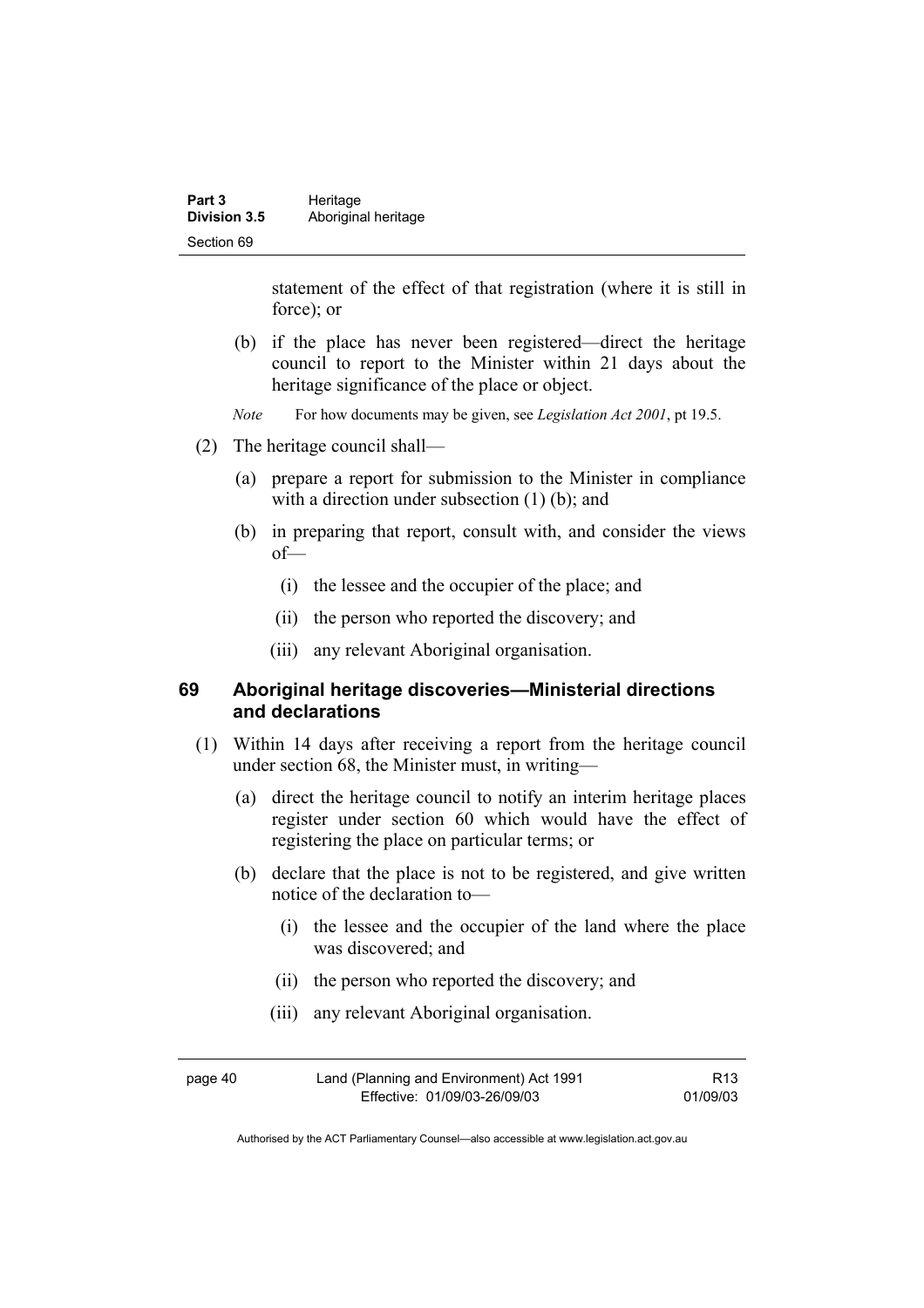statement of the effect of that registration (where it is still in force); or

(b) if the place has never been registered—direct the heritage council to report to the Minister within 21 days about the heritage significance of the place or object.

*Note* For how documents may be given, see *Legislation Act 2001*, pt 19.5.

(2) The heritage council shall—

(a) prepare a report for submission to the Minister in compliance with a direction under subsection (1) (b); and

(b) in preparing that report, consult with, and consider the views of—

(i) the lessee and the occupier of the place; and

(ii) the person who reported the discovery; and

(iii) any relevant Aboriginal organisation.

## 69 Aboriginal heritage discoveries—Ministerial directions and declarations

(1) Within 14 days after receiving a report from the heritage council under section 68, the Minister must, in writing—

(a) direct the heritage council to notify an interim heritage places register under section 60 which would have the effect of registering the place on particular terms; or

(b) declare that the place is not to be registered, and give written notice of the declaration to—

(i) the lessee and the occupier of the land where the place was discovered; and

(ii) the person who reported the discovery; and

(iii) any relevant Aboriginal organisation.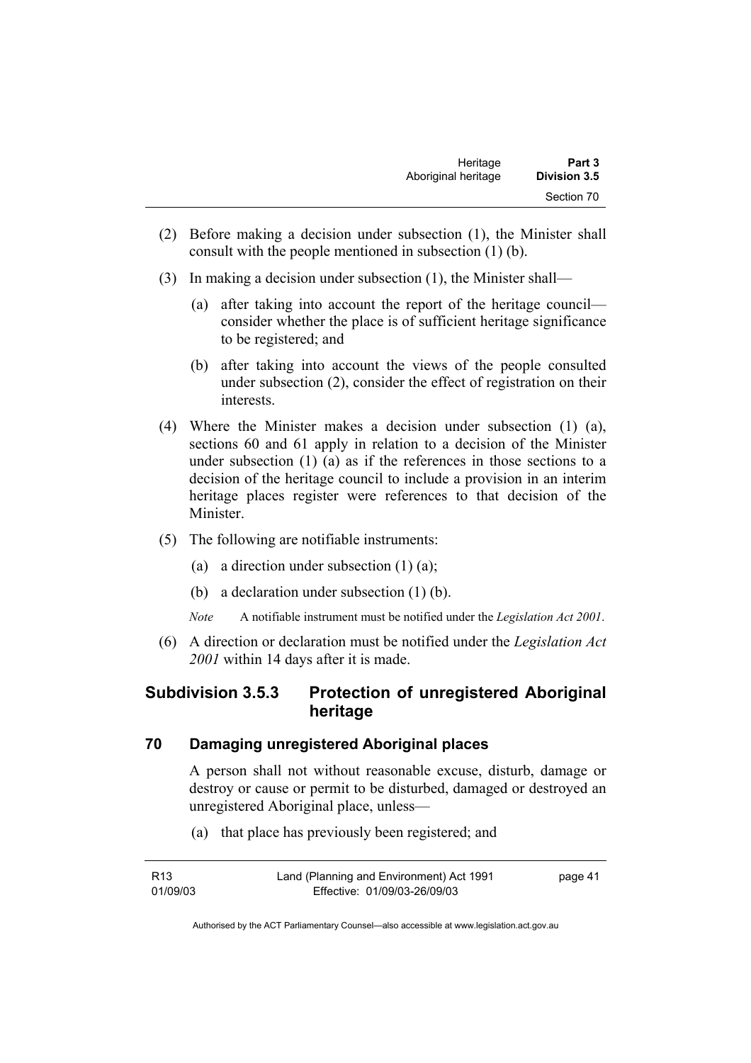(2) Before making a decision under subsection (1), the Minister shall consult with the people mentioned in subsection (1) (b).

(3) In making a decision under subsection (1), the Minister shall—

  (a) after taking into account the report of the heritage council—consider whether the place is of sufficient heritage significance to be registered; and

  (b) after taking into account the views of the people consulted under subsection (2), consider the effect of registration on their interests.

(4) Where the Minister makes a decision under subsection (1) (a), sections 60 and 61 apply in relation to a decision of the Minister under subsection (1) (a) as if the references in those sections to a decision of the heritage council to include a provision in an interim heritage places register were references to that decision of the Minister.

(5) The following are notifiable instruments:

  (a) a direction under subsection (1) (a);

  (b) a declaration under subsection (1) (b).

*Note* A notifiable instrument must be notified under the *Legislation Act 2001*.

(6) A direction or declaration must be notified under the *Legislation Act 2001* within 14 days after it is made.

## Subdivision 3.5.3 Protection of unregistered Aboriginal heritage

### 70 Damaging unregistered Aboriginal places

A person shall not without reasonable excuse, disturb, damage or destroy or cause or permit to be disturbed, damaged or destroyed an unregistered Aboriginal place, unless—

  (a) that place has previously been registered; and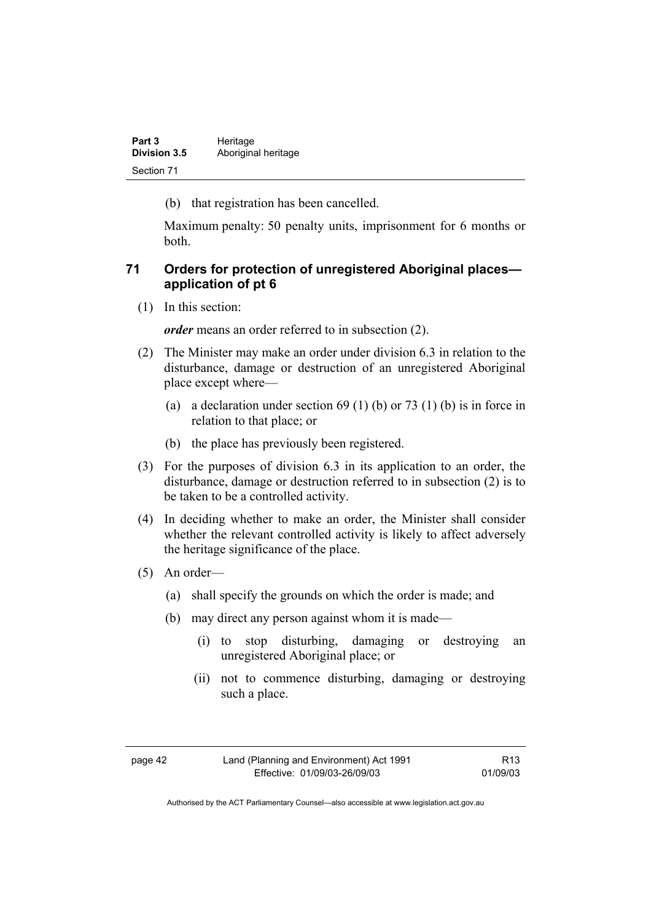(b) that registration has been cancelled.

Maximum penalty: 50 penalty units, imprisonment for 6 months or both.

## 71 Orders for protection of unregistered Aboriginal places—application of pt 6

(1) In this section:

***order*** means an order referred to in subsection (2).

(2) The Minister may make an order under division 6.3 in relation to the disturbance, damage or destruction of an unregistered Aboriginal place except where—

(a) a declaration under section 69 (1) (b) or 73 (1) (b) is in force in relation to that place; or

(b) the place has previously been registered.

(3) For the purposes of division 6.3 in its application to an order, the disturbance, damage or destruction referred to in subsection (2) is to be taken to be a controlled activity.

(4) In deciding whether to make an order, the Minister shall consider whether the relevant controlled activity is likely to affect adversely the heritage significance of the place.

(5) An order—

(a) shall specify the grounds on which the order is made; and

(b) may direct any person against whom it is made—

(i) to stop disturbing, damaging or destroying an unregistered Aboriginal place; or

(ii) not to commence disturbing, damaging or destroying such a place.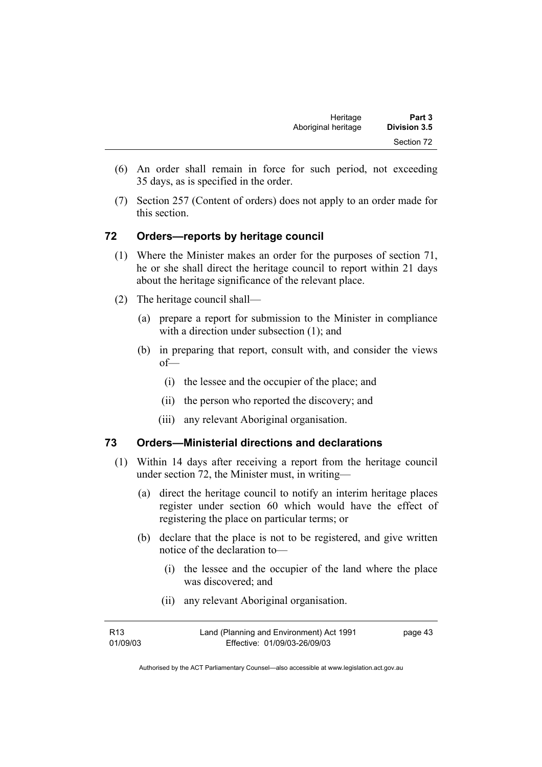(6) An order shall remain in force for such period, not exceeding 35 days, as is specified in the order.

(7) Section 257 (Content of orders) does not apply to an order made for this section.

## 72 Orders—reports by heritage council

(1) Where the Minister makes an order for the purposes of section 71, he or she shall direct the heritage council to report within 21 days about the heritage significance of the relevant place.

(2) The heritage council shall—

- (a) prepare a report for submission to the Minister in compliance with a direction under subsection (1); and
- (b) in preparing that report, consult with, and consider the views of—
  - (i) the lessee and the occupier of the place; and
  - (ii) the person who reported the discovery; and
  - (iii) any relevant Aboriginal organisation.

## 73 Orders—Ministerial directions and declarations

(1) Within 14 days after receiving a report from the heritage council under section 72, the Minister must, in writing—

- (a) direct the heritage council to notify an interim heritage places register under section 60 which would have the effect of registering the place on particular terms; or
- (b) declare that the place is not to be registered, and give written notice of the declaration to—
  - (i) the lessee and the occupier of the land where the place was discovered; and
  - (ii) any relevant Aboriginal organisation.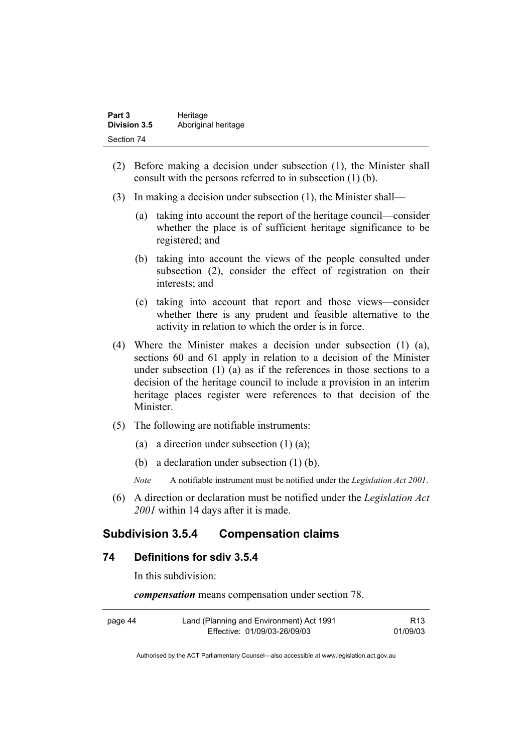(2) Before making a decision under subsection (1), the Minister shall consult with the persons referred to in subsection (1) (b).

(3) In making a decision under subsection (1), the Minister shall—

  (a) taking into account the report of the heritage council—consider whether the place is of sufficient heritage significance to be registered; and

  (b) taking into account the views of the people consulted under subsection (2), consider the effect of registration on their interests; and

  (c) taking into account that report and those views—consider whether there is any prudent and feasible alternative to the activity in relation to which the order is in force.

(4) Where the Minister makes a decision under subsection (1) (a), sections 60 and 61 apply in relation to a decision of the Minister under subsection (1) (a) as if the references in those sections to a decision of the heritage council to include a provision in an interim heritage places register were references to that decision of the Minister.

(5) The following are notifiable instruments:

  (a) a direction under subsection (1) (a);

  (b) a declaration under subsection (1) (b).

  *Note* A notifiable instrument must be notified under the *Legislation Act 2001*.

(6) A direction or declaration must be notified under the *Legislation Act 2001* within 14 days after it is made.

## Subdivision 3.5.4 Compensation claims

### 74 Definitions for sdiv 3.5.4

In this subdivision:

***compensation*** means compensation under section 78.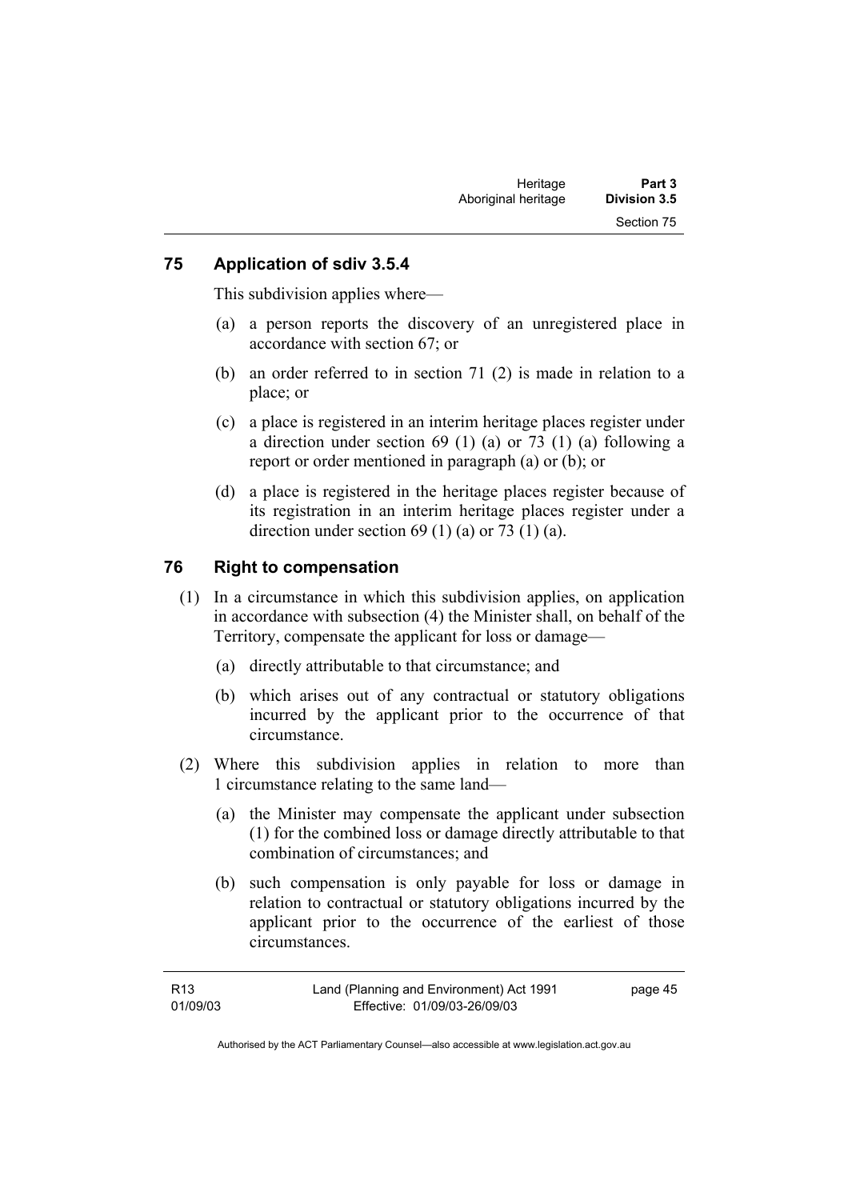## 75 Application of sdiv 3.5.4

This subdivision applies where—

(a) a person reports the discovery of an unregistered place in accordance with section 67; or

(b) an order referred to in section 71 (2) is made in relation to a place; or

(c) a place is registered in an interim heritage places register under a direction under section 69 (1) (a) or 73 (1) (a) following a report or order mentioned in paragraph (a) or (b); or

(d) a place is registered in the heritage places register because of its registration in an interim heritage places register under a direction under section 69 (1) (a) or 73 (1) (a).

## 76 Right to compensation

(1) In a circumstance in which this subdivision applies, on application in accordance with subsection (4) the Minister shall, on behalf of the Territory, compensate the applicant for loss or damage—

(a) directly attributable to that circumstance; and

(b) which arises out of any contractual or statutory obligations incurred by the applicant prior to the occurrence of that circumstance.

(2) Where this subdivision applies in relation to more than 1 circumstance relating to the same land—

(a) the Minister may compensate the applicant under subsection (1) for the combined loss or damage directly attributable to that combination of circumstances; and

(b) such compensation is only payable for loss or damage in relation to contractual or statutory obligations incurred by the applicant prior to the occurrence of the earliest of those circumstances.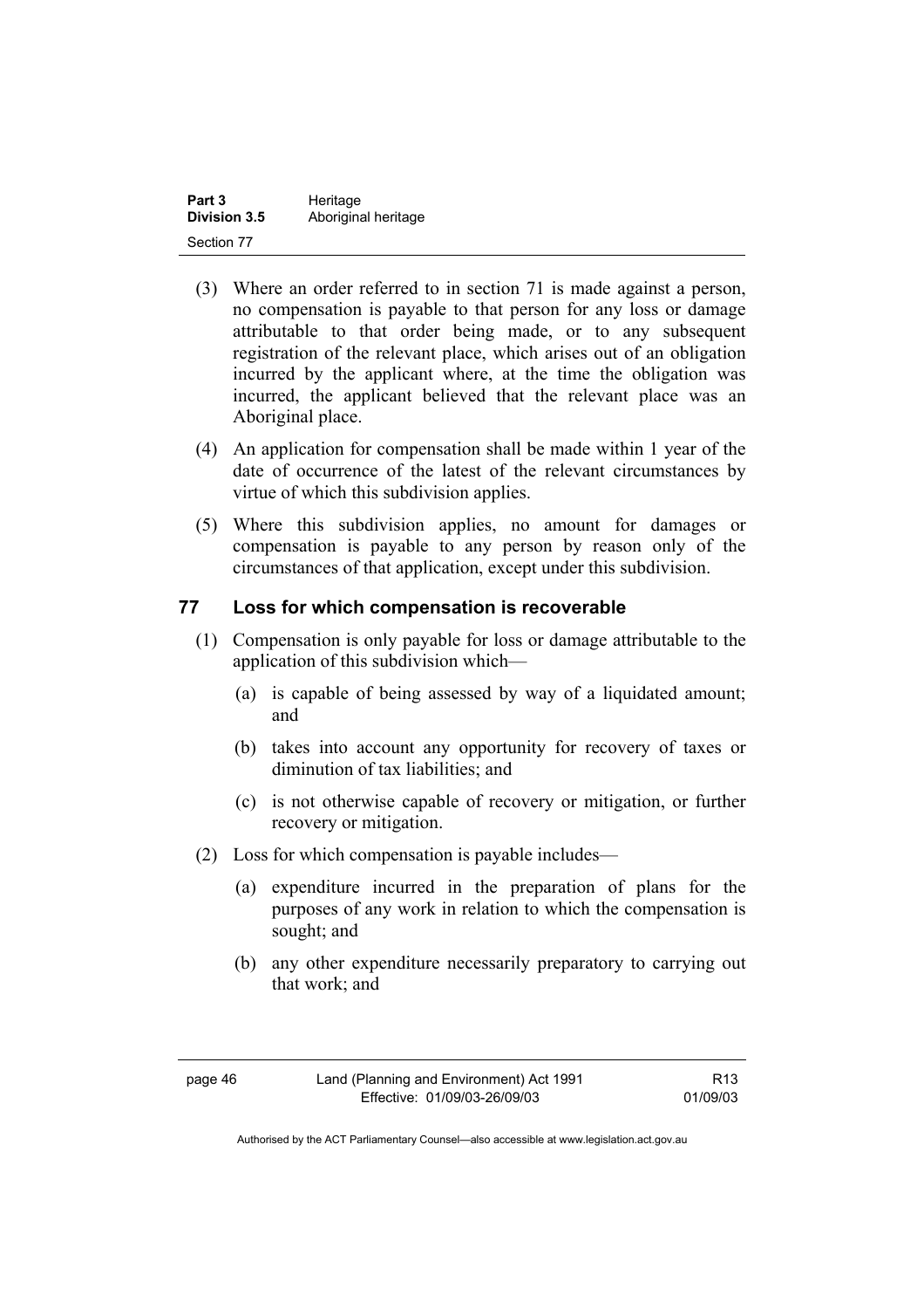(3) Where an order referred to in section 71 is made against a person, no compensation is payable to that person for any loss or damage attributable to that order being made, or to any subsequent registration of the relevant place, which arises out of an obligation incurred by the applicant where, at the time the obligation was incurred, the applicant believed that the relevant place was an Aboriginal place.

(4) An application for compensation shall be made within 1 year of the date of occurrence of the latest of the relevant circumstances by virtue of which this subdivision applies.

(5) Where this subdivision applies, no amount for damages or compensation is payable to any person by reason only of the circumstances of that application, except under this subdivision.

## 77 Loss for which compensation is recoverable

(1) Compensation is only payable for loss or damage attributable to the application of this subdivision which—

(a) is capable of being assessed by way of a liquidated amount; and

(b) takes into account any opportunity for recovery of taxes or diminution of tax liabilities; and

(c) is not otherwise capable of recovery or mitigation, or further recovery or mitigation.

(2) Loss for which compensation is payable includes—

(a) expenditure incurred in the preparation of plans for the purposes of any work in relation to which the compensation is sought; and

(b) any other expenditure necessarily preparatory to carrying out that work; and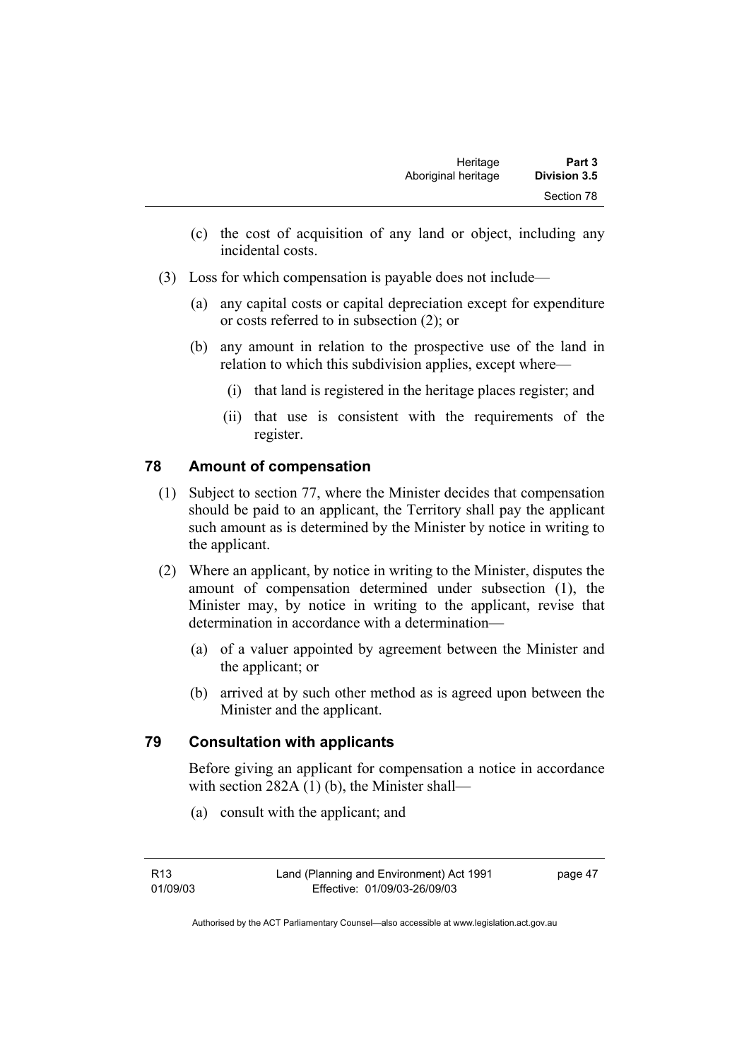(c) the cost of acquisition of any land or object, including any incidental costs.

(3) Loss for which compensation is payable does not include—

(a) any capital costs or capital depreciation except for expenditure or costs referred to in subsection (2); or

(b) any amount in relation to the prospective use of the land in relation to which this subdivision applies, except where—

(i) that land is registered in the heritage places register; and

(ii) that use is consistent with the requirements of the register.

## 78 Amount of compensation

(1) Subject to section 77, where the Minister decides that compensation should be paid to an applicant, the Territory shall pay the applicant such amount as is determined by the Minister by notice in writing to the applicant.

(2) Where an applicant, by notice in writing to the Minister, disputes the amount of compensation determined under subsection (1), the Minister may, by notice in writing to the applicant, revise that determination in accordance with a determination—

(a) of a valuer appointed by agreement between the Minister and the applicant; or

(b) arrived at by such other method as is agreed upon between the Minister and the applicant.

## 79 Consultation with applicants

Before giving an applicant for compensation a notice in accordance with section 282A (1) (b), the Minister shall—

(a) consult with the applicant; and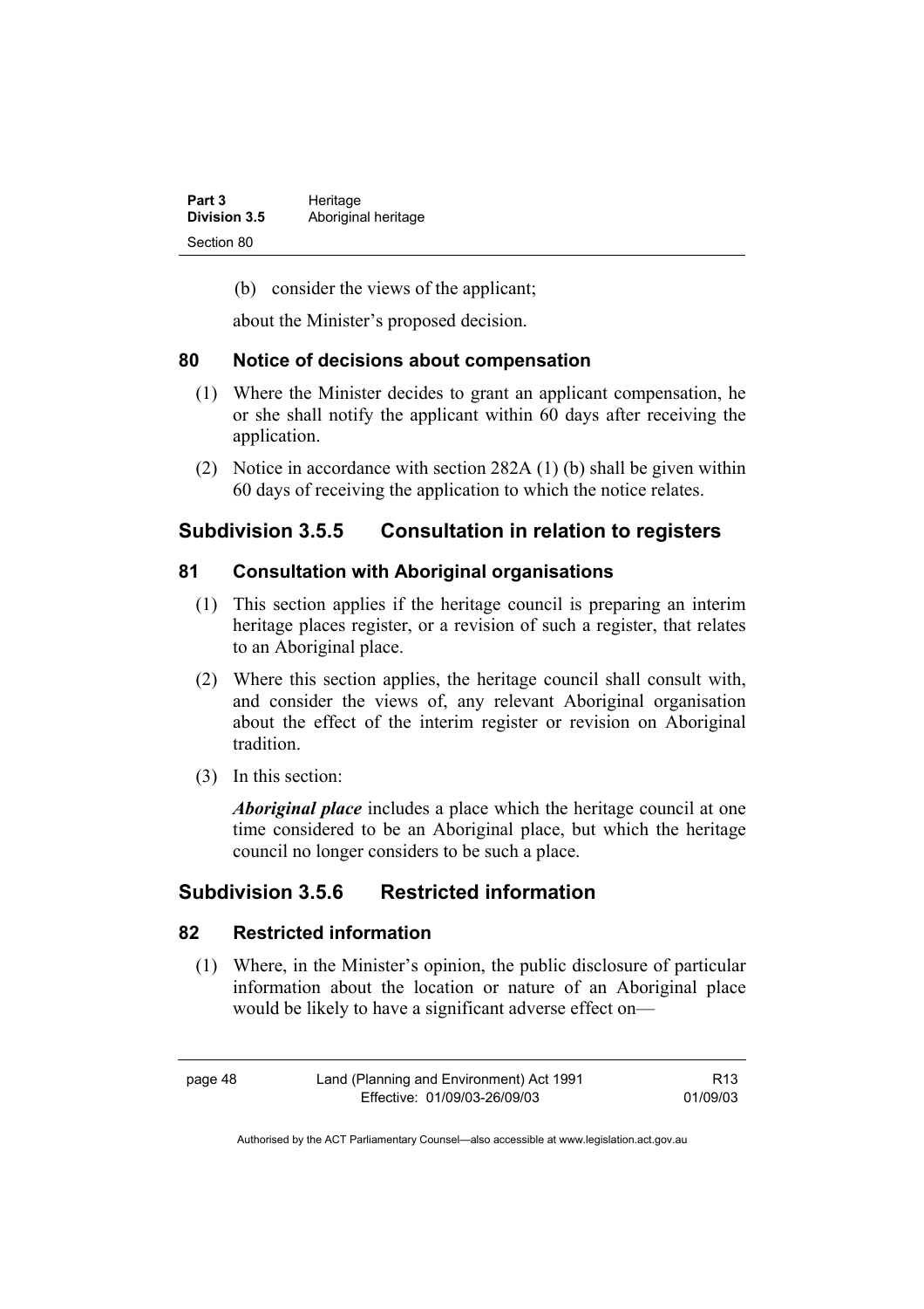(b) consider the views of the applicant;

about the Minister's proposed decision.

## 80 Notice of decisions about compensation

(1) Where the Minister decides to grant an applicant compensation, he or she shall notify the applicant within 60 days after receiving the application.

(2) Notice in accordance with section 282A (1) (b) shall be given within 60 days of receiving the application to which the notice relates.

# Subdivision 3.5.5 Consultation in relation to registers

## 81 Consultation with Aboriginal organisations

(1) This section applies if the heritage council is preparing an interim heritage places register, or a revision of such a register, that relates to an Aboriginal place.

(2) Where this section applies, the heritage council shall consult with, and consider the views of, any relevant Aboriginal organisation about the effect of the interim register or revision on Aboriginal tradition.

(3) In this section:

***Aboriginal place*** includes a place which the heritage council at one time considered to be an Aboriginal place, but which the heritage council no longer considers to be such a place.

# Subdivision 3.5.6 Restricted information

## 82 Restricted information

(1) Where, in the Minister's opinion, the public disclosure of particular information about the location or nature of an Aboriginal place would be likely to have a significant adverse effect on—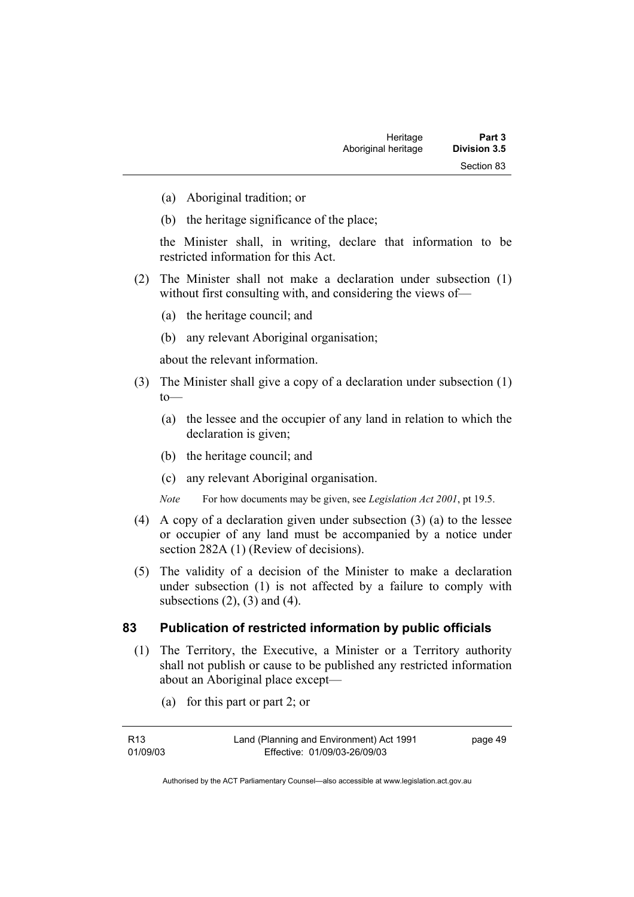(a) Aboriginal tradition; or

(b) the heritage significance of the place;

the Minister shall, in writing, declare that information to be restricted information for this Act.

(2) The Minister shall not make a declaration under subsection (1) without first consulting with, and considering the views of—

(a) the heritage council; and

(b) any relevant Aboriginal organisation;

about the relevant information.

(3) The Minister shall give a copy of a declaration under subsection (1) to—

(a) the lessee and the occupier of any land in relation to which the declaration is given;

(b) the heritage council; and

(c) any relevant Aboriginal organisation.

*Note* For how documents may be given, see *Legislation Act 2001*, pt 19.5.

(4) A copy of a declaration given under subsection (3) (a) to the lessee or occupier of any land must be accompanied by a notice under section 282A (1) (Review of decisions).

(5) The validity of a decision of the Minister to make a declaration under subsection (1) is not affected by a failure to comply with subsections (2), (3) and (4).

## 83 Publication of restricted information by public officials

(1) The Territory, the Executive, a Minister or a Territory authority shall not publish or cause to be published any restricted information about an Aboriginal place except—

(a) for this part or part 2; or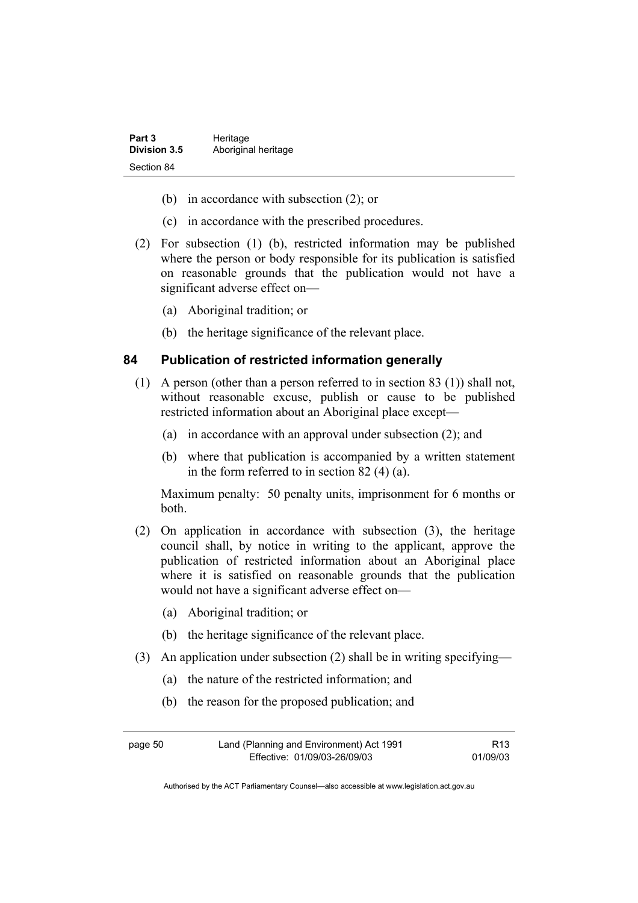(b) in accordance with subsection (2); or

(c) in accordance with the prescribed procedures.

(2) For subsection (1) (b), restricted information may be published where the person or body responsible for its publication is satisfied on reasonable grounds that the publication would not have a significant adverse effect on—

(a) Aboriginal tradition; or

(b) the heritage significance of the relevant place.

## 84 Publication of restricted information generally

(1) A person (other than a person referred to in section 83 (1)) shall not, without reasonable excuse, publish or cause to be published restricted information about an Aboriginal place except—

(a) in accordance with an approval under subsection (2); and

(b) where that publication is accompanied by a written statement in the form referred to in section 82 (4) (a).

Maximum penalty: 50 penalty units, imprisonment for 6 months or both.

(2) On application in accordance with subsection (3), the heritage council shall, by notice in writing to the applicant, approve the publication of restricted information about an Aboriginal place where it is satisfied on reasonable grounds that the publication would not have a significant adverse effect on—

(a) Aboriginal tradition; or

(b) the heritage significance of the relevant place.

(3) An application under subsection (2) shall be in writing specifying—

(a) the nature of the restricted information; and

(b) the reason for the proposed publication; and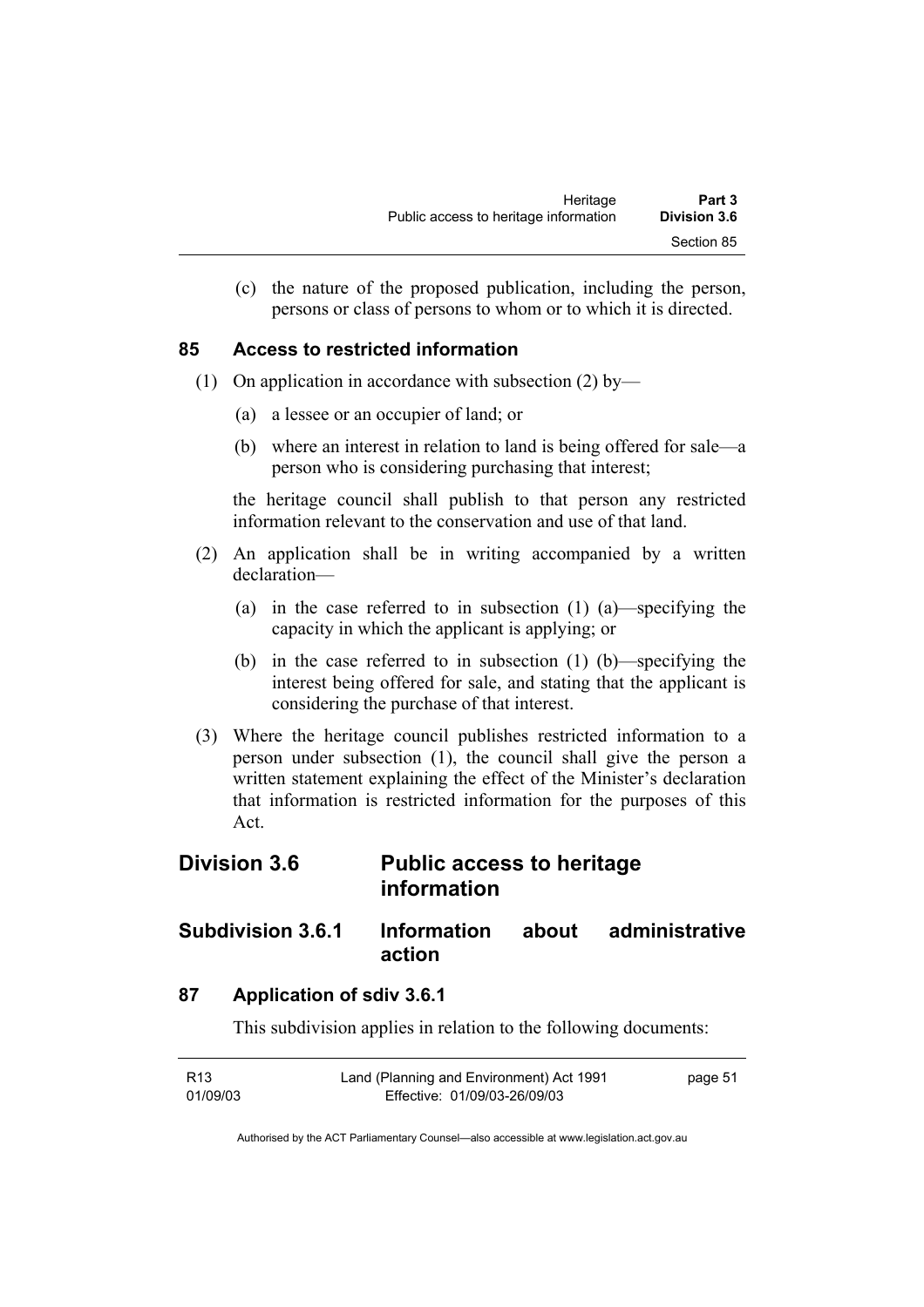(c) the nature of the proposed publication, including the person, persons or class of persons to whom or to which it is directed.

### 85 Access to restricted information

(1) On application in accordance with subsection (2) by—

(a) a lessee or an occupier of land; or

(b) where an interest in relation to land is being offered for sale—a person who is considering purchasing that interest;

the heritage council shall publish to that person any restricted information relevant to the conservation and use of that land.

(2) An application shall be in writing accompanied by a written declaration—

(a) in the case referred to in subsection (1) (a)—specifying the capacity in which the applicant is applying; or

(b) in the case referred to in subsection (1) (b)—specifying the interest being offered for sale, and stating that the applicant is considering the purchase of that interest.

(3) Where the heritage council publishes restricted information to a person under subsection (1), the council shall give the person a written statement explaining the effect of the Minister's declaration that information is restricted information for the purposes of this Act.

## Division 3.6 Public access to heritage information

## Subdivision 3.6.1 Information about administrative action

### 87 Application of sdiv 3.6.1

This subdivision applies in relation to the following documents: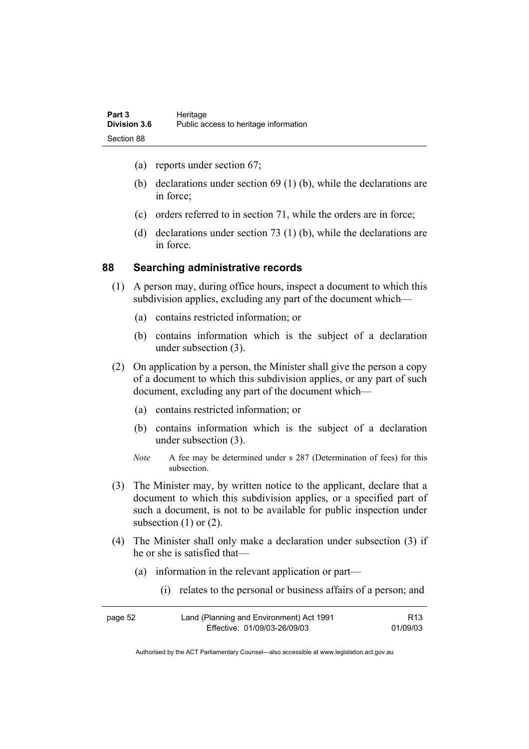(a) reports under section 67;

(b) declarations under section 69 (1) (b), while the declarations are in force;

(c) orders referred to in section 71, while the orders are in force;

(d) declarations under section 73 (1) (b), while the declarations are in force.

## 88 Searching administrative records

(1) A person may, during office hours, inspect a document to which this subdivision applies, excluding any part of the document which—

(a) contains restricted information; or

(b) contains information which is the subject of a declaration under subsection (3).

(2) On application by a person, the Minister shall give the person a copy of a document to which this subdivision applies, or any part of such document, excluding any part of the document which—

(a) contains restricted information; or

(b) contains information which is the subject of a declaration under subsection (3).

*Note* A fee may be determined under s 287 (Determination of fees) for this subsection.

(3) The Minister may, by written notice to the applicant, declare that a document to which this subdivision applies, or a specified part of such a document, is not to be available for public inspection under subsection (1) or (2).

(4) The Minister shall only make a declaration under subsection (3) if he or she is satisfied that—

(a) information in the relevant application or part—

(i) relates to the personal or business affairs of a person; and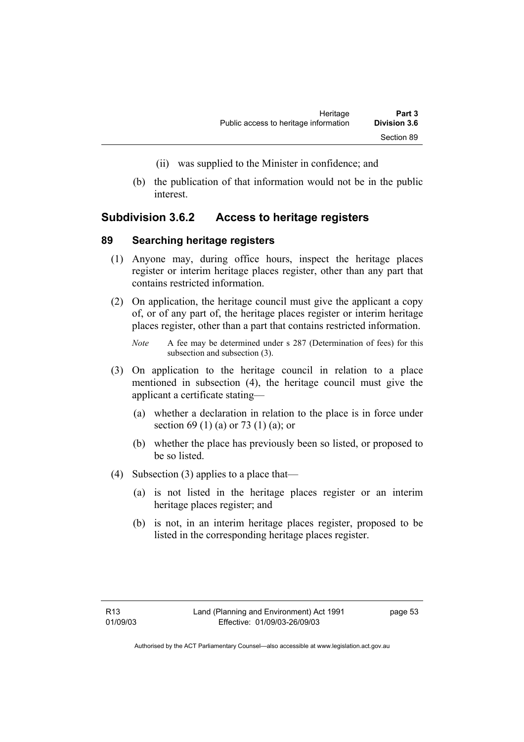(ii) was supplied to the Minister in confidence; and

(b) the publication of that information would not be in the public interest.

### Subdivision 3.6.2 Access to heritage registers

#### 89 Searching heritage registers

(1) Anyone may, during office hours, inspect the heritage places register or interim heritage places register, other than any part that contains restricted information.

(2) On application, the heritage council must give the applicant a copy of, or of any part of, the heritage places register or interim heritage places register, other than a part that contains restricted information.

*Note* A fee may be determined under s 287 (Determination of fees) for this subsection and subsection (3).

(3) On application to the heritage council in relation to a place mentioned in subsection (4), the heritage council must give the applicant a certificate stating—

(a) whether a declaration in relation to the place is in force under section 69 (1) (a) or 73 (1) (a); or

(b) whether the place has previously been so listed, or proposed to be so listed.

(4) Subsection (3) applies to a place that—

(a) is not listed in the heritage places register or an interim heritage places register; and

(b) is not, in an interim heritage places register, proposed to be listed in the corresponding heritage places register.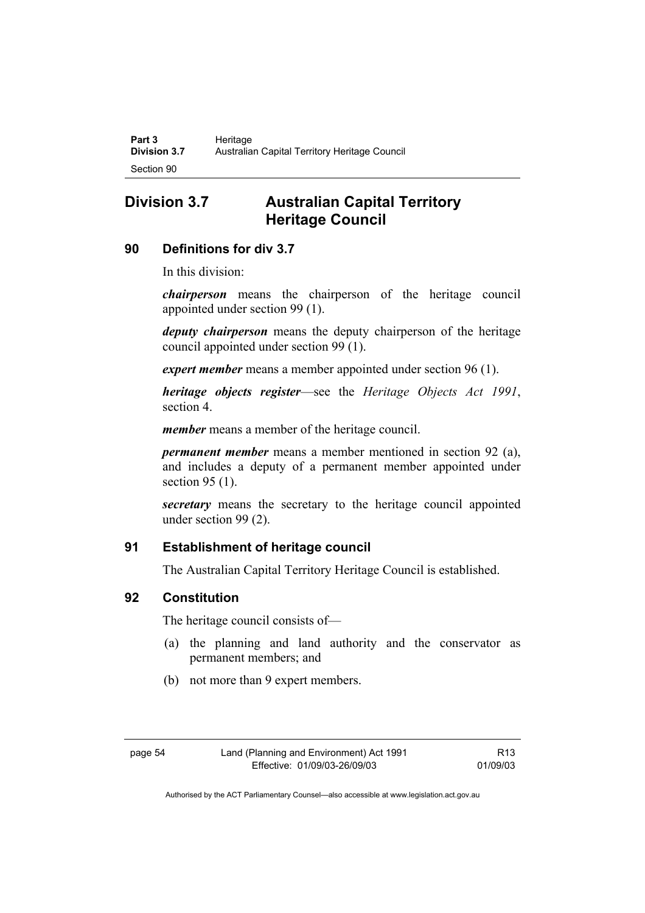# Division 3.7 Australian Capital Territory Heritage Council

## 90 Definitions for div 3.7

In this division:

***chairperson*** means the chairperson of the heritage council appointed under section 99 (1).

***deputy chairperson*** means the deputy chairperson of the heritage council appointed under section 99 (1).

***expert member*** means a member appointed under section 96 (1).

***heritage objects register***—see the *Heritage Objects Act 1991*, section 4.

***member*** means a member of the heritage council.

***permanent member*** means a member mentioned in section 92 (a), and includes a deputy of a permanent member appointed under section 95 (1).

***secretary*** means the secretary to the heritage council appointed under section 99 (2).

## 91 Establishment of heritage council

The Australian Capital Territory Heritage Council is established.

## 92 Constitution

The heritage council consists of—

(a) the planning and land authority and the conservator as permanent members; and

(b) not more than 9 expert members.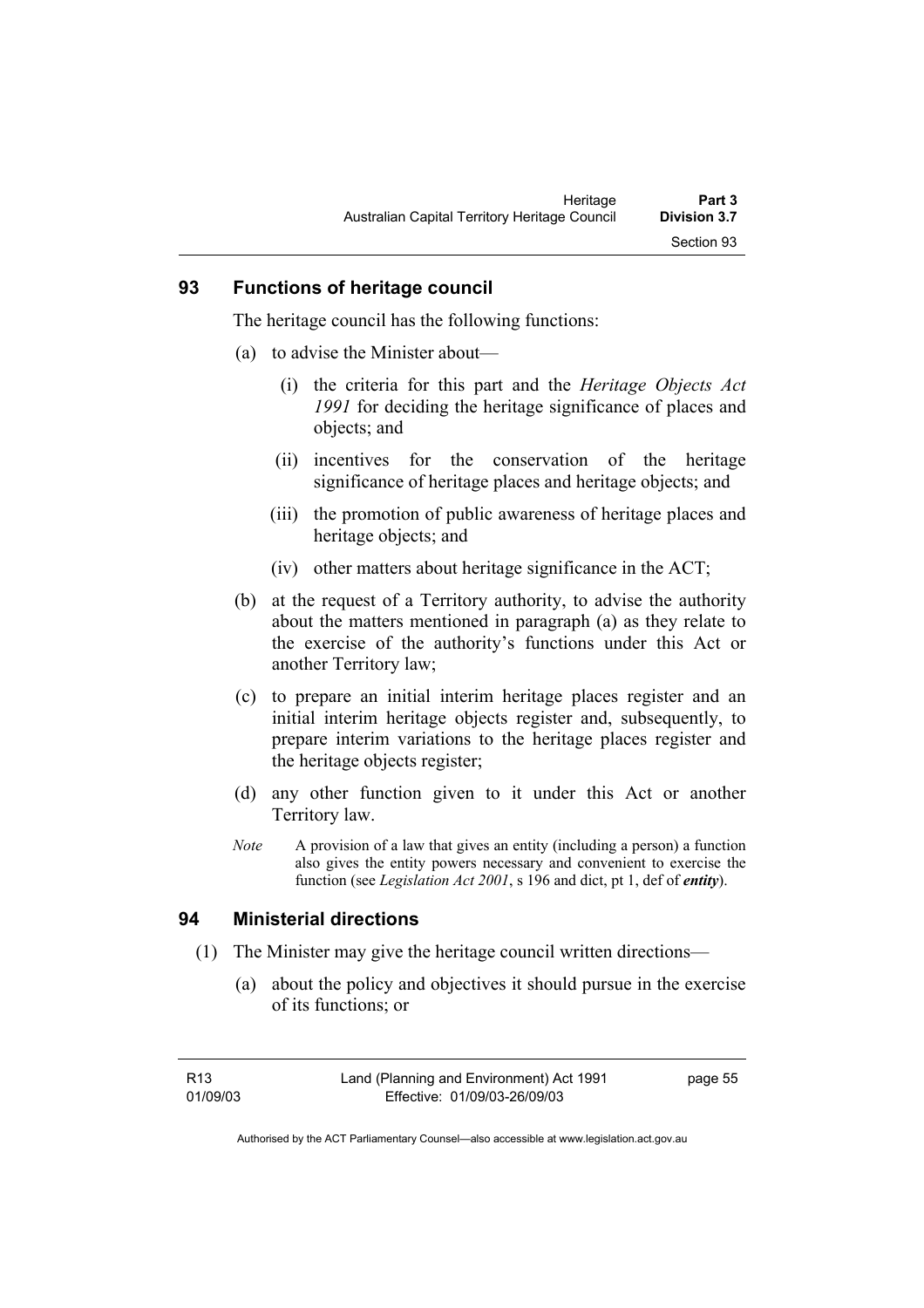## 93 Functions of heritage council

The heritage council has the following functions:

(a) to advise the Minister about—

(i) the criteria for this part and the *Heritage Objects Act 1991* for deciding the heritage significance of places and objects; and

(ii) incentives for the conservation of the heritage significance of heritage places and heritage objects; and

(iii) the promotion of public awareness of heritage places and heritage objects; and

(iv) other matters about heritage significance in the ACT;

(b) at the request of a Territory authority, to advise the authority about the matters mentioned in paragraph (a) as they relate to the exercise of the authority's functions under this Act or another Territory law;

(c) to prepare an initial interim heritage places register and an initial interim heritage objects register and, subsequently, to prepare interim variations to the heritage places register and the heritage objects register;

(d) any other function given to it under this Act or another Territory law.

*Note* A provision of a law that gives an entity (including a person) a function also gives the entity powers necessary and convenient to exercise the function (see *Legislation Act 2001*, s 196 and dict, pt 1, def of ***entity***).

## 94 Ministerial directions

(1) The Minister may give the heritage council written directions—

(a) about the policy and objectives it should pursue in the exercise of its functions; or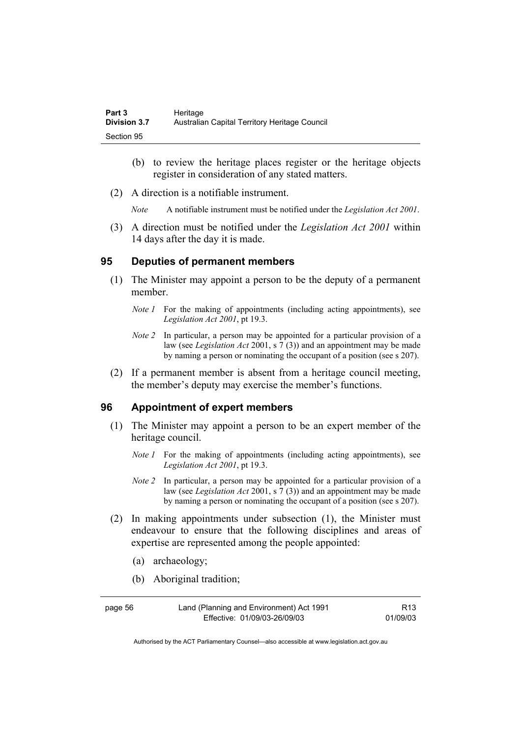(b) to review the heritage places register or the heritage objects register in consideration of any stated matters.

(2) A direction is a notifiable instrument.

*Note* A notifiable instrument must be notified under the *Legislation Act 2001*.

(3) A direction must be notified under the *Legislation Act 2001* within 14 days after the day it is made.

## 95 Deputies of permanent members

(1) The Minister may appoint a person to be the deputy of a permanent member.

*Note 1* For the making of appointments (including acting appointments), see *Legislation Act 2001*, pt 19.3.

*Note 2* In particular, a person may be appointed for a particular provision of a law (see *Legislation Act* 2001, s 7 (3)) and an appointment may be made by naming a person or nominating the occupant of a position (see s 207).

(2) If a permanent member is absent from a heritage council meeting, the member's deputy may exercise the member's functions.

## 96 Appointment of expert members

(1) The Minister may appoint a person to be an expert member of the heritage council.

*Note 1* For the making of appointments (including acting appointments), see *Legislation Act 2001*, pt 19.3.

*Note 2* In particular, a person may be appointed for a particular provision of a law (see *Legislation Act* 2001, s 7 (3)) and an appointment may be made by naming a person or nominating the occupant of a position (see s 207).

(2) In making appointments under subsection (1), the Minister must endeavour to ensure that the following disciplines and areas of expertise are represented among the people appointed:

(a) archaeology;

(b) Aboriginal tradition;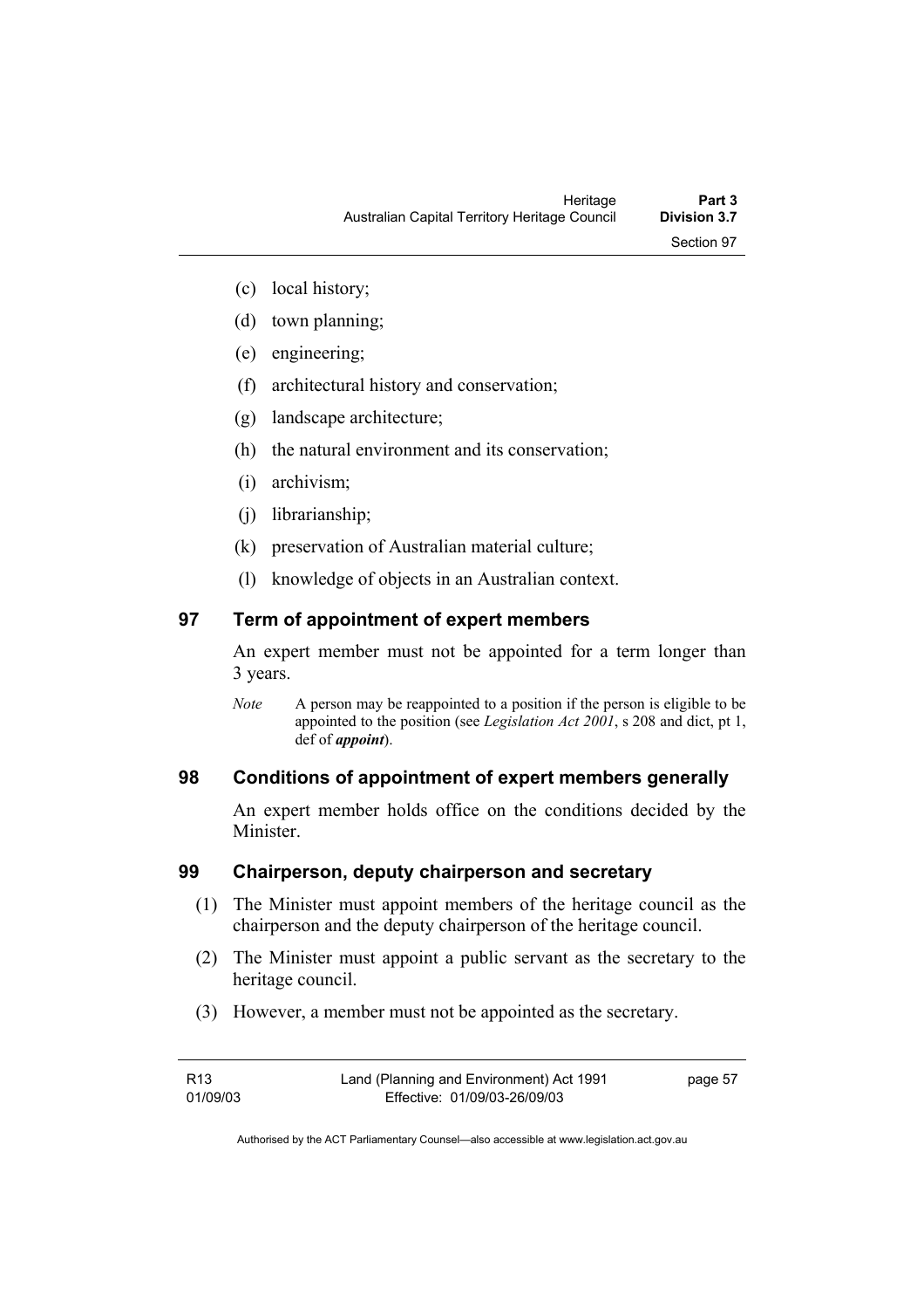(c) local history;

(d) town planning;

(e) engineering;

(f) architectural history and conservation;

(g) landscape architecture;

(h) the natural environment and its conservation;

(i) archivism;

(j) librarianship;

(k) preservation of Australian material culture;

(l) knowledge of objects in an Australian context.

## 97 Term of appointment of expert members

An expert member must not be appointed for a term longer than 3 years.

*Note* A person may be reappointed to a position if the person is eligible to be appointed to the position (see *Legislation Act 2001*, s 208 and dict, pt 1, def of ***appoint***).

## 98 Conditions of appointment of expert members generally

An expert member holds office on the conditions decided by the Minister.

## 99 Chairperson, deputy chairperson and secretary

(1) The Minister must appoint members of the heritage council as the chairperson and the deputy chairperson of the heritage council.

(2) The Minister must appoint a public servant as the secretary to the heritage council.

(3) However, a member must not be appointed as the secretary.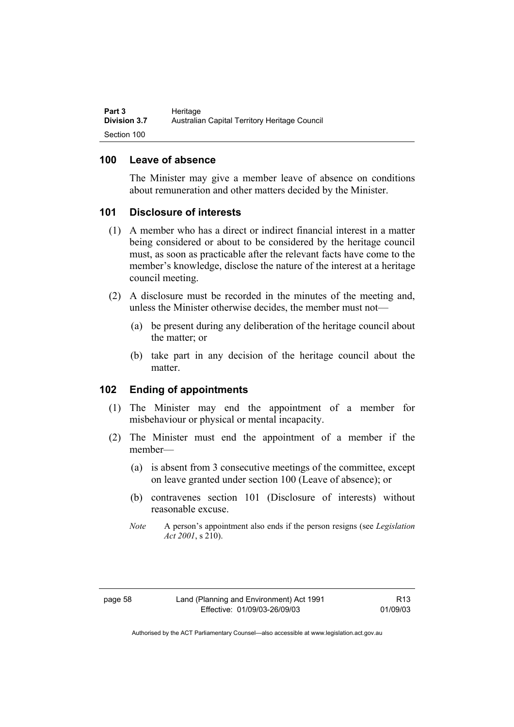## 100 Leave of absence

The Minister may give a member leave of absence on conditions about remuneration and other matters decided by the Minister.

## 101 Disclosure of interests

(1) A member who has a direct or indirect financial interest in a matter being considered or about to be considered by the heritage council must, as soon as practicable after the relevant facts have come to the member's knowledge, disclose the nature of the interest at a heritage council meeting.

(2) A disclosure must be recorded in the minutes of the meeting and, unless the Minister otherwise decides, the member must not—

(a) be present during any deliberation of the heritage council about the matter; or

(b) take part in any decision of the heritage council about the matter.

## 102 Ending of appointments

(1) The Minister may end the appointment of a member for misbehaviour or physical or mental incapacity.

(2) The Minister must end the appointment of a member if the member—

(a) is absent from 3 consecutive meetings of the committee, except on leave granted under section 100 (Leave of absence); or

(b) contravenes section 101 (Disclosure of interests) without reasonable excuse.

*Note* A person's appointment also ends if the person resigns (see *Legislation Act 2001*, s 210).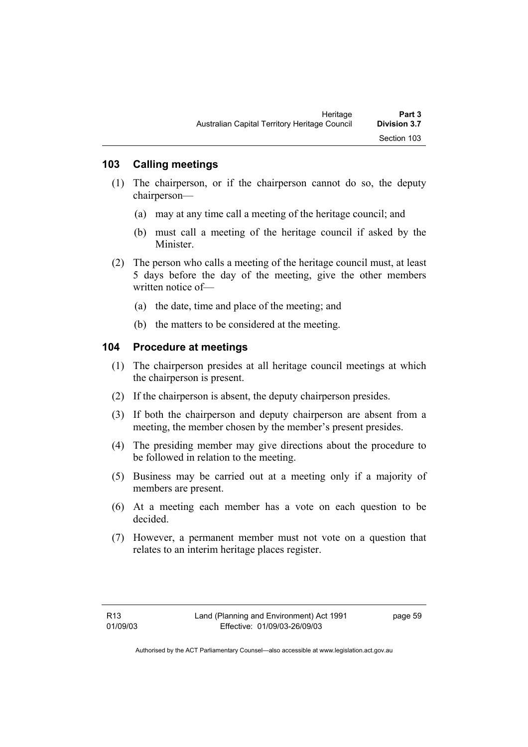## 103 Calling meetings

(1) The chairperson, or if the chairperson cannot do so, the deputy chairperson—

(a) may at any time call a meeting of the heritage council; and

(b) must call a meeting of the heritage council if asked by the Minister.

(2) The person who calls a meeting of the heritage council must, at least 5 days before the day of the meeting, give the other members written notice of—

(a) the date, time and place of the meeting; and

(b) the matters to be considered at the meeting.

## 104 Procedure at meetings

(1) The chairperson presides at all heritage council meetings at which the chairperson is present.

(2) If the chairperson is absent, the deputy chairperson presides.

(3) If both the chairperson and deputy chairperson are absent from a meeting, the member chosen by the member's present presides.

(4) The presiding member may give directions about the procedure to be followed in relation to the meeting.

(5) Business may be carried out at a meeting only if a majority of members are present.

(6) At a meeting each member has a vote on each question to be decided.

(7) However, a permanent member must not vote on a question that relates to an interim heritage places register.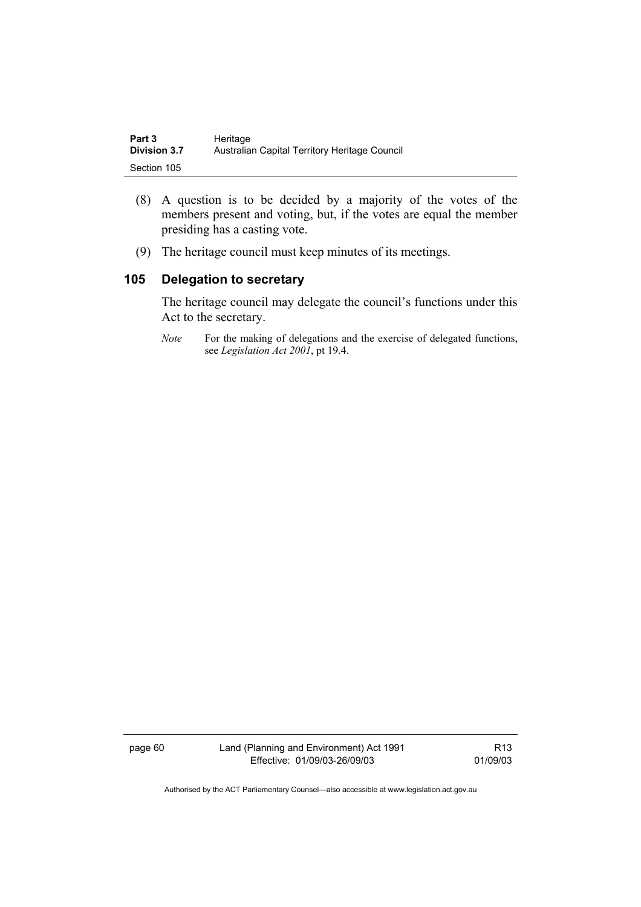(8) A question is to be decided by a majority of the votes of the members present and voting, but, if the votes are equal the member presiding has a casting vote.

(9) The heritage council must keep minutes of its meetings.

## 105 Delegation to secretary

The heritage council may delegate the council's functions under this Act to the secretary.

*Note* For the making of delegations and the exercise of delegated functions, see *Legislation Act 2001*, pt 19.4.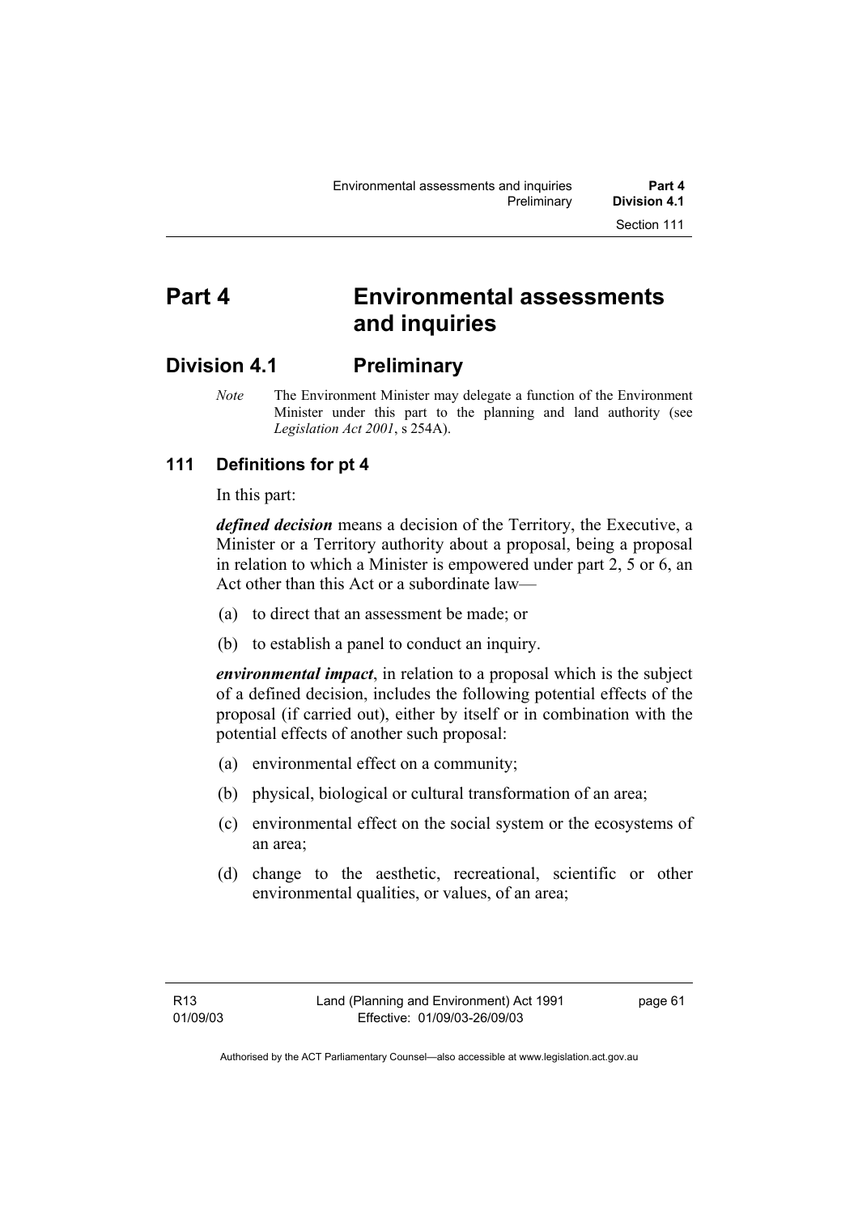# Part 4 Environmental assessments and inquiries

## Division 4.1 Preliminary

*Note* The Environment Minister may delegate a function of the Environment Minister under this part to the planning and land authority (see *Legislation Act 2001*, s 254A).

### 111 Definitions for pt 4

In this part:

***defined decision*** means a decision of the Territory, the Executive, a Minister or a Territory authority about a proposal, being a proposal in relation to which a Minister is empowered under part 2, 5 or 6, an Act other than this Act or a subordinate law—

(a) to direct that an assessment be made; or

(b) to establish a panel to conduct an inquiry.

***environmental impact***, in relation to a proposal which is the subject of a defined decision, includes the following potential effects of the proposal (if carried out), either by itself or in combination with the potential effects of another such proposal:

(a) environmental effect on a community;

(b) physical, biological or cultural transformation of an area;

(c) environmental effect on the social system or the ecosystems of an area;

(d) change to the aesthetic, recreational, scientific or other environmental qualities, or values, of an area;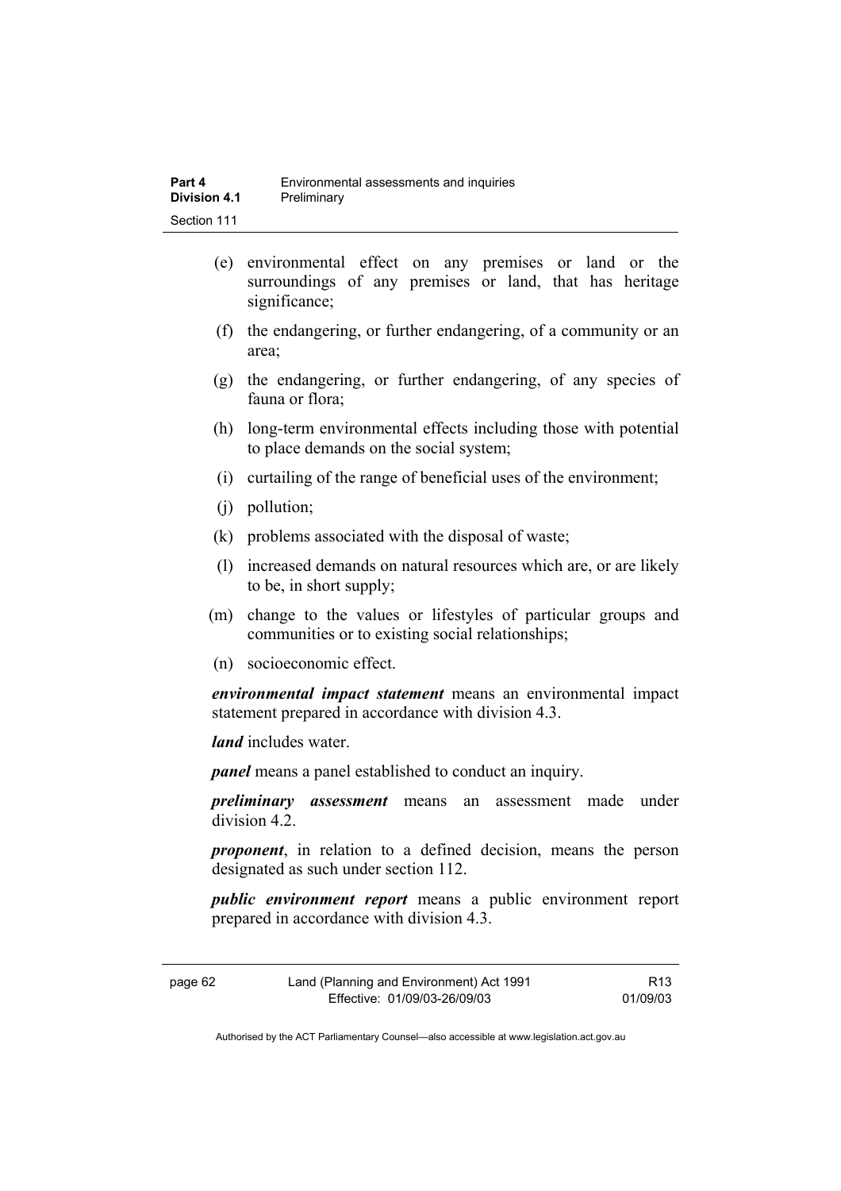(e) environmental effect on any premises or land or the surroundings of any premises or land, that has heritage significance;

(f) the endangering, or further endangering, of a community or an area;

(g) the endangering, or further endangering, of any species of fauna or flora;

(h) long-term environmental effects including those with potential to place demands on the social system;

(i) curtailing of the range of beneficial uses of the environment;

(j) pollution;

(k) problems associated with the disposal of waste;

(l) increased demands on natural resources which are, or are likely to be, in short supply;

(m) change to the values or lifestyles of particular groups and communities or to existing social relationships;

(n) socioeconomic effect.

***environmental impact statement*** means an environmental impact statement prepared in accordance with division 4.3.

***land*** includes water.

***panel*** means a panel established to conduct an inquiry.

***preliminary assessment*** means an assessment made under division 4.2.

***proponent***, in relation to a defined decision, means the person designated as such under section 112.

***public environment report*** means a public environment report prepared in accordance with division 4.3.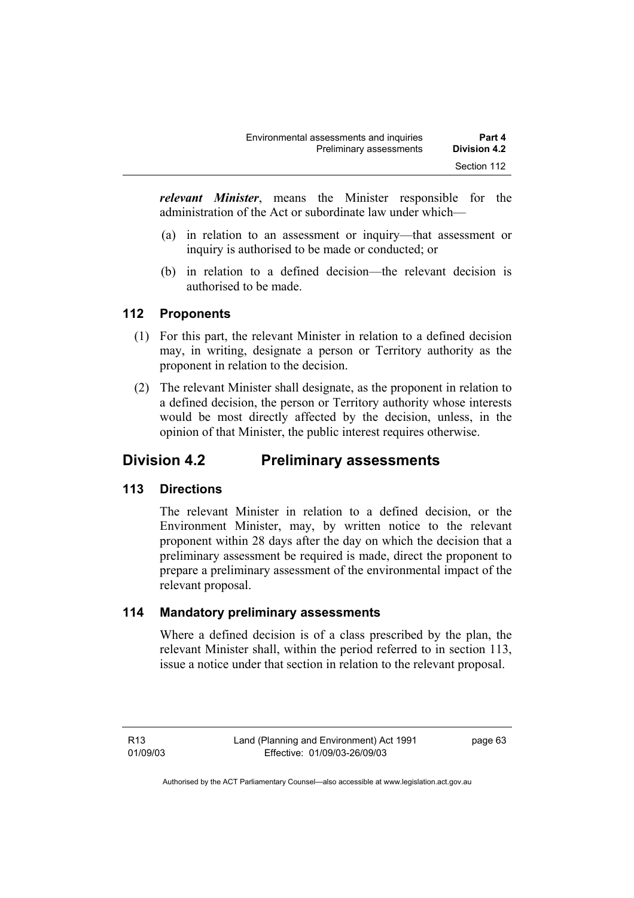***relevant Minister***, means the Minister responsible for the administration of the Act or subordinate law under which—

(a) in relation to an assessment or inquiry—that assessment or inquiry is authorised to be made or conducted; or

(b) in relation to a defined decision—the relevant decision is authorised to be made.

### 112 Proponents

(1) For this part, the relevant Minister in relation to a defined decision may, in writing, designate a person or Territory authority as the proponent in relation to the decision.

(2) The relevant Minister shall designate, as the proponent in relation to a defined decision, the person or Territory authority whose interests would be most directly affected by the decision, unless, in the opinion of that Minister, the public interest requires otherwise.

## Division 4.2 Preliminary assessments

### 113 Directions

The relevant Minister in relation to a defined decision, or the Environment Minister, may, by written notice to the relevant proponent within 28 days after the day on which the decision that a preliminary assessment be required is made, direct the proponent to prepare a preliminary assessment of the environmental impact of the relevant proposal.

### 114 Mandatory preliminary assessments

Where a defined decision is of a class prescribed by the plan, the relevant Minister shall, within the period referred to in section 113, issue a notice under that section in relation to the relevant proposal.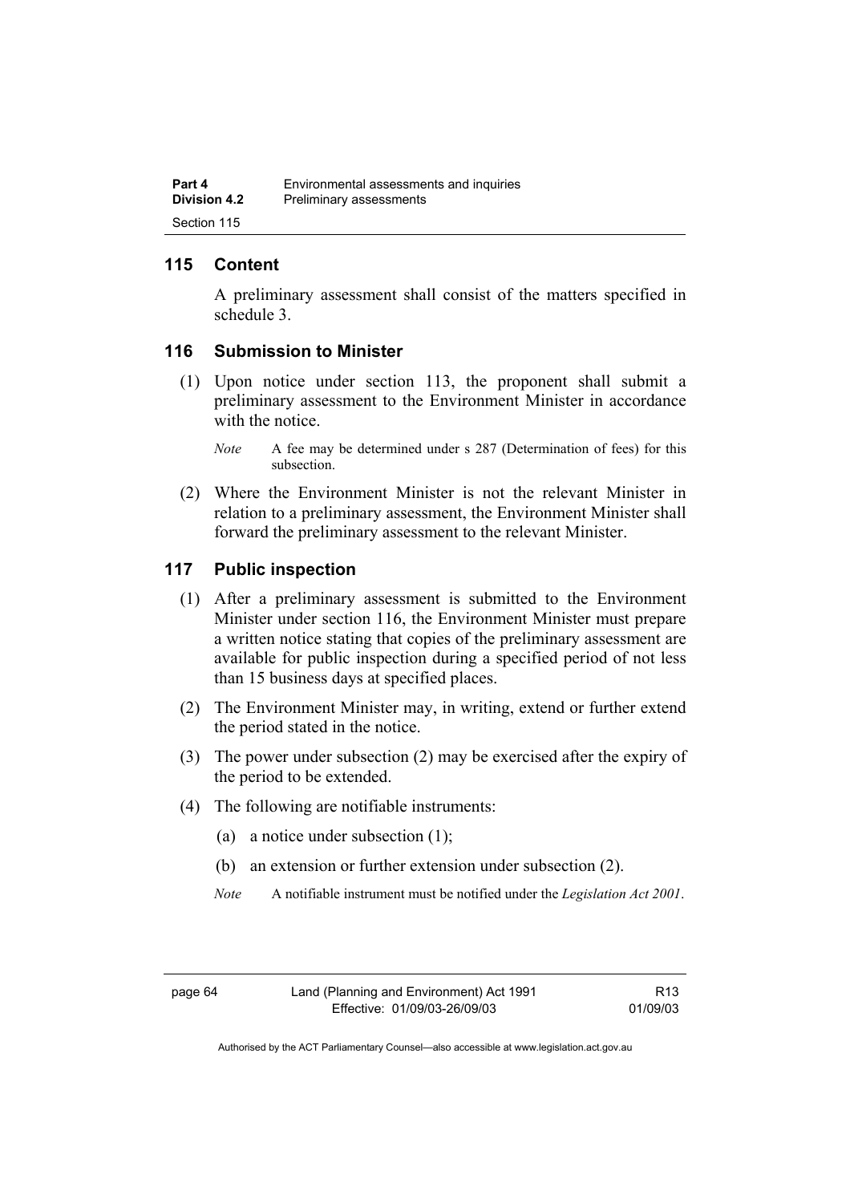## 115 Content

A preliminary assessment shall consist of the matters specified in schedule 3.

## 116 Submission to Minister

(1) Upon notice under section 113, the proponent shall submit a preliminary assessment to the Environment Minister in accordance with the notice.

*Note* A fee may be determined under s 287 (Determination of fees) for this subsection.

(2) Where the Environment Minister is not the relevant Minister in relation to a preliminary assessment, the Environment Minister shall forward the preliminary assessment to the relevant Minister.

## 117 Public inspection

(1) After a preliminary assessment is submitted to the Environment Minister under section 116, the Environment Minister must prepare a written notice stating that copies of the preliminary assessment are available for public inspection during a specified period of not less than 15 business days at specified places.

(2) The Environment Minister may, in writing, extend or further extend the period stated in the notice.

(3) The power under subsection (2) may be exercised after the expiry of the period to be extended.

(4) The following are notifiable instruments:

(a) a notice under subsection (1);

(b) an extension or further extension under subsection (2).

*Note* A notifiable instrument must be notified under the *Legislation Act 2001*.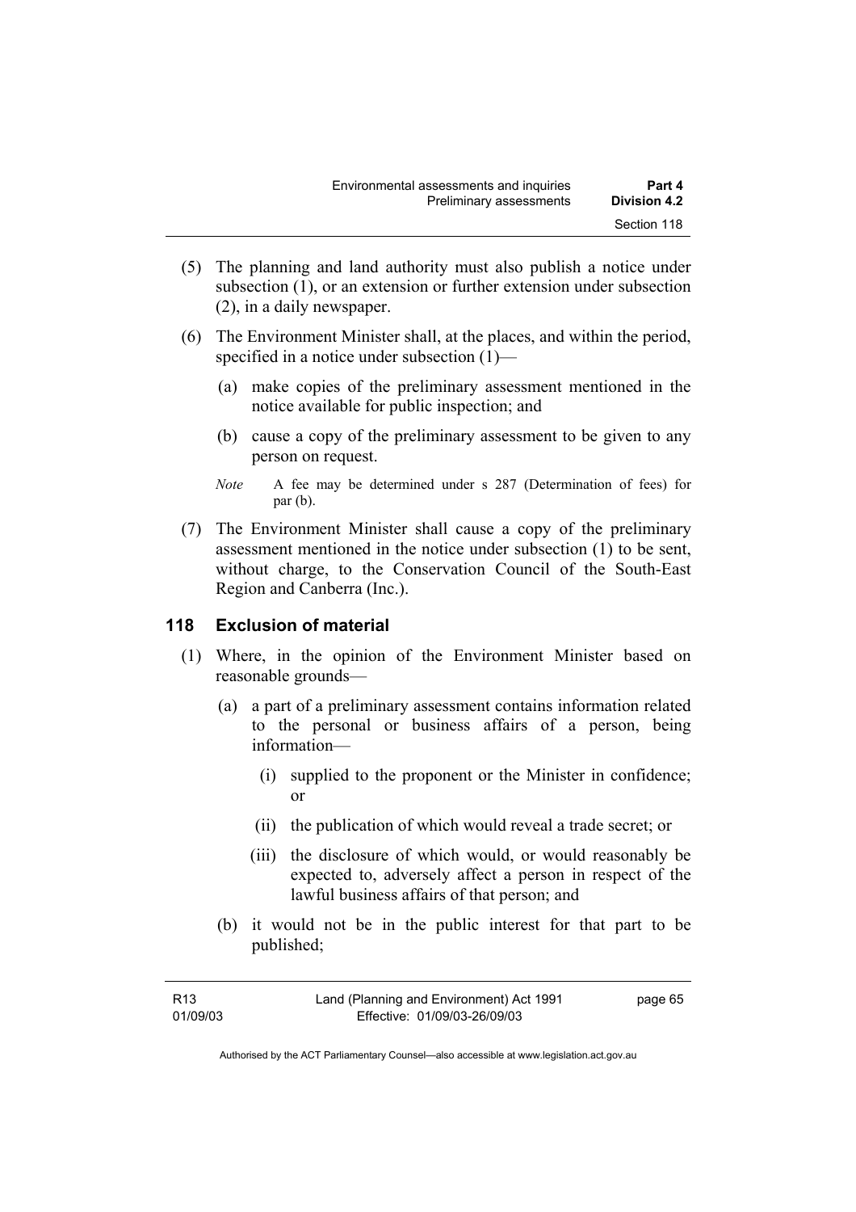(5) The planning and land authority must also publish a notice under subsection (1), or an extension or further extension under subsection (2), in a daily newspaper.

(6) The Environment Minister shall, at the places, and within the period, specified in a notice under subsection (1)—

(a) make copies of the preliminary assessment mentioned in the notice available for public inspection; and

(b) cause a copy of the preliminary assessment to be given to any person on request.

*Note* A fee may be determined under s 287 (Determination of fees) for par (b).

(7) The Environment Minister shall cause a copy of the preliminary assessment mentioned in the notice under subsection (1) to be sent, without charge, to the Conservation Council of the South-East Region and Canberra (Inc.).

### 118 Exclusion of material

(1) Where, in the opinion of the Environment Minister based on reasonable grounds—

(a) a part of a preliminary assessment contains information related to the personal or business affairs of a person, being information—

(i) supplied to the proponent or the Minister in confidence; or

(ii) the publication of which would reveal a trade secret; or

(iii) the disclosure of which would, or would reasonably be expected to, adversely affect a person in respect of the lawful business affairs of that person; and

(b) it would not be in the public interest for that part to be published;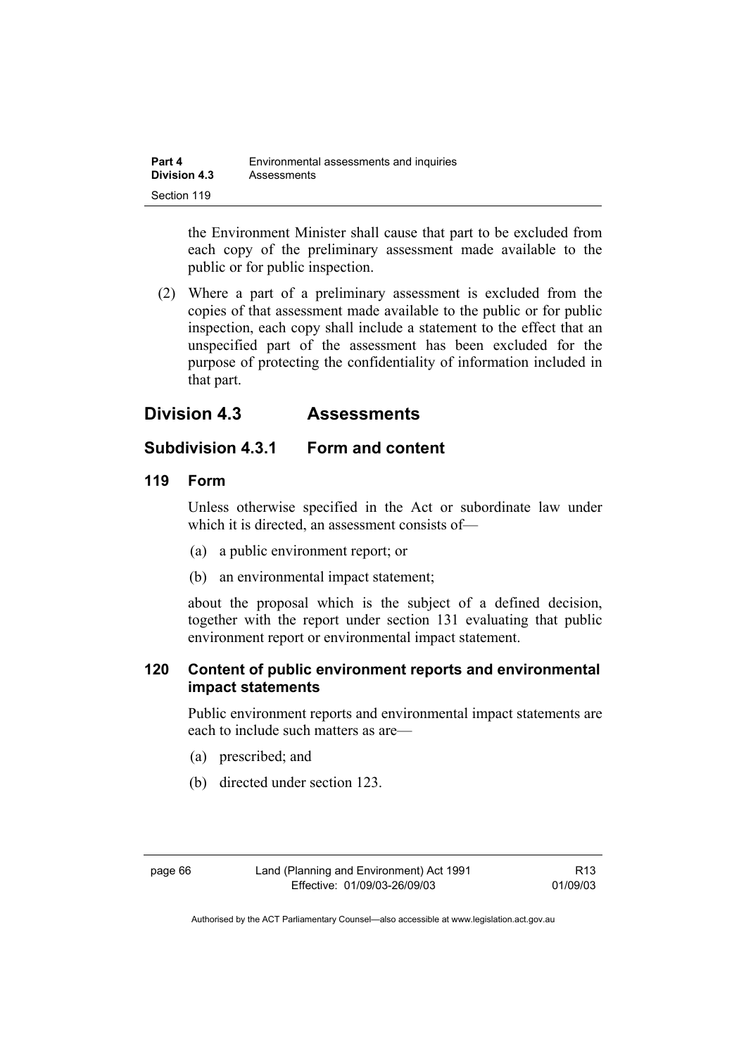the Environment Minister shall cause that part to be excluded from each copy of the preliminary assessment made available to the public or for public inspection.

(2) Where a part of a preliminary assessment is excluded from the copies of that assessment made available to the public or for public inspection, each copy shall include a statement to the effect that an unspecified part of the assessment has been excluded for the purpose of protecting the confidentiality of information included in that part.

## Division 4.3 Assessments

### Subdivision 4.3.1 Form and content

#### 119 Form

Unless otherwise specified in the Act or subordinate law under which it is directed, an assessment consists of—

(a) a public environment report; or

(b) an environmental impact statement;

about the proposal which is the subject of a defined decision, together with the report under section 131 evaluating that public environment report or environmental impact statement.

#### 120 Content of public environment reports and environmental impact statements

Public environment reports and environmental impact statements are each to include such matters as are—

(a) prescribed; and

(b) directed under section 123.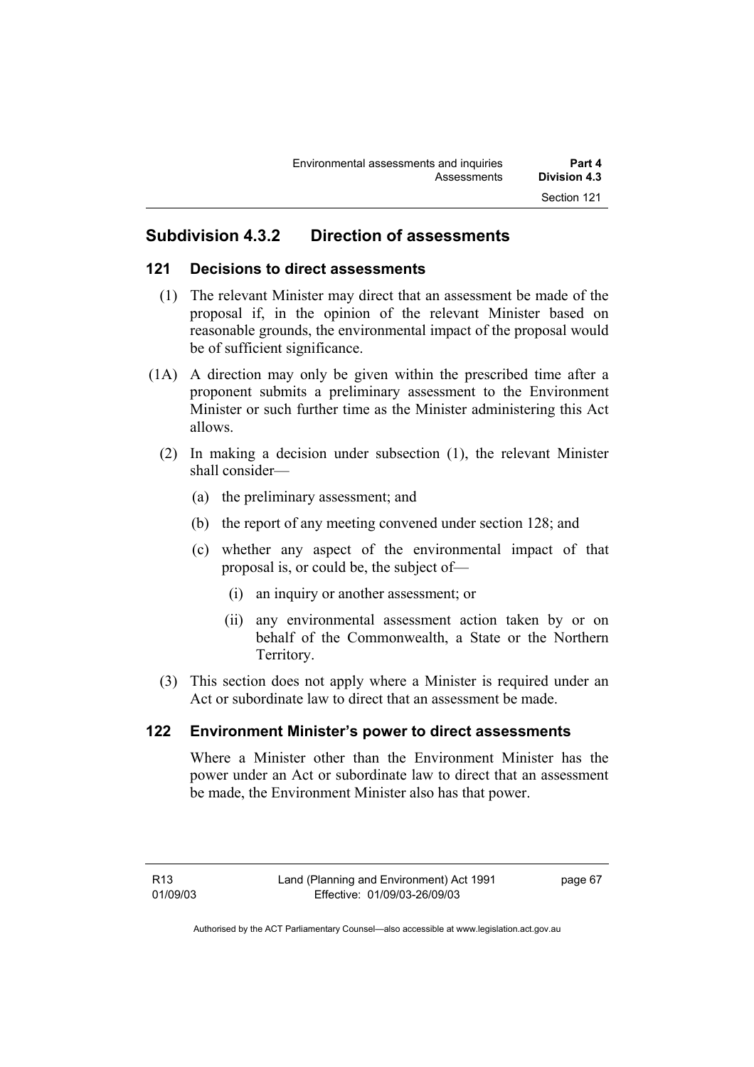## Subdivision 4.3.2 Direction of assessments

### 121 Decisions to direct assessments

(1) The relevant Minister may direct that an assessment be made of the proposal if, in the opinion of the relevant Minister based on reasonable grounds, the environmental impact of the proposal would be of sufficient significance.

(1A) A direction may only be given within the prescribed time after a proponent submits a preliminary assessment to the Environment Minister or such further time as the Minister administering this Act allows.

(2) In making a decision under subsection (1), the relevant Minister shall consider—

(a) the preliminary assessment; and

(b) the report of any meeting convened under section 128; and

(c) whether any aspect of the environmental impact of that proposal is, or could be, the subject of—

(i) an inquiry or another assessment; or

(ii) any environmental assessment action taken by or on behalf of the Commonwealth, a State or the Northern Territory.

(3) This section does not apply where a Minister is required under an Act or subordinate law to direct that an assessment be made.

### 122 Environment Minister's power to direct assessments

Where a Minister other than the Environment Minister has the power under an Act or subordinate law to direct that an assessment be made, the Environment Minister also has that power.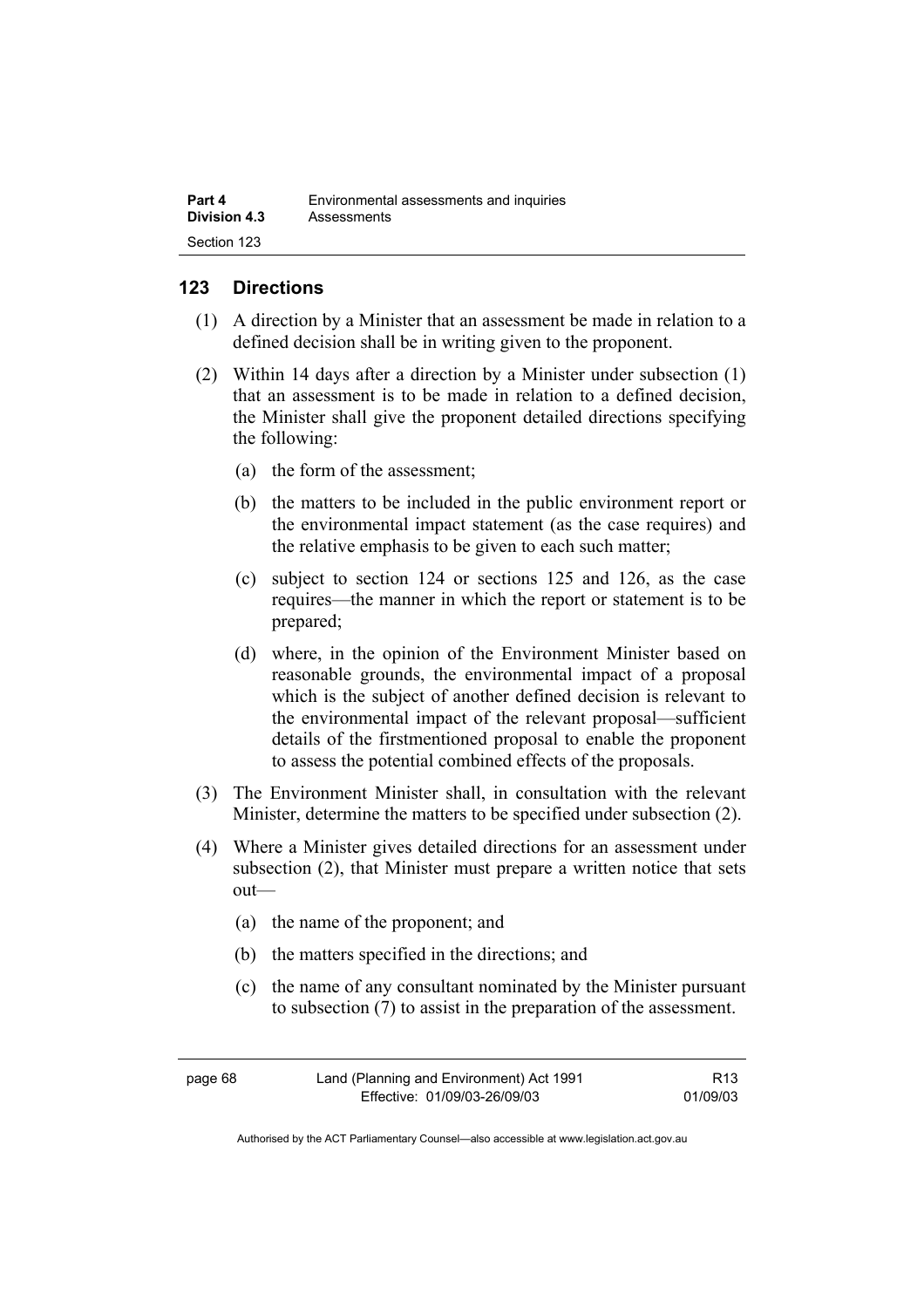## 123 Directions

(1) A direction by a Minister that an assessment be made in relation to a defined decision shall be in writing given to the proponent.

(2) Within 14 days after a direction by a Minister under subsection (1) that an assessment is to be made in relation to a defined decision, the Minister shall give the proponent detailed directions specifying the following:

(a) the form of the assessment;

(b) the matters to be included in the public environment report or the environmental impact statement (as the case requires) and the relative emphasis to be given to each such matter;

(c) subject to section 124 or sections 125 and 126, as the case requires—the manner in which the report or statement is to be prepared;

(d) where, in the opinion of the Environment Minister based on reasonable grounds, the environmental impact of a proposal which is the subject of another defined decision is relevant to the environmental impact of the relevant proposal—sufficient details of the firstmentioned proposal to enable the proponent to assess the potential combined effects of the proposals.

(3) The Environment Minister shall, in consultation with the relevant Minister, determine the matters to be specified under subsection (2).

(4) Where a Minister gives detailed directions for an assessment under subsection (2), that Minister must prepare a written notice that sets out—

(a) the name of the proponent; and

(b) the matters specified in the directions; and

(c) the name of any consultant nominated by the Minister pursuant to subsection (7) to assist in the preparation of the assessment.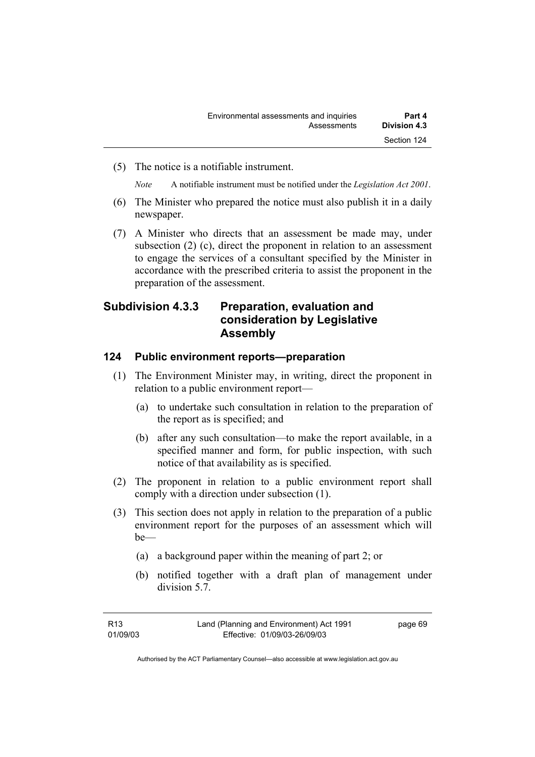(5) The notice is a notifiable instrument.

*Note* A notifiable instrument must be notified under the *Legislation Act 2001*.

(6) The Minister who prepared the notice must also publish it in a daily newspaper.

(7) A Minister who directs that an assessment be made may, under subsection (2) (c), direct the proponent in relation to an assessment to engage the services of a consultant specified by the Minister in accordance with the prescribed criteria to assist the proponent in the preparation of the assessment.

## Subdivision 4.3.3 Preparation, evaluation and consideration by Legislative Assembly

### 124 Public environment reports—preparation

(1) The Environment Minister may, in writing, direct the proponent in relation to a public environment report—

(a) to undertake such consultation in relation to the preparation of the report as is specified; and

(b) after any such consultation—to make the report available, in a specified manner and form, for public inspection, with such notice of that availability as is specified.

(2) The proponent in relation to a public environment report shall comply with a direction under subsection (1).

(3) This section does not apply in relation to the preparation of a public environment report for the purposes of an assessment which will be—

(a) a background paper within the meaning of part 2; or

(b) notified together with a draft plan of management under division 5.7.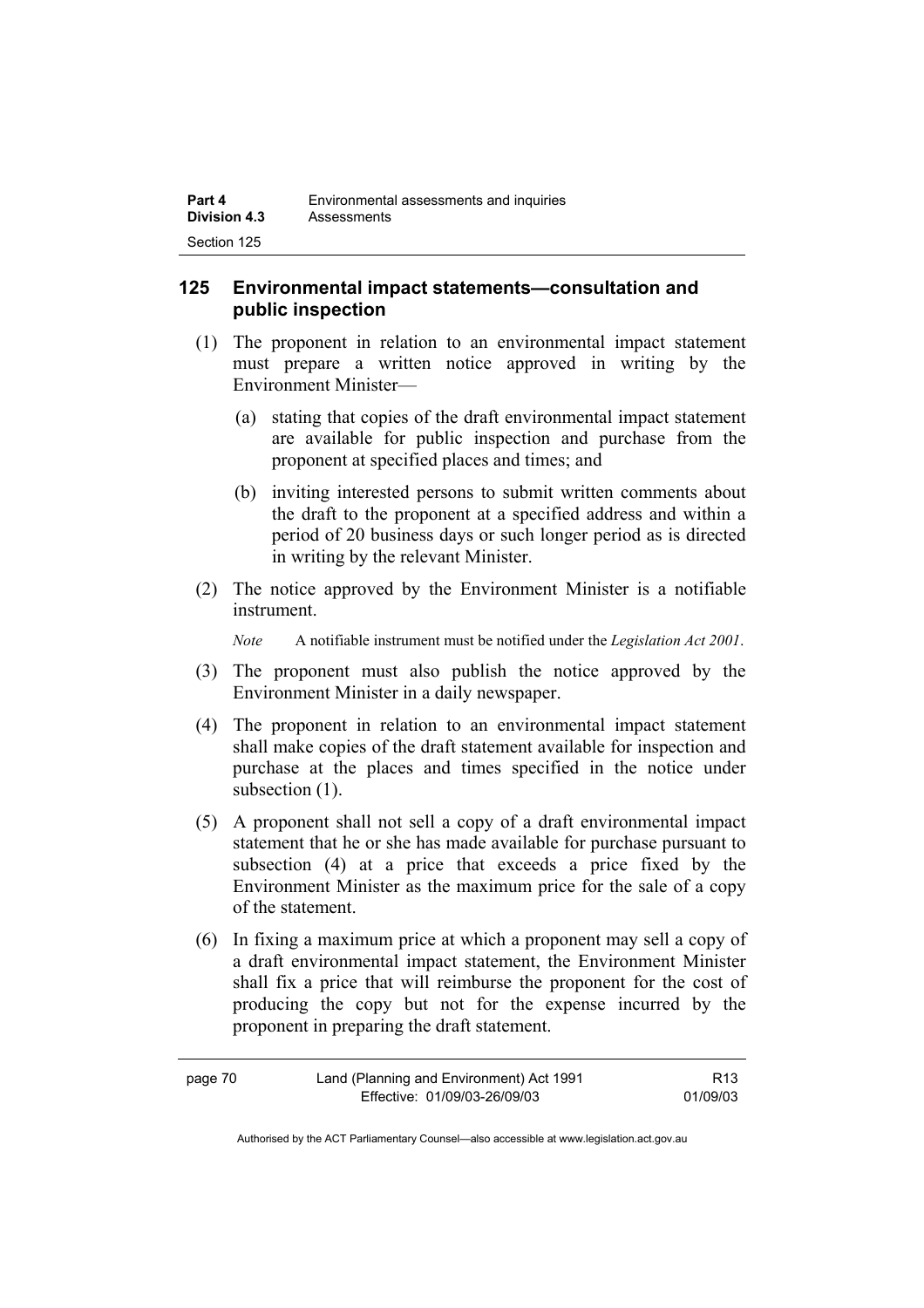## 125 Environmental impact statements—consultation and public inspection

(1) The proponent in relation to an environmental impact statement must prepare a written notice approved in writing by the Environment Minister—

(a) stating that copies of the draft environmental impact statement are available for public inspection and purchase from the proponent at specified places and times; and

(b) inviting interested persons to submit written comments about the draft to the proponent at a specified address and within a period of 20 business days or such longer period as is directed in writing by the relevant Minister.

(2) The notice approved by the Environment Minister is a notifiable instrument.

*Note* A notifiable instrument must be notified under the *Legislation Act 2001*.

(3) The proponent must also publish the notice approved by the Environment Minister in a daily newspaper.

(4) The proponent in relation to an environmental impact statement shall make copies of the draft statement available for inspection and purchase at the places and times specified in the notice under subsection (1).

(5) A proponent shall not sell a copy of a draft environmental impact statement that he or she has made available for purchase pursuant to subsection (4) at a price that exceeds a price fixed by the Environment Minister as the maximum price for the sale of a copy of the statement.

(6) In fixing a maximum price at which a proponent may sell a copy of a draft environmental impact statement, the Environment Minister shall fix a price that will reimburse the proponent for the cost of producing the copy but not for the expense incurred by the proponent in preparing the draft statement.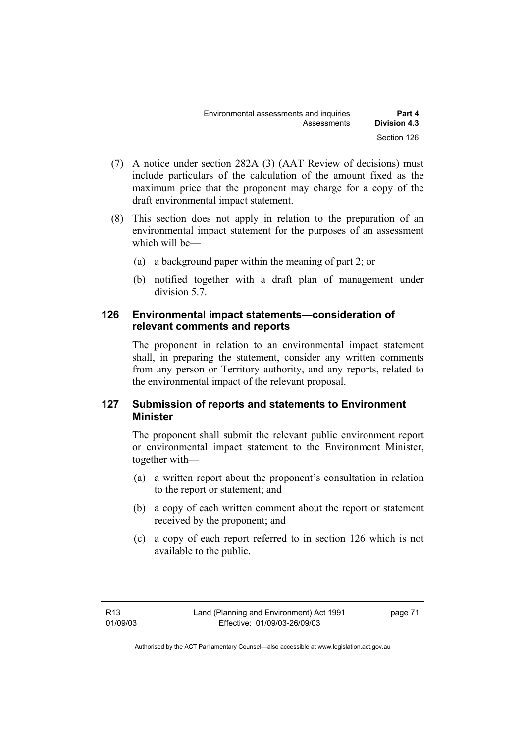(7) A notice under section 282A (3) (AAT Review of decisions) must include particulars of the calculation of the amount fixed as the maximum price that the proponent may charge for a copy of the draft environmental impact statement.

(8) This section does not apply in relation to the preparation of an environmental impact statement for the purposes of an assessment which will be—

(a) a background paper within the meaning of part 2; or

(b) notified together with a draft plan of management under division 5.7.

## 126 Environmental impact statements—consideration of relevant comments and reports

The proponent in relation to an environmental impact statement shall, in preparing the statement, consider any written comments from any person or Territory authority, and any reports, related to the environmental impact of the relevant proposal.

## 127 Submission of reports and statements to Environment Minister

The proponent shall submit the relevant public environment report or environmental impact statement to the Environment Minister, together with—

(a) a written report about the proponent's consultation in relation to the report or statement; and

(b) a copy of each written comment about the report or statement received by the proponent; and

(c) a copy of each report referred to in section 126 which is not available to the public.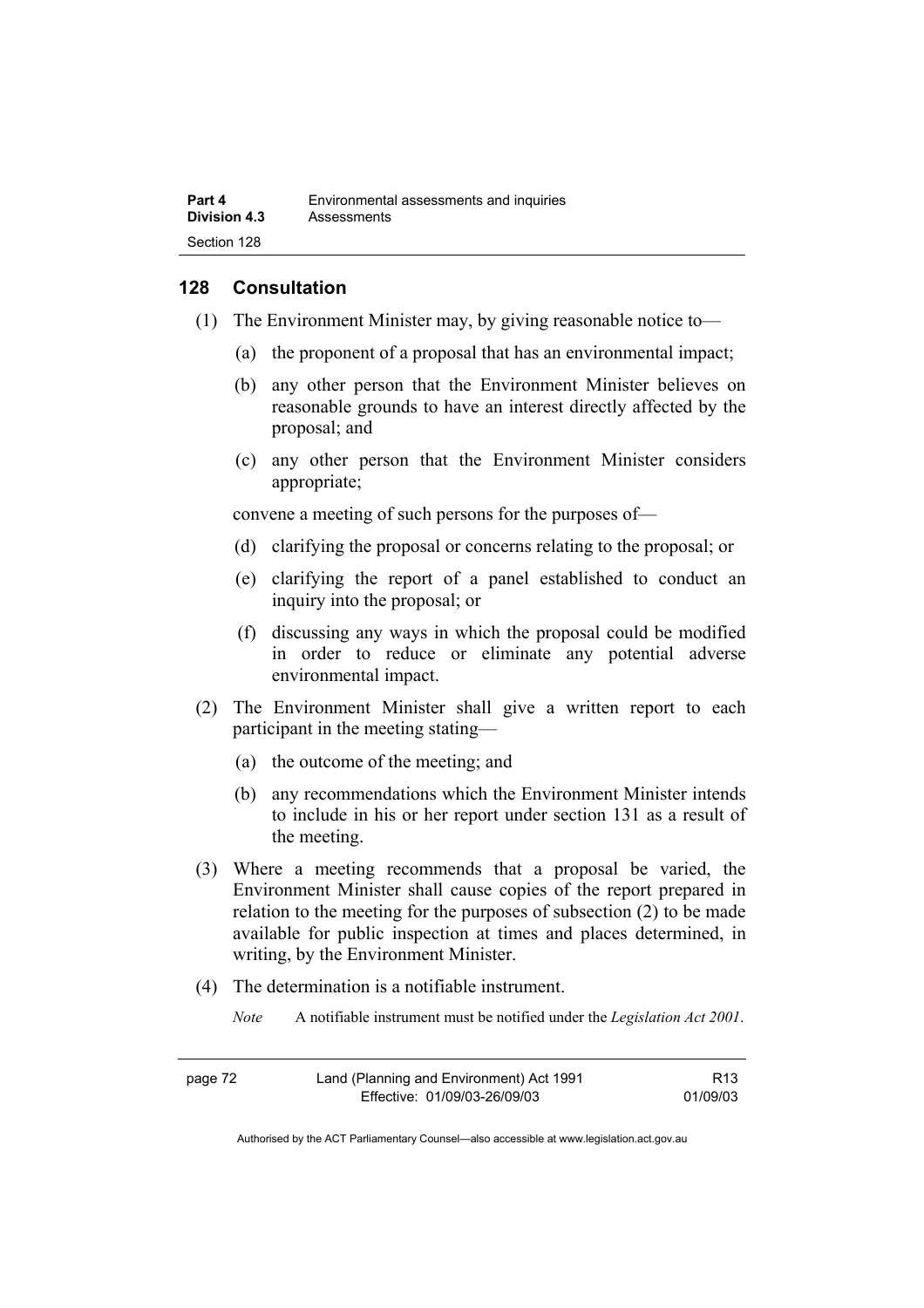## 128 Consultation

(1) The Environment Minister may, by giving reasonable notice to—

(a) the proponent of a proposal that has an environmental impact;

(b) any other person that the Environment Minister believes on reasonable grounds to have an interest directly affected by the proposal; and

(c) any other person that the Environment Minister considers appropriate;

convene a meeting of such persons for the purposes of—

(d) clarifying the proposal or concerns relating to the proposal; or

(e) clarifying the report of a panel established to conduct an inquiry into the proposal; or

(f) discussing any ways in which the proposal could be modified in order to reduce or eliminate any potential adverse environmental impact.

(2) The Environment Minister shall give a written report to each participant in the meeting stating—

(a) the outcome of the meeting; and

(b) any recommendations which the Environment Minister intends to include in his or her report under section 131 as a result of the meeting.

(3) Where a meeting recommends that a proposal be varied, the Environment Minister shall cause copies of the report prepared in relation to the meeting for the purposes of subsection (2) to be made available for public inspection at times and places determined, in writing, by the Environment Minister.

(4) The determination is a notifiable instrument.

*Note* A notifiable instrument must be notified under the *Legislation Act 2001*.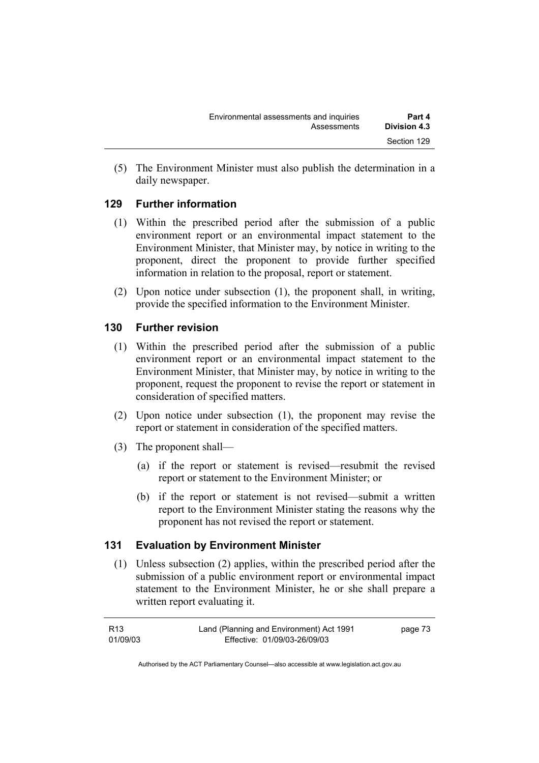(5) The Environment Minister must also publish the determination in a daily newspaper.

### 129 Further information

(1) Within the prescribed period after the submission of a public environment report or an environmental impact statement to the Environment Minister, that Minister may, by notice in writing to the proponent, direct the proponent to provide further specified information in relation to the proposal, report or statement.

(2) Upon notice under subsection (1), the proponent shall, in writing, provide the specified information to the Environment Minister.

### 130 Further revision

(1) Within the prescribed period after the submission of a public environment report or an environmental impact statement to the Environment Minister, that Minister may, by notice in writing to the proponent, request the proponent to revise the report or statement in consideration of specified matters.

(2) Upon notice under subsection (1), the proponent may revise the report or statement in consideration of the specified matters.

(3) The proponent shall—

(a) if the report or statement is revised—resubmit the revised report or statement to the Environment Minister; or

(b) if the report or statement is not revised—submit a written report to the Environment Minister stating the reasons why the proponent has not revised the report or statement.

### 131 Evaluation by Environment Minister

(1) Unless subsection (2) applies, within the prescribed period after the submission of a public environment report or environmental impact statement to the Environment Minister, he or she shall prepare a written report evaluating it.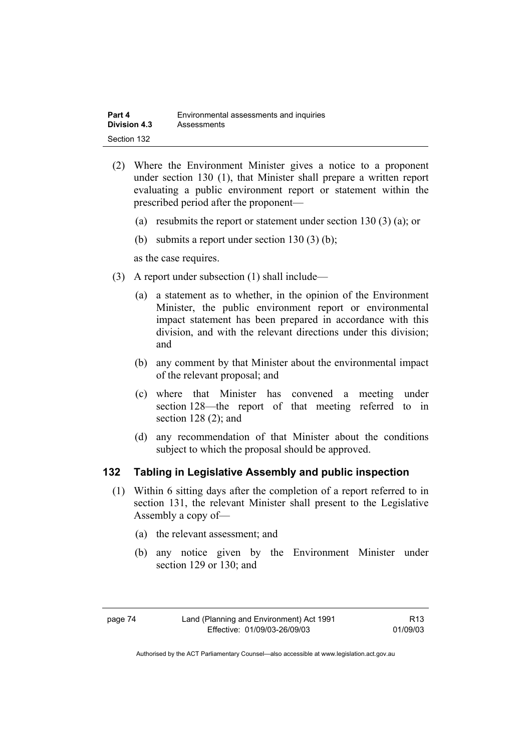(2) Where the Environment Minister gives a notice to a proponent under section 130 (1), that Minister shall prepare a written report evaluating a public environment report or statement within the prescribed period after the proponent—

(a) resubmits the report or statement under section 130 (3) (a); or

(b) submits a report under section 130 (3) (b);

as the case requires.

(3) A report under subsection (1) shall include—

(a) a statement as to whether, in the opinion of the Environment Minister, the public environment report or environmental impact statement has been prepared in accordance with this division, and with the relevant directions under this division; and

(b) any comment by that Minister about the environmental impact of the relevant proposal; and

(c) where that Minister has convened a meeting under section 128—the report of that meeting referred to in section 128 (2); and

(d) any recommendation of that Minister about the conditions subject to which the proposal should be approved.

### 132 Tabling in Legislative Assembly and public inspection

(1) Within 6 sitting days after the completion of a report referred to in section 131, the relevant Minister shall present to the Legislative Assembly a copy of—

(a) the relevant assessment; and

(b) any notice given by the Environment Minister under section 129 or 130; and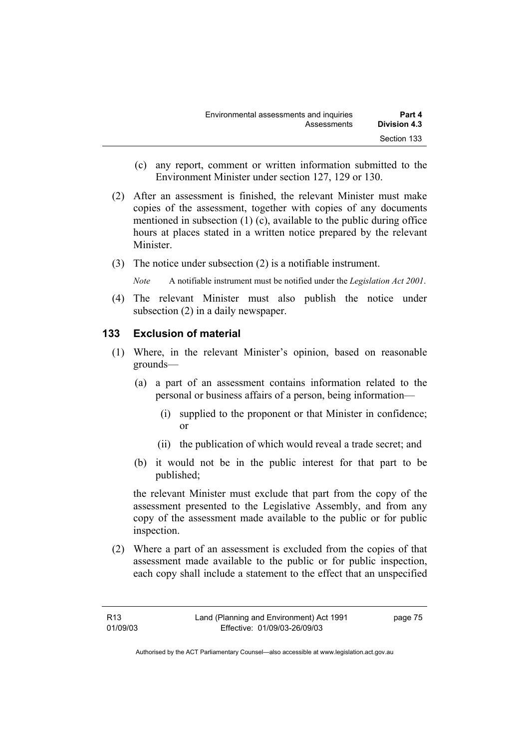(c) any report, comment or written information submitted to the Environment Minister under section 127, 129 or 130.

(2) After an assessment is finished, the relevant Minister must make copies of the assessment, together with copies of any documents mentioned in subsection (1) (c), available to the public during office hours at places stated in a written notice prepared by the relevant Minister.

(3) The notice under subsection (2) is a notifiable instrument.

*Note* A notifiable instrument must be notified under the *Legislation Act 2001*.

(4) The relevant Minister must also publish the notice under subsection (2) in a daily newspaper.

## 133 Exclusion of material

(1) Where, in the relevant Minister's opinion, based on reasonable grounds—

(a) a part of an assessment contains information related to the personal or business affairs of a person, being information—

(i) supplied to the proponent or that Minister in confidence; or

(ii) the publication of which would reveal a trade secret; and

(b) it would not be in the public interest for that part to be published;

the relevant Minister must exclude that part from the copy of the assessment presented to the Legislative Assembly, and from any copy of the assessment made available to the public or for public inspection.

(2) Where a part of an assessment is excluded from the copies of that assessment made available to the public or for public inspection, each copy shall include a statement to the effect that an unspecified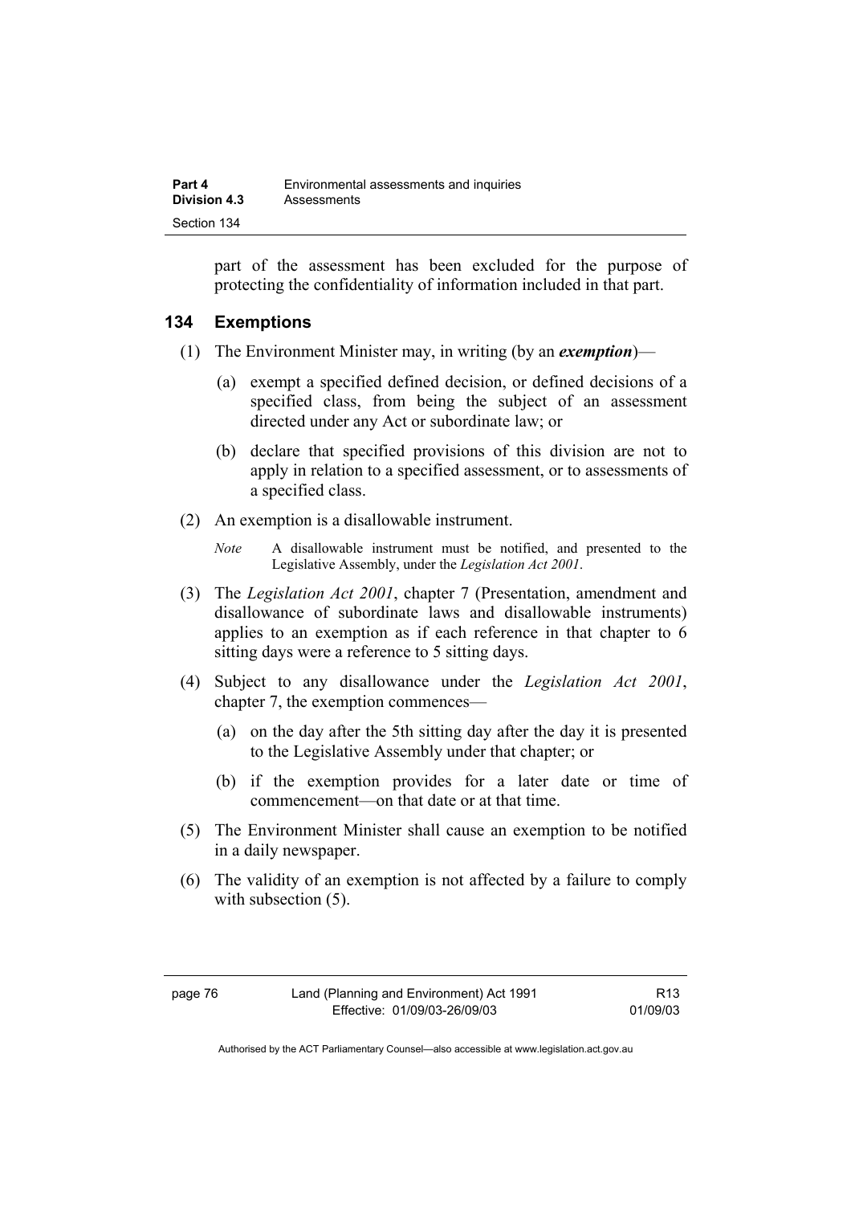part of the assessment has been excluded for the purpose of protecting the confidentiality of information included in that part.

### 134 Exemptions

(1) The Environment Minister may, in writing (by an ***exemption***)—

(a) exempt a specified defined decision, or defined decisions of a specified class, from being the subject of an assessment directed under any Act or subordinate law; or

(b) declare that specified provisions of this division are not to apply in relation to a specified assessment, or to assessments of a specified class.

(2) An exemption is a disallowable instrument.

*Note* A disallowable instrument must be notified, and presented to the Legislative Assembly, under the *Legislation Act 2001*.

(3) The *Legislation Act 2001*, chapter 7 (Presentation, amendment and disallowance of subordinate laws and disallowable instruments) applies to an exemption as if each reference in that chapter to 6 sitting days were a reference to 5 sitting days.

(4) Subject to any disallowance under the *Legislation Act 2001*, chapter 7, the exemption commences—

(a) on the day after the 5th sitting day after the day it is presented to the Legislative Assembly under that chapter; or

(b) if the exemption provides for a later date or time of commencement—on that date or at that time.

(5) The Environment Minister shall cause an exemption to be notified in a daily newspaper.

(6) The validity of an exemption is not affected by a failure to comply with subsection (5).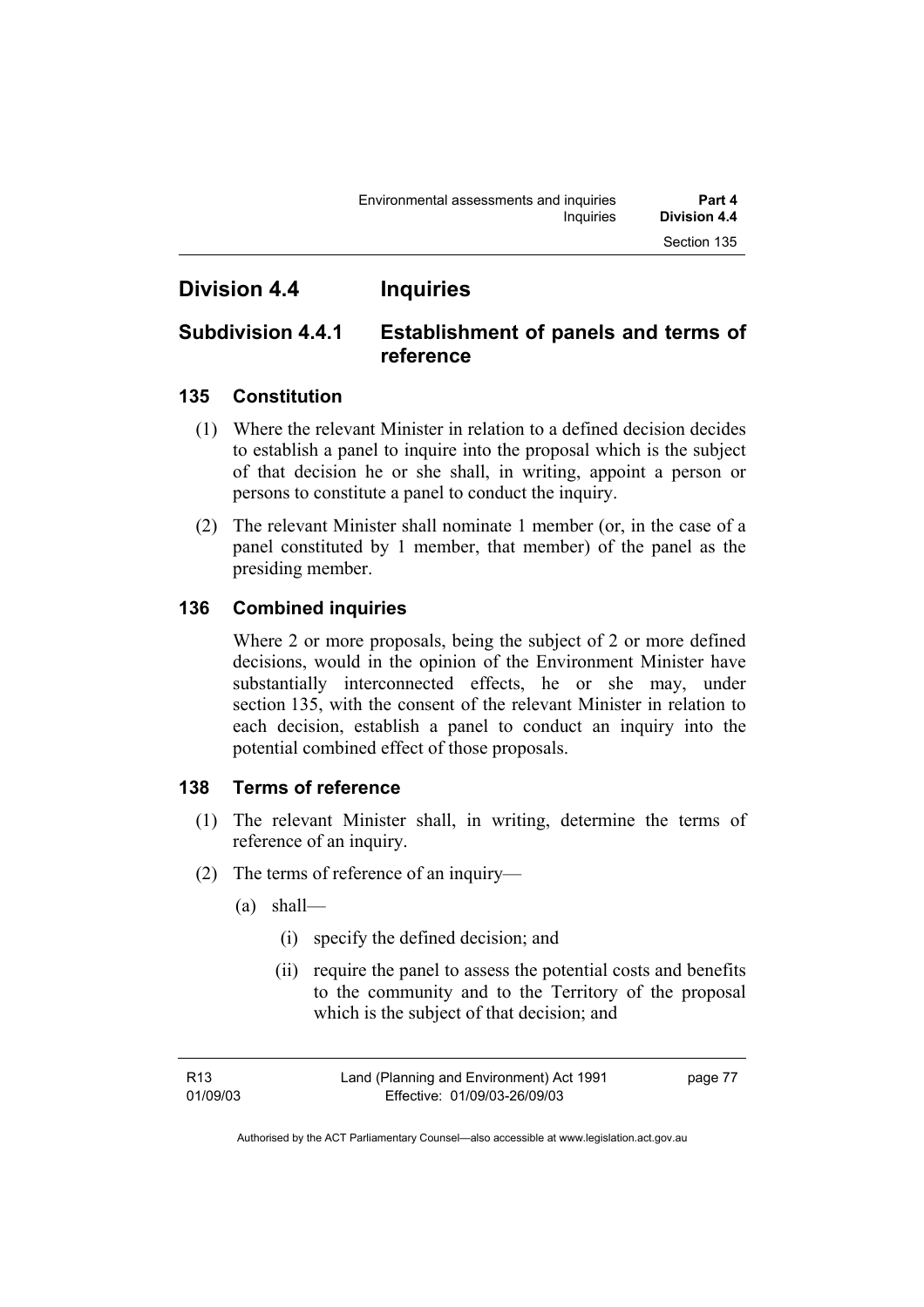## Division 4.4 Inquiries

### Subdivision 4.4.1 Establishment of panels and terms of reference

#### 135 Constitution

(1) Where the relevant Minister in relation to a defined decision decides to establish a panel to inquire into the proposal which is the subject of that decision he or she shall, in writing, appoint a person or persons to constitute a panel to conduct the inquiry.

(2) The relevant Minister shall nominate 1 member (or, in the case of a panel constituted by 1 member, that member) of the panel as the presiding member.

#### 136 Combined inquiries

Where 2 or more proposals, being the subject of 2 or more defined decisions, would in the opinion of the Environment Minister have substantially interconnected effects, he or she may, under section 135, with the consent of the relevant Minister in relation to each decision, establish a panel to conduct an inquiry into the potential combined effect of those proposals.

#### 138 Terms of reference

(1) The relevant Minister shall, in writing, determine the terms of reference of an inquiry.

(2) The terms of reference of an inquiry—

(a) shall—

(i) specify the defined decision; and

(ii) require the panel to assess the potential costs and benefits to the community and to the Territory of the proposal which is the subject of that decision; and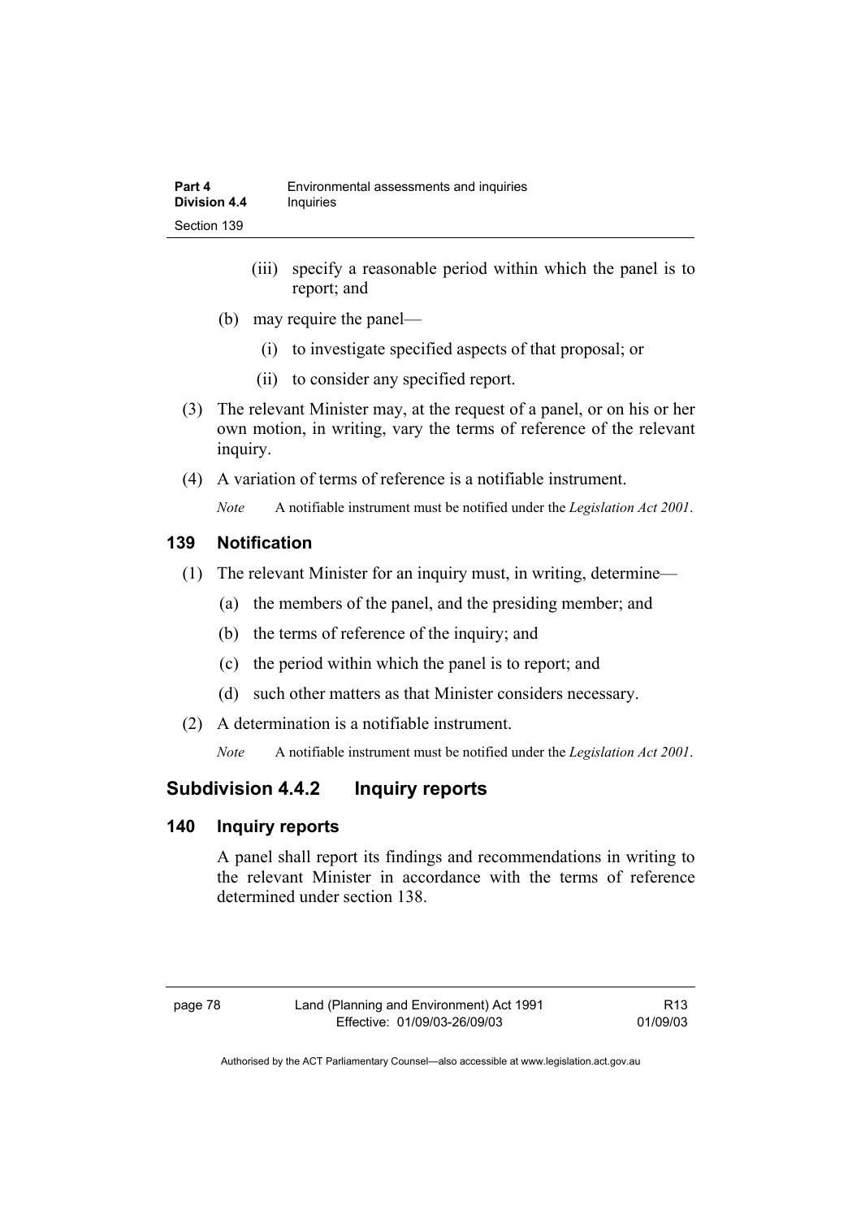(iii) specify a reasonable period within which the panel is to report; and

(b) may require the panel—

(i) to investigate specified aspects of that proposal; or

(ii) to consider any specified report.

(3) The relevant Minister may, at the request of a panel, or on his or her own motion, in writing, vary the terms of reference of the relevant inquiry.

(4) A variation of terms of reference is a notifiable instrument.

*Note* A notifiable instrument must be notified under the *Legislation Act 2001*.

### 139 Notification

(1) The relevant Minister for an inquiry must, in writing, determine—

(a) the members of the panel, and the presiding member; and

(b) the terms of reference of the inquiry; and

(c) the period within which the panel is to report; and

(d) such other matters as that Minister considers necessary.

(2) A determination is a notifiable instrument.

*Note* A notifiable instrument must be notified under the *Legislation Act 2001*.

## Subdivision 4.4.2 Inquiry reports

### 140 Inquiry reports

A panel shall report its findings and recommendations in writing to the relevant Minister in accordance with the terms of reference determined under section 138.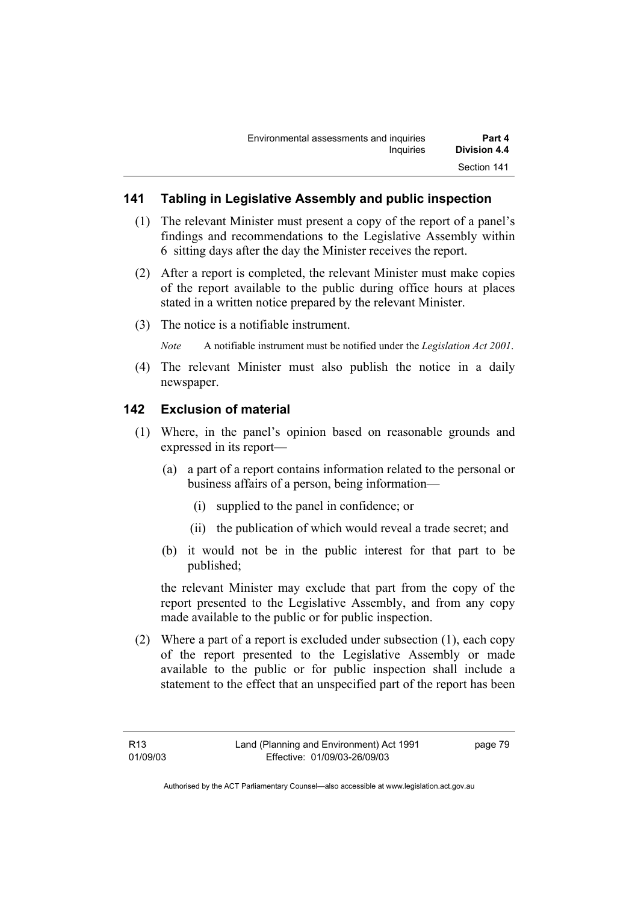## 141 Tabling in Legislative Assembly and public inspection

(1) The relevant Minister must present a copy of the report of a panel's findings and recommendations to the Legislative Assembly within 6 sitting days after the day the Minister receives the report.

(2) After a report is completed, the relevant Minister must make copies of the report available to the public during office hours at places stated in a written notice prepared by the relevant Minister.

(3) The notice is a notifiable instrument.

*Note* A notifiable instrument must be notified under the *Legislation Act 2001*.

(4) The relevant Minister must also publish the notice in a daily newspaper.

## 142 Exclusion of material

(1) Where, in the panel's opinion based on reasonable grounds and expressed in its report—

(a) a part of a report contains information related to the personal or business affairs of a person, being information—

(i) supplied to the panel in confidence; or

(ii) the publication of which would reveal a trade secret; and

(b) it would not be in the public interest for that part to be published;

the relevant Minister may exclude that part from the copy of the report presented to the Legislative Assembly, and from any copy made available to the public or for public inspection.

(2) Where a part of a report is excluded under subsection (1), each copy of the report presented to the Legislative Assembly or made available to the public or for public inspection shall include a statement to the effect that an unspecified part of the report has been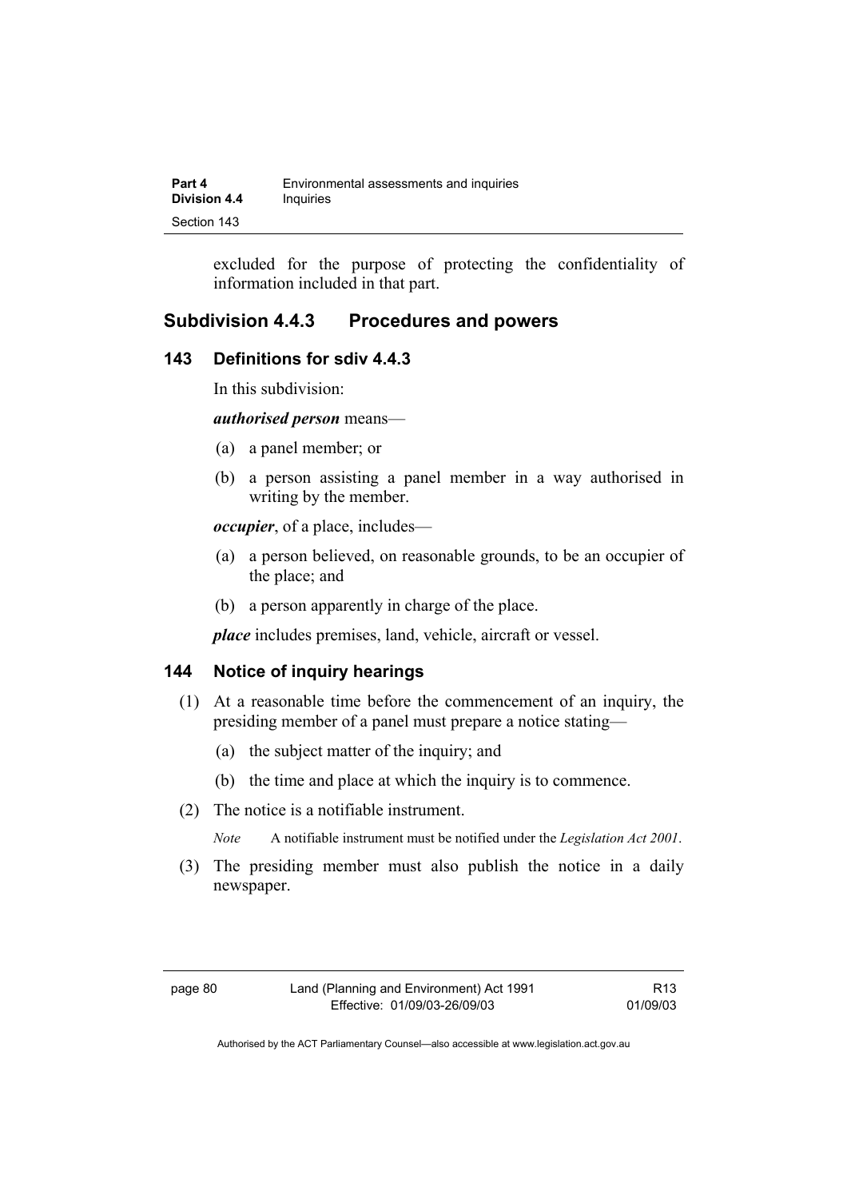excluded for the purpose of protecting the confidentiality of information included in that part.

## Subdivision 4.4.3 Procedures and powers

### 143 Definitions for sdiv 4.4.3

In this subdivision:

***authorised person*** means—

(a) a panel member; or

(b) a person assisting a panel member in a way authorised in writing by the member.

***occupier***, of a place, includes—

(a) a person believed, on reasonable grounds, to be an occupier of the place; and

(b) a person apparently in charge of the place.

***place*** includes premises, land, vehicle, aircraft or vessel.

### 144 Notice of inquiry hearings

(1) At a reasonable time before the commencement of an inquiry, the presiding member of a panel must prepare a notice stating—

(a) the subject matter of the inquiry; and

(b) the time and place at which the inquiry is to commence.

(2) The notice is a notifiable instrument.

*Note* A notifiable instrument must be notified under the *Legislation Act 2001*.

(3) The presiding member must also publish the notice in a daily newspaper.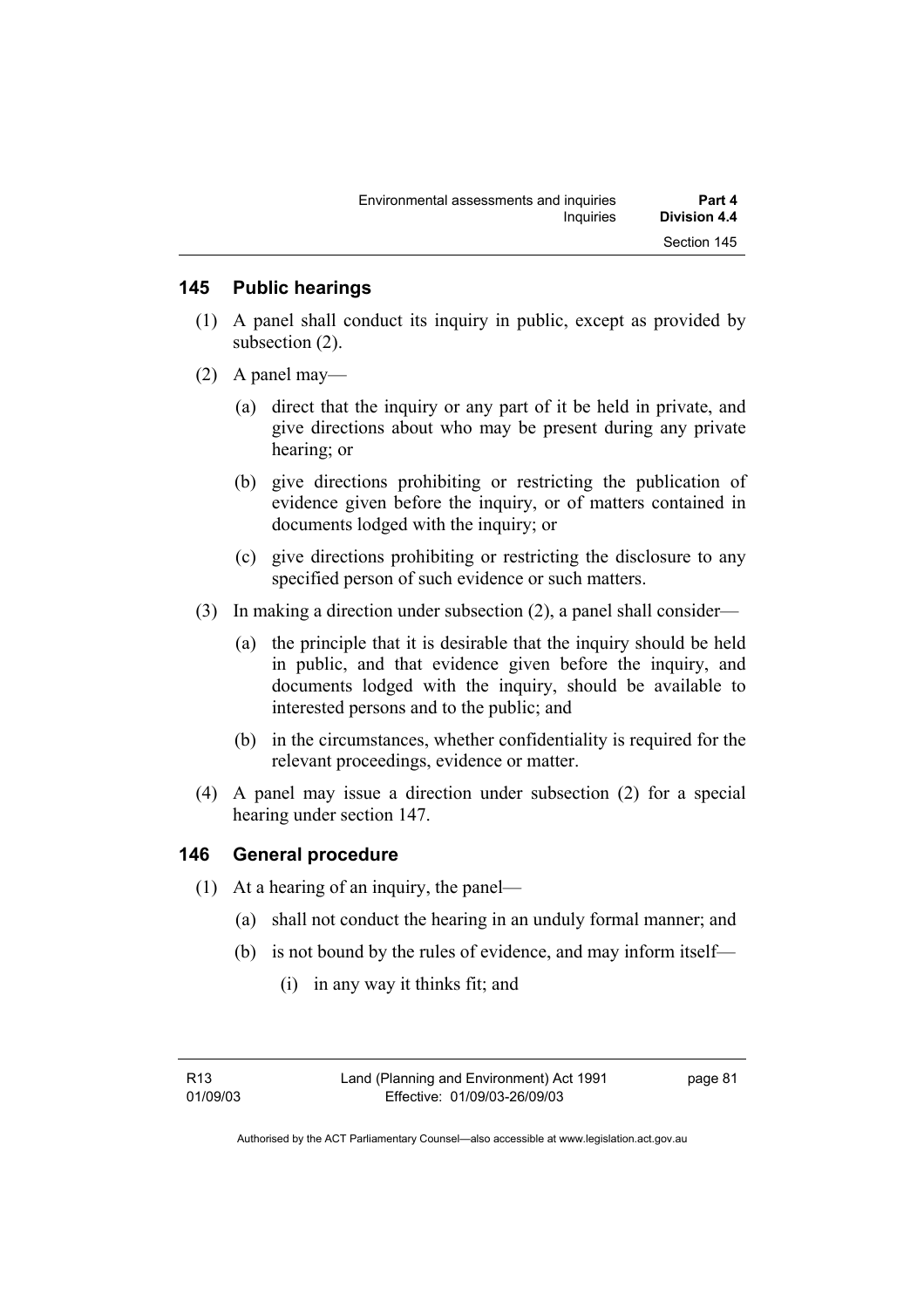## 145 Public hearings

(1) A panel shall conduct its inquiry in public, except as provided by subsection (2).

(2) A panel may—

(a) direct that the inquiry or any part of it be held in private, and give directions about who may be present during any private hearing; or

(b) give directions prohibiting or restricting the publication of evidence given before the inquiry, or of matters contained in documents lodged with the inquiry; or

(c) give directions prohibiting or restricting the disclosure to any specified person of such evidence or such matters.

(3) In making a direction under subsection (2), a panel shall consider—

(a) the principle that it is desirable that the inquiry should be held in public, and that evidence given before the inquiry, and documents lodged with the inquiry, should be available to interested persons and to the public; and

(b) in the circumstances, whether confidentiality is required for the relevant proceedings, evidence or matter.

(4) A panel may issue a direction under subsection (2) for a special hearing under section 147.

## 146 General procedure

(1) At a hearing of an inquiry, the panel—

(a) shall not conduct the hearing in an unduly formal manner; and

(b) is not bound by the rules of evidence, and may inform itself—

(i) in any way it thinks fit; and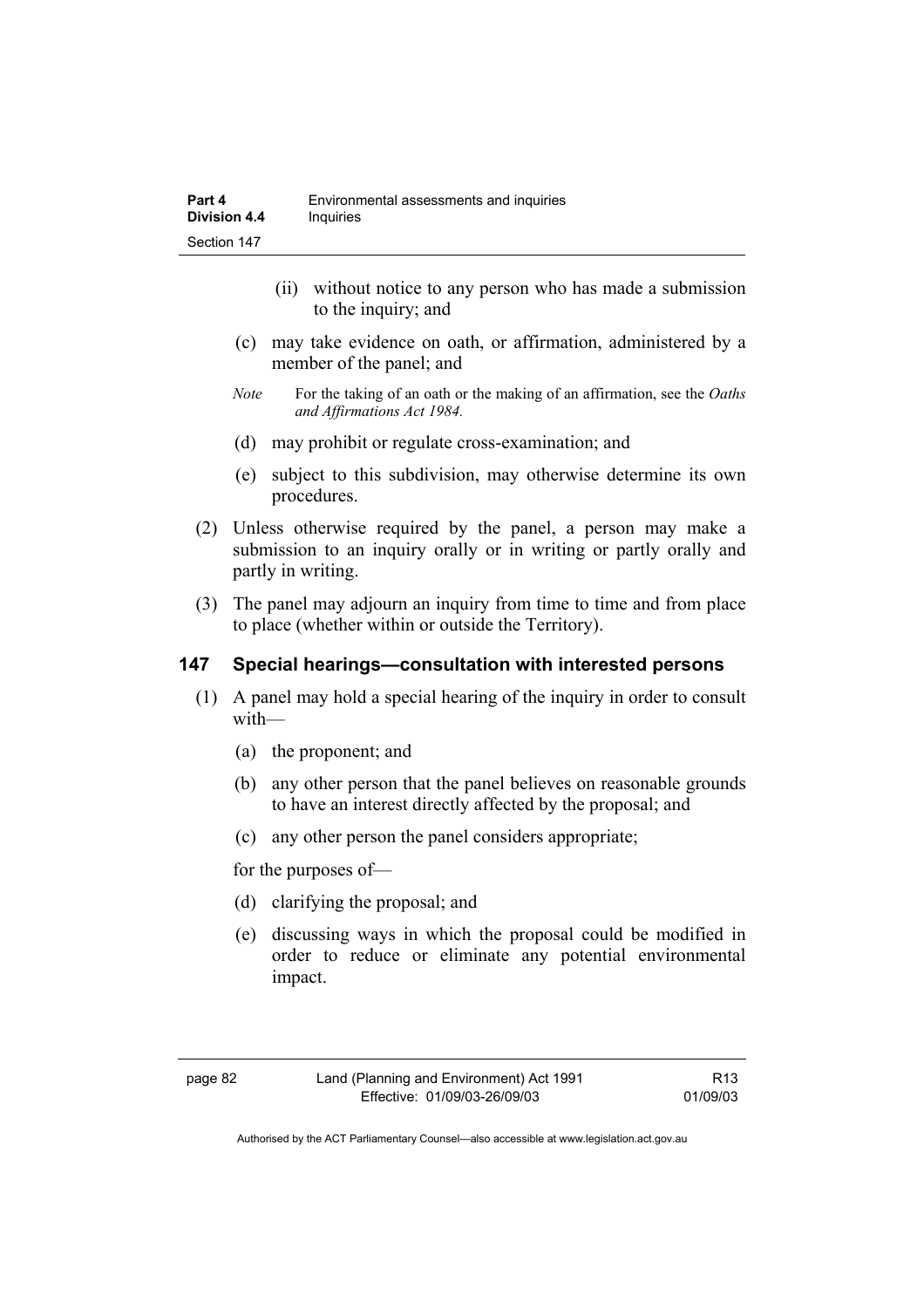- (ii) without notice to any person who has made a submission to the inquiry; and
- (c) may take evidence on oath, or affirmation, administered by a member of the panel; and

*Note* For the taking of an oath or the making of an affirmation, see the *Oaths and Affirmations Act 1984.*

- (d) may prohibit or regulate cross-examination; and
- (e) subject to this subdivision, may otherwise determine its own procedures.

(2) Unless otherwise required by the panel, a person may make a submission to an inquiry orally or in writing or partly orally and partly in writing.

(3) The panel may adjourn an inquiry from time to time and from place to place (whether within or outside the Territory).

## 147 Special hearings—consultation with interested persons

(1) A panel may hold a special hearing of the inquiry in order to consult with—

- (a) the proponent; and
- (b) any other person that the panel believes on reasonable grounds to have an interest directly affected by the proposal; and
- (c) any other person the panel considers appropriate;

for the purposes of—

- (d) clarifying the proposal; and
- (e) discussing ways in which the proposal could be modified in order to reduce or eliminate any potential environmental impact.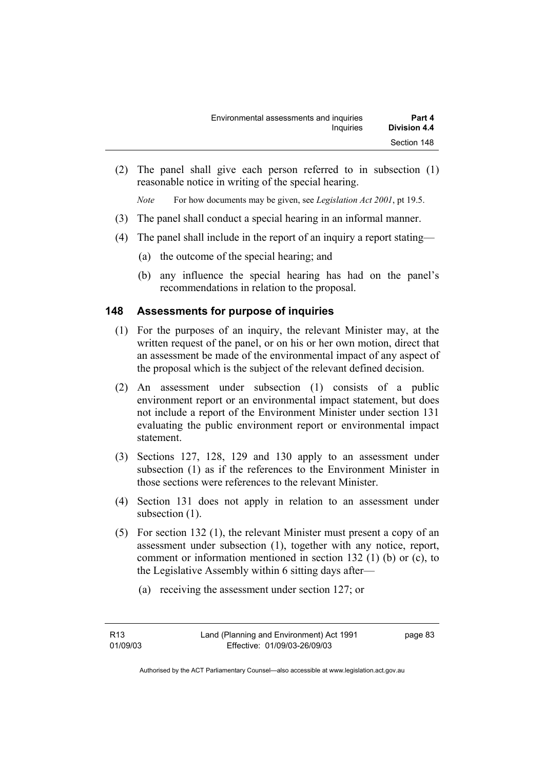(2) The panel shall give each person referred to in subsection (1) reasonable notice in writing of the special hearing.

*Note* For how documents may be given, see *Legislation Act 2001*, pt 19.5.

(3) The panel shall conduct a special hearing in an informal manner.

(4) The panel shall include in the report of an inquiry a report stating—

(a) the outcome of the special hearing; and

(b) any influence the special hearing has had on the panel's recommendations in relation to the proposal.

## 148 Assessments for purpose of inquiries

(1) For the purposes of an inquiry, the relevant Minister may, at the written request of the panel, or on his or her own motion, direct that an assessment be made of the environmental impact of any aspect of the proposal which is the subject of the relevant defined decision.

(2) An assessment under subsection (1) consists of a public environment report or an environmental impact statement, but does not include a report of the Environment Minister under section 131 evaluating the public environment report or environmental impact statement.

(3) Sections 127, 128, 129 and 130 apply to an assessment under subsection (1) as if the references to the Environment Minister in those sections were references to the relevant Minister.

(4) Section 131 does not apply in relation to an assessment under subsection (1).

(5) For section 132 (1), the relevant Minister must present a copy of an assessment under subsection (1), together with any notice, report, comment or information mentioned in section 132 (1) (b) or (c), to the Legislative Assembly within 6 sitting days after—

(a) receiving the assessment under section 127; or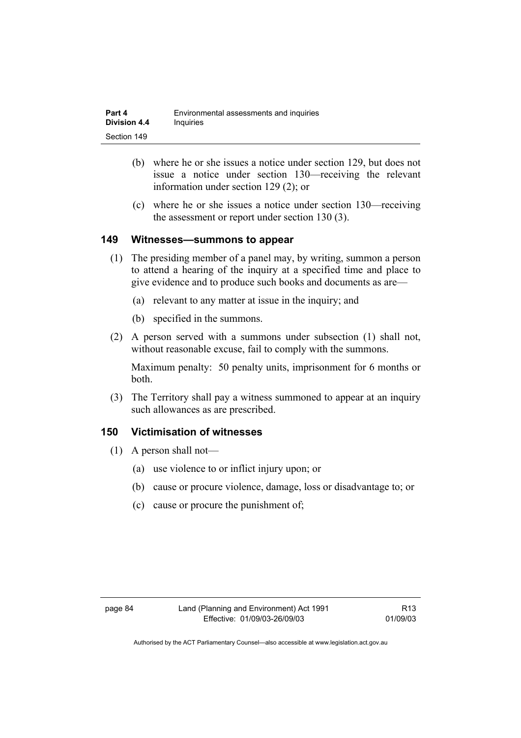(b) where he or she issues a notice under section 129, but does not issue a notice under section 130—receiving the relevant information under section 129 (2); or

(c) where he or she issues a notice under section 130—receiving the assessment or report under section 130 (3).

### 149 Witnesses—summons to appear

(1) The presiding member of a panel may, by writing, summon a person to attend a hearing of the inquiry at a specified time and place to give evidence and to produce such books and documents as are—

(a) relevant to any matter at issue in the inquiry; and

(b) specified in the summons.

(2) A person served with a summons under subsection (1) shall not, without reasonable excuse, fail to comply with the summons.

Maximum penalty: 50 penalty units, imprisonment for 6 months or both.

(3) The Territory shall pay a witness summoned to appear at an inquiry such allowances as are prescribed.

### 150 Victimisation of witnesses

(1) A person shall not—

(a) use violence to or inflict injury upon; or

(b) cause or procure violence, damage, loss or disadvantage to; or

(c) cause or procure the punishment of;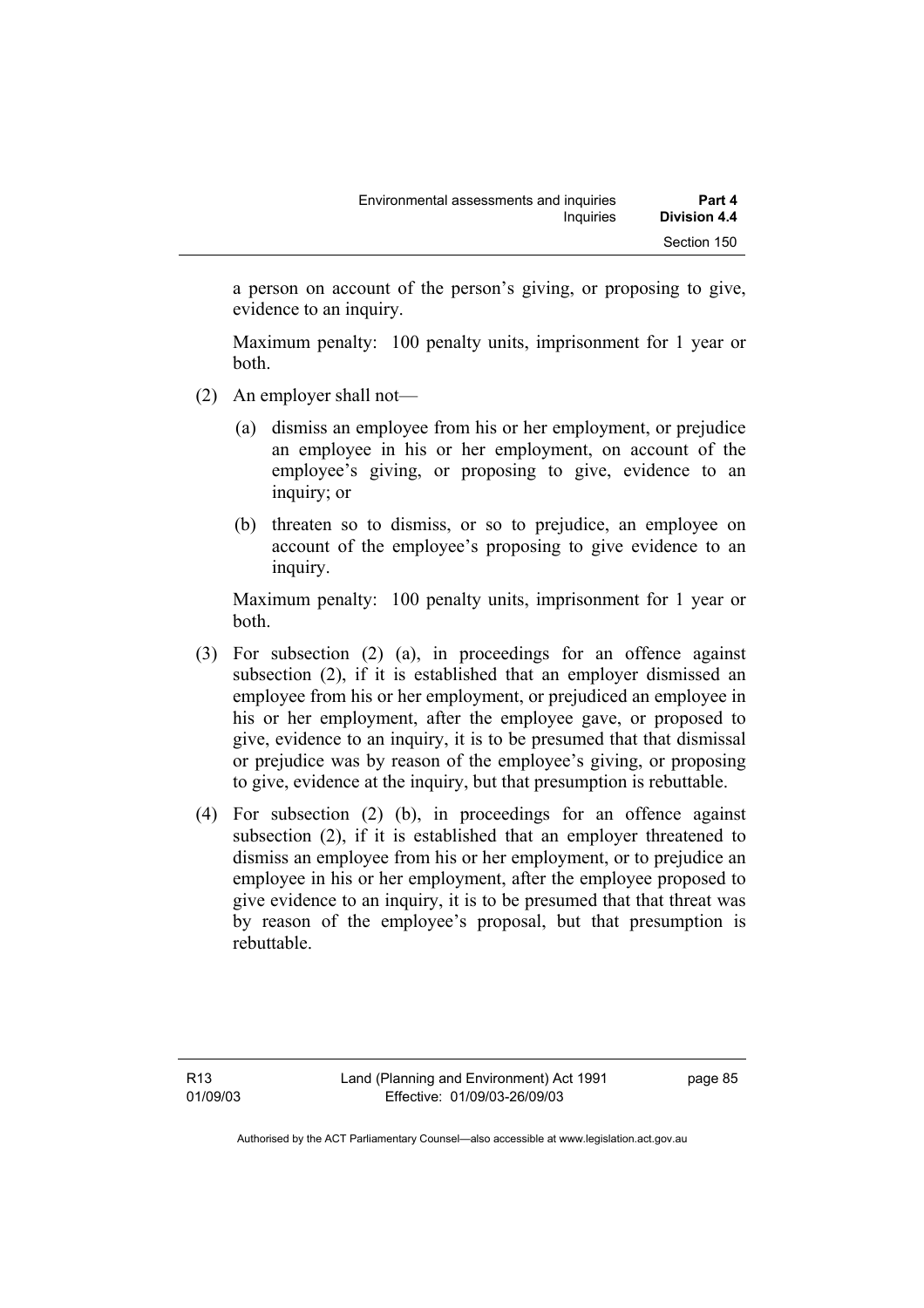a person on account of the person's giving, or proposing to give, evidence to an inquiry.

Maximum penalty: 100 penalty units, imprisonment for 1 year or both.

(2) An employer shall not—

(a) dismiss an employee from his or her employment, or prejudice an employee in his or her employment, on account of the employee's giving, or proposing to give, evidence to an inquiry; or

(b) threaten so to dismiss, or so to prejudice, an employee on account of the employee's proposing to give evidence to an inquiry.

Maximum penalty: 100 penalty units, imprisonment for 1 year or both.

(3) For subsection (2) (a), in proceedings for an offence against subsection (2), if it is established that an employer dismissed an employee from his or her employment, or prejudiced an employee in his or her employment, after the employee gave, or proposed to give, evidence to an inquiry, it is to be presumed that that dismissal or prejudice was by reason of the employee's giving, or proposing to give, evidence at the inquiry, but that presumption is rebuttable.

(4) For subsection (2) (b), in proceedings for an offence against subsection (2), if it is established that an employer threatened to dismiss an employee from his or her employment, or to prejudice an employee in his or her employment, after the employee proposed to give evidence to an inquiry, it is to be presumed that that threat was by reason of the employee's proposal, but that presumption is rebuttable.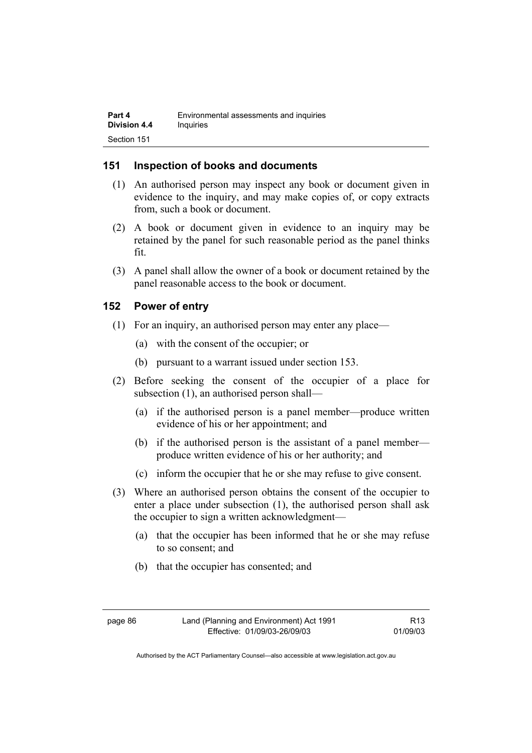## 151 Inspection of books and documents

(1) An authorised person may inspect any book or document given in evidence to the inquiry, and may make copies of, or copy extracts from, such a book or document.

(2) A book or document given in evidence to an inquiry may be retained by the panel for such reasonable period as the panel thinks fit.

(3) A panel shall allow the owner of a book or document retained by the panel reasonable access to the book or document.

## 152 Power of entry

(1) For an inquiry, an authorised person may enter any place—

(a) with the consent of the occupier; or

(b) pursuant to a warrant issued under section 153.

(2) Before seeking the consent of the occupier of a place for subsection (1), an authorised person shall—

(a) if the authorised person is a panel member—produce written evidence of his or her appointment; and

(b) if the authorised person is the assistant of a panel member—produce written evidence of his or her authority; and

(c) inform the occupier that he or she may refuse to give consent.

(3) Where an authorised person obtains the consent of the occupier to enter a place under subsection (1), the authorised person shall ask the occupier to sign a written acknowledgment—

(a) that the occupier has been informed that he or she may refuse to so consent; and

(b) that the occupier has consented; and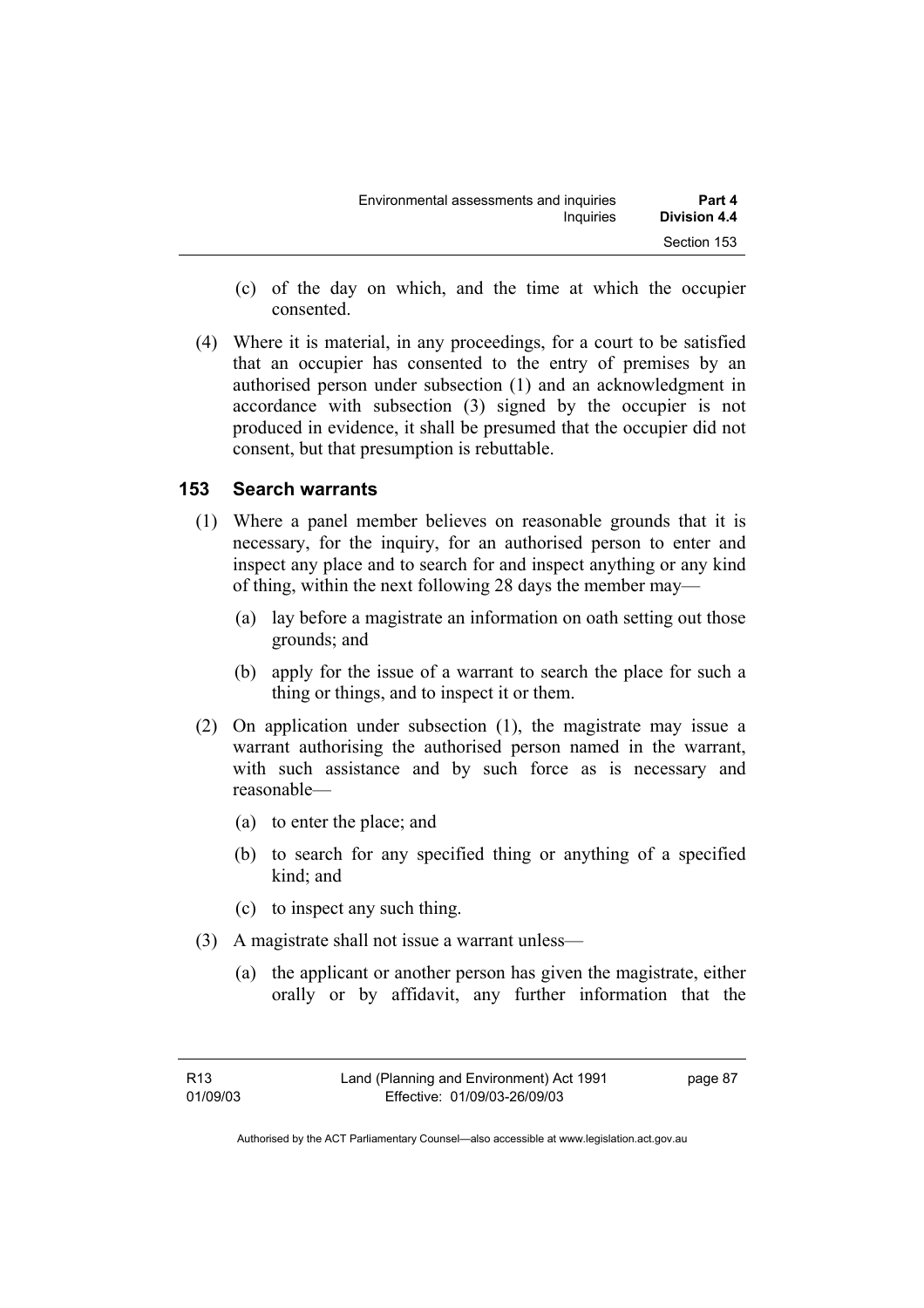(c) of the day on which, and the time at which the occupier consented.

(4) Where it is material, in any proceedings, for a court to be satisfied that an occupier has consented to the entry of premises by an authorised person under subsection (1) and an acknowledgment in accordance with subsection (3) signed by the occupier is not produced in evidence, it shall be presumed that the occupier did not consent, but that presumption is rebuttable.

## 153 Search warrants

(1) Where a panel member believes on reasonable grounds that it is necessary, for the inquiry, for an authorised person to enter and inspect any place and to search for and inspect anything or any kind of thing, within the next following 28 days the member may—

(a) lay before a magistrate an information on oath setting out those grounds; and

(b) apply for the issue of a warrant to search the place for such a thing or things, and to inspect it or them.

(2) On application under subsection (1), the magistrate may issue a warrant authorising the authorised person named in the warrant, with such assistance and by such force as is necessary and reasonable—

(a) to enter the place; and

(b) to search for any specified thing or anything of a specified kind; and

(c) to inspect any such thing.

(3) A magistrate shall not issue a warrant unless—

(a) the applicant or another person has given the magistrate, either orally or by affidavit, any further information that the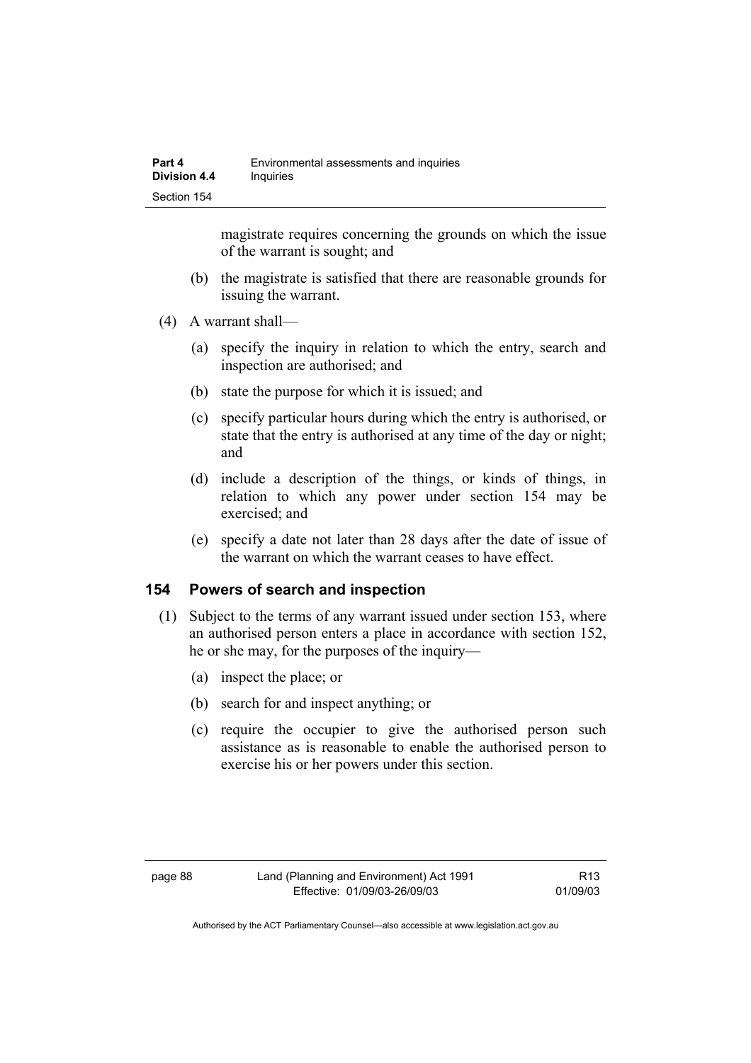magistrate requires concerning the grounds on which the issue of the warrant is sought; and

(b) the magistrate is satisfied that there are reasonable grounds for issuing the warrant.

(4) A warrant shall—

(a) specify the inquiry in relation to which the entry, search and inspection are authorised; and

(b) state the purpose for which it is issued; and

(c) specify particular hours during which the entry is authorised, or state that the entry is authorised at any time of the day or night; and

(d) include a description of the things, or kinds of things, in relation to which any power under section 154 may be exercised; and

(e) specify a date not later than 28 days after the date of issue of the warrant on which the warrant ceases to have effect.

## 154 Powers of search and inspection

(1) Subject to the terms of any warrant issued under section 153, where an authorised person enters a place in accordance with section 152, he or she may, for the purposes of the inquiry—

(a) inspect the place; or

(b) search for and inspect anything; or

(c) require the occupier to give the authorised person such assistance as is reasonable to enable the authorised person to exercise his or her powers under this section.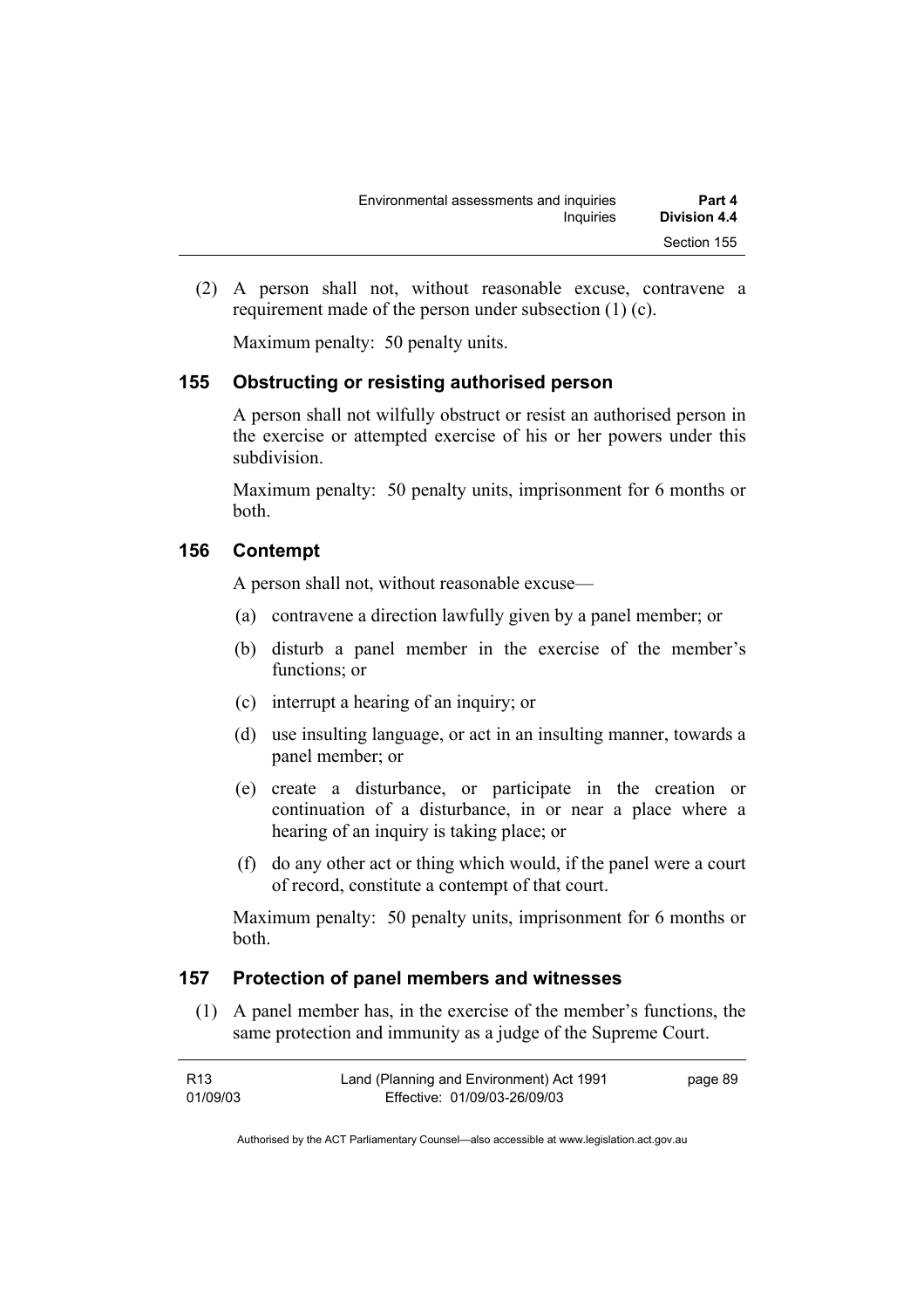(2) A person shall not, without reasonable excuse, contravene a requirement made of the person under subsection (1) (c).

Maximum penalty: 50 penalty units.

### 155 Obstructing or resisting authorised person

A person shall not wilfully obstruct or resist an authorised person in the exercise or attempted exercise of his or her powers under this subdivision.

Maximum penalty: 50 penalty units, imprisonment for 6 months or both.

### 156 Contempt

A person shall not, without reasonable excuse—

(a) contravene a direction lawfully given by a panel member; or

(b) disturb a panel member in the exercise of the member's functions; or

(c) interrupt a hearing of an inquiry; or

(d) use insulting language, or act in an insulting manner, towards a panel member; or

(e) create a disturbance, or participate in the creation or continuation of a disturbance, in or near a place where a hearing of an inquiry is taking place; or

(f) do any other act or thing which would, if the panel were a court of record, constitute a contempt of that court.

Maximum penalty: 50 penalty units, imprisonment for 6 months or both.

### 157 Protection of panel members and witnesses

(1) A panel member has, in the exercise of the member's functions, the same protection and immunity as a judge of the Supreme Court.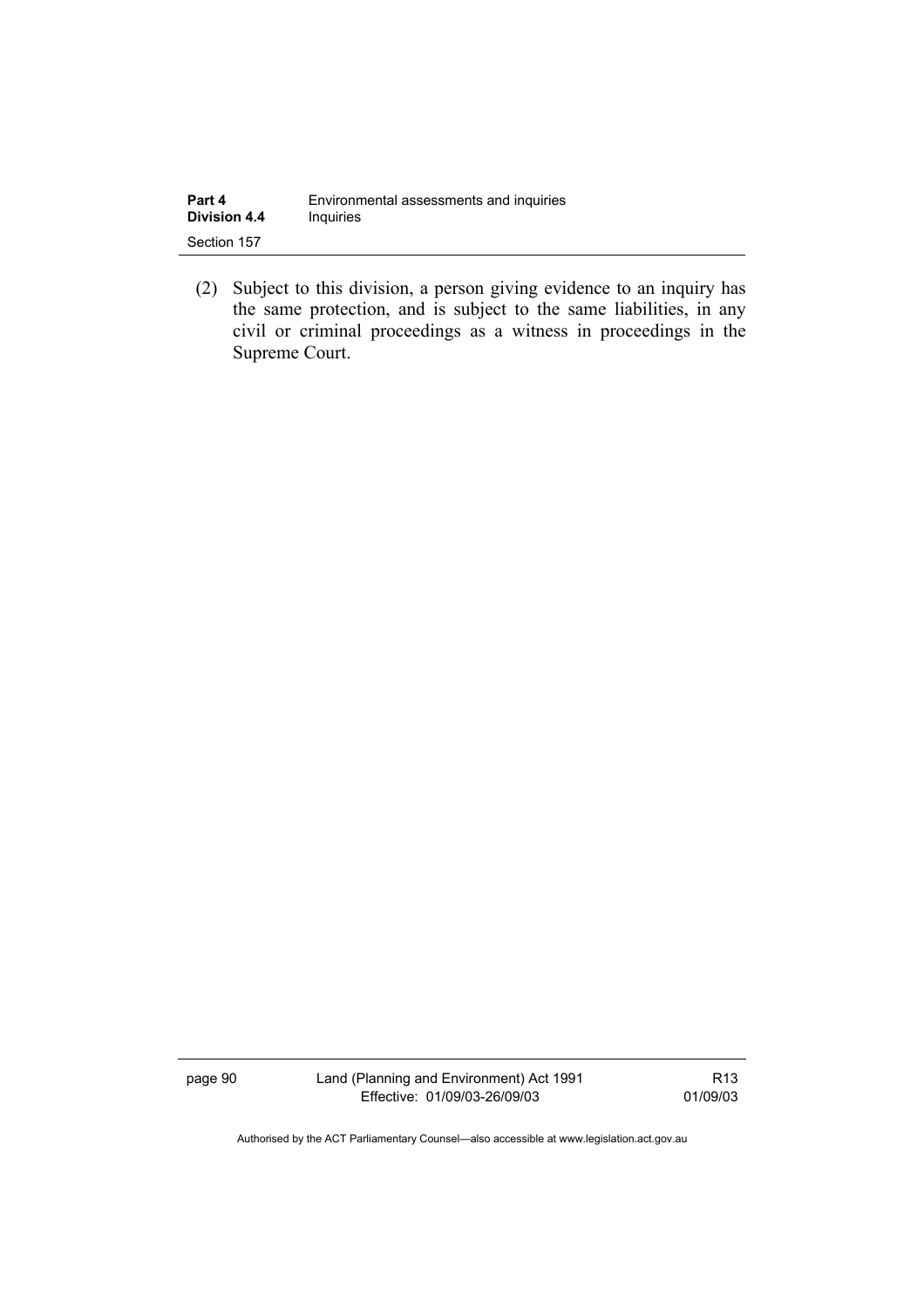(2) Subject to this division, a person giving evidence to an inquiry has the same protection, and is subject to the same liabilities, in any civil or criminal proceedings as a witness in proceedings in the Supreme Court.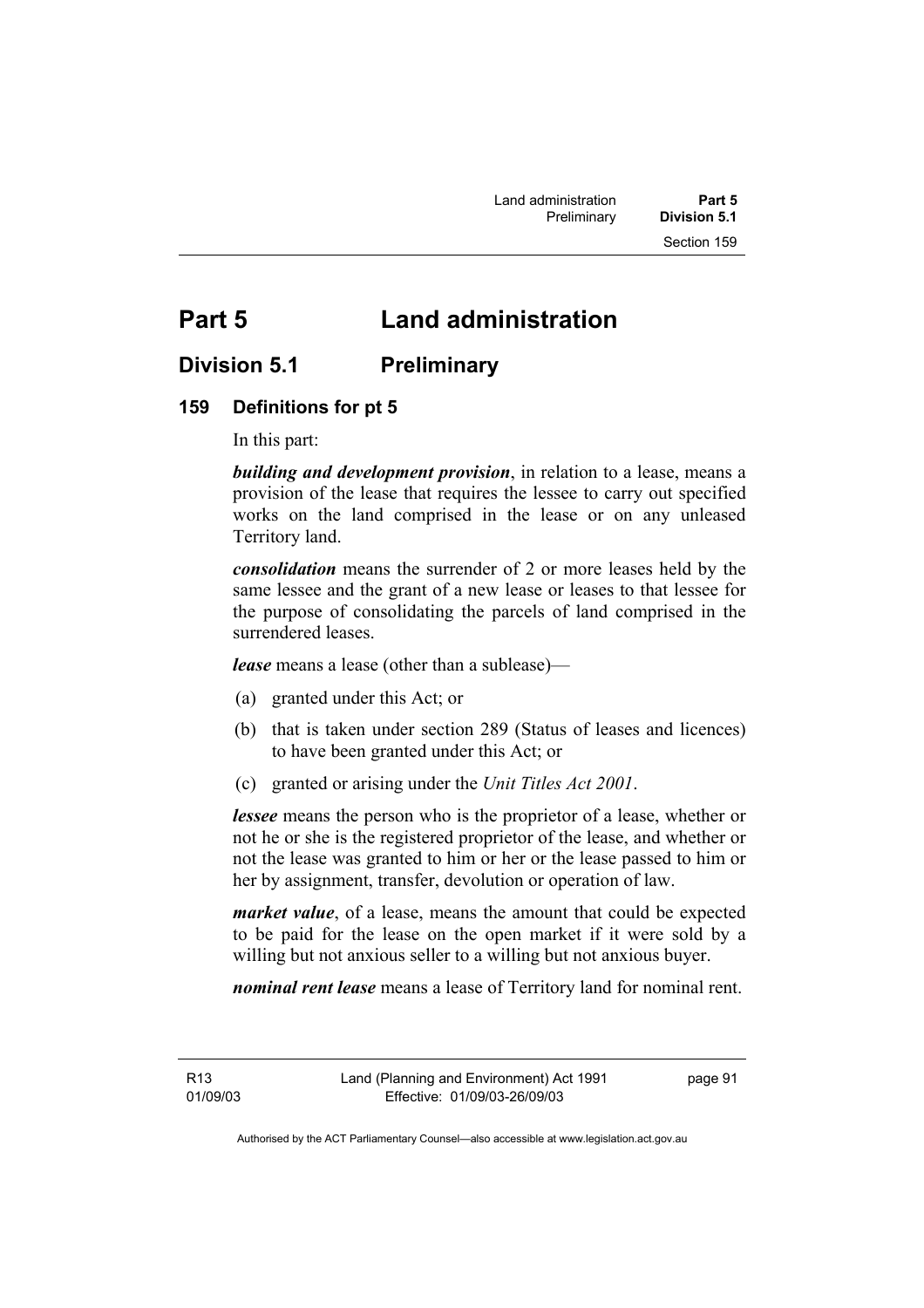# Part 5 Land administration

## Division 5.1 Preliminary

### 159 Definitions for pt 5

In this part:

***building and development provision***, in relation to a lease, means a provision of the lease that requires the lessee to carry out specified works on the land comprised in the lease or on any unleased Territory land.

***consolidation*** means the surrender of 2 or more leases held by the same lessee and the grant of a new lease or leases to that lessee for the purpose of consolidating the parcels of land comprised in the surrendered leases.

***lease*** means a lease (other than a sublease)—

(a) granted under this Act; or

(b) that is taken under section 289 (Status of leases and licences) to have been granted under this Act; or

(c) granted or arising under the *Unit Titles Act 2001*.

***lessee*** means the person who is the proprietor of a lease, whether or not he or she is the registered proprietor of the lease, and whether or not the lease was granted to him or her or the lease passed to him or her by assignment, transfer, devolution or operation of law.

***market value***, of a lease, means the amount that could be expected to be paid for the lease on the open market if it were sold by a willing but not anxious seller to a willing but not anxious buyer.

***nominal rent lease*** means a lease of Territory land for nominal rent.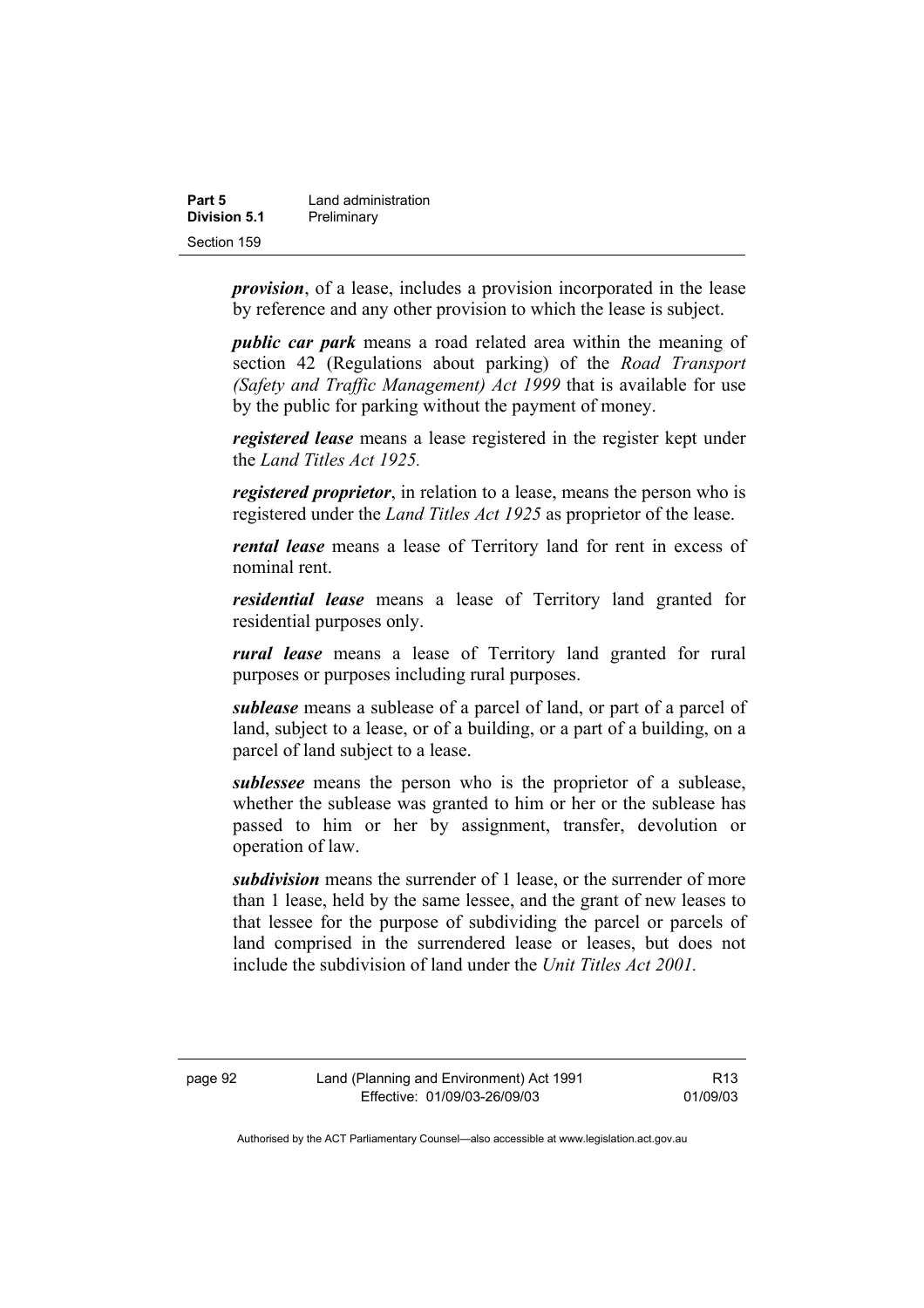***provision***, of a lease, includes a provision incorporated in the lease by reference and any other provision to which the lease is subject.

***public car park*** means a road related area within the meaning of section 42 (Regulations about parking) of the *Road Transport (Safety and Traffic Management) Act 1999* that is available for use by the public for parking without the payment of money.

***registered lease*** means a lease registered in the register kept under the *Land Titles Act 1925.*

***registered proprietor***, in relation to a lease, means the person who is registered under the *Land Titles Act 1925* as proprietor of the lease.

***rental lease*** means a lease of Territory land for rent in excess of nominal rent.

***residential lease*** means a lease of Territory land granted for residential purposes only.

***rural lease*** means a lease of Territory land granted for rural purposes or purposes including rural purposes.

***sublease*** means a sublease of a parcel of land, or part of a parcel of land, subject to a lease, or of a building, or a part of a building, on a parcel of land subject to a lease.

***sublessee*** means the person who is the proprietor of a sublease, whether the sublease was granted to him or her or the sublease has passed to him or her by assignment, transfer, devolution or operation of law.

***subdivision*** means the surrender of 1 lease, or the surrender of more than 1 lease, held by the same lessee, and the grant of new leases to that lessee for the purpose of subdividing the parcel or parcels of land comprised in the surrendered lease or leases, but does not include the subdivision of land under the *Unit Titles Act 2001.*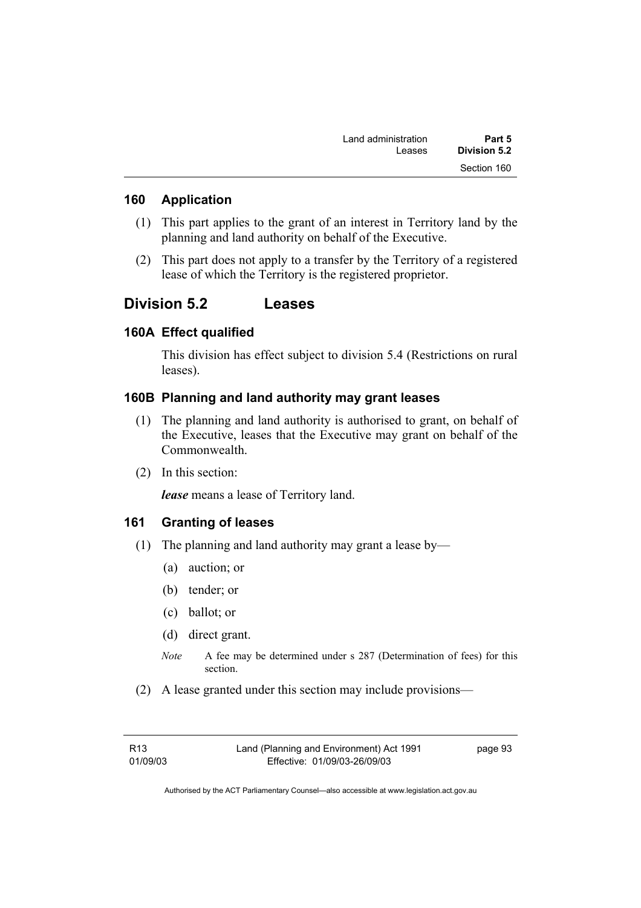### 160 Application

(1) This part applies to the grant of an interest in Territory land by the planning and land authority on behalf of the Executive.

(2) This part does not apply to a transfer by the Territory of a registered lease of which the Territory is the registered proprietor.

## Division 5.2 Leases

### 160A Effect qualified

This division has effect subject to division 5.4 (Restrictions on rural leases).

### 160B Planning and land authority may grant leases

(1) The planning and land authority is authorised to grant, on behalf of the Executive, leases that the Executive may grant on behalf of the Commonwealth.

(2) In this section:

***lease*** means a lease of Territory land.

### 161 Granting of leases

(1) The planning and land authority may grant a lease by—

(a) auction; or

(b) tender; or

(c) ballot; or

(d) direct grant.

*Note* A fee may be determined under s 287 (Determination of fees) for this section.

(2) A lease granted under this section may include provisions—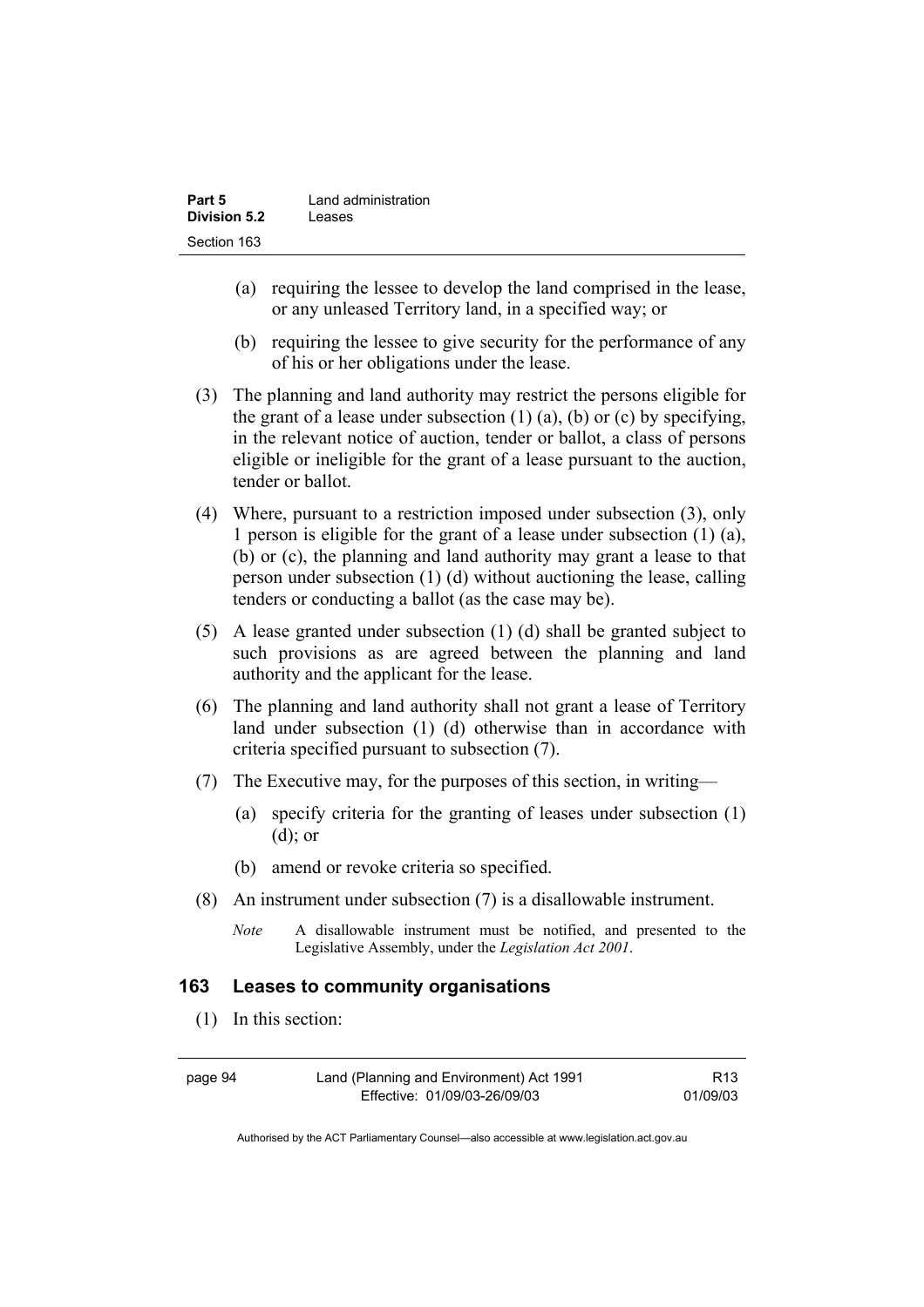(a) requiring the lessee to develop the land comprised in the lease, or any unleased Territory land, in a specified way; or

(b) requiring the lessee to give security for the performance of any of his or her obligations under the lease.

(3) The planning and land authority may restrict the persons eligible for the grant of a lease under subsection (1) (a), (b) or (c) by specifying, in the relevant notice of auction, tender or ballot, a class of persons eligible or ineligible for the grant of a lease pursuant to the auction, tender or ballot.

(4) Where, pursuant to a restriction imposed under subsection (3), only 1 person is eligible for the grant of a lease under subsection (1) (a), (b) or (c), the planning and land authority may grant a lease to that person under subsection (1) (d) without auctioning the lease, calling tenders or conducting a ballot (as the case may be).

(5) A lease granted under subsection (1) (d) shall be granted subject to such provisions as are agreed between the planning and land authority and the applicant for the lease.

(6) The planning and land authority shall not grant a lease of Territory land under subsection (1) (d) otherwise than in accordance with criteria specified pursuant to subsection (7).

(7) The Executive may, for the purposes of this section, in writing—

(a) specify criteria for the granting of leases under subsection (1) (d); or

(b) amend or revoke criteria so specified.

(8) An instrument under subsection (7) is a disallowable instrument.

*Note* A disallowable instrument must be notified, and presented to the Legislative Assembly, under the *Legislation Act 2001*.

## 163 Leases to community organisations

(1) In this section: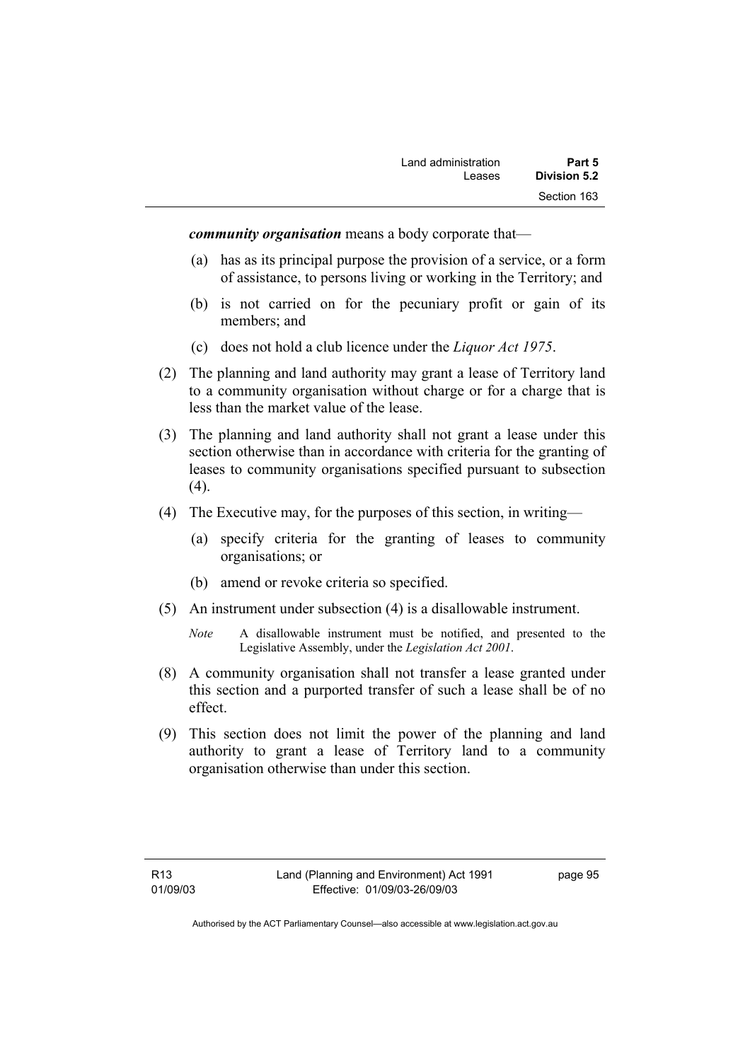***community organisation*** means a body corporate that—

(a) has as its principal purpose the provision of a service, or a form of assistance, to persons living or working in the Territory; and

(b) is not carried on for the pecuniary profit or gain of its members; and

(c) does not hold a club licence under the *Liquor Act 1975*.

(2) The planning and land authority may grant a lease of Territory land to a community organisation without charge or for a charge that is less than the market value of the lease.

(3) The planning and land authority shall not grant a lease under this section otherwise than in accordance with criteria for the granting of leases to community organisations specified pursuant to subsection (4).

(4) The Executive may, for the purposes of this section, in writing—

(a) specify criteria for the granting of leases to community organisations; or

(b) amend or revoke criteria so specified.

(5) An instrument under subsection (4) is a disallowable instrument.

*Note* A disallowable instrument must be notified, and presented to the Legislative Assembly, under the *Legislation Act 2001*.

(8) A community organisation shall not transfer a lease granted under this section and a purported transfer of such a lease shall be of no effect.

(9) This section does not limit the power of the planning and land authority to grant a lease of Territory land to a community organisation otherwise than under this section.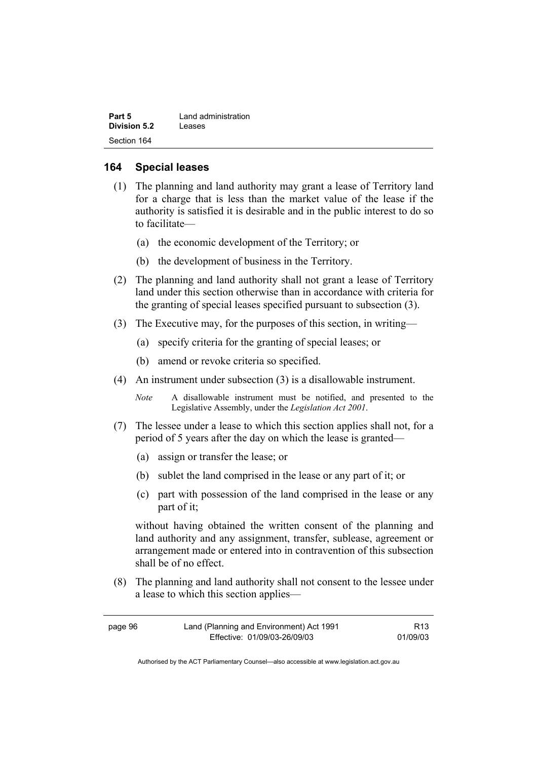## 164 Special leases

(1) The planning and land authority may grant a lease of Territory land for a charge that is less than the market value of the lease if the authority is satisfied it is desirable and in the public interest to do so to facilitate—

(a) the economic development of the Territory; or

(b) the development of business in the Territory.

(2) The planning and land authority shall not grant a lease of Territory land under this section otherwise than in accordance with criteria for the granting of special leases specified pursuant to subsection (3).

(3) The Executive may, for the purposes of this section, in writing—

(a) specify criteria for the granting of special leases; or

(b) amend or revoke criteria so specified.

(4) An instrument under subsection (3) is a disallowable instrument.

*Note* A disallowable instrument must be notified, and presented to the Legislative Assembly, under the *Legislation Act 2001*.

(7) The lessee under a lease to which this section applies shall not, for a period of 5 years after the day on which the lease is granted—

(a) assign or transfer the lease; or

(b) sublet the land comprised in the lease or any part of it; or

(c) part with possession of the land comprised in the lease or any part of it;

without having obtained the written consent of the planning and land authority and any assignment, transfer, sublease, agreement or arrangement made or entered into in contravention of this subsection shall be of no effect.

(8) The planning and land authority shall not consent to the lessee under a lease to which this section applies—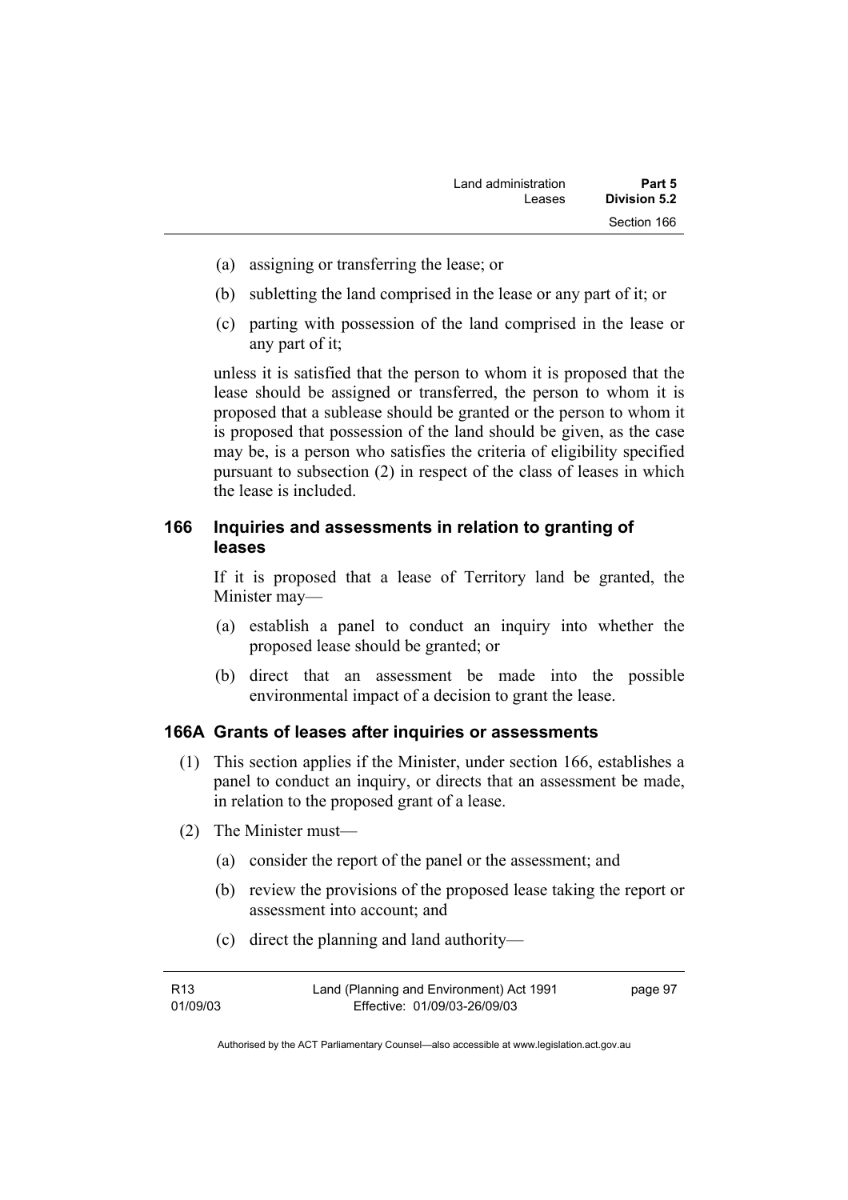(a) assigning or transferring the lease; or

(b) subletting the land comprised in the lease or any part of it; or

(c) parting with possession of the land comprised in the lease or any part of it;

unless it is satisfied that the person to whom it is proposed that the lease should be assigned or transferred, the person to whom it is proposed that a sublease should be granted or the person to whom it is proposed that possession of the land should be given, as the case may be, is a person who satisfies the criteria of eligibility specified pursuant to subsection (2) in respect of the class of leases in which the lease is included.

## 166 Inquiries and assessments in relation to granting of leases

If it is proposed that a lease of Territory land be granted, the Minister may—

(a) establish a panel to conduct an inquiry into whether the proposed lease should be granted; or

(b) direct that an assessment be made into the possible environmental impact of a decision to grant the lease.

## 166A Grants of leases after inquiries or assessments

(1) This section applies if the Minister, under section 166, establishes a panel to conduct an inquiry, or directs that an assessment be made, in relation to the proposed grant of a lease.

(2) The Minister must—

(a) consider the report of the panel or the assessment; and

(b) review the provisions of the proposed lease taking the report or assessment into account; and

(c) direct the planning and land authority—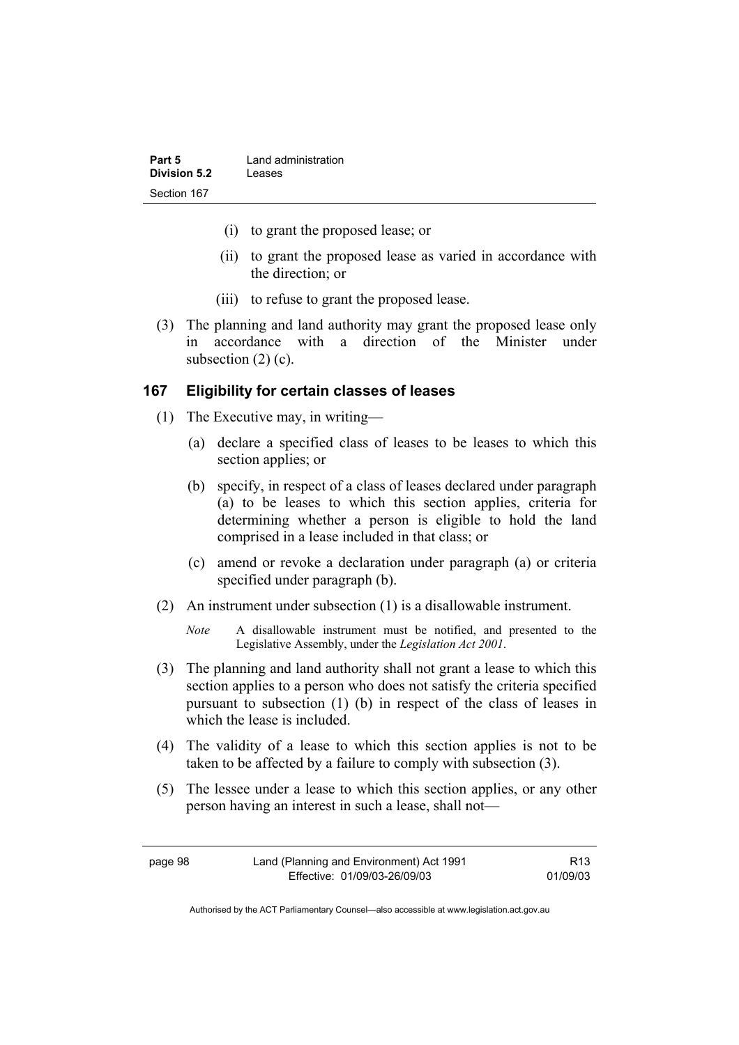(i) to grant the proposed lease; or

(ii) to grant the proposed lease as varied in accordance with the direction; or

(iii) to refuse to grant the proposed lease.

(3) The planning and land authority may grant the proposed lease only in accordance with a direction of the Minister under subsection (2) (c).

## 167 Eligibility for certain classes of leases

(1) The Executive may, in writing—

(a) declare a specified class of leases to be leases to which this section applies; or

(b) specify, in respect of a class of leases declared under paragraph (a) to be leases to which this section applies, criteria for determining whether a person is eligible to hold the land comprised in a lease included in that class; or

(c) amend or revoke a declaration under paragraph (a) or criteria specified under paragraph (b).

(2) An instrument under subsection (1) is a disallowable instrument.

*Note* A disallowable instrument must be notified, and presented to the Legislative Assembly, under the *Legislation Act 2001*.

(3) The planning and land authority shall not grant a lease to which this section applies to a person who does not satisfy the criteria specified pursuant to subsection (1) (b) in respect of the class of leases in which the lease is included.

(4) The validity of a lease to which this section applies is not to be taken to be affected by a failure to comply with subsection (3).

(5) The lessee under a lease to which this section applies, or any other person having an interest in such a lease, shall not—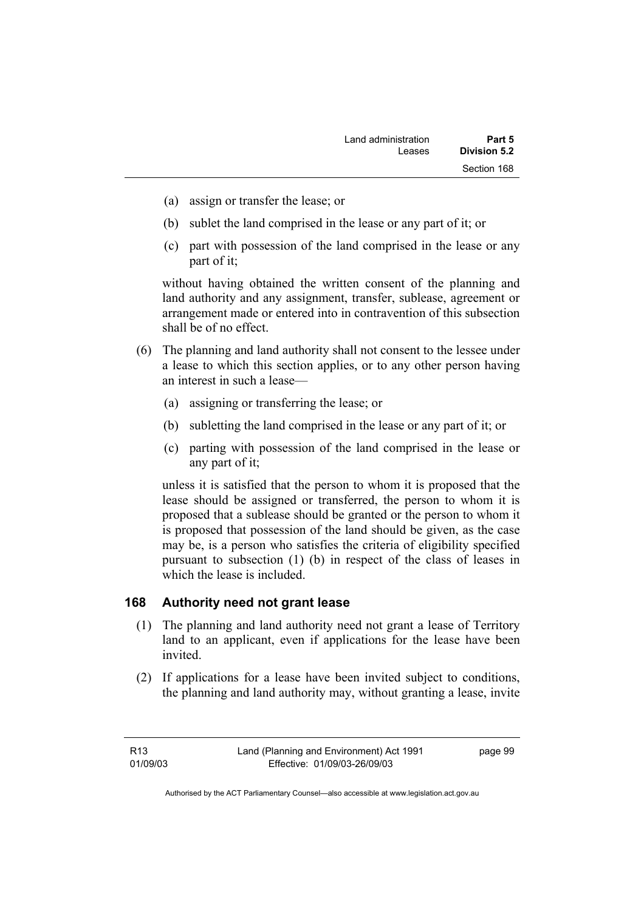(a) assign or transfer the lease; or

(b) sublet the land comprised in the lease or any part of it; or

(c) part with possession of the land comprised in the lease or any part of it;

without having obtained the written consent of the planning and land authority and any assignment, transfer, sublease, agreement or arrangement made or entered into in contravention of this subsection shall be of no effect.

(6) The planning and land authority shall not consent to the lessee under a lease to which this section applies, or to any other person having an interest in such a lease—

(a) assigning or transferring the lease; or

(b) subletting the land comprised in the lease or any part of it; or

(c) parting with possession of the land comprised in the lease or any part of it;

unless it is satisfied that the person to whom it is proposed that the lease should be assigned or transferred, the person to whom it is proposed that a sublease should be granted or the person to whom it is proposed that possession of the land should be given, as the case may be, is a person who satisfies the criteria of eligibility specified pursuant to subsection (1) (b) in respect of the class of leases in which the lease is included.

## 168 Authority need not grant lease

(1) The planning and land authority need not grant a lease of Territory land to an applicant, even if applications for the lease have been invited.

(2) If applications for a lease have been invited subject to conditions, the planning and land authority may, without granting a lease, invite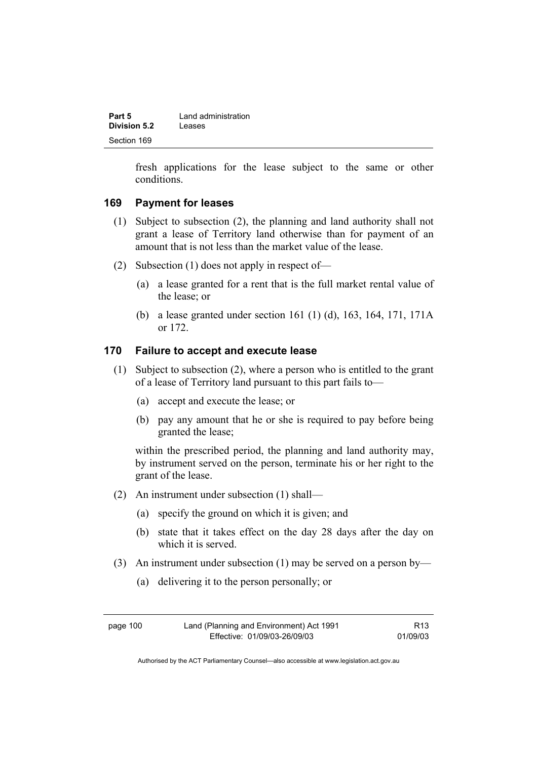fresh applications for the lease subject to the same or other conditions.

### 169 Payment for leases

(1) Subject to subsection (2), the planning and land authority shall not grant a lease of Territory land otherwise than for payment of an amount that is not less than the market value of the lease.

(2) Subsection (1) does not apply in respect of—

(a) a lease granted for a rent that is the full market rental value of the lease; or

(b) a lease granted under section 161 (1) (d), 163, 164, 171, 171A or 172.

### 170 Failure to accept and execute lease

(1) Subject to subsection (2), where a person who is entitled to the grant of a lease of Territory land pursuant to this part fails to—

(a) accept and execute the lease; or

(b) pay any amount that he or she is required to pay before being granted the lease;

within the prescribed period, the planning and land authority may, by instrument served on the person, terminate his or her right to the grant of the lease.

(2) An instrument under subsection (1) shall—

(a) specify the ground on which it is given; and

(b) state that it takes effect on the day 28 days after the day on which it is served.

(3) An instrument under subsection (1) may be served on a person by—

(a) delivering it to the person personally; or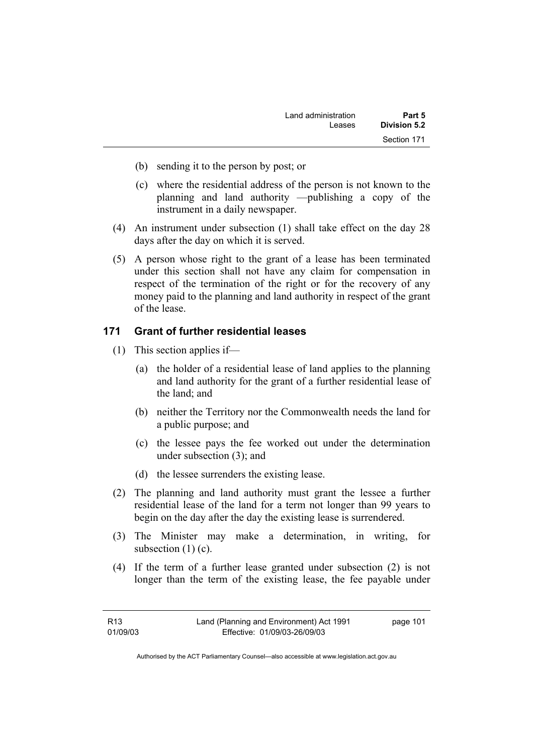(b) sending it to the person by post; or

(c) where the residential address of the person is not known to the planning and land authority —publishing a copy of the instrument in a daily newspaper.

(4) An instrument under subsection (1) shall take effect on the day 28 days after the day on which it is served.

(5) A person whose right to the grant of a lease has been terminated under this section shall not have any claim for compensation in respect of the termination of the right or for the recovery of any money paid to the planning and land authority in respect of the grant of the lease.

## 171 Grant of further residential leases

(1) This section applies if—

(a) the holder of a residential lease of land applies to the planning and land authority for the grant of a further residential lease of the land; and

(b) neither the Territory nor the Commonwealth needs the land for a public purpose; and

(c) the lessee pays the fee worked out under the determination under subsection (3); and

(d) the lessee surrenders the existing lease.

(2) The planning and land authority must grant the lessee a further residential lease of the land for a term not longer than 99 years to begin on the day after the day the existing lease is surrendered.

(3) The Minister may make a determination, in writing, for subsection (1) (c).

(4) If the term of a further lease granted under subsection (2) is not longer than the term of the existing lease, the fee payable under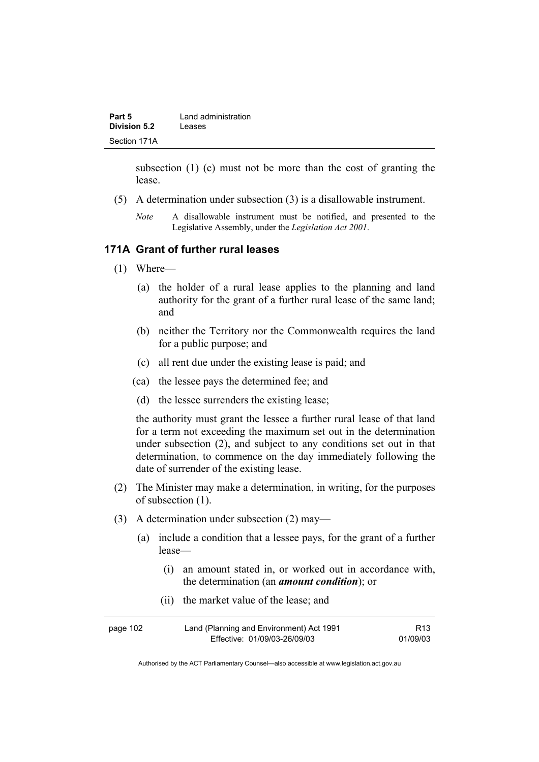subsection (1) (c) must not be more than the cost of granting the lease.

(5) A determination under subsection (3) is a disallowable instrument.

*Note* A disallowable instrument must be notified, and presented to the Legislative Assembly, under the *Legislation Act 2001*.

### 171A Grant of further rural leases

(1) Where—

(a) the holder of a rural lease applies to the planning and land authority for the grant of a further rural lease of the same land; and

(b) neither the Territory nor the Commonwealth requires the land for a public purpose; and

(c) all rent due under the existing lease is paid; and

(ca) the lessee pays the determined fee; and

(d) the lessee surrenders the existing lease;

the authority must grant the lessee a further rural lease of that land for a term not exceeding the maximum set out in the determination under subsection (2), and subject to any conditions set out in that determination, to commence on the day immediately following the date of surrender of the existing lease.

(2) The Minister may make a determination, in writing, for the purposes of subsection (1).

(3) A determination under subsection (2) may—

(a) include a condition that a lessee pays, for the grant of a further lease—

(i) an amount stated in, or worked out in accordance with, the determination (an ***amount condition***); or

(ii) the market value of the lease; and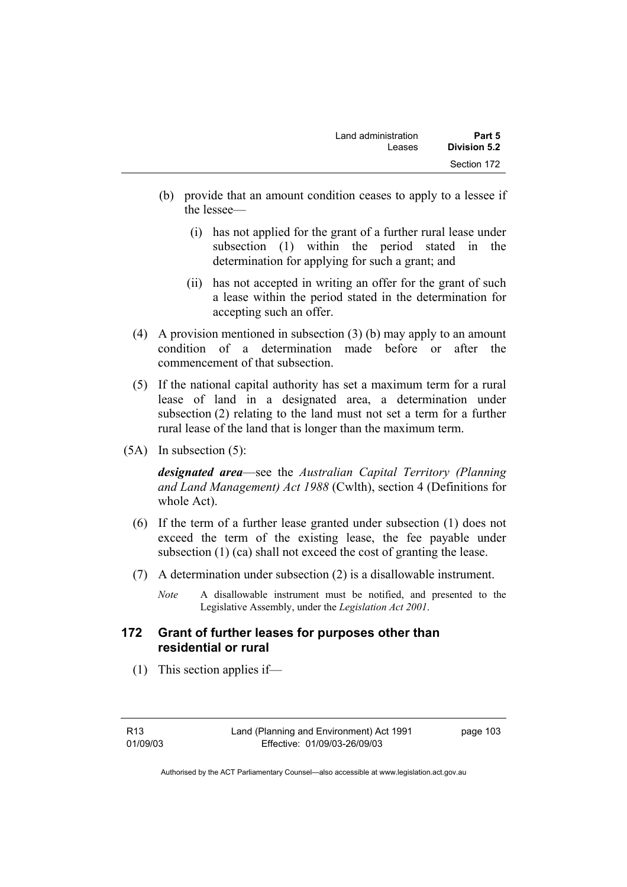(b) provide that an amount condition ceases to apply to a lessee if the lessee—

  (i) has not applied for the grant of a further rural lease under subsection (1) within the period stated in the determination for applying for such a grant; and

  (ii) has not accepted in writing an offer for the grant of such a lease within the period stated in the determination for accepting such an offer.

(4) A provision mentioned in subsection (3) (b) may apply to an amount condition of a determination made before or after the commencement of that subsection.

(5) If the national capital authority has set a maximum term for a rural lease of land in a designated area, a determination under subsection (2) relating to the land must not set a term for a further rural lease of the land that is longer than the maximum term.

(5A) In subsection (5):

***designated area***—see the *Australian Capital Territory (Planning and Land Management) Act 1988* (Cwlth), section 4 (Definitions for whole Act).

(6) If the term of a further lease granted under subsection (1) does not exceed the term of the existing lease, the fee payable under subsection (1) (ca) shall not exceed the cost of granting the lease.

(7) A determination under subsection (2) is a disallowable instrument.

*Note* A disallowable instrument must be notified, and presented to the Legislative Assembly, under the *Legislation Act 2001*.

## 172 Grant of further leases for purposes other than residential or rural

(1) This section applies if—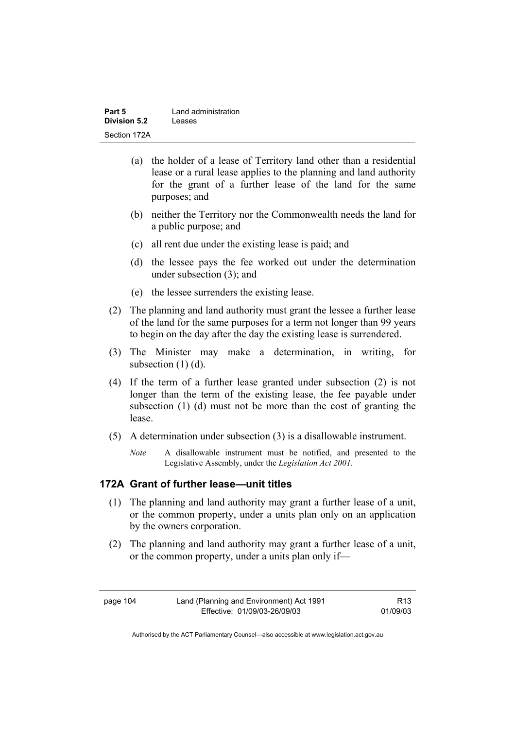(a) the holder of a lease of Territory land other than a residential lease or a rural lease applies to the planning and land authority for the grant of a further lease of the land for the same purposes; and

(b) neither the Territory nor the Commonwealth needs the land for a public purpose; and

(c) all rent due under the existing lease is paid; and

(d) the lessee pays the fee worked out under the determination under subsection (3); and

(e) the lessee surrenders the existing lease.

(2) The planning and land authority must grant the lessee a further lease of the land for the same purposes for a term not longer than 99 years to begin on the day after the day the existing lease is surrendered.

(3) The Minister may make a determination, in writing, for subsection (1) (d).

(4) If the term of a further lease granted under subsection (2) is not longer than the term of the existing lease, the fee payable under subsection (1) (d) must not be more than the cost of granting the lease.

(5) A determination under subsection (3) is a disallowable instrument.

*Note* A disallowable instrument must be notified, and presented to the Legislative Assembly, under the *Legislation Act 2001*.

### 172A Grant of further lease—unit titles

(1) The planning and land authority may grant a further lease of a unit, or the common property, under a units plan only on an application by the owners corporation.

(2) The planning and land authority may grant a further lease of a unit, or the common property, under a units plan only if—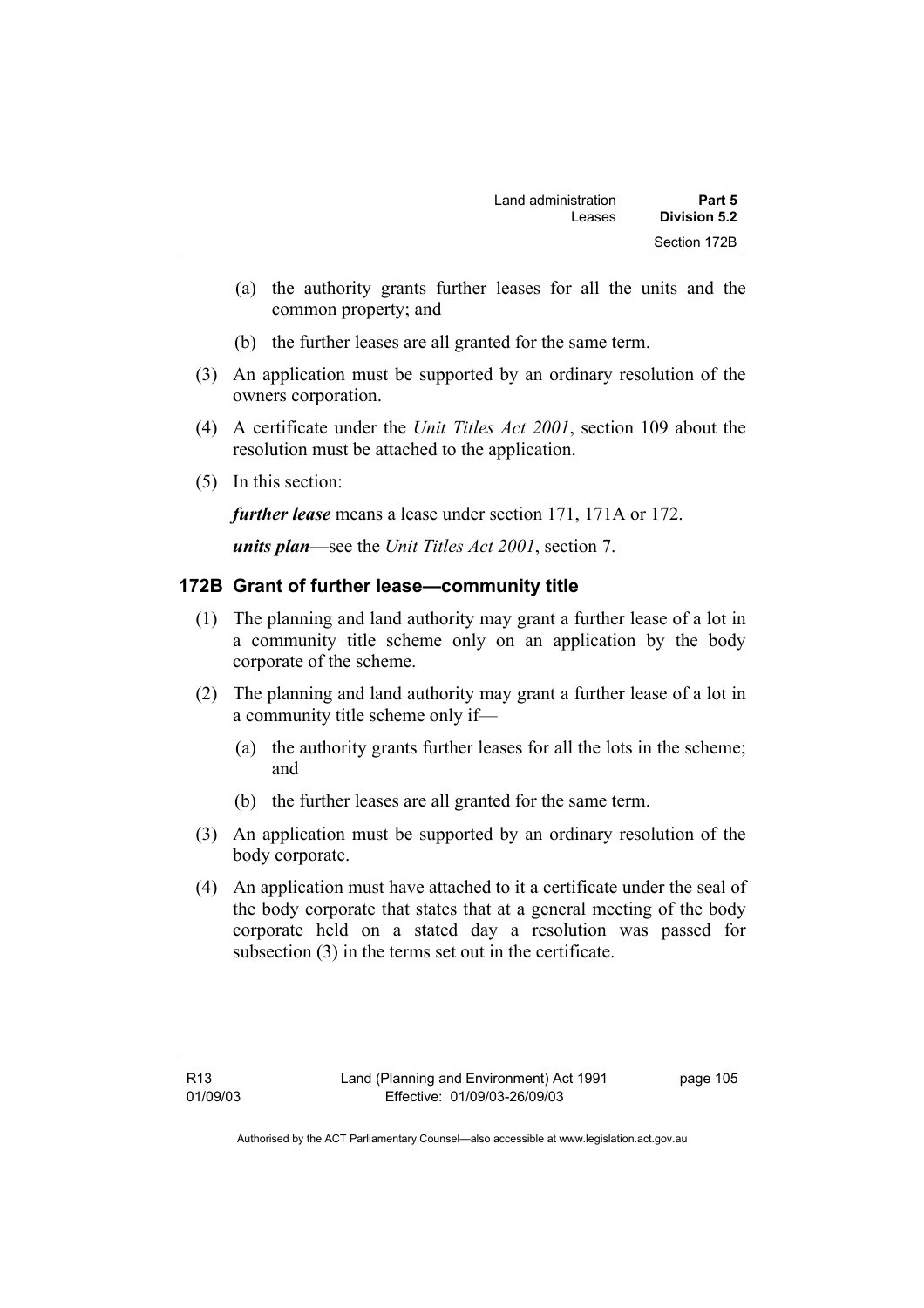(a) the authority grants further leases for all the units and the common property; and

(b) the further leases are all granted for the same term.

(3) An application must be supported by an ordinary resolution of the owners corporation.

(4) A certificate under the *Unit Titles Act 2001*, section 109 about the resolution must be attached to the application.

(5) In this section:

***further lease*** means a lease under section 171, 171A or 172.

***units plan***—see the *Unit Titles Act 2001*, section 7.

### 172B Grant of further lease—community title

(1) The planning and land authority may grant a further lease of a lot in a community title scheme only on an application by the body corporate of the scheme.

(2) The planning and land authority may grant a further lease of a lot in a community title scheme only if—

(a) the authority grants further leases for all the lots in the scheme; and

(b) the further leases are all granted for the same term.

(3) An application must be supported by an ordinary resolution of the body corporate.

(4) An application must have attached to it a certificate under the seal of the body corporate that states that at a general meeting of the body corporate held on a stated day a resolution was passed for subsection (3) in the terms set out in the certificate.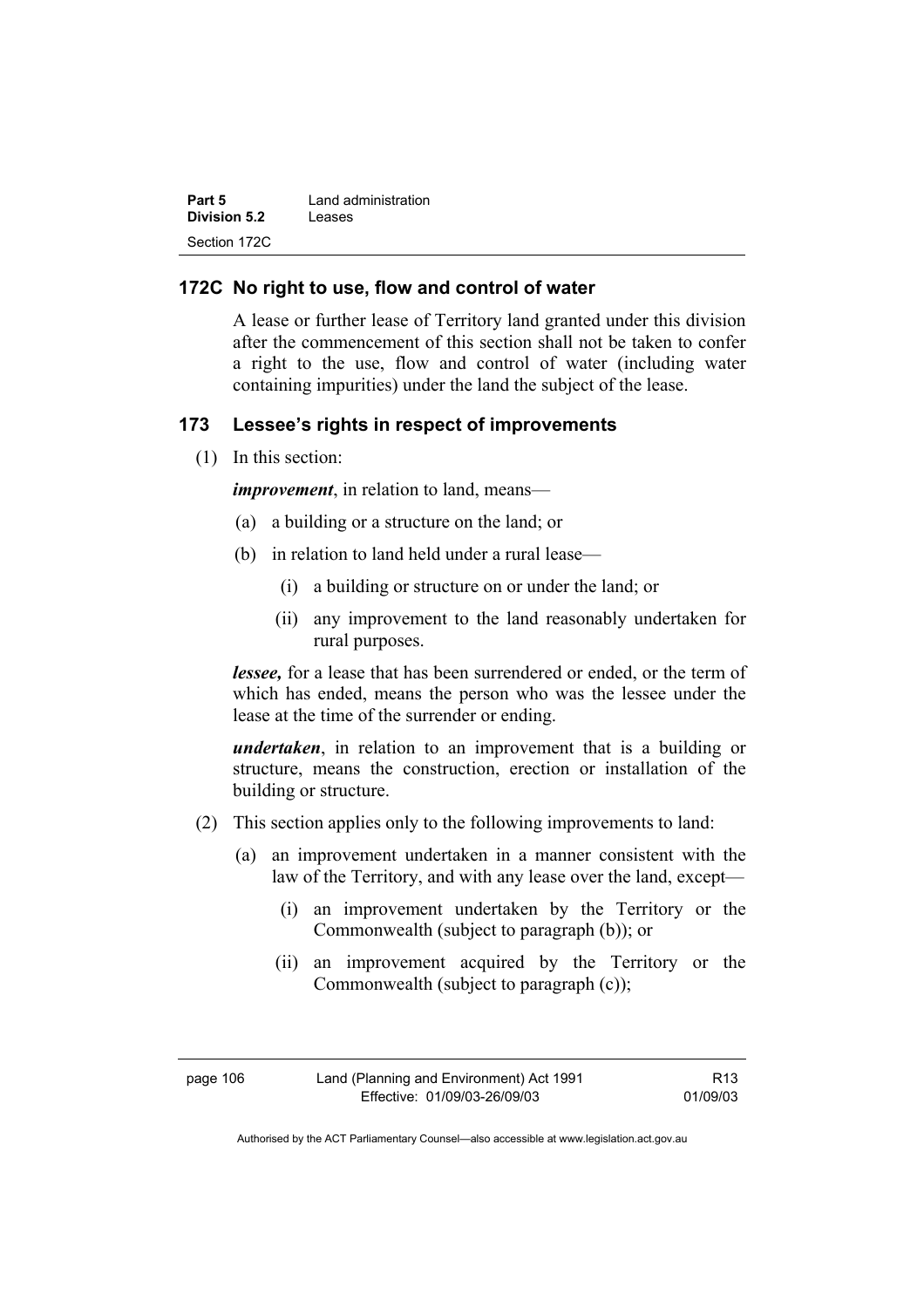## 172C No right to use, flow and control of water

A lease or further lease of Territory land granted under this division after the commencement of this section shall not be taken to confer a right to the use, flow and control of water (including water containing impurities) under the land the subject of the lease.

## 173 Lessee's rights in respect of improvements

(1) In this section:

***improvement***, in relation to land, means—

(a) a building or a structure on the land; or

(b) in relation to land held under a rural lease—

(i) a building or structure on or under the land; or

(ii) any improvement to the land reasonably undertaken for rural purposes.

***lessee,*** for a lease that has been surrendered or ended, or the term of which has ended, means the person who was the lessee under the lease at the time of the surrender or ending.

***undertaken***, in relation to an improvement that is a building or structure, means the construction, erection or installation of the building or structure.

(2) This section applies only to the following improvements to land:

(a) an improvement undertaken in a manner consistent with the law of the Territory, and with any lease over the land, except—

(i) an improvement undertaken by the Territory or the Commonwealth (subject to paragraph (b)); or

(ii) an improvement acquired by the Territory or the Commonwealth (subject to paragraph (c));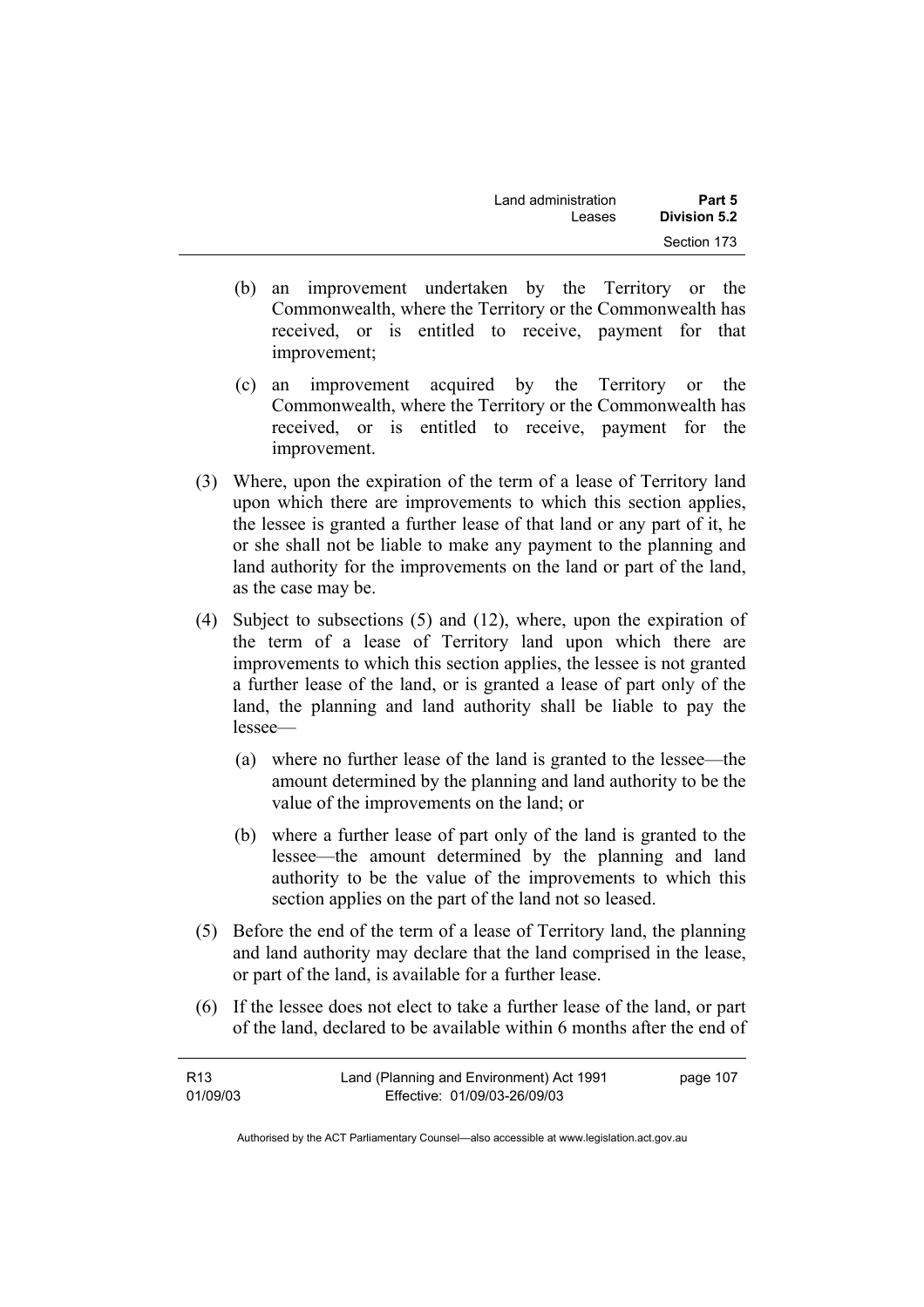(b) an improvement undertaken by the Territory or the Commonwealth, where the Territory or the Commonwealth has received, or is entitled to receive, payment for that improvement;

(c) an improvement acquired by the Territory or the Commonwealth, where the Territory or the Commonwealth has received, or is entitled to receive, payment for the improvement.

(3) Where, upon the expiration of the term of a lease of Territory land upon which there are improvements to which this section applies, the lessee is granted a further lease of that land or any part of it, he or she shall not be liable to make any payment to the planning and land authority for the improvements on the land or part of the land, as the case may be.

(4) Subject to subsections (5) and (12), where, upon the expiration of the term of a lease of Territory land upon which there are improvements to which this section applies, the lessee is not granted a further lease of the land, or is granted a lease of part only of the land, the planning and land authority shall be liable to pay the lessee—

(a) where no further lease of the land is granted to the lessee—the amount determined by the planning and land authority to be the value of the improvements on the land; or

(b) where a further lease of part only of the land is granted to the lessee—the amount determined by the planning and land authority to be the value of the improvements to which this section applies on the part of the land not so leased.

(5) Before the end of the term of a lease of Territory land, the planning and land authority may declare that the land comprised in the lease, or part of the land, is available for a further lease.

(6) If the lessee does not elect to take a further lease of the land, or part of the land, declared to be available within 6 months after the end of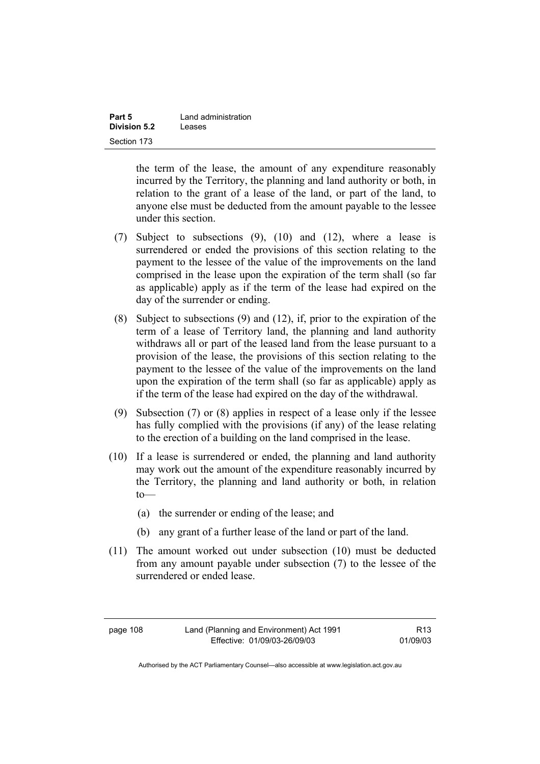the term of the lease, the amount of any expenditure reasonably incurred by the Territory, the planning and land authority or both, in relation to the grant of a lease of the land, or part of the land, to anyone else must be deducted from the amount payable to the lessee under this section.

(7) Subject to subsections (9), (10) and (12), where a lease is surrendered or ended the provisions of this section relating to the payment to the lessee of the value of the improvements on the land comprised in the lease upon the expiration of the term shall (so far as applicable) apply as if the term of the lease had expired on the day of the surrender or ending.

(8) Subject to subsections (9) and (12), if, prior to the expiration of the term of a lease of Territory land, the planning and land authority withdraws all or part of the leased land from the lease pursuant to a provision of the lease, the provisions of this section relating to the payment to the lessee of the value of the improvements on the land upon the expiration of the term shall (so far as applicable) apply as if the term of the lease had expired on the day of the withdrawal.

(9) Subsection (7) or (8) applies in respect of a lease only if the lessee has fully complied with the provisions (if any) of the lease relating to the erection of a building on the land comprised in the lease.

(10) If a lease is surrendered or ended, the planning and land authority may work out the amount of the expenditure reasonably incurred by the Territory, the planning and land authority or both, in relation to—

(a) the surrender or ending of the lease; and

(b) any grant of a further lease of the land or part of the land.

(11) The amount worked out under subsection (10) must be deducted from any amount payable under subsection (7) to the lessee of the surrendered or ended lease.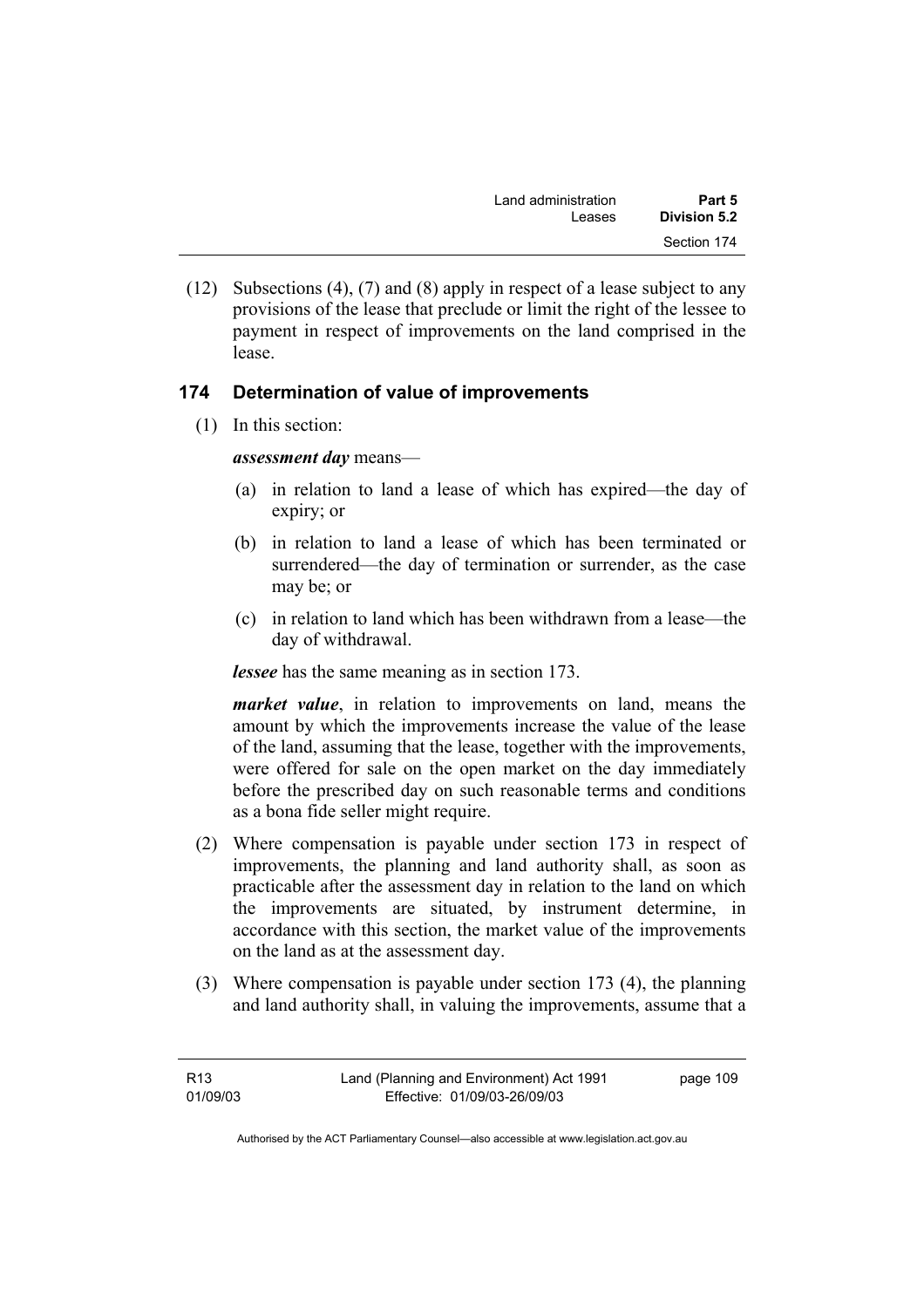(12) Subsections (4), (7) and (8) apply in respect of a lease subject to any provisions of the lease that preclude or limit the right of the lessee to payment in respect of improvements on the land comprised in the lease.

## 174 Determination of value of improvements

(1) In this section:

***assessment day*** means—

(a) in relation to land a lease of which has expired—the day of expiry; or

(b) in relation to land a lease of which has been terminated or surrendered—the day of termination or surrender, as the case may be; or

(c) in relation to land which has been withdrawn from a lease—the day of withdrawal.

***lessee*** has the same meaning as in section 173.

***market value***, in relation to improvements on land, means the amount by which the improvements increase the value of the lease of the land, assuming that the lease, together with the improvements, were offered for sale on the open market on the day immediately before the prescribed day on such reasonable terms and conditions as a bona fide seller might require.

(2) Where compensation is payable under section 173 in respect of improvements, the planning and land authority shall, as soon as practicable after the assessment day in relation to the land on which the improvements are situated, by instrument determine, in accordance with this section, the market value of the improvements on the land as at the assessment day.

(3) Where compensation is payable under section 173 (4), the planning and land authority shall, in valuing the improvements, assume that a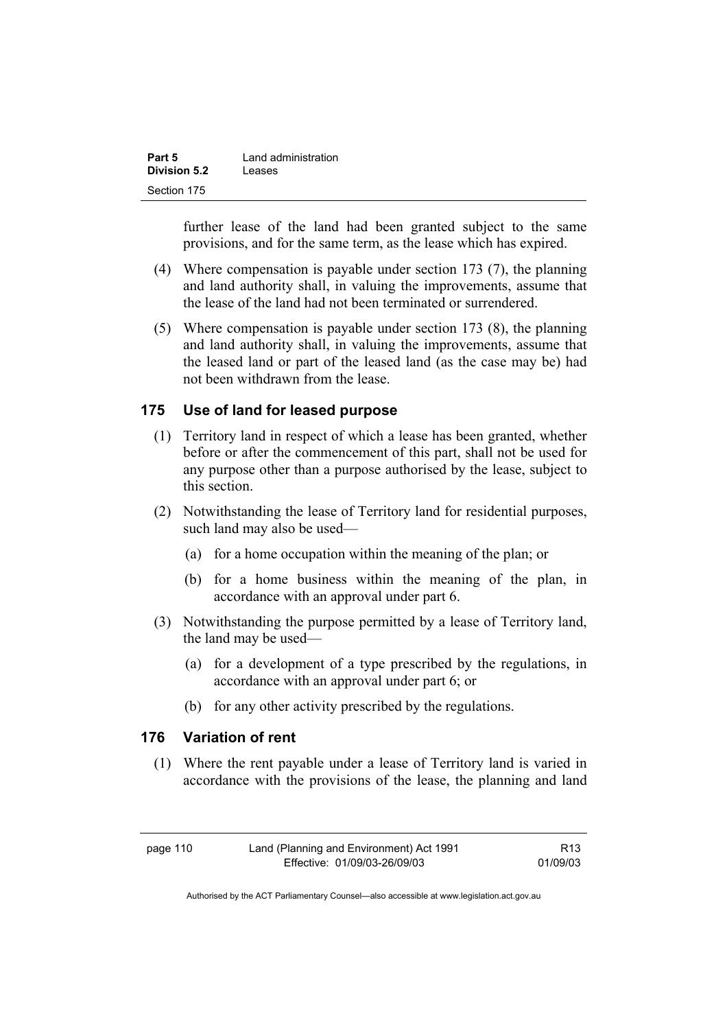further lease of the land had been granted subject to the same provisions, and for the same term, as the lease which has expired.

(4) Where compensation is payable under section 173 (7), the planning and land authority shall, in valuing the improvements, assume that the lease of the land had not been terminated or surrendered.

(5) Where compensation is payable under section 173 (8), the planning and land authority shall, in valuing the improvements, assume that the leased land or part of the leased land (as the case may be) had not been withdrawn from the lease.

## 175 Use of land for leased purpose

(1) Territory land in respect of which a lease has been granted, whether before or after the commencement of this part, shall not be used for any purpose other than a purpose authorised by the lease, subject to this section.

(2) Notwithstanding the lease of Territory land for residential purposes, such land may also be used—

(a) for a home occupation within the meaning of the plan; or

(b) for a home business within the meaning of the plan, in accordance with an approval under part 6.

(3) Notwithstanding the purpose permitted by a lease of Territory land, the land may be used—

(a) for a development of a type prescribed by the regulations, in accordance with an approval under part 6; or

(b) for any other activity prescribed by the regulations.

## 176 Variation of rent

(1) Where the rent payable under a lease of Territory land is varied in accordance with the provisions of the lease, the planning and land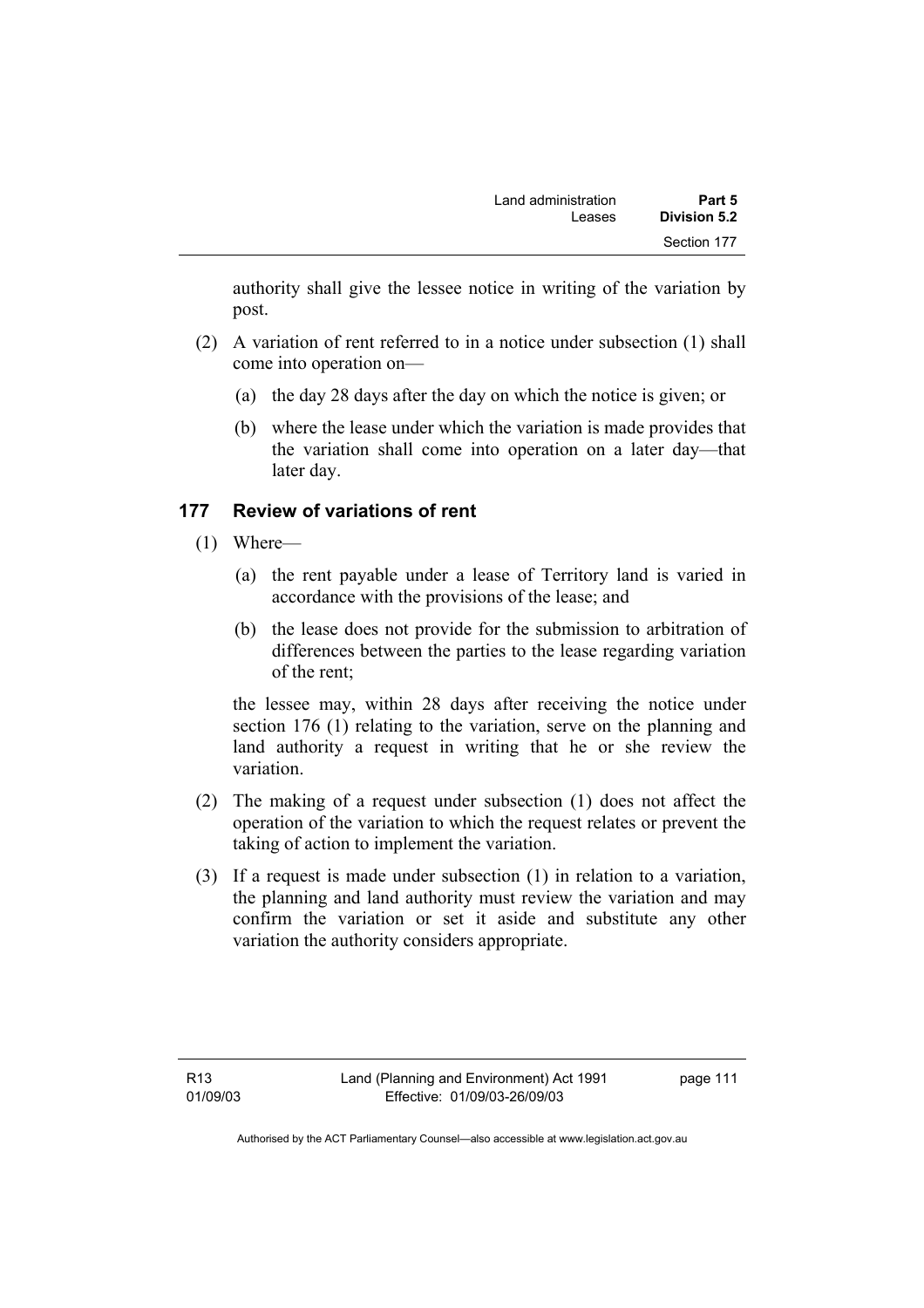authority shall give the lessee notice in writing of the variation by post.

(2) A variation of rent referred to in a notice under subsection (1) shall come into operation on—

(a) the day 28 days after the day on which the notice is given; or

(b) where the lease under which the variation is made provides that the variation shall come into operation on a later day—that later day.

### 177 Review of variations of rent

(1) Where—

(a) the rent payable under a lease of Territory land is varied in accordance with the provisions of the lease; and

(b) the lease does not provide for the submission to arbitration of differences between the parties to the lease regarding variation of the rent;

the lessee may, within 28 days after receiving the notice under section 176 (1) relating to the variation, serve on the planning and land authority a request in writing that he or she review the variation.

(2) The making of a request under subsection (1) does not affect the operation of the variation to which the request relates or prevent the taking of action to implement the variation.

(3) If a request is made under subsection (1) in relation to a variation, the planning and land authority must review the variation and may confirm the variation or set it aside and substitute any other variation the authority considers appropriate.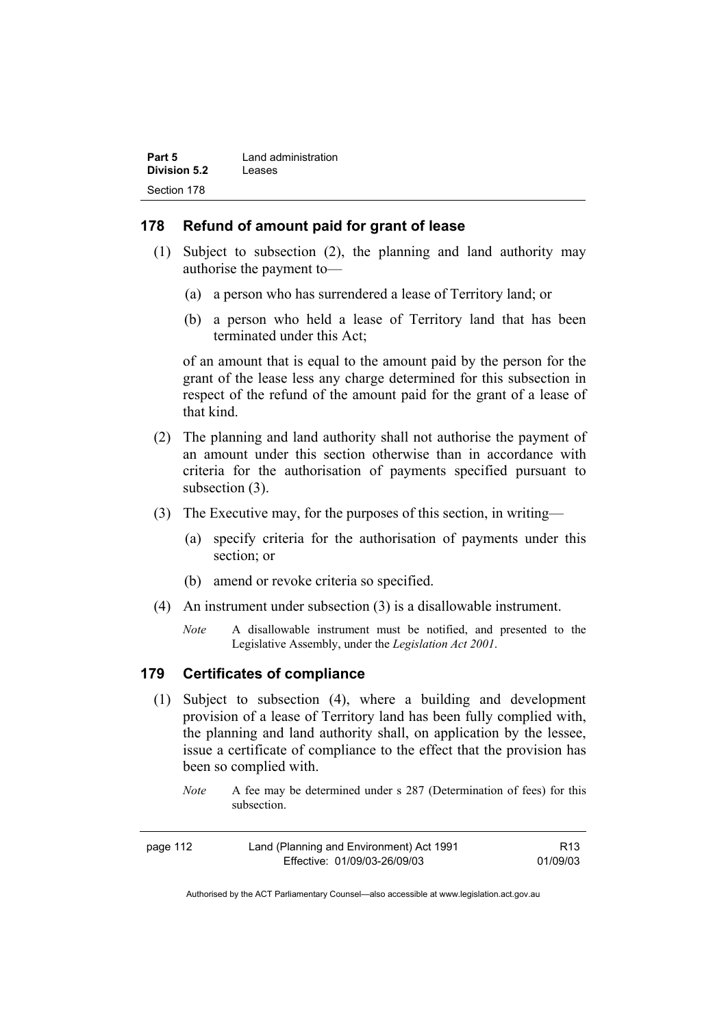## 178 Refund of amount paid for grant of lease

(1) Subject to subsection (2), the planning and land authority may authorise the payment to—

(a) a person who has surrendered a lease of Territory land; or

(b) a person who held a lease of Territory land that has been terminated under this Act;

of an amount that is equal to the amount paid by the person for the grant of the lease less any charge determined for this subsection in respect of the refund of the amount paid for the grant of a lease of that kind.

(2) The planning and land authority shall not authorise the payment of an amount under this section otherwise than in accordance with criteria for the authorisation of payments specified pursuant to subsection (3).

(3) The Executive may, for the purposes of this section, in writing—

(a) specify criteria for the authorisation of payments under this section; or

(b) amend or revoke criteria so specified.

(4) An instrument under subsection (3) is a disallowable instrument.

*Note* A disallowable instrument must be notified, and presented to the Legislative Assembly, under the *Legislation Act 2001*.

## 179 Certificates of compliance

(1) Subject to subsection (4), where a building and development provision of a lease of Territory land has been fully complied with, the planning and land authority shall, on application by the lessee, issue a certificate of compliance to the effect that the provision has been so complied with.

*Note* A fee may be determined under s 287 (Determination of fees) for this subsection.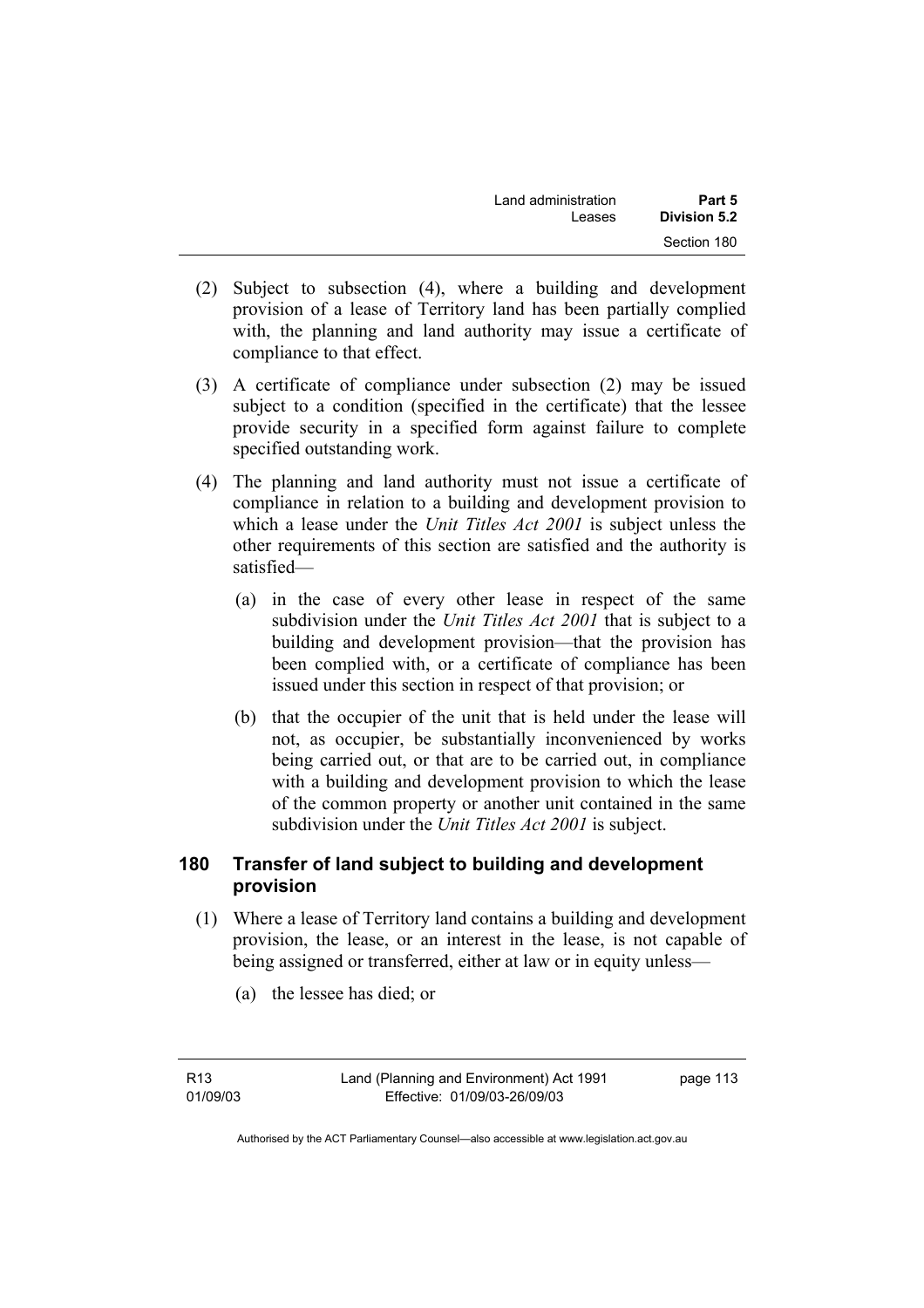(2) Subject to subsection (4), where a building and development provision of a lease of Territory land has been partially complied with, the planning and land authority may issue a certificate of compliance to that effect.

(3) A certificate of compliance under subsection (2) may be issued subject to a condition (specified in the certificate) that the lessee provide security in a specified form against failure to complete specified outstanding work.

(4) The planning and land authority must not issue a certificate of compliance in relation to a building and development provision to which a lease under the *Unit Titles Act 2001* is subject unless the other requirements of this section are satisfied and the authority is satisfied—

(a) in the case of every other lease in respect of the same subdivision under the *Unit Titles Act 2001* that is subject to a building and development provision—that the provision has been complied with, or a certificate of compliance has been issued under this section in respect of that provision; or

(b) that the occupier of the unit that is held under the lease will not, as occupier, be substantially inconvenienced by works being carried out, or that are to be carried out, in compliance with a building and development provision to which the lease of the common property or another unit contained in the same subdivision under the *Unit Titles Act 2001* is subject.

## 180 Transfer of land subject to building and development provision

(1) Where a lease of Territory land contains a building and development provision, the lease, or an interest in the lease, is not capable of being assigned or transferred, either at law or in equity unless—

(a) the lessee has died; or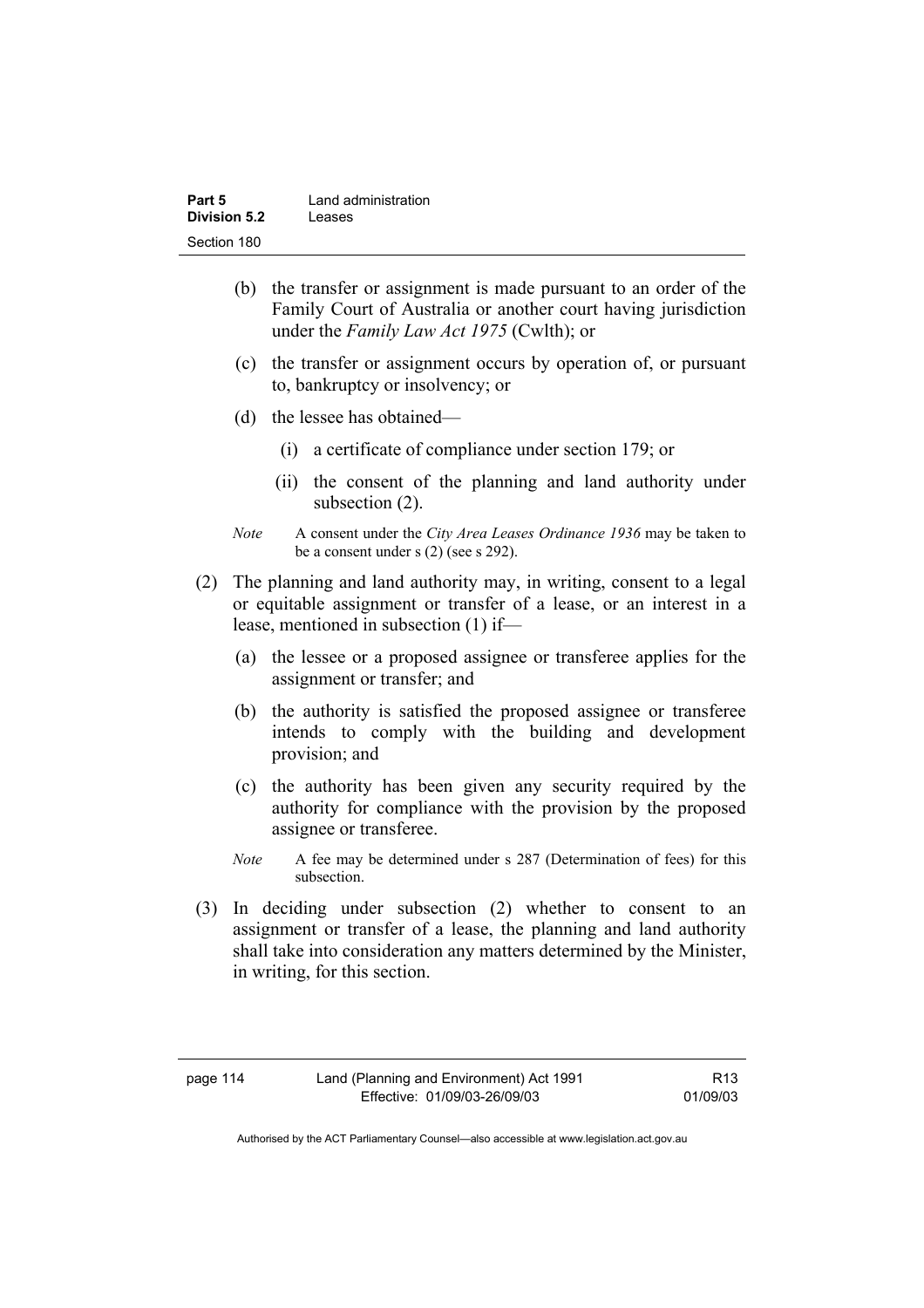(b) the transfer or assignment is made pursuant to an order of the Family Court of Australia or another court having jurisdiction under the *Family Law Act 1975* (Cwlth); or

(c) the transfer or assignment occurs by operation of, or pursuant to, bankruptcy or insolvency; or

(d) the lessee has obtained—

   (i) a certificate of compliance under section 179; or

   (ii) the consent of the planning and land authority under subsection (2).

*Note* A consent under the *City Area Leases Ordinance 1936* may be taken to be a consent under s (2) (see s 292).

(2) The planning and land authority may, in writing, consent to a legal or equitable assignment or transfer of a lease, or an interest in a lease, mentioned in subsection (1) if—

(a) the lessee or a proposed assignee or transferee applies for the assignment or transfer; and

(b) the authority is satisfied the proposed assignee or transferee intends to comply with the building and development provision; and

(c) the authority has been given any security required by the authority for compliance with the provision by the proposed assignee or transferee.

*Note* A fee may be determined under s 287 (Determination of fees) for this subsection.

(3) In deciding under subsection (2) whether to consent to an assignment or transfer of a lease, the planning and land authority shall take into consideration any matters determined by the Minister, in writing, for this section.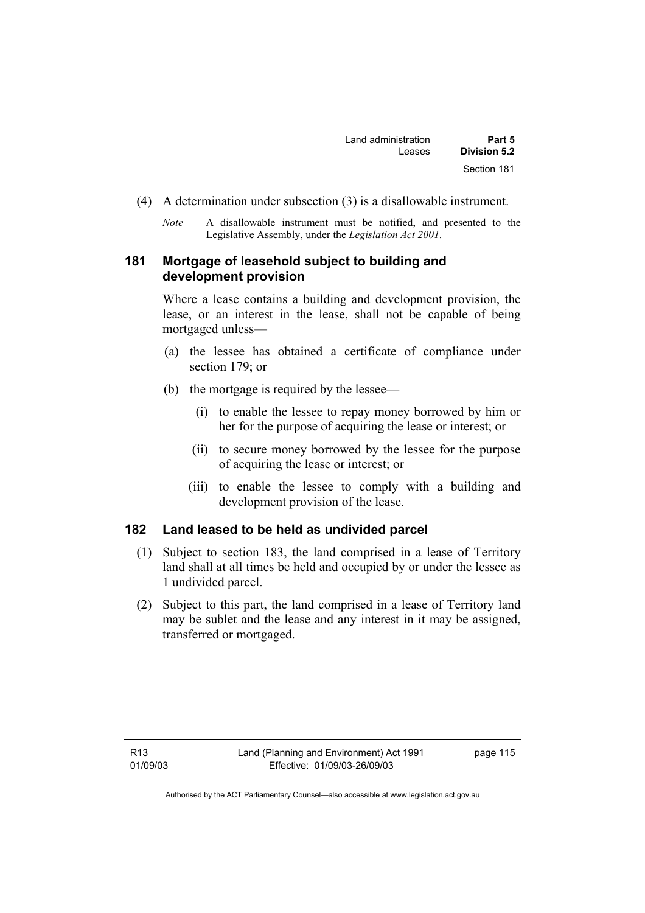(4) A determination under subsection (3) is a disallowable instrument.

*Note* A disallowable instrument must be notified, and presented to the Legislative Assembly, under the *Legislation Act 2001*.

## 181 Mortgage of leasehold subject to building and development provision

Where a lease contains a building and development provision, the lease, or an interest in the lease, shall not be capable of being mortgaged unless—

(a) the lessee has obtained a certificate of compliance under section 179; or

(b) the mortgage is required by the lessee—

(i) to enable the lessee to repay money borrowed by him or her for the purpose of acquiring the lease or interest; or

(ii) to secure money borrowed by the lessee for the purpose of acquiring the lease or interest; or

(iii) to enable the lessee to comply with a building and development provision of the lease.

## 182 Land leased to be held as undivided parcel

(1) Subject to section 183, the land comprised in a lease of Territory land shall at all times be held and occupied by or under the lessee as 1 undivided parcel.

(2) Subject to this part, the land comprised in a lease of Territory land may be sublet and the lease and any interest in it may be assigned, transferred or mortgaged.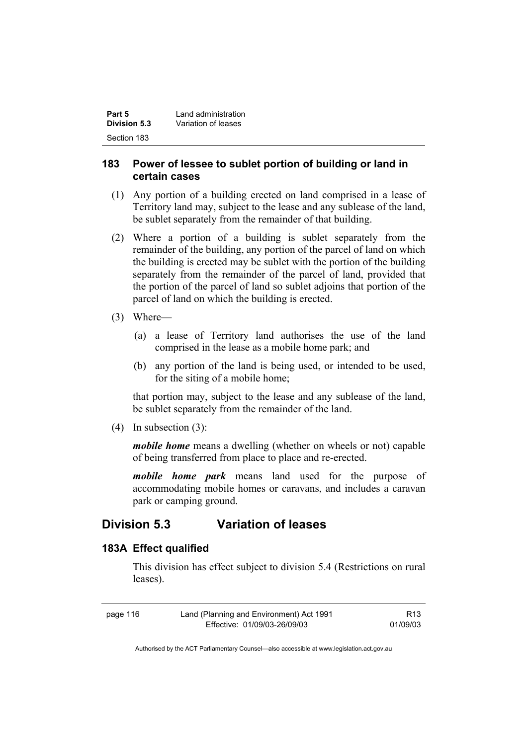### 183 Power of lessee to sublet portion of building or land in certain cases

(1) Any portion of a building erected on land comprised in a lease of Territory land may, subject to the lease and any sublease of the land, be sublet separately from the remainder of that building.

(2) Where a portion of a building is sublet separately from the remainder of the building, any portion of the parcel of land on which the building is erected may be sublet with the portion of the building separately from the remainder of the parcel of land, provided that the portion of the parcel of land so sublet adjoins that portion of the parcel of land on which the building is erected.

(3) Where—

(a) a lease of Territory land authorises the use of the land comprised in the lease as a mobile home park; and

(b) any portion of the land is being used, or intended to be used, for the siting of a mobile home;

that portion may, subject to the lease and any sublease of the land, be sublet separately from the remainder of the land.

(4) In subsection (3):

***mobile home*** means a dwelling (whether on wheels or not) capable of being transferred from place to place and re-erected.

***mobile home park*** means land used for the purpose of accommodating mobile homes or caravans, and includes a caravan park or camping ground.

## Division 5.3 Variation of leases

### 183A Effect qualified

This division has effect subject to division 5.4 (Restrictions on rural leases).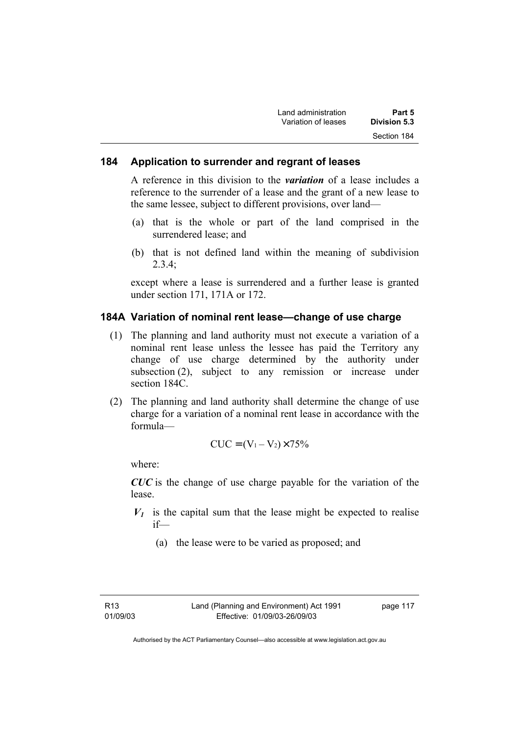## 184 Application to surrender and regrant of leases

A reference in this division to the ***variation*** of a lease includes a reference to the surrender of a lease and the grant of a new lease to the same lessee, subject to different provisions, over land—

(a) that is the whole or part of the land comprised in the surrendered lease; and

(b) that is not defined land within the meaning of subdivision 2.3.4;

except where a lease is surrendered and a further lease is granted under section 171, 171A or 172.

## 184A Variation of nominal rent lease—change of use charge

(1) The planning and land authority must not execute a variation of a nominal rent lease unless the lessee has paid the Territory any change of use charge determined by the authority under subsection (2), subject to any remission or increase under section 184C.

(2) The planning and land authority shall determine the change of use charge for a variation of a nominal rent lease in accordance with the formula—

$$CUC = (V_1 - V_2) \times 75\%$$

where:

***CUC*** is the change of use charge payable for the variation of the lease.

$\boldsymbol{V_1}$ is the capital sum that the lease might be expected to realise if—

(a) the lease were to be varied as proposed; and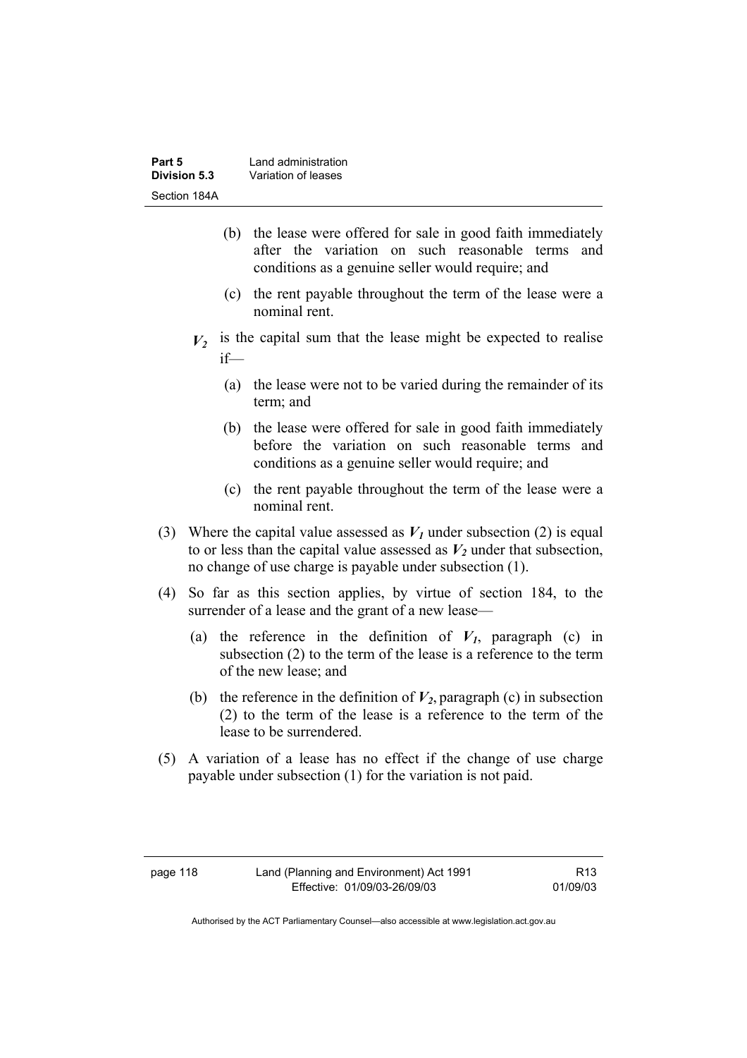(b) the lease were offered for sale in good faith immediately after the variation on such reasonable terms and conditions as a genuine seller would require; and

(c) the rent payable throughout the term of the lease were a nominal rent.

$V_2$ is the capital sum that the lease might be expected to realise if—

(a) the lease were not to be varied during the remainder of its term; and

(b) the lease were offered for sale in good faith immediately before the variation on such reasonable terms and conditions as a genuine seller would require; and

(c) the rent payable throughout the term of the lease were a nominal rent.

(3) Where the capital value assessed as $V_1$ under subsection (2) is equal to or less than the capital value assessed as $V_2$ under that subsection, no change of use charge is payable under subsection (1).

(4) So far as this section applies, by virtue of section 184, to the surrender of a lease and the grant of a new lease—

(a) the reference in the definition of $V_1$, paragraph (c) in subsection (2) to the term of the lease is a reference to the term of the new lease; and

(b) the reference in the definition of $V_2$, paragraph (c) in subsection (2) to the term of the lease is a reference to the term of the lease to be surrendered.

(5) A variation of a lease has no effect if the change of use charge payable under subsection (1) for the variation is not paid.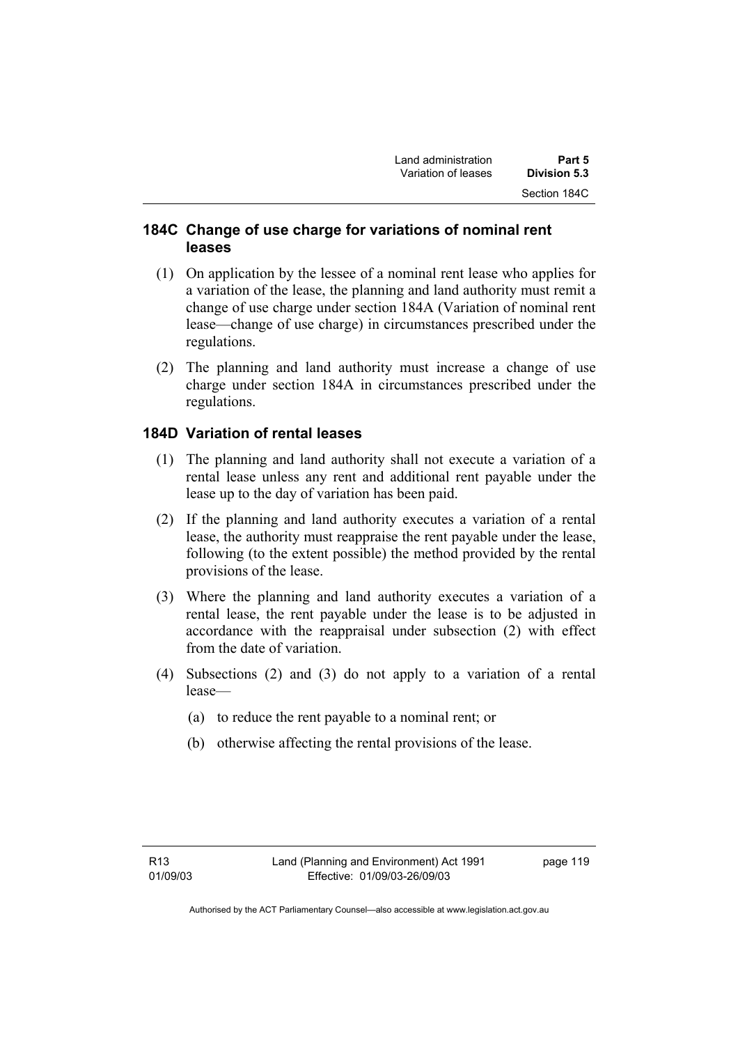### 184C Change of use charge for variations of nominal rent leases

(1) On application by the lessee of a nominal rent lease who applies for a variation of the lease, the planning and land authority must remit a change of use charge under section 184A (Variation of nominal rent lease—change of use charge) in circumstances prescribed under the regulations.

(2) The planning and land authority must increase a change of use charge under section 184A in circumstances prescribed under the regulations.

### 184D Variation of rental leases

(1) The planning and land authority shall not execute a variation of a rental lease unless any rent and additional rent payable under the lease up to the day of variation has been paid.

(2) If the planning and land authority executes a variation of a rental lease, the authority must reappraise the rent payable under the lease, following (to the extent possible) the method provided by the rental provisions of the lease.

(3) Where the planning and land authority executes a variation of a rental lease, the rent payable under the lease is to be adjusted in accordance with the reappraisal under subsection (2) with effect from the date of variation.

(4) Subsections (2) and (3) do not apply to a variation of a rental lease—

(a) to reduce the rent payable to a nominal rent; or

(b) otherwise affecting the rental provisions of the lease.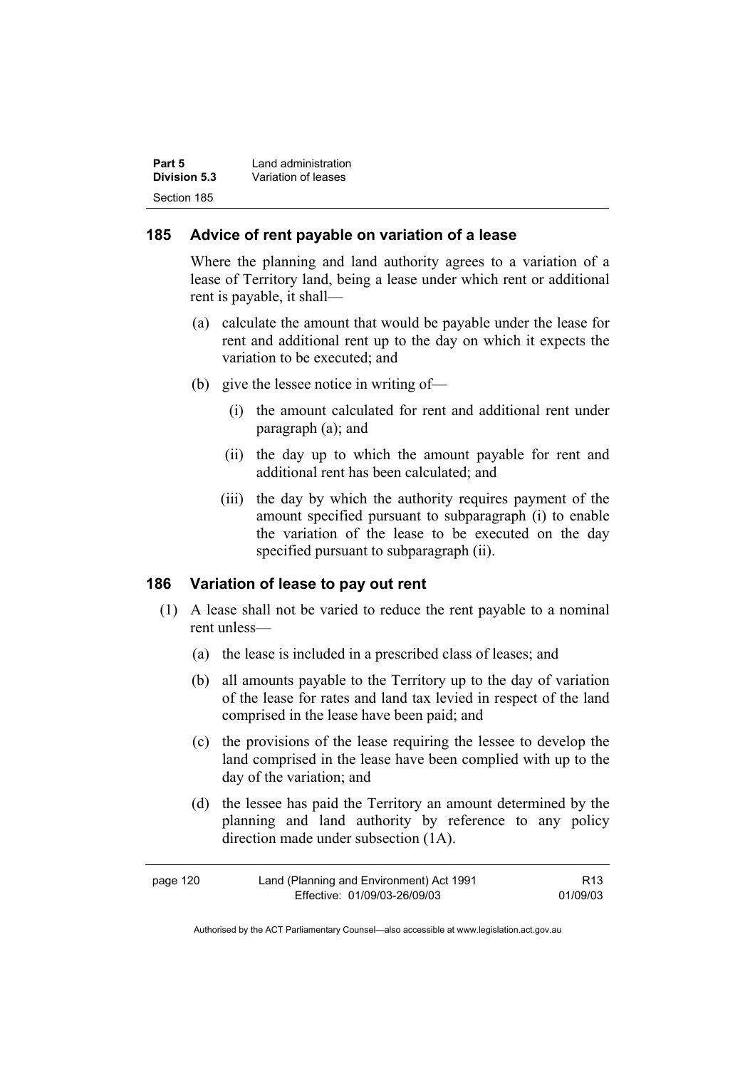## 185 Advice of rent payable on variation of a lease

Where the planning and land authority agrees to a variation of a lease of Territory land, being a lease under which rent or additional rent is payable, it shall—

(a) calculate the amount that would be payable under the lease for rent and additional rent up to the day on which it expects the variation to be executed; and

(b) give the lessee notice in writing of—

   (i) the amount calculated for rent and additional rent under paragraph (a); and

   (ii) the day up to which the amount payable for rent and additional rent has been calculated; and

   (iii) the day by which the authority requires payment of the amount specified pursuant to subparagraph (i) to enable the variation of the lease to be executed on the day specified pursuant to subparagraph (ii).

## 186 Variation of lease to pay out rent

(1) A lease shall not be varied to reduce the rent payable to a nominal rent unless—

   (a) the lease is included in a prescribed class of leases; and

   (b) all amounts payable to the Territory up to the day of variation of the lease for rates and land tax levied in respect of the land comprised in the lease have been paid; and

   (c) the provisions of the lease requiring the lessee to develop the land comprised in the lease have been complied with up to the day of the variation; and

   (d) the lessee has paid the Territory an amount determined by the planning and land authority by reference to any policy direction made under subsection (1A).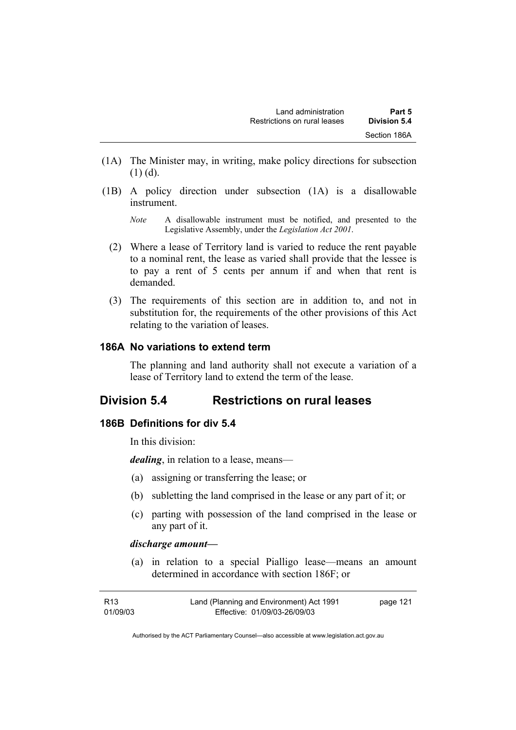(1A) The Minister may, in writing, make policy directions for subsection (1) (d).

(1B) A policy direction under subsection (1A) is a disallowable instrument.

*Note* A disallowable instrument must be notified, and presented to the Legislative Assembly, under the *Legislation Act 2001*.

(2) Where a lease of Territory land is varied to reduce the rent payable to a nominal rent, the lease as varied shall provide that the lessee is to pay a rent of 5 cents per annum if and when that rent is demanded.

(3) The requirements of this section are in addition to, and not in substitution for, the requirements of the other provisions of this Act relating to the variation of leases.

### 186A No variations to extend term

The planning and land authority shall not execute a variation of a lease of Territory land to extend the term of the lease.

## Division 5.4 Restrictions on rural leases

### 186B Definitions for div 5.4

In this division:

***dealing***, in relation to a lease, means—

(a) assigning or transferring the lease; or

(b) subletting the land comprised in the lease or any part of it; or

(c) parting with possession of the land comprised in the lease or any part of it.

***discharge amount—***

(a) in relation to a special Pialligo lease—means an amount determined in accordance with section 186F; or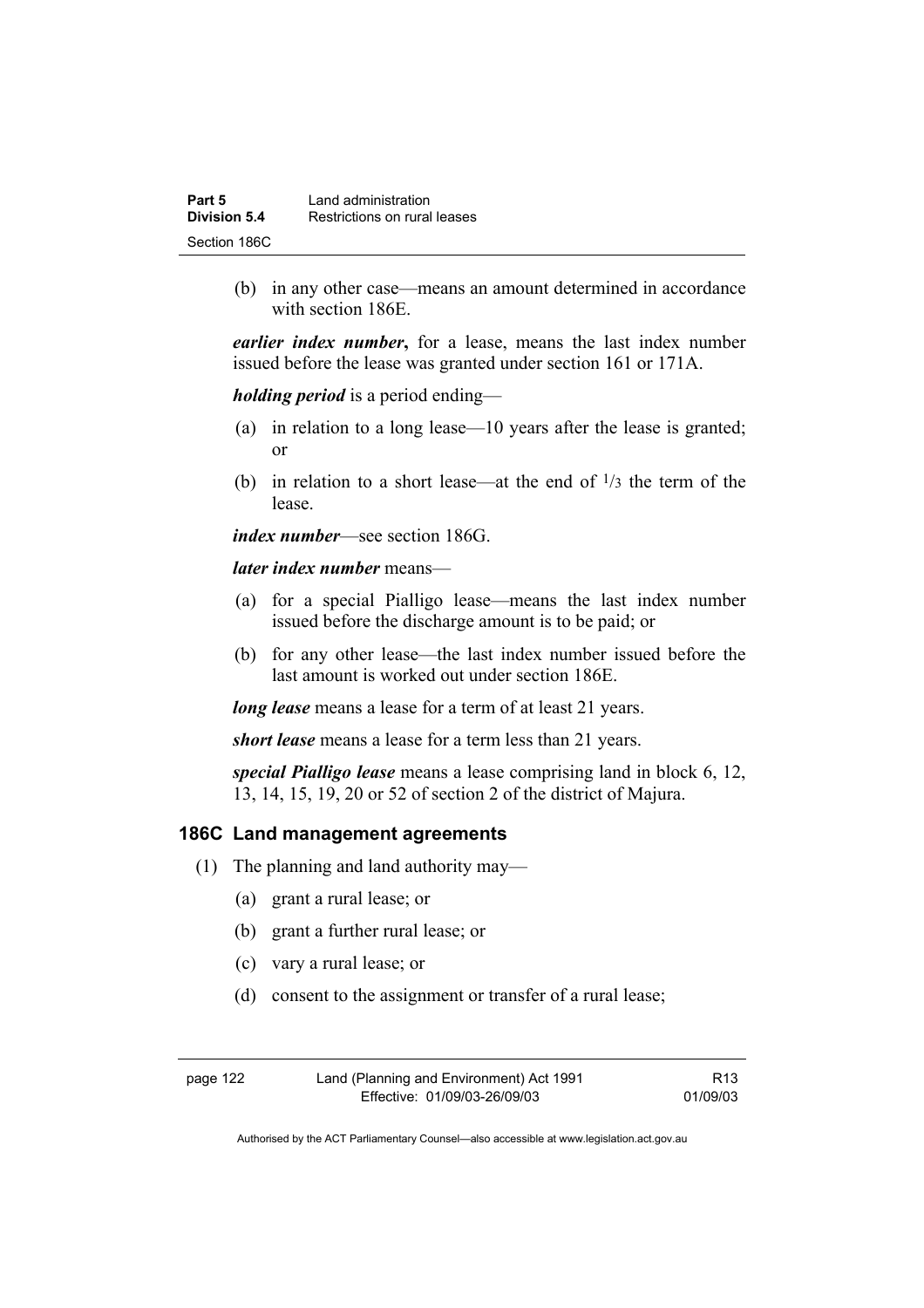(b) in any other case—means an amount determined in accordance with section 186E.

***earlier index number*****,** for a lease, means the last index number issued before the lease was granted under section 161 or 171A.

***holding period*** is a period ending—

(a) in relation to a long lease—10 years after the lease is granted; or

(b) in relation to a short lease—at the end of $^1/_3$ the term of the lease.

***index number***—see section 186G.

***later index number*** means—

(a) for a special Pialligo lease—means the last index number issued before the discharge amount is to be paid; or

(b) for any other lease—the last index number issued before the last amount is worked out under section 186E.

***long lease*** means a lease for a term of at least 21 years.

***short lease*** means a lease for a term less than 21 years.

***special Pialligo lease*** means a lease comprising land in block 6, 12, 13, 14, 15, 19, 20 or 52 of section 2 of the district of Majura.

### 186C Land management agreements

(1) The planning and land authority may—

(a) grant a rural lease; or

(b) grant a further rural lease; or

(c) vary a rural lease; or

(d) consent to the assignment or transfer of a rural lease;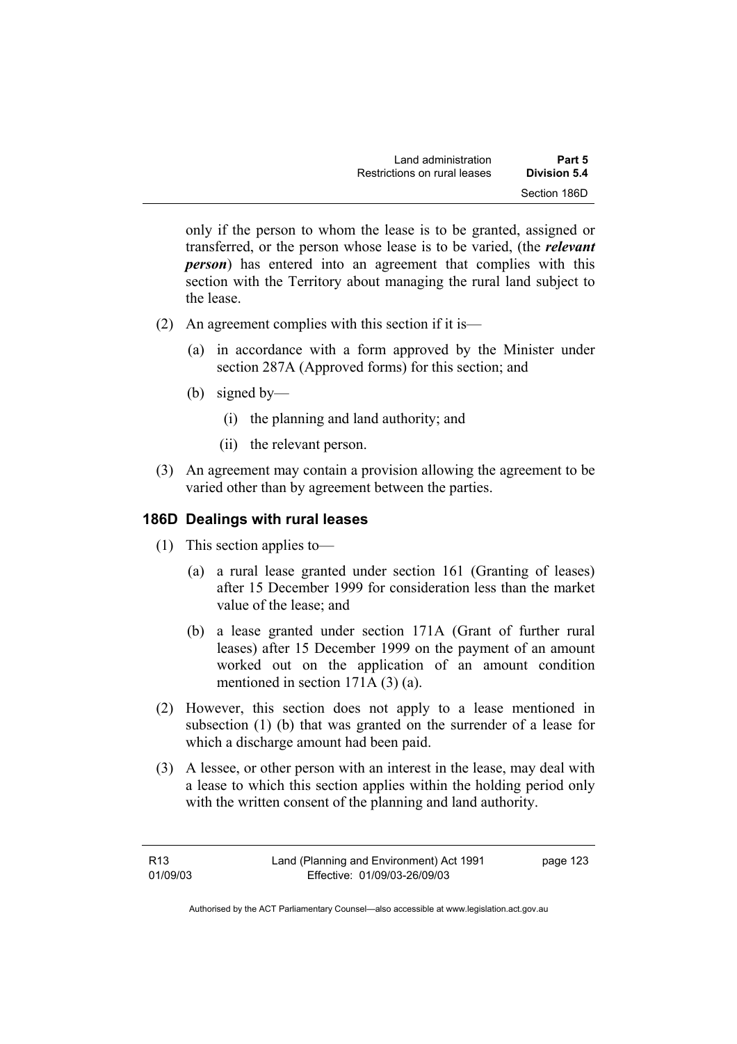only if the person to whom the lease is to be granted, assigned or transferred, or the person whose lease is to be varied, (the ***relevant person***) has entered into an agreement that complies with this section with the Territory about managing the rural land subject to the lease.

(2) An agreement complies with this section if it is—

(a) in accordance with a form approved by the Minister under section 287A (Approved forms) for this section; and

(b) signed by—

(i) the planning and land authority; and

(ii) the relevant person.

(3) An agreement may contain a provision allowing the agreement to be varied other than by agreement between the parties.

### 186D Dealings with rural leases

(1) This section applies to—

(a) a rural lease granted under section 161 (Granting of leases) after 15 December 1999 for consideration less than the market value of the lease; and

(b) a lease granted under section 171A (Grant of further rural leases) after 15 December 1999 on the payment of an amount worked out on the application of an amount condition mentioned in section 171A (3) (a).

(2) However, this section does not apply to a lease mentioned in subsection (1) (b) that was granted on the surrender of a lease for which a discharge amount had been paid.

(3) A lessee, or other person with an interest in the lease, may deal with a lease to which this section applies within the holding period only with the written consent of the planning and land authority.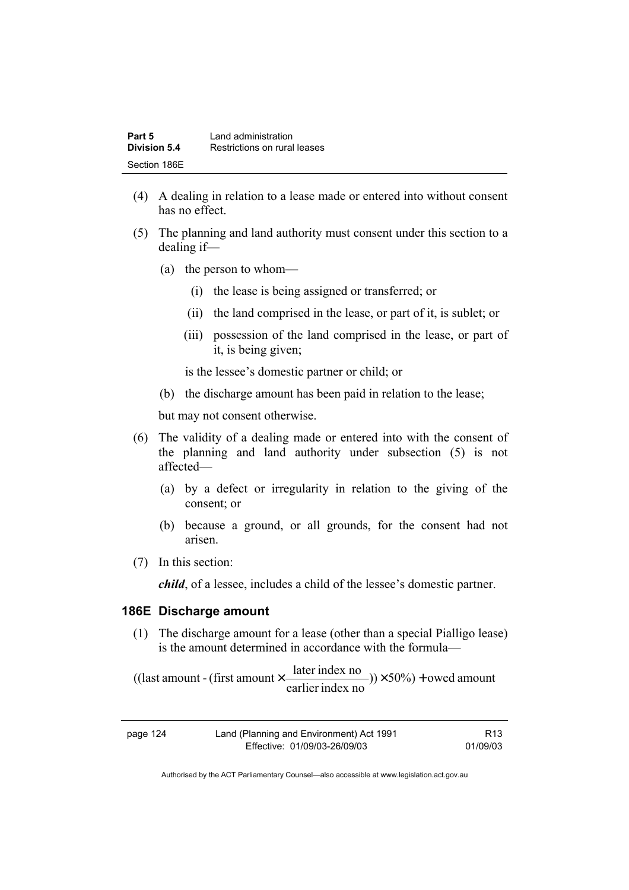(4) A dealing in relation to a lease made or entered into without consent has no effect.

(5) The planning and land authority must consent under this section to a dealing if—

   (a) the person to whom—

      (i) the lease is being assigned or transferred; or

      (ii) the land comprised in the lease, or part of it, is sublet; or

      (iii) possession of the land comprised in the lease, or part of it, is being given;

   is the lessee's domestic partner or child; or

   (b) the discharge amount has been paid in relation to the lease;

   but may not consent otherwise.

(6) The validity of a dealing made or entered into with the consent of the planning and land authority under subsection (5) is not affected—

   (a) by a defect or irregularity in relation to the giving of the consent; or

   (b) because a ground, or all grounds, for the consent had not arisen.

(7) In this section:

***child***, of a lessee, includes a child of the lessee's domestic partner.

### 186E Discharge amount

(1) The discharge amount for a lease (other than a special Pialligo lease) is the amount determined in accordance with the formula—

$$((\text{last amount} - (\text{first amount} \times \frac{\text{later index no}}{\text{earlier index no}})) \times 50\%) + \text{owed amount}$$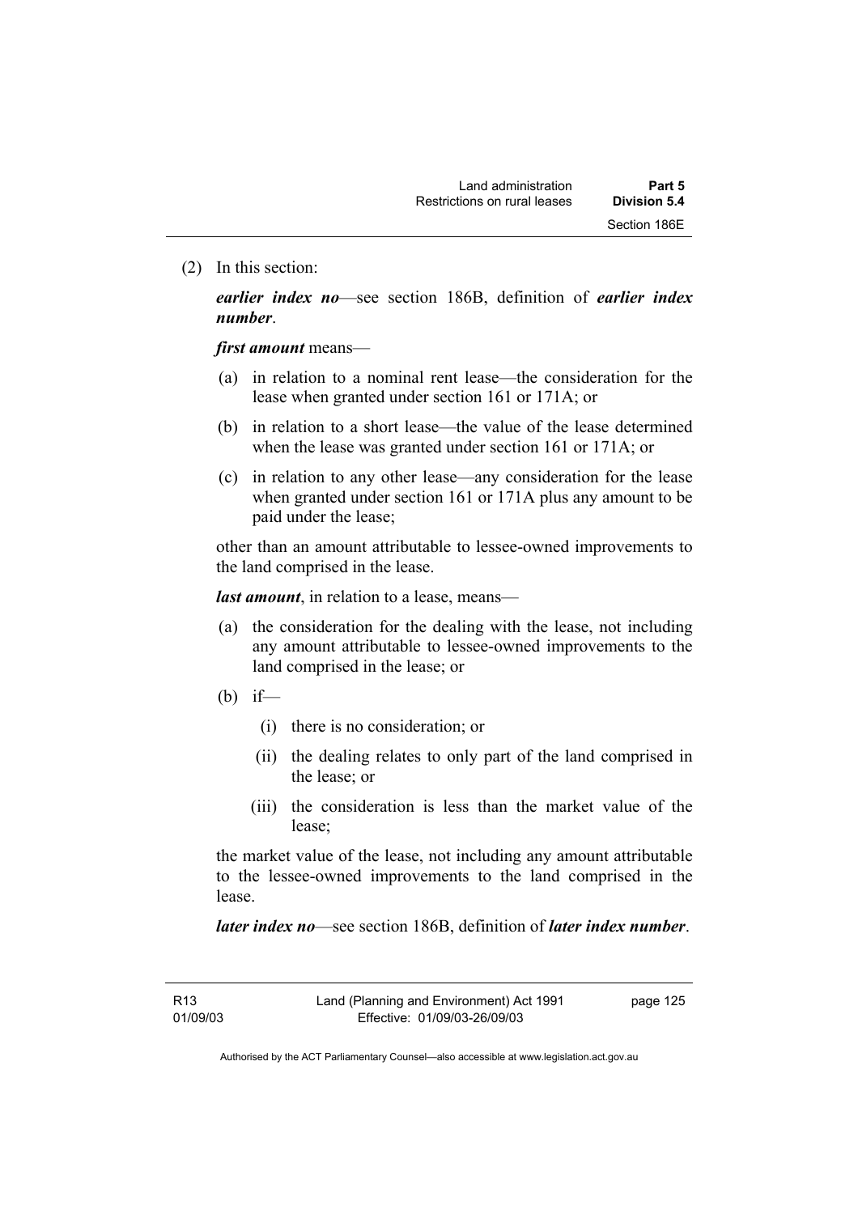(2) In this section:

***earlier index no***—see section 186B, definition of ***earlier index number***.

***first amount*** means—

(a) in relation to a nominal rent lease—the consideration for the lease when granted under section 161 or 171A; or

(b) in relation to a short lease—the value of the lease determined when the lease was granted under section 161 or 171A; or

(c) in relation to any other lease—any consideration for the lease when granted under section 161 or 171A plus any amount to be paid under the lease;

other than an amount attributable to lessee-owned improvements to the land comprised in the lease.

***last amount***, in relation to a lease, means—

(a) the consideration for the dealing with the lease, not including any amount attributable to lessee-owned improvements to the land comprised in the lease; or

(b) if—

  (i) there is no consideration; or

  (ii) the dealing relates to only part of the land comprised in the lease; or

  (iii) the consideration is less than the market value of the lease;

the market value of the lease, not including any amount attributable to the lessee-owned improvements to the land comprised in the lease.

***later index no***—see section 186B, definition of ***later index number***.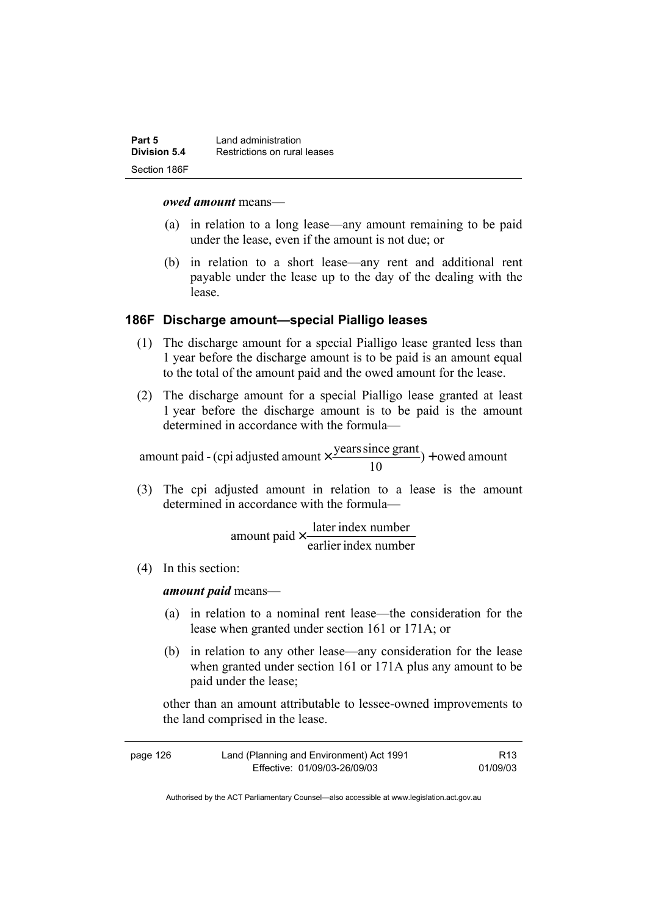***owed amount*** means—

(a) in relation to a long lease—any amount remaining to be paid under the lease, even if the amount is not due; or

(b) in relation to a short lease—any rent and additional rent payable under the lease up to the day of the dealing with the lease.

### 186F Discharge amount—special Pialligo leases

(1) The discharge amount for a special Pialligo lease granted less than 1 year before the discharge amount is to be paid is an amount equal to the total of the amount paid and the owed amount for the lease.

(2) The discharge amount for a special Pialligo lease granted at least 1 year before the discharge amount is to be paid is the amount determined in accordance with the formula—

$$\text{amount paid - (cpi adjusted amount} \times \frac{\text{years since grant}}{10}) + \text{owed amount}$$

(3) The cpi adjusted amount in relation to a lease is the amount determined in accordance with the formula—

$$\text{amount paid} \times \frac{\text{later index number}}{\text{earlier index number}}$$

(4) In this section:

***amount paid*** means—

(a) in relation to a nominal rent lease—the consideration for the lease when granted under section 161 or 171A; or

(b) in relation to any other lease—any consideration for the lease when granted under section 161 or 171A plus any amount to be paid under the lease;

other than an amount attributable to lessee-owned improvements to the land comprised in the lease.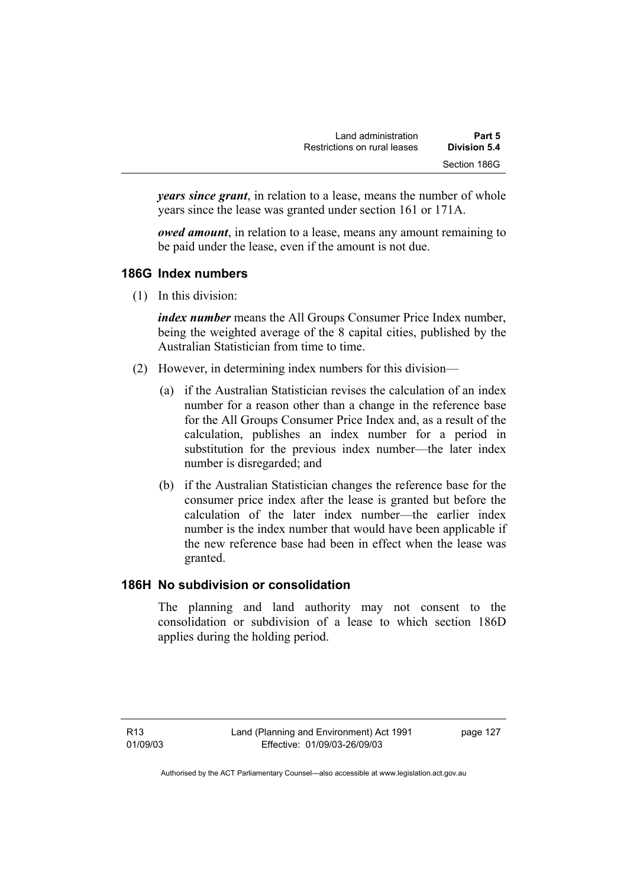***years since grant***, in relation to a lease, means the number of whole years since the lease was granted under section 161 or 171A.

***owed amount***, in relation to a lease, means any amount remaining to be paid under the lease, even if the amount is not due.

### 186G Index numbers

(1) In this division:

***index number*** means the All Groups Consumer Price Index number, being the weighted average of the 8 capital cities, published by the Australian Statistician from time to time.

(2) However, in determining index numbers for this division—

(a) if the Australian Statistician revises the calculation of an index number for a reason other than a change in the reference base for the All Groups Consumer Price Index and, as a result of the calculation, publishes an index number for a period in substitution for the previous index number—the later index number is disregarded; and

(b) if the Australian Statistician changes the reference base for the consumer price index after the lease is granted but before the calculation of the later index number—the earlier index number is the index number that would have been applicable if the new reference base had been in effect when the lease was granted.

### 186H No subdivision or consolidation

The planning and land authority may not consent to the consolidation or subdivision of a lease to which section 186D applies during the holding period.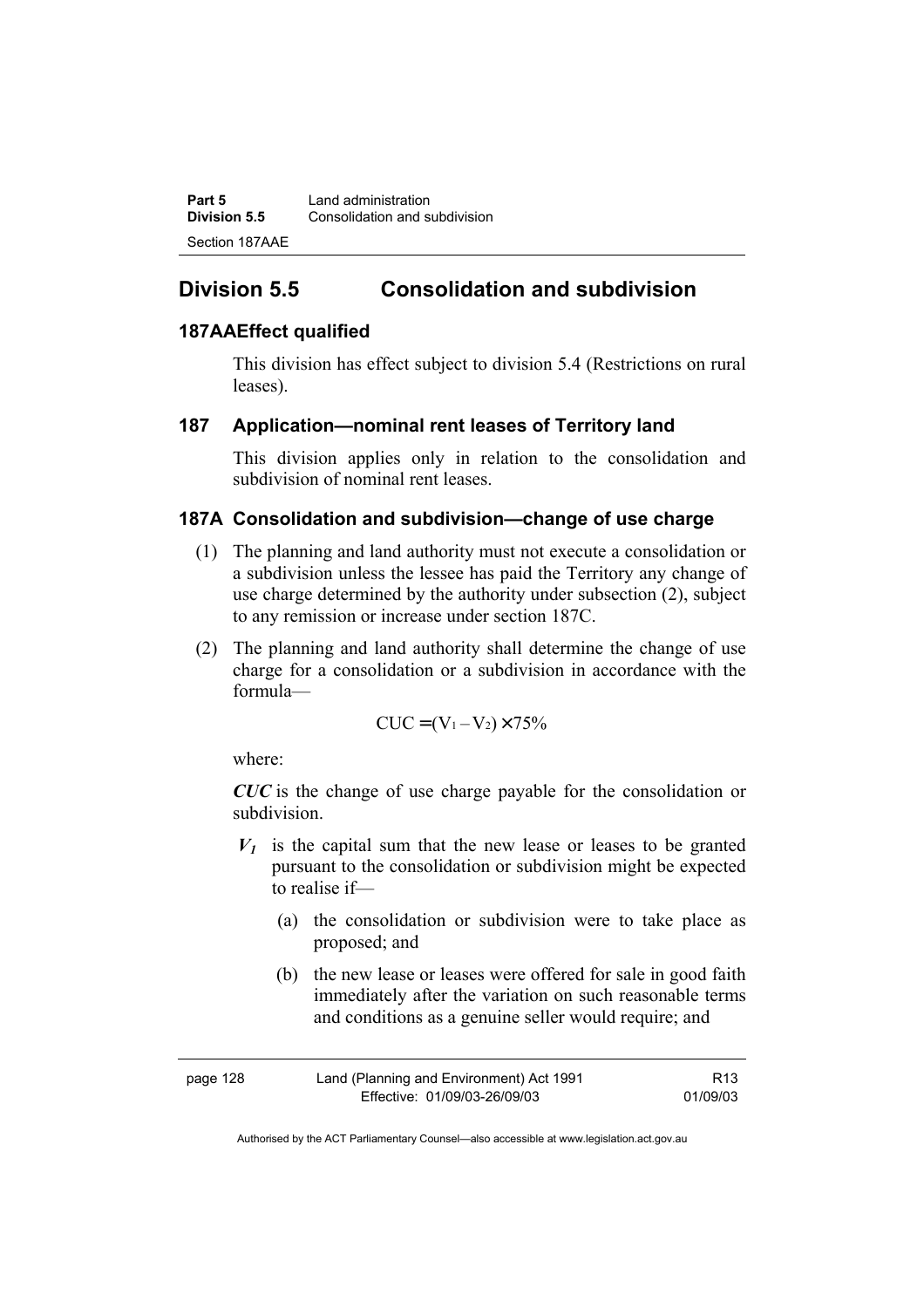## Division 5.5 Consolidation and subdivision

### 187AAEffect qualified

This division has effect subject to division 5.4 (Restrictions on rural leases).

### 187 Application—nominal rent leases of Territory land

This division applies only in relation to the consolidation and subdivision of nominal rent leases.

### 187A Consolidation and subdivision—change of use charge

(1) The planning and land authority must not execute a consolidation or a subdivision unless the lessee has paid the Territory any change of use charge determined by the authority under subsection (2), subject to any remission or increase under section 187C.

(2) The planning and land authority shall determine the change of use charge for a consolidation or a subdivision in accordance with the formula—

$$CUC = (V_1 - V_2) \times 75\%$$

where:

***CUC*** is the change of use charge payable for the consolidation or subdivision.

$V_1$ is the capital sum that the new lease or leases to be granted pursuant to the consolidation or subdivision might be expected to realise if—

(a) the consolidation or subdivision were to take place as proposed; and

(b) the new lease or leases were offered for sale in good faith immediately after the variation on such reasonable terms and conditions as a genuine seller would require; and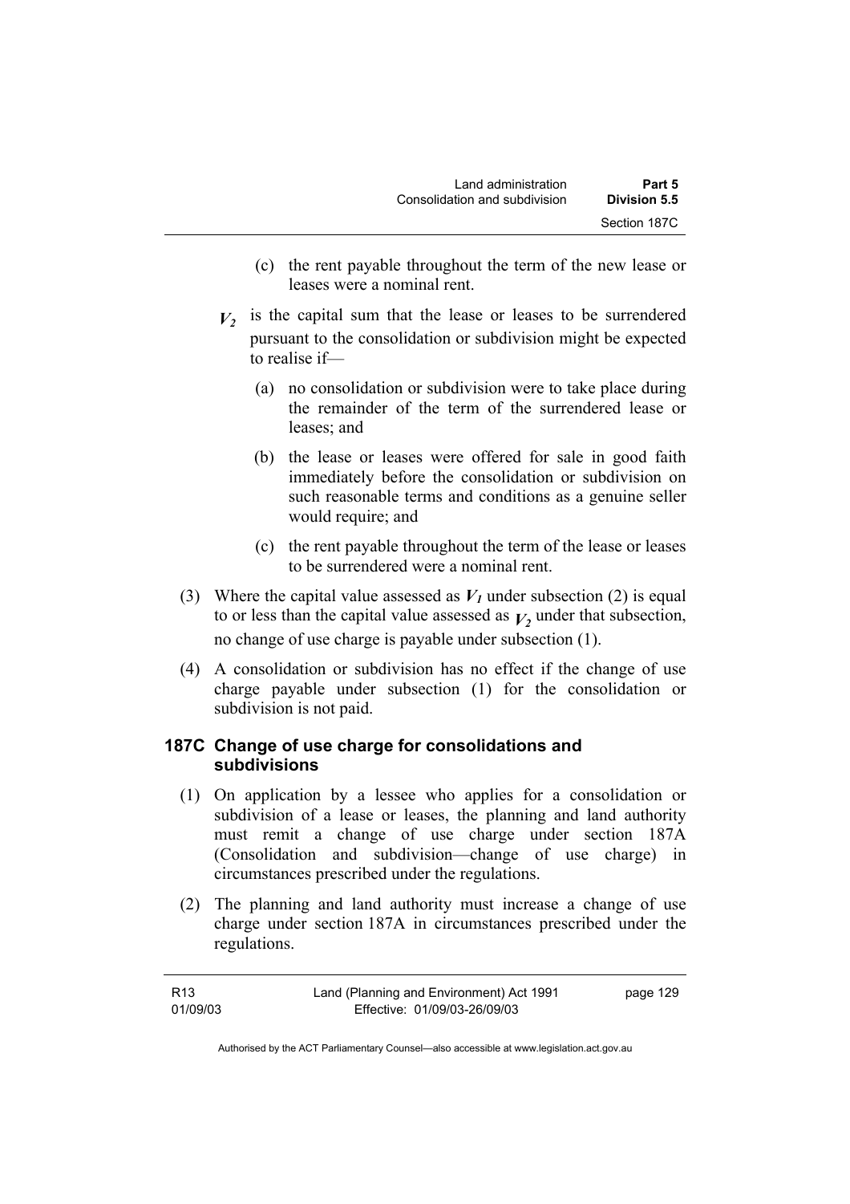(c) the rent payable throughout the term of the new lease or leases were a nominal rent.

$V_2$ is the capital sum that the lease or leases to be surrendered pursuant to the consolidation or subdivision might be expected to realise if—

(a) no consolidation or subdivision were to take place during the remainder of the term of the surrendered lease or leases; and

(b) the lease or leases were offered for sale in good faith immediately before the consolidation or subdivision on such reasonable terms and conditions as a genuine seller would require; and

(c) the rent payable throughout the term of the lease or leases to be surrendered were a nominal rent.

(3) Where the capital value assessed as $V_1$ under subsection (2) is equal to or less than the capital value assessed as $V_2$ under that subsection, no change of use charge is payable under subsection (1).

(4) A consolidation or subdivision has no effect if the change of use charge payable under subsection (1) for the consolidation or subdivision is not paid.

### 187C Change of use charge for consolidations and subdivisions

(1) On application by a lessee who applies for a consolidation or subdivision of a lease or leases, the planning and land authority must remit a change of use charge under section 187A (Consolidation and subdivision—change of use charge) in circumstances prescribed under the regulations.

(2) The planning and land authority must increase a change of use charge under section 187A in circumstances prescribed under the regulations.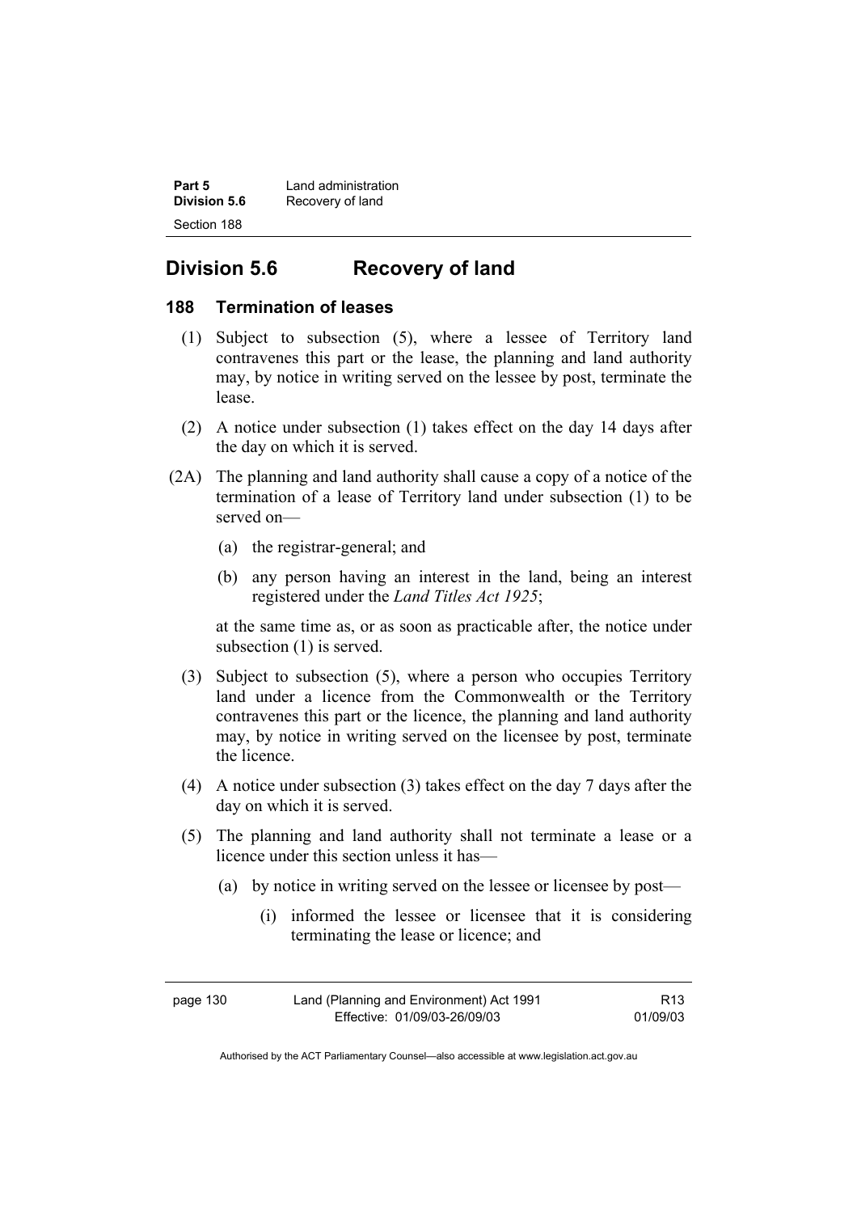## Division 5.6 Recovery of land

### 188 Termination of leases

(1) Subject to subsection (5), where a lessee of Territory land contravenes this part or the lease, the planning and land authority may, by notice in writing served on the lessee by post, terminate the lease.

(2) A notice under subsection (1) takes effect on the day 14 days after the day on which it is served.

(2A) The planning and land authority shall cause a copy of a notice of the termination of a lease of Territory land under subsection (1) to be served on—

(a) the registrar-general; and

(b) any person having an interest in the land, being an interest registered under the *Land Titles Act 1925*;

at the same time as, or as soon as practicable after, the notice under subsection (1) is served.

(3) Subject to subsection (5), where a person who occupies Territory land under a licence from the Commonwealth or the Territory contravenes this part or the licence, the planning and land authority may, by notice in writing served on the licensee by post, terminate the licence.

(4) A notice under subsection (3) takes effect on the day 7 days after the day on which it is served.

(5) The planning and land authority shall not terminate a lease or a licence under this section unless it has—

(a) by notice in writing served on the lessee or licensee by post—

(i) informed the lessee or licensee that it is considering terminating the lease or licence; and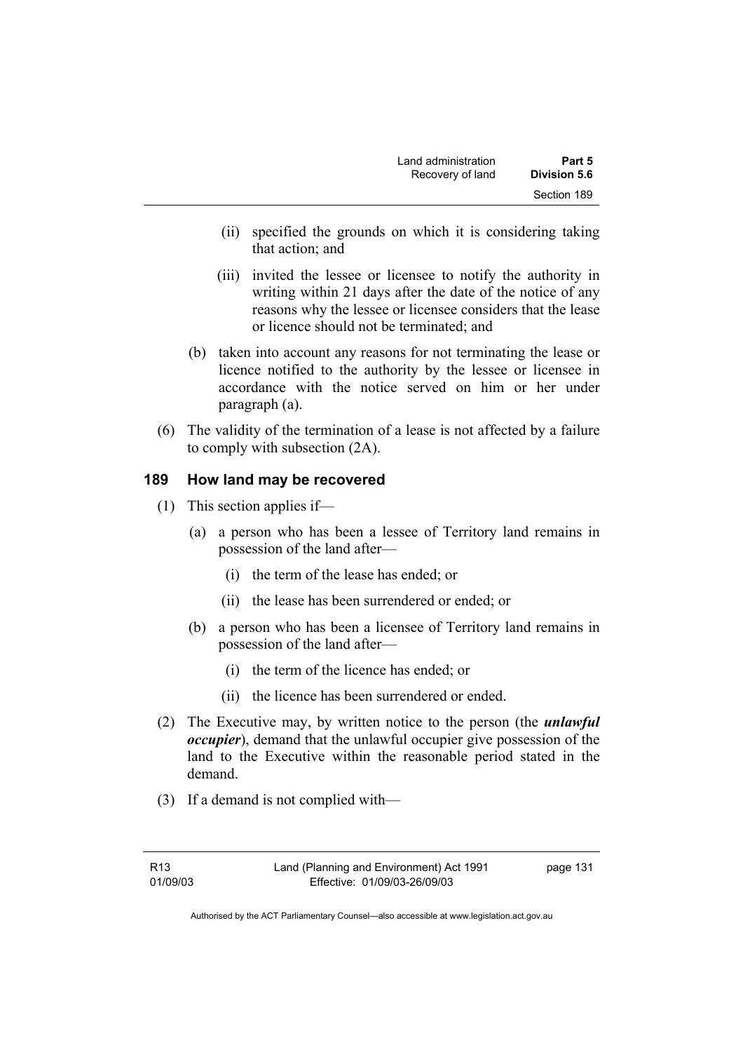(ii) specified the grounds on which it is considering taking that action; and

(iii) invited the lessee or licensee to notify the authority in writing within 21 days after the date of the notice of any reasons why the lessee or licensee considers that the lease or licence should not be terminated; and

(b) taken into account any reasons for not terminating the lease or licence notified to the authority by the lessee or licensee in accordance with the notice served on him or her under paragraph (a).

(6) The validity of the termination of a lease is not affected by a failure to comply with subsection (2A).

## 189 How land may be recovered

(1) This section applies if—

(a) a person who has been a lessee of Territory land remains in possession of the land after—

(i) the term of the lease has ended; or

(ii) the lease has been surrendered or ended; or

(b) a person who has been a licensee of Territory land remains in possession of the land after—

(i) the term of the licence has ended; or

(ii) the licence has been surrendered or ended.

(2) The Executive may, by written notice to the person (the ***unlawful occupier***), demand that the unlawful occupier give possession of the land to the Executive within the reasonable period stated in the demand.

(3) If a demand is not complied with—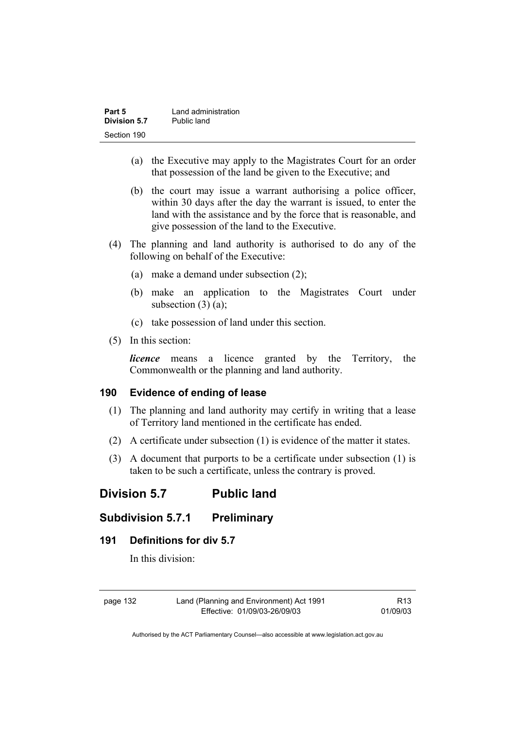(a) the Executive may apply to the Magistrates Court for an order that possession of the land be given to the Executive; and

(b) the court may issue a warrant authorising a police officer, within 30 days after the day the warrant is issued, to enter the land with the assistance and by the force that is reasonable, and give possession of the land to the Executive.

(4) The planning and land authority is authorised to do any of the following on behalf of the Executive:

(a) make a demand under subsection (2);

(b) make an application to the Magistrates Court under subsection (3) (a);

(c) take possession of land under this section.

(5) In this section:

***licence*** means a licence granted by the Territory, the Commonwealth or the planning and land authority.

### 190 Evidence of ending of lease

(1) The planning and land authority may certify in writing that a lease of Territory land mentioned in the certificate has ended.

(2) A certificate under subsection (1) is evidence of the matter it states.

(3) A document that purports to be a certificate under subsection (1) is taken to be such a certificate, unless the contrary is proved.

## Division 5.7 Public land

## Subdivision 5.7.1 Preliminary

### 191 Definitions for div 5.7

In this division: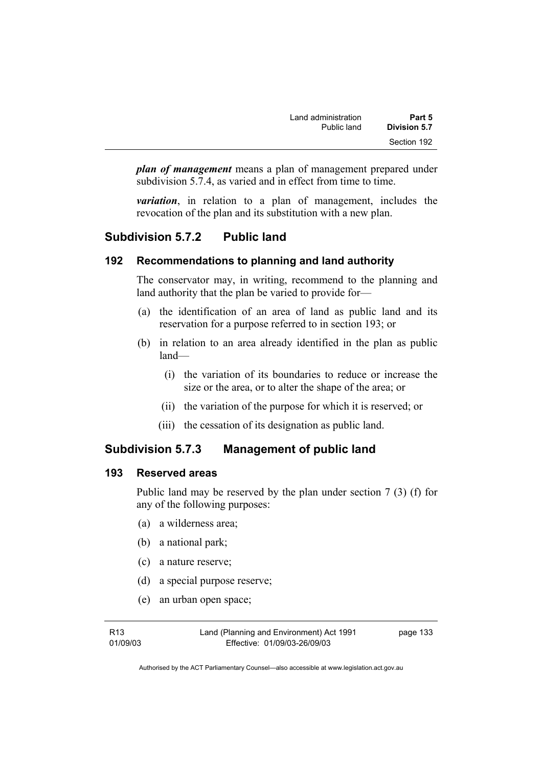***plan of management*** means a plan of management prepared under subdivision 5.7.4, as varied and in effect from time to time.

***variation***, in relation to a plan of management, includes the revocation of the plan and its substitution with a new plan.

## Subdivision 5.7.2 Public land

### 192 Recommendations to planning and land authority

The conservator may, in writing, recommend to the planning and land authority that the plan be varied to provide for—

(a) the identification of an area of land as public land and its reservation for a purpose referred to in section 193; or

(b) in relation to an area already identified in the plan as public land—

(i) the variation of its boundaries to reduce or increase the size or the area, or to alter the shape of the area; or

(ii) the variation of the purpose for which it is reserved; or

(iii) the cessation of its designation as public land.

## Subdivision 5.7.3 Management of public land

### 193 Reserved areas

Public land may be reserved by the plan under section 7 (3) (f) for any of the following purposes:

(a) a wilderness area;

(b) a national park;

(c) a nature reserve;

(d) a special purpose reserve;

(e) an urban open space;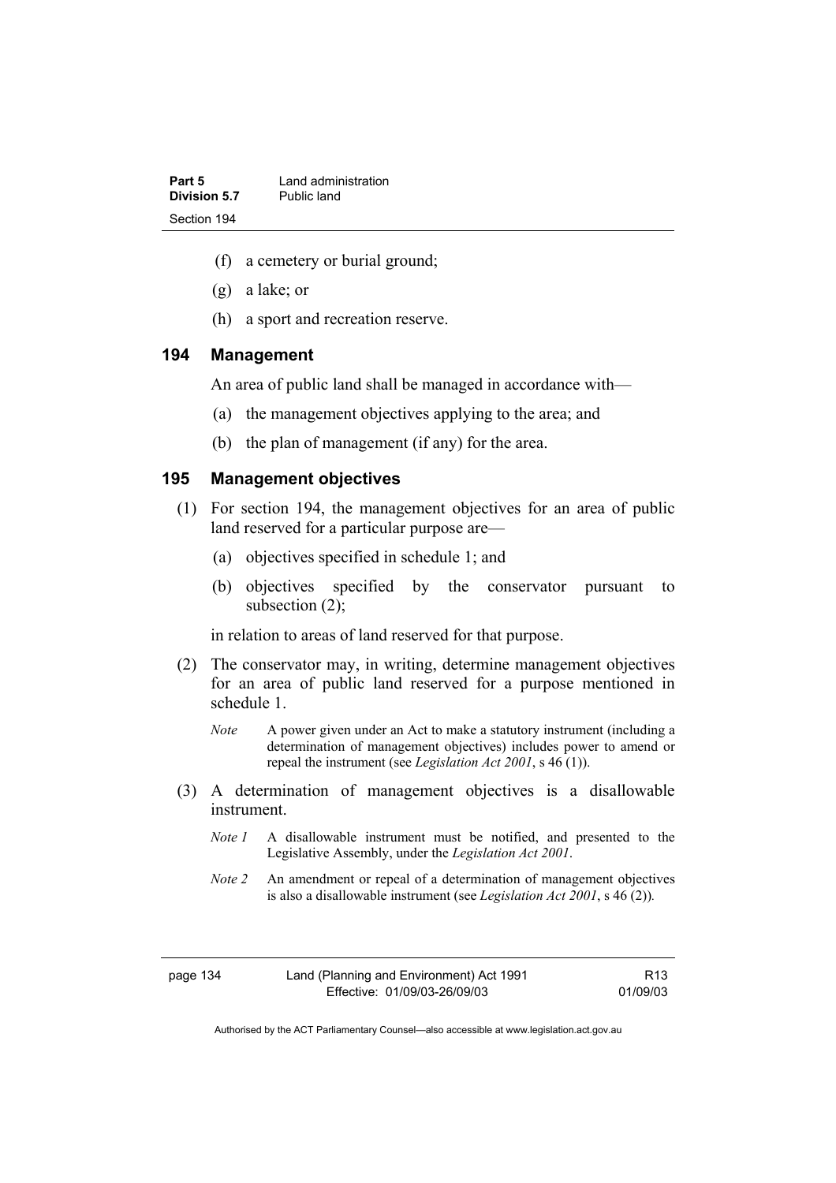(f) a cemetery or burial ground;

(g) a lake; or

(h) a sport and recreation reserve.

## 194 Management

An area of public land shall be managed in accordance with—

(a) the management objectives applying to the area; and

(b) the plan of management (if any) for the area.

## 195 Management objectives

(1) For section 194, the management objectives for an area of public land reserved for a particular purpose are—

(a) objectives specified in schedule 1; and

(b) objectives specified by the conservator pursuant to subsection (2);

in relation to areas of land reserved for that purpose.

(2) The conservator may, in writing, determine management objectives for an area of public land reserved for a purpose mentioned in schedule 1.

*Note* A power given under an Act to make a statutory instrument (including a determination of management objectives) includes power to amend or repeal the instrument (see *Legislation Act 2001*, s 46 (1)).

(3) A determination of management objectives is a disallowable instrument.

*Note 1* A disallowable instrument must be notified, and presented to the Legislative Assembly, under the *Legislation Act 2001*.

*Note 2* An amendment or repeal of a determination of management objectives is also a disallowable instrument (see *Legislation Act 2001*, s 46 (2)).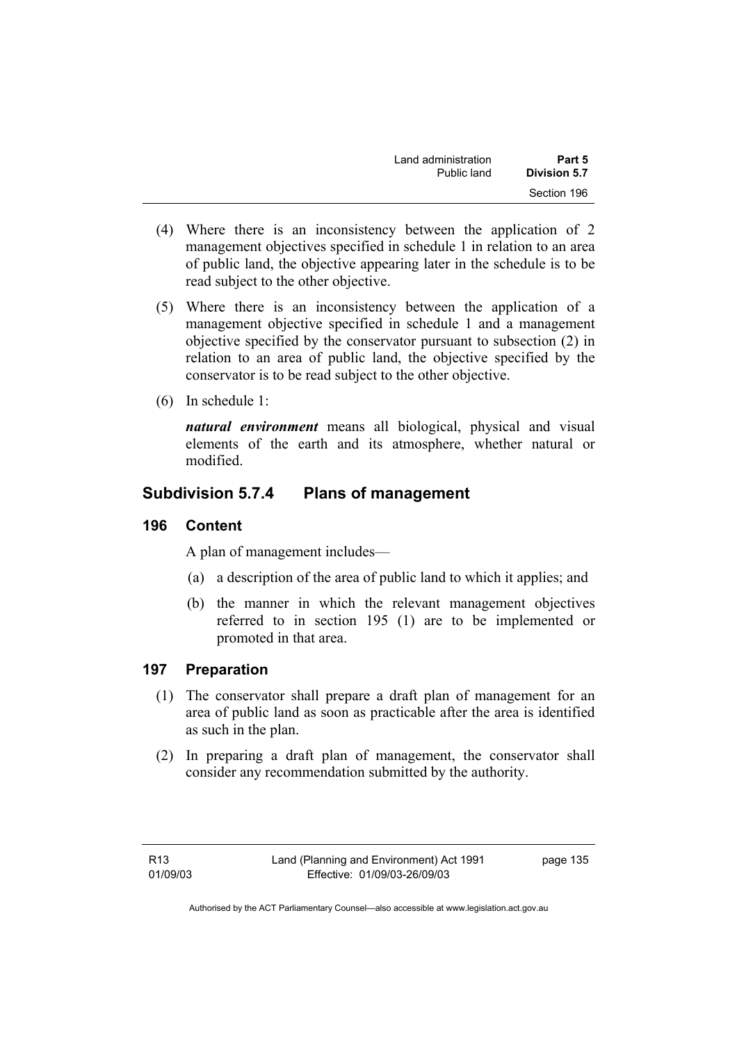(4) Where there is an inconsistency between the application of 2 management objectives specified in schedule 1 in relation to an area of public land, the objective appearing later in the schedule is to be read subject to the other objective.

(5) Where there is an inconsistency between the application of a management objective specified in schedule 1 and a management objective specified by the conservator pursuant to subsection (2) in relation to an area of public land, the objective specified by the conservator is to be read subject to the other objective.

(6) In schedule 1:

***natural environment*** means all biological, physical and visual elements of the earth and its atmosphere, whether natural or modified.

## Subdivision 5.7.4 Plans of management

### 196 Content

A plan of management includes—

(a) a description of the area of public land to which it applies; and

(b) the manner in which the relevant management objectives referred to in section 195 (1) are to be implemented or promoted in that area.

### 197 Preparation

(1) The conservator shall prepare a draft plan of management for an area of public land as soon as practicable after the area is identified as such in the plan.

(2) In preparing a draft plan of management, the conservator shall consider any recommendation submitted by the authority.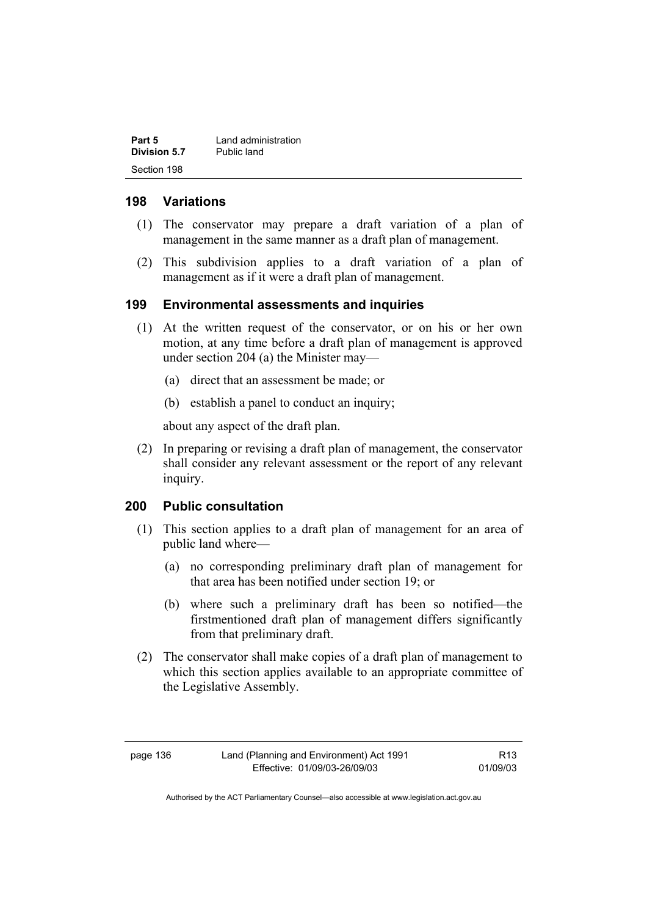## 198 Variations

(1) The conservator may prepare a draft variation of a plan of management in the same manner as a draft plan of management.

(2) This subdivision applies to a draft variation of a plan of management as if it were a draft plan of management.

## 199 Environmental assessments and inquiries

(1) At the written request of the conservator, or on his or her own motion, at any time before a draft plan of management is approved under section 204 (a) the Minister may—

(a) direct that an assessment be made; or

(b) establish a panel to conduct an inquiry;

about any aspect of the draft plan.

(2) In preparing or revising a draft plan of management, the conservator shall consider any relevant assessment or the report of any relevant inquiry.

## 200 Public consultation

(1) This section applies to a draft plan of management for an area of public land where—

(a) no corresponding preliminary draft plan of management for that area has been notified under section 19; or

(b) where such a preliminary draft has been so notified—the firstmentioned draft plan of management differs significantly from that preliminary draft.

(2) The conservator shall make copies of a draft plan of management to which this section applies available to an appropriate committee of the Legislative Assembly.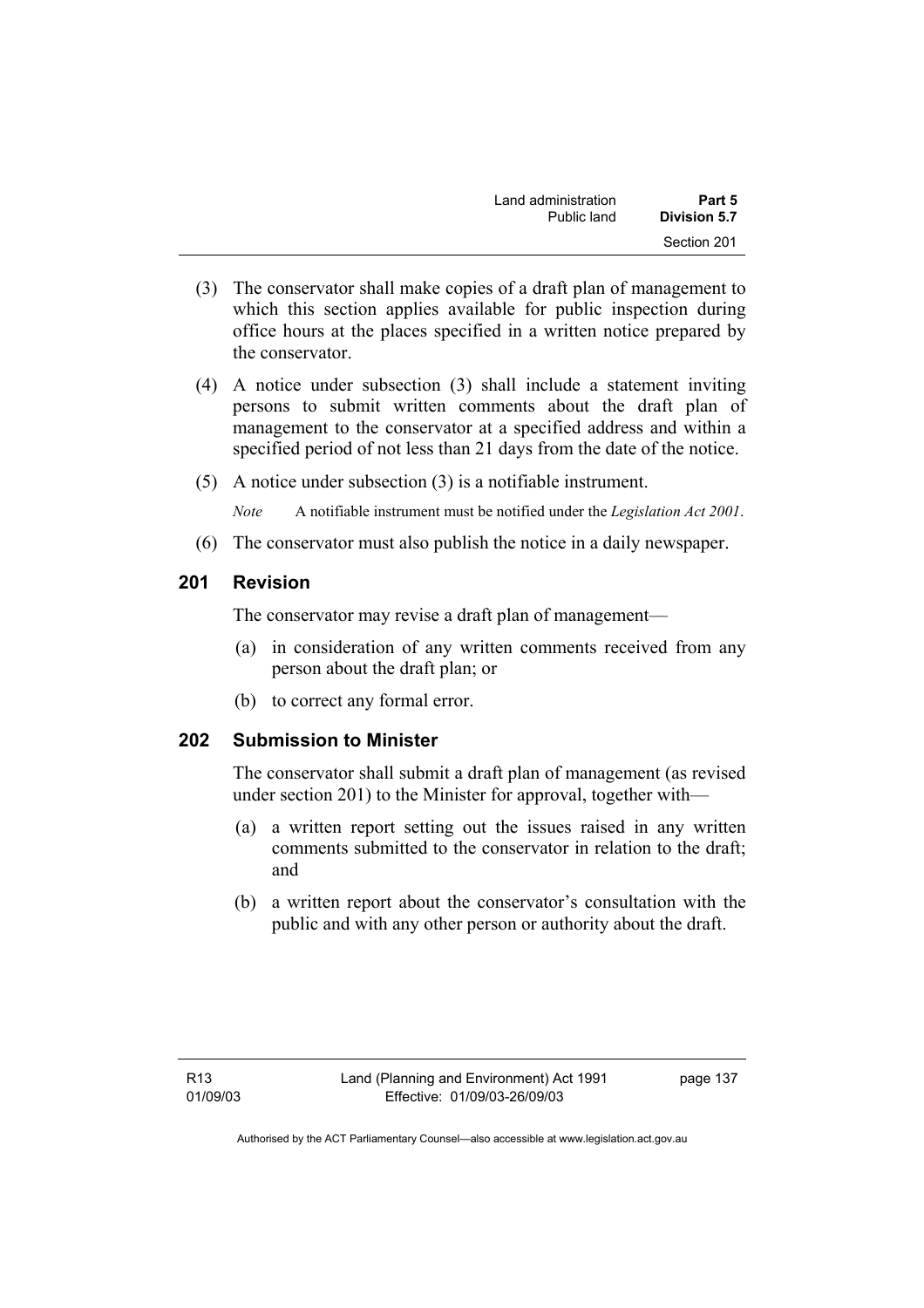(3) The conservator shall make copies of a draft plan of management to which this section applies available for public inspection during office hours at the places specified in a written notice prepared by the conservator.

(4) A notice under subsection (3) shall include a statement inviting persons to submit written comments about the draft plan of management to the conservator at a specified address and within a specified period of not less than 21 days from the date of the notice.

(5) A notice under subsection (3) is a notifiable instrument.

*Note* A notifiable instrument must be notified under the *Legislation Act 2001*.

(6) The conservator must also publish the notice in a daily newspaper.

## 201 Revision

The conservator may revise a draft plan of management—

(a) in consideration of any written comments received from any person about the draft plan; or

(b) to correct any formal error.

## 202 Submission to Minister

The conservator shall submit a draft plan of management (as revised under section 201) to the Minister for approval, together with—

(a) a written report setting out the issues raised in any written comments submitted to the conservator in relation to the draft; and

(b) a written report about the conservator's consultation with the public and with any other person or authority about the draft.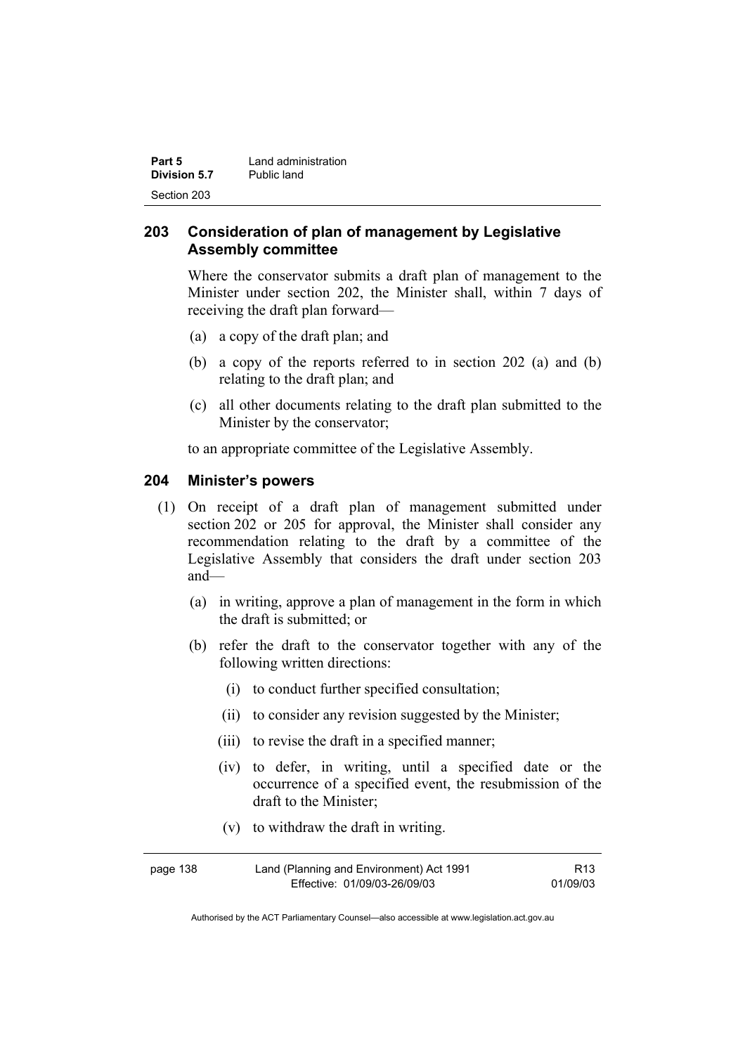## 203 Consideration of plan of management by Legislative Assembly committee

Where the conservator submits a draft plan of management to the Minister under section 202, the Minister shall, within 7 days of receiving the draft plan forward—

(a) a copy of the draft plan; and

(b) a copy of the reports referred to in section 202 (a) and (b) relating to the draft plan; and

(c) all other documents relating to the draft plan submitted to the Minister by the conservator;

to an appropriate committee of the Legislative Assembly.

## 204 Minister's powers

(1) On receipt of a draft plan of management submitted under section 202 or 205 for approval, the Minister shall consider any recommendation relating to the draft by a committee of the Legislative Assembly that considers the draft under section 203 and—

(a) in writing, approve a plan of management in the form in which the draft is submitted; or

(b) refer the draft to the conservator together with any of the following written directions:

(i) to conduct further specified consultation;

(ii) to consider any revision suggested by the Minister;

(iii) to revise the draft in a specified manner;

(iv) to defer, in writing, until a specified date or the occurrence of a specified event, the resubmission of the draft to the Minister;

(v) to withdraw the draft in writing.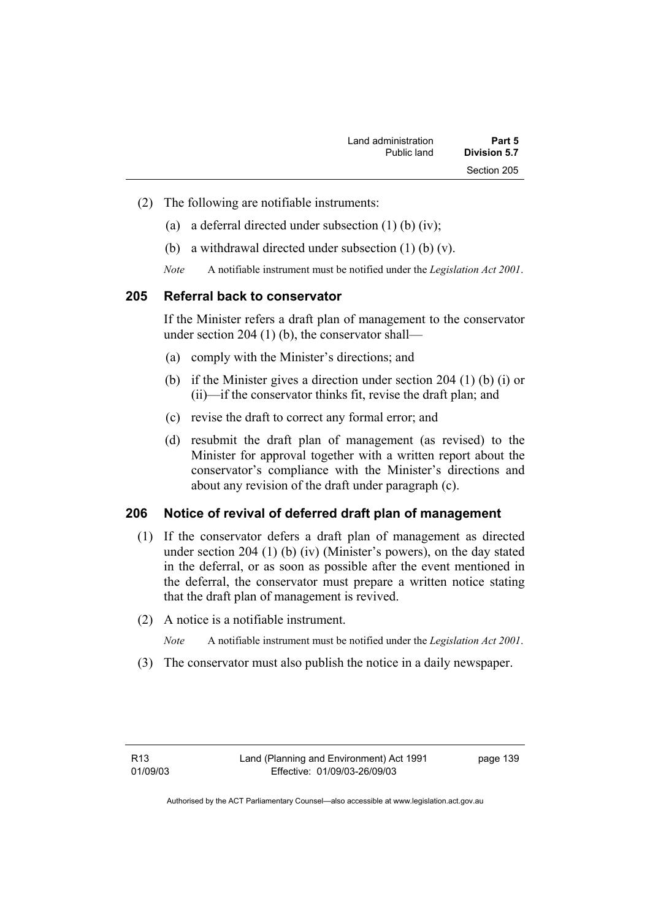(2) The following are notifiable instruments:

(a) a deferral directed under subsection (1) (b) (iv);

(b) a withdrawal directed under subsection (1) (b) (v).

*Note* A notifiable instrument must be notified under the *Legislation Act 2001*.

## 205 Referral back to conservator

If the Minister refers a draft plan of management to the conservator under section 204 (1) (b), the conservator shall—

(a) comply with the Minister's directions; and

(b) if the Minister gives a direction under section 204 (1) (b) (i) or (ii)—if the conservator thinks fit, revise the draft plan; and

(c) revise the draft to correct any formal error; and

(d) resubmit the draft plan of management (as revised) to the Minister for approval together with a written report about the conservator's compliance with the Minister's directions and about any revision of the draft under paragraph (c).

## 206 Notice of revival of deferred draft plan of management

(1) If the conservator defers a draft plan of management as directed under section 204 (1) (b) (iv) (Minister's powers), on the day stated in the deferral, or as soon as possible after the event mentioned in the deferral, the conservator must prepare a written notice stating that the draft plan of management is revived.

(2) A notice is a notifiable instrument.

*Note* A notifiable instrument must be notified under the *Legislation Act 2001*.

(3) The conservator must also publish the notice in a daily newspaper.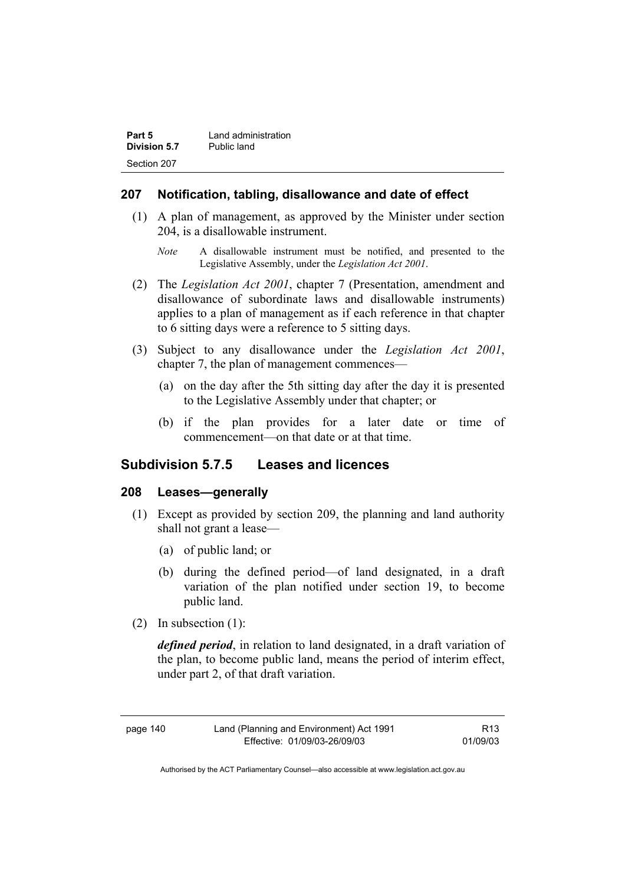## 207 Notification, tabling, disallowance and date of effect

(1) A plan of management, as approved by the Minister under section 204, is a disallowable instrument.

*Note* A disallowable instrument must be notified, and presented to the Legislative Assembly, under the *Legislation Act 2001*.

(2) The *Legislation Act 2001*, chapter 7 (Presentation, amendment and disallowance of subordinate laws and disallowable instruments) applies to a plan of management as if each reference in that chapter to 6 sitting days were a reference to 5 sitting days.

(3) Subject to any disallowance under the *Legislation Act 2001*, chapter 7, the plan of management commences—

(a) on the day after the 5th sitting day after the day it is presented to the Legislative Assembly under that chapter; or

(b) if the plan provides for a later date or time of commencement—on that date or at that time.

# Subdivision 5.7.5 Leases and licences

## 208 Leases—generally

(1) Except as provided by section 209, the planning and land authority shall not grant a lease—

(a) of public land; or

(b) during the defined period—of land designated, in a draft variation of the plan notified under section 19, to become public land.

(2) In subsection (1):

***defined period***, in relation to land designated, in a draft variation of the plan, to become public land, means the period of interim effect, under part 2, of that draft variation.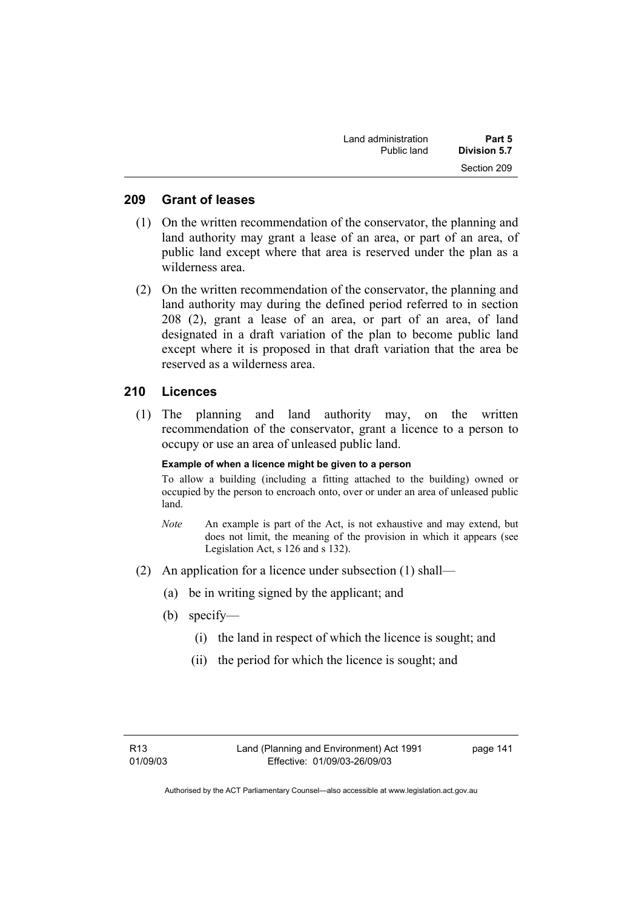## 209 Grant of leases

(1) On the written recommendation of the conservator, the planning and land authority may grant a lease of an area, or part of an area, of public land except where that area is reserved under the plan as a wilderness area.

(2) On the written recommendation of the conservator, the planning and land authority may during the defined period referred to in section 208 (2), grant a lease of an area, or part of an area, of land designated in a draft variation of the plan to become public land except where it is proposed in that draft variation that the area be reserved as a wilderness area.

## 210 Licences

(1) The planning and land authority may, on the written recommendation of the conservator, grant a licence to a person to occupy or use an area of unleased public land.

**Example of when a licence might be given to a person**

To allow a building (including a fitting attached to the building) owned or occupied by the person to encroach onto, over or under an area of unleased public land.

*Note* An example is part of the Act, is not exhaustive and may extend, but does not limit, the meaning of the provision in which it appears (see Legislation Act, s 126 and s 132).

(2) An application for a licence under subsection (1) shall—

(a) be in writing signed by the applicant; and

(b) specify—

(i) the land in respect of which the licence is sought; and

(ii) the period for which the licence is sought; and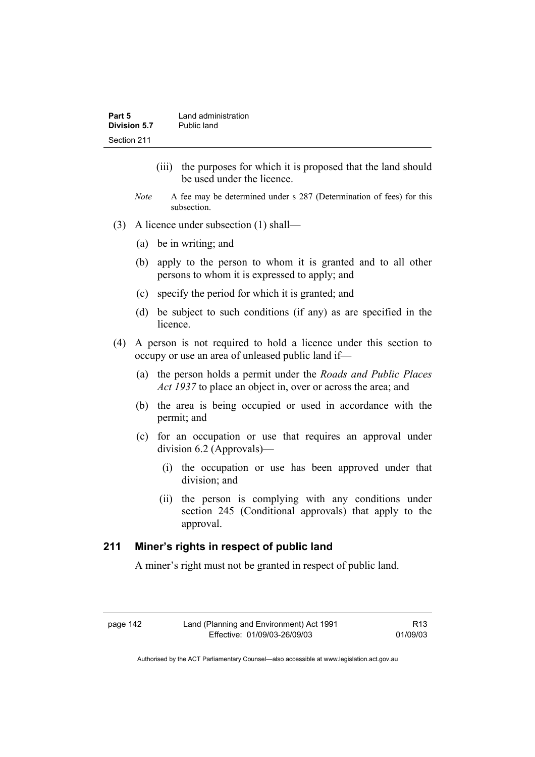(iii) the purposes for which it is proposed that the land should be used under the licence.

*Note* A fee may be determined under s 287 (Determination of fees) for this subsection.

(3) A licence under subsection (1) shall—

(a) be in writing; and

(b) apply to the person to whom it is granted and to all other persons to whom it is expressed to apply; and

(c) specify the period for which it is granted; and

(d) be subject to such conditions (if any) as are specified in the licence.

(4) A person is not required to hold a licence under this section to occupy or use an area of unleased public land if—

(a) the person holds a permit under the *Roads and Public Places Act 1937* to place an object in, over or across the area; and

(b) the area is being occupied or used in accordance with the permit; and

(c) for an occupation or use that requires an approval under division 6.2 (Approvals)—

(i) the occupation or use has been approved under that division; and

(ii) the person is complying with any conditions under section 245 (Conditional approvals) that apply to the approval.

## 211 Miner's rights in respect of public land

A miner's right must not be granted in respect of public land.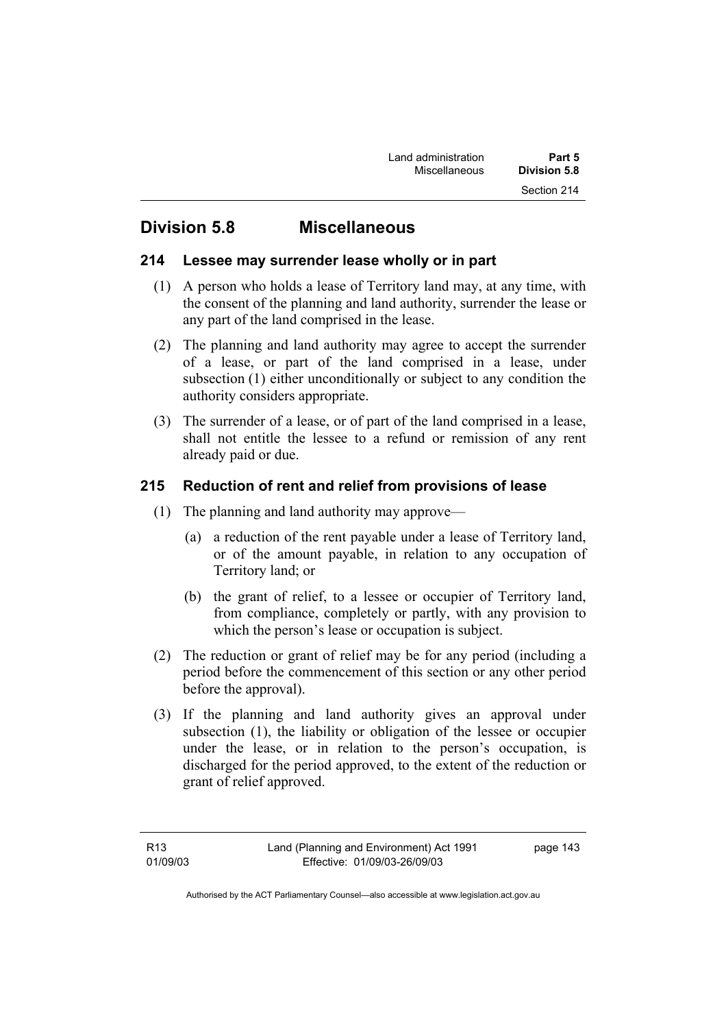## Division 5.8 Miscellaneous

### 214 Lessee may surrender lease wholly or in part

(1) A person who holds a lease of Territory land may, at any time, with the consent of the planning and land authority, surrender the lease or any part of the land comprised in the lease.

(2) The planning and land authority may agree to accept the surrender of a lease, or part of the land comprised in a lease, under subsection (1) either unconditionally or subject to any condition the authority considers appropriate.

(3) The surrender of a lease, or of part of the land comprised in a lease, shall not entitle the lessee to a refund or remission of any rent already paid or due.

### 215 Reduction of rent and relief from provisions of lease

(1) The planning and land authority may approve—

(a) a reduction of the rent payable under a lease of Territory land, or of the amount payable, in relation to any occupation of Territory land; or

(b) the grant of relief, to a lessee or occupier of Territory land, from compliance, completely or partly, with any provision to which the person's lease or occupation is subject.

(2) The reduction or grant of relief may be for any period (including a period before the commencement of this section or any other period before the approval).

(3) If the planning and land authority gives an approval under subsection (1), the liability or obligation of the lessee or occupier under the lease, or in relation to the person's occupation, is discharged for the period approved, to the extent of the reduction or grant of relief approved.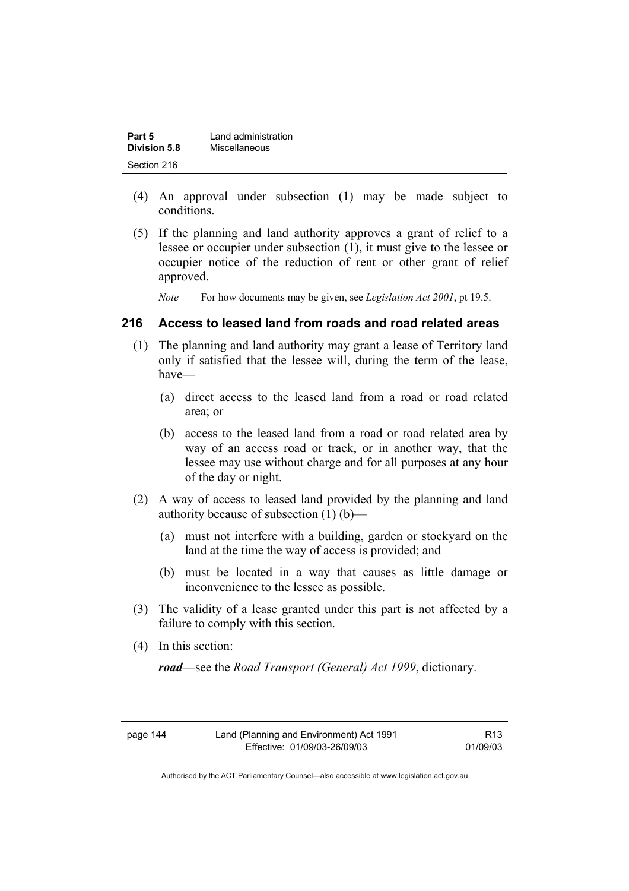(4) An approval under subsection (1) may be made subject to conditions.

(5) If the planning and land authority approves a grant of relief to a lessee or occupier under subsection (1), it must give to the lessee or occupier notice of the reduction of rent or other grant of relief approved.

*Note* For how documents may be given, see *Legislation Act 2001*, pt 19.5.

## 216 Access to leased land from roads and road related areas

(1) The planning and land authority may grant a lease of Territory land only if satisfied that the lessee will, during the term of the lease, have—

(a) direct access to the leased land from a road or road related area; or

(b) access to the leased land from a road or road related area by way of an access road or track, or in another way, that the lessee may use without charge and for all purposes at any hour of the day or night.

(2) A way of access to leased land provided by the planning and land authority because of subsection (1) (b)—

(a) must not interfere with a building, garden or stockyard on the land at the time the way of access is provided; and

(b) must be located in a way that causes as little damage or inconvenience to the lessee as possible.

(3) The validity of a lease granted under this part is not affected by a failure to comply with this section.

(4) In this section:

***road***—see the *Road Transport (General) Act 1999*, dictionary.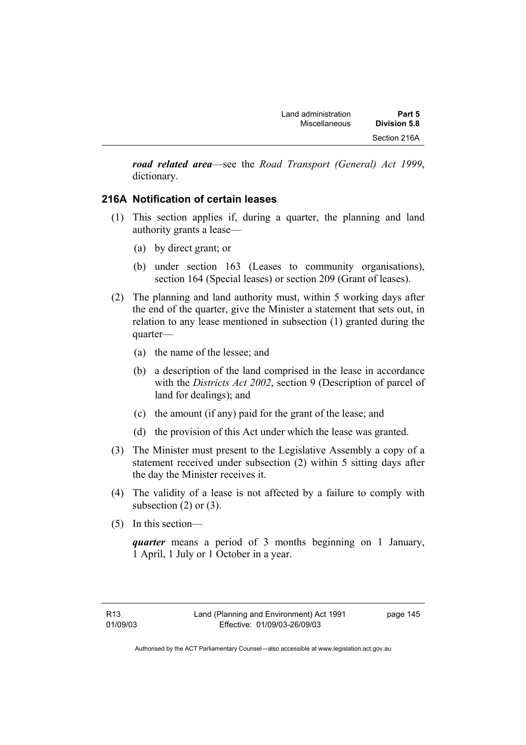***road related area***—see the *Road Transport (General) Act 1999*, dictionary.

### 216A Notification of certain leases

(1) This section applies if, during a quarter, the planning and land authority grants a lease—

(a) by direct grant; or

(b) under section 163 (Leases to community organisations), section 164 (Special leases) or section 209 (Grant of leases).

(2) The planning and land authority must, within 5 working days after the end of the quarter, give the Minister a statement that sets out, in relation to any lease mentioned in subsection (1) granted during the quarter—

(a) the name of the lessee; and

(b) a description of the land comprised in the lease in accordance with the *Districts Act 2002*, section 9 (Description of parcel of land for dealings); and

(c) the amount (if any) paid for the grant of the lease; and

(d) the provision of this Act under which the lease was granted.

(3) The Minister must present to the Legislative Assembly a copy of a statement received under subsection (2) within 5 sitting days after the day the Minister receives it.

(4) The validity of a lease is not affected by a failure to comply with subsection (2) or (3).

(5) In this section—

***quarter*** means a period of 3 months beginning on 1 January, 1 April, 1 July or 1 October in a year.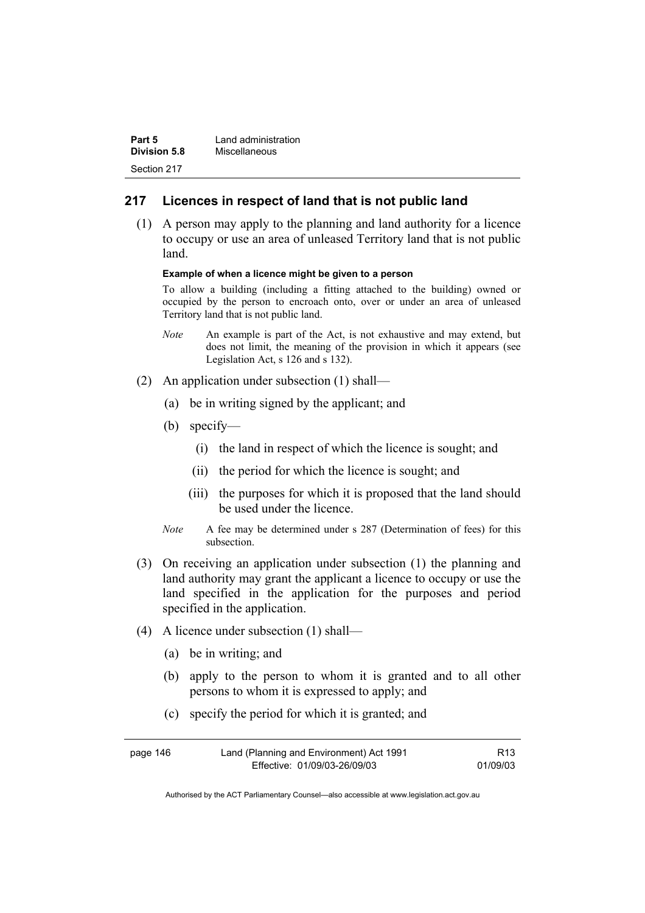## 217 Licences in respect of land that is not public land

(1) A person may apply to the planning and land authority for a licence to occupy or use an area of unleased Territory land that is not public land.

**Example of when a licence might be given to a person**

To allow a building (including a fitting attached to the building) owned or occupied by the person to encroach onto, over or under an area of unleased Territory land that is not public land.

*Note* An example is part of the Act, is not exhaustive and may extend, but does not limit, the meaning of the provision in which it appears (see Legislation Act, s 126 and s 132).

(2) An application under subsection (1) shall—

(a) be in writing signed by the applicant; and

(b) specify—

(i) the land in respect of which the licence is sought; and

(ii) the period for which the licence is sought; and

(iii) the purposes for which it is proposed that the land should be used under the licence.

*Note* A fee may be determined under s 287 (Determination of fees) for this subsection.

(3) On receiving an application under subsection (1) the planning and land authority may grant the applicant a licence to occupy or use the land specified in the application for the purposes and period specified in the application.

(4) A licence under subsection (1) shall—

(a) be in writing; and

(b) apply to the person to whom it is granted and to all other persons to whom it is expressed to apply; and

(c) specify the period for which it is granted; and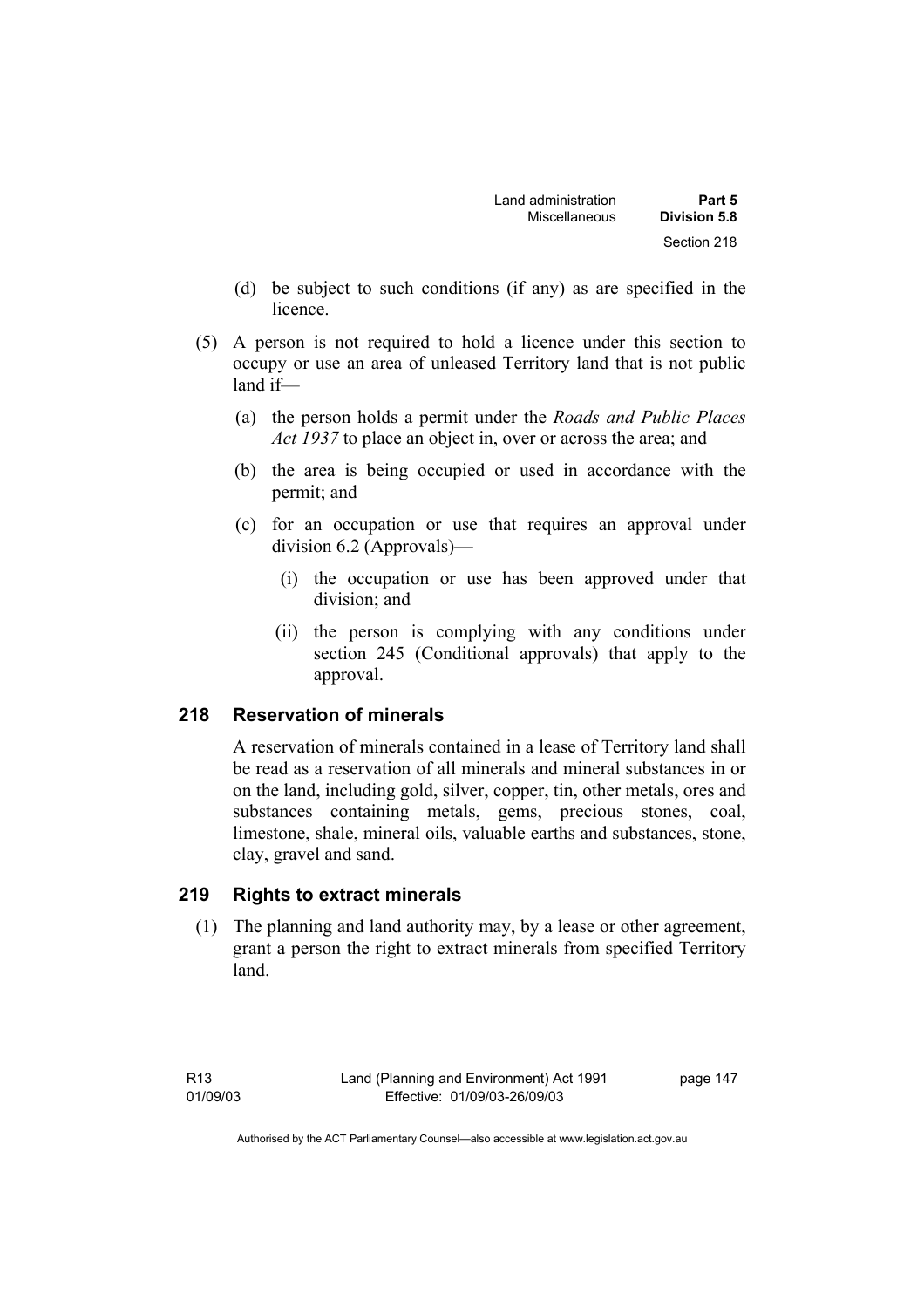(d) be subject to such conditions (if any) as are specified in the licence.

(5) A person is not required to hold a licence under this section to occupy or use an area of unleased Territory land that is not public land if—

(a) the person holds a permit under the *Roads and Public Places Act 1937* to place an object in, over or across the area; and

(b) the area is being occupied or used in accordance with the permit; and

(c) for an occupation or use that requires an approval under division 6.2 (Approvals)—

(i) the occupation or use has been approved under that division; and

(ii) the person is complying with any conditions under section 245 (Conditional approvals) that apply to the approval.

## 218 Reservation of minerals

A reservation of minerals contained in a lease of Territory land shall be read as a reservation of all minerals and mineral substances in or on the land, including gold, silver, copper, tin, other metals, ores and substances containing metals, gems, precious stones, coal, limestone, shale, mineral oils, valuable earths and substances, stone, clay, gravel and sand.

## 219 Rights to extract minerals

(1) The planning and land authority may, by a lease or other agreement, grant a person the right to extract minerals from specified Territory land.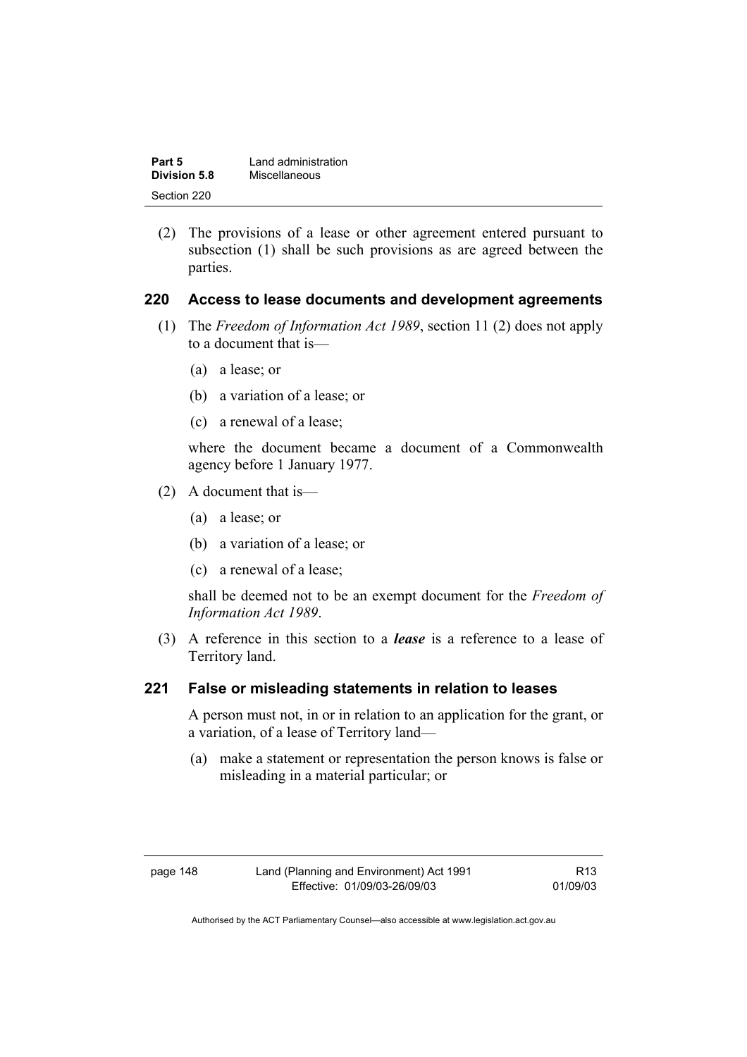(2) The provisions of a lease or other agreement entered pursuant to subsection (1) shall be such provisions as are agreed between the parties.

## 220 Access to lease documents and development agreements

(1) The *Freedom of Information Act 1989*, section 11 (2) does not apply to a document that is—

(a) a lease; or

(b) a variation of a lease; or

(c) a renewal of a lease;

where the document became a document of a Commonwealth agency before 1 January 1977.

(2) A document that is—

(a) a lease; or

(b) a variation of a lease; or

(c) a renewal of a lease;

shall be deemed not to be an exempt document for the *Freedom of Information Act 1989*.

(3) A reference in this section to a ***lease*** is a reference to a lease of Territory land.

## 221 False or misleading statements in relation to leases

A person must not, in or in relation to an application for the grant, or a variation, of a lease of Territory land—

(a) make a statement or representation the person knows is false or misleading in a material particular; or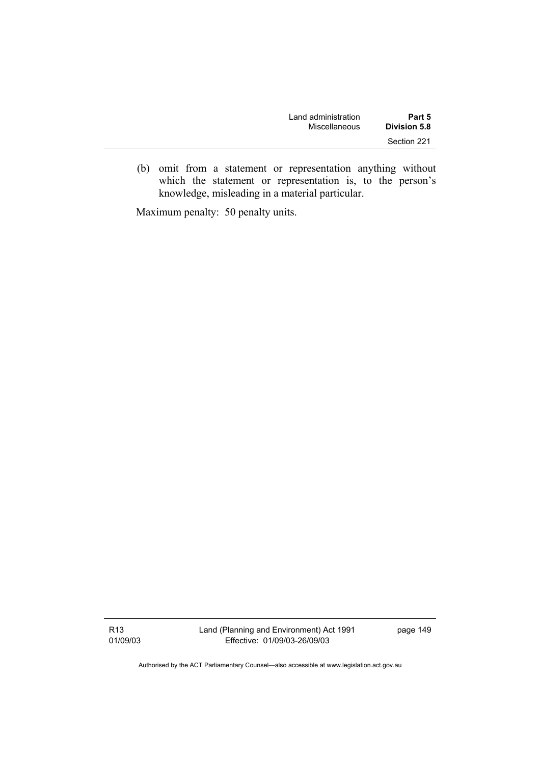(b) omit from a statement or representation anything without which the statement or representation is, to the person's knowledge, misleading in a material particular.

Maximum penalty: 50 penalty units.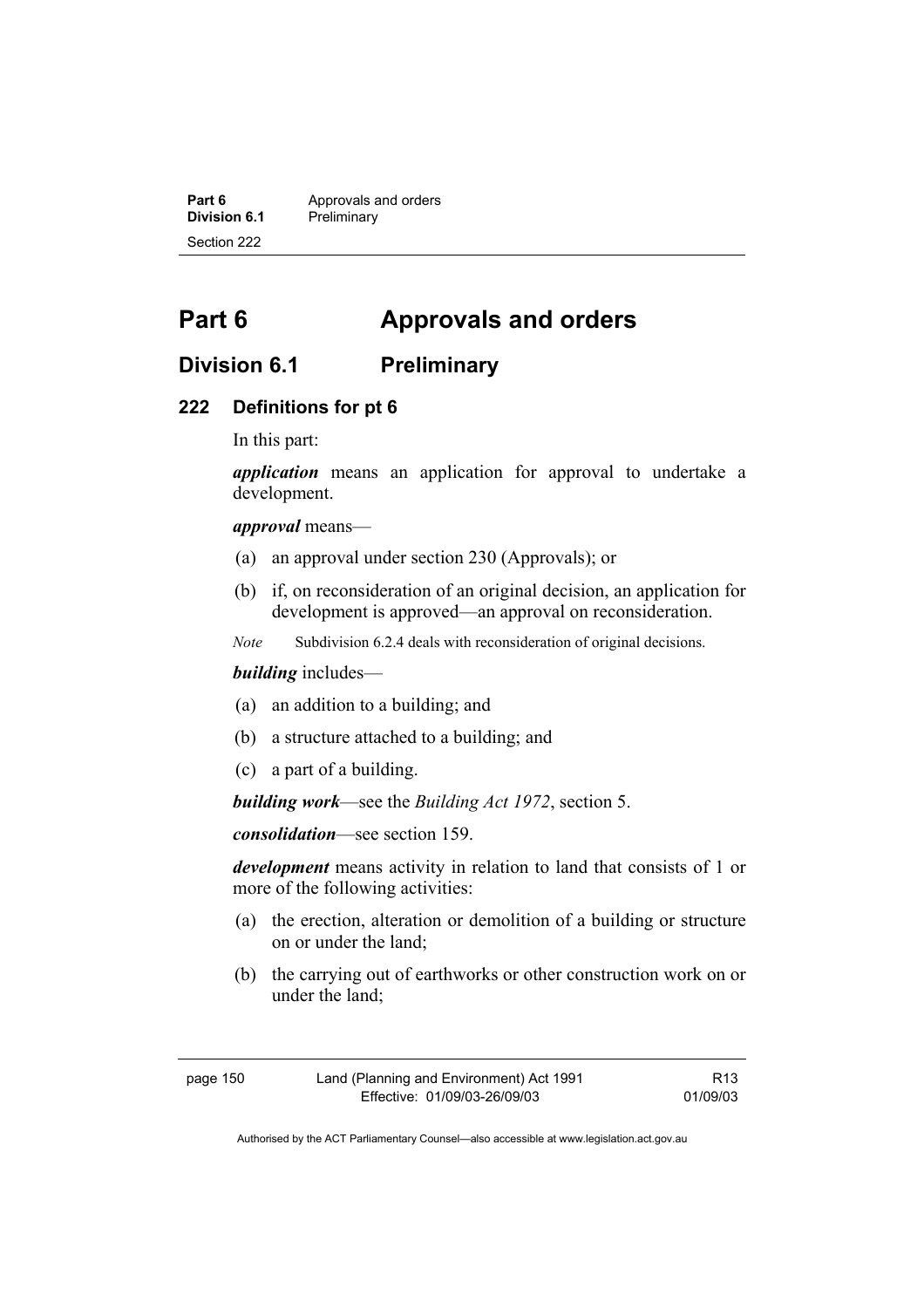# Part 6 Approvals and orders

## Division 6.1 Preliminary

### 222 Definitions for pt 6

In this part:

***application*** means an application for approval to undertake a development.

***approval*** means—

(a) an approval under section 230 (Approvals); or

(b) if, on reconsideration of an original decision, an application for development is approved—an approval on reconsideration.

*Note* Subdivision 6.2.4 deals with reconsideration of original decisions.

***building*** includes—

(a) an addition to a building; and

(b) a structure attached to a building; and

(c) a part of a building.

***building work***—see the *Building Act 1972*, section 5.

***consolidation***—see section 159.

***development*** means activity in relation to land that consists of 1 or more of the following activities:

(a) the erection, alteration or demolition of a building or structure on or under the land;

(b) the carrying out of earthworks or other construction work on or under the land;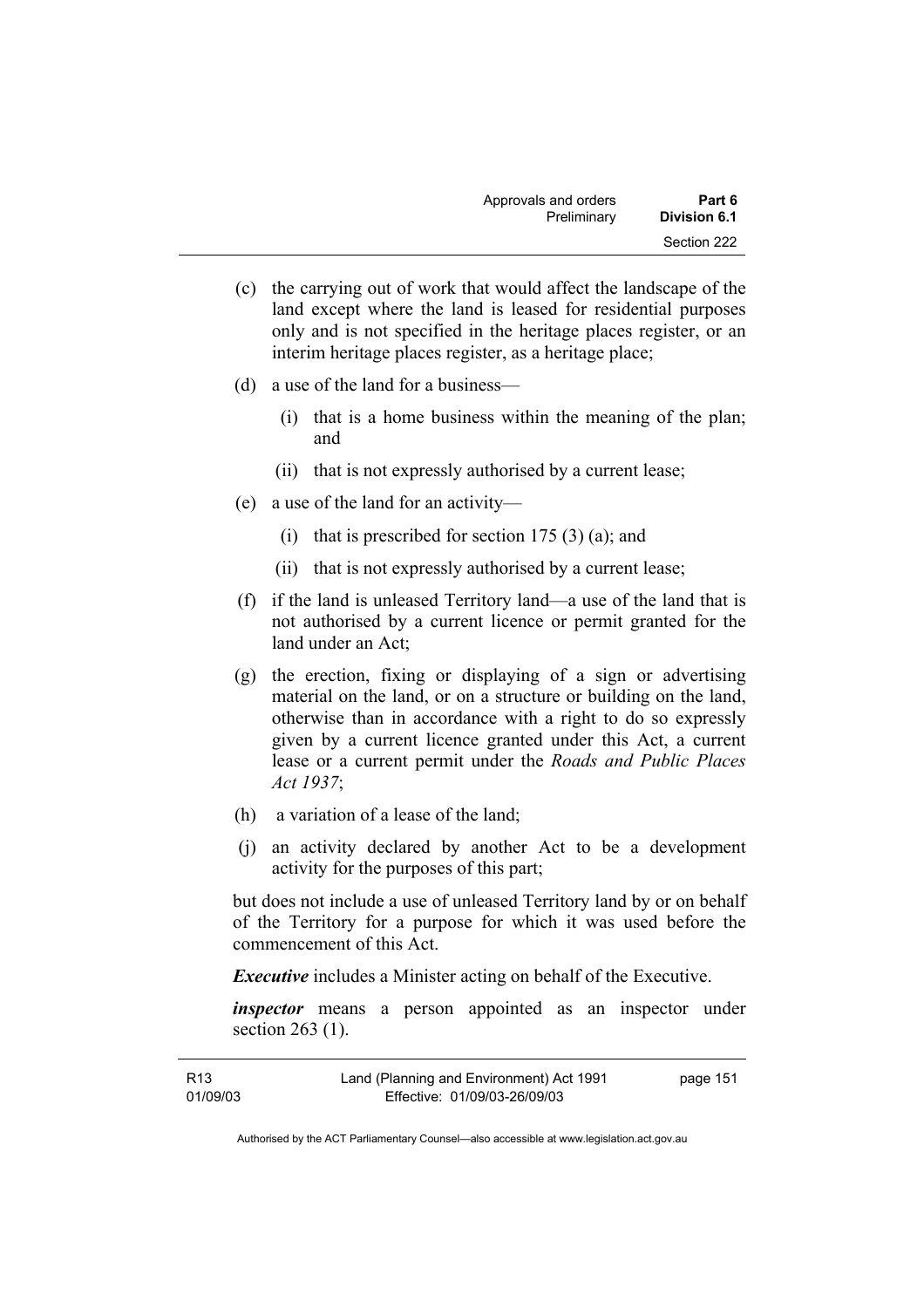(c) the carrying out of work that would affect the landscape of the land except where the land is leased for residential purposes only and is not specified in the heritage places register, or an interim heritage places register, as a heritage place;

(d) a use of the land for a business—

  (i) that is a home business within the meaning of the plan; and

  (ii) that is not expressly authorised by a current lease;

(e) a use of the land for an activity—

  (i) that is prescribed for section 175 (3) (a); and

  (ii) that is not expressly authorised by a current lease;

(f) if the land is unleased Territory land—a use of the land that is not authorised by a current licence or permit granted for the land under an Act;

(g) the erection, fixing or displaying of a sign or advertising material on the land, or on a structure or building on the land, otherwise than in accordance with a right to do so expressly given by a current licence granted under this Act, a current lease or a current permit under the *Roads and Public Places Act 1937*;

(h) a variation of a lease of the land;

(j) an activity declared by another Act to be a development activity for the purposes of this part;

but does not include a use of unleased Territory land by or on behalf of the Territory for a purpose for which it was used before the commencement of this Act.

***Executive*** includes a Minister acting on behalf of the Executive.

***inspector*** means a person appointed as an inspector under section 263 (1).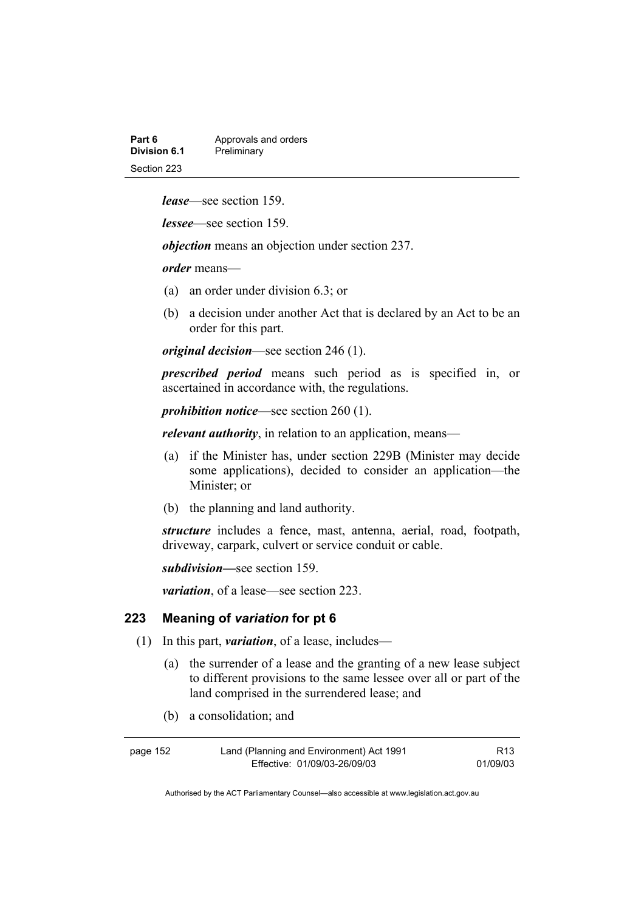***lease***—see section 159.

***lessee***—see section 159.

***objection*** means an objection under section 237.

***order*** means—

- (a) an order under division 6.3; or
- (b) a decision under another Act that is declared by an Act to be an order for this part.

***original decision***—see section 246 (1).

***prescribed period*** means such period as is specified in, or ascertained in accordance with, the regulations.

***prohibition notice***—see section 260 (1).

***relevant authority***, in relation to an application, means—

- (a) if the Minister has, under section 229B (Minister may decide some applications), decided to consider an application—the Minister; or
- (b) the planning and land authority.

***structure*** includes a fence, mast, antenna, aerial, road, footpath, driveway, carpark, culvert or service conduit or cable.

***subdivision*****—**see section 159.

***variation***, of a lease—see section 223.

## 223 Meaning of *variation* for pt 6

(1) In this part, ***variation***, of a lease, includes—

- (a) the surrender of a lease and the granting of a new lease subject to different provisions to the same lessee over all or part of the land comprised in the surrendered lease; and
- (b) a consolidation; and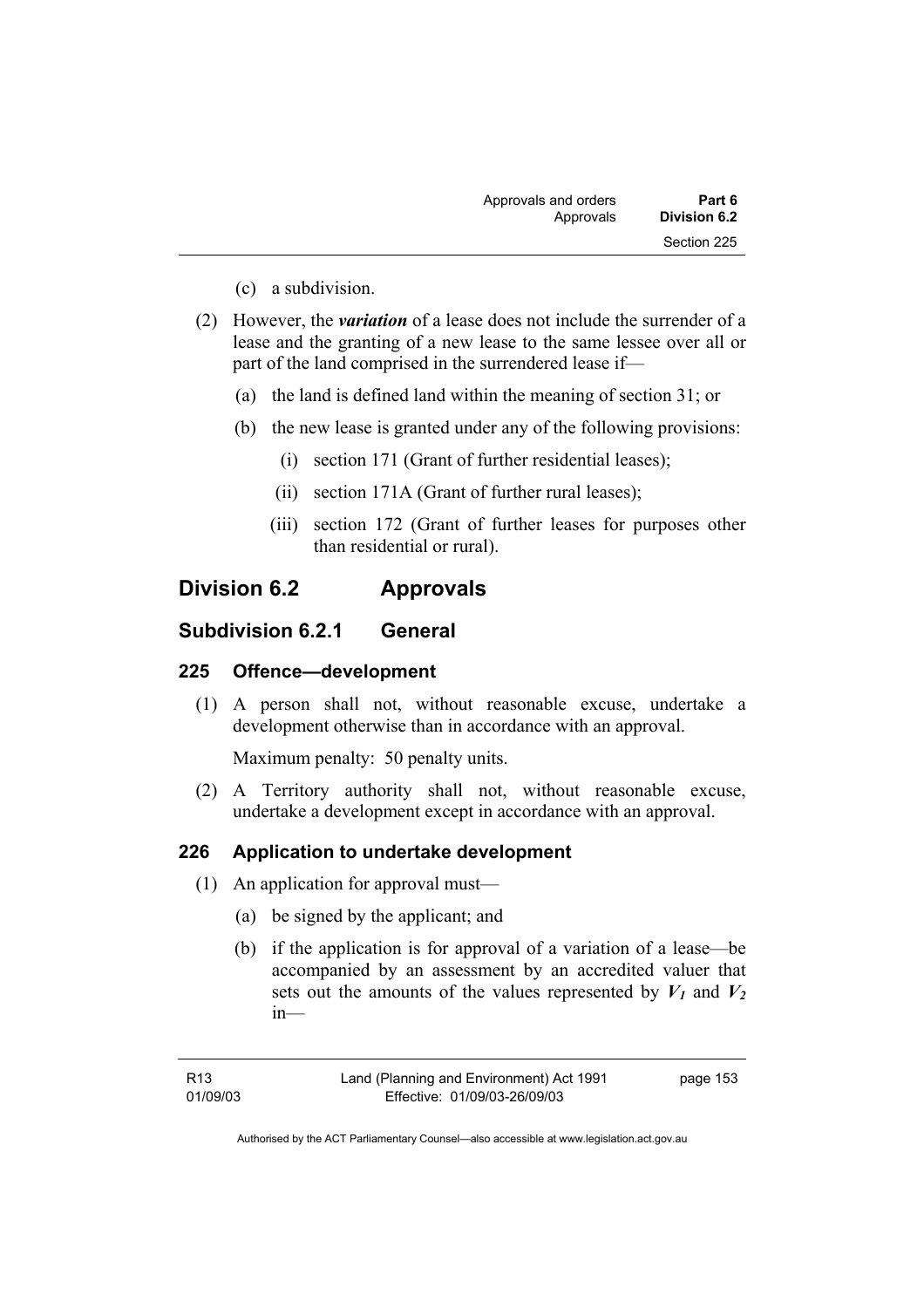(c) a subdivision.

(2) However, the ***variation*** of a lease does not include the surrender of a lease and the granting of a new lease to the same lessee over all or part of the land comprised in the surrendered lease if—

(a) the land is defined land within the meaning of section 31; or

(b) the new lease is granted under any of the following provisions:

(i) section 171 (Grant of further residential leases);

(ii) section 171A (Grant of further rural leases);

(iii) section 172 (Grant of further leases for purposes other than residential or rural).

## Division 6.2 Approvals

### Subdivision 6.2.1 General

#### 225 Offence—development

(1) A person shall not, without reasonable excuse, undertake a development otherwise than in accordance with an approval.

Maximum penalty: 50 penalty units.

(2) A Territory authority shall not, without reasonable excuse, undertake a development except in accordance with an approval.

#### 226 Application to undertake development

(1) An application for approval must—

(a) be signed by the applicant; and

(b) if the application is for approval of a variation of a lease—be accompanied by an assessment by an accredited valuer that sets out the amounts of the values represented by $V_1$ and $V_2$ in—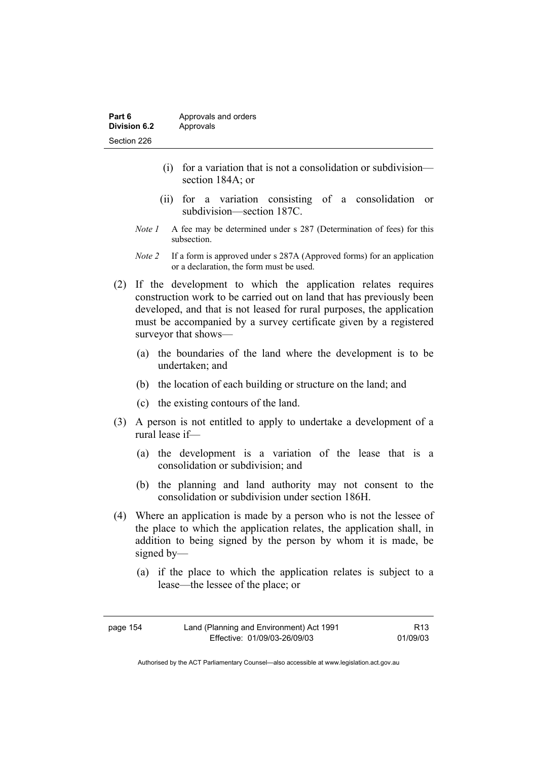(i) for a variation that is not a consolidation or subdivision—section 184A; or

(ii) for a variation consisting of a consolidation or subdivision—section 187C.

*Note 1* A fee may be determined under s 287 (Determination of fees) for this subsection.

*Note 2* If a form is approved under s 287A (Approved forms) for an application or a declaration, the form must be used.

(2) If the development to which the application relates requires construction work to be carried out on land that has previously been developed, and that is not leased for rural purposes, the application must be accompanied by a survey certificate given by a registered surveyor that shows—

(a) the boundaries of the land where the development is to be undertaken; and

(b) the location of each building or structure on the land; and

(c) the existing contours of the land.

(3) A person is not entitled to apply to undertake a development of a rural lease if—

(a) the development is a variation of the lease that is a consolidation or subdivision; and

(b) the planning and land authority may not consent to the consolidation or subdivision under section 186H.

(4) Where an application is made by a person who is not the lessee of the place to which the application relates, the application shall, in addition to being signed by the person by whom it is made, be signed by—

(a) if the place to which the application relates is subject to a lease—the lessee of the place; or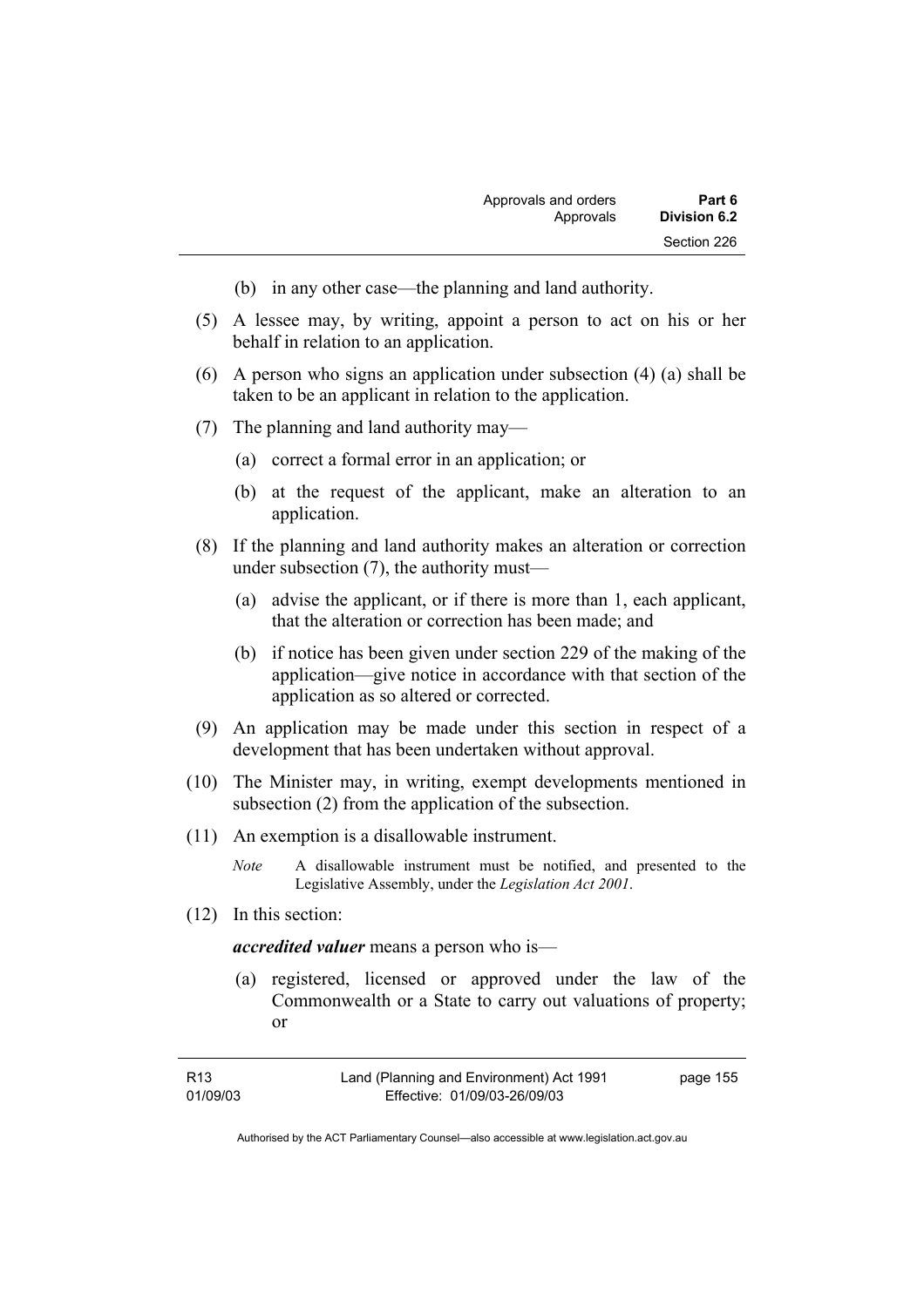(b) in any other case—the planning and land authority.

(5) A lessee may, by writing, appoint a person to act on his or her behalf in relation to an application.

(6) A person who signs an application under subsection (4) (a) shall be taken to be an applicant in relation to the application.

(7) The planning and land authority may—

(a) correct a formal error in an application; or

(b) at the request of the applicant, make an alteration to an application.

(8) If the planning and land authority makes an alteration or correction under subsection (7), the authority must—

(a) advise the applicant, or if there is more than 1, each applicant, that the alteration or correction has been made; and

(b) if notice has been given under section 229 of the making of the application—give notice in accordance with that section of the application as so altered or corrected.

(9) An application may be made under this section in respect of a development that has been undertaken without approval.

(10) The Minister may, in writing, exempt developments mentioned in subsection (2) from the application of the subsection.

(11) An exemption is a disallowable instrument.

*Note* A disallowable instrument must be notified, and presented to the Legislative Assembly, under the *Legislation Act 2001*.

(12) In this section:

***accredited valuer*** means a person who is—

(a) registered, licensed or approved under the law of the Commonwealth or a State to carry out valuations of property; or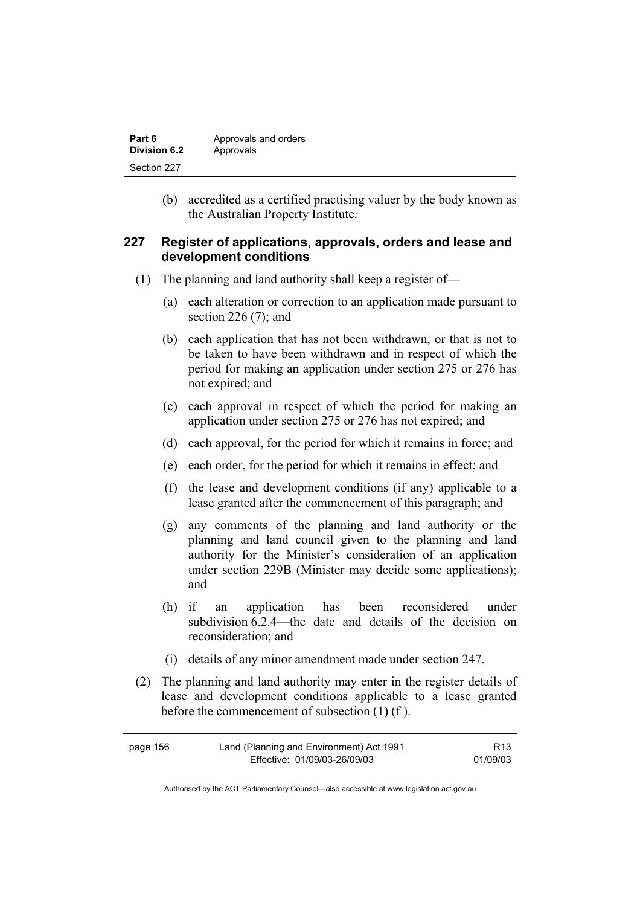(b) accredited as a certified practising valuer by the body known as the Australian Property Institute.

### 227 Register of applications, approvals, orders and lease and development conditions

(1) The planning and land authority shall keep a register of—

(a) each alteration or correction to an application made pursuant to section 226 (7); and

(b) each application that has not been withdrawn, or that is not to be taken to have been withdrawn and in respect of which the period for making an application under section 275 or 276 has not expired; and

(c) each approval in respect of which the period for making an application under section 275 or 276 has not expired; and

(d) each approval, for the period for which it remains in force; and

(e) each order, for the period for which it remains in effect; and

(f) the lease and development conditions (if any) applicable to a lease granted after the commencement of this paragraph; and

(g) any comments of the planning and land authority or the planning and land council given to the planning and land authority for the Minister's consideration of an application under section 229B (Minister may decide some applications); and

(h) if an application has been reconsidered under subdivision 6.2.4—the date and details of the decision on reconsideration; and

(i) details of any minor amendment made under section 247.

(2) The planning and land authority may enter in the register details of lease and development conditions applicable to a lease granted before the commencement of subsection (1) (f ).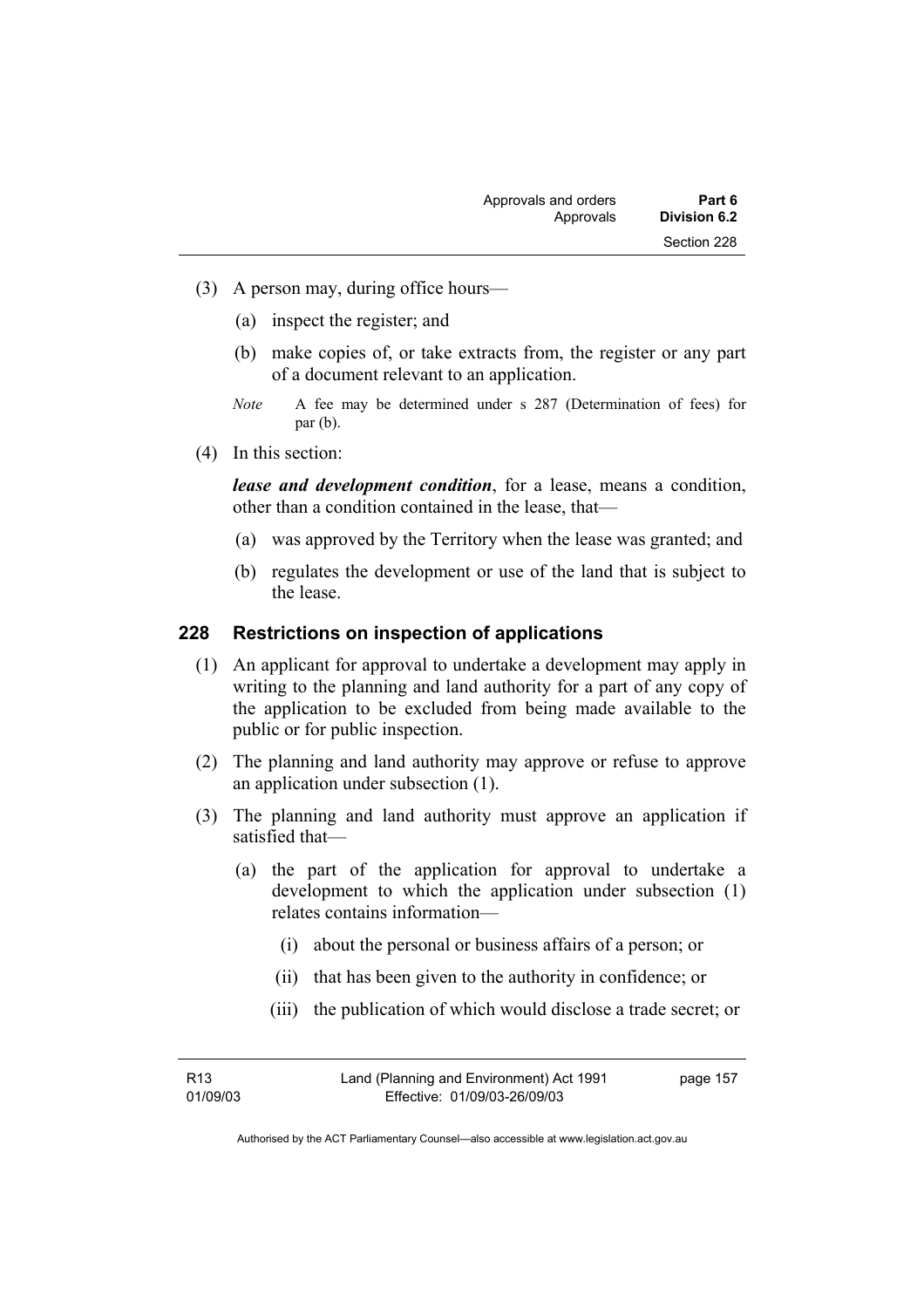(3) A person may, during office hours—

   (a) inspect the register; and

   (b) make copies of, or take extracts from, the register or any part of a document relevant to an application.

   *Note* A fee may be determined under s 287 (Determination of fees) for par (b).

(4) In this section:

   ***lease and development condition***, for a lease, means a condition, other than a condition contained in the lease, that—

   (a) was approved by the Territory when the lease was granted; and

   (b) regulates the development or use of the land that is subject to the lease.

## 228 Restrictions on inspection of applications

(1) An applicant for approval to undertake a development may apply in writing to the planning and land authority for a part of any copy of the application to be excluded from being made available to the public or for public inspection.

(2) The planning and land authority may approve or refuse to approve an application under subsection (1).

(3) The planning and land authority must approve an application if satisfied that—

   (a) the part of the application for approval to undertake a development to which the application under subsection (1) relates contains information—

      (i) about the personal or business affairs of a person; or

      (ii) that has been given to the authority in confidence; or

      (iii) the publication of which would disclose a trade secret; or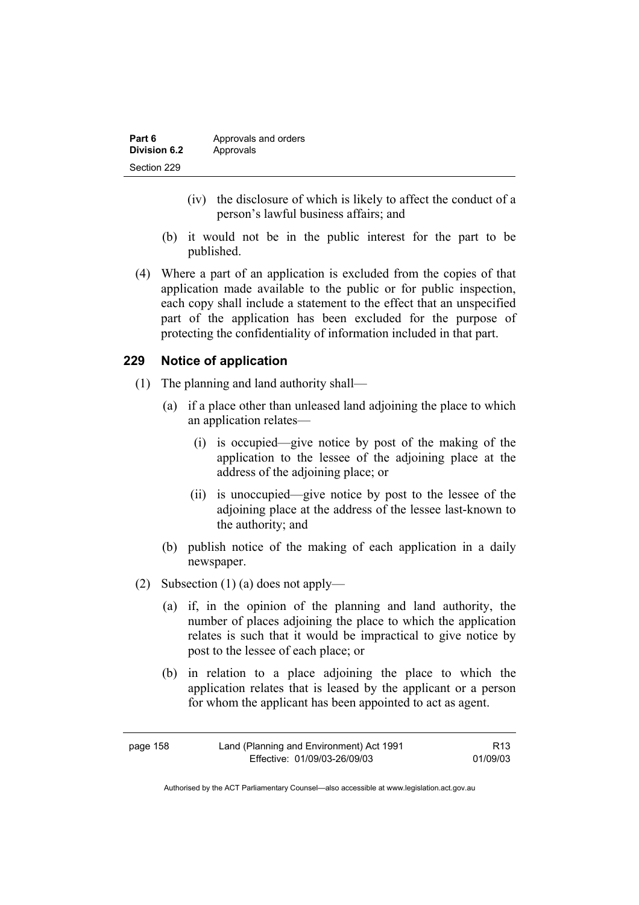(iv) the disclosure of which is likely to affect the conduct of a person's lawful business affairs; and

(b) it would not be in the public interest for the part to be published.

(4) Where a part of an application is excluded from the copies of that application made available to the public or for public inspection, each copy shall include a statement to the effect that an unspecified part of the application has been excluded for the purpose of protecting the confidentiality of information included in that part.

## 229 Notice of application

(1) The planning and land authority shall—

(a) if a place other than unleased land adjoining the place to which an application relates—

(i) is occupied—give notice by post of the making of the application to the lessee of the adjoining place at the address of the adjoining place; or

(ii) is unoccupied—give notice by post to the lessee of the adjoining place at the address of the lessee last-known to the authority; and

(b) publish notice of the making of each application in a daily newspaper.

(2) Subsection (1) (a) does not apply—

(a) if, in the opinion of the planning and land authority, the number of places adjoining the place to which the application relates is such that it would be impractical to give notice by post to the lessee of each place; or

(b) in relation to a place adjoining the place to which the application relates that is leased by the applicant or a person for whom the applicant has been appointed to act as agent.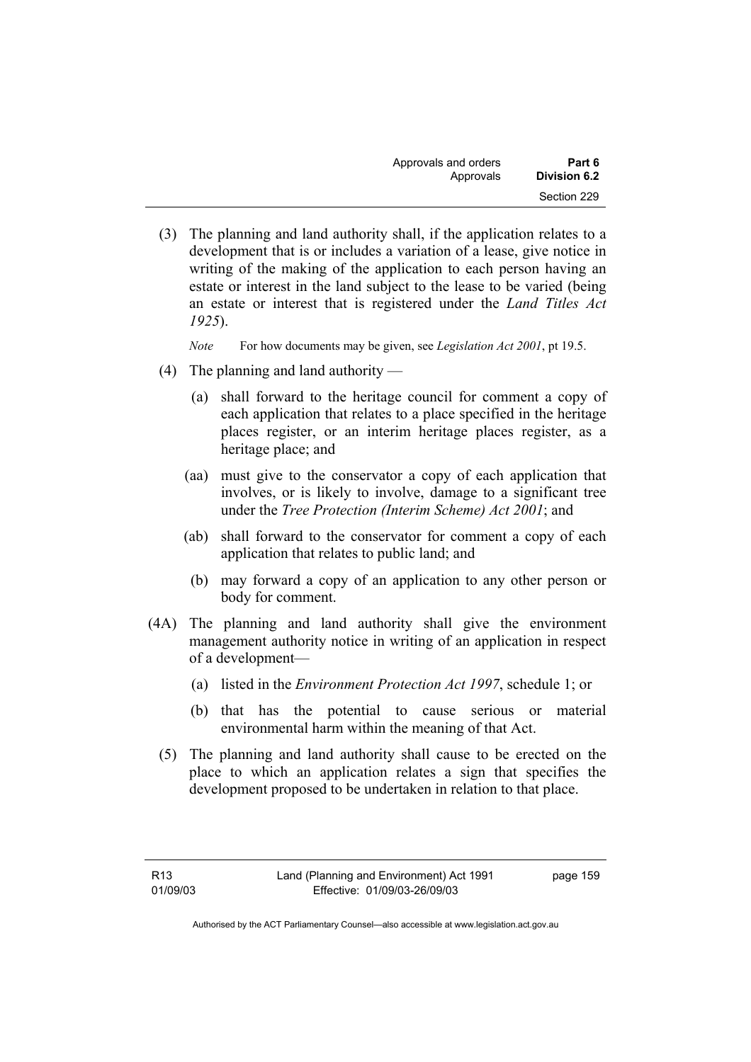(3) The planning and land authority shall, if the application relates to a development that is or includes a variation of a lease, give notice in writing of the making of the application to each person having an estate or interest in the land subject to the lease to be varied (being an estate or interest that is registered under the *Land Titles Act 1925*).

*Note* For how documents may be given, see *Legislation Act 2001*, pt 19.5.

(4) The planning and land authority —

(a) shall forward to the heritage council for comment a copy of each application that relates to a place specified in the heritage places register, or an interim heritage places register, as a heritage place; and

(aa) must give to the conservator a copy of each application that involves, or is likely to involve, damage to a significant tree under the *Tree Protection (Interim Scheme) Act 2001*; and

(ab) shall forward to the conservator for comment a copy of each application that relates to public land; and

(b) may forward a copy of an application to any other person or body for comment.

(4A) The planning and land authority shall give the environment management authority notice in writing of an application in respect of a development—

(a) listed in the *Environment Protection Act 1997*, schedule 1; or

(b) that has the potential to cause serious or material environmental harm within the meaning of that Act.

(5) The planning and land authority shall cause to be erected on the place to which an application relates a sign that specifies the development proposed to be undertaken in relation to that place.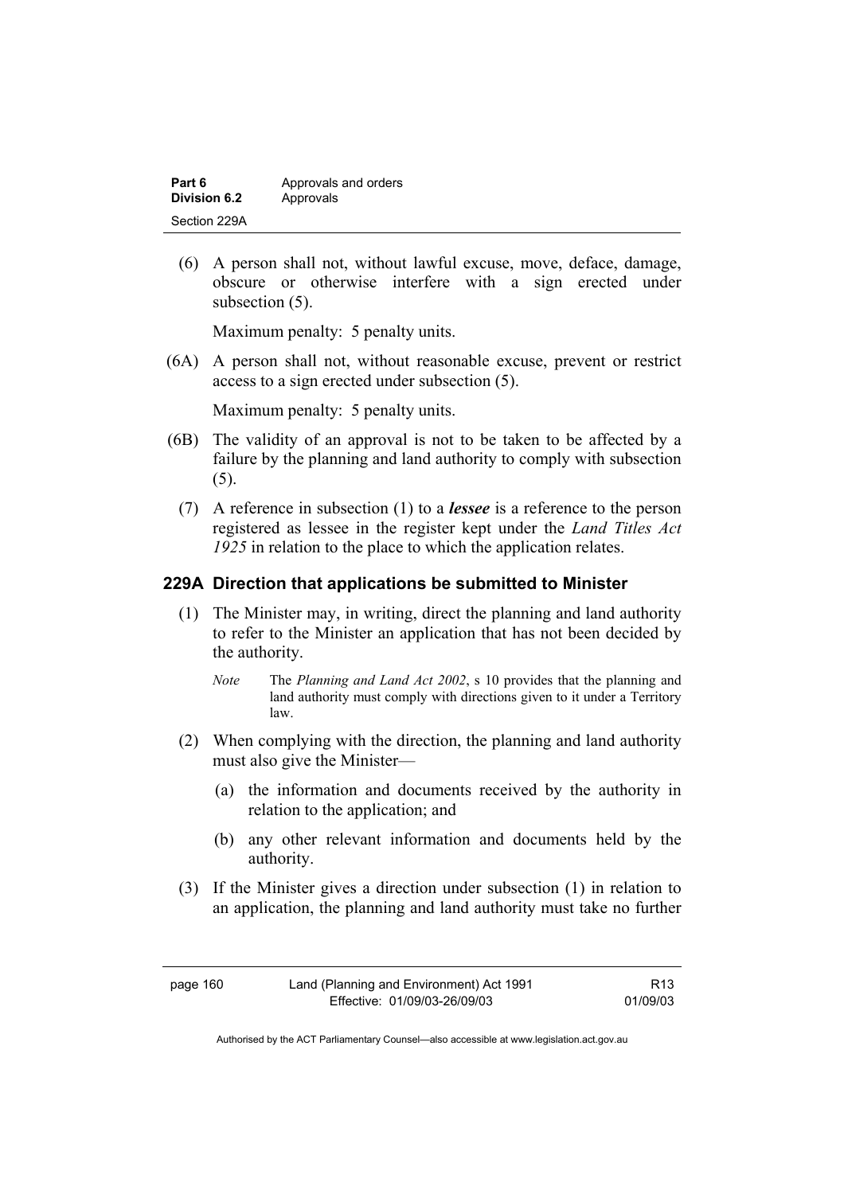(6) A person shall not, without lawful excuse, move, deface, damage, obscure or otherwise interfere with a sign erected under subsection (5).

Maximum penalty: 5 penalty units.

(6A) A person shall not, without reasonable excuse, prevent or restrict access to a sign erected under subsection (5).

Maximum penalty: 5 penalty units.

(6B) The validity of an approval is not to be taken to be affected by a failure by the planning and land authority to comply with subsection (5).

(7) A reference in subsection (1) to a ***lessee*** is a reference to the person registered as lessee in the register kept under the *Land Titles Act 1925* in relation to the place to which the application relates.

### 229A Direction that applications be submitted to Minister

(1) The Minister may, in writing, direct the planning and land authority to refer to the Minister an application that has not been decided by the authority.

*Note* The *Planning and Land Act 2002*, s 10 provides that the planning and land authority must comply with directions given to it under a Territory law.

(2) When complying with the direction, the planning and land authority must also give the Minister—

(a) the information and documents received by the authority in relation to the application; and

(b) any other relevant information and documents held by the authority.

(3) If the Minister gives a direction under subsection (1) in relation to an application, the planning and land authority must take no further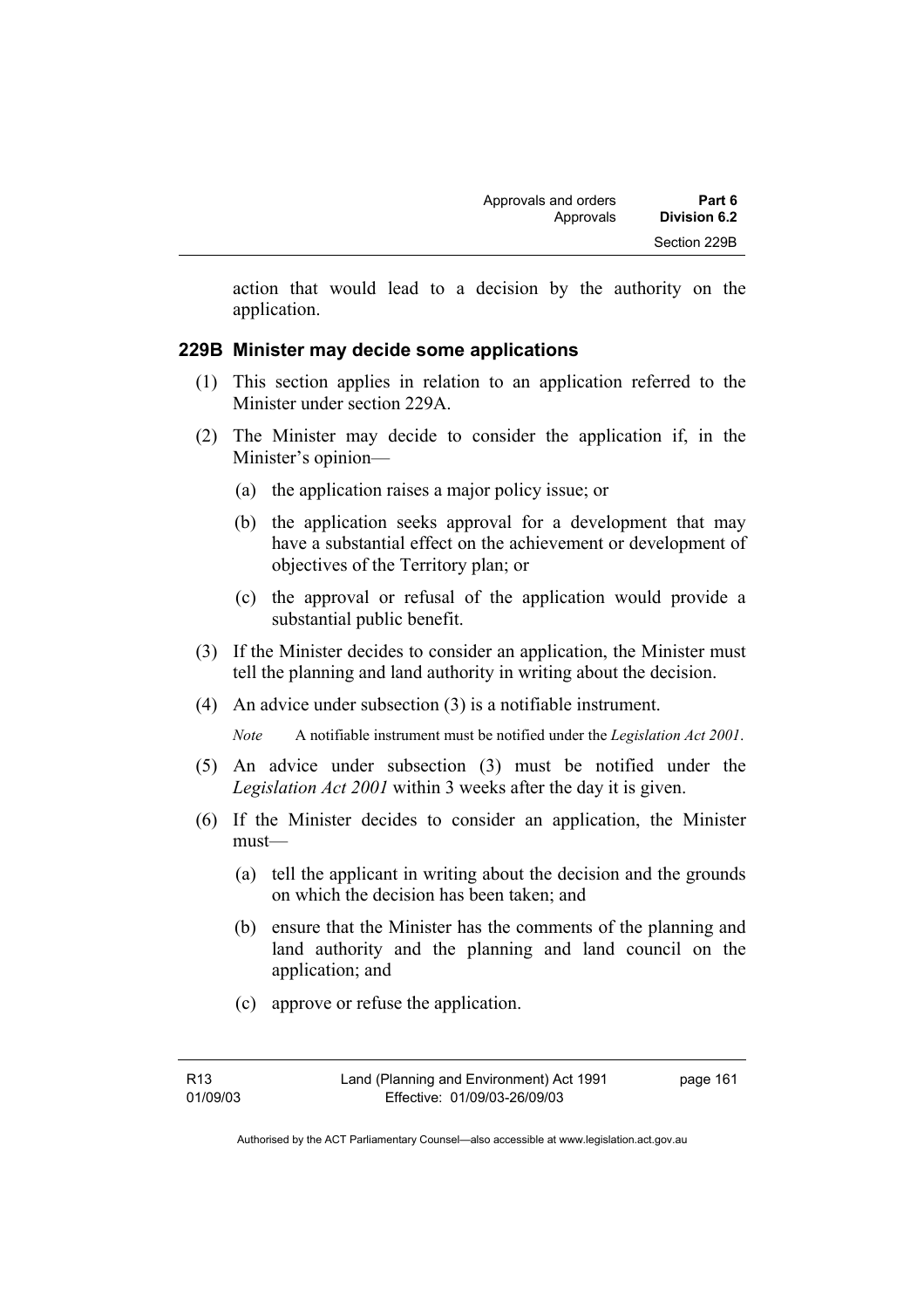action that would lead to a decision by the authority on the application.

### 229B Minister may decide some applications

(1) This section applies in relation to an application referred to the Minister under section 229A.

(2) The Minister may decide to consider the application if, in the Minister's opinion—

(a) the application raises a major policy issue; or

(b) the application seeks approval for a development that may have a substantial effect on the achievement or development of objectives of the Territory plan; or

(c) the approval or refusal of the application would provide a substantial public benefit.

(3) If the Minister decides to consider an application, the Minister must tell the planning and land authority in writing about the decision.

(4) An advice under subsection (3) is a notifiable instrument.

*Note* A notifiable instrument must be notified under the *Legislation Act 2001*.

(5) An advice under subsection (3) must be notified under the *Legislation Act 2001* within 3 weeks after the day it is given.

(6) If the Minister decides to consider an application, the Minister must—

(a) tell the applicant in writing about the decision and the grounds on which the decision has been taken; and

(b) ensure that the Minister has the comments of the planning and land authority and the planning and land council on the application; and

(c) approve or refuse the application.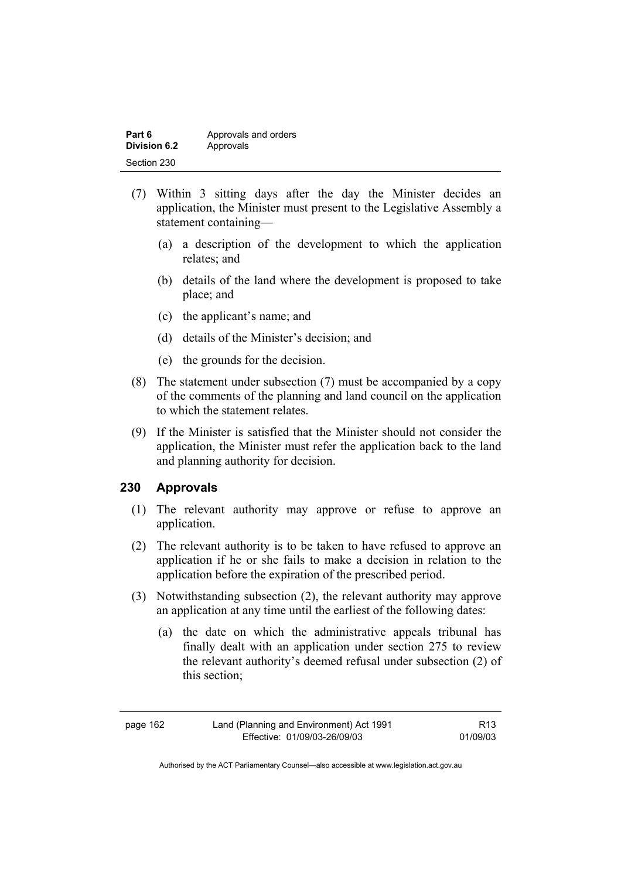(7) Within 3 sitting days after the day the Minister decides an application, the Minister must present to the Legislative Assembly a statement containing—

  (a) a description of the development to which the application relates; and

  (b) details of the land where the development is proposed to take place; and

  (c) the applicant's name; and

  (d) details of the Minister's decision; and

  (e) the grounds for the decision.

(8) The statement under subsection (7) must be accompanied by a copy of the comments of the planning and land council on the application to which the statement relates.

(9) If the Minister is satisfied that the Minister should not consider the application, the Minister must refer the application back to the land and planning authority for decision.

## 230 Approvals

(1) The relevant authority may approve or refuse to approve an application.

(2) The relevant authority is to be taken to have refused to approve an application if he or she fails to make a decision in relation to the application before the expiration of the prescribed period.

(3) Notwithstanding subsection (2), the relevant authority may approve an application at any time until the earliest of the following dates:

  (a) the date on which the administrative appeals tribunal has finally dealt with an application under section 275 to review the relevant authority's deemed refusal under subsection (2) of this section;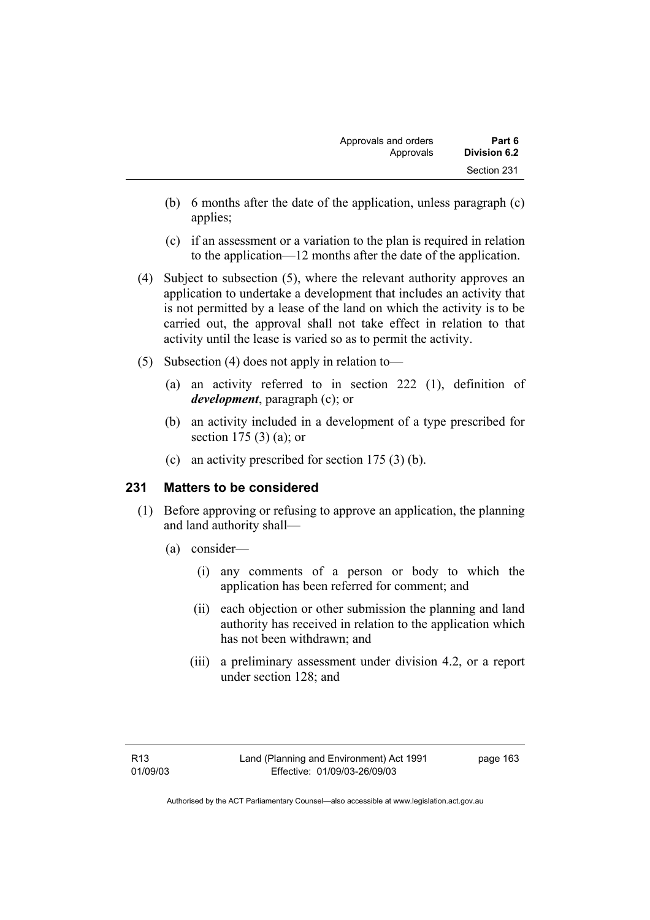(b) 6 months after the date of the application, unless paragraph (c) applies;

(c) if an assessment or a variation to the plan is required in relation to the application—12 months after the date of the application.

(4) Subject to subsection (5), where the relevant authority approves an application to undertake a development that includes an activity that is not permitted by a lease of the land on which the activity is to be carried out, the approval shall not take effect in relation to that activity until the lease is varied so as to permit the activity.

(5) Subsection (4) does not apply in relation to—

(a) an activity referred to in section 222 (1), definition of ***development***, paragraph (c); or

(b) an activity included in a development of a type prescribed for section 175 (3) (a); or

(c) an activity prescribed for section 175 (3) (b).

## 231 Matters to be considered

(1) Before approving or refusing to approve an application, the planning and land authority shall—

(a) consider—

(i) any comments of a person or body to which the application has been referred for comment; and

(ii) each objection or other submission the planning and land authority has received in relation to the application which has not been withdrawn; and

(iii) a preliminary assessment under division 4.2, or a report under section 128; and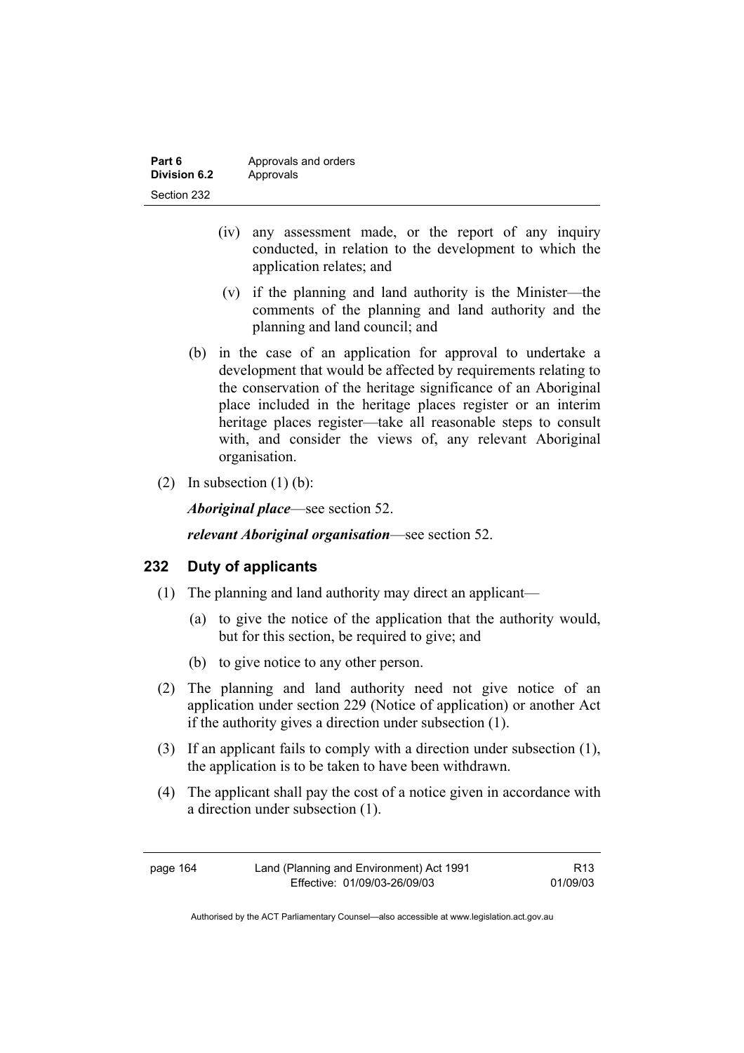(iv) any assessment made, or the report of any inquiry conducted, in relation to the development to which the application relates; and

(v) if the planning and land authority is the Minister—the comments of the planning and land authority and the planning and land council; and

(b) in the case of an application for approval to undertake a development that would be affected by requirements relating to the conservation of the heritage significance of an Aboriginal place included in the heritage places register or an interim heritage places register—take all reasonable steps to consult with, and consider the views of, any relevant Aboriginal organisation.

(2) In subsection (1) (b):

***Aboriginal place***—see section 52.

***relevant Aboriginal organisation***—see section 52.

## 232 Duty of applicants

(1) The planning and land authority may direct an applicant—

(a) to give the notice of the application that the authority would, but for this section, be required to give; and

(b) to give notice to any other person.

(2) The planning and land authority need not give notice of an application under section 229 (Notice of application) or another Act if the authority gives a direction under subsection (1).

(3) If an applicant fails to comply with a direction under subsection (1), the application is to be taken to have been withdrawn.

(4) The applicant shall pay the cost of a notice given in accordance with a direction under subsection (1).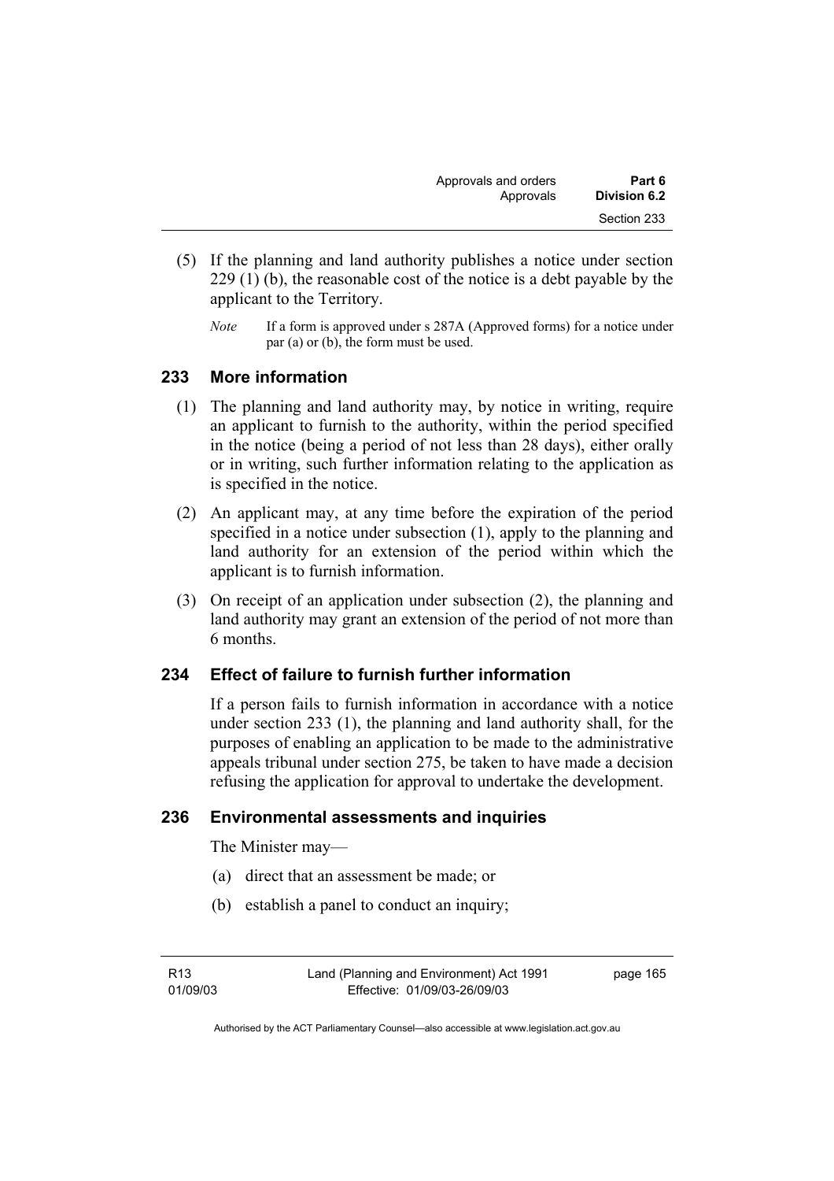(5) If the planning and land authority publishes a notice under section 229 (1) (b), the reasonable cost of the notice is a debt payable by the applicant to the Territory.

*Note* If a form is approved under s 287A (Approved forms) for a notice under par (a) or (b), the form must be used.

### 233 More information

(1) The planning and land authority may, by notice in writing, require an applicant to furnish to the authority, within the period specified in the notice (being a period of not less than 28 days), either orally or in writing, such further information relating to the application as is specified in the notice.

(2) An applicant may, at any time before the expiration of the period specified in a notice under subsection (1), apply to the planning and land authority for an extension of the period within which the applicant is to furnish information.

(3) On receipt of an application under subsection (2), the planning and land authority may grant an extension of the period of not more than 6 months.

### 234 Effect of failure to furnish further information

If a person fails to furnish information in accordance with a notice under section 233 (1), the planning and land authority shall, for the purposes of enabling an application to be made to the administrative appeals tribunal under section 275, be taken to have made a decision refusing the application for approval to undertake the development.

### 236 Environmental assessments and inquiries

The Minister may—

(a) direct that an assessment be made; or

(b) establish a panel to conduct an inquiry;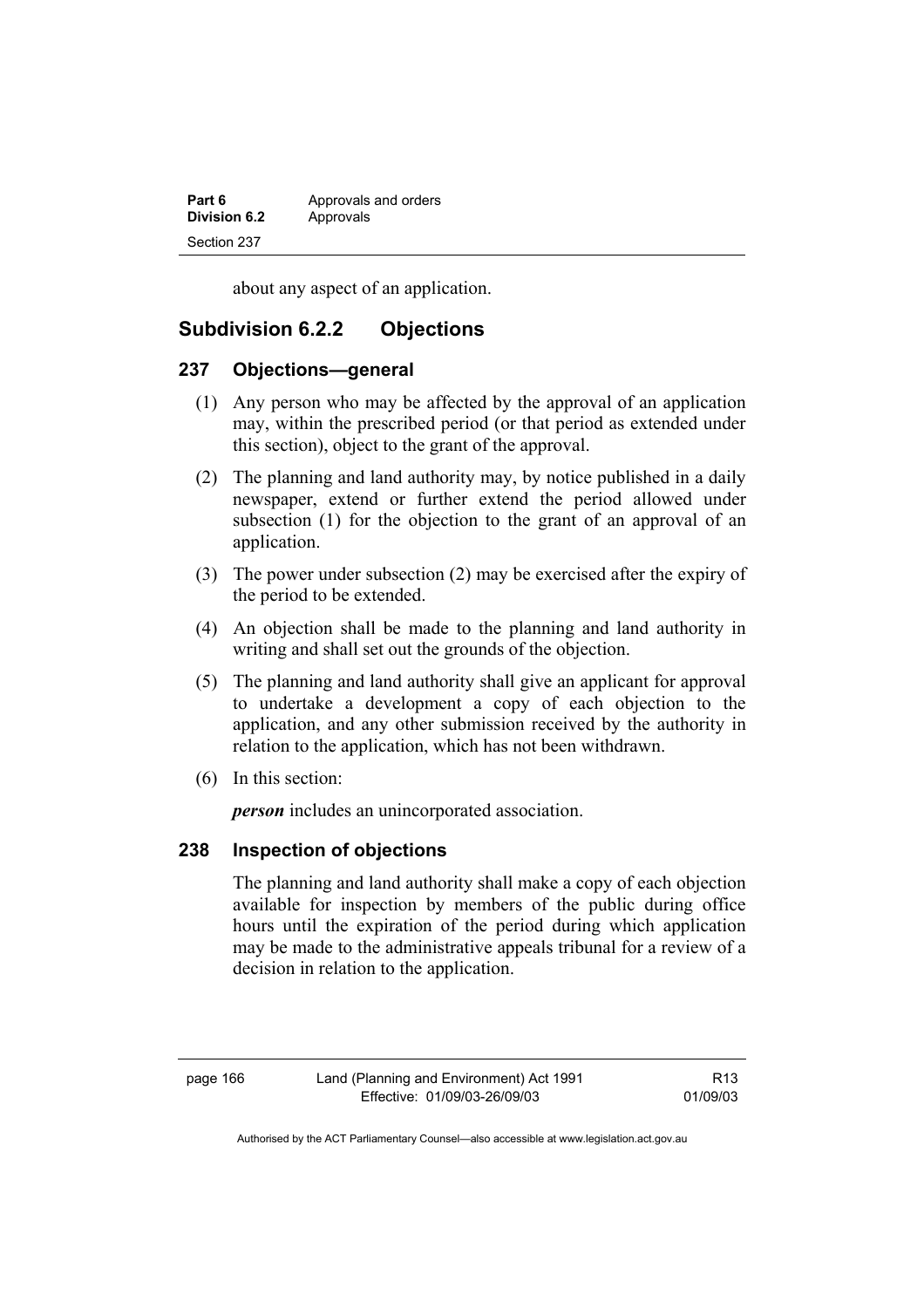about any aspect of an application.

## Subdivision 6.2.2 Objections

### 237 Objections—general

(1) Any person who may be affected by the approval of an application may, within the prescribed period (or that period as extended under this section), object to the grant of the approval.

(2) The planning and land authority may, by notice published in a daily newspaper, extend or further extend the period allowed under subsection (1) for the objection to the grant of an approval of an application.

(3) The power under subsection (2) may be exercised after the expiry of the period to be extended.

(4) An objection shall be made to the planning and land authority in writing and shall set out the grounds of the objection.

(5) The planning and land authority shall give an applicant for approval to undertake a development a copy of each objection to the application, and any other submission received by the authority in relation to the application, which has not been withdrawn.

(6) In this section:

***person*** includes an unincorporated association.

### 238 Inspection of objections

The planning and land authority shall make a copy of each objection available for inspection by members of the public during office hours until the expiration of the period during which application may be made to the administrative appeals tribunal for a review of a decision in relation to the application.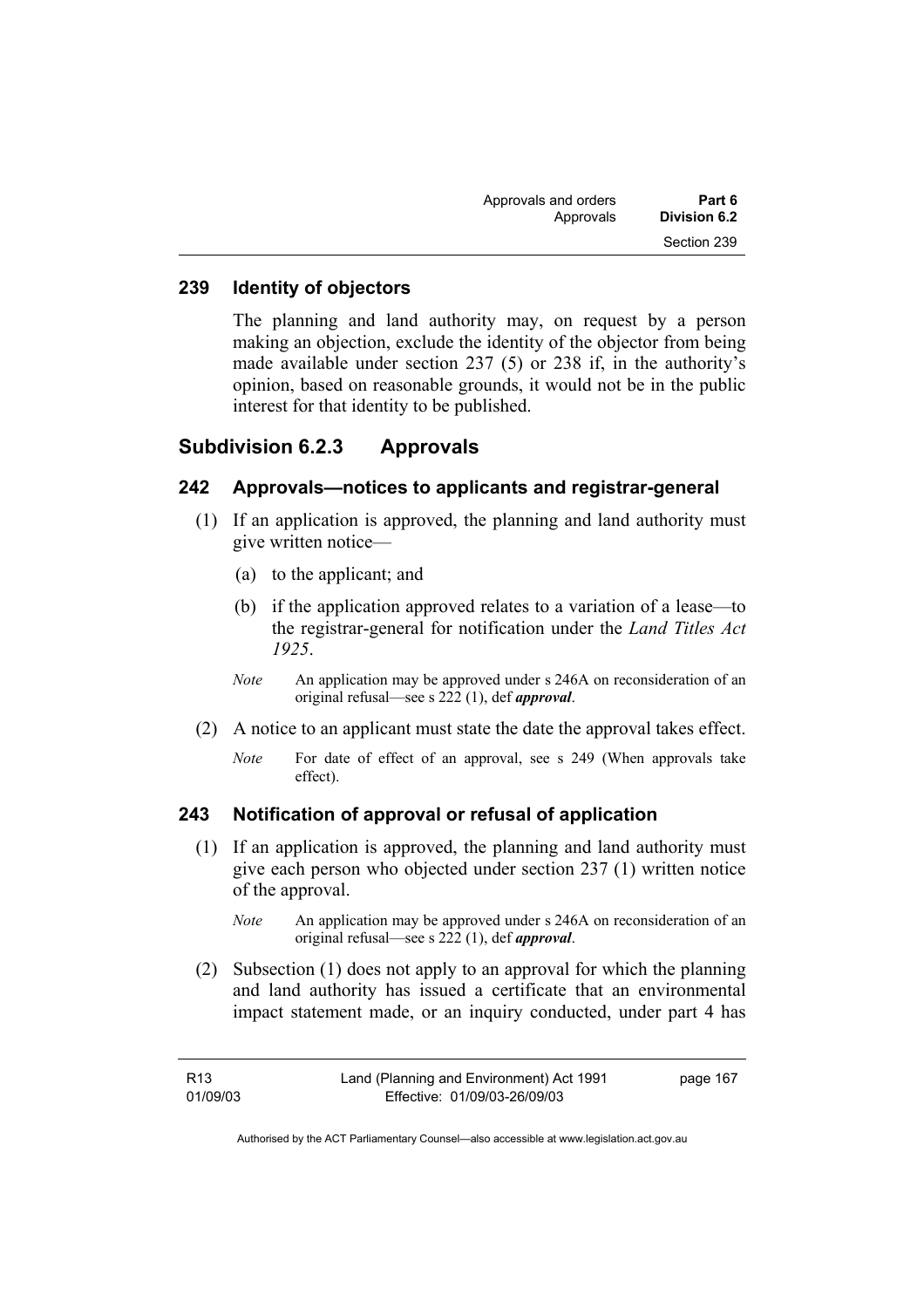## 239 Identity of objectors

The planning and land authority may, on request by a person making an objection, exclude the identity of the objector from being made available under section 237 (5) or 238 if, in the authority's opinion, based on reasonable grounds, it would not be in the public interest for that identity to be published.

# Subdivision 6.2.3 Approvals

## 242 Approvals—notices to applicants and registrar-general

(1) If an application is approved, the planning and land authority must give written notice—

(a) to the applicant; and

(b) if the application approved relates to a variation of a lease—to the registrar-general for notification under the *Land Titles Act 1925*.

*Note* An application may be approved under s 246A on reconsideration of an original refusal—see s 222 (1), def ***approval***.

(2) A notice to an applicant must state the date the approval takes effect.

*Note* For date of effect of an approval, see s 249 (When approvals take effect).

## 243 Notification of approval or refusal of application

(1) If an application is approved, the planning and land authority must give each person who objected under section 237 (1) written notice of the approval.

*Note* An application may be approved under s 246A on reconsideration of an original refusal—see s 222 (1), def ***approval***.

(2) Subsection (1) does not apply to an approval for which the planning and land authority has issued a certificate that an environmental impact statement made, or an inquiry conducted, under part 4 has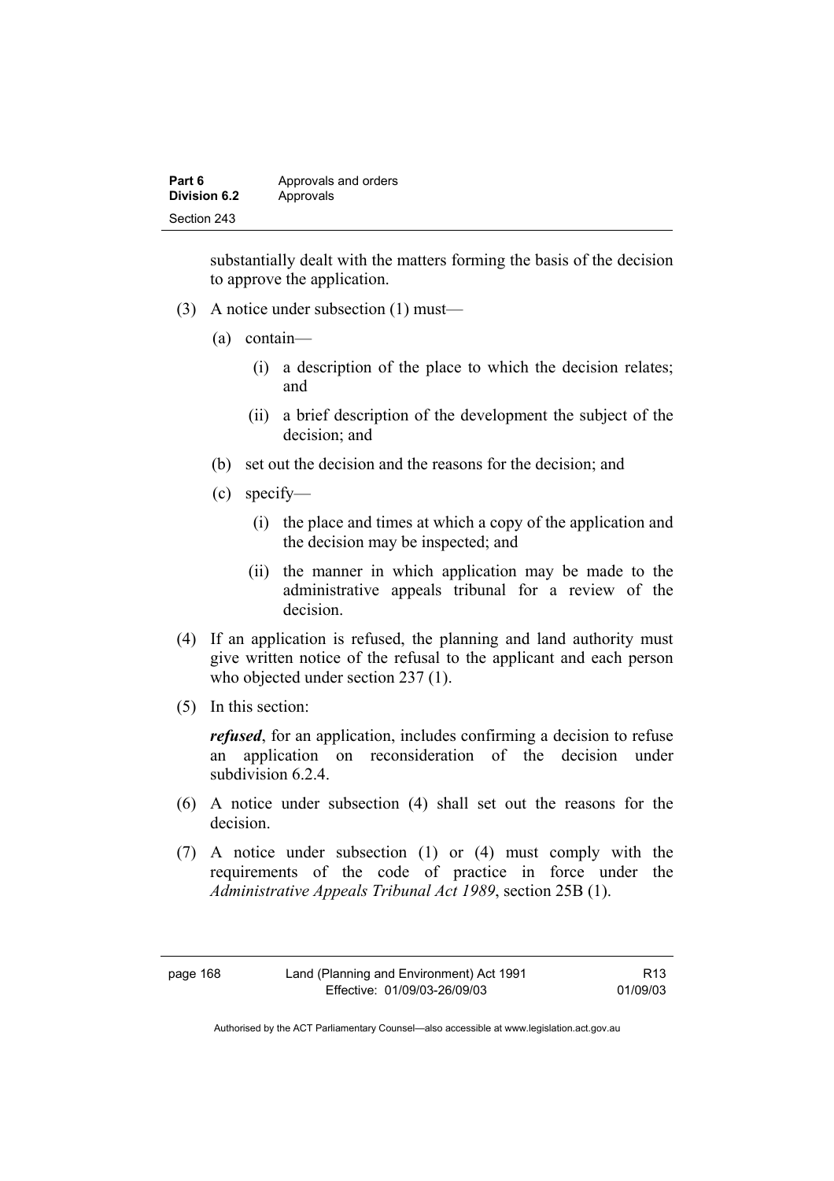substantially dealt with the matters forming the basis of the decision to approve the application.

(3) A notice under subsection (1) must—

(a) contain—

(i) a description of the place to which the decision relates; and

(ii) a brief description of the development the subject of the decision; and

(b) set out the decision and the reasons for the decision; and

(c) specify—

(i) the place and times at which a copy of the application and the decision may be inspected; and

(ii) the manner in which application may be made to the administrative appeals tribunal for a review of the decision.

(4) If an application is refused, the planning and land authority must give written notice of the refusal to the applicant and each person who objected under section 237 (1).

(5) In this section:

***refused***, for an application, includes confirming a decision to refuse an application on reconsideration of the decision under subdivision 6.2.4.

(6) A notice under subsection (4) shall set out the reasons for the decision.

(7) A notice under subsection (1) or (4) must comply with the requirements of the code of practice in force under the *Administrative Appeals Tribunal Act 1989*, section 25B (1).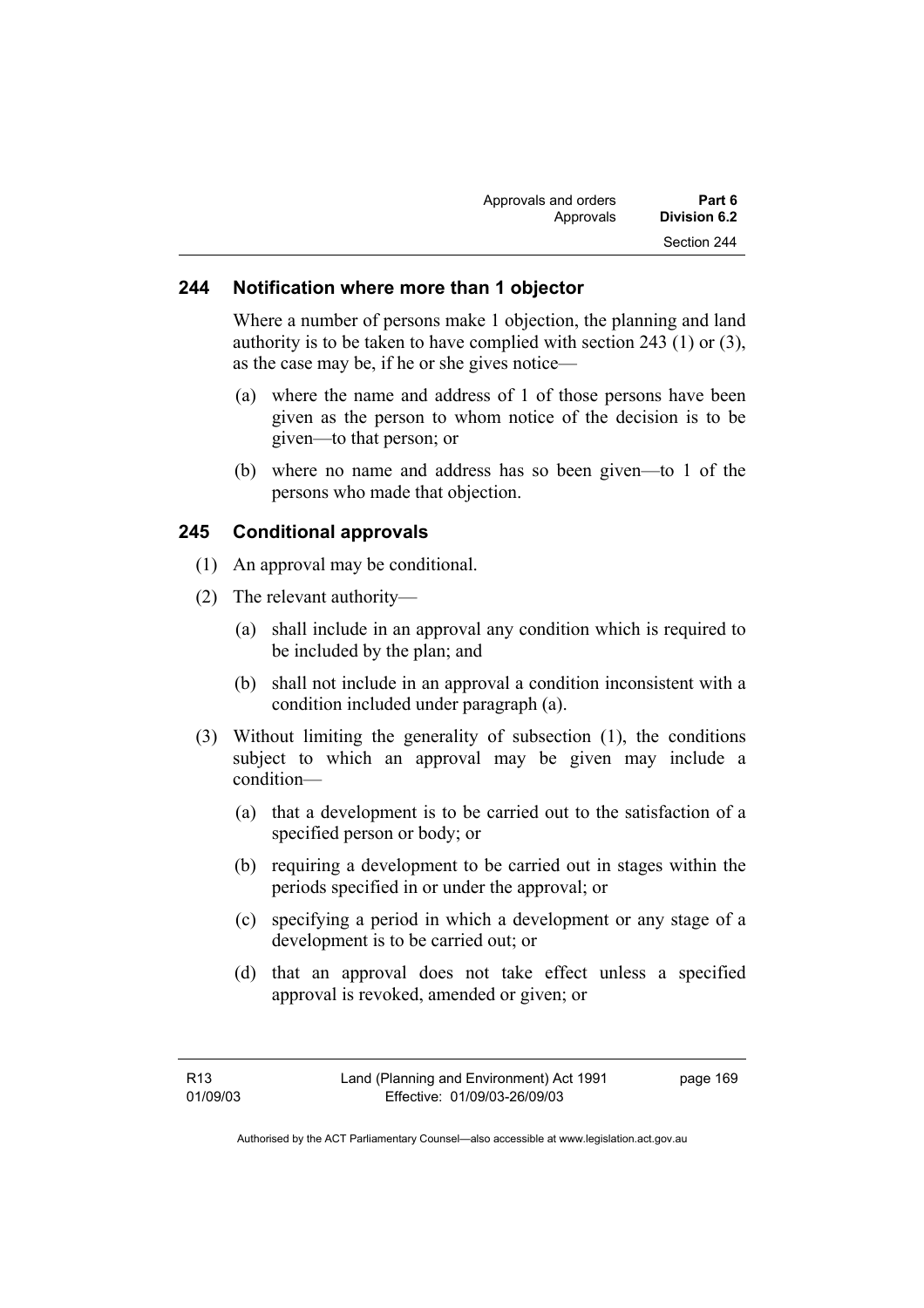### 244 Notification where more than 1 objector

Where a number of persons make 1 objection, the planning and land authority is to be taken to have complied with section 243 (1) or (3), as the case may be, if he or she gives notice—

(a) where the name and address of 1 of those persons have been given as the person to whom notice of the decision is to be given—to that person; or

(b) where no name and address has so been given—to 1 of the persons who made that objection.

### 245 Conditional approvals

(1) An approval may be conditional.

(2) The relevant authority—

(a) shall include in an approval any condition which is required to be included by the plan; and

(b) shall not include in an approval a condition inconsistent with a condition included under paragraph (a).

(3) Without limiting the generality of subsection (1), the conditions subject to which an approval may be given may include a condition—

(a) that a development is to be carried out to the satisfaction of a specified person or body; or

(b) requiring a development to be carried out in stages within the periods specified in or under the approval; or

(c) specifying a period in which a development or any stage of a development is to be carried out; or

(d) that an approval does not take effect unless a specified approval is revoked, amended or given; or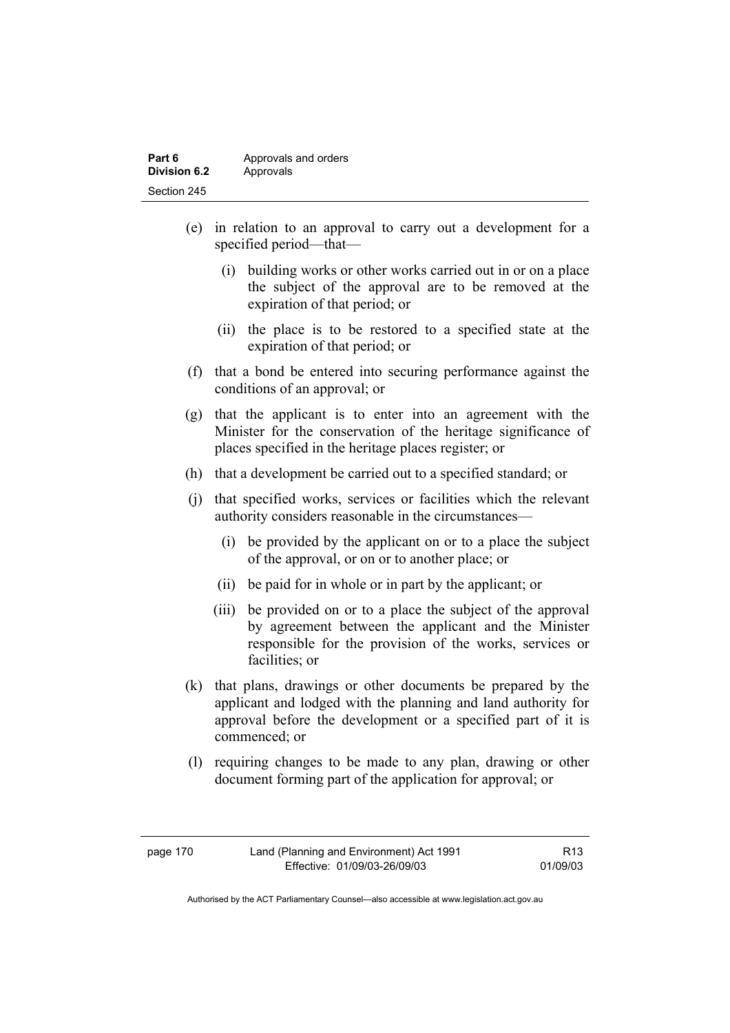(e) in relation to an approval to carry out a development for a specified period—that—

  (i) building works or other works carried out in or on a place the subject of the approval are to be removed at the expiration of that period; or

  (ii) the place is to be restored to a specified state at the expiration of that period; or

(f) that a bond be entered into securing performance against the conditions of an approval; or

(g) that the applicant is to enter into an agreement with the Minister for the conservation of the heritage significance of places specified in the heritage places register; or

(h) that a development be carried out to a specified standard; or

(j) that specified works, services or facilities which the relevant authority considers reasonable in the circumstances—

  (i) be provided by the applicant on or to a place the subject of the approval, or on or to another place; or

  (ii) be paid for in whole or in part by the applicant; or

  (iii) be provided on or to a place the subject of the approval by agreement between the applicant and the Minister responsible for the provision of the works, services or facilities; or

(k) that plans, drawings or other documents be prepared by the applicant and lodged with the planning and land authority for approval before the development or a specified part of it is commenced; or

(l) requiring changes to be made to any plan, drawing or other document forming part of the application for approval; or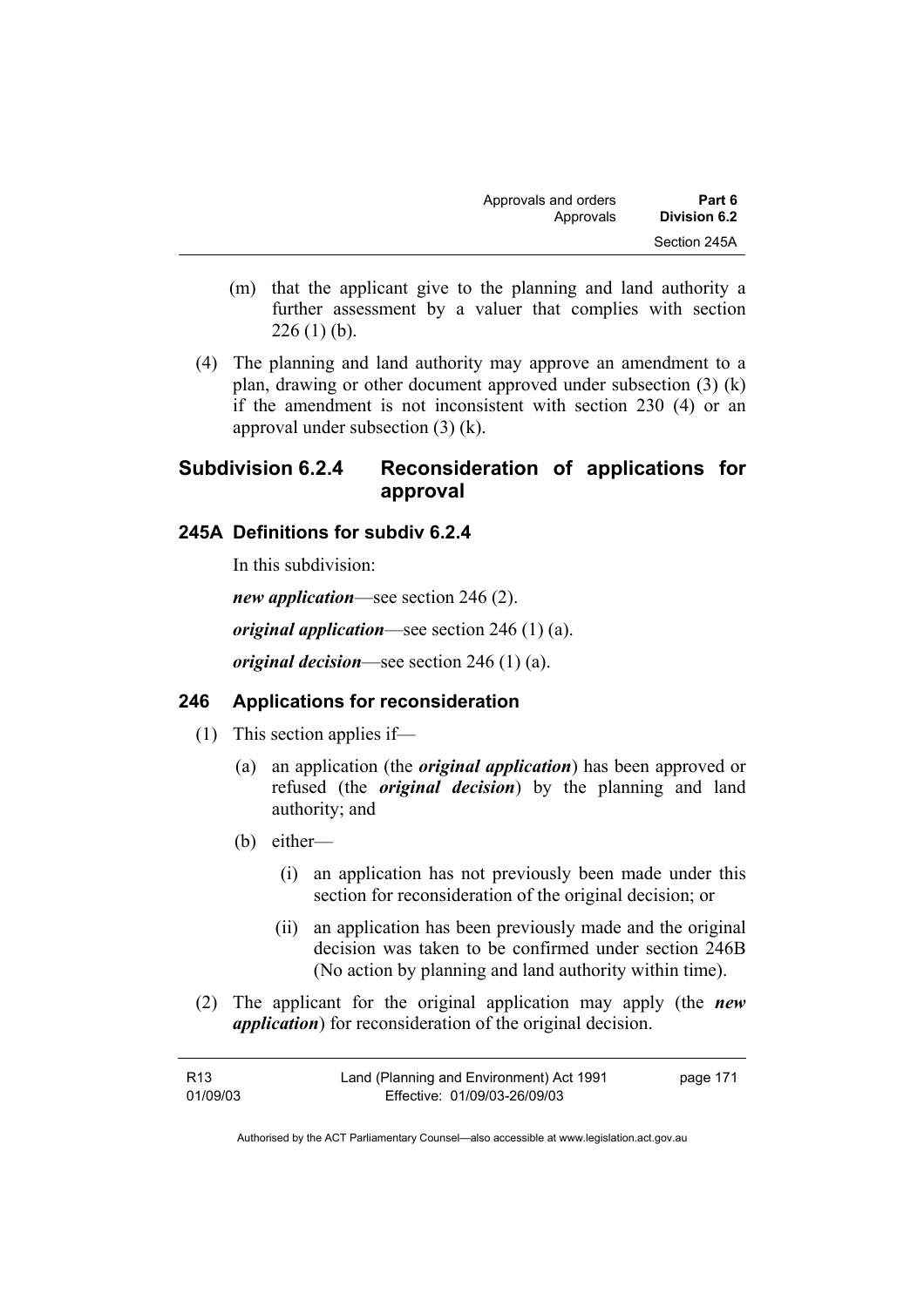(m) that the applicant give to the planning and land authority a further assessment by a valuer that complies with section 226 (1) (b).

(4) The planning and land authority may approve an amendment to a plan, drawing or other document approved under subsection (3) (k) if the amendment is not inconsistent with section 230 (4) or an approval under subsection (3) (k).

## Subdivision 6.2.4 Reconsideration of applications for approval

### 245A Definitions for subdiv 6.2.4

In this subdivision:

***new application***—see section 246 (2).

***original application***—see section 246 (1) (a).

***original decision***—see section 246 (1) (a).

### 246 Applications for reconsideration

(1) This section applies if—

(a) an application (the ***original application***) has been approved or refused (the ***original decision***) by the planning and land authority; and

(b) either—

(i) an application has not previously been made under this section for reconsideration of the original decision; or

(ii) an application has been previously made and the original decision was taken to be confirmed under section 246B (No action by planning and land authority within time).

(2) The applicant for the original application may apply (the ***new application***) for reconsideration of the original decision.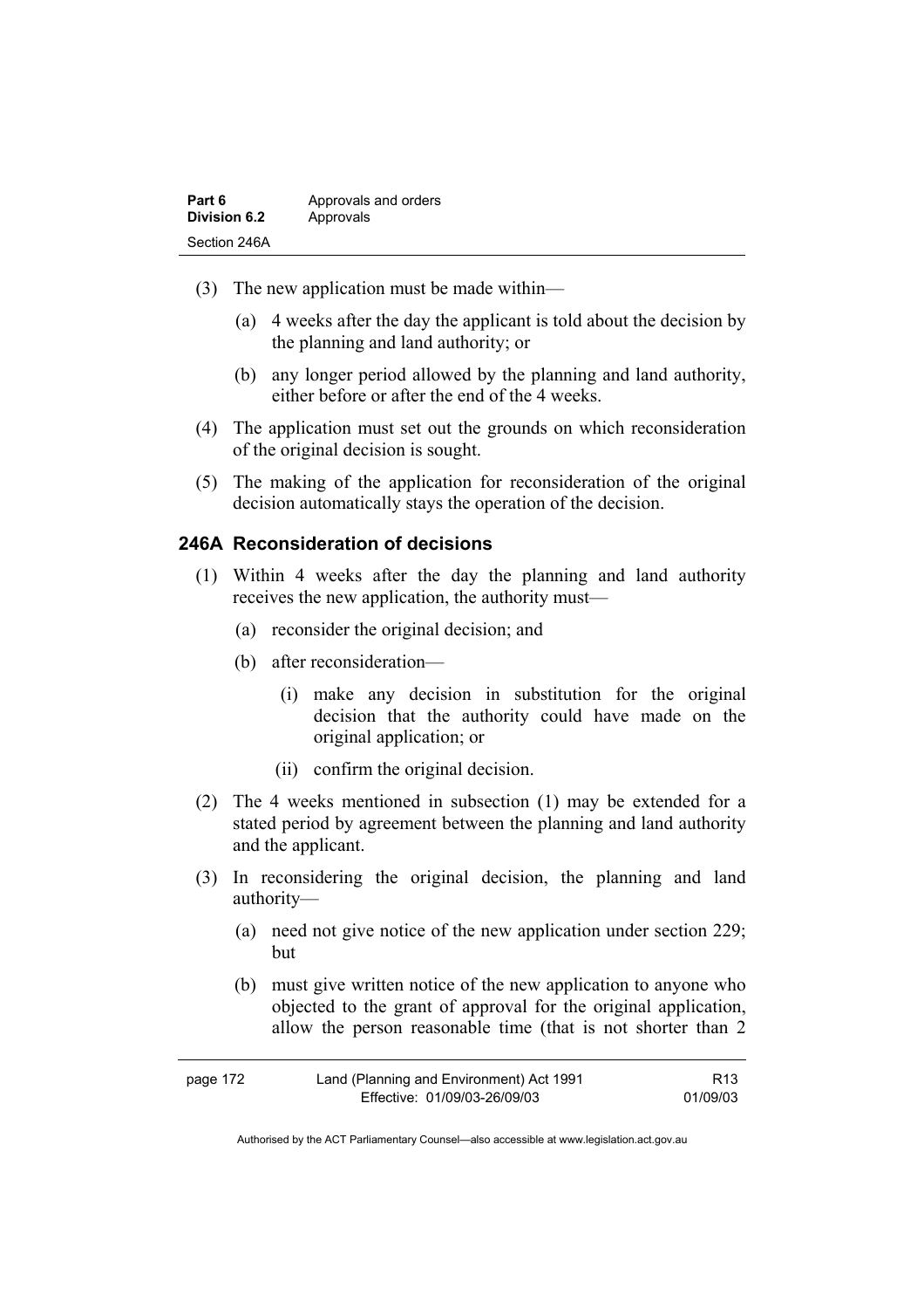(3) The new application must be made within—

(a) 4 weeks after the day the applicant is told about the decision by the planning and land authority; or

(b) any longer period allowed by the planning and land authority, either before or after the end of the 4 weeks.

(4) The application must set out the grounds on which reconsideration of the original decision is sought.

(5) The making of the application for reconsideration of the original decision automatically stays the operation of the decision.

### 246A Reconsideration of decisions

(1) Within 4 weeks after the day the planning and land authority receives the new application, the authority must—

(a) reconsider the original decision; and

(b) after reconsideration—

(i) make any decision in substitution for the original decision that the authority could have made on the original application; or

(ii) confirm the original decision.

(2) The 4 weeks mentioned in subsection (1) may be extended for a stated period by agreement between the planning and land authority and the applicant.

(3) In reconsidering the original decision, the planning and land authority—

(a) need not give notice of the new application under section 229; but

(b) must give written notice of the new application to anyone who objected to the grant of approval for the original application, allow the person reasonable time (that is not shorter than 2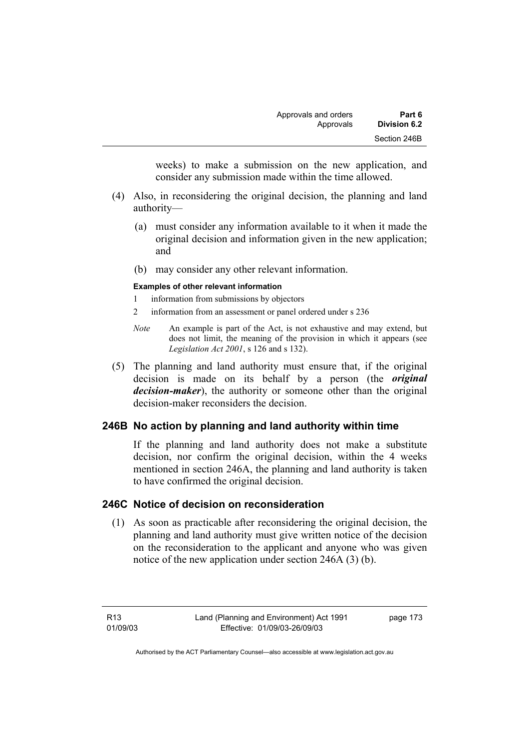weeks) to make a submission on the new application, and consider any submission made within the time allowed.

(4) Also, in reconsidering the original decision, the planning and land authority—

(a) must consider any information available to it when it made the original decision and information given in the new application; and

(b) may consider any other relevant information.

**Examples of other relevant information**

1 information from submissions by objectors

2 information from an assessment or panel ordered under s 236

*Note* An example is part of the Act, is not exhaustive and may extend, but does not limit, the meaning of the provision in which it appears (see *Legislation Act 2001*, s 126 and s 132).

(5) The planning and land authority must ensure that, if the original decision is made on its behalf by a person (the ***original decision-maker***), the authority or someone other than the original decision-maker reconsiders the decision.

## 246B No action by planning and land authority within time

If the planning and land authority does not make a substitute decision, nor confirm the original decision, within the 4 weeks mentioned in section 246A, the planning and land authority is taken to have confirmed the original decision.

## 246C Notice of decision on reconsideration

(1) As soon as practicable after reconsidering the original decision, the planning and land authority must give written notice of the decision on the reconsideration to the applicant and anyone who was given notice of the new application under section 246A (3) (b).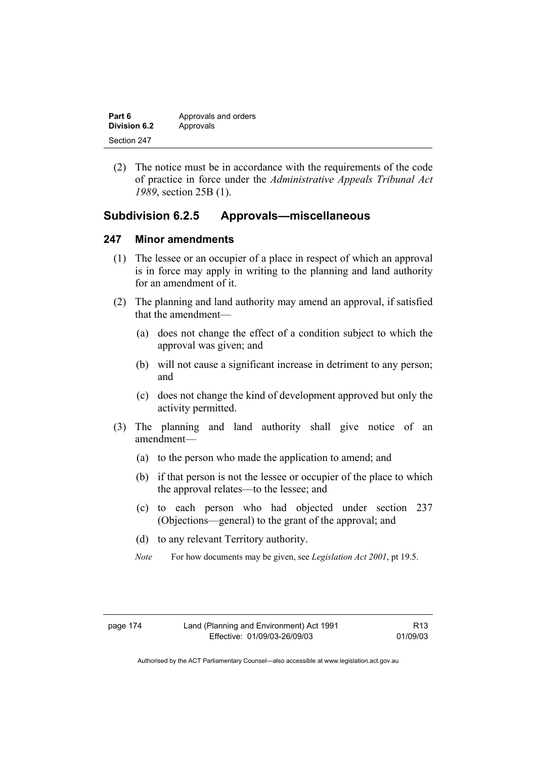(2) The notice must be in accordance with the requirements of the code of practice in force under the *Administrative Appeals Tribunal Act 1989*, section 25B (1).

## Subdivision 6.2.5 Approvals—miscellaneous

### 247 Minor amendments

(1) The lessee or an occupier of a place in respect of which an approval is in force may apply in writing to the planning and land authority for an amendment of it.

(2) The planning and land authority may amend an approval, if satisfied that the amendment—

(a) does not change the effect of a condition subject to which the approval was given; and

(b) will not cause a significant increase in detriment to any person; and

(c) does not change the kind of development approved but only the activity permitted.

(3) The planning and land authority shall give notice of an amendment—

(a) to the person who made the application to amend; and

(b) if that person is not the lessee or occupier of the place to which the approval relates—to the lessee; and

(c) to each person who had objected under section 237 (Objections—general) to the grant of the approval; and

(d) to any relevant Territory authority.

*Note* For how documents may be given, see *Legislation Act 2001*, pt 19.5.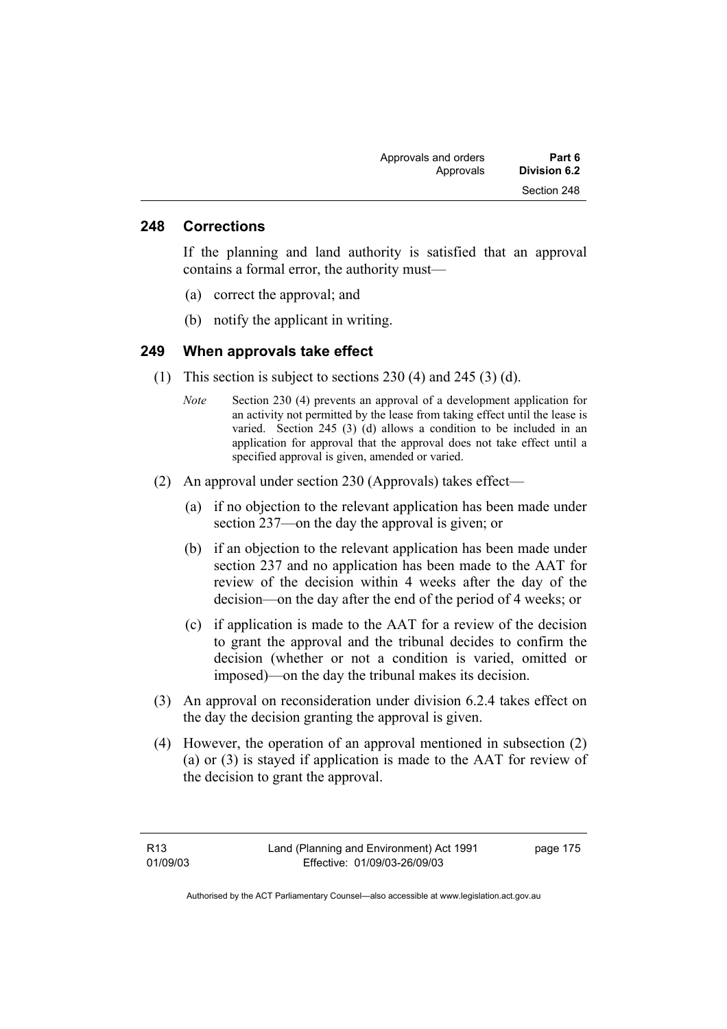## 248 Corrections

If the planning and land authority is satisfied that an approval contains a formal error, the authority must—

(a) correct the approval; and

(b) notify the applicant in writing.

## 249 When approvals take effect

(1) This section is subject to sections 230 (4) and 245 (3) (d).

*Note* Section 230 (4) prevents an approval of a development application for an activity not permitted by the lease from taking effect until the lease is varied. Section 245 (3) (d) allows a condition to be included in an application for approval that the approval does not take effect until a specified approval is given, amended or varied.

(2) An approval under section 230 (Approvals) takes effect—

(a) if no objection to the relevant application has been made under section 237—on the day the approval is given; or

(b) if an objection to the relevant application has been made under section 237 and no application has been made to the AAT for review of the decision within 4 weeks after the day of the decision—on the day after the end of the period of 4 weeks; or

(c) if application is made to the AAT for a review of the decision to grant the approval and the tribunal decides to confirm the decision (whether or not a condition is varied, omitted or imposed)—on the day the tribunal makes its decision.

(3) An approval on reconsideration under division 6.2.4 takes effect on the day the decision granting the approval is given.

(4) However, the operation of an approval mentioned in subsection (2) (a) or (3) is stayed if application is made to the AAT for review of the decision to grant the approval.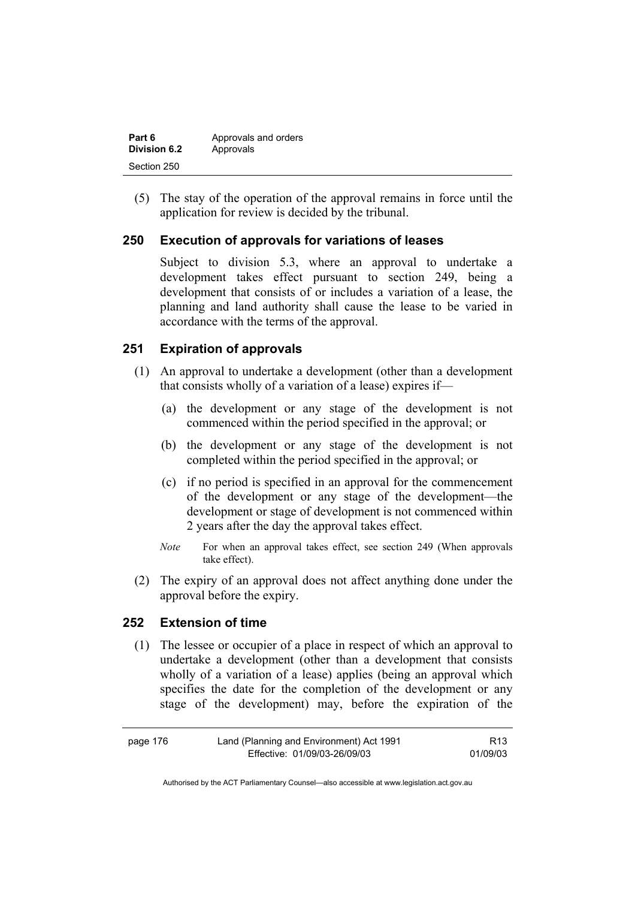(5) The stay of the operation of the approval remains in force until the application for review is decided by the tribunal.

## 250 Execution of approvals for variations of leases

Subject to division 5.3, where an approval to undertake a development takes effect pursuant to section 249, being a development that consists of or includes a variation of a lease, the planning and land authority shall cause the lease to be varied in accordance with the terms of the approval.

## 251 Expiration of approvals

(1) An approval to undertake a development (other than a development that consists wholly of a variation of a lease) expires if—

(a) the development or any stage of the development is not commenced within the period specified in the approval; or

(b) the development or any stage of the development is not completed within the period specified in the approval; or

(c) if no period is specified in an approval for the commencement of the development or any stage of the development—the development or stage of development is not commenced within 2 years after the day the approval takes effect.

*Note* For when an approval takes effect, see section 249 (When approvals take effect).

(2) The expiry of an approval does not affect anything done under the approval before the expiry.

## 252 Extension of time

(1) The lessee or occupier of a place in respect of which an approval to undertake a development (other than a development that consists wholly of a variation of a lease) applies (being an approval which specifies the date for the completion of the development or any stage of the development) may, before the expiration of the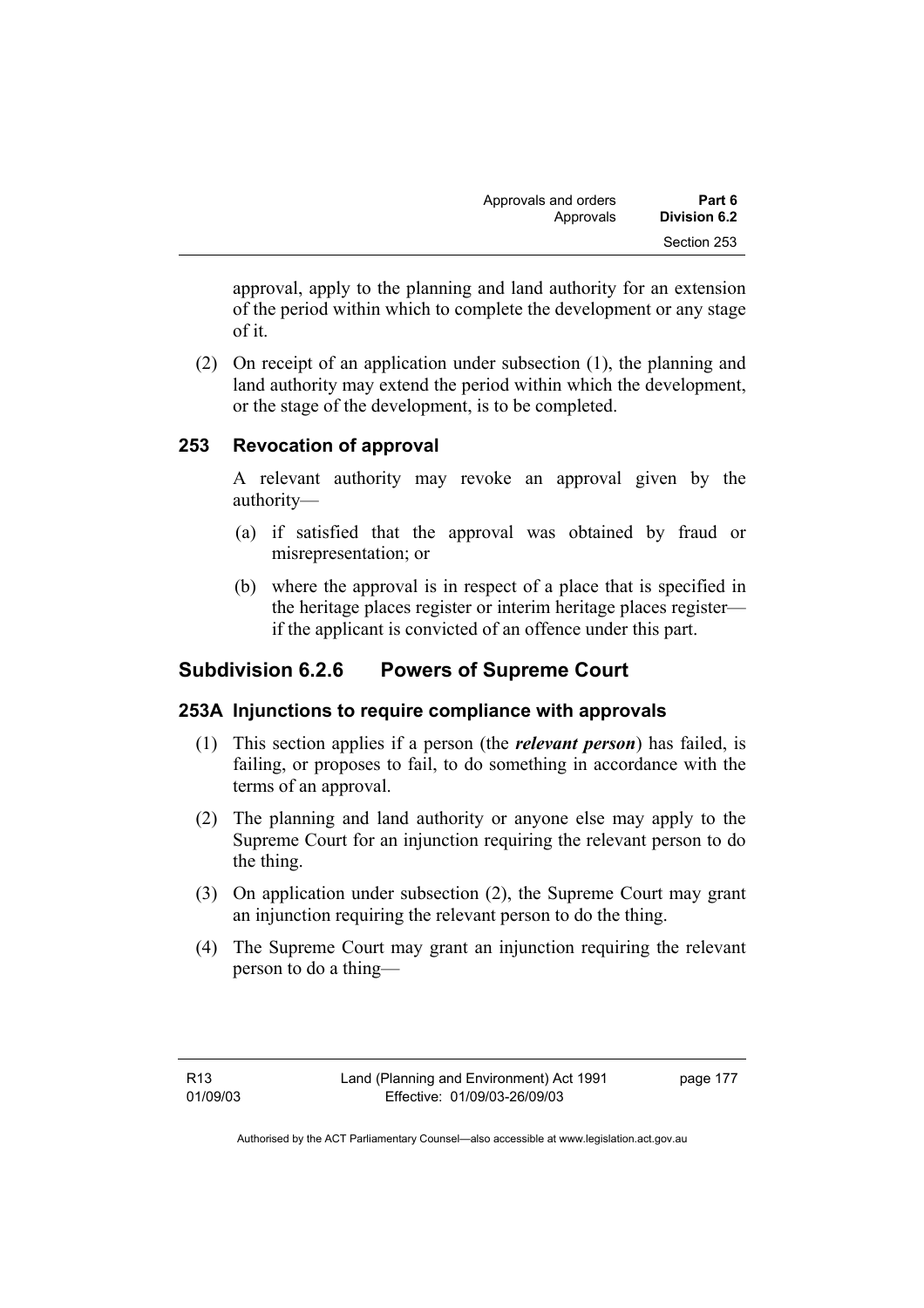approval, apply to the planning and land authority for an extension of the period within which to complete the development or any stage of it.

(2) On receipt of an application under subsection (1), the planning and land authority may extend the period within which the development, or the stage of the development, is to be completed.

### 253 Revocation of approval

A relevant authority may revoke an approval given by the authority—

(a) if satisfied that the approval was obtained by fraud or misrepresentation; or

(b) where the approval is in respect of a place that is specified in the heritage places register or interim heritage places register—if the applicant is convicted of an offence under this part.

## Subdivision 6.2.6 Powers of Supreme Court

### 253A Injunctions to require compliance with approvals

(1) This section applies if a person (the ***relevant person***) has failed, is failing, or proposes to fail, to do something in accordance with the terms of an approval.

(2) The planning and land authority or anyone else may apply to the Supreme Court for an injunction requiring the relevant person to do the thing.

(3) On application under subsection (2), the Supreme Court may grant an injunction requiring the relevant person to do the thing.

(4) The Supreme Court may grant an injunction requiring the relevant person to do a thing—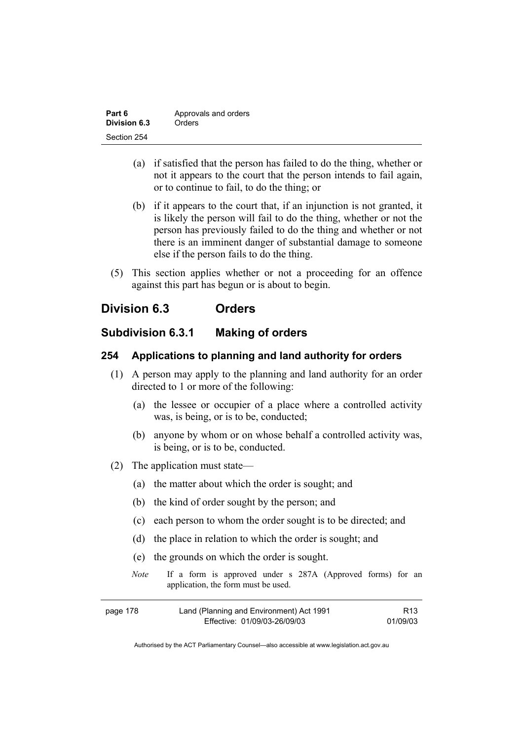(a) if satisfied that the person has failed to do the thing, whether or not it appears to the court that the person intends to fail again, or to continue to fail, to do the thing; or

(b) if it appears to the court that, if an injunction is not granted, it is likely the person will fail to do the thing, whether or not the person has previously failed to do the thing and whether or not there is an imminent danger of substantial damage to someone else if the person fails to do the thing.

(5) This section applies whether or not a proceeding for an offence against this part has begun or is about to begin.

## Division 6.3 Orders

### Subdivision 6.3.1 Making of orders

#### 254 Applications to planning and land authority for orders

(1) A person may apply to the planning and land authority for an order directed to 1 or more of the following:

(a) the lessee or occupier of a place where a controlled activity was, is being, or is to be, conducted;

(b) anyone by whom or on whose behalf a controlled activity was, is being, or is to be, conducted.

(2) The application must state—

(a) the matter about which the order is sought; and

(b) the kind of order sought by the person; and

(c) each person to whom the order sought is to be directed; and

(d) the place in relation to which the order is sought; and

(e) the grounds on which the order is sought.

*Note* If a form is approved under s 287A (Approved forms) for an application, the form must be used.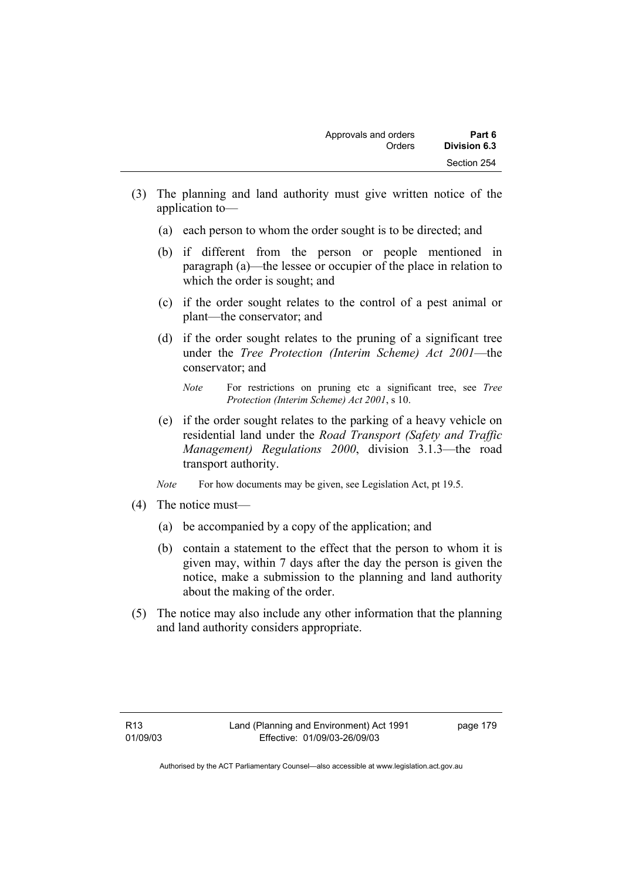(3) The planning and land authority must give written notice of the application to—

(a) each person to whom the order sought is to be directed; and

(b) if different from the person or people mentioned in paragraph (a)—the lessee or occupier of the place in relation to which the order is sought; and

(c) if the order sought relates to the control of a pest animal or plant—the conservator; and

(d) if the order sought relates to the pruning of a significant tree under the *Tree Protection (Interim Scheme) Act 2001*—the conservator; and

*Note* For restrictions on pruning etc a significant tree, see *Tree Protection (Interim Scheme) Act 2001*, s 10.

(e) if the order sought relates to the parking of a heavy vehicle on residential land under the *Road Transport (Safety and Traffic Management) Regulations 2000*, division 3.1.3—the road transport authority.

*Note* For how documents may be given, see Legislation Act, pt 19.5.

(4) The notice must—

(a) be accompanied by a copy of the application; and

(b) contain a statement to the effect that the person to whom it is given may, within 7 days after the day the person is given the notice, make a submission to the planning and land authority about the making of the order.

(5) The notice may also include any other information that the planning and land authority considers appropriate.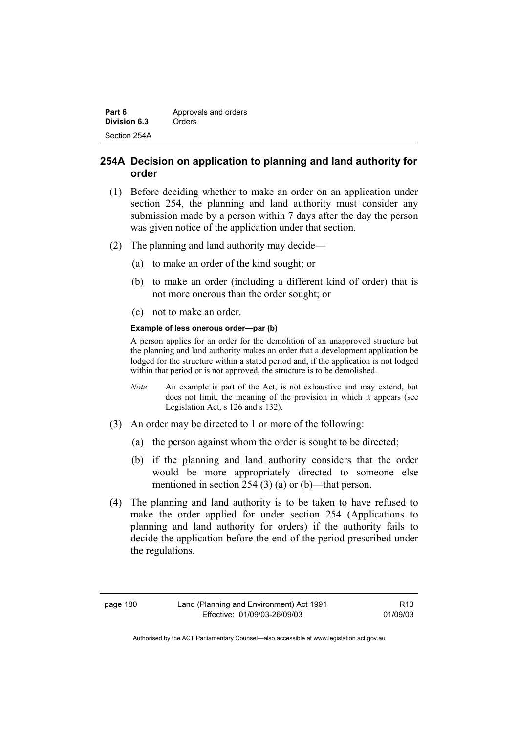## 254A Decision on application to planning and land authority for order

(1) Before deciding whether to make an order on an application under section 254, the planning and land authority must consider any submission made by a person within 7 days after the day the person was given notice of the application under that section.

(2) The planning and land authority may decide—

(a) to make an order of the kind sought; or

(b) to make an order (including a different kind of order) that is not more onerous than the order sought; or

(c) not to make an order.

**Example of less onerous order—par (b)**

A person applies for an order for the demolition of an unapproved structure but the planning and land authority makes an order that a development application be lodged for the structure within a stated period and, if the application is not lodged within that period or is not approved, the structure is to be demolished.

*Note* An example is part of the Act, is not exhaustive and may extend, but does not limit, the meaning of the provision in which it appears (see Legislation Act, s 126 and s 132).

(3) An order may be directed to 1 or more of the following:

(a) the person against whom the order is sought to be directed;

(b) if the planning and land authority considers that the order would be more appropriately directed to someone else mentioned in section 254 (3) (a) or (b)—that person.

(4) The planning and land authority is to be taken to have refused to make the order applied for under section 254 (Applications to planning and land authority for orders) if the authority fails to decide the application before the end of the period prescribed under the regulations.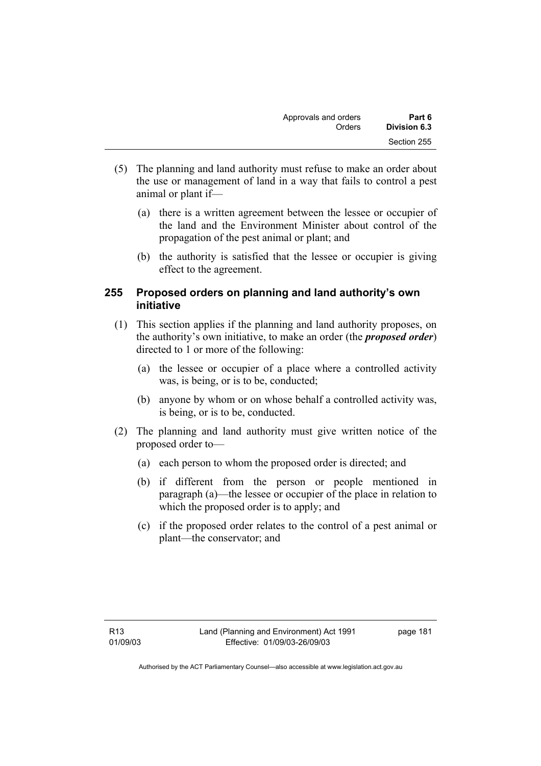(5) The planning and land authority must refuse to make an order about the use or management of land in a way that fails to control a pest animal or plant if—

(a) there is a written agreement between the lessee or occupier of the land and the Environment Minister about control of the propagation of the pest animal or plant; and

(b) the authority is satisfied that the lessee or occupier is giving effect to the agreement.

## 255 Proposed orders on planning and land authority's own initiative

(1) This section applies if the planning and land authority proposes, on the authority's own initiative, to make an order (the ***proposed order***) directed to 1 or more of the following:

(a) the lessee or occupier of a place where a controlled activity was, is being, or is to be, conducted;

(b) anyone by whom or on whose behalf a controlled activity was, is being, or is to be, conducted.

(2) The planning and land authority must give written notice of the proposed order to—

(a) each person to whom the proposed order is directed; and

(b) if different from the person or people mentioned in paragraph (a)—the lessee or occupier of the place in relation to which the proposed order is to apply; and

(c) if the proposed order relates to the control of a pest animal or plant—the conservator; and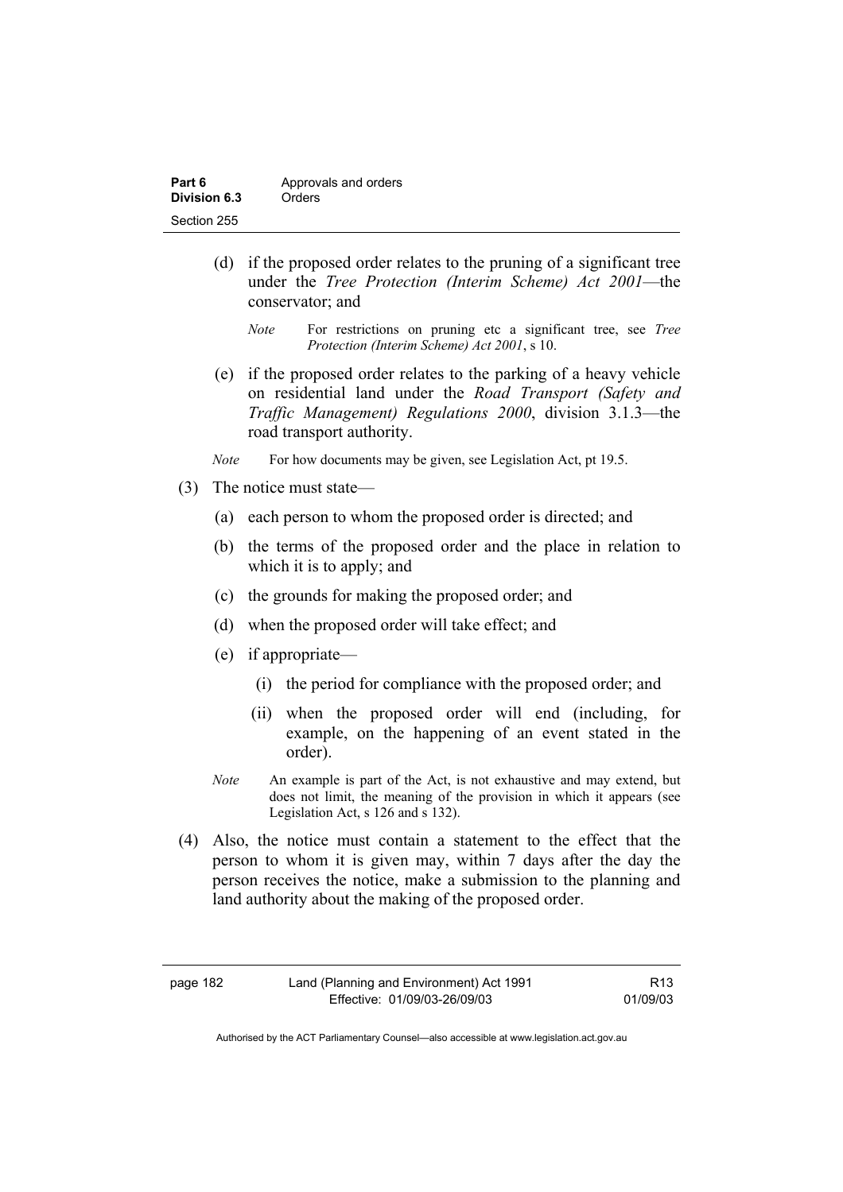(d) if the proposed order relates to the pruning of a significant tree under the *Tree Protection (Interim Scheme) Act 2001*—the conservator; and

*Note* For restrictions on pruning etc a significant tree, see *Tree Protection (Interim Scheme) Act 2001*, s 10.

(e) if the proposed order relates to the parking of a heavy vehicle on residential land under the *Road Transport (Safety and Traffic Management) Regulations 2000*, division 3.1.3—the road transport authority.

*Note* For how documents may be given, see Legislation Act, pt 19.5.

(3) The notice must state—

(a) each person to whom the proposed order is directed; and

(b) the terms of the proposed order and the place in relation to which it is to apply; and

(c) the grounds for making the proposed order; and

(d) when the proposed order will take effect; and

(e) if appropriate—

(i) the period for compliance with the proposed order; and

(ii) when the proposed order will end (including, for example, on the happening of an event stated in the order).

*Note* An example is part of the Act, is not exhaustive and may extend, but does not limit, the meaning of the provision in which it appears (see Legislation Act, s 126 and s 132).

(4) Also, the notice must contain a statement to the effect that the person to whom it is given may, within 7 days after the day the person receives the notice, make a submission to the planning and land authority about the making of the proposed order.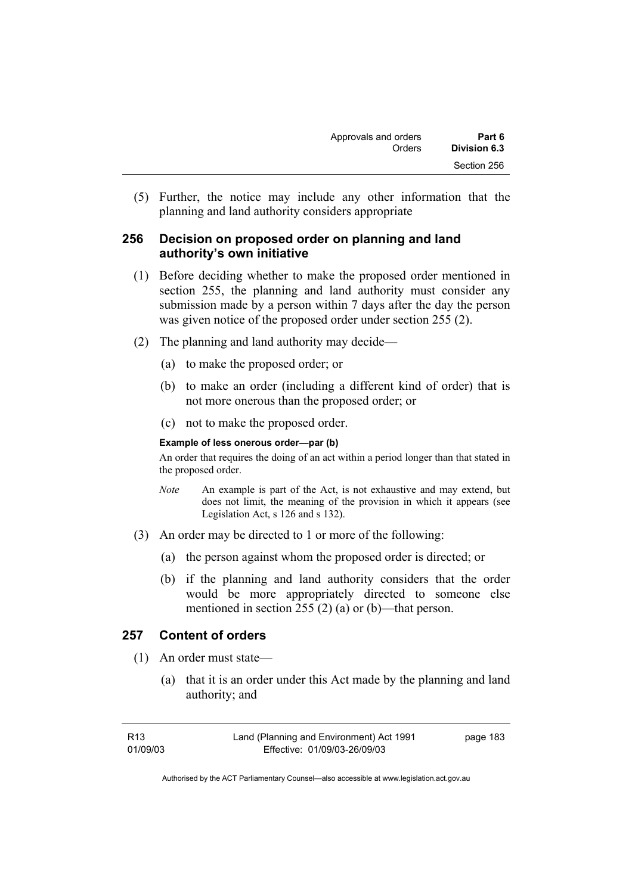(5) Further, the notice may include any other information that the planning and land authority considers appropriate

## 256 Decision on proposed order on planning and land authority's own initiative

(1) Before deciding whether to make the proposed order mentioned in section 255, the planning and land authority must consider any submission made by a person within 7 days after the day the person was given notice of the proposed order under section 255 (2).

(2) The planning and land authority may decide—

(a) to make the proposed order; or

(b) to make an order (including a different kind of order) that is not more onerous than the proposed order; or

(c) not to make the proposed order.

**Example of less onerous order—par (b)**

An order that requires the doing of an act within a period longer than that stated in the proposed order.

*Note* An example is part of the Act, is not exhaustive and may extend, but does not limit, the meaning of the provision in which it appears (see Legislation Act, s 126 and s 132).

(3) An order may be directed to 1 or more of the following:

(a) the person against whom the proposed order is directed; or

(b) if the planning and land authority considers that the order would be more appropriately directed to someone else mentioned in section 255 (2) (a) or (b)—that person.

## 257 Content of orders

(1) An order must state—

(a) that it is an order under this Act made by the planning and land authority; and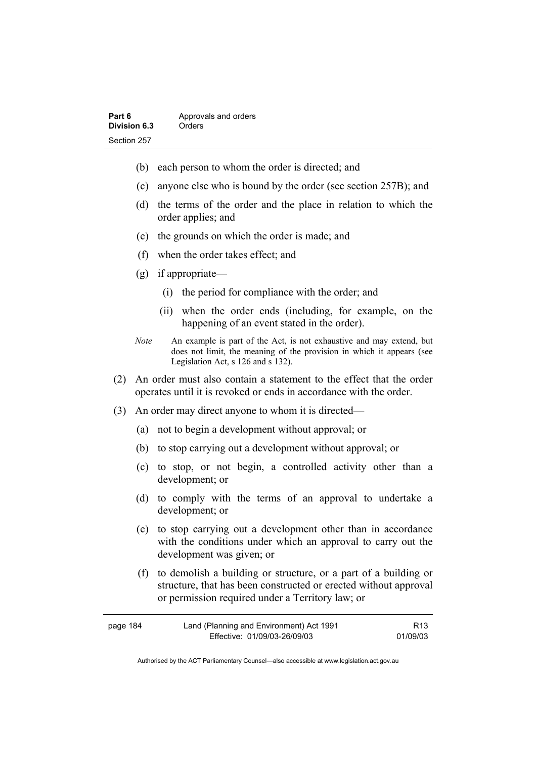(b) each person to whom the order is directed; and

(c) anyone else who is bound by the order (see section 257B); and

(d) the terms of the order and the place in relation to which the order applies; and

(e) the grounds on which the order is made; and

(f) when the order takes effect; and

(g) if appropriate—

  (i) the period for compliance with the order; and

  (ii) when the order ends (including, for example, on the happening of an event stated in the order).

*Note* An example is part of the Act, is not exhaustive and may extend, but does not limit, the meaning of the provision in which it appears (see Legislation Act, s 126 and s 132).

(2) An order must also contain a statement to the effect that the order operates until it is revoked or ends in accordance with the order.

(3) An order may direct anyone to whom it is directed—

(a) not to begin a development without approval; or

(b) to stop carrying out a development without approval; or

(c) to stop, or not begin, a controlled activity other than a development; or

(d) to comply with the terms of an approval to undertake a development; or

(e) to stop carrying out a development other than in accordance with the conditions under which an approval to carry out the development was given; or

(f) to demolish a building or structure, or a part of a building or structure, that has been constructed or erected without approval or permission required under a Territory law; or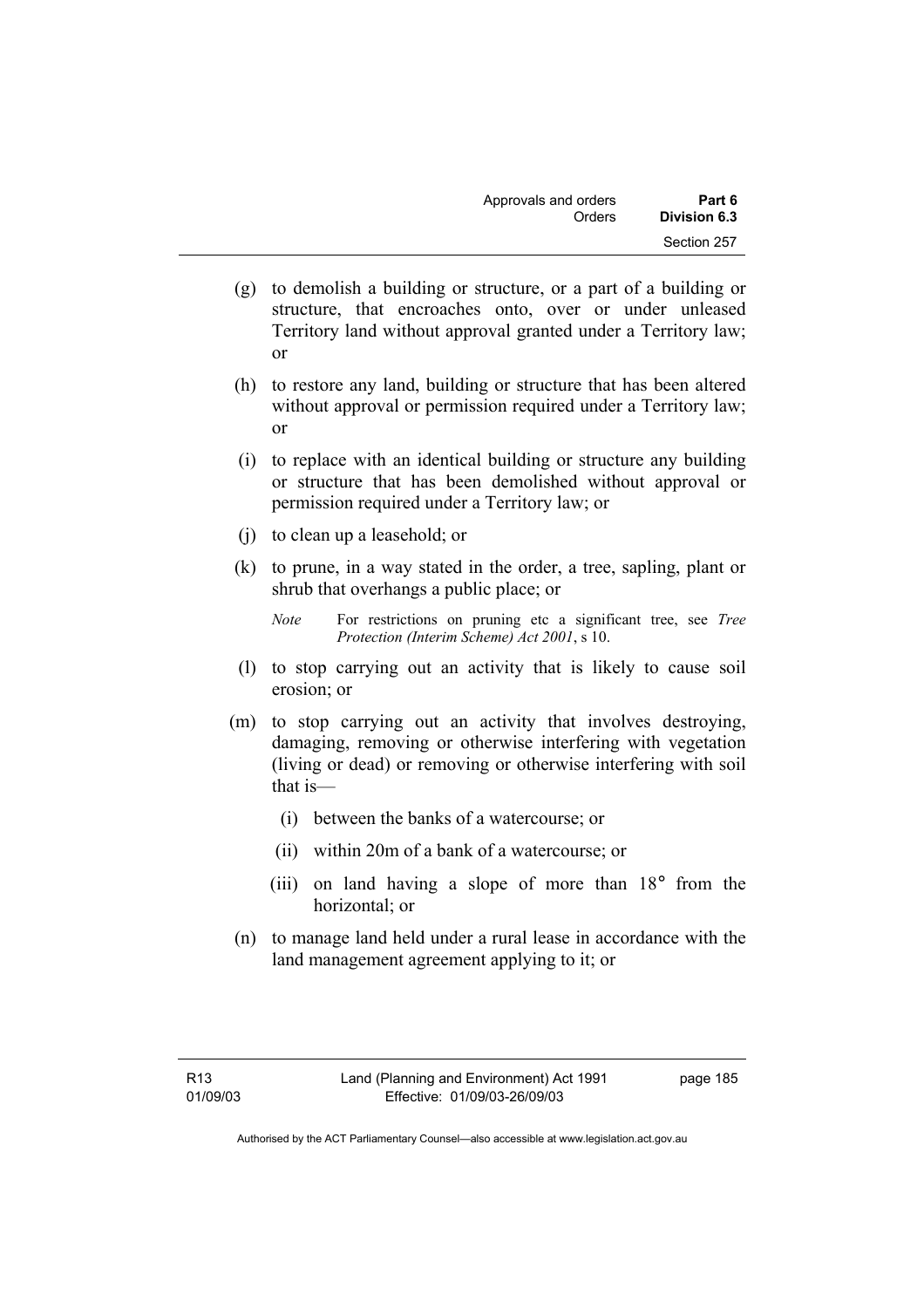(g) to demolish a building or structure, or a part of a building or structure, that encroaches onto, over or under unleased Territory land without approval granted under a Territory law; or

(h) to restore any land, building or structure that has been altered without approval or permission required under a Territory law; or

(i) to replace with an identical building or structure any building or structure that has been demolished without approval or permission required under a Territory law; or

(j) to clean up a leasehold; or

(k) to prune, in a way stated in the order, a tree, sapling, plant or shrub that overhangs a public place; or

*Note* For restrictions on pruning etc a significant tree, see *Tree Protection (Interim Scheme) Act 2001*, s 10.

(l) to stop carrying out an activity that is likely to cause soil erosion; or

(m) to stop carrying out an activity that involves destroying, damaging, removing or otherwise interfering with vegetation (living or dead) or removing or otherwise interfering with soil that is—

(i) between the banks of a watercourse; or

(ii) within 20m of a bank of a watercourse; or

(iii) on land having a slope of more than 18° from the horizontal; or

(n) to manage land held under a rural lease in accordance with the land management agreement applying to it; or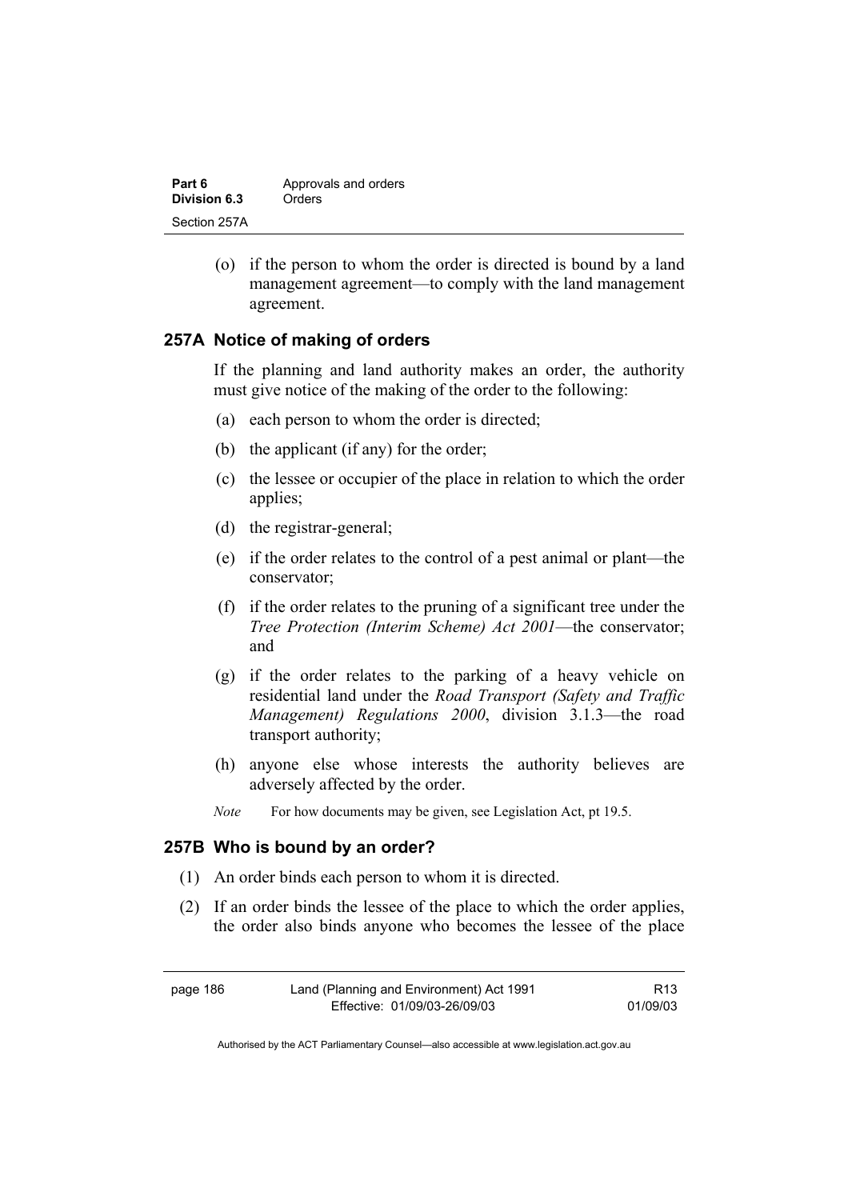(o) if the person to whom the order is directed is bound by a land management agreement—to comply with the land management agreement.

### 257A Notice of making of orders

If the planning and land authority makes an order, the authority must give notice of the making of the order to the following:

(a) each person to whom the order is directed;

(b) the applicant (if any) for the order;

(c) the lessee or occupier of the place in relation to which the order applies;

(d) the registrar-general;

(e) if the order relates to the control of a pest animal or plant—the conservator;

(f) if the order relates to the pruning of a significant tree under the *Tree Protection (Interim Scheme) Act 2001*—the conservator; and

(g) if the order relates to the parking of a heavy vehicle on residential land under the *Road Transport (Safety and Traffic Management) Regulations 2000*, division 3.1.3—the road transport authority;

(h) anyone else whose interests the authority believes are adversely affected by the order.

*Note* For how documents may be given, see Legislation Act, pt 19.5.

### 257B Who is bound by an order?

(1) An order binds each person to whom it is directed.

(2) If an order binds the lessee of the place to which the order applies, the order also binds anyone who becomes the lessee of the place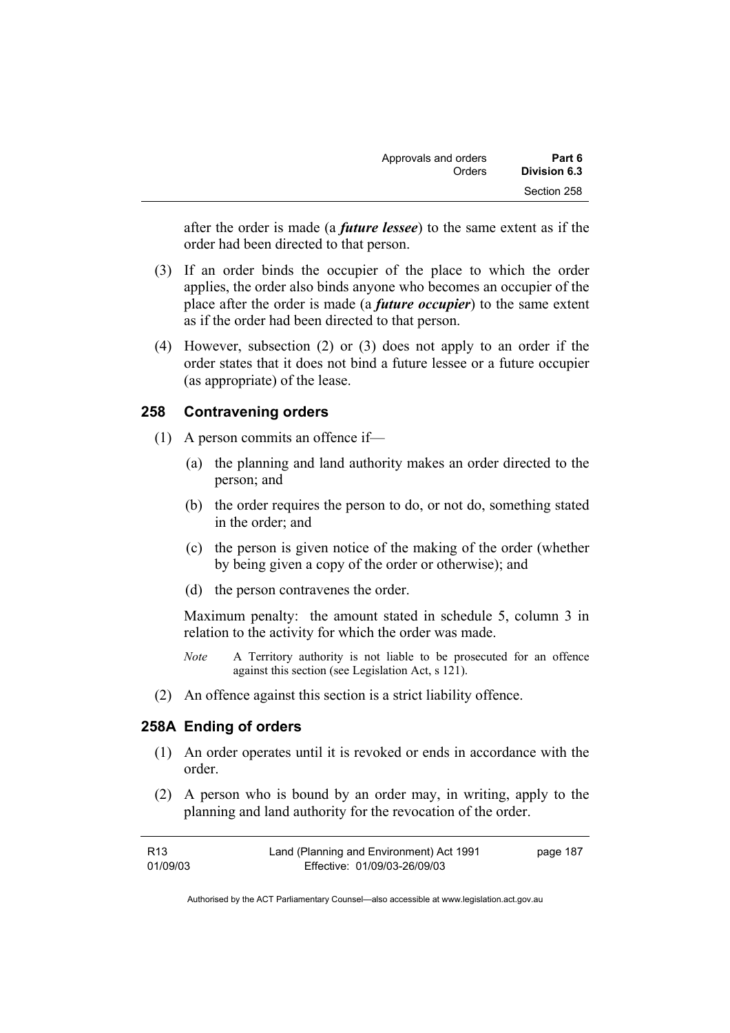after the order is made (a ***future lessee***) to the same extent as if the order had been directed to that person.

(3) If an order binds the occupier of the place to which the order applies, the order also binds anyone who becomes an occupier of the place after the order is made (a ***future occupier***) to the same extent as if the order had been directed to that person.

(4) However, subsection (2) or (3) does not apply to an order if the order states that it does not bind a future lessee or a future occupier (as appropriate) of the lease.

## 258 Contravening orders

(1) A person commits an offence if—

(a) the planning and land authority makes an order directed to the person; and

(b) the order requires the person to do, or not do, something stated in the order; and

(c) the person is given notice of the making of the order (whether by being given a copy of the order or otherwise); and

(d) the person contravenes the order.

Maximum penalty: the amount stated in schedule 5, column 3 in relation to the activity for which the order was made.

*Note* A Territory authority is not liable to be prosecuted for an offence against this section (see Legislation Act, s 121).

(2) An offence against this section is a strict liability offence.

## 258A Ending of orders

(1) An order operates until it is revoked or ends in accordance with the order.

(2) A person who is bound by an order may, in writing, apply to the planning and land authority for the revocation of the order.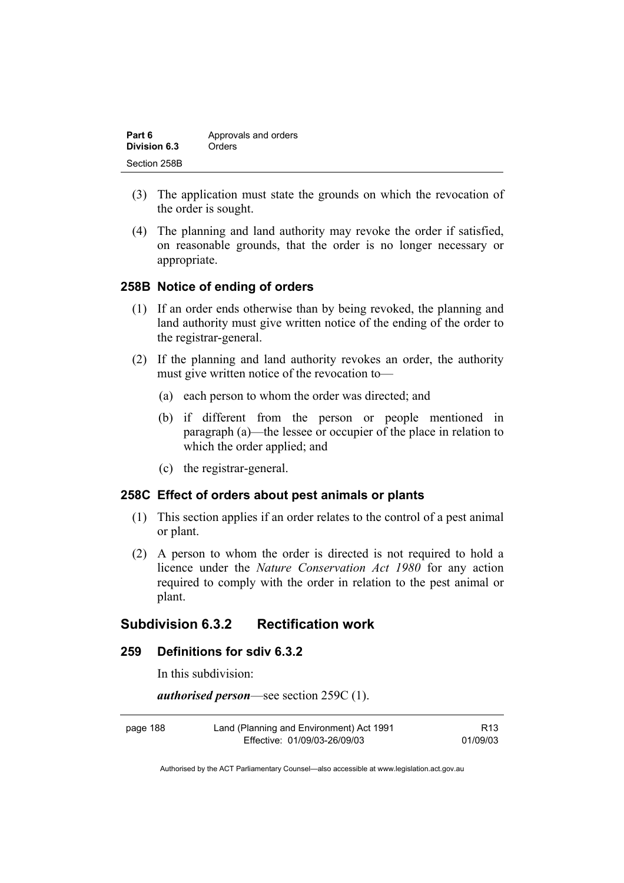(3) The application must state the grounds on which the revocation of the order is sought.

(4) The planning and land authority may revoke the order if satisfied, on reasonable grounds, that the order is no longer necessary or appropriate.

### 258B Notice of ending of orders

(1) If an order ends otherwise than by being revoked, the planning and land authority must give written notice of the ending of the order to the registrar-general.

(2) If the planning and land authority revokes an order, the authority must give written notice of the revocation to—

(a) each person to whom the order was directed; and

(b) if different from the person or people mentioned in paragraph (a)—the lessee or occupier of the place in relation to which the order applied; and

(c) the registrar-general.

### 258C Effect of orders about pest animals or plants

(1) This section applies if an order relates to the control of a pest animal or plant.

(2) A person to whom the order is directed is not required to hold a licence under the *Nature Conservation Act 1980* for any action required to comply with the order in relation to the pest animal or plant.

## Subdivision 6.3.2 Rectification work

### 259 Definitions for sdiv 6.3.2

In this subdivision:

***authorised person***—see section 259C (1).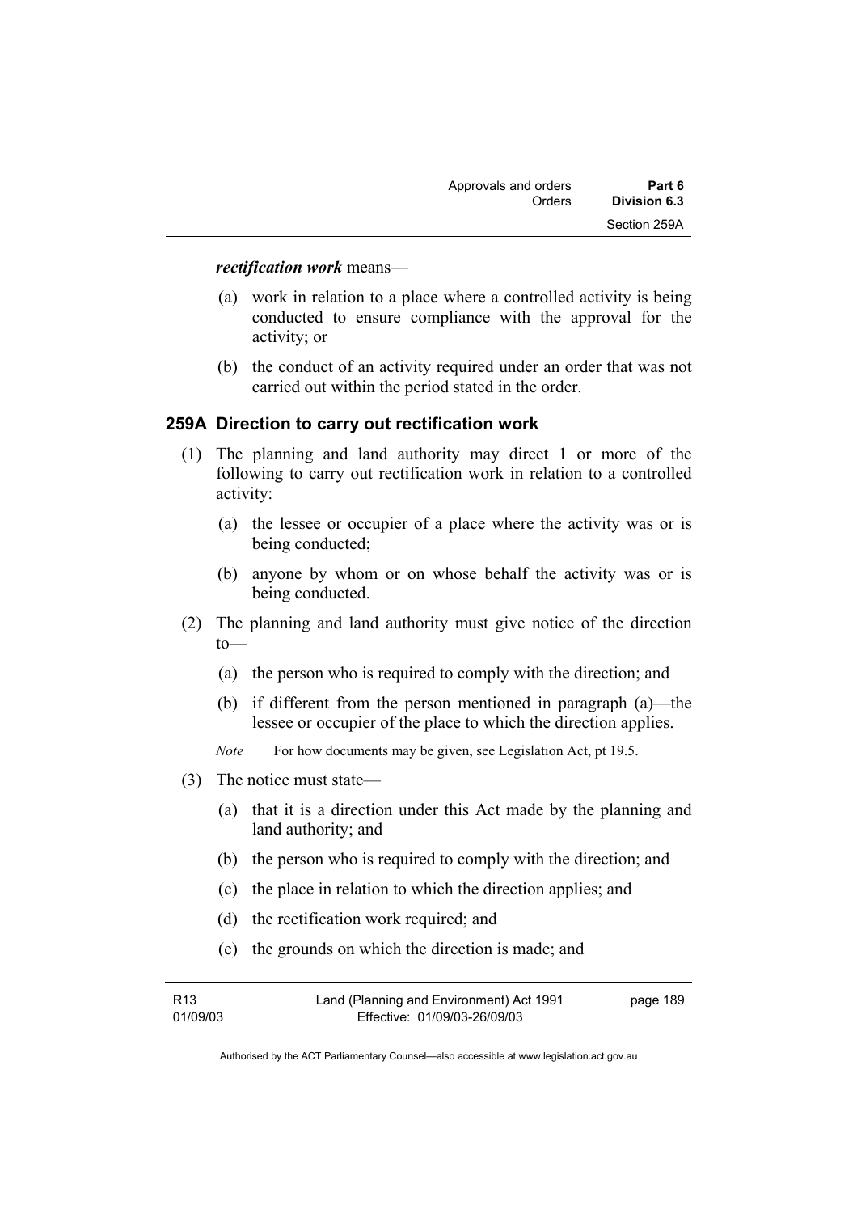***rectification work*** means—

(a) work in relation to a place where a controlled activity is being conducted to ensure compliance with the approval for the activity; or

(b) the conduct of an activity required under an order that was not carried out within the period stated in the order.

### 259A Direction to carry out rectification work

(1) The planning and land authority may direct 1 or more of the following to carry out rectification work in relation to a controlled activity:

(a) the lessee or occupier of a place where the activity was or is being conducted;

(b) anyone by whom or on whose behalf the activity was or is being conducted.

(2) The planning and land authority must give notice of the direction to—

(a) the person who is required to comply with the direction; and

(b) if different from the person mentioned in paragraph (a)—the lessee or occupier of the place to which the direction applies.

*Note* For how documents may be given, see Legislation Act, pt 19.5.

(3) The notice must state—

(a) that it is a direction under this Act made by the planning and land authority; and

(b) the person who is required to comply with the direction; and

(c) the place in relation to which the direction applies; and

(d) the rectification work required; and

(e) the grounds on which the direction is made; and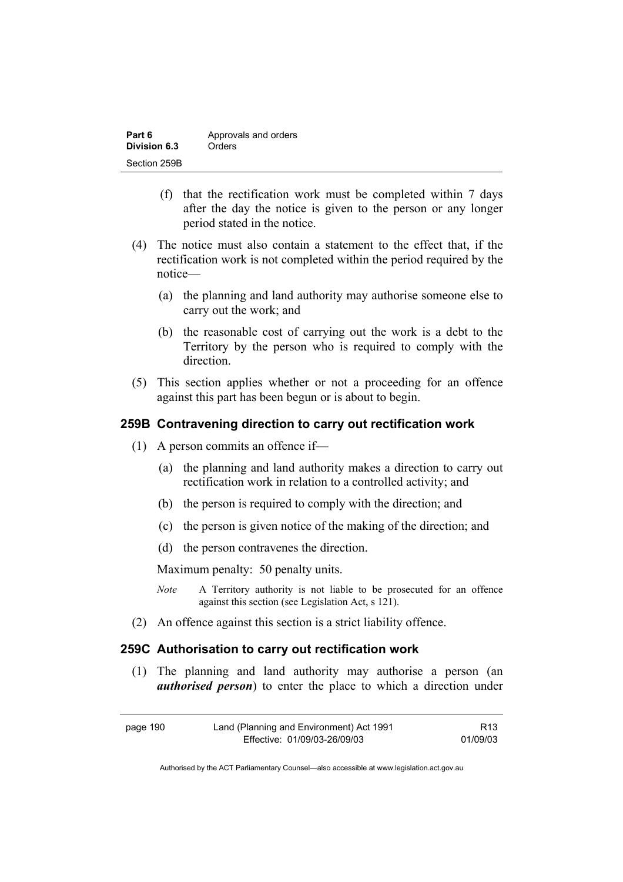(f) that the rectification work must be completed within 7 days after the day the notice is given to the person or any longer period stated in the notice.

(4) The notice must also contain a statement to the effect that, if the rectification work is not completed within the period required by the notice—

(a) the planning and land authority may authorise someone else to carry out the work; and

(b) the reasonable cost of carrying out the work is a debt to the Territory by the person who is required to comply with the direction.

(5) This section applies whether or not a proceeding for an offence against this part has been begun or is about to begin.

### 259B Contravening direction to carry out rectification work

(1) A person commits an offence if—

(a) the planning and land authority makes a direction to carry out rectification work in relation to a controlled activity; and

(b) the person is required to comply with the direction; and

(c) the person is given notice of the making of the direction; and

(d) the person contravenes the direction.

Maximum penalty: 50 penalty units.

*Note* A Territory authority is not liable to be prosecuted for an offence against this section (see Legislation Act, s 121).

(2) An offence against this section is a strict liability offence.

### 259C Authorisation to carry out rectification work

(1) The planning and land authority may authorise a person (an ***authorised person***) to enter the place to which a direction under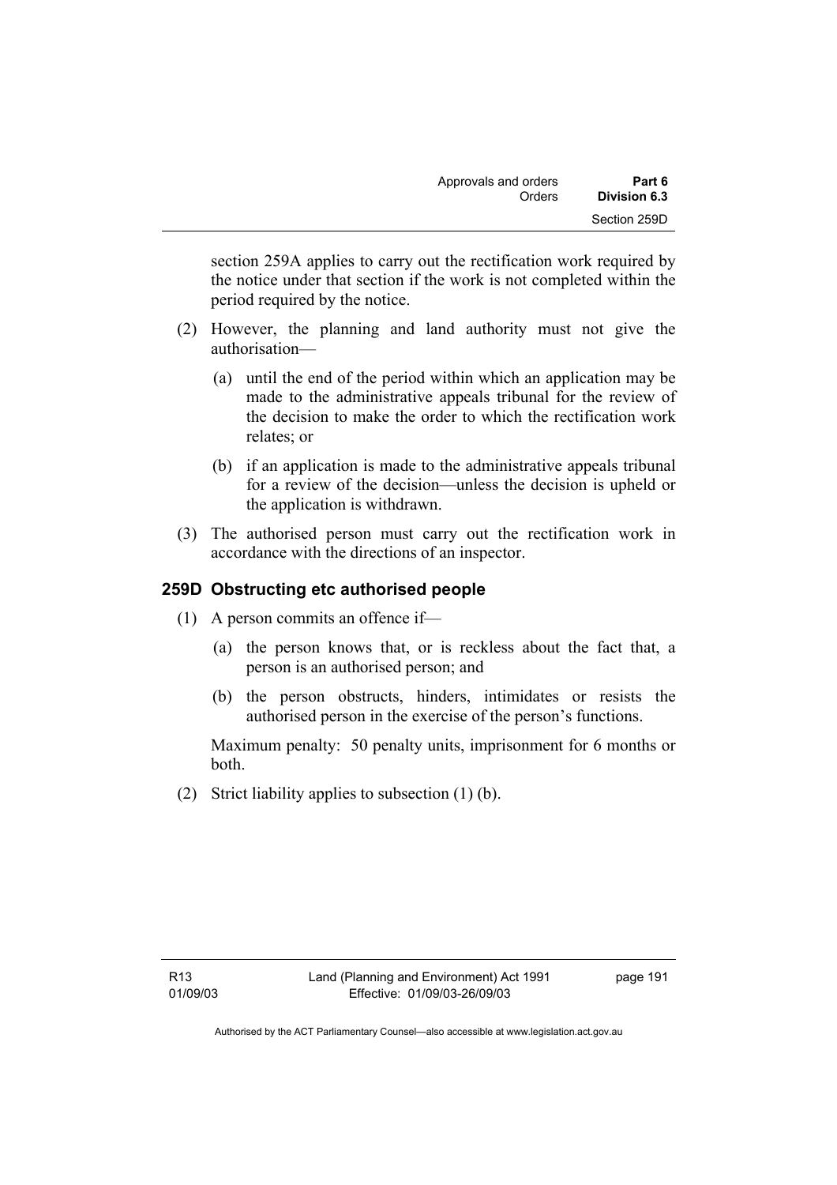section 259A applies to carry out the rectification work required by the notice under that section if the work is not completed within the period required by the notice.

(2) However, the planning and land authority must not give the authorisation—

(a) until the end of the period within which an application may be made to the administrative appeals tribunal for the review of the decision to make the order to which the rectification work relates; or

(b) if an application is made to the administrative appeals tribunal for a review of the decision—unless the decision is upheld or the application is withdrawn.

(3) The authorised person must carry out the rectification work in accordance with the directions of an inspector.

### 259D Obstructing etc authorised people

(1) A person commits an offence if—

(a) the person knows that, or is reckless about the fact that, a person is an authorised person; and

(b) the person obstructs, hinders, intimidates or resists the authorised person in the exercise of the person's functions.

Maximum penalty: 50 penalty units, imprisonment for 6 months or both.

(2) Strict liability applies to subsection (1) (b).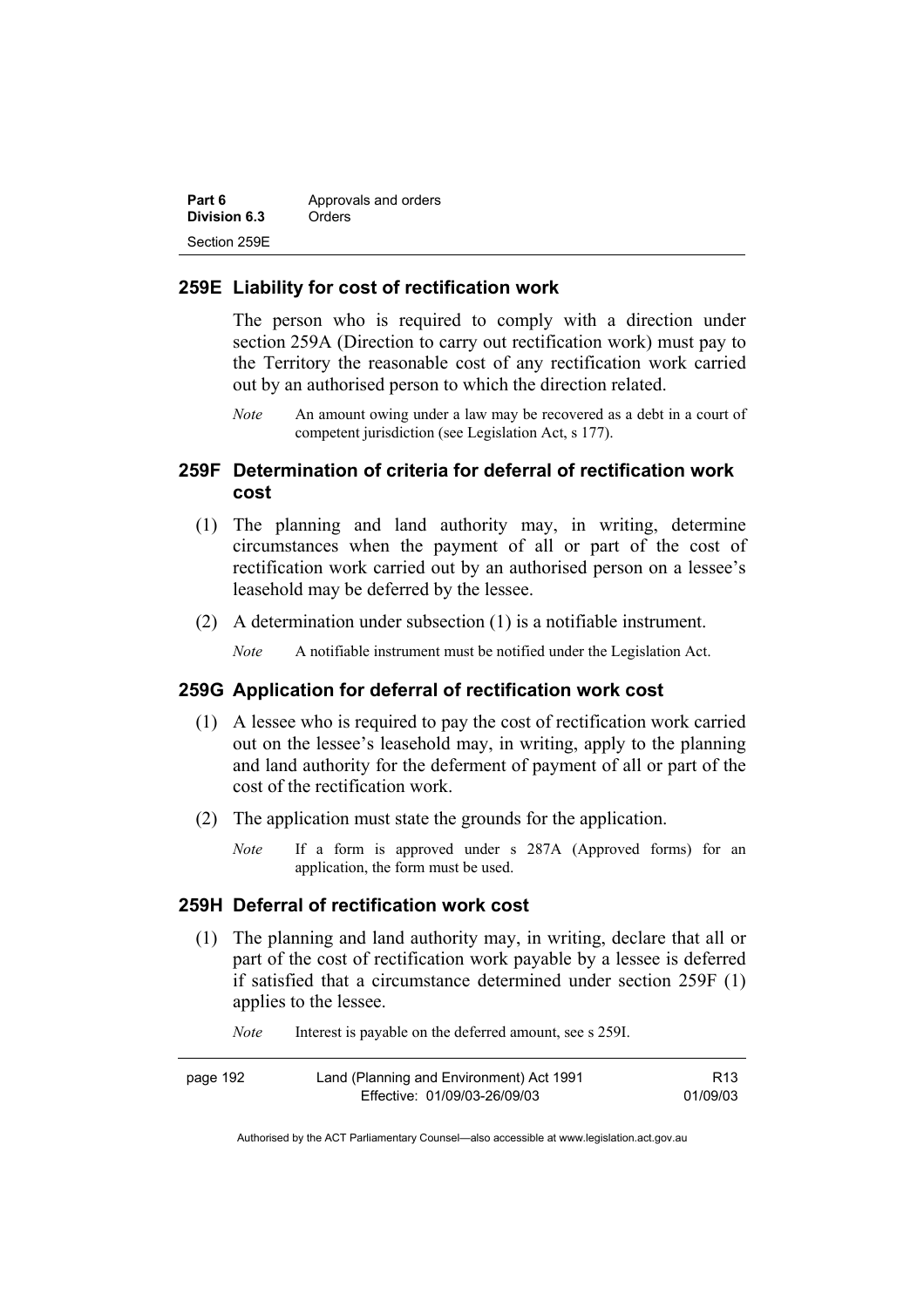### 259E Liability for cost of rectification work

The person who is required to comply with a direction under section 259A (Direction to carry out rectification work) must pay to the Territory the reasonable cost of any rectification work carried out by an authorised person to which the direction related.

*Note* An amount owing under a law may be recovered as a debt in a court of competent jurisdiction (see Legislation Act, s 177).

### 259F Determination of criteria for deferral of rectification work cost

(1) The planning and land authority may, in writing, determine circumstances when the payment of all or part of the cost of rectification work carried out by an authorised person on a lessee's leasehold may be deferred by the lessee.

(2) A determination under subsection (1) is a notifiable instrument.

*Note* A notifiable instrument must be notified under the Legislation Act.

### 259G Application for deferral of rectification work cost

(1) A lessee who is required to pay the cost of rectification work carried out on the lessee's leasehold may, in writing, apply to the planning and land authority for the deferment of payment of all or part of the cost of the rectification work.

(2) The application must state the grounds for the application.

*Note* If a form is approved under s 287A (Approved forms) for an application, the form must be used.

### 259H Deferral of rectification work cost

(1) The planning and land authority may, in writing, declare that all or part of the cost of rectification work payable by a lessee is deferred if satisfied that a circumstance determined under section 259F (1) applies to the lessee.

*Note* Interest is payable on the deferred amount, see s 259I.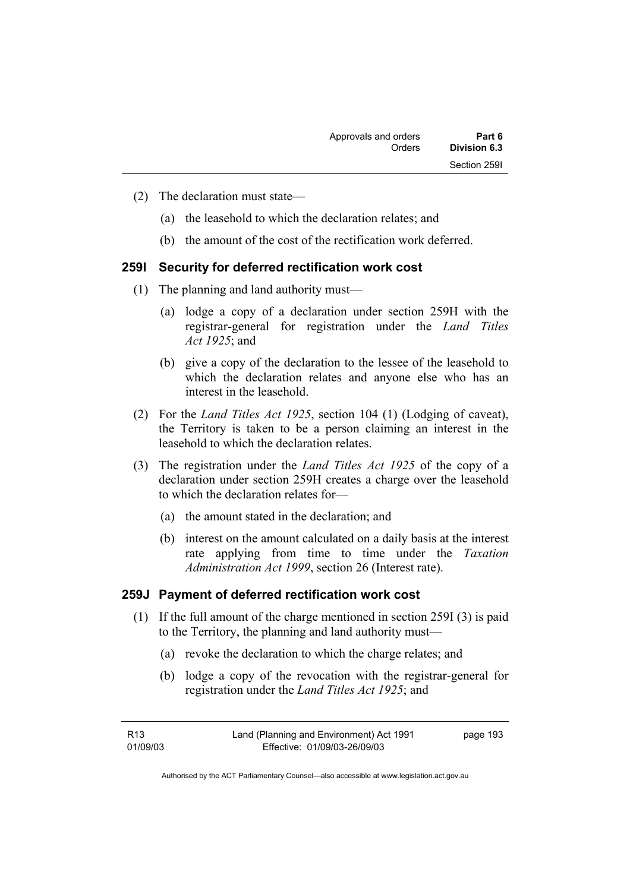(2) The declaration must state—

(a) the leasehold to which the declaration relates; and

(b) the amount of the cost of the rectification work deferred.

### 259I Security for deferred rectification work cost

(1) The planning and land authority must—

(a) lodge a copy of a declaration under section 259H with the registrar-general for registration under the *Land Titles Act 1925*; and

(b) give a copy of the declaration to the lessee of the leasehold to which the declaration relates and anyone else who has an interest in the leasehold.

(2) For the *Land Titles Act 1925*, section 104 (1) (Lodging of caveat), the Territory is taken to be a person claiming an interest in the leasehold to which the declaration relates.

(3) The registration under the *Land Titles Act 1925* of the copy of a declaration under section 259H creates a charge over the leasehold to which the declaration relates for—

(a) the amount stated in the declaration; and

(b) interest on the amount calculated on a daily basis at the interest rate applying from time to time under the *Taxation Administration Act 1999*, section 26 (Interest rate).

### 259J Payment of deferred rectification work cost

(1) If the full amount of the charge mentioned in section 259I (3) is paid to the Territory, the planning and land authority must—

(a) revoke the declaration to which the charge relates; and

(b) lodge a copy of the revocation with the registrar-general for registration under the *Land Titles Act 1925*; and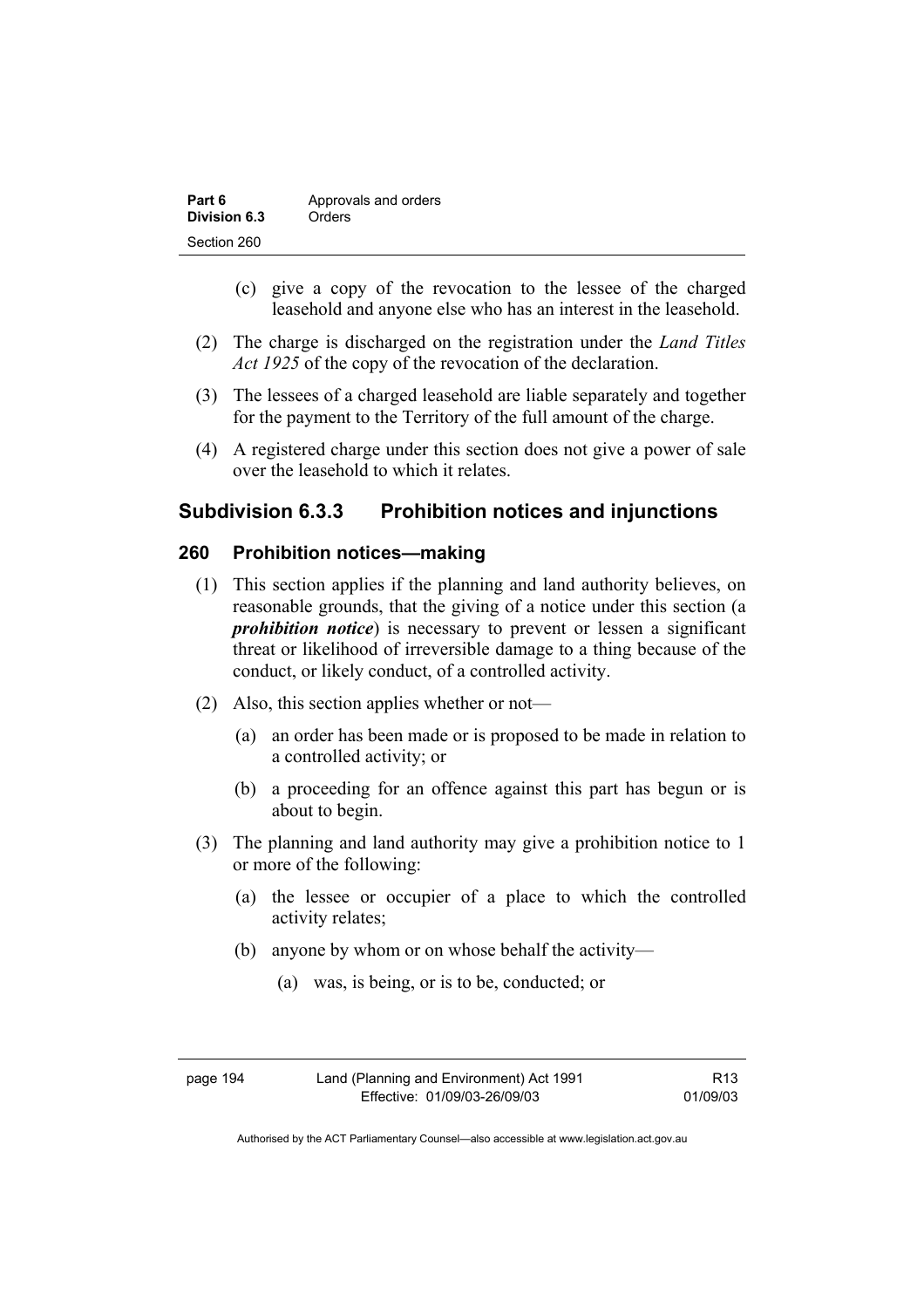(c) give a copy of the revocation to the lessee of the charged leasehold and anyone else who has an interest in the leasehold.

(2) The charge is discharged on the registration under the *Land Titles Act 1925* of the copy of the revocation of the declaration.

(3) The lessees of a charged leasehold are liable separately and together for the payment to the Territory of the full amount of the charge.

(4) A registered charge under this section does not give a power of sale over the leasehold to which it relates.

## Subdivision 6.3.3 Prohibition notices and injunctions

### 260 Prohibition notices—making

(1) This section applies if the planning and land authority believes, on reasonable grounds, that the giving of a notice under this section (a ***prohibition notice***) is necessary to prevent or lessen a significant threat or likelihood of irreversible damage to a thing because of the conduct, or likely conduct, of a controlled activity.

(2) Also, this section applies whether or not—

(a) an order has been made or is proposed to be made in relation to a controlled activity; or

(b) a proceeding for an offence against this part has begun or is about to begin.

(3) The planning and land authority may give a prohibition notice to 1 or more of the following:

(a) the lessee or occupier of a place to which the controlled activity relates;

(b) anyone by whom or on whose behalf the activity—

(a) was, is being, or is to be, conducted; or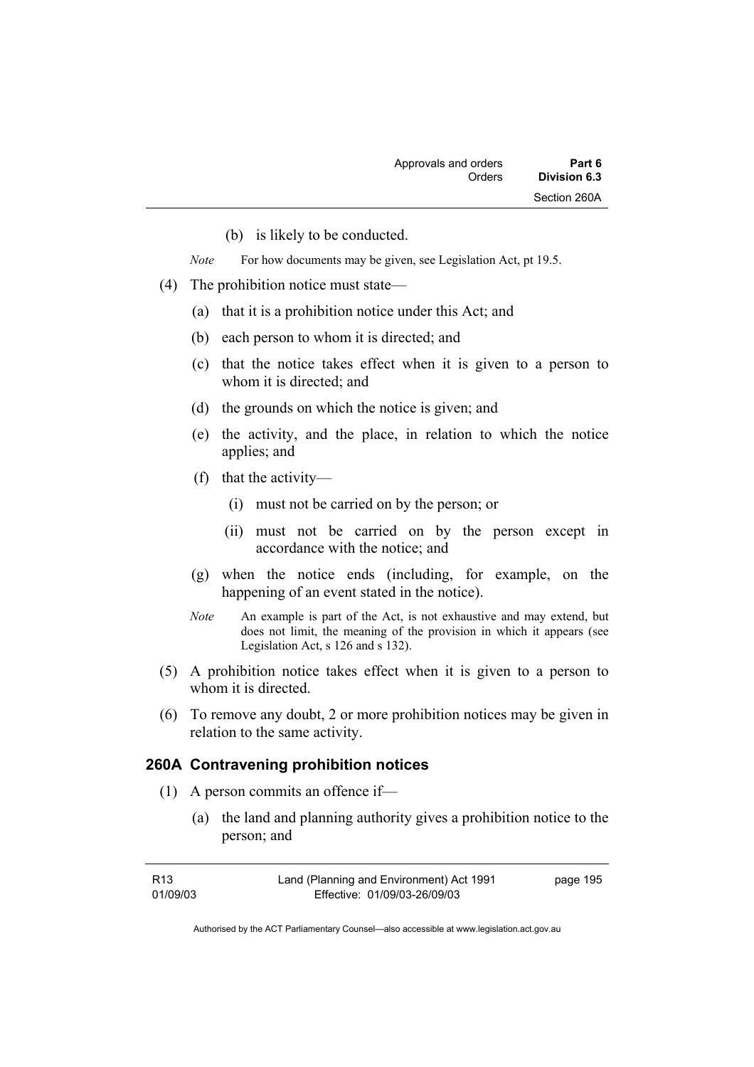(b) is likely to be conducted.

*Note* For how documents may be given, see Legislation Act, pt 19.5.

(4) The prohibition notice must state—

(a) that it is a prohibition notice under this Act; and

(b) each person to whom it is directed; and

(c) that the notice takes effect when it is given to a person to whom it is directed; and

(d) the grounds on which the notice is given; and

(e) the activity, and the place, in relation to which the notice applies; and

(f) that the activity—

(i) must not be carried on by the person; or

(ii) must not be carried on by the person except in accordance with the notice; and

(g) when the notice ends (including, for example, on the happening of an event stated in the notice).

*Note* An example is part of the Act, is not exhaustive and may extend, but does not limit, the meaning of the provision in which it appears (see Legislation Act, s 126 and s 132).

(5) A prohibition notice takes effect when it is given to a person to whom it is directed.

(6) To remove any doubt, 2 or more prohibition notices may be given in relation to the same activity.

### 260A Contravening prohibition notices

(1) A person commits an offence if—

(a) the land and planning authority gives a prohibition notice to the person; and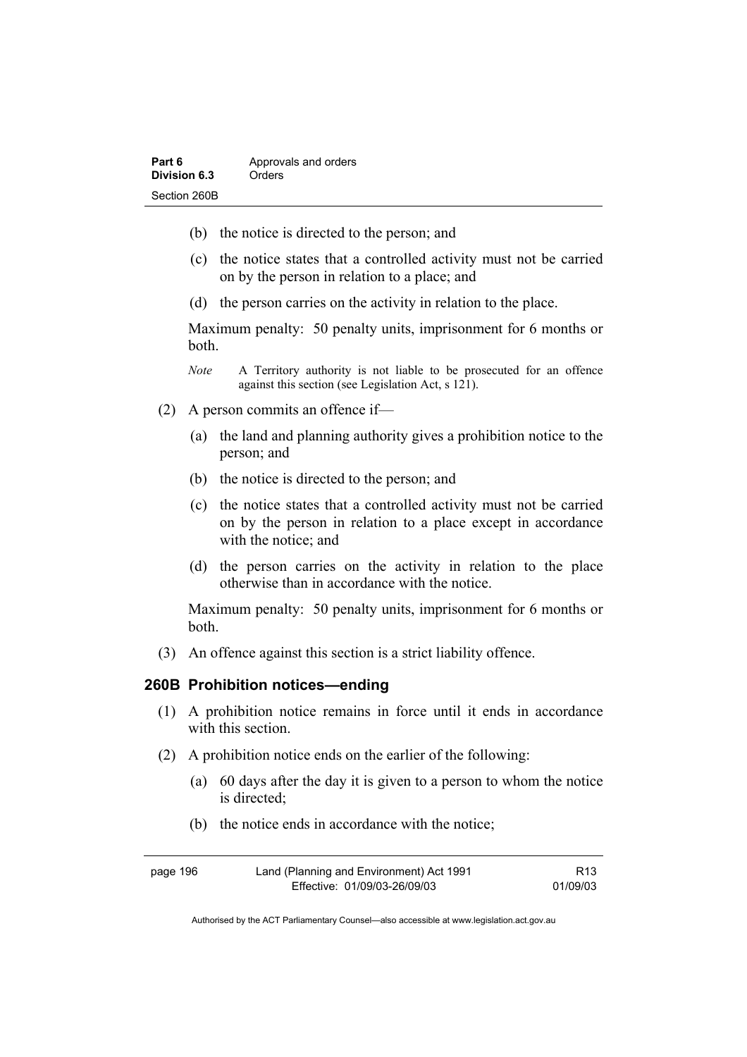(b) the notice is directed to the person; and

(c) the notice states that a controlled activity must not be carried on by the person in relation to a place; and

(d) the person carries on the activity in relation to the place.

Maximum penalty: 50 penalty units, imprisonment for 6 months or both.

*Note* A Territory authority is not liable to be prosecuted for an offence against this section (see Legislation Act, s 121).

(2) A person commits an offence if—

(a) the land and planning authority gives a prohibition notice to the person; and

(b) the notice is directed to the person; and

(c) the notice states that a controlled activity must not be carried on by the person in relation to a place except in accordance with the notice; and

(d) the person carries on the activity in relation to the place otherwise than in accordance with the notice.

Maximum penalty: 50 penalty units, imprisonment for 6 months or both.

(3) An offence against this section is a strict liability offence.

### 260B Prohibition notices—ending

(1) A prohibition notice remains in force until it ends in accordance with this section.

(2) A prohibition notice ends on the earlier of the following:

(a) 60 days after the day it is given to a person to whom the notice is directed;

(b) the notice ends in accordance with the notice;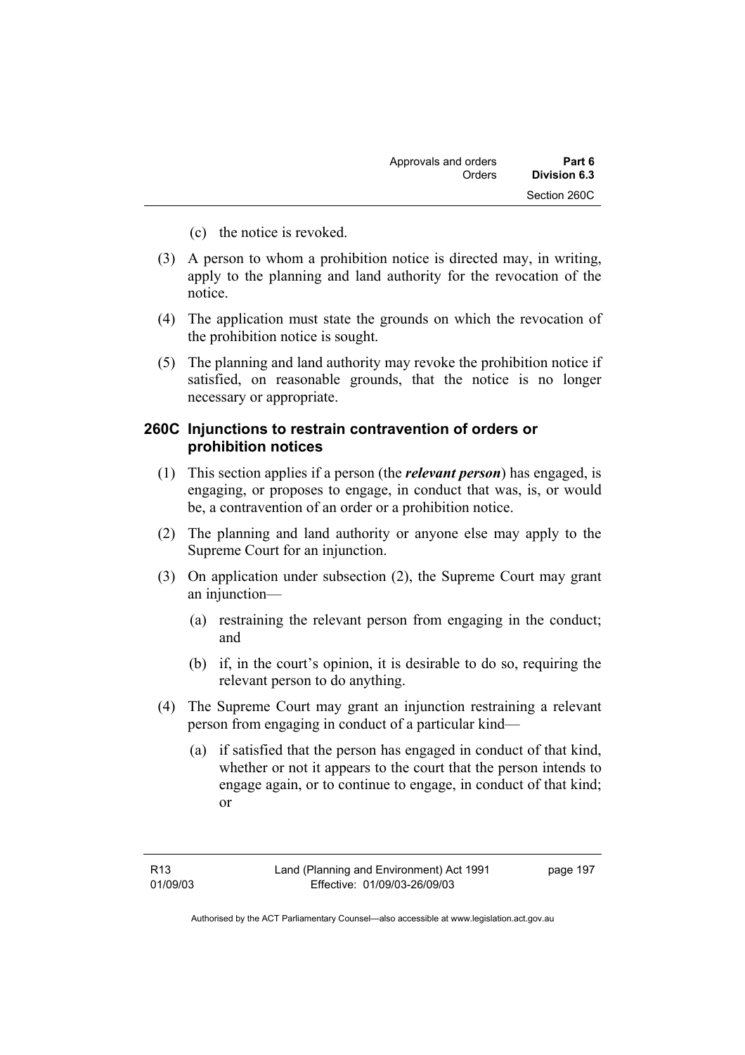(c) the notice is revoked.

(3) A person to whom a prohibition notice is directed may, in writing, apply to the planning and land authority for the revocation of the notice.

(4) The application must state the grounds on which the revocation of the prohibition notice is sought.

(5) The planning and land authority may revoke the prohibition notice if satisfied, on reasonable grounds, that the notice is no longer necessary or appropriate.

### 260C Injunctions to restrain contravention of orders or prohibition notices

(1) This section applies if a person (the ***relevant person***) has engaged, is engaging, or proposes to engage, in conduct that was, is, or would be, a contravention of an order or a prohibition notice.

(2) The planning and land authority or anyone else may apply to the Supreme Court for an injunction.

(3) On application under subsection (2), the Supreme Court may grant an injunction—

(a) restraining the relevant person from engaging in the conduct; and

(b) if, in the court's opinion, it is desirable to do so, requiring the relevant person to do anything.

(4) The Supreme Court may grant an injunction restraining a relevant person from engaging in conduct of a particular kind—

(a) if satisfied that the person has engaged in conduct of that kind, whether or not it appears to the court that the person intends to engage again, or to continue to engage, in conduct of that kind; or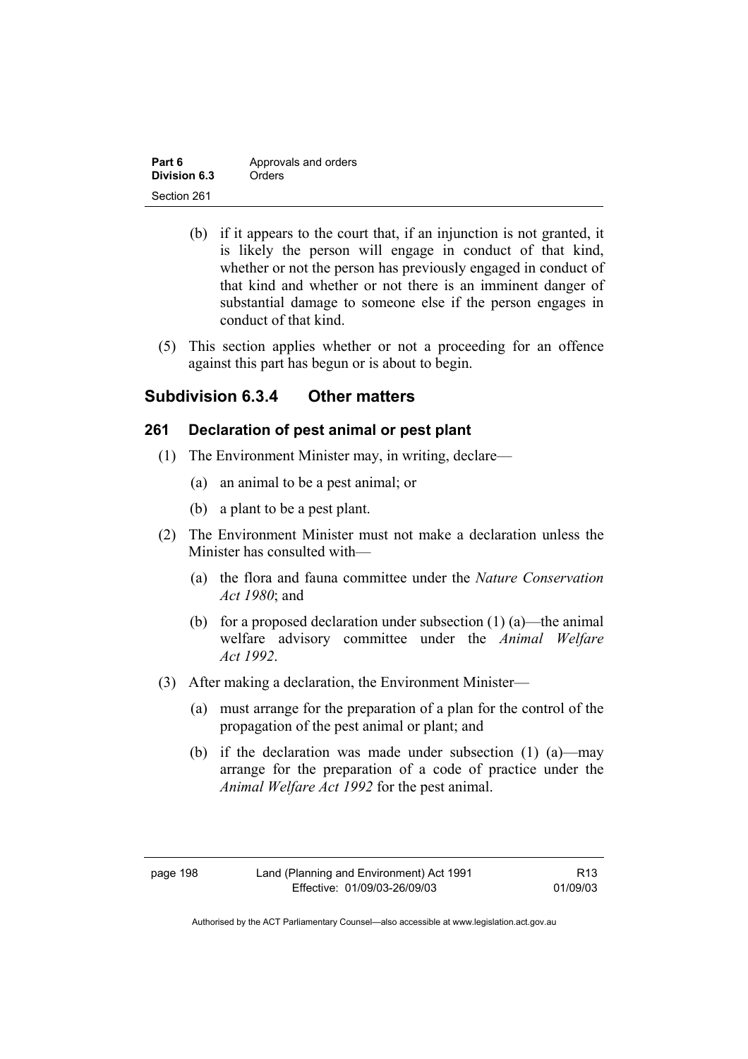(b) if it appears to the court that, if an injunction is not granted, it is likely the person will engage in conduct of that kind, whether or not the person has previously engaged in conduct of that kind and whether or not there is an imminent danger of substantial damage to someone else if the person engages in conduct of that kind.

(5) This section applies whether or not a proceeding for an offence against this part has begun or is about to begin.

## Subdivision 6.3.4 Other matters

### 261 Declaration of pest animal or pest plant

(1) The Environment Minister may, in writing, declare—

(a) an animal to be a pest animal; or

(b) a plant to be a pest plant.

(2) The Environment Minister must not make a declaration unless the Minister has consulted with—

(a) the flora and fauna committee under the *Nature Conservation Act 1980*; and

(b) for a proposed declaration under subsection (1) (a)—the animal welfare advisory committee under the *Animal Welfare Act 1992*.

(3) After making a declaration, the Environment Minister—

(a) must arrange for the preparation of a plan for the control of the propagation of the pest animal or plant; and

(b) if the declaration was made under subsection (1) (a)—may arrange for the preparation of a code of practice under the *Animal Welfare Act 1992* for the pest animal.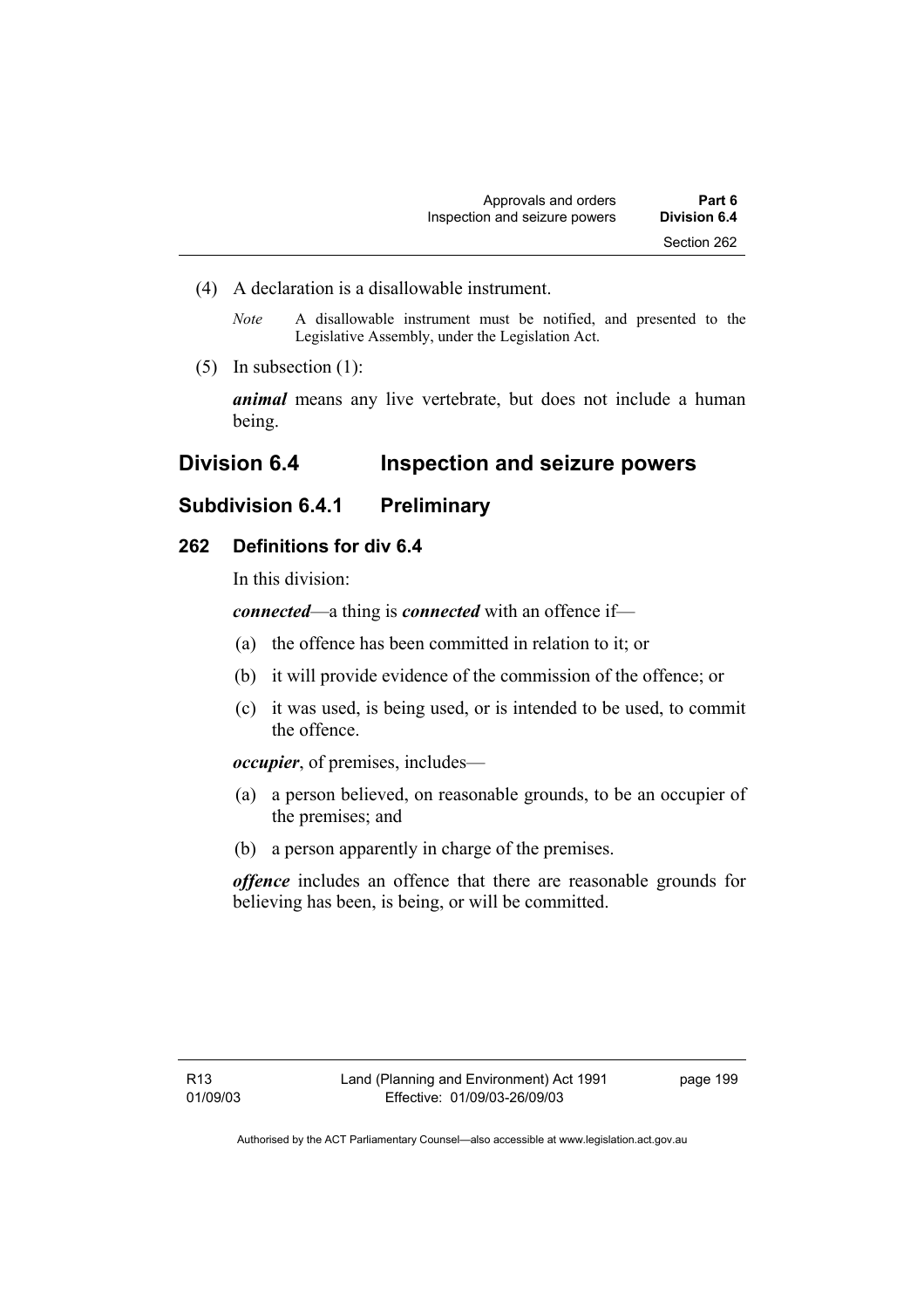(4) A declaration is a disallowable instrument.

*Note* A disallowable instrument must be notified, and presented to the Legislative Assembly, under the Legislation Act.

(5) In subsection (1):

***animal*** means any live vertebrate, but does not include a human being.

## Division 6.4 Inspection and seizure powers

### Subdivision 6.4.1 Preliminary

#### 262 Definitions for div 6.4

In this division:

***connected***—a thing is ***connected*** with an offence if—

(a) the offence has been committed in relation to it; or

(b) it will provide evidence of the commission of the offence; or

(c) it was used, is being used, or is intended to be used, to commit the offence.

***occupier***, of premises, includes—

(a) a person believed, on reasonable grounds, to be an occupier of the premises; and

(b) a person apparently in charge of the premises.

***offence*** includes an offence that there are reasonable grounds for believing has been, is being, or will be committed.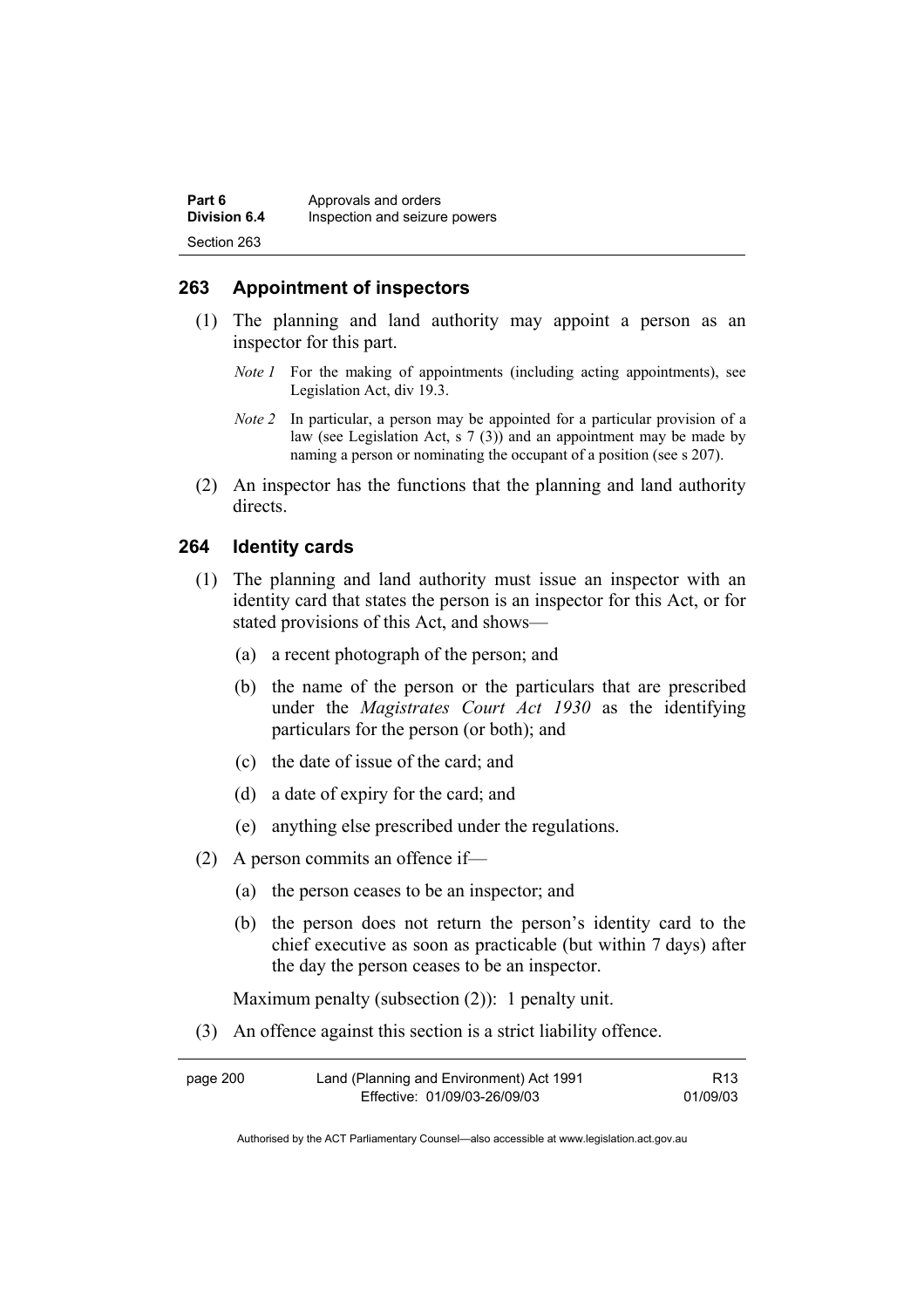## 263 Appointment of inspectors

(1) The planning and land authority may appoint a person as an inspector for this part.

*Note 1* For the making of appointments (including acting appointments), see Legislation Act, div 19.3.

*Note 2* In particular, a person may be appointed for a particular provision of a law (see Legislation Act, s 7 (3)) and an appointment may be made by naming a person or nominating the occupant of a position (see s 207).

(2) An inspector has the functions that the planning and land authority directs.

## 264 Identity cards

(1) The planning and land authority must issue an inspector with an identity card that states the person is an inspector for this Act, or for stated provisions of this Act, and shows—

(a) a recent photograph of the person; and

(b) the name of the person or the particulars that are prescribed under the *Magistrates Court Act 1930* as the identifying particulars for the person (or both); and

(c) the date of issue of the card; and

(d) a date of expiry for the card; and

(e) anything else prescribed under the regulations.

(2) A person commits an offence if—

(a) the person ceases to be an inspector; and

(b) the person does not return the person's identity card to the chief executive as soon as practicable (but within 7 days) after the day the person ceases to be an inspector.

Maximum penalty (subsection (2)): 1 penalty unit.

(3) An offence against this section is a strict liability offence.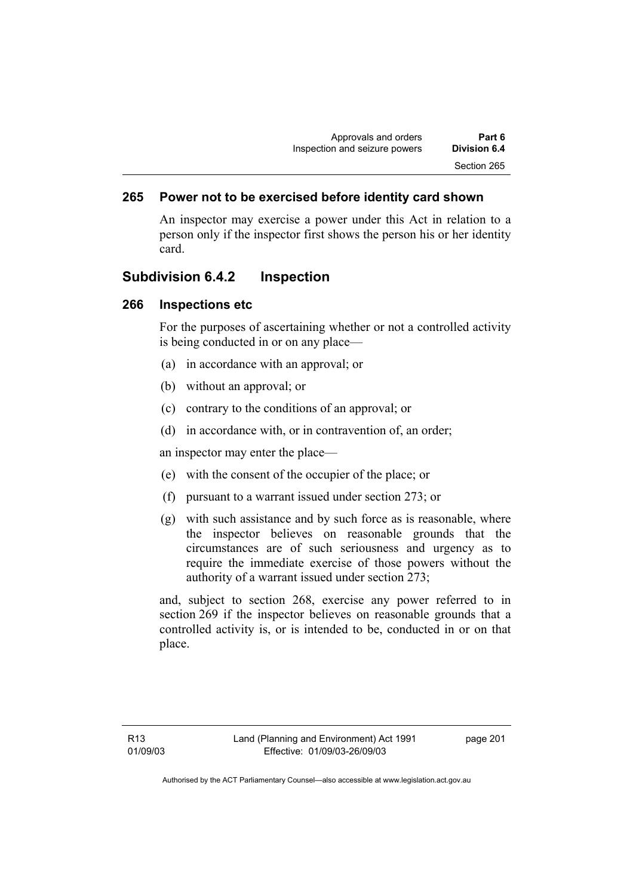### 265 Power not to be exercised before identity card shown

An inspector may exercise a power under this Act in relation to a person only if the inspector first shows the person his or her identity card.

## Subdivision 6.4.2 Inspection

### 266 Inspections etc

For the purposes of ascertaining whether or not a controlled activity is being conducted in or on any place—

(a) in accordance with an approval; or

(b) without an approval; or

(c) contrary to the conditions of an approval; or

(d) in accordance with, or in contravention of, an order;

an inspector may enter the place—

(e) with the consent of the occupier of the place; or

(f) pursuant to a warrant issued under section 273; or

(g) with such assistance and by such force as is reasonable, where the inspector believes on reasonable grounds that the circumstances are of such seriousness and urgency as to require the immediate exercise of those powers without the authority of a warrant issued under section 273;

and, subject to section 268, exercise any power referred to in section 269 if the inspector believes on reasonable grounds that a controlled activity is, or is intended to be, conducted in or on that place.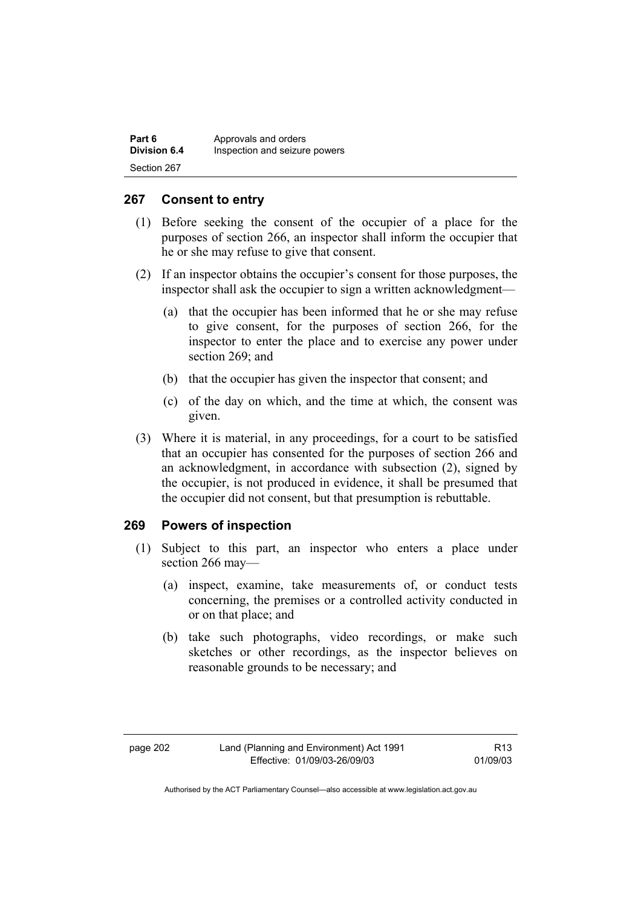## 267 Consent to entry

(1) Before seeking the consent of the occupier of a place for the purposes of section 266, an inspector shall inform the occupier that he or she may refuse to give that consent.

(2) If an inspector obtains the occupier's consent for those purposes, the inspector shall ask the occupier to sign a written acknowledgment—

   (a) that the occupier has been informed that he or she may refuse to give consent, for the purposes of section 266, for the inspector to enter the place and to exercise any power under section 269; and

   (b) that the occupier has given the inspector that consent; and

   (c) of the day on which, and the time at which, the consent was given.

(3) Where it is material, in any proceedings, for a court to be satisfied that an occupier has consented for the purposes of section 266 and an acknowledgment, in accordance with subsection (2), signed by the occupier, is not produced in evidence, it shall be presumed that the occupier did not consent, but that presumption is rebuttable.

## 269 Powers of inspection

(1) Subject to this part, an inspector who enters a place under section 266 may—

   (a) inspect, examine, take measurements of, or conduct tests concerning, the premises or a controlled activity conducted in or on that place; and

   (b) take such photographs, video recordings, or make such sketches or other recordings, as the inspector believes on reasonable grounds to be necessary; and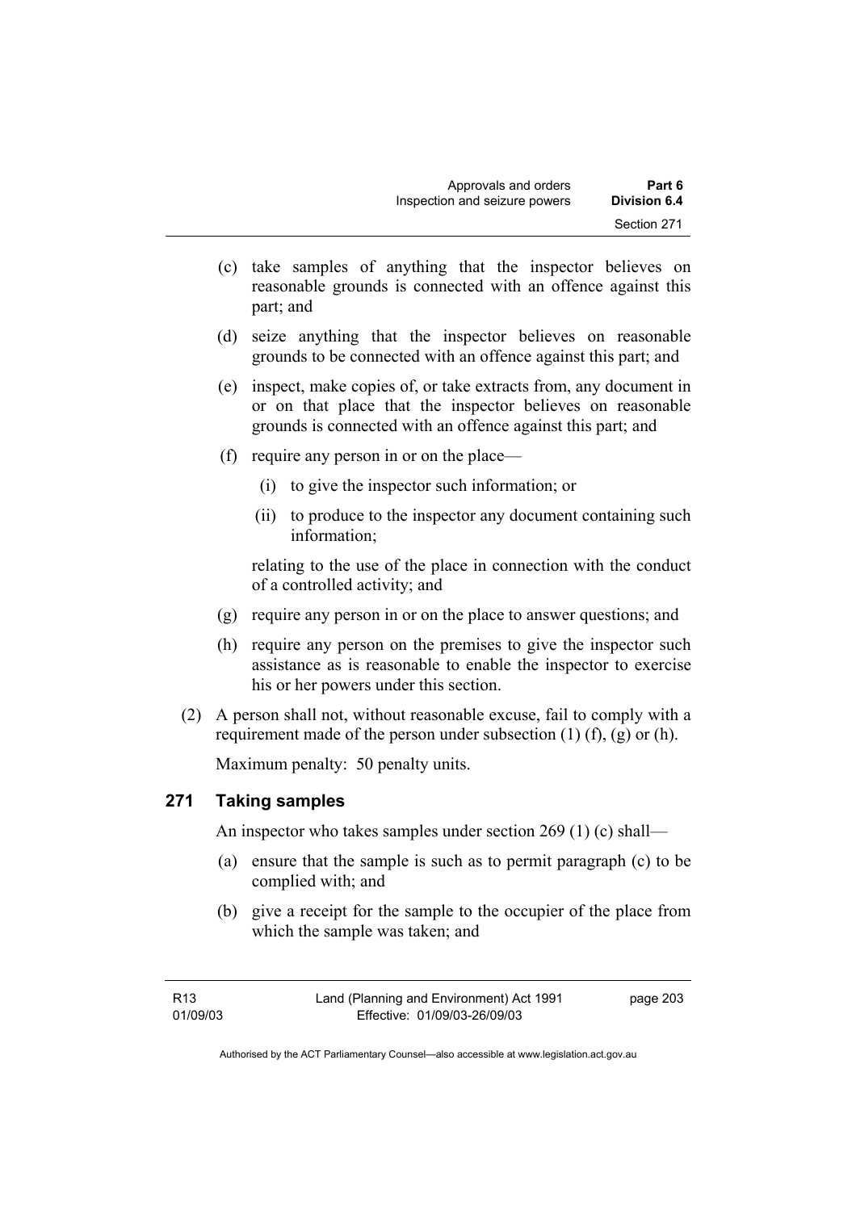(c) take samples of anything that the inspector believes on reasonable grounds is connected with an offence against this part; and

(d) seize anything that the inspector believes on reasonable grounds to be connected with an offence against this part; and

(e) inspect, make copies of, or take extracts from, any document in or on that place that the inspector believes on reasonable grounds is connected with an offence against this part; and

(f) require any person in or on the place—

(i) to give the inspector such information; or

(ii) to produce to the inspector any document containing such information;

relating to the use of the place in connection with the conduct of a controlled activity; and

(g) require any person in or on the place to answer questions; and

(h) require any person on the premises to give the inspector such assistance as is reasonable to enable the inspector to exercise his or her powers under this section.

(2) A person shall not, without reasonable excuse, fail to comply with a requirement made of the person under subsection (1) (f), (g) or (h).

Maximum penalty: 50 penalty units.

## 271 Taking samples

An inspector who takes samples under section 269 (1) (c) shall—

(a) ensure that the sample is such as to permit paragraph (c) to be complied with; and

(b) give a receipt for the sample to the occupier of the place from which the sample was taken; and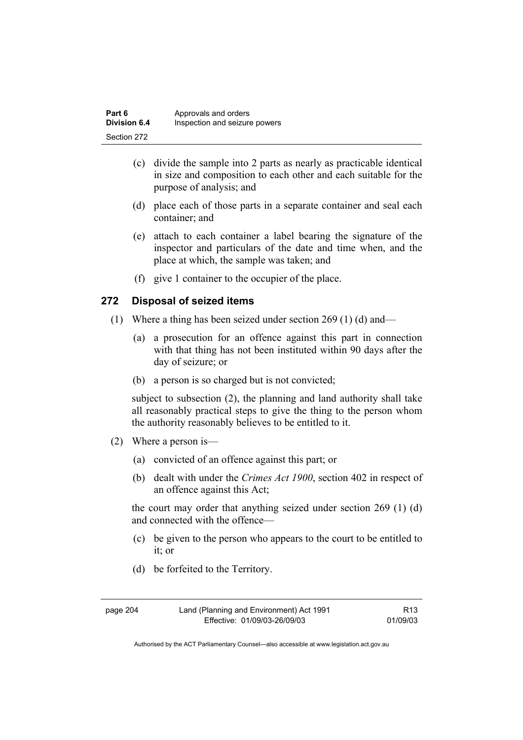(c) divide the sample into 2 parts as nearly as practicable identical in size and composition to each other and each suitable for the purpose of analysis; and

(d) place each of those parts in a separate container and seal each container; and

(e) attach to each container a label bearing the signature of the inspector and particulars of the date and time when, and the place at which, the sample was taken; and

(f) give 1 container to the occupier of the place.

### 272 Disposal of seized items

(1) Where a thing has been seized under section 269 (1) (d) and—

(a) a prosecution for an offence against this part in connection with that thing has not been instituted within 90 days after the day of seizure; or

(b) a person is so charged but is not convicted;

subject to subsection (2), the planning and land authority shall take all reasonably practical steps to give the thing to the person whom the authority reasonably believes to be entitled to it.

(2) Where a person is—

(a) convicted of an offence against this part; or

(b) dealt with under the *Crimes Act 1900*, section 402 in respect of an offence against this Act;

the court may order that anything seized under section 269 (1) (d) and connected with the offence—

(c) be given to the person who appears to the court to be entitled to it; or

(d) be forfeited to the Territory.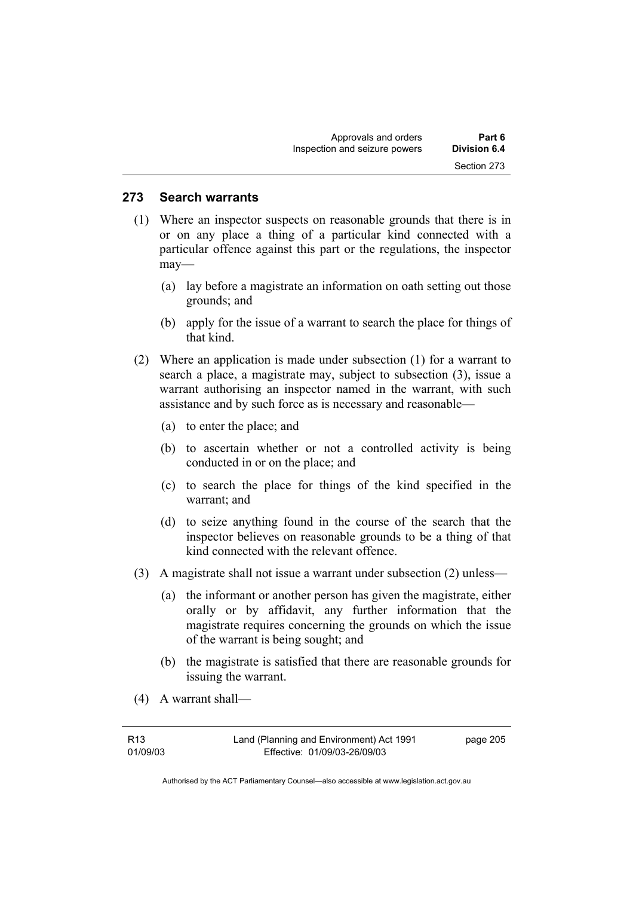## 273 Search warrants

(1) Where an inspector suspects on reasonable grounds that there is in or on any place a thing of a particular kind connected with a particular offence against this part or the regulations, the inspector may—

(a) lay before a magistrate an information on oath setting out those grounds; and

(b) apply for the issue of a warrant to search the place for things of that kind.

(2) Where an application is made under subsection (1) for a warrant to search a place, a magistrate may, subject to subsection (3), issue a warrant authorising an inspector named in the warrant, with such assistance and by such force as is necessary and reasonable—

(a) to enter the place; and

(b) to ascertain whether or not a controlled activity is being conducted in or on the place; and

(c) to search the place for things of the kind specified in the warrant; and

(d) to seize anything found in the course of the search that the inspector believes on reasonable grounds to be a thing of that kind connected with the relevant offence.

(3) A magistrate shall not issue a warrant under subsection (2) unless—

(a) the informant or another person has given the magistrate, either orally or by affidavit, any further information that the magistrate requires concerning the grounds on which the issue of the warrant is being sought; and

(b) the magistrate is satisfied that there are reasonable grounds for issuing the warrant.

(4) A warrant shall—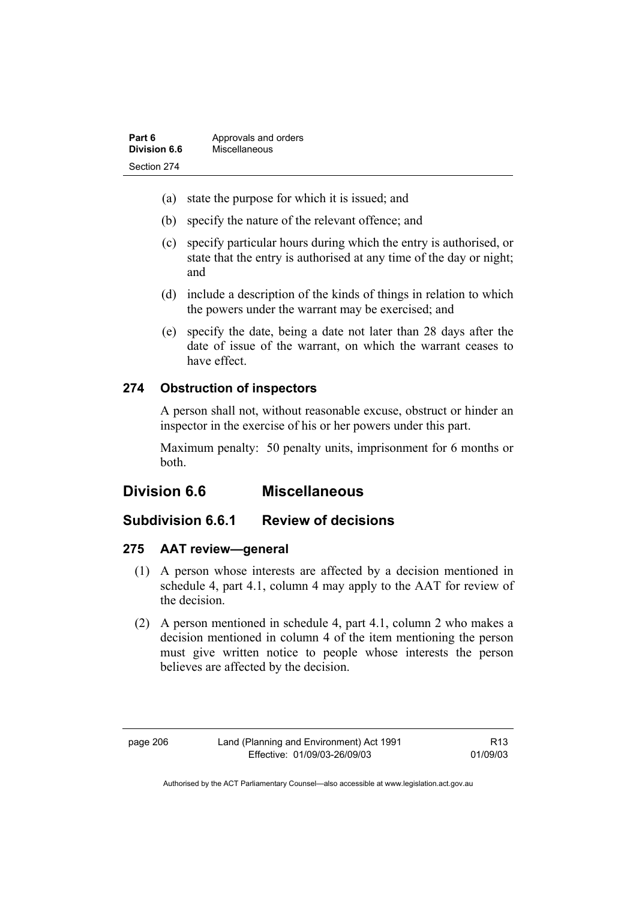(a) state the purpose for which it is issued; and

(b) specify the nature of the relevant offence; and

(c) specify particular hours during which the entry is authorised, or state that the entry is authorised at any time of the day or night; and

(d) include a description of the kinds of things in relation to which the powers under the warrant may be exercised; and

(e) specify the date, being a date not later than 28 days after the date of issue of the warrant, on which the warrant ceases to have effect.

### 274 Obstruction of inspectors

A person shall not, without reasonable excuse, obstruct or hinder an inspector in the exercise of his or her powers under this part.

Maximum penalty: 50 penalty units, imprisonment for 6 months or both.

## Division 6.6 Miscellaneous

## Subdivision 6.6.1 Review of decisions

### 275 AAT review—general

(1) A person whose interests are affected by a decision mentioned in schedule 4, part 4.1, column 4 may apply to the AAT for review of the decision.

(2) A person mentioned in schedule 4, part 4.1, column 2 who makes a decision mentioned in column 4 of the item mentioning the person must give written notice to people whose interests the person believes are affected by the decision.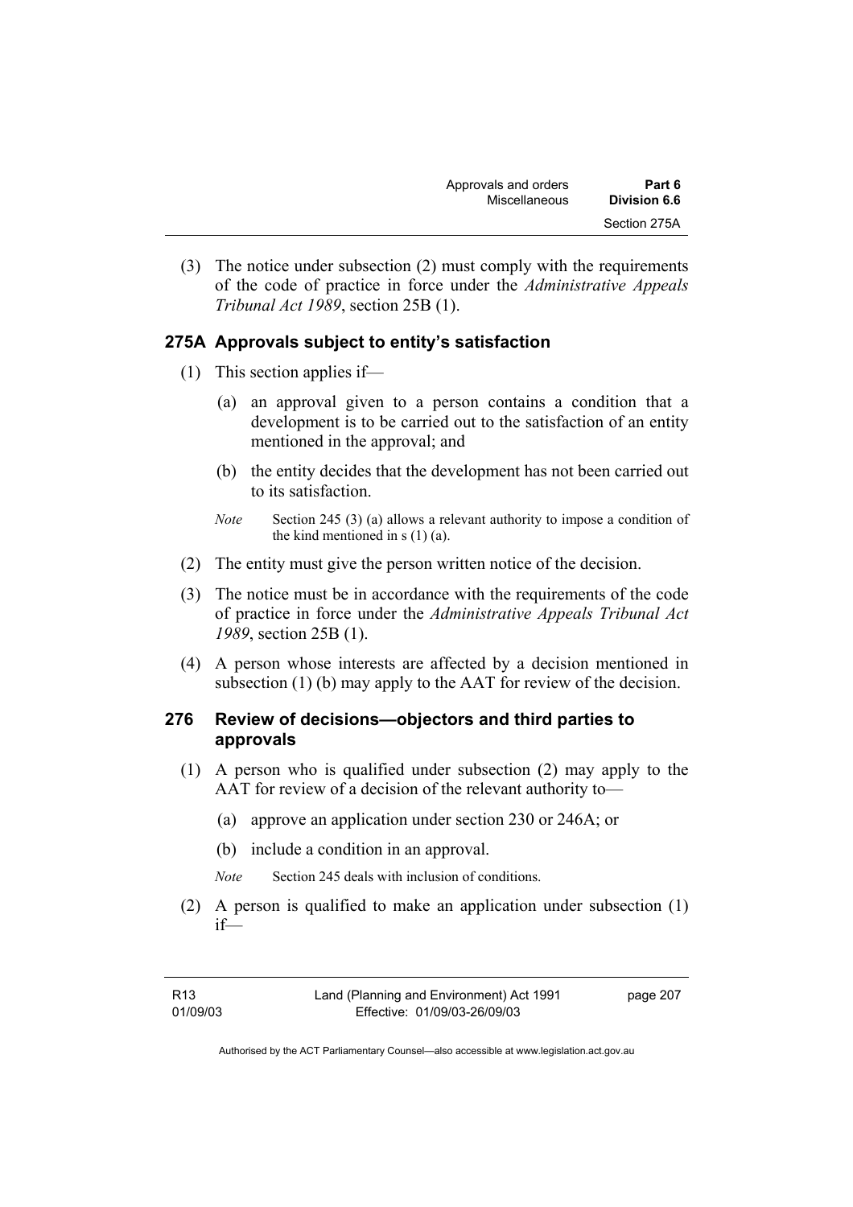(3) The notice under subsection (2) must comply with the requirements of the code of practice in force under the *Administrative Appeals Tribunal Act 1989*, section 25B (1).

### 275A Approvals subject to entity's satisfaction

(1) This section applies if—

(a) an approval given to a person contains a condition that a development is to be carried out to the satisfaction of an entity mentioned in the approval; and

(b) the entity decides that the development has not been carried out to its satisfaction.

*Note* Section 245 (3) (a) allows a relevant authority to impose a condition of the kind mentioned in s (1) (a).

(2) The entity must give the person written notice of the decision.

(3) The notice must be in accordance with the requirements of the code of practice in force under the *Administrative Appeals Tribunal Act 1989*, section 25B (1).

(4) A person whose interests are affected by a decision mentioned in subsection (1) (b) may apply to the AAT for review of the decision.

### 276 Review of decisions—objectors and third parties to approvals

(1) A person who is qualified under subsection (2) may apply to the AAT for review of a decision of the relevant authority to—

(a) approve an application under section 230 or 246A; or

(b) include a condition in an approval.

*Note* Section 245 deals with inclusion of conditions.

(2) A person is qualified to make an application under subsection (1) if—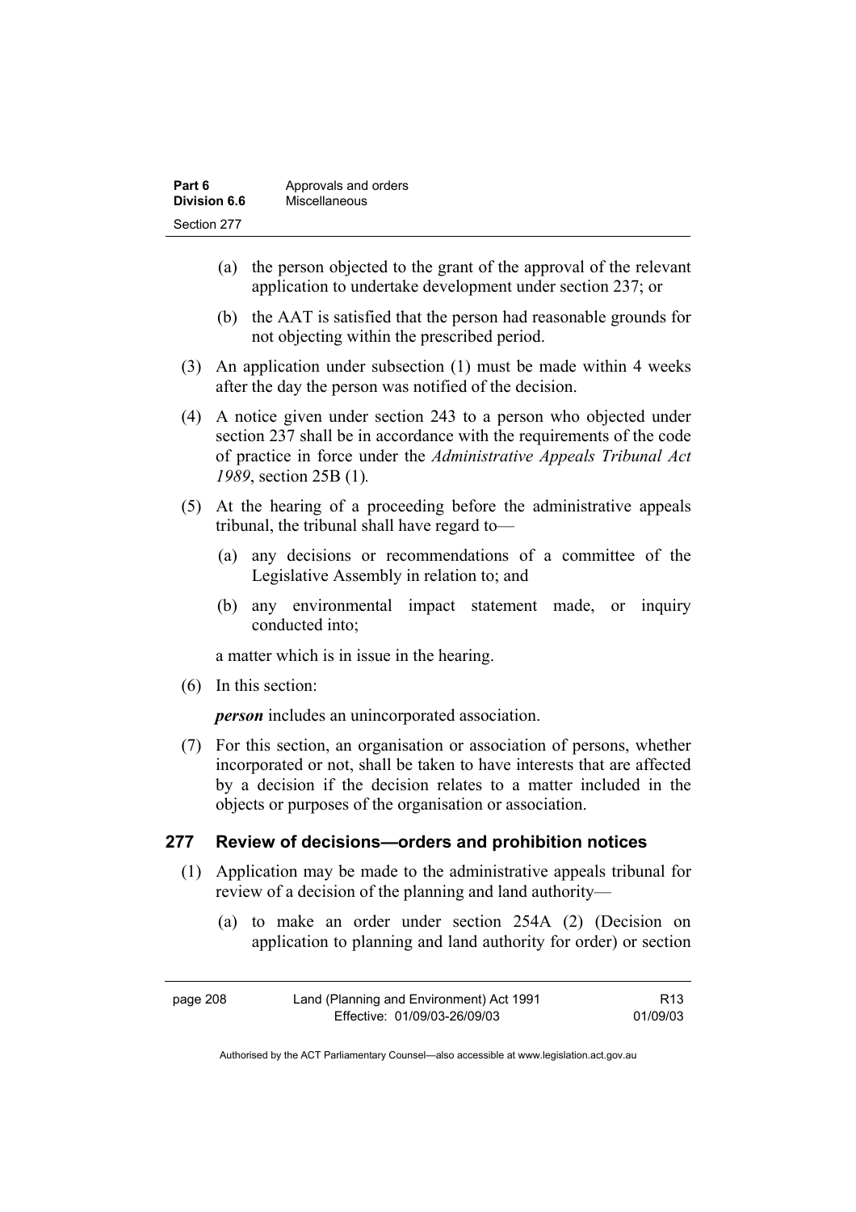(a) the person objected to the grant of the approval of the relevant application to undertake development under section 237; or

(b) the AAT is satisfied that the person had reasonable grounds for not objecting within the prescribed period.

(3) An application under subsection (1) must be made within 4 weeks after the day the person was notified of the decision.

(4) A notice given under section 243 to a person who objected under section 237 shall be in accordance with the requirements of the code of practice in force under the *Administrative Appeals Tribunal Act 1989*, section 25B (1)*.*

(5) At the hearing of a proceeding before the administrative appeals tribunal, the tribunal shall have regard to—

(a) any decisions or recommendations of a committee of the Legislative Assembly in relation to; and

(b) any environmental impact statement made, or inquiry conducted into;

a matter which is in issue in the hearing.

(6) In this section:

***person*** includes an unincorporated association.

(7) For this section, an organisation or association of persons, whether incorporated or not, shall be taken to have interests that are affected by a decision if the decision relates to a matter included in the objects or purposes of the organisation or association.

### 277 Review of decisions—orders and prohibition notices

(1) Application may be made to the administrative appeals tribunal for review of a decision of the planning and land authority—

(a) to make an order under section 254A (2) (Decision on application to planning and land authority for order) or section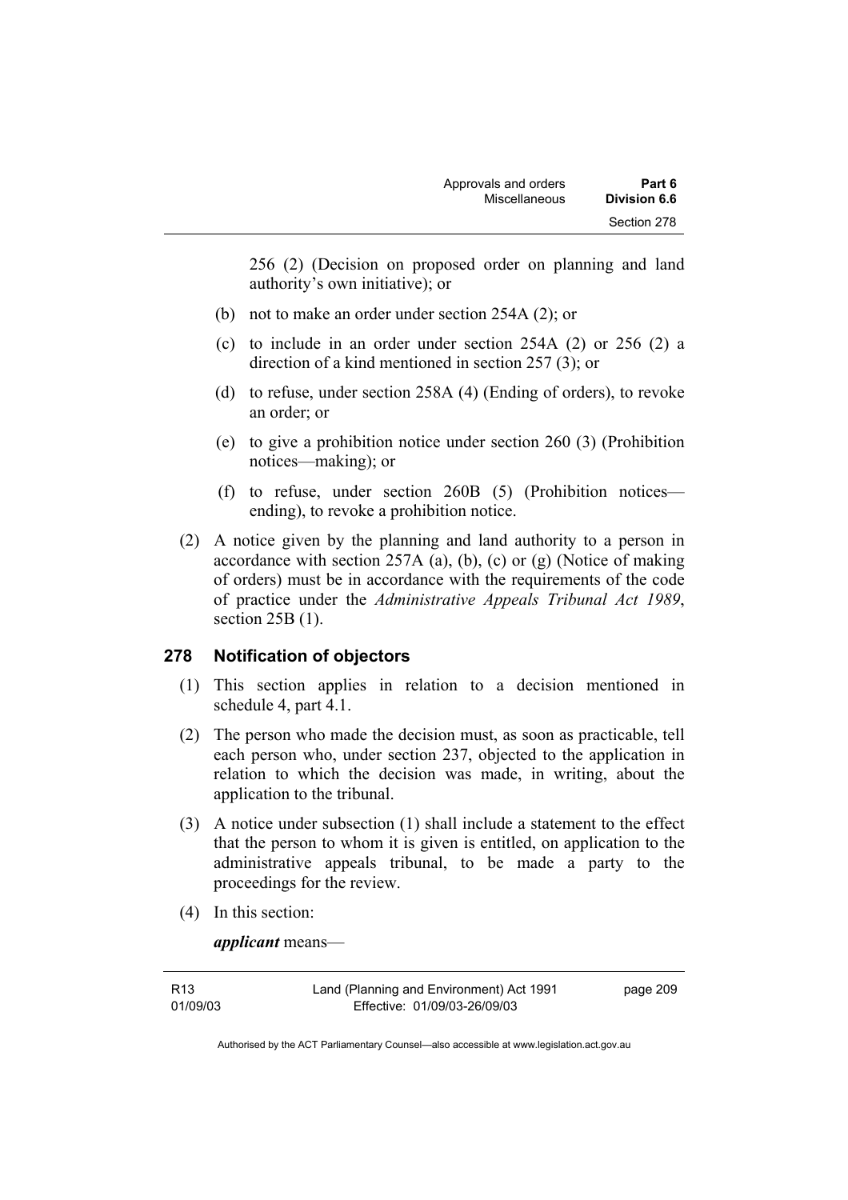256 (2) (Decision on proposed order on planning and land authority's own initiative); or

(b) not to make an order under section 254A (2); or

(c) to include in an order under section 254A (2) or 256 (2) a direction of a kind mentioned in section 257 (3); or

(d) to refuse, under section 258A (4) (Ending of orders), to revoke an order; or

(e) to give a prohibition notice under section 260 (3) (Prohibition notices—making); or

(f) to refuse, under section 260B (5) (Prohibition notices—ending), to revoke a prohibition notice.

(2) A notice given by the planning and land authority to a person in accordance with section 257A (a), (b), (c) or (g) (Notice of making of orders) must be in accordance with the requirements of the code of practice under the *Administrative Appeals Tribunal Act 1989*, section 25B (1).

## 278 Notification of objectors

(1) This section applies in relation to a decision mentioned in schedule 4, part 4.1.

(2) The person who made the decision must, as soon as practicable, tell each person who, under section 237, objected to the application in relation to which the decision was made, in writing, about the application to the tribunal.

(3) A notice under subsection (1) shall include a statement to the effect that the person to whom it is given is entitled, on application to the administrative appeals tribunal, to be made a party to the proceedings for the review.

(4) In this section:

***applicant*** means—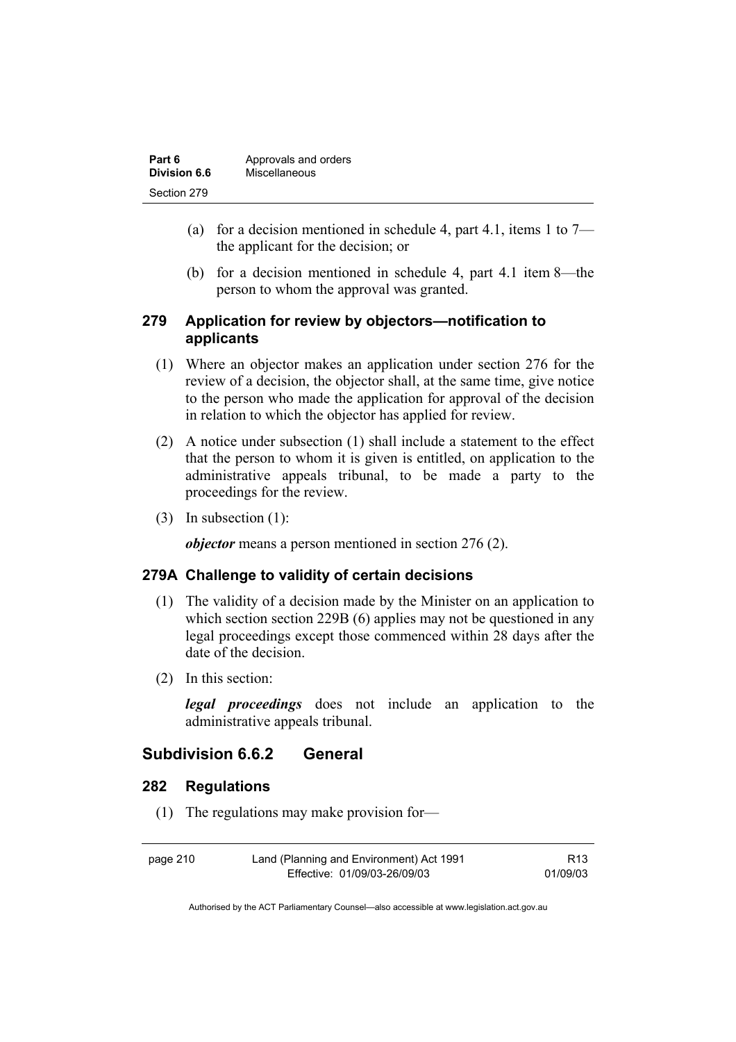(a) for a decision mentioned in schedule 4, part 4.1, items 1 to 7—the applicant for the decision; or

(b) for a decision mentioned in schedule 4, part 4.1 item 8—the person to whom the approval was granted.

### 279 Application for review by objectors—notification to applicants

(1) Where an objector makes an application under section 276 for the review of a decision, the objector shall, at the same time, give notice to the person who made the application for approval of the decision in relation to which the objector has applied for review.

(2) A notice under subsection (1) shall include a statement to the effect that the person to whom it is given is entitled, on application to the administrative appeals tribunal, to be made a party to the proceedings for the review.

(3) In subsection (1):

***objector*** means a person mentioned in section 276 (2).

### 279A Challenge to validity of certain decisions

(1) The validity of a decision made by the Minister on an application to which section section 229B (6) applies may not be questioned in any legal proceedings except those commenced within 28 days after the date of the decision.

(2) In this section:

***legal proceedings*** does not include an application to the administrative appeals tribunal.

## Subdivision 6.6.2 General

### 282 Regulations

(1) The regulations may make provision for—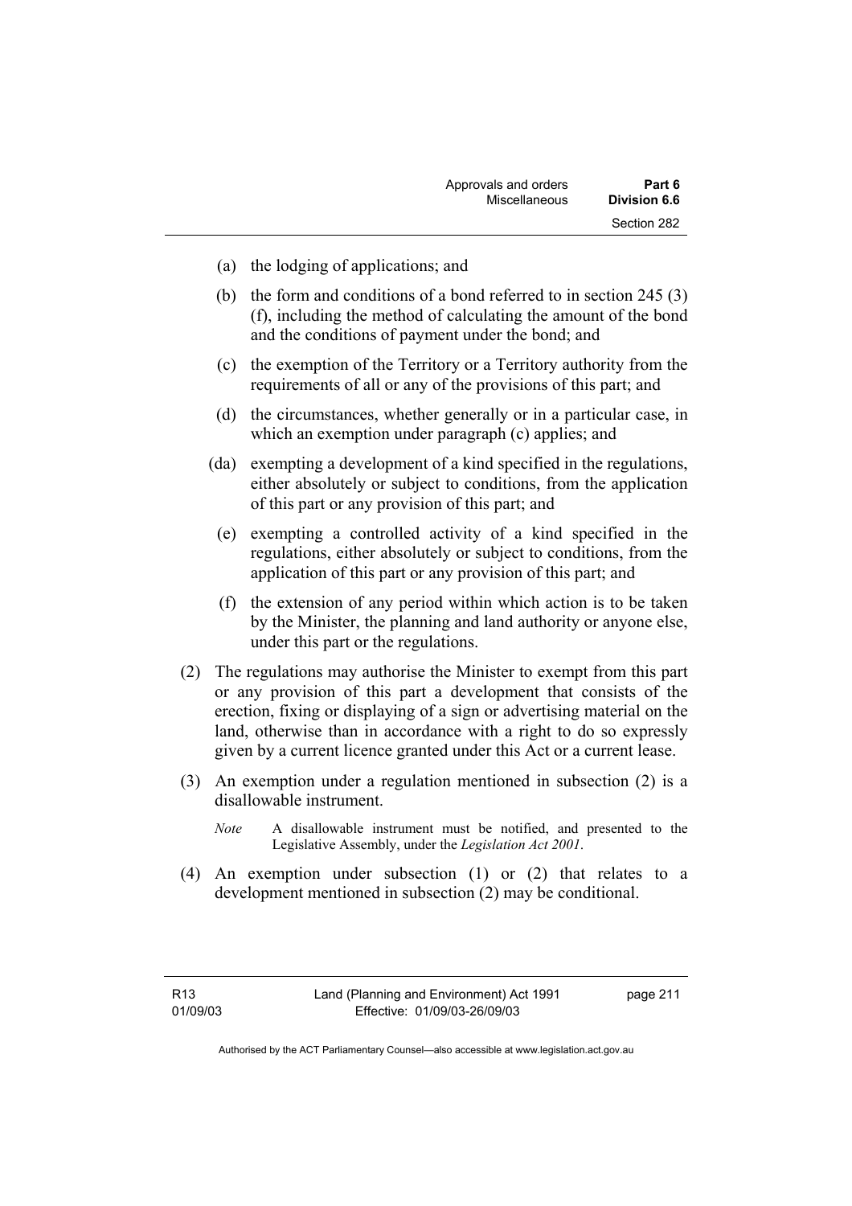(a) the lodging of applications; and

(b) the form and conditions of a bond referred to in section 245 (3) (f), including the method of calculating the amount of the bond and the conditions of payment under the bond; and

(c) the exemption of the Territory or a Territory authority from the requirements of all or any of the provisions of this part; and

(d) the circumstances, whether generally or in a particular case, in which an exemption under paragraph (c) applies; and

(da) exempting a development of a kind specified in the regulations, either absolutely or subject to conditions, from the application of this part or any provision of this part; and

(e) exempting a controlled activity of a kind specified in the regulations, either absolutely or subject to conditions, from the application of this part or any provision of this part; and

(f) the extension of any period within which action is to be taken by the Minister, the planning and land authority or anyone else, under this part or the regulations.

(2) The regulations may authorise the Minister to exempt from this part or any provision of this part a development that consists of the erection, fixing or displaying of a sign or advertising material on the land, otherwise than in accordance with a right to do so expressly given by a current licence granted under this Act or a current lease.

(3) An exemption under a regulation mentioned in subsection (2) is a disallowable instrument.

*Note* A disallowable instrument must be notified, and presented to the Legislative Assembly, under the *Legislation Act 2001*.

(4) An exemption under subsection (1) or (2) that relates to a development mentioned in subsection (2) may be conditional.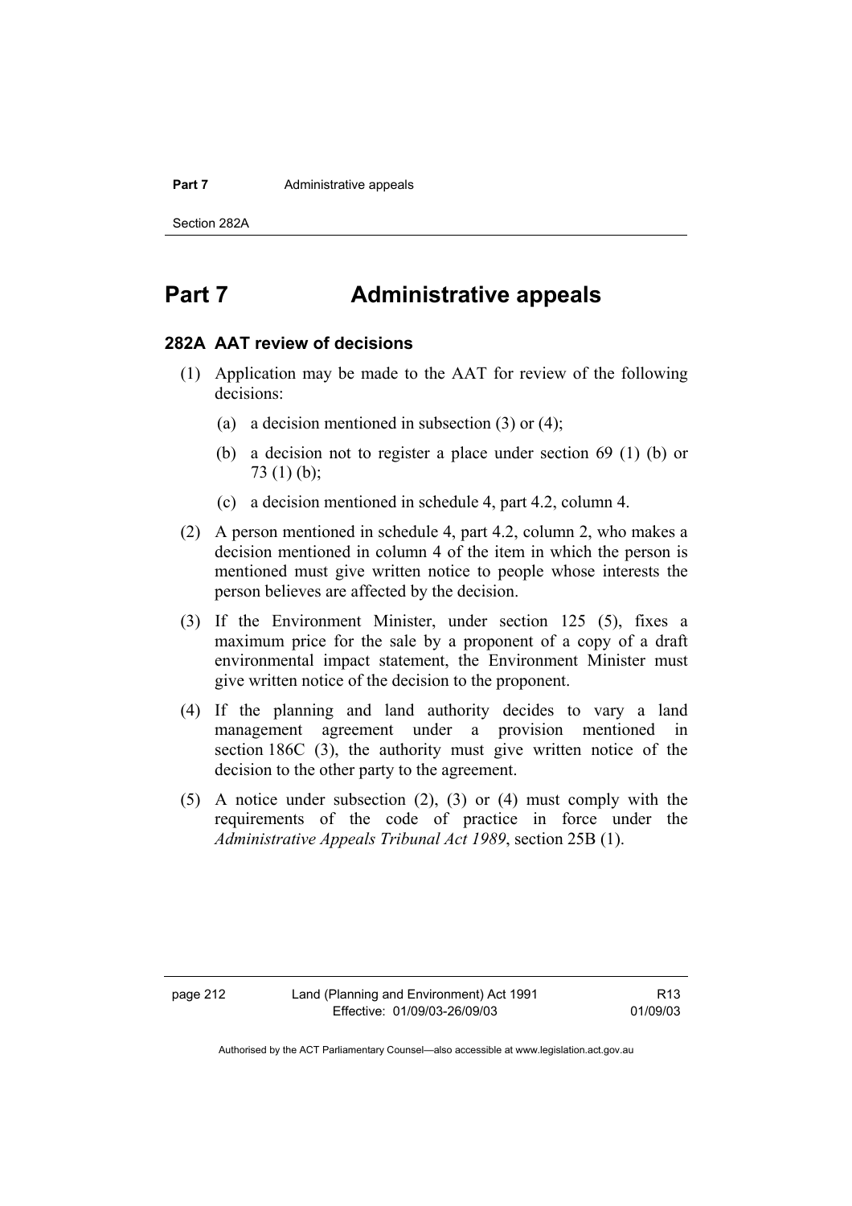# Part 7 Administrative appeals

## 282A AAT review of decisions

(1) Application may be made to the AAT for review of the following decisions:

(a) a decision mentioned in subsection (3) or (4);

(b) a decision not to register a place under section 69 (1) (b) or 73 (1) (b);

(c) a decision mentioned in schedule 4, part 4.2, column 4.

(2) A person mentioned in schedule 4, part 4.2, column 2, who makes a decision mentioned in column 4 of the item in which the person is mentioned must give written notice to people whose interests the person believes are affected by the decision.

(3) If the Environment Minister, under section 125 (5), fixes a maximum price for the sale by a proponent of a copy of a draft environmental impact statement, the Environment Minister must give written notice of the decision to the proponent.

(4) If the planning and land authority decides to vary a land management agreement under a provision mentioned in section 186C (3), the authority must give written notice of the decision to the other party to the agreement.

(5) A notice under subsection (2), (3) or (4) must comply with the requirements of the code of practice in force under the *Administrative Appeals Tribunal Act 1989*, section 25B (1).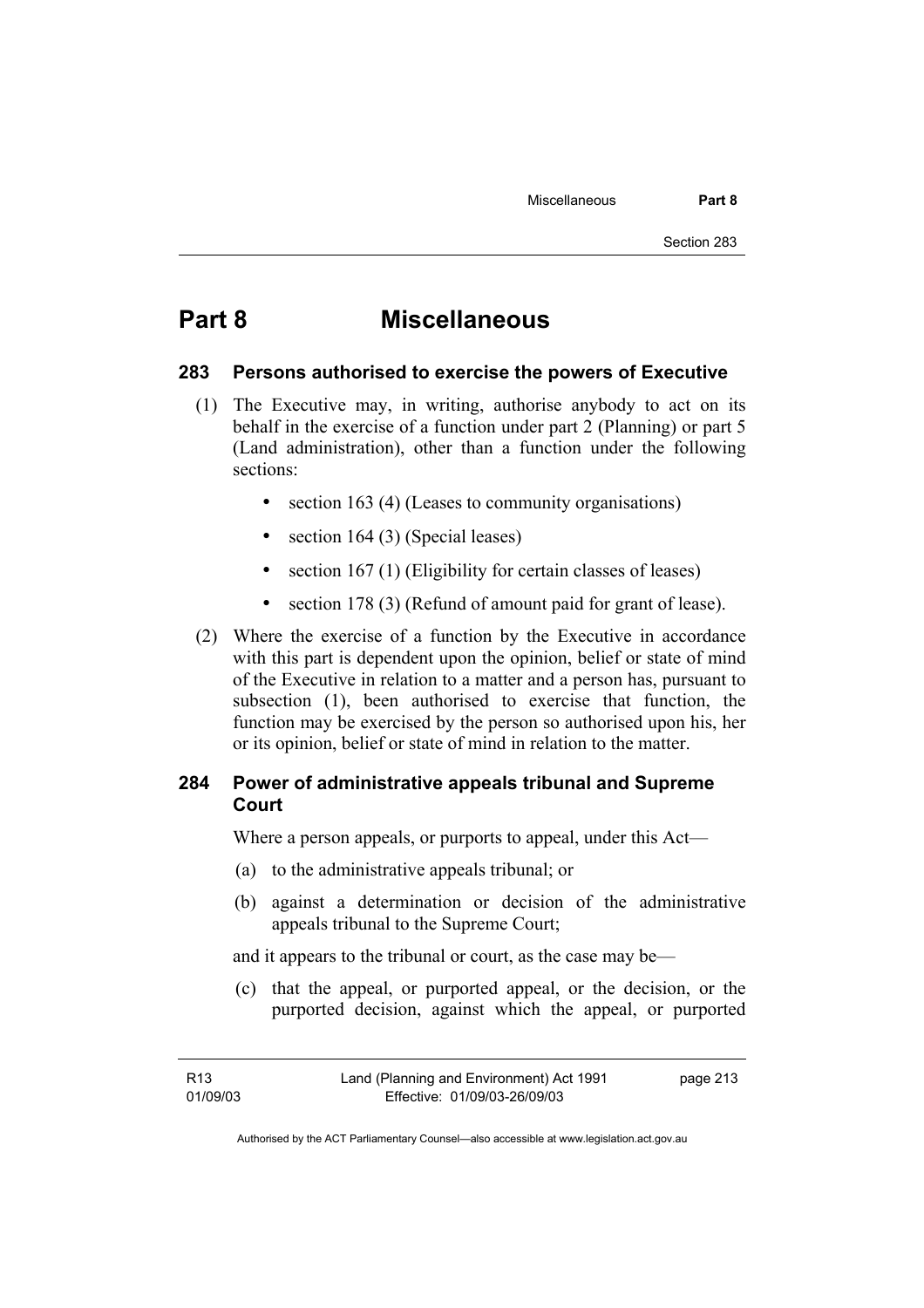# Part 8 Miscellaneous

## 283 Persons authorised to exercise the powers of Executive

(1) The Executive may, in writing, authorise anybody to act on its behalf in the exercise of a function under part 2 (Planning) or part 5 (Land administration), other than a function under the following sections:

- section 163 (4) (Leases to community organisations)
- section 164 (3) (Special leases)
- section 167 (1) (Eligibility for certain classes of leases)
- section 178 (3) (Refund of amount paid for grant of lease).

(2) Where the exercise of a function by the Executive in accordance with this part is dependent upon the opinion, belief or state of mind of the Executive in relation to a matter and a person has, pursuant to subsection (1), been authorised to exercise that function, the function may be exercised by the person so authorised upon his, her or its opinion, belief or state of mind in relation to the matter.

## 284 Power of administrative appeals tribunal and Supreme Court

Where a person appeals, or purports to appeal, under this Act—

(a) to the administrative appeals tribunal; or

(b) against a determination or decision of the administrative appeals tribunal to the Supreme Court;

and it appears to the tribunal or court, as the case may be—

(c) that the appeal, or purported appeal, or the decision, or the purported decision, against which the appeal, or purported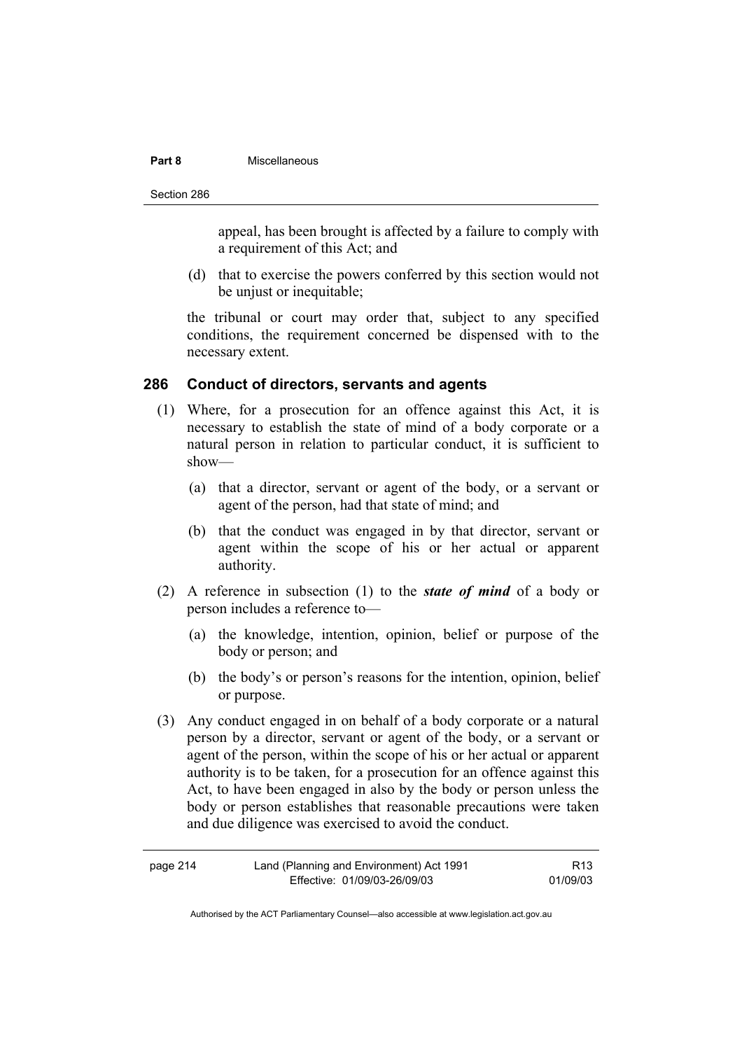appeal, has been brought is affected by a failure to comply with a requirement of this Act; and

(d) that to exercise the powers conferred by this section would not be unjust or inequitable;

the tribunal or court may order that, subject to any specified conditions, the requirement concerned be dispensed with to the necessary extent.

## 286 Conduct of directors, servants and agents

(1) Where, for a prosecution for an offence against this Act, it is necessary to establish the state of mind of a body corporate or a natural person in relation to particular conduct, it is sufficient to show—

(a) that a director, servant or agent of the body, or a servant or agent of the person, had that state of mind; and

(b) that the conduct was engaged in by that director, servant or agent within the scope of his or her actual or apparent authority.

(2) A reference in subsection (1) to the ***state of mind*** of a body or person includes a reference to—

(a) the knowledge, intention, opinion, belief or purpose of the body or person; and

(b) the body's or person's reasons for the intention, opinion, belief or purpose.

(3) Any conduct engaged in on behalf of a body corporate or a natural person by a director, servant or agent of the body, or a servant or agent of the person, within the scope of his or her actual or apparent authority is to be taken, for a prosecution for an offence against this Act, to have been engaged in also by the body or person unless the body or person establishes that reasonable precautions were taken and due diligence was exercised to avoid the conduct.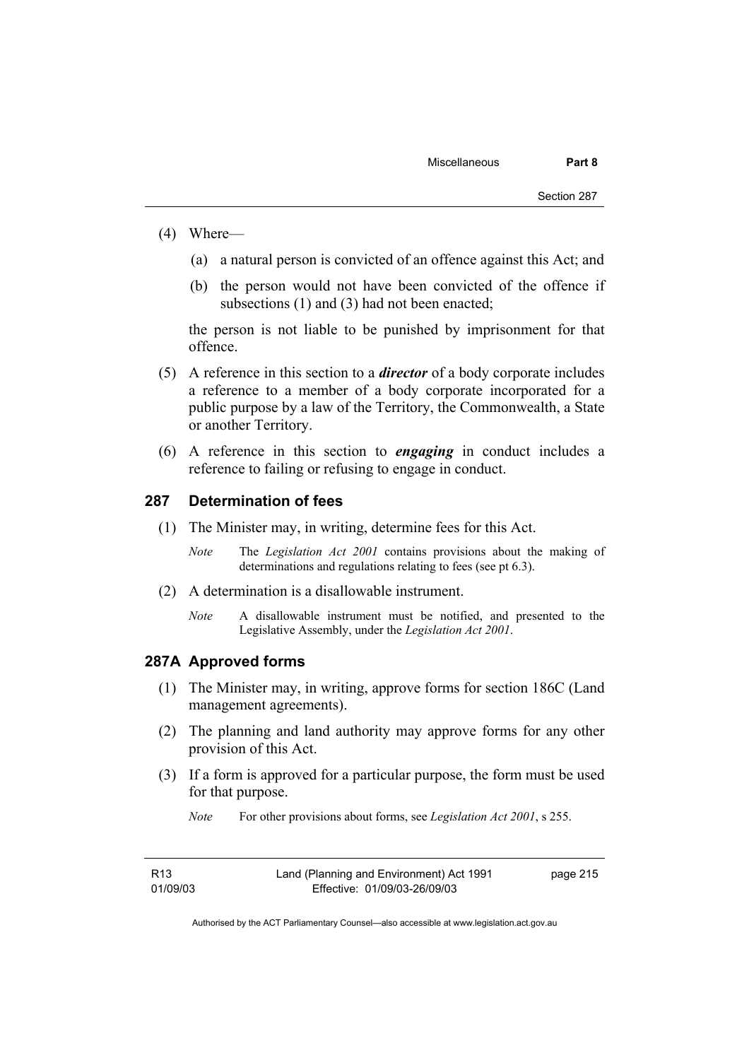(4) Where—

(a) a natural person is convicted of an offence against this Act; and

(b) the person would not have been convicted of the offence if subsections (1) and (3) had not been enacted;

the person is not liable to be punished by imprisonment for that offence.

(5) A reference in this section to a ***director*** of a body corporate includes a reference to a member of a body corporate incorporated for a public purpose by a law of the Territory, the Commonwealth, a State or another Territory.

(6) A reference in this section to ***engaging*** in conduct includes a reference to failing or refusing to engage in conduct.

## 287 Determination of fees

(1) The Minister may, in writing, determine fees for this Act.

*Note* The *Legislation Act 2001* contains provisions about the making of determinations and regulations relating to fees (see pt 6.3).

(2) A determination is a disallowable instrument.

*Note* A disallowable instrument must be notified, and presented to the Legislative Assembly, under the *Legislation Act 2001*.

## 287A Approved forms

(1) The Minister may, in writing, approve forms for section 186C (Land management agreements).

(2) The planning and land authority may approve forms for any other provision of this Act.

(3) If a form is approved for a particular purpose, the form must be used for that purpose.

*Note* For other provisions about forms, see *Legislation Act 2001*, s 255.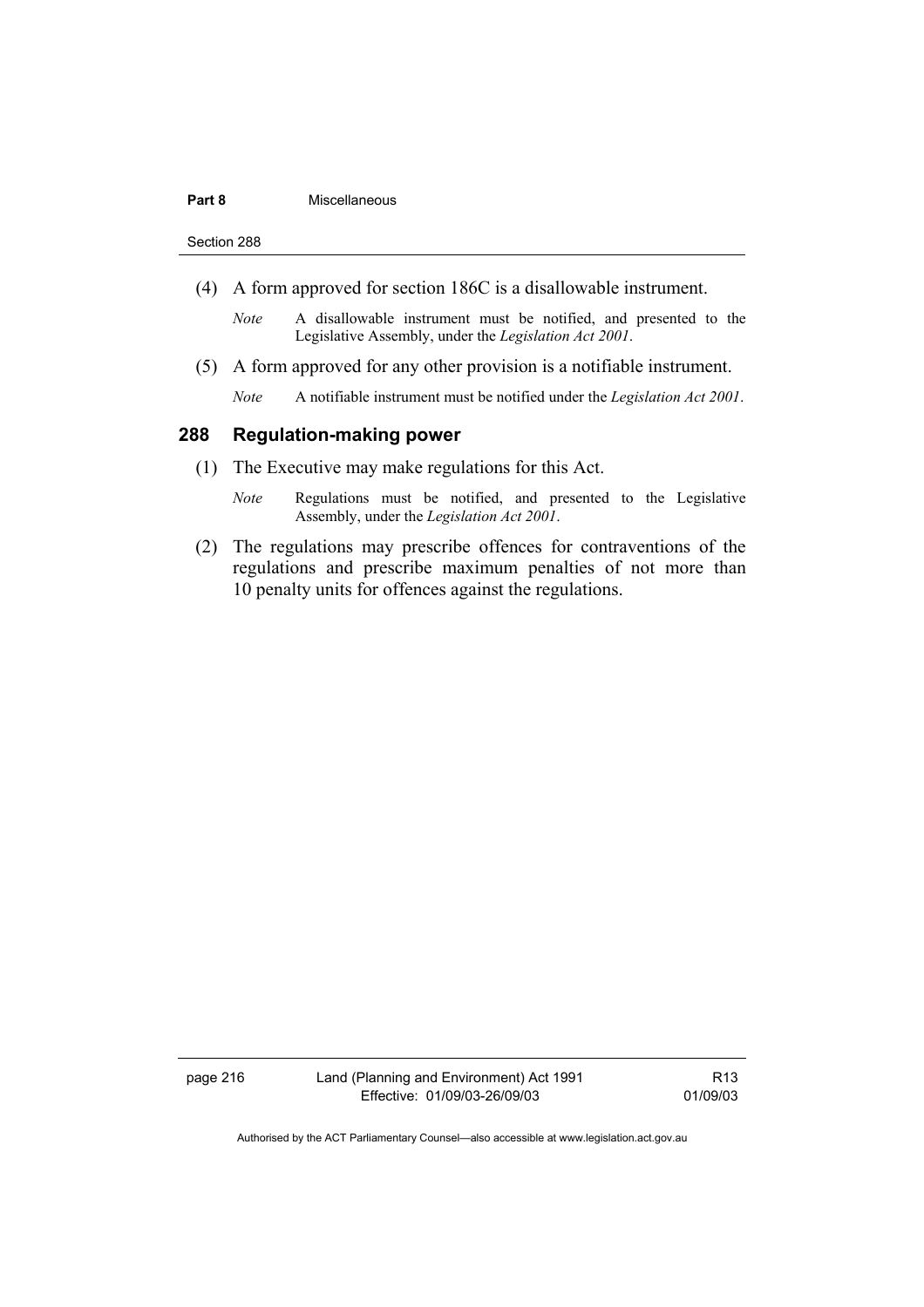(4) A form approved for section 186C is a disallowable instrument.

*Note* A disallowable instrument must be notified, and presented to the Legislative Assembly, under the *Legislation Act 2001*.

(5) A form approved for any other provision is a notifiable instrument.

*Note* A notifiable instrument must be notified under the *Legislation Act 2001*.

## 288 Regulation-making power

(1) The Executive may make regulations for this Act.

*Note* Regulations must be notified, and presented to the Legislative Assembly, under the *Legislation Act 2001*.

(2) The regulations may prescribe offences for contraventions of the regulations and prescribe maximum penalties of not more than 10 penalty units for offences against the regulations.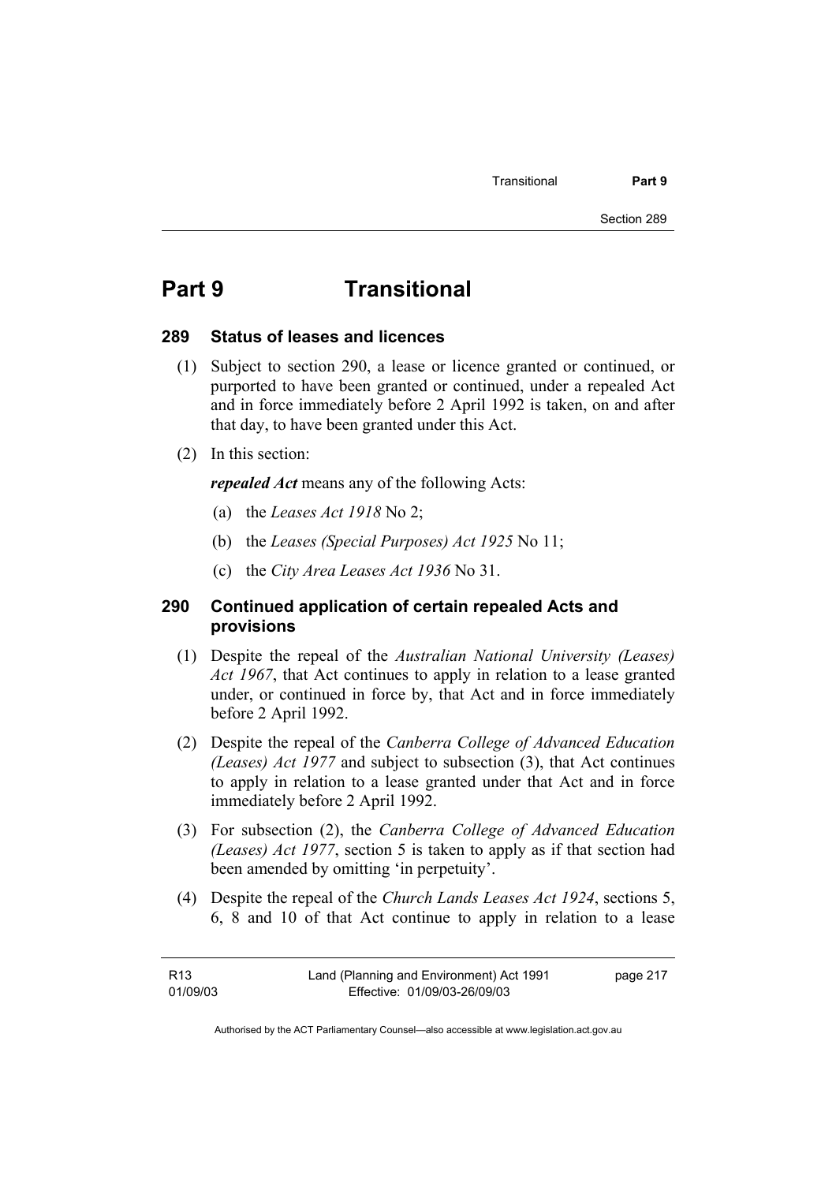# Part 9 Transitional

### 289 Status of leases and licences

(1) Subject to section 290, a lease or licence granted or continued, or purported to have been granted or continued, under a repealed Act and in force immediately before 2 April 1992 is taken, on and after that day, to have been granted under this Act.

(2) In this section:

***repealed Act*** means any of the following Acts:

(a) the *Leases Act 1918* No 2;

(b) the *Leases (Special Purposes) Act 1925* No 11;

(c) the *City Area Leases Act 1936* No 31.

### 290 Continued application of certain repealed Acts and provisions

(1) Despite the repeal of the *Australian National University (Leases) Act 1967*, that Act continues to apply in relation to a lease granted under, or continued in force by, that Act and in force immediately before 2 April 1992.

(2) Despite the repeal of the *Canberra College of Advanced Education (Leases) Act 1977* and subject to subsection (3), that Act continues to apply in relation to a lease granted under that Act and in force immediately before 2 April 1992.

(3) For subsection (2), the *Canberra College of Advanced Education (Leases) Act 1977*, section 5 is taken to apply as if that section had been amended by omitting 'in perpetuity'.

(4) Despite the repeal of the *Church Lands Leases Act 1924*, sections 5, 6, 8 and 10 of that Act continue to apply in relation to a lease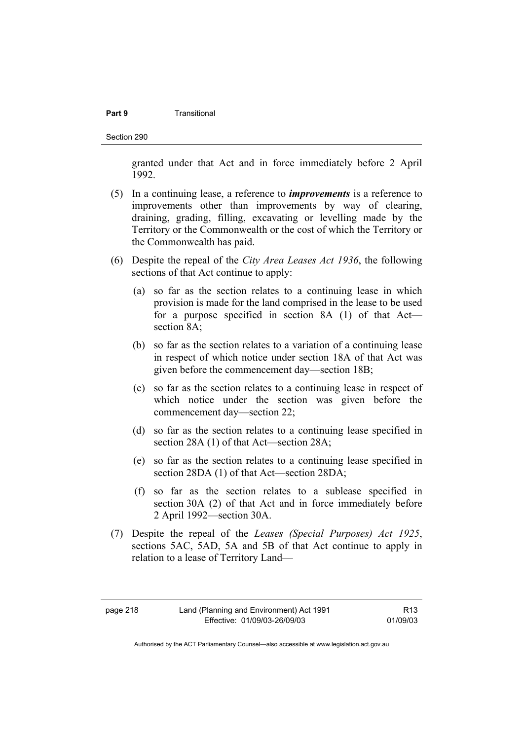granted under that Act and in force immediately before 2 April 1992.

(5) In a continuing lease, a reference to ***improvements*** is a reference to improvements other than improvements by way of clearing, draining, grading, filling, excavating or levelling made by the Territory or the Commonwealth or the cost of which the Territory or the Commonwealth has paid.

(6) Despite the repeal of the *City Area Leases Act 1936*, the following sections of that Act continue to apply:

(a) so far as the section relates to a continuing lease in which provision is made for the land comprised in the lease to be used for a purpose specified in section 8A (1) of that Act—section 8A;

(b) so far as the section relates to a variation of a continuing lease in respect of which notice under section 18A of that Act was given before the commencement day—section 18B;

(c) so far as the section relates to a continuing lease in respect of which notice under the section was given before the commencement day—section 22;

(d) so far as the section relates to a continuing lease specified in section 28A (1) of that Act—section 28A;

(e) so far as the section relates to a continuing lease specified in section 28DA (1) of that Act—section 28DA;

(f) so far as the section relates to a sublease specified in section 30A (2) of that Act and in force immediately before 2 April 1992—section 30A.

(7) Despite the repeal of the *Leases (Special Purposes) Act 1925*, sections 5AC, 5AD, 5A and 5B of that Act continue to apply in relation to a lease of Territory Land—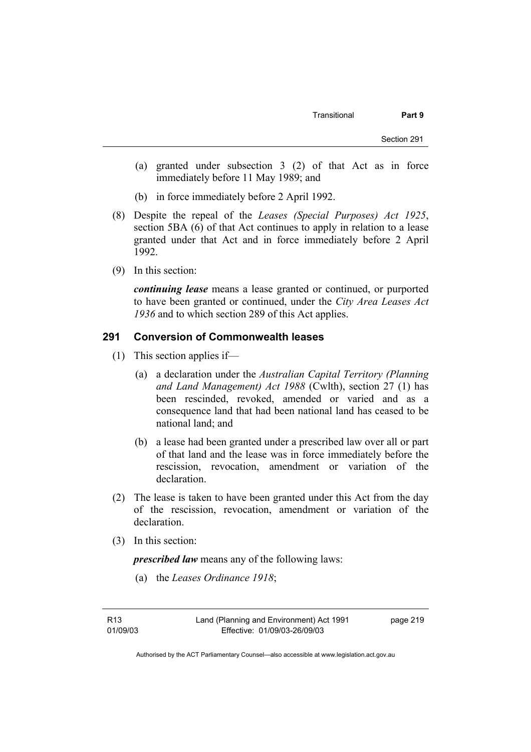- (a) granted under subsection 3 (2) of that Act as in force immediately before 11 May 1989; and
- (b) in force immediately before 2 April 1992.

(8) Despite the repeal of the *Leases (Special Purposes) Act 1925*, section 5BA (6) of that Act continues to apply in relation to a lease granted under that Act and in force immediately before 2 April 1992.

(9) In this section:

***continuing lease*** means a lease granted or continued, or purported to have been granted or continued, under the *City Area Leases Act 1936* and to which section 289 of this Act applies.

## 291 Conversion of Commonwealth leases

(1) This section applies if—

- (a) a declaration under the *Australian Capital Territory (Planning and Land Management) Act 1988* (Cwlth), section 27 (1) has been rescinded, revoked, amended or varied and as a consequence land that had been national land has ceased to be national land; and
- (b) a lease had been granted under a prescribed law over all or part of that land and the lease was in force immediately before the rescission, revocation, amendment or variation of the declaration.

(2) The lease is taken to have been granted under this Act from the day of the rescission, revocation, amendment or variation of the declaration.

(3) In this section:

***prescribed law*** means any of the following laws:

- (a) the *Leases Ordinance 1918*;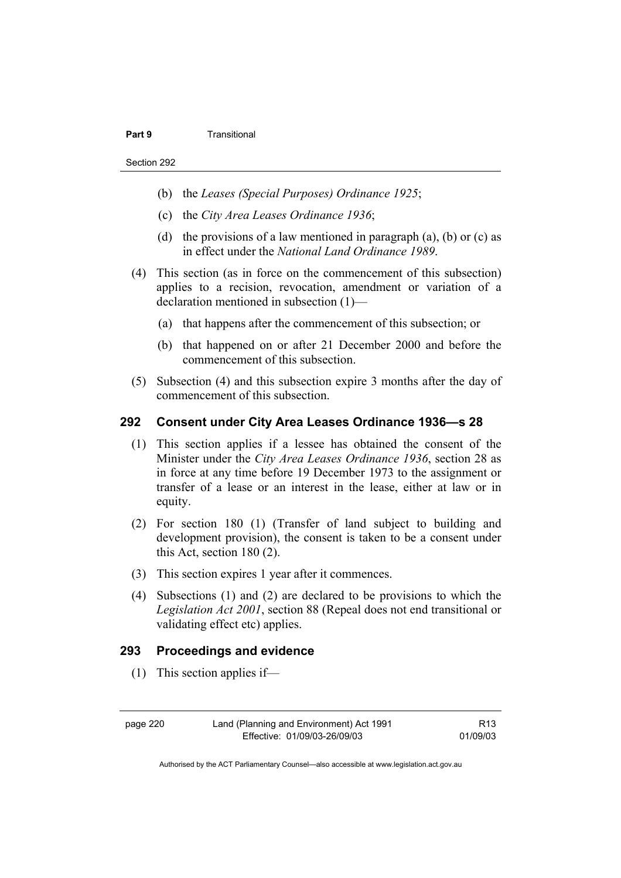(b) the *Leases (Special Purposes) Ordinance 1925*;

(c) the *City Area Leases Ordinance 1936*;

(d) the provisions of a law mentioned in paragraph (a), (b) or (c) as in effect under the *National Land Ordinance 1989*.

(4) This section (as in force on the commencement of this subsection) applies to a recision, revocation, amendment or variation of a declaration mentioned in subsection (1)—

(a) that happens after the commencement of this subsection; or

(b) that happened on or after 21 December 2000 and before the commencement of this subsection.

(5) Subsection (4) and this subsection expire 3 months after the day of commencement of this subsection.

## 292 Consent under City Area Leases Ordinance 1936—s 28

(1) This section applies if a lessee has obtained the consent of the Minister under the *City Area Leases Ordinance 1936*, section 28 as in force at any time before 19 December 1973 to the assignment or transfer of a lease or an interest in the lease, either at law or in equity.

(2) For section 180 (1) (Transfer of land subject to building and development provision), the consent is taken to be a consent under this Act, section 180 (2).

(3) This section expires 1 year after it commences.

(4) Subsections (1) and (2) are declared to be provisions to which the *Legislation Act 2001*, section 88 (Repeal does not end transitional or validating effect etc) applies.

## 293 Proceedings and evidence

(1) This section applies if—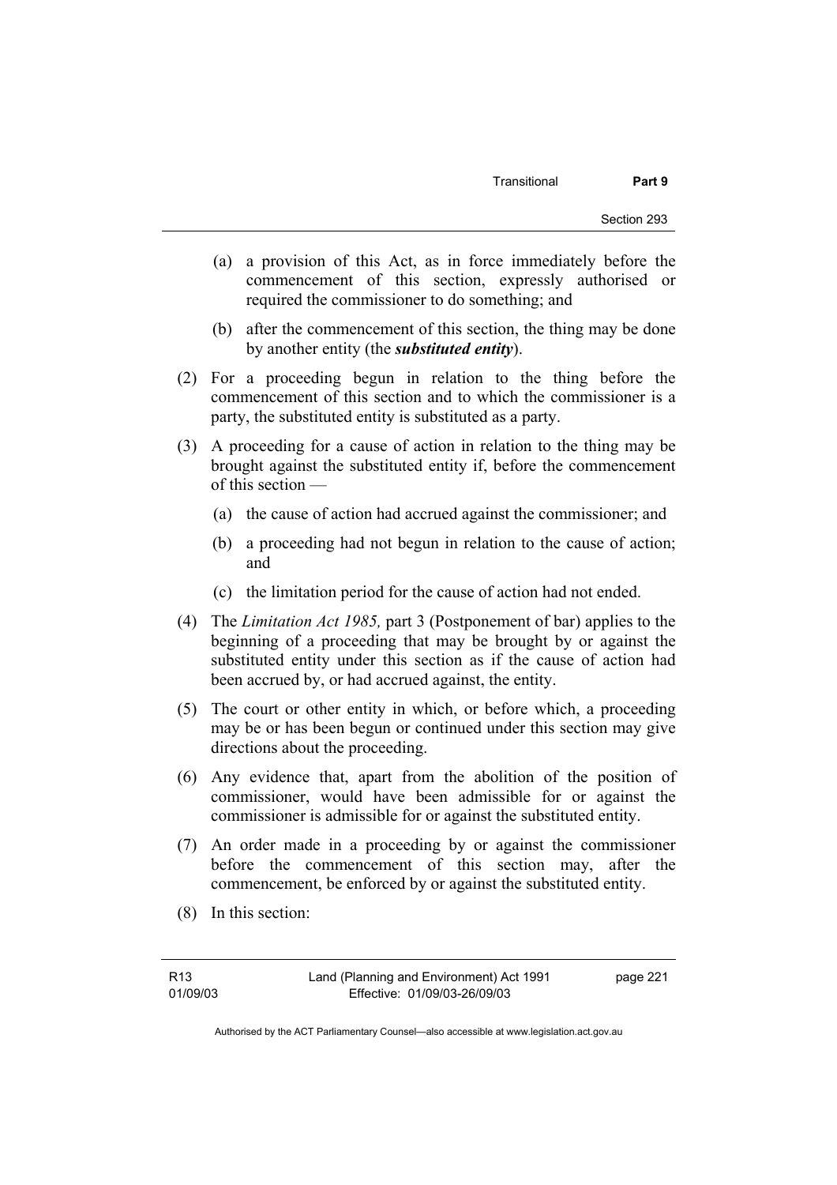(a) a provision of this Act, as in force immediately before the commencement of this section, expressly authorised or required the commissioner to do something; and

(b) after the commencement of this section, the thing may be done by another entity (the ***substituted entity***).

(2) For a proceeding begun in relation to the thing before the commencement of this section and to which the commissioner is a party, the substituted entity is substituted as a party.

(3) A proceeding for a cause of action in relation to the thing may be brought against the substituted entity if, before the commencement of this section —

(a) the cause of action had accrued against the commissioner; and

(b) a proceeding had not begun in relation to the cause of action; and

(c) the limitation period for the cause of action had not ended.

(4) The *Limitation Act 1985,* part 3 (Postponement of bar) applies to the beginning of a proceeding that may be brought by or against the substituted entity under this section as if the cause of action had been accrued by, or had accrued against, the entity.

(5) The court or other entity in which, or before which, a proceeding may be or has been begun or continued under this section may give directions about the proceeding.

(6) Any evidence that, apart from the abolition of the position of commissioner, would have been admissible for or against the commissioner is admissible for or against the substituted entity.

(7) An order made in a proceeding by or against the commissioner before the commencement of this section may, after the commencement, be enforced by or against the substituted entity.

(8) In this section: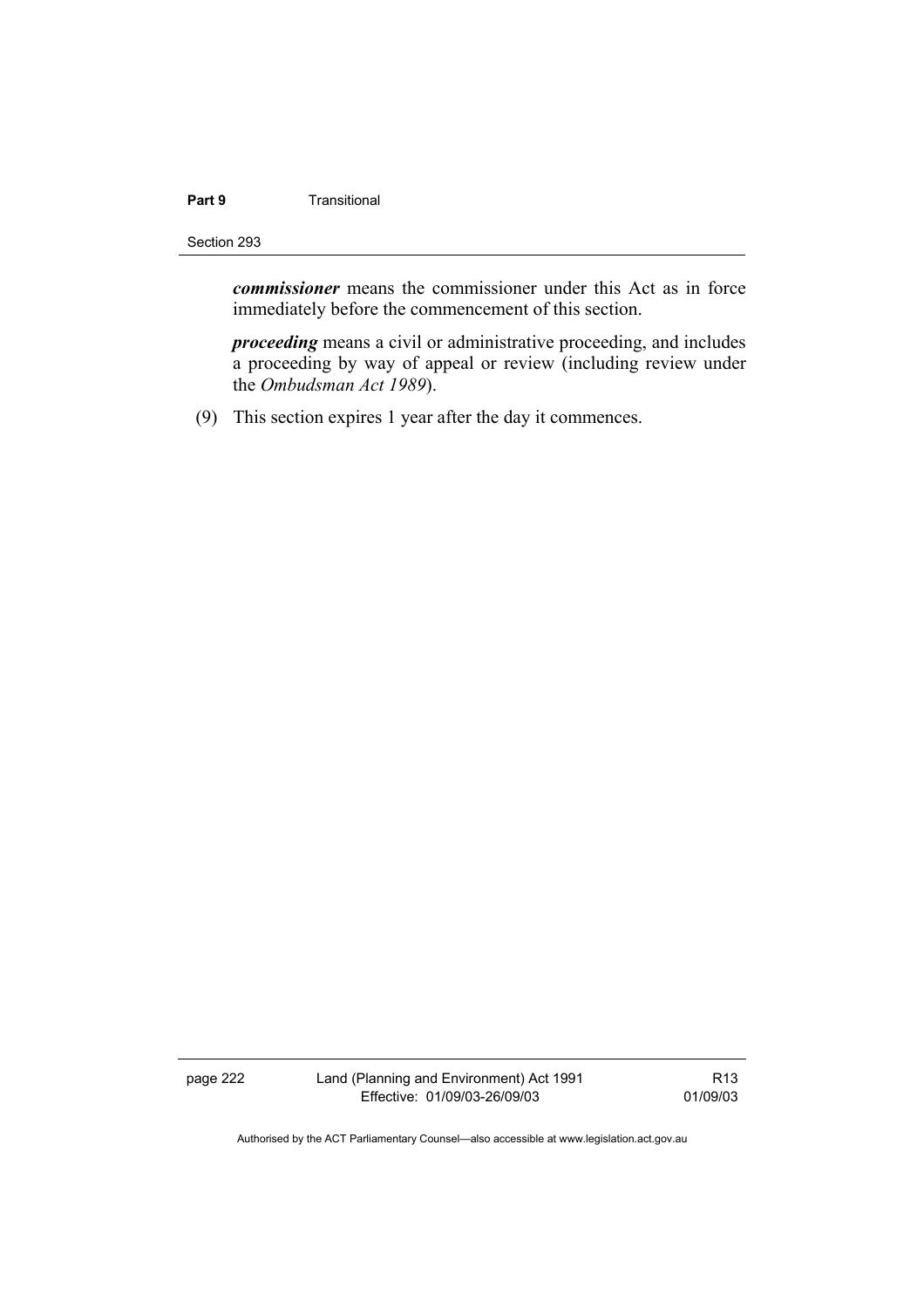***commissioner*** means the commissioner under this Act as in force immediately before the commencement of this section.

***proceeding*** means a civil or administrative proceeding, and includes a proceeding by way of appeal or review (including review under the *Ombudsman Act 1989*).

(9) This section expires 1 year after the day it commences.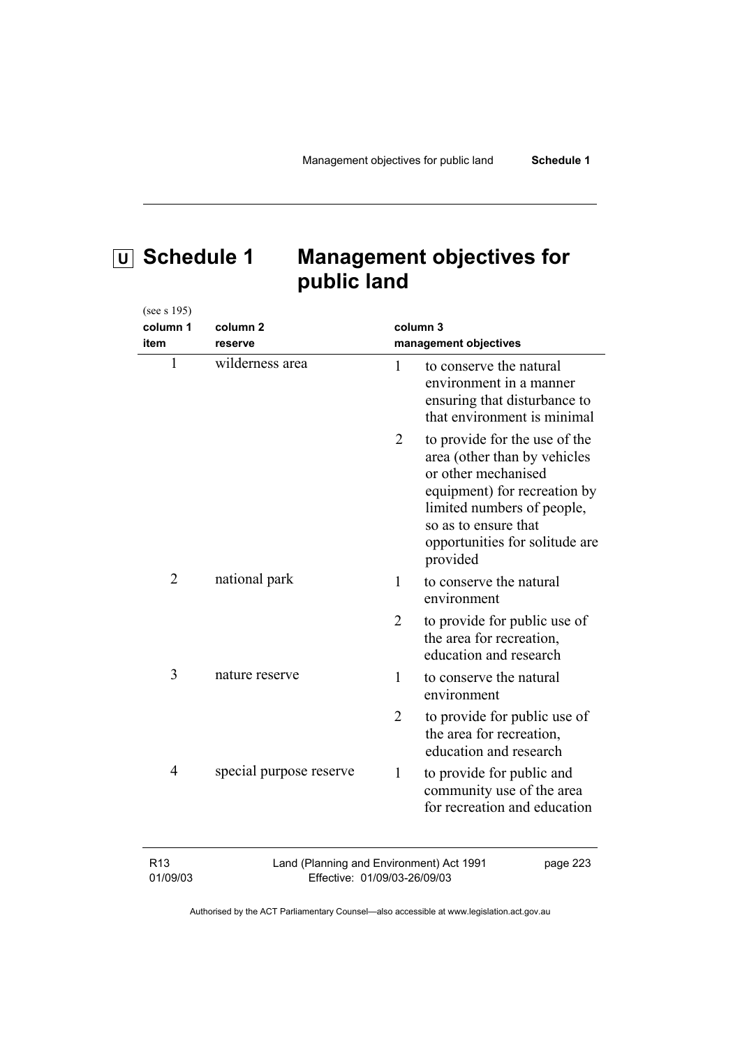# U Schedule 1 Management objectives for public land

(see s 195)

| column 1 item | column 2 reserve | column 3 management objectives |
|---|---|---|
| 1 | wilderness area | 1 to conserve the natural environment in a manner ensuring that disturbance to that environment is minimal |
| | | 2 to provide for the use of the area (other than by vehicles or other mechanised equipment) for recreation by limited numbers of people, so as to ensure that opportunities for solitude are provided |
| 2 | national park | 1 to conserve the natural environment |
| | | 2 to provide for public use of the area for recreation, education and research |
| 3 | nature reserve | 1 to conserve the natural environment |
| | | 2 to provide for public use of the area for recreation, education and research |
| 4 | special purpose reserve | 1 to provide for public and community use of the area for recreation and education |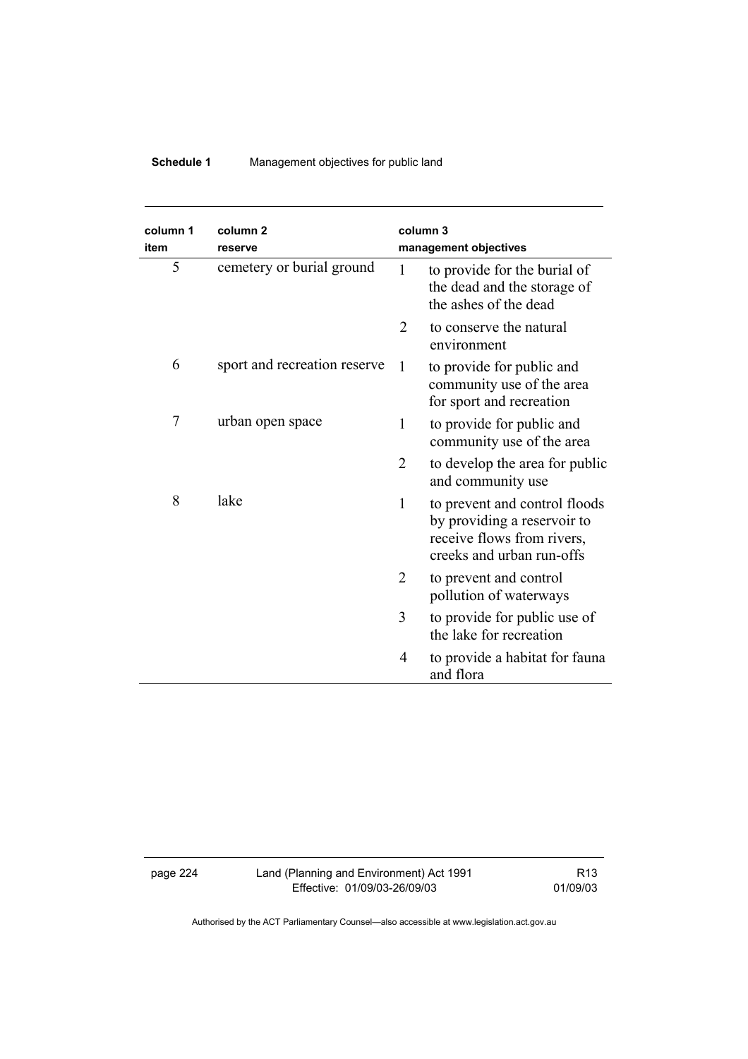| column 1 item | column 2 reserve | column 3 management objectives | |
|---|---|---|---|
| 5 | cemetery or burial ground | 1 | to provide for the burial of the dead and the storage of the ashes of the dead |
| | | 2 | to conserve the natural environment |
| 6 | sport and recreation reserve | 1 | to provide for public and community use of the area for sport and recreation |
| 7 | urban open space | 1 | to provide for public and community use of the area |
| | | 2 | to develop the area for public and community use |
| 8 | lake | 1 | to prevent and control floods by providing a reservoir to receive flows from rivers, creeks and urban run-offs |
| | | 2 | to prevent and control pollution of waterways |
| | | 3 | to provide for public use of the lake for recreation |
| | | 4 | to provide a habitat for fauna and flora |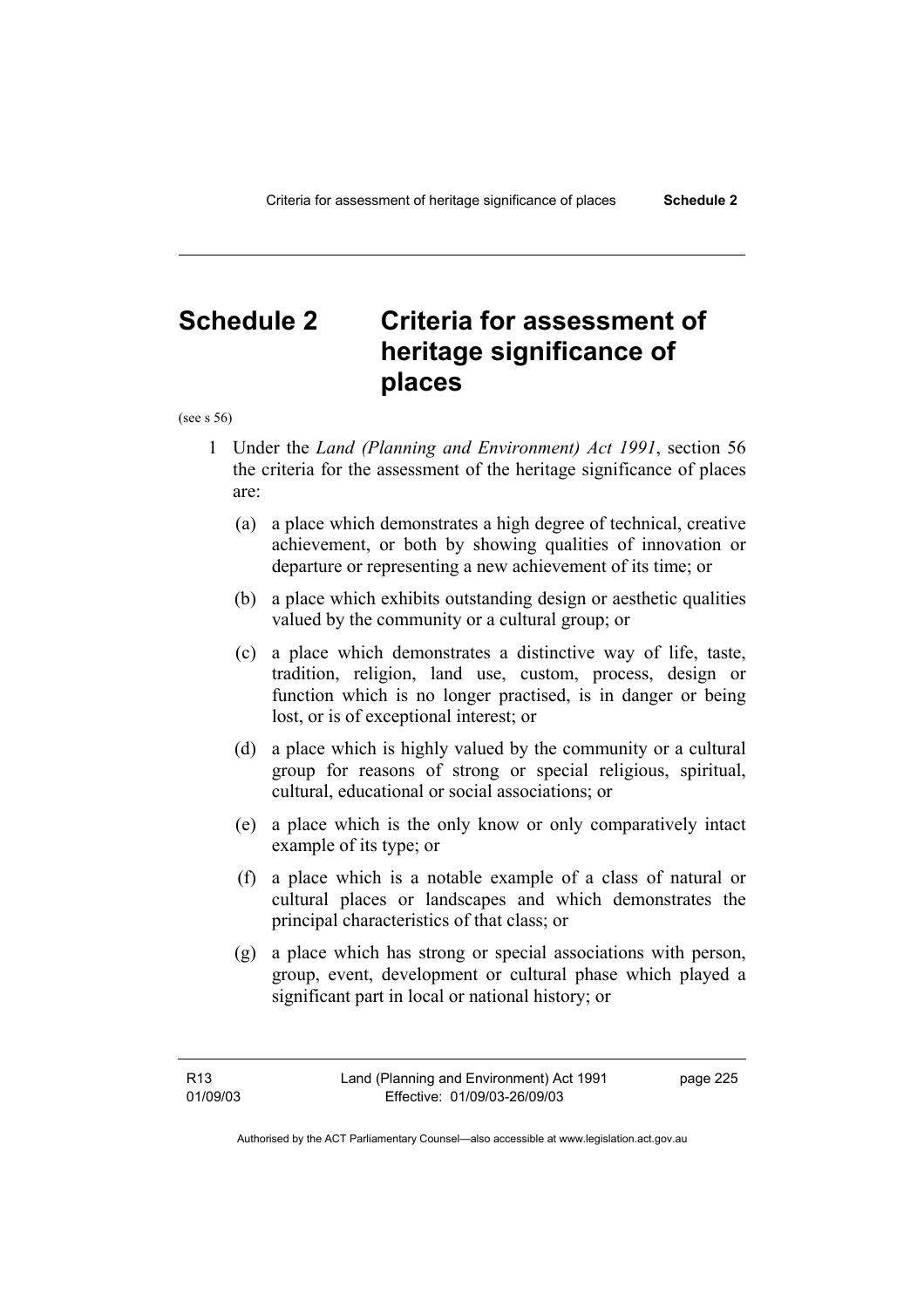# Schedule 2 Criteria for assessment of heritage significance of places

(see s 56)

1 Under the *Land (Planning and Environment) Act 1991*, section 56 the criteria for the assessment of the heritage significance of places are:

(a) a place which demonstrates a high degree of technical, creative achievement, or both by showing qualities of innovation or departure or representing a new achievement of its time; or

(b) a place which exhibits outstanding design or aesthetic qualities valued by the community or a cultural group; or

(c) a place which demonstrates a distinctive way of life, taste, tradition, religion, land use, custom, process, design or function which is no longer practised, is in danger or being lost, or is of exceptional interest; or

(d) a place which is highly valued by the community or a cultural group for reasons of strong or special religious, spiritual, cultural, educational or social associations; or

(e) a place which is the only know or only comparatively intact example of its type; or

(f) a place which is a notable example of a class of natural or cultural places or landscapes and which demonstrates the principal characteristics of that class; or

(g) a place which has strong or special associations with person, group, event, development or cultural phase which played a significant part in local or national history; or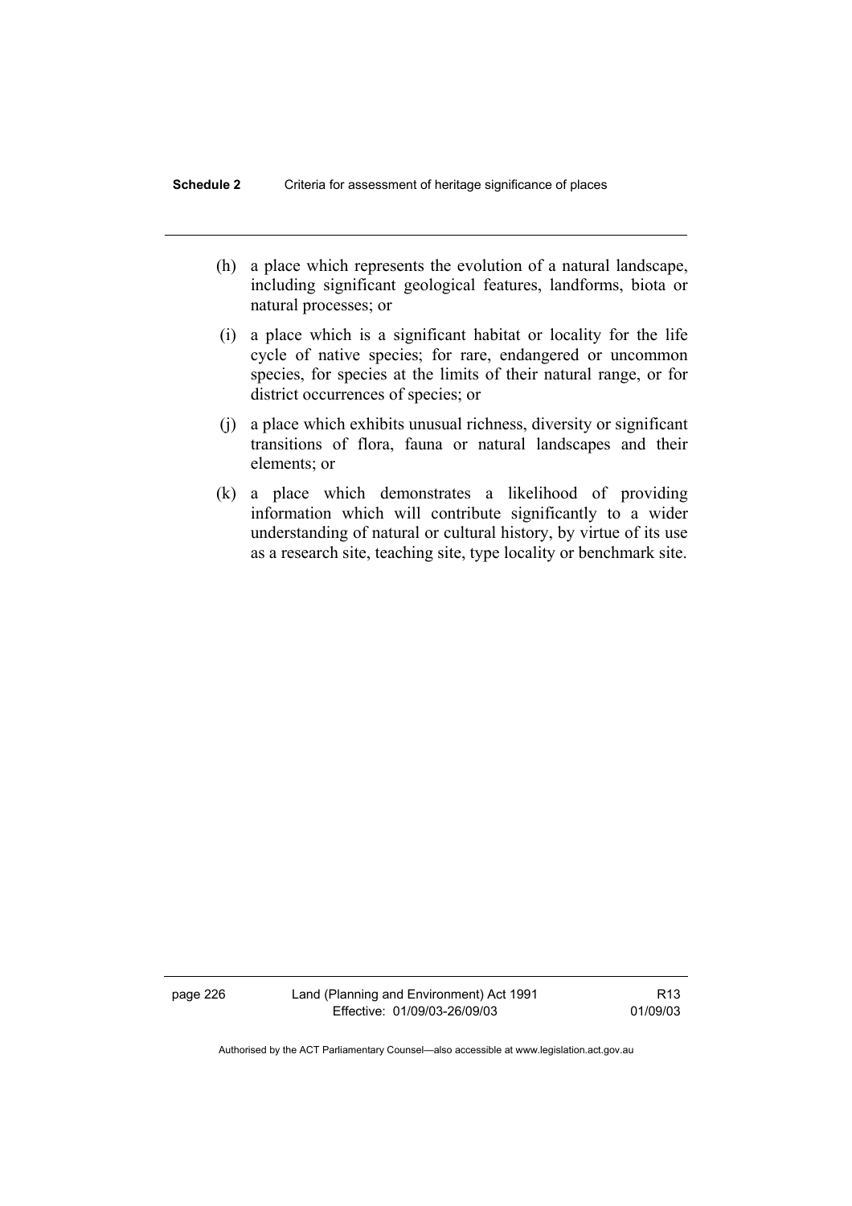(h) a place which represents the evolution of a natural landscape, including significant geological features, landforms, biota or natural processes; or

(i) a place which is a significant habitat or locality for the life cycle of native species; for rare, endangered or uncommon species, for species at the limits of their natural range, or for district occurrences of species; or

(j) a place which exhibits unusual richness, diversity or significant transitions of flora, fauna or natural landscapes and their elements; or

(k) a place which demonstrates a likelihood of providing information which will contribute significantly to a wider understanding of natural or cultural history, by virtue of its use as a research site, teaching site, type locality or benchmark site.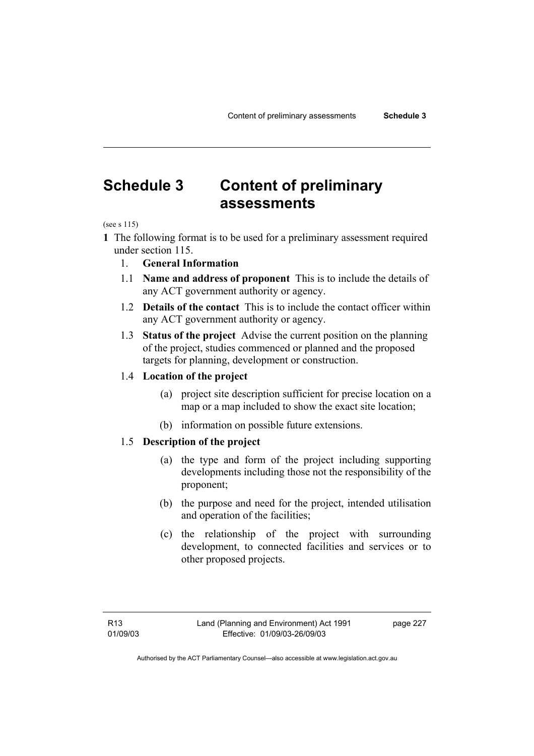# Schedule 3 Content of preliminary assessments

(see s 115)

**1** The following format is to be used for a preliminary assessment required under section 115.

1. **General Information**

1.1 **Name and address of proponent** This is to include the details of any ACT government authority or agency.

1.2 **Details of the contact** This is to include the contact officer within any ACT government authority or agency.

1.3 **Status of the project** Advise the current position on the planning of the project, studies commenced or planned and the proposed targets for planning, development or construction.

1.4 **Location of the project**

(a) project site description sufficient for precise location on a map or a map included to show the exact site location;

(b) information on possible future extensions.

1.5 **Description of the project**

(a) the type and form of the project including supporting developments including those not the responsibility of the proponent;

(b) the purpose and need for the project, intended utilisation and operation of the facilities;

(c) the relationship of the project with surrounding development, to connected facilities and services or to other proposed projects.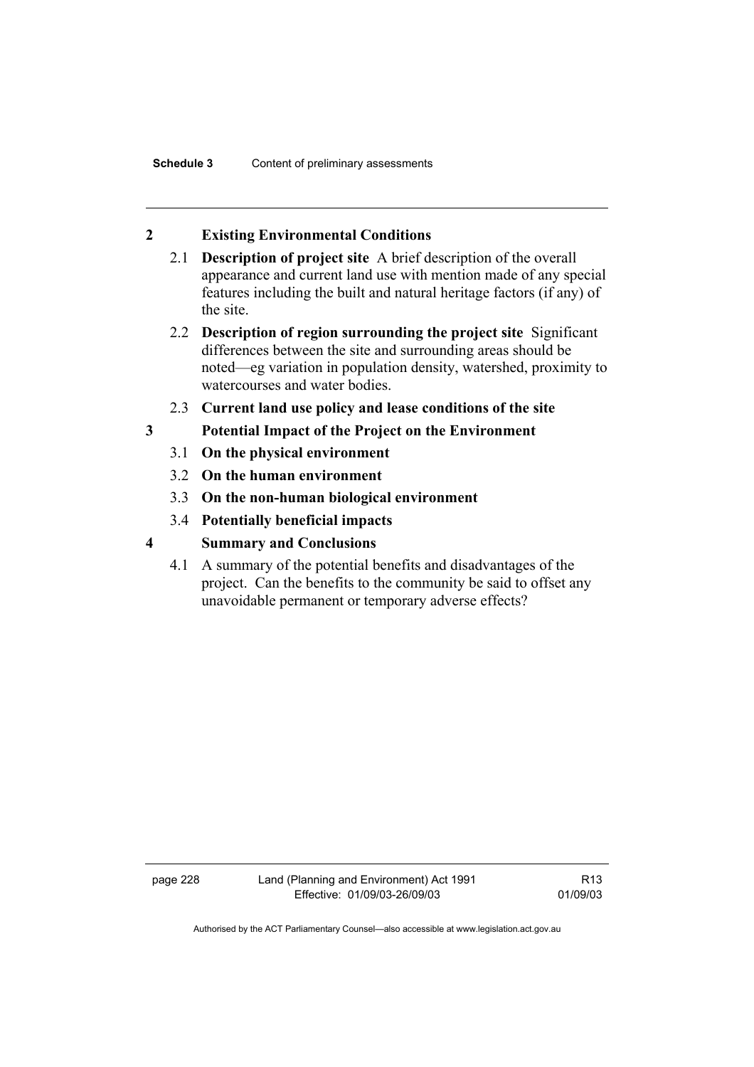## 2 Existing Environmental Conditions

2.1 **Description of project site** A brief description of the overall appearance and current land use with mention made of any special features including the built and natural heritage factors (if any) of the site.

2.2 **Description of region surrounding the project site** Significant differences between the site and surrounding areas should be noted—eg variation in population density, watershed, proximity to watercourses and water bodies.

2.3 **Current land use policy and lease conditions of the site**

## 3 Potential Impact of the Project on the Environment

3.1 **On the physical environment**

3.2 **On the human environment**

3.3 **On the non-human biological environment**

3.4 **Potentially beneficial impacts**

## 4 Summary and Conclusions

4.1 A summary of the potential benefits and disadvantages of the project. Can the benefits to the community be said to offset any unavoidable permanent or temporary adverse effects?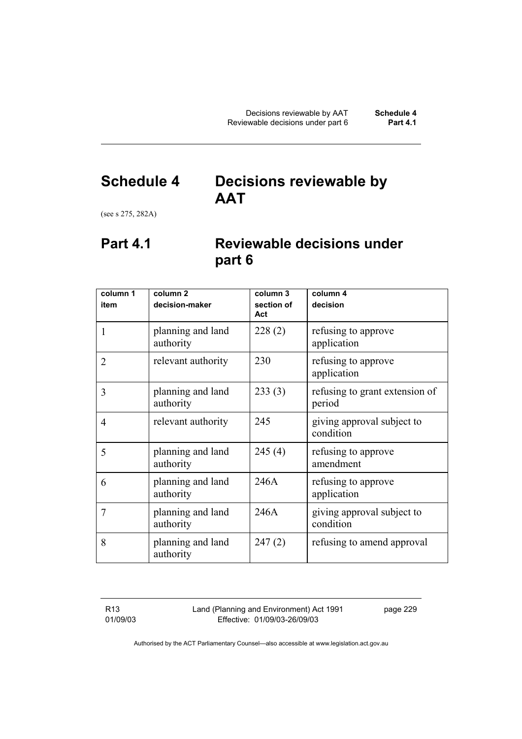# Schedule 4 Decisions reviewable by AAT

(see s 275, 282A)

## Part 4.1 Reviewable decisions under part 6

| column 1 item | column 2 decision-maker | column 3 section of Act | column 4 decision |
|---|---|---|---|
| 1 | planning and land authority | 228 (2) | refusing to approve application |
| 2 | relevant authority | 230 | refusing to approve application |
| 3 | planning and land authority | 233 (3) | refusing to grant extension of period |
| 4 | relevant authority | 245 | giving approval subject to condition |
| 5 | planning and land authority | 245 (4) | refusing to approve amendment |
| 6 | planning and land authority | 246A | refusing to approve application |
| 7 | planning and land authority | 246A | giving approval subject to condition |
| 8 | planning and land authority | 247 (2) | refusing to amend approval |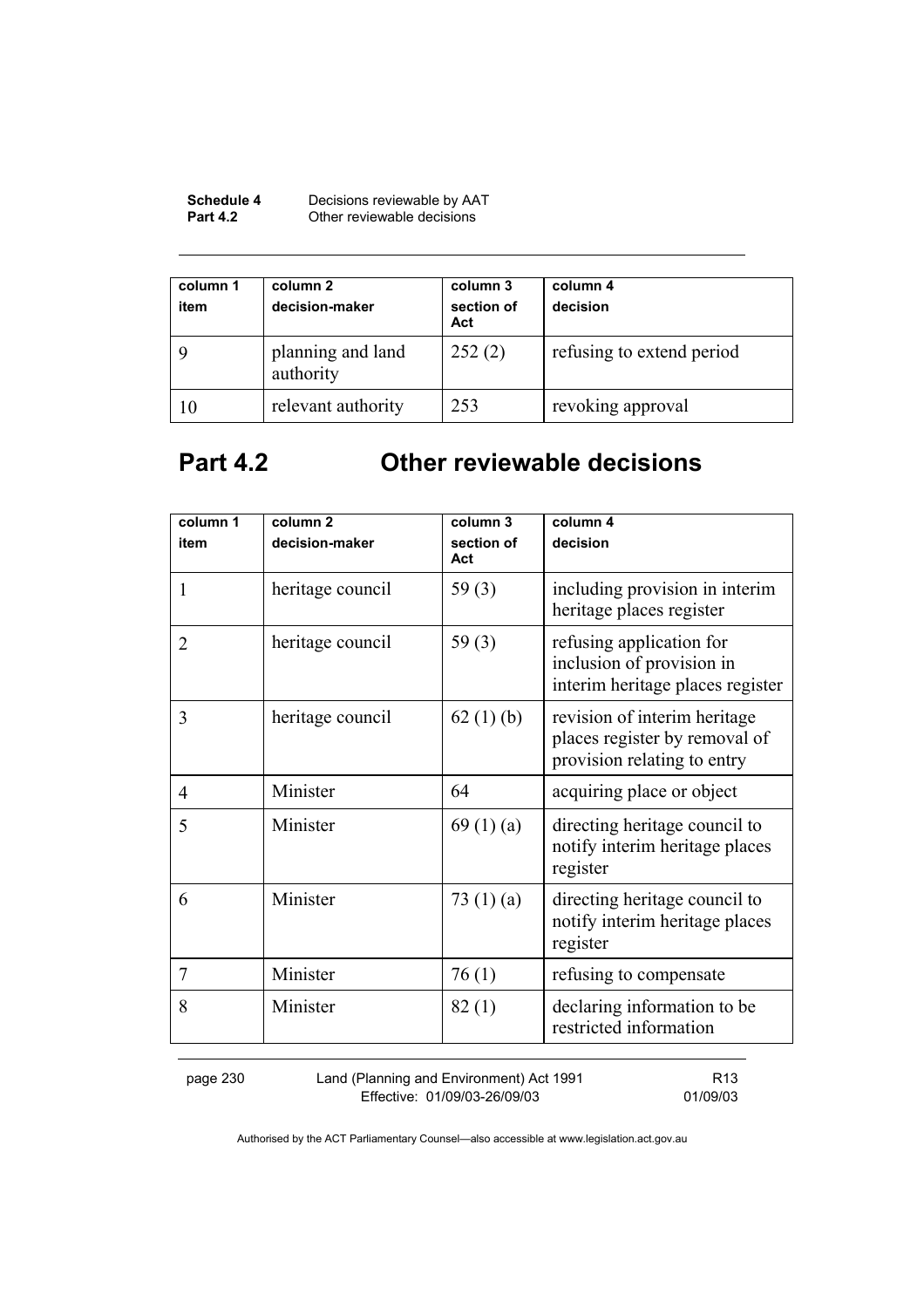| column 1<br>item | column 2<br>decision-maker | column 3<br>section of Act | column 4<br>decision |
|---|---|---|---|
| 9 | planning and land authority | 252 (2) | refusing to extend period |
| 10 | relevant authority | 253 | revoking approval |

## Part 4.2 Other reviewable decisions

| column 1<br>item | column 2<br>decision-maker | column 3<br>section of Act | column 4<br>decision |
|---|---|---|---|
| 1 | heritage council | 59 (3) | including provision in interim heritage places register |
| 2 | heritage council | 59 (3) | refusing application for inclusion of provision in interim heritage places register |
| 3 | heritage council | 62 (1) (b) | revision of interim heritage places register by removal of provision relating to entry |
| 4 | Minister | 64 | acquiring place or object |
| 5 | Minister | 69 (1) (a) | directing heritage council to notify interim heritage places register |
| 6 | Minister | 73 (1) (a) | directing heritage council to notify interim heritage places register |
| 7 | Minister | 76 (1) | refusing to compensate |
| 8 | Minister | 82 (1) | declaring information to be restricted information |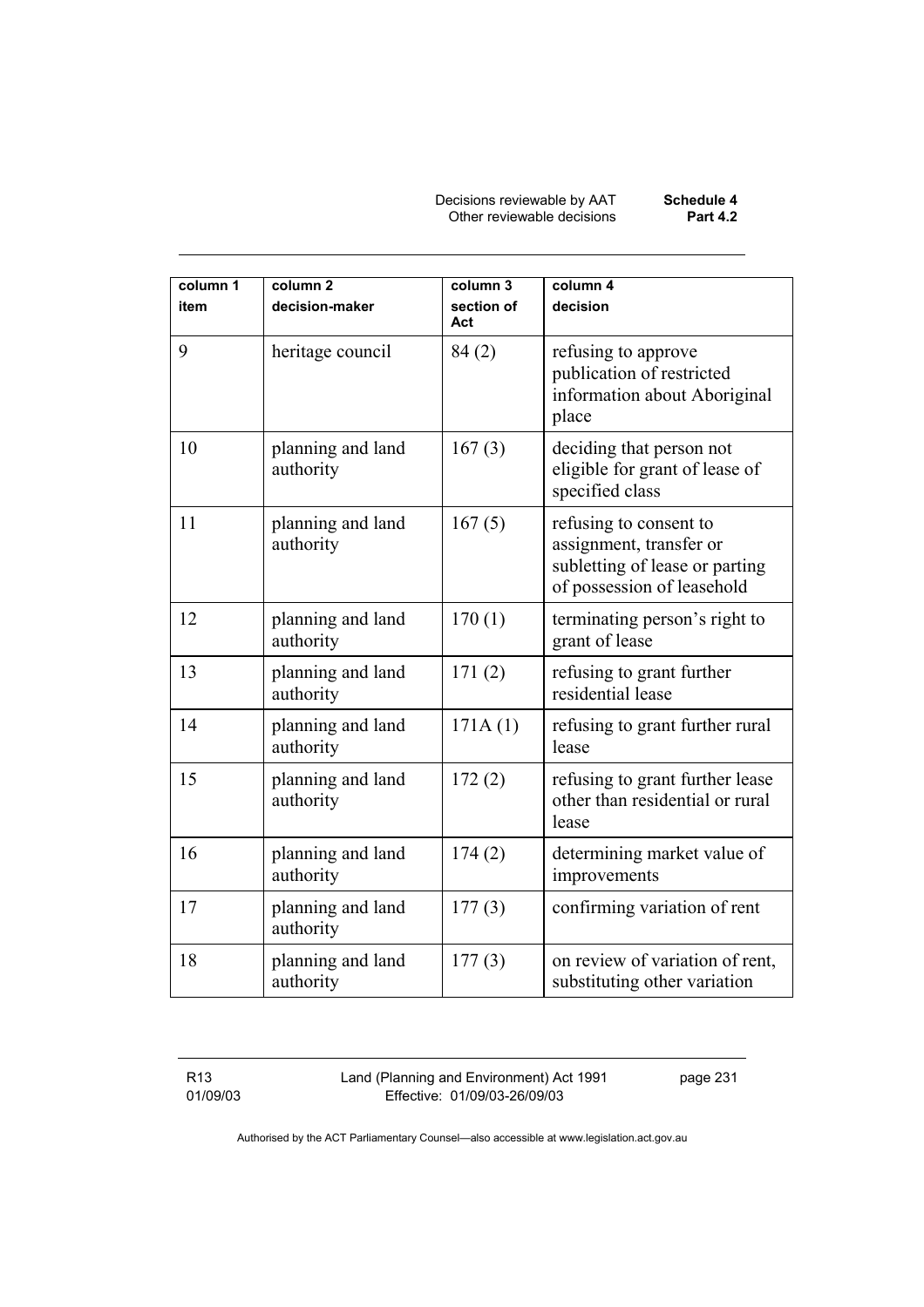| column 1 item | column 2 decision-maker | column 3 section of Act | column 4 decision |
|---|---|---|---|
| 9 | heritage council | 84 (2) | refusing to approve publication of restricted information about Aboriginal place |
| 10 | planning and land authority | 167 (3) | deciding that person not eligible for grant of lease of specified class |
| 11 | planning and land authority | 167 (5) | refusing to consent to assignment, transfer or subletting of lease or parting of possession of leasehold |
| 12 | planning and land authority | 170 (1) | terminating person's right to grant of lease |
| 13 | planning and land authority | 171 (2) | refusing to grant further residential lease |
| 14 | planning and land authority | 171A (1) | refusing to grant further rural lease |
| 15 | planning and land authority | 172 (2) | refusing to grant further lease other than residential or rural lease |
| 16 | planning and land authority | 174 (2) | determining market value of improvements |
| 17 | planning and land authority | 177 (3) | confirming variation of rent |
| 18 | planning and land authority | 177 (3) | on review of variation of rent, substituting other variation |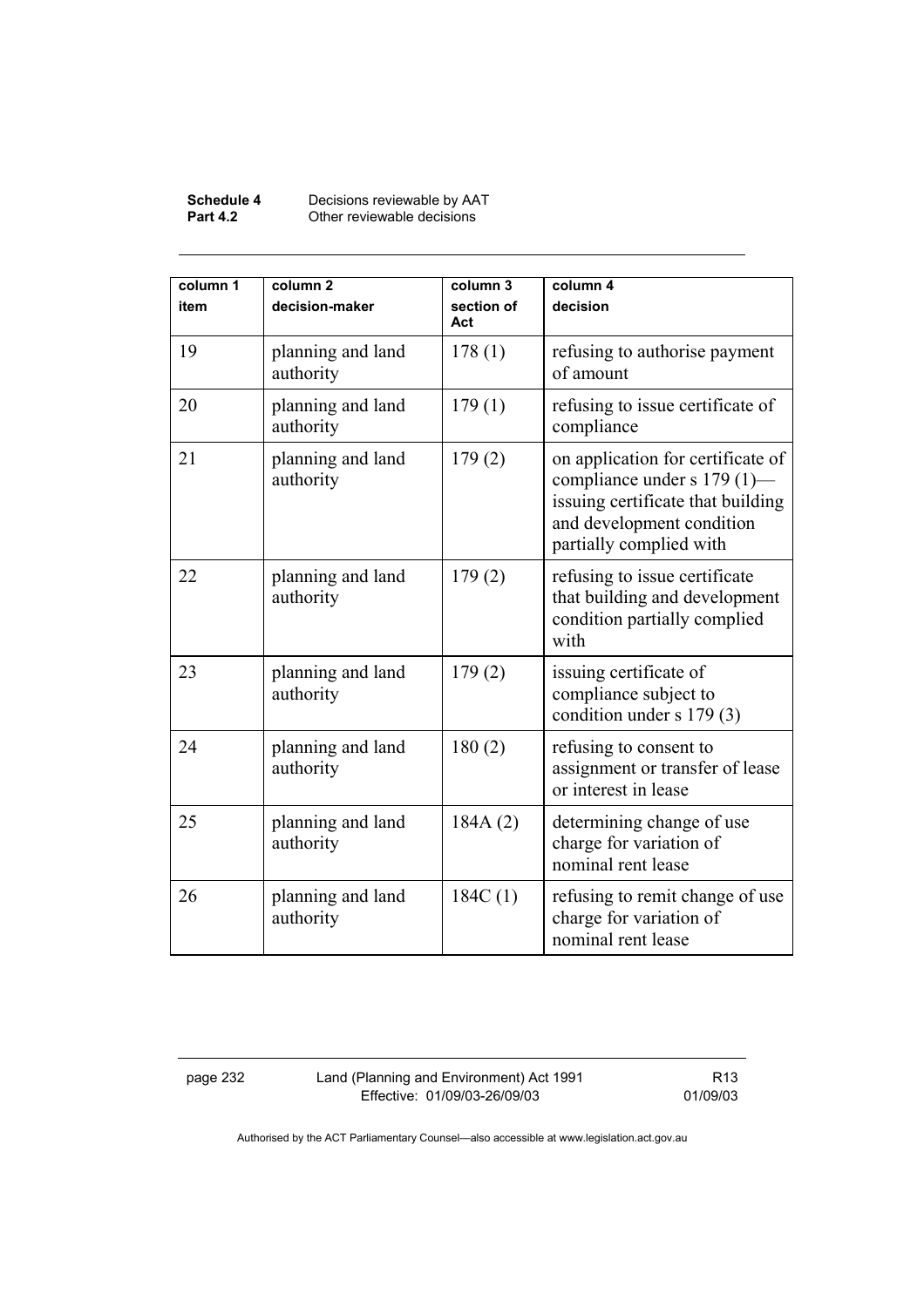| column 1 item | column 2 decision-maker | column 3 section of Act | column 4 decision |
|---|---|---|---|
| 19 | planning and land authority | 178 (1) | refusing to authorise payment of amount |
| 20 | planning and land authority | 179 (1) | refusing to issue certificate of compliance |
| 21 | planning and land authority | 179 (2) | on application for certificate of compliance under s 179 (1)—issuing certificate that building and development condition partially complied with |
| 22 | planning and land authority | 179 (2) | refusing to issue certificate that building and development condition partially complied with |
| 23 | planning and land authority | 179 (2) | issuing certificate of compliance subject to condition under s 179 (3) |
| 24 | planning and land authority | 180 (2) | refusing to consent to assignment or transfer of lease or interest in lease |
| 25 | planning and land authority | 184A (2) | determining change of use charge for variation of nominal rent lease |
| 26 | planning and land authority | 184C (1) | refusing to remit change of use charge for variation of nominal rent lease |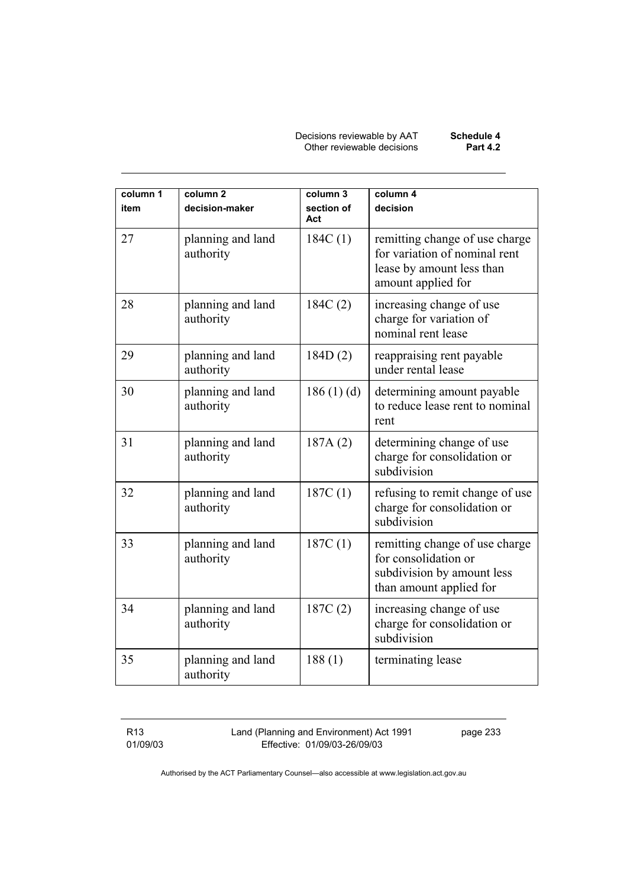| column 1 item | column 2 decision-maker | column 3 section of Act | column 4 decision |
|---|---|---|---|
| 27 | planning and land authority | 184C (1) | remitting change of use charge for variation of nominal rent lease by amount less than amount applied for |
| 28 | planning and land authority | 184C (2) | increasing change of use charge for variation of nominal rent lease |
| 29 | planning and land authority | 184D (2) | reappraising rent payable under rental lease |
| 30 | planning and land authority | 186 (1) (d) | determining amount payable to reduce lease rent to nominal rent |
| 31 | planning and land authority | 187A (2) | determining change of use charge for consolidation or subdivision |
| 32 | planning and land authority | 187C (1) | refusing to remit change of use charge for consolidation or subdivision |
| 33 | planning and land authority | 187C (1) | remitting change of use charge for consolidation or subdivision by amount less than amount applied for |
| 34 | planning and land authority | 187C (2) | increasing change of use charge for consolidation or subdivision |
| 35 | planning and land authority | 188 (1) | terminating lease |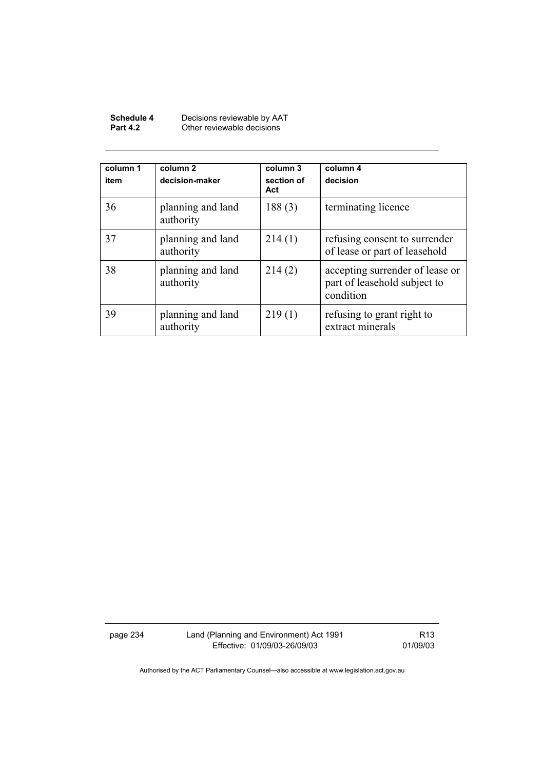| column 1<br>item | column 2<br>decision-maker | column 3<br>section of Act | column 4<br>decision |
|---|---|---|---|
| 36 | planning and land authority | 188 (3) | terminating licence |
| 37 | planning and land authority | 214 (1) | refusing consent to surrender of lease or part of leasehold |
| 38 | planning and land authority | 214 (2) | accepting surrender of lease or part of leasehold subject to condition |
| 39 | planning and land authority | 219 (1) | refusing to grant right to extract minerals |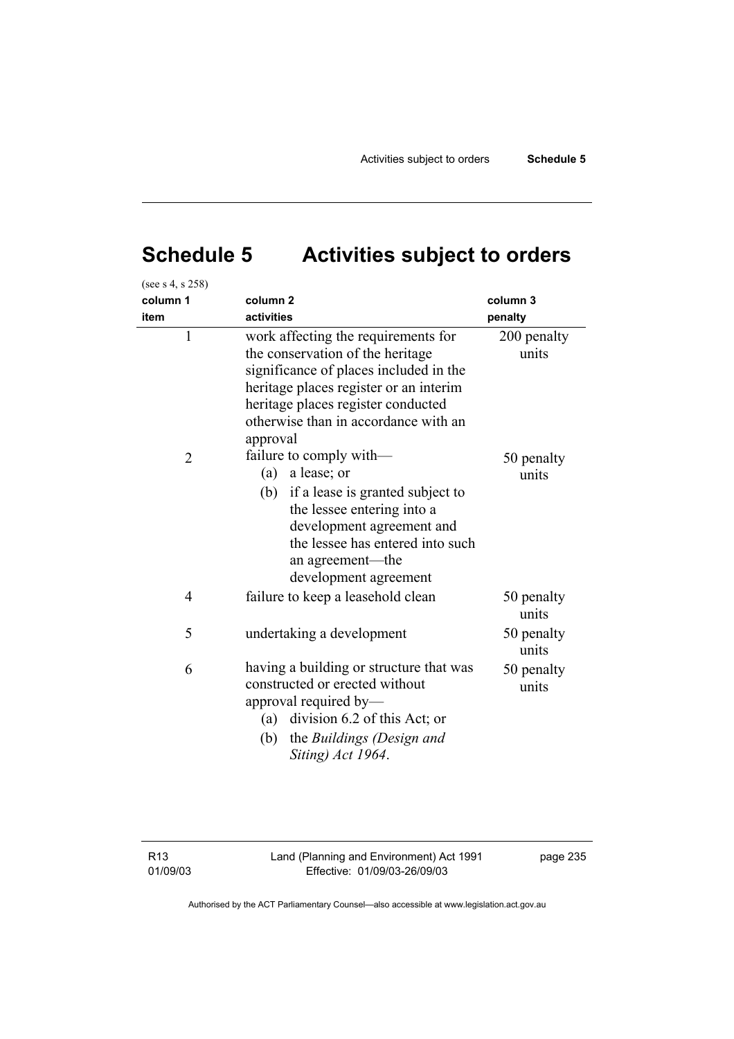# Schedule 5 Activities subject to orders

(see s 4, s 258)

| column 1<br>item | column 2<br>activities | column 3<br>penalty |
|---|---|---|
| 1 | work affecting the requirements for the conservation of the heritage significance of places included in the heritage places register or an interim heritage places register conducted otherwise than in accordance with an approval | 200 penalty units |
| 2 | failure to comply with—<br>(a) a lease; or<br>(b) if a lease is granted subject to the lessee entering into a development agreement and the lessee has entered into such an agreement—the development agreement | 50 penalty units |
| 4 | failure to keep a leasehold clean | 50 penalty units |
| 5 | undertaking a development | 50 penalty units |
| 6 | having a building or structure that was constructed or erected without approval required by—<br>(a) division 6.2 of this Act; or<br>(b) the *Buildings (Design and Siting) Act 1964*. | 50 penalty units |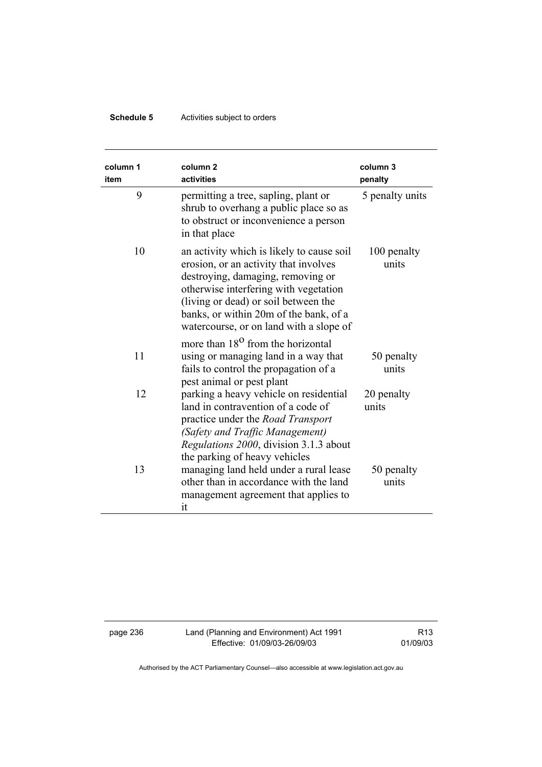| column 1 item | column 2 activities | column 3 penalty |
|---|---|---|
| 9 | permitting a tree, sapling, plant or shrub to overhang a public place so as to obstruct or inconvenience a person in that place | 5 penalty units |
| 10 | an activity which is likely to cause soil erosion, or an activity that involves destroying, damaging, removing or otherwise interfering with vegetation (living or dead) or soil between the banks, or within 20m of the bank, of a watercourse, or on land with a slope of more than $18^{o}$ from the horizontal | 100 penalty units |
| 11 | using or managing land in a way that fails to control the propagation of a pest animal or pest plant | 50 penalty units |
| 12 | parking a heavy vehicle on residential land in contravention of a code of practice under the *Road Transport (Safety and Traffic Management) Regulations 2000*, division 3.1.3 about the parking of heavy vehicles | 20 penalty units |
| 13 | managing land held under a rural lease other than in accordance with the land management agreement that applies to it | 50 penalty units |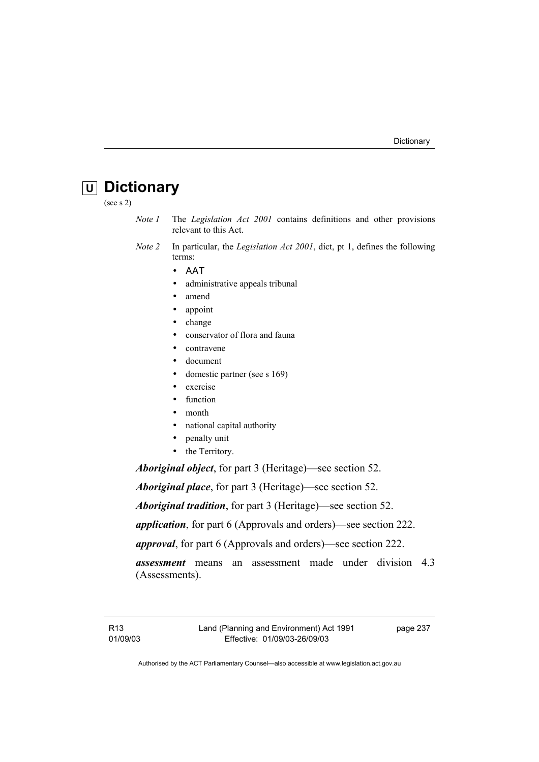# U Dictionary

(see s 2)

*Note 1* The *Legislation Act 2001* contains definitions and other provisions relevant to this Act.

*Note 2* In particular, the *Legislation Act 2001*, dict, pt 1, defines the following terms:

- AAT
- administrative appeals tribunal
- amend
- appoint
- change
- conservator of flora and fauna
- contravene
- document
- domestic partner (see s 169)
- exercise
- function
- month
- national capital authority
- penalty unit
- the Territory.

***Aboriginal object***, for part 3 (Heritage)—see section 52.

***Aboriginal place***, for part 3 (Heritage)—see section 52.

***Aboriginal tradition***, for part 3 (Heritage)—see section 52.

***application***, for part 6 (Approvals and orders)—see section 222.

***approval***, for part 6 (Approvals and orders)—see section 222.

***assessment*** means an assessment made under division 4.3 (Assessments).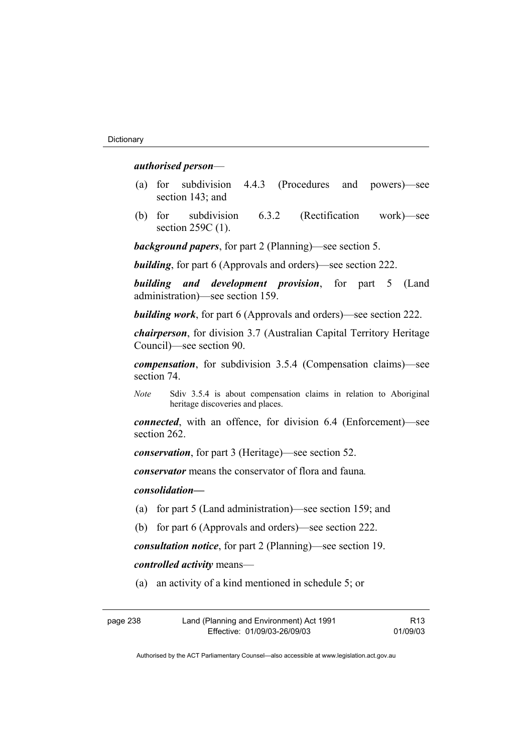***authorised person***—

(a) for subdivision 4.4.3 (Procedures and powers)—see section 143; and

(b) for subdivision 6.3.2 (Rectification work)—see section 259C (1).

***background papers***, for part 2 (Planning)—see section 5.

***building***, for part 6 (Approvals and orders)—see section 222.

***building and development provision***, for part 5 (Land administration)—see section 159.

***building work***, for part 6 (Approvals and orders)—see section 222.

***chairperson***, for division 3.7 (Australian Capital Territory Heritage Council)—see section 90.

***compensation***, for subdivision 3.5.4 (Compensation claims)—see section 74.

*Note* Sdiv 3.5.4 is about compensation claims in relation to Aboriginal heritage discoveries and places.

***connected***, with an offence, for division 6.4 (Enforcement)—see section 262.

***conservation***, for part 3 (Heritage)—see section 52.

***conservator*** means the conservator of flora and fauna*.*

***consolidation—***

(a) for part 5 (Land administration)—see section 159; and

(b) for part 6 (Approvals and orders)—see section 222.

***consultation notice***, for part 2 (Planning)—see section 19.

***controlled activity*** means—

(a) an activity of a kind mentioned in schedule 5; or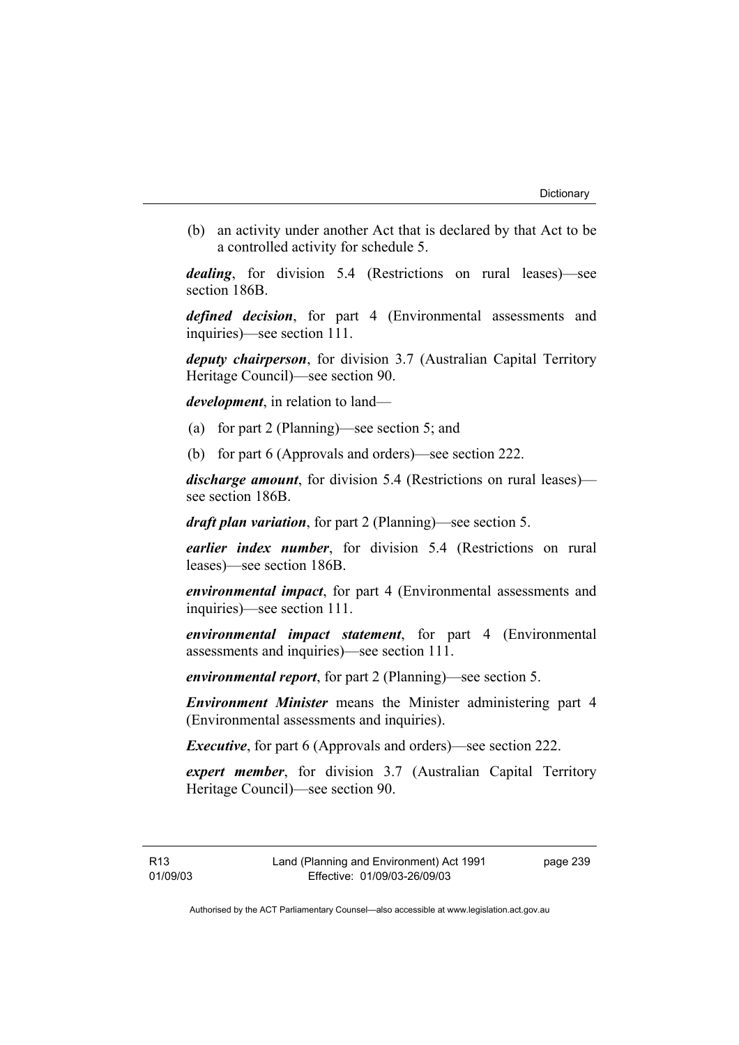(b) an activity under another Act that is declared by that Act to be a controlled activity for schedule 5.

***dealing***, for division 5.4 (Restrictions on rural leases)—see section 186B.

***defined decision***, for part 4 (Environmental assessments and inquiries)—see section 111.

***deputy chairperson***, for division 3.7 (Australian Capital Territory Heritage Council)—see section 90.

***development***, in relation to land—

(a) for part 2 (Planning)—see section 5; and

(b) for part 6 (Approvals and orders)—see section 222.

***discharge amount***, for division 5.4 (Restrictions on rural leases)—see section 186B.

***draft plan variation***, for part 2 (Planning)—see section 5.

***earlier index number***, for division 5.4 (Restrictions on rural leases)—see section 186B.

***environmental impact***, for part 4 (Environmental assessments and inquiries)—see section 111.

***environmental impact statement***, for part 4 (Environmental assessments and inquiries)—see section 111.

***environmental report***, for part 2 (Planning)—see section 5.

***Environment Minister*** means the Minister administering part 4 (Environmental assessments and inquiries).

***Executive***, for part 6 (Approvals and orders)—see section 222.

***expert member***, for division 3.7 (Australian Capital Territory Heritage Council)—see section 90.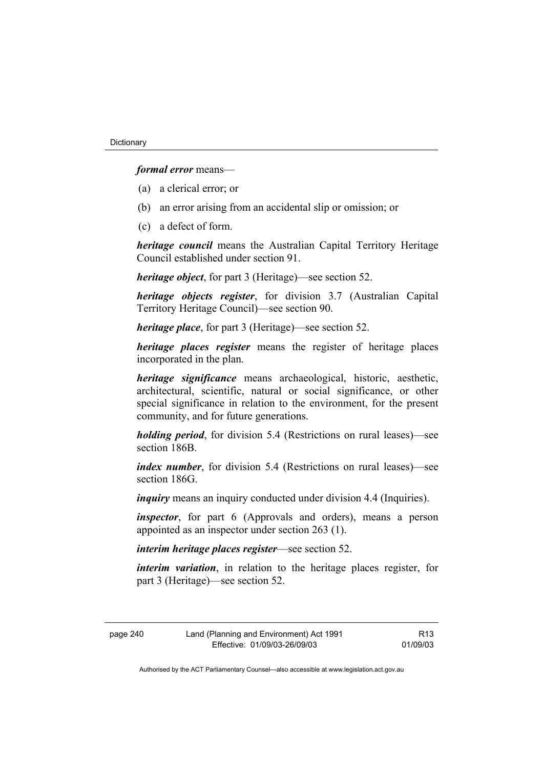***formal error*** means—

(a) a clerical error; or

(b) an error arising from an accidental slip or omission; or

(c) a defect of form.

***heritage council*** means the Australian Capital Territory Heritage Council established under section 91.

***heritage object***, for part 3 (Heritage)—see section 52.

***heritage objects register***, for division 3.7 (Australian Capital Territory Heritage Council)—see section 90.

***heritage place***, for part 3 (Heritage)—see section 52.

***heritage places register*** means the register of heritage places incorporated in the plan.

***heritage significance*** means archaeological, historic, aesthetic, architectural, scientific, natural or social significance, or other special significance in relation to the environment, for the present community, and for future generations.

***holding period***, for division 5.4 (Restrictions on rural leases)—see section 186B.

***index number***, for division 5.4 (Restrictions on rural leases)—see section 186G.

***inquiry*** means an inquiry conducted under division 4.4 (Inquiries).

***inspector***, for part 6 (Approvals and orders), means a person appointed as an inspector under section 263 (1).

***interim heritage places register***—see section 52.

***interim variation***, in relation to the heritage places register, for part 3 (Heritage)—see section 52.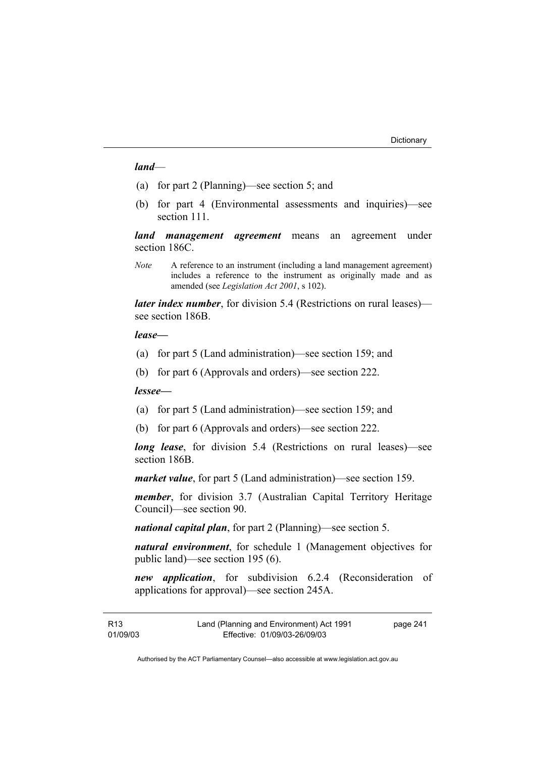***land***—

(a) for part 2 (Planning)—see section 5; and

(b) for part 4 (Environmental assessments and inquiries)—see section 111.

***land management agreement*** means an agreement under section 186C.

*Note* A reference to an instrument (including a land management agreement) includes a reference to the instrument as originally made and as amended (see *Legislation Act 2001*, s 102).

***later index number***, for division 5.4 (Restrictions on rural leases)—see section 186B.

***lease—***

(a) for part 5 (Land administration)—see section 159; and

(b) for part 6 (Approvals and orders)—see section 222.

***lessee—***

(a) for part 5 (Land administration)—see section 159; and

(b) for part 6 (Approvals and orders)—see section 222.

***long lease***, for division 5.4 (Restrictions on rural leases)—see section 186B.

***market value***, for part 5 (Land administration)—see section 159.

***member***, for division 3.7 (Australian Capital Territory Heritage Council)—see section 90.

***national capital plan***, for part 2 (Planning)—see section 5.

***natural environment***, for schedule 1 (Management objectives for public land)—see section 195 (6).

***new application***, for subdivision 6.2.4 (Reconsideration of applications for approval)—see section 245A.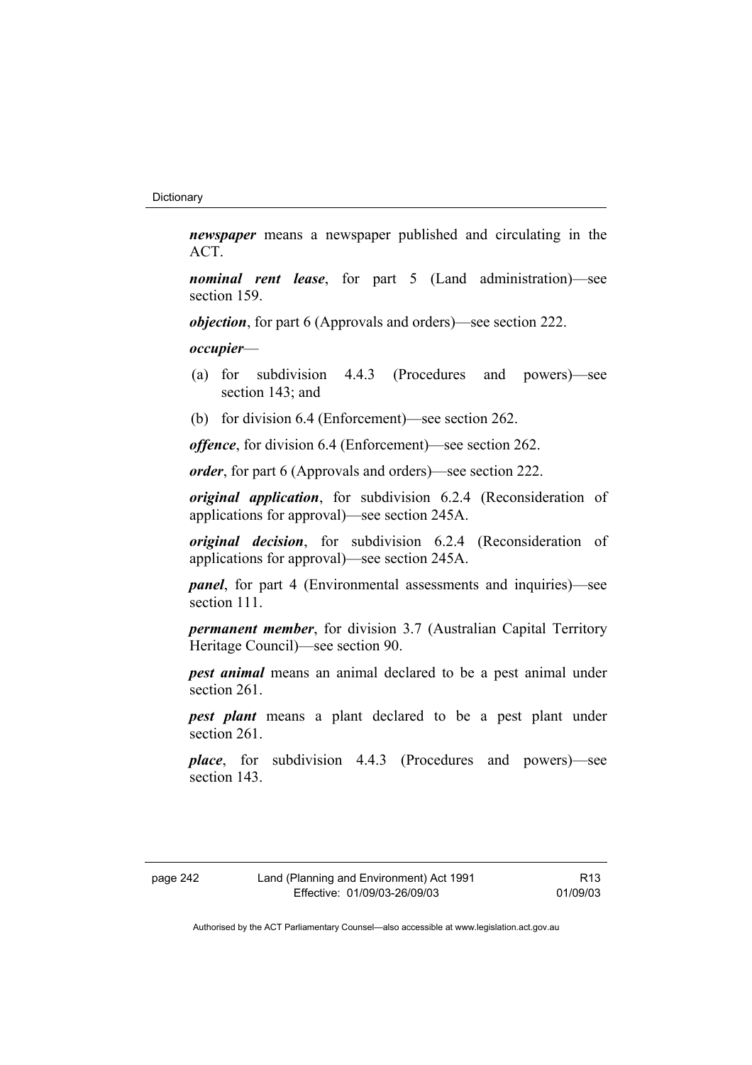***newspaper*** means a newspaper published and circulating in the ACT.

***nominal rent lease***, for part 5 (Land administration)—see section 159.

***objection***, for part 6 (Approvals and orders)—see section 222.

***occupier***—

(a) for subdivision 4.4.3 (Procedures and powers)—see section 143; and

(b) for division 6.4 (Enforcement)—see section 262.

***offence***, for division 6.4 (Enforcement)—see section 262.

***order***, for part 6 (Approvals and orders)—see section 222.

***original application***, for subdivision 6.2.4 (Reconsideration of applications for approval)—see section 245A.

***original decision***, for subdivision 6.2.4 (Reconsideration of applications for approval)—see section 245A.

***panel***, for part 4 (Environmental assessments and inquiries)—see section 111.

***permanent member***, for division 3.7 (Australian Capital Territory Heritage Council)—see section 90.

***pest animal*** means an animal declared to be a pest animal under section 261.

***pest plant*** means a plant declared to be a pest plant under section 261.

***place***, for subdivision 4.4.3 (Procedures and powers)—see section 143.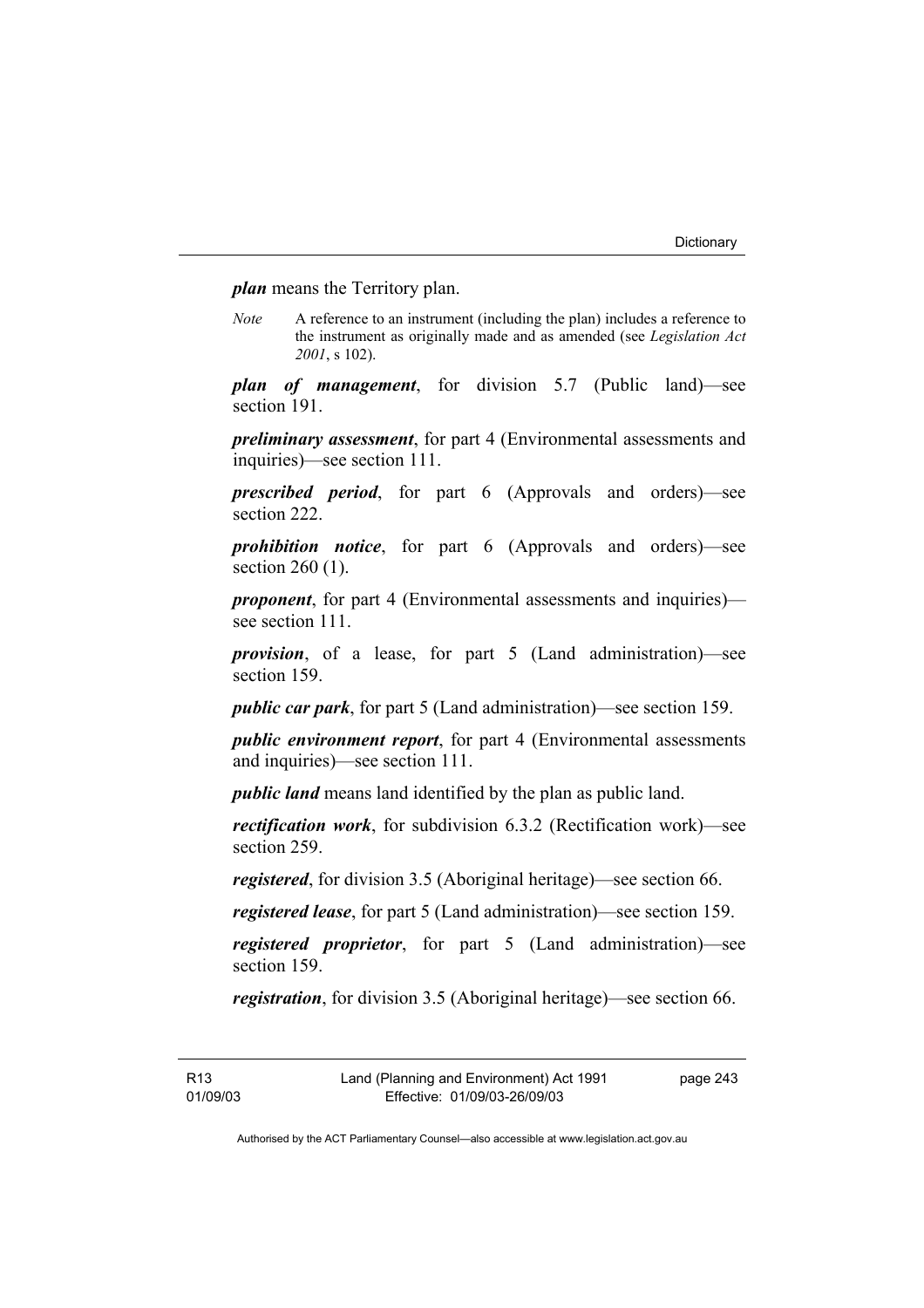***plan*** means the Territory plan.

*Note* A reference to an instrument (including the plan) includes a reference to the instrument as originally made and as amended (see *Legislation Act 2001*, s 102).

***plan of management***, for division 5.7 (Public land)—see section 191.

***preliminary assessment***, for part 4 (Environmental assessments and inquiries)—see section 111.

***prescribed period***, for part 6 (Approvals and orders)—see section 222.

***prohibition notice***, for part 6 (Approvals and orders)—see section 260 (1).

***proponent***, for part 4 (Environmental assessments and inquiries)—see section 111.

***provision***, of a lease, for part 5 (Land administration)—see section 159.

***public car park***, for part 5 (Land administration)—see section 159.

***public environment report***, for part 4 (Environmental assessments and inquiries)—see section 111.

***public land*** means land identified by the plan as public land.

***rectification work***, for subdivision 6.3.2 (Rectification work)—see section 259.

***registered***, for division 3.5 (Aboriginal heritage)—see section 66.

***registered lease***, for part 5 (Land administration)—see section 159.

***registered proprietor***, for part 5 (Land administration)—see section 159.

***registration***, for division 3.5 (Aboriginal heritage)—see section 66.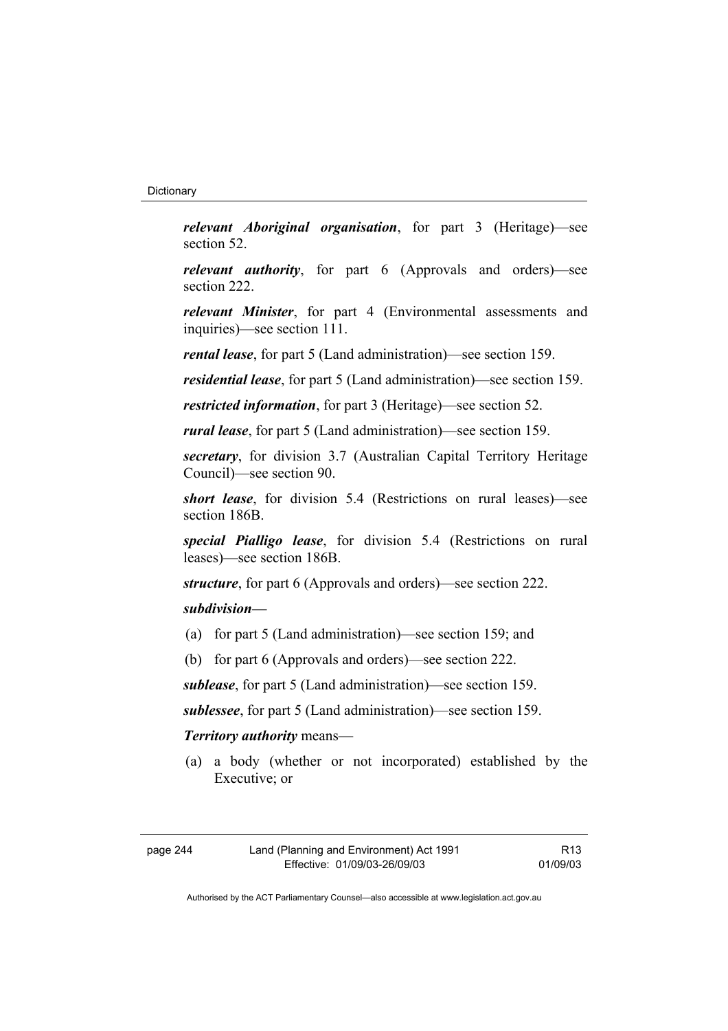***relevant Aboriginal organisation***, for part 3 (Heritage)—see section 52.

***relevant authority***, for part 6 (Approvals and orders)—see section 222.

***relevant Minister***, for part 4 (Environmental assessments and inquiries)—see section 111.

***rental lease***, for part 5 (Land administration)—see section 159.

***residential lease***, for part 5 (Land administration)—see section 159.

***restricted information***, for part 3 (Heritage)—see section 52.

***rural lease***, for part 5 (Land administration)—see section 159.

***secretary***, for division 3.7 (Australian Capital Territory Heritage Council)—see section 90.

***short lease***, for division 5.4 (Restrictions on rural leases)—see section 186B.

***special Pialligo lease***, for division 5.4 (Restrictions on rural leases)—see section 186B.

***structure***, for part 6 (Approvals and orders)—see section 222.

***subdivision—***

(a) for part 5 (Land administration)—see section 159; and

(b) for part 6 (Approvals and orders)—see section 222.

***sublease***, for part 5 (Land administration)—see section 159.

***sublessee***, for part 5 (Land administration)—see section 159.

***Territory authority*** means—

(a) a body (whether or not incorporated) established by the Executive; or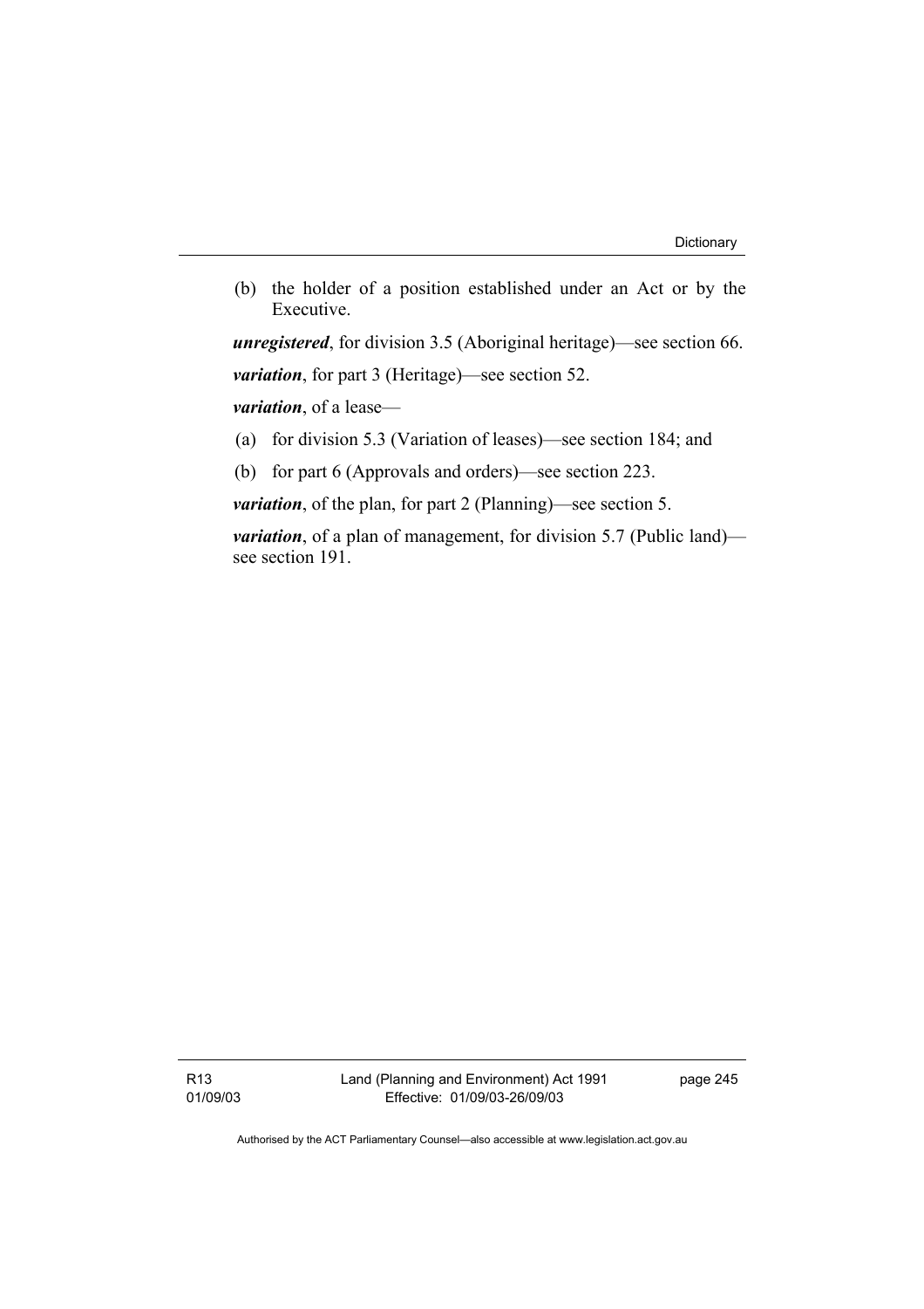(b) the holder of a position established under an Act or by the Executive.

***unregistered***, for division 3.5 (Aboriginal heritage)—see section 66.

***variation***, for part 3 (Heritage)—see section 52.

***variation***, of a lease—

(a) for division 5.3 (Variation of leases)—see section 184; and

(b) for part 6 (Approvals and orders)—see section 223.

***variation***, of the plan, for part 2 (Planning)—see section 5.

***variation***, of a plan of management, for division 5.7 (Public land)—see section 191.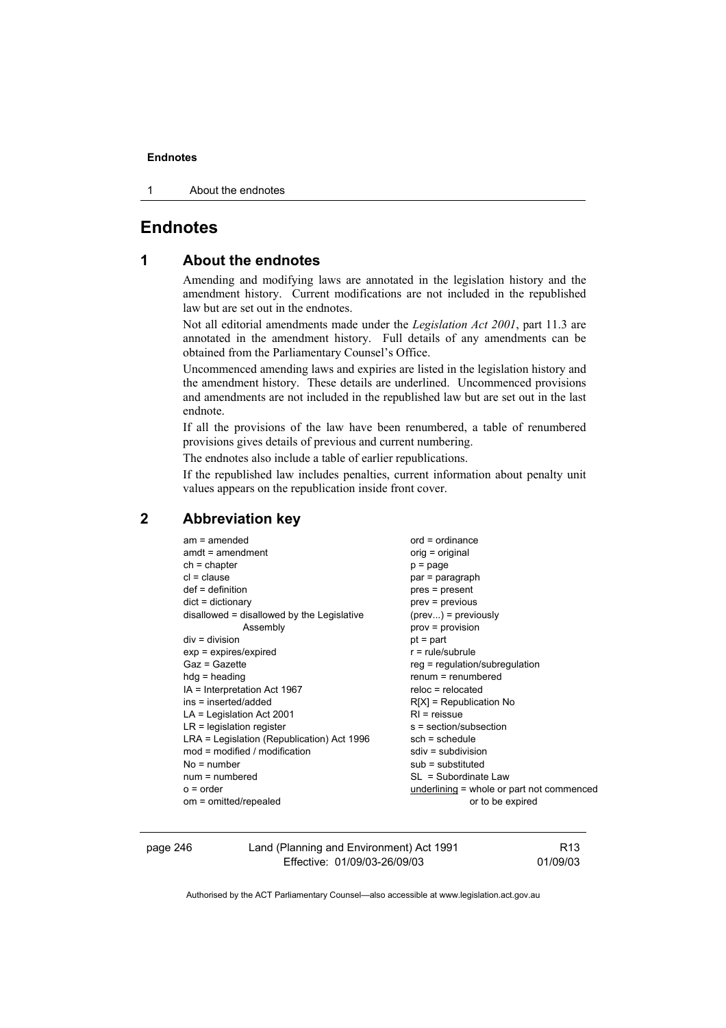# Endnotes

## 1 About the endnotes

Amending and modifying laws are annotated in the legislation history and the amendment history. Current modifications are not included in the republished law but are set out in the endnotes.

Not all editorial amendments made under the *Legislation Act 2001*, part 11.3 are annotated in the amendment history. Full details of any amendments can be obtained from the Parliamentary Counsel's Office.

Uncommenced amending laws and expiries are listed in the legislation history and the amendment history. These details are underlined. Uncommenced provisions and amendments are not included in the republished law but are set out in the last endnote.

If all the provisions of the law have been renumbered, a table of renumbered provisions gives details of previous and current numbering.

The endnotes also include a table of earlier republications.

If the republished law includes penalties, current information about penalty unit values appears on the republication inside front cover.

## 2 Abbreviation key

am = amended
amdt = amendment
ch = chapter
cl = clause
def = definition
dict = dictionary
disallowed = disallowed by the Legislative Assembly
div = division
exp = expires/expired
Gaz = Gazette
hdg = heading
IA = Interpretation Act 1967
ins = inserted/added
LA = Legislation Act 2001
LR = legislation register
LRA = Legislation (Republication) Act 1996
mod = modified / modification
No = number
num = numbered
o = order
om = omitted/repealed
ord = ordinance
orig = original
p = page
par = paragraph
pres = present
prev = previous
(prev...) = previously
prov = provision
pt = part
r = rule/subrule
reg = regulation/subregulation
renum = renumbered
reloc = relocated
R[X] = Republication No
RI = reissue
s = section/subsection
sch = schedule
sdiv = subdivision
sub = substituted
SL = Subordinate Law
<u>underlining</u> = whole or part not commenced or to be expired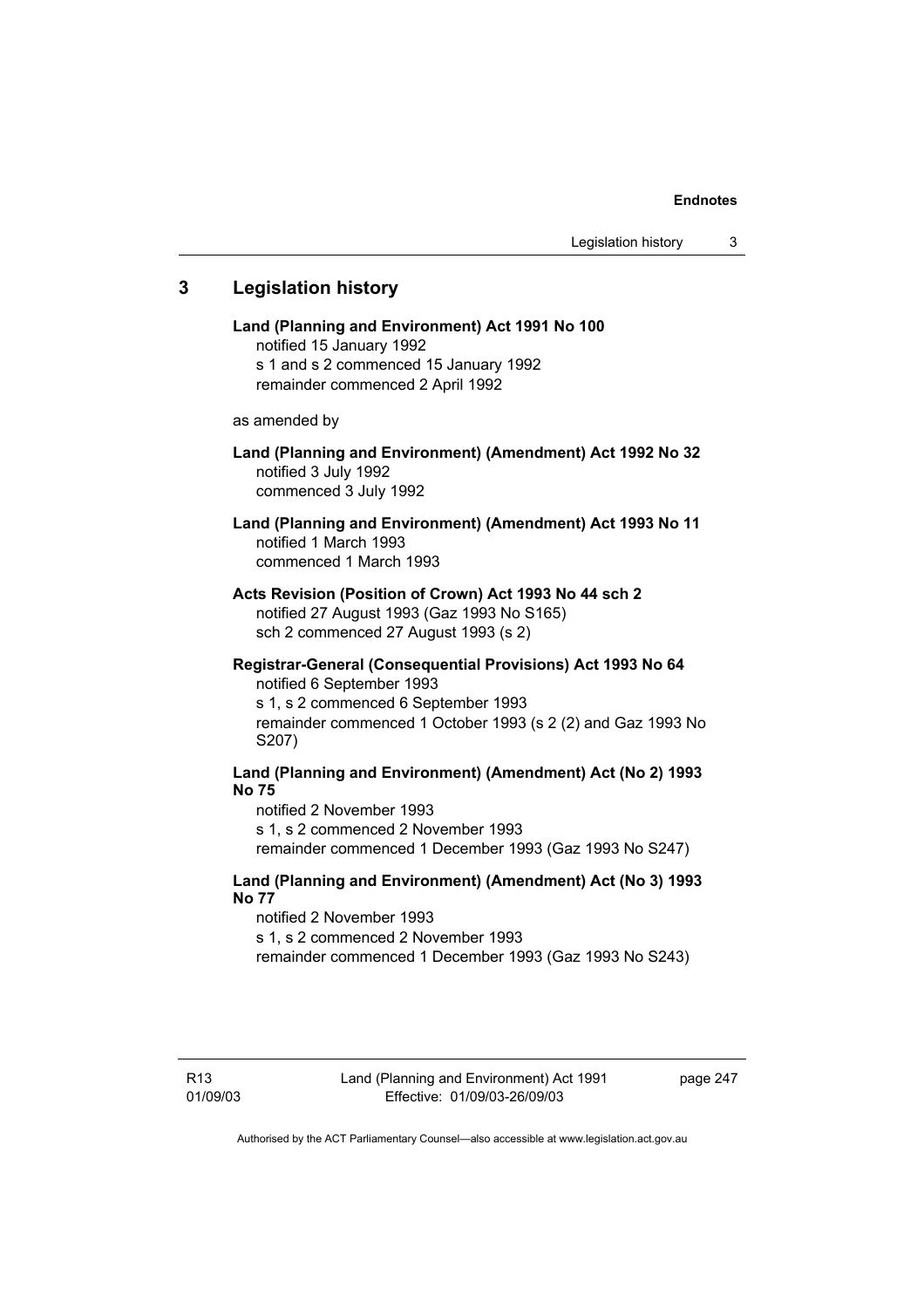## 3 Legislation history

**Land (Planning and Environment) Act 1991 No 100**
notified 15 January 1992
s 1 and s 2 commenced 15 January 1992
remainder commenced 2 April 1992

as amended by

**Land (Planning and Environment) (Amendment) Act 1992 No 32**
notified 3 July 1992
commenced 3 July 1992

**Land (Planning and Environment) (Amendment) Act 1993 No 11**
notified 1 March 1993
commenced 1 March 1993

**Acts Revision (Position of Crown) Act 1993 No 44 sch 2**
notified 27 August 1993 (Gaz 1993 No S165)
sch 2 commenced 27 August 1993 (s 2)

**Registrar-General (Consequential Provisions) Act 1993 No 64**
notified 6 September 1993
s 1, s 2 commenced 6 September 1993
remainder commenced 1 October 1993 (s 2 (2) and Gaz 1993 No S207)

**Land (Planning and Environment) (Amendment) Act (No 2) 1993 No 75**
notified 2 November 1993
s 1, s 2 commenced 2 November 1993
remainder commenced 1 December 1993 (Gaz 1993 No S247)

**Land (Planning and Environment) (Amendment) Act (No 3) 1993 No 77**
notified 2 November 1993
s 1, s 2 commenced 2 November 1993
remainder commenced 1 December 1993 (Gaz 1993 No S243)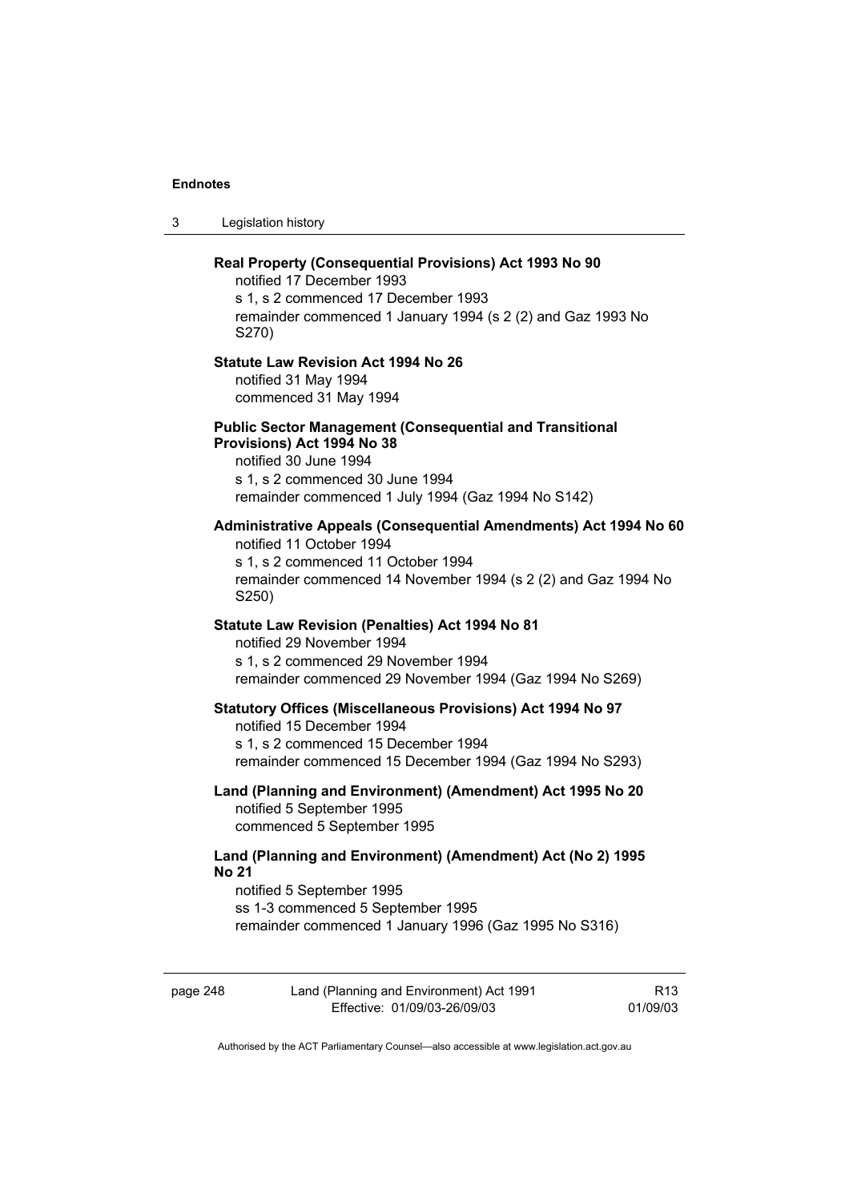**Real Property (Consequential Provisions) Act 1993 No 90**

notified 17 December 1993
s 1, s 2 commenced 17 December 1993
remainder commenced 1 January 1994 (s 2 (2) and Gaz 1993 No S270)

**Statute Law Revision Act 1994 No 26**

notified 31 May 1994
commenced 31 May 1994

**Public Sector Management (Consequential and Transitional Provisions) Act 1994 No 38**

notified 30 June 1994
s 1, s 2 commenced 30 June 1994
remainder commenced 1 July 1994 (Gaz 1994 No S142)

**Administrative Appeals (Consequential Amendments) Act 1994 No 60**

notified 11 October 1994
s 1, s 2 commenced 11 October 1994
remainder commenced 14 November 1994 (s 2 (2) and Gaz 1994 No S250)

**Statute Law Revision (Penalties) Act 1994 No 81**

notified 29 November 1994
s 1, s 2 commenced 29 November 1994
remainder commenced 29 November 1994 (Gaz 1994 No S269)

**Statutory Offices (Miscellaneous Provisions) Act 1994 No 97**

notified 15 December 1994
s 1, s 2 commenced 15 December 1994
remainder commenced 15 December 1994 (Gaz 1994 No S293)

**Land (Planning and Environment) (Amendment) Act 1995 No 20**

notified 5 September 1995
commenced 5 September 1995

**Land (Planning and Environment) (Amendment) Act (No 2) 1995 No 21**

notified 5 September 1995
ss 1-3 commenced 5 September 1995
remainder commenced 1 January 1996 (Gaz 1995 No S316)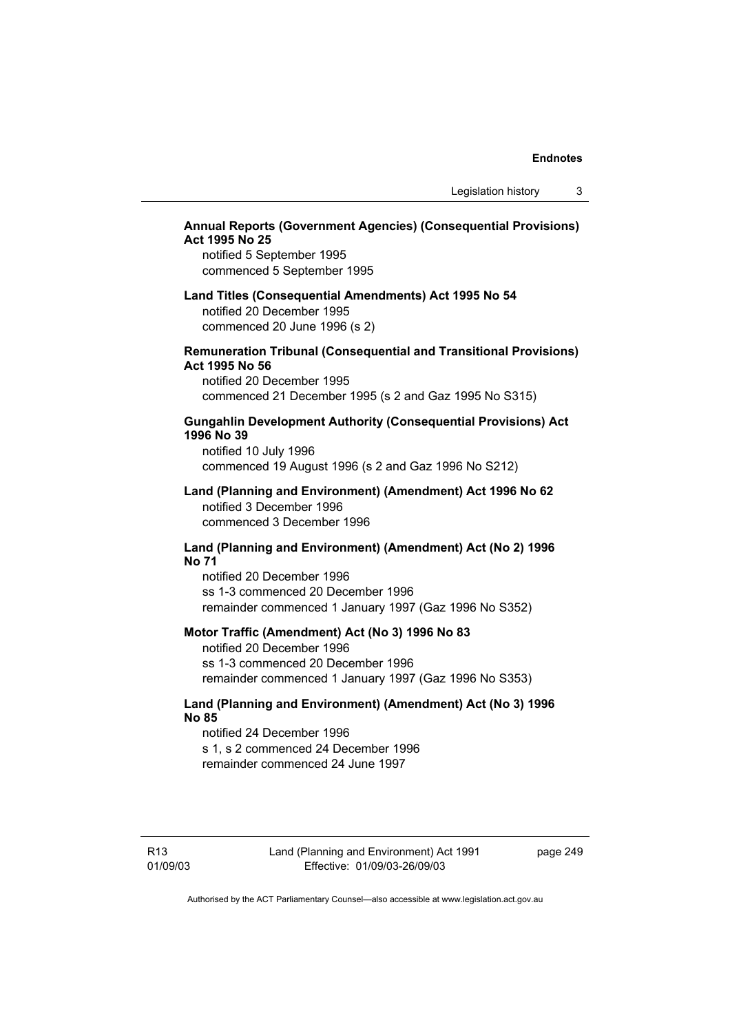**Annual Reports (Government Agencies) (Consequential Provisions) Act 1995 No 25**

notified 5 September 1995
commenced 5 September 1995

**Land Titles (Consequential Amendments) Act 1995 No 54**

notified 20 December 1995
commenced 20 June 1996 (s 2)

**Remuneration Tribunal (Consequential and Transitional Provisions) Act 1995 No 56**

notified 20 December 1995
commenced 21 December 1995 (s 2 and Gaz 1995 No S315)

**Gungahlin Development Authority (Consequential Provisions) Act 1996 No 39**

notified 10 July 1996
commenced 19 August 1996 (s 2 and Gaz 1996 No S212)

**Land (Planning and Environment) (Amendment) Act 1996 No 62**

notified 3 December 1996
commenced 3 December 1996

**Land (Planning and Environment) (Amendment) Act (No 2) 1996 No 71**

notified 20 December 1996
ss 1-3 commenced 20 December 1996
remainder commenced 1 January 1997 (Gaz 1996 No S352)

**Motor Traffic (Amendment) Act (No 3) 1996 No 83**

notified 20 December 1996
ss 1-3 commenced 20 December 1996
remainder commenced 1 January 1997 (Gaz 1996 No S353)

**Land (Planning and Environment) (Amendment) Act (No 3) 1996 No 85**

notified 24 December 1996
s 1, s 2 commenced 24 December 1996
remainder commenced 24 June 1997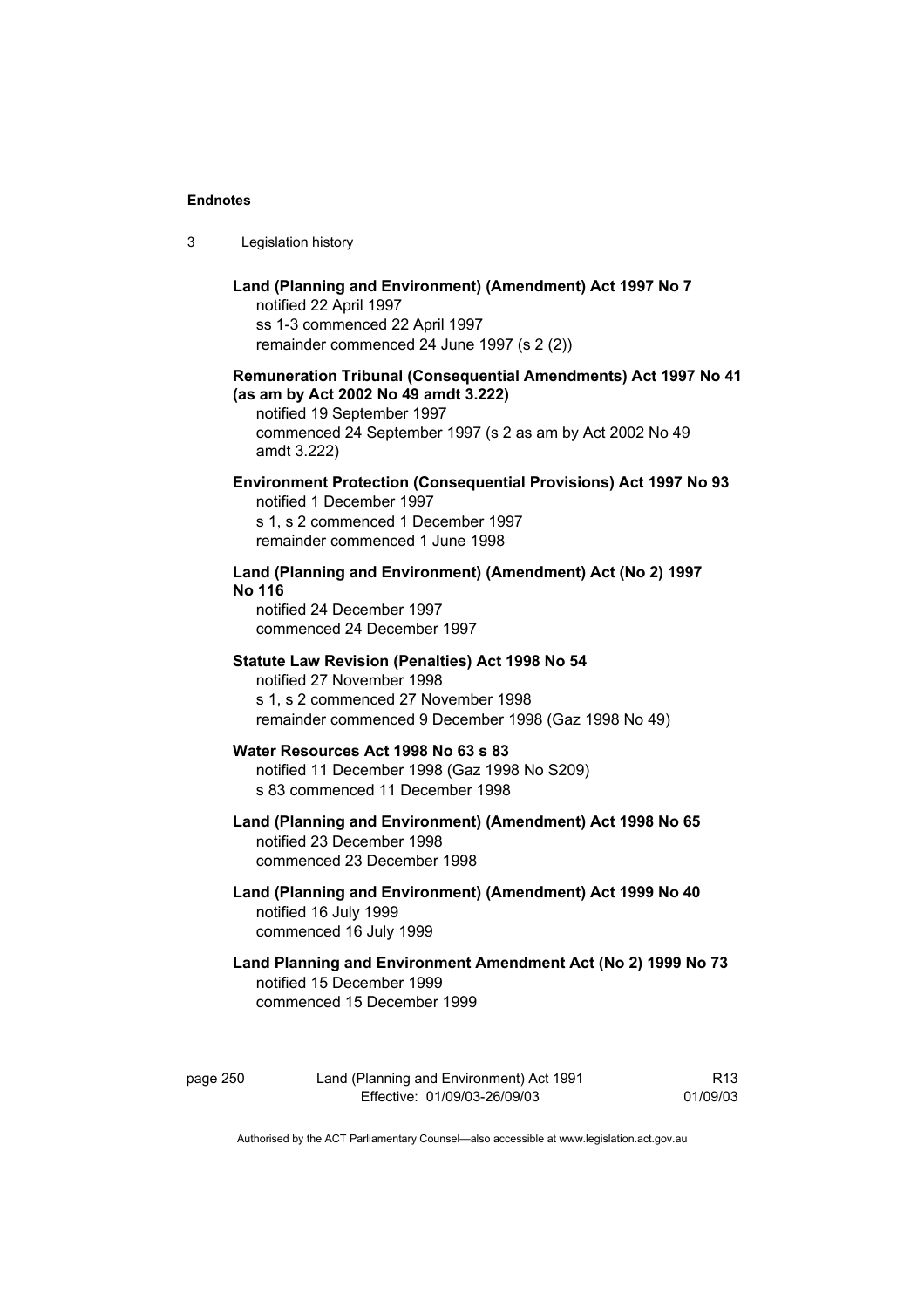**Land (Planning and Environment) (Amendment) Act 1997 No 7**
notified 22 April 1997
ss 1-3 commenced 22 April 1997
remainder commenced 24 June 1997 (s 2 (2))

**Remuneration Tribunal (Consequential Amendments) Act 1997 No 41 (as am by Act 2002 No 49 amdt 3.222)**
notified 19 September 1997
commenced 24 September 1997 (s 2 as am by Act 2002 No 49 amdt 3.222)

**Environment Protection (Consequential Provisions) Act 1997 No 93**
notified 1 December 1997
s 1, s 2 commenced 1 December 1997
remainder commenced 1 June 1998

**Land (Planning and Environment) (Amendment) Act (No 2) 1997 No 116**
notified 24 December 1997
commenced 24 December 1997

**Statute Law Revision (Penalties) Act 1998 No 54**
notified 27 November 1998
s 1, s 2 commenced 27 November 1998
remainder commenced 9 December 1998 (Gaz 1998 No 49)

**Water Resources Act 1998 No 63 s 83**
notified 11 December 1998 (Gaz 1998 No S209)
s 83 commenced 11 December 1998

**Land (Planning and Environment) (Amendment) Act 1998 No 65**
notified 23 December 1998
commenced 23 December 1998

**Land (Planning and Environment) (Amendment) Act 1999 No 40**
notified 16 July 1999
commenced 16 July 1999

**Land Planning and Environment Amendment Act (No 2) 1999 No 73**
notified 15 December 1999
commenced 15 December 1999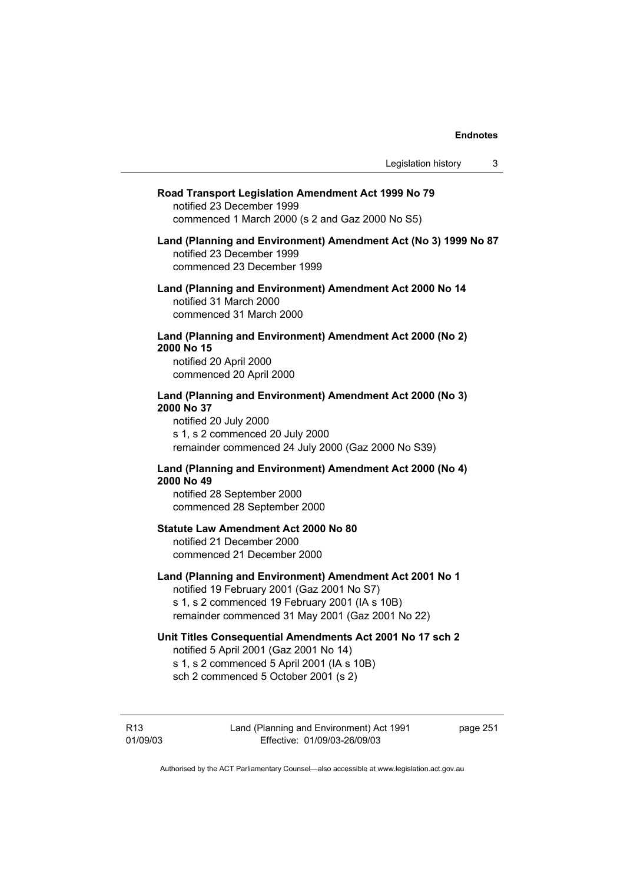**Road Transport Legislation Amendment Act 1999 No 79**
notified 23 December 1999
commenced 1 March 2000 (s 2 and Gaz 2000 No S5)

**Land (Planning and Environment) Amendment Act (No 3) 1999 No 87**
notified 23 December 1999
commenced 23 December 1999

**Land (Planning and Environment) Amendment Act 2000 No 14**
notified 31 March 2000
commenced 31 March 2000

**Land (Planning and Environment) Amendment Act 2000 (No 2) 2000 No 15**
notified 20 April 2000
commenced 20 April 2000

**Land (Planning and Environment) Amendment Act 2000 (No 3) 2000 No 37**
notified 20 July 2000
s 1, s 2 commenced 20 July 2000
remainder commenced 24 July 2000 (Gaz 2000 No S39)

**Land (Planning and Environment) Amendment Act 2000 (No 4) 2000 No 49**
notified 28 September 2000
commenced 28 September 2000

**Statute Law Amendment Act 2000 No 80**
notified 21 December 2000
commenced 21 December 2000

**Land (Planning and Environment) Amendment Act 2001 No 1**
notified 19 February 2001 (Gaz 2001 No S7)
s 1, s 2 commenced 19 February 2001 (IA s 10B)
remainder commenced 31 May 2001 (Gaz 2001 No 22)

**Unit Titles Consequential Amendments Act 2001 No 17 sch 2**
notified 5 April 2001 (Gaz 2001 No 14)
s 1, s 2 commenced 5 April 2001 (IA s 10B)
sch 2 commenced 5 October 2001 (s 2)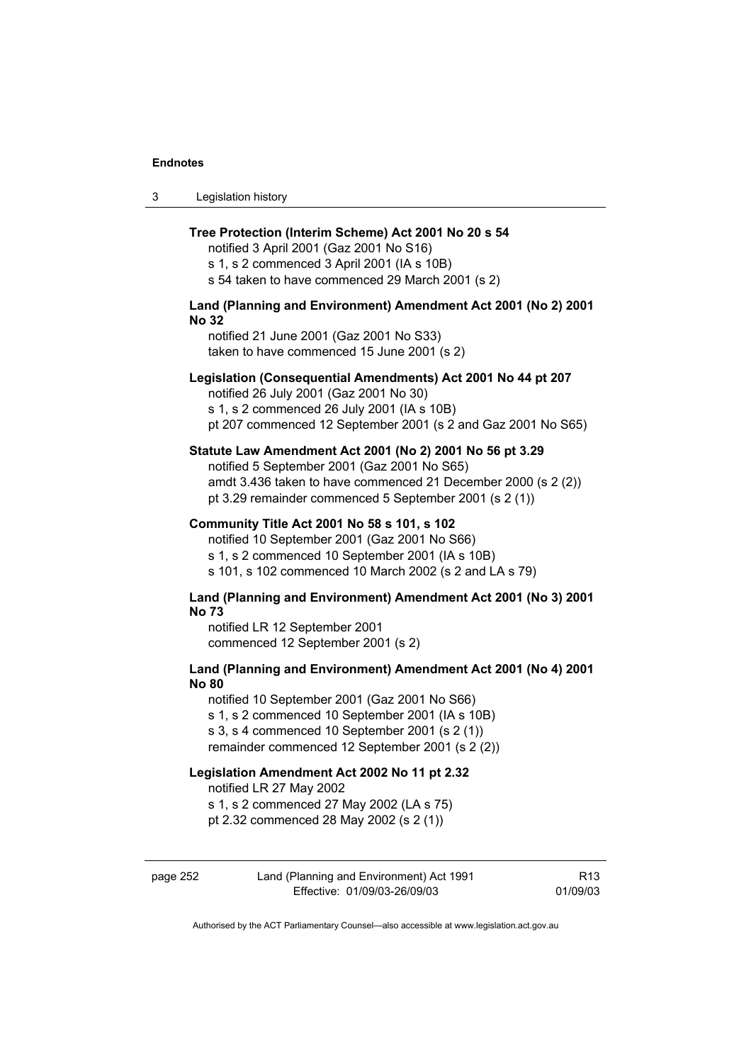**Tree Protection (Interim Scheme) Act 2001 No 20 s 54**

notified 3 April 2001 (Gaz 2001 No S16)
s 1, s 2 commenced 3 April 2001 (IA s 10B)
s 54 taken to have commenced 29 March 2001 (s 2)

**Land (Planning and Environment) Amendment Act 2001 (No 2) 2001 No 32**

notified 21 June 2001 (Gaz 2001 No S33)
taken to have commenced 15 June 2001 (s 2)

**Legislation (Consequential Amendments) Act 2001 No 44 pt 207**

notified 26 July 2001 (Gaz 2001 No 30)
s 1, s 2 commenced 26 July 2001 (IA s 10B)
pt 207 commenced 12 September 2001 (s 2 and Gaz 2001 No S65)

**Statute Law Amendment Act 2001 (No 2) 2001 No 56 pt 3.29**

notified 5 September 2001 (Gaz 2001 No S65)
amdt 3.436 taken to have commenced 21 December 2000 (s 2 (2))
pt 3.29 remainder commenced 5 September 2001 (s 2 (1))

**Community Title Act 2001 No 58 s 101, s 102**

notified 10 September 2001 (Gaz 2001 No S66)
s 1, s 2 commenced 10 September 2001 (IA s 10B)
s 101, s 102 commenced 10 March 2002 (s 2 and LA s 79)

**Land (Planning and Environment) Amendment Act 2001 (No 3) 2001 No 73**

notified LR 12 September 2001
commenced 12 September 2001 (s 2)

**Land (Planning and Environment) Amendment Act 2001 (No 4) 2001 No 80**

notified 10 September 2001 (Gaz 2001 No S66)
s 1, s 2 commenced 10 September 2001 (IA s 10B)
s 3, s 4 commenced 10 September 2001 (s 2 (1))
remainder commenced 12 September 2001 (s 2 (2))

**Legislation Amendment Act 2002 No 11 pt 2.32**

notified LR 27 May 2002
s 1, s 2 commenced 27 May 2002 (LA s 75)
pt 2.32 commenced 28 May 2002 (s 2 (1))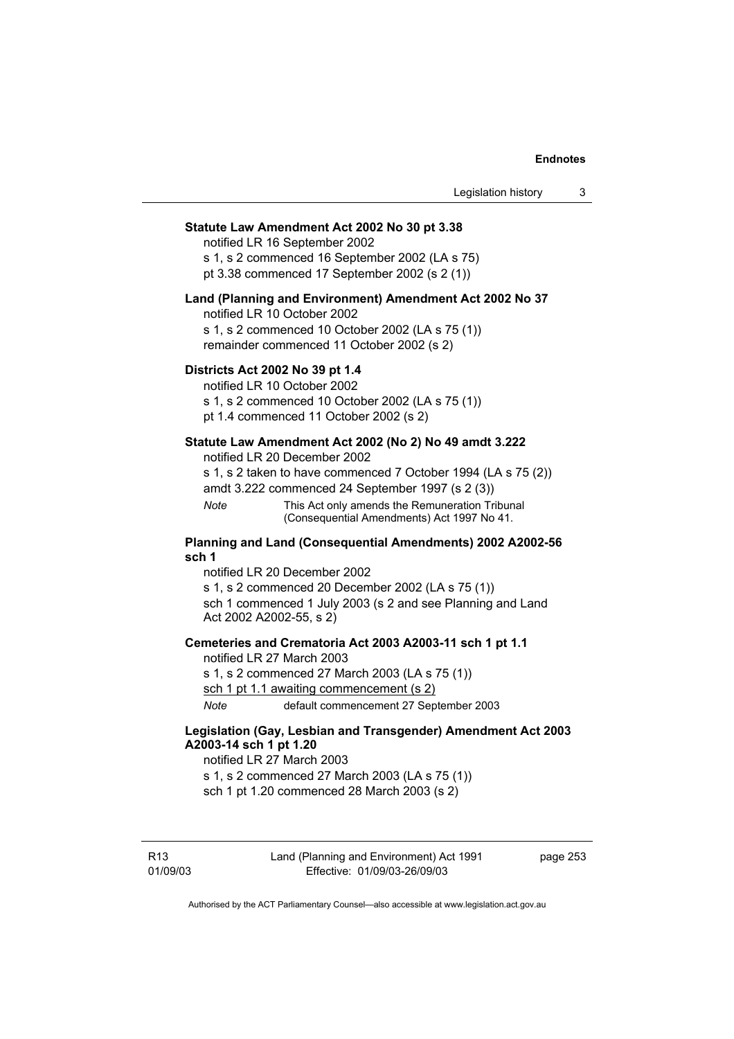**Statute Law Amendment Act 2002 No 30 pt 3.38**

notified LR 16 September 2002

s 1, s 2 commenced 16 September 2002 (LA s 75)

pt 3.38 commenced 17 September 2002 (s 2 (1))

**Land (Planning and Environment) Amendment Act 2002 No 37**

notified LR 10 October 2002

s 1, s 2 commenced 10 October 2002 (LA s 75 (1))

remainder commenced 11 October 2002 (s 2)

**Districts Act 2002 No 39 pt 1.4**

notified LR 10 October 2002

s 1, s 2 commenced 10 October 2002 (LA s 75 (1))

pt 1.4 commenced 11 October 2002 (s 2)

**Statute Law Amendment Act 2002 (No 2) No 49 amdt 3.222**

notified LR 20 December 2002

s 1, s 2 taken to have commenced 7 October 1994 (LA s 75 (2))

amdt 3.222 commenced 24 September 1997 (s 2 (3))

*Note* This Act only amends the Remuneration Tribunal (Consequential Amendments) Act 1997 No 41.

**Planning and Land (Consequential Amendments) 2002 A2002-56 sch 1**

notified LR 20 December 2002

s 1, s 2 commenced 20 December 2002 (LA s 75 (1))

sch 1 commenced 1 July 2003 (s 2 and see Planning and Land Act 2002 A2002-55, s 2)

**Cemeteries and Crematoria Act 2003 A2003-11 sch 1 pt 1.1**

notified LR 27 March 2003

s 1, s 2 commenced 27 March 2003 (LA s 75 (1))

sch 1 pt 1.1 awaiting commencement (s 2)

*Note* default commencement 27 September 2003

**Legislation (Gay, Lesbian and Transgender) Amendment Act 2003 A2003-14 sch 1 pt 1.20**

notified LR 27 March 2003

s 1, s 2 commenced 27 March 2003 (LA s 75 (1))

sch 1 pt 1.20 commenced 28 March 2003 (s 2)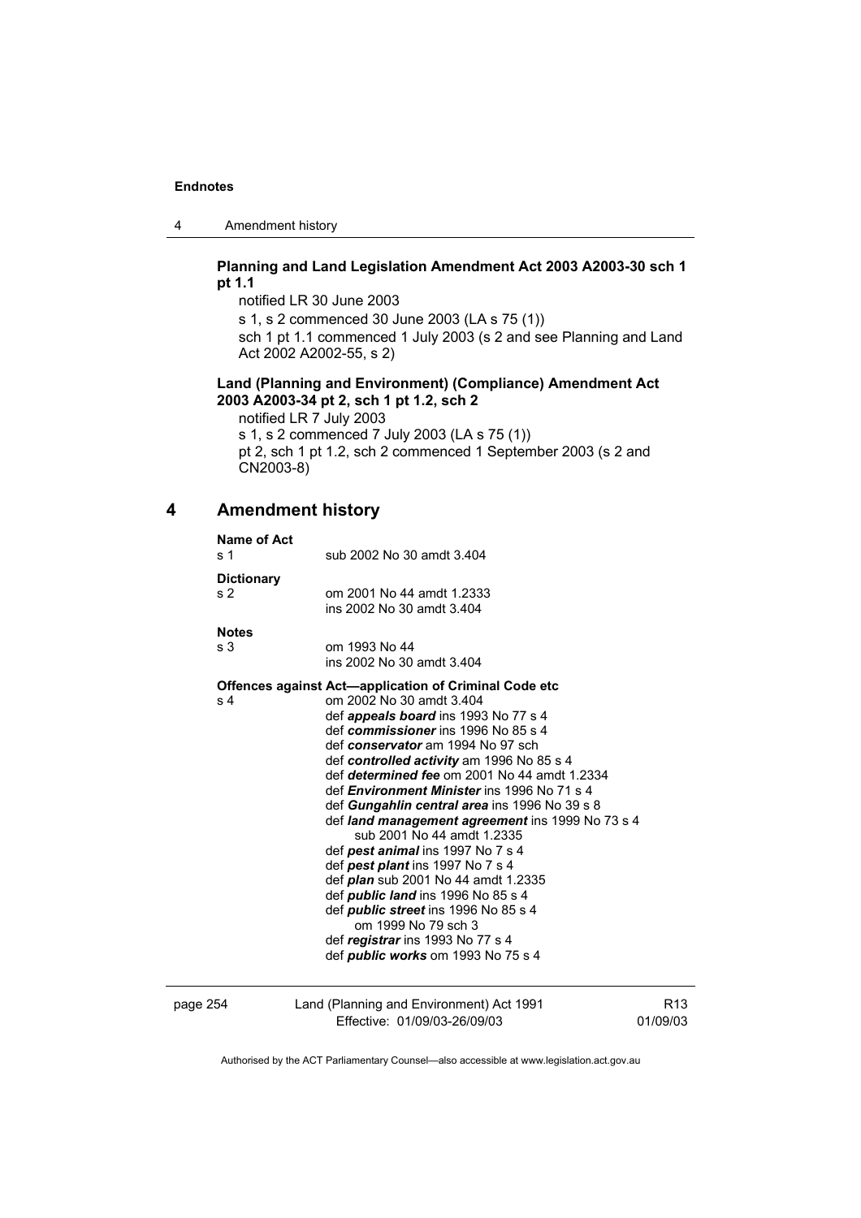**Planning and Land Legislation Amendment Act 2003 A2003-30 sch 1 pt 1.1**

notified LR 30 June 2003

s 1, s 2 commenced 30 June 2003 (LA s 75 (1))

sch 1 pt 1.1 commenced 1 July 2003 (s 2 and see Planning and Land Act 2002 A2002-55, s 2)

**Land (Planning and Environment) (Compliance) Amendment Act 2003 A2003-34 pt 2, sch 1 pt 1.2, sch 2**

notified LR 7 July 2003

s 1, s 2 commenced 7 July 2003 (LA s 75 (1))

pt 2, sch 1 pt 1.2, sch 2 commenced 1 September 2003 (s 2 and CN2003-8)

## 4 Amendment history

**Name of Act**
s 1 sub 2002 No 30 amdt 3.404

**Dictionary**
s 2 om 2001 No 44 amdt 1.2333
ins 2002 No 30 amdt 3.404

**Notes**
s 3 om 1993 No 44
ins 2002 No 30 amdt 3.404

**Offences against Act—application of Criminal Code etc**
s 4 om 2002 No 30 amdt 3.404
def ***appeals board*** ins 1993 No 77 s 4
def ***commissioner*** ins 1996 No 85 s 4
def ***conservator*** am 1994 No 97 sch
def ***controlled activity*** am 1996 No 85 s 4
def ***determined fee*** om 2001 No 44 amdt 1.2334
def ***Environment Minister*** ins 1996 No 71 s 4
def ***Gungahlin central area*** ins 1996 No 39 s 8
def ***land management agreement*** ins 1999 No 73 s 4
sub 2001 No 44 amdt 1.2335
def ***pest animal*** ins 1997 No 7 s 4
def ***pest plant*** ins 1997 No 7 s 4
def ***plan*** sub 2001 No 44 amdt 1.2335
def ***public land*** ins 1996 No 85 s 4
def ***public street*** ins 1996 No 85 s 4
om 1999 No 79 sch 3
def ***registrar*** ins 1993 No 77 s 4
def ***public works*** om 1993 No 75 s 4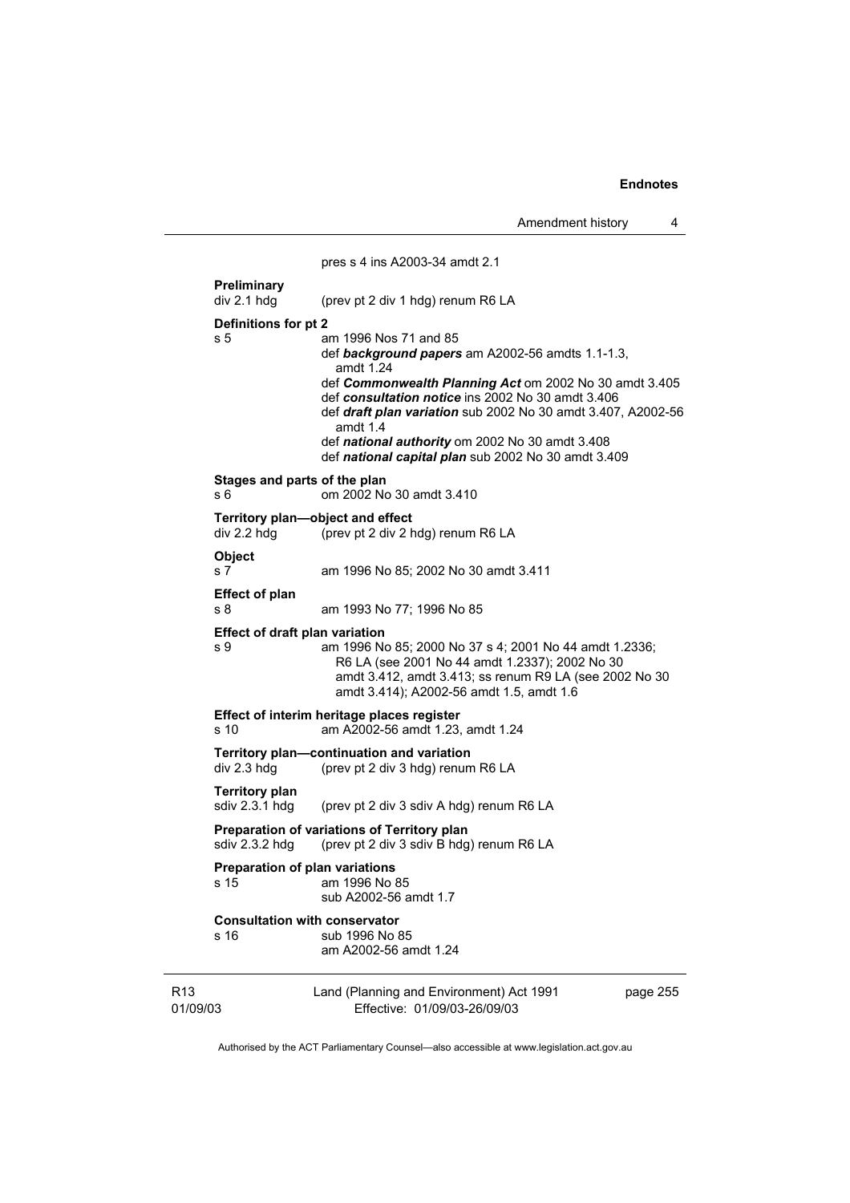pres s 4 ins A2003-34 amdt 2.1

**Preliminary**
div 2.1 hdg (prev pt 2 div 1 hdg) renum R6 LA

**Definitions for pt 2**
s 5 am 1996 Nos 71 and 85
def ***background papers*** am A2002-56 amdts 1.1-1.3, amdt 1.24
def ***Commonwealth Planning Act*** om 2002 No 30 amdt 3.405
def ***consultation notice*** ins 2002 No 30 amdt 3.406
def ***draft plan variation*** sub 2002 No 30 amdt 3.407, A2002-56 amdt 1.4
def ***national authority*** om 2002 No 30 amdt 3.408
def ***national capital plan*** sub 2002 No 30 amdt 3.409

**Stages and parts of the plan**
s 6 om 2002 No 30 amdt 3.410

**Territory plan—object and effect**
div 2.2 hdg (prev pt 2 div 2 hdg) renum R6 LA

**Object**
s 7 am 1996 No 85; 2002 No 30 amdt 3.411

**Effect of plan**
s 8 am 1993 No 77; 1996 No 85

**Effect of draft plan variation**
s 9 am 1996 No 85; 2000 No 37 s 4; 2001 No 44 amdt 1.2336; R6 LA (see 2001 No 44 amdt 1.2337); 2002 No 30 amdt 3.412, amdt 3.413; ss renum R9 LA (see 2002 No 30 amdt 3.414); A2002-56 amdt 1.5, amdt 1.6

**Effect of interim heritage places register**
s 10 am A2002-56 amdt 1.23, amdt 1.24

**Territory plan—continuation and variation**
div 2.3 hdg (prev pt 2 div 3 hdg) renum R6 LA

**Territory plan**
sdiv 2.3.1 hdg (prev pt 2 div 3 sdiv A hdg) renum R6 LA

**Preparation of variations of Territory plan**
sdiv 2.3.2 hdg (prev pt 2 div 3 sdiv B hdg) renum R6 LA

**Preparation of plan variations**
s 15 am 1996 No 85
sub A2002-56 amdt 1.7

**Consultation with conservator**
s 16 sub 1996 No 85
am A2002-56 amdt 1.24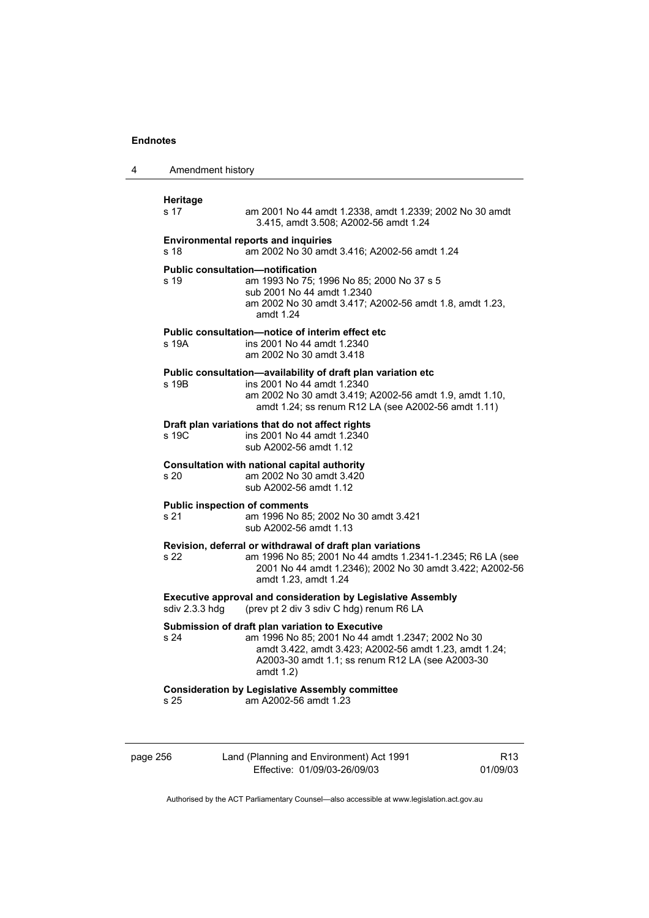**Heritage**

s 17 — am 2001 No 44 amdt 1.2338, amdt 1.2339; 2002 No 30 amdt 3.415, amdt 3.508; A2002-56 amdt 1.24

**Environmental reports and inquiries**

s 18 — am 2002 No 30 amdt 3.416; A2002-56 amdt 1.24

**Public consultation—notification**

s 19 — am 1993 No 75; 1996 No 85; 2000 No 37 s 5
sub 2001 No 44 amdt 1.2340
am 2002 No 30 amdt 3.417; A2002-56 amdt 1.8, amdt 1.23, amdt 1.24

**Public consultation—notice of interim effect etc**

s 19A — ins 2001 No 44 amdt 1.2340
am 2002 No 30 amdt 3.418

**Public consultation—availability of draft plan variation etc**

s 19B — ins 2001 No 44 amdt 1.2340
am 2002 No 30 amdt 3.419; A2002-56 amdt 1.9, amdt 1.10, amdt 1.24; ss renum R12 LA (see A2002-56 amdt 1.11)

**Draft plan variations that do not affect rights**

s 19C — ins 2001 No 44 amdt 1.2340
sub A2002-56 amdt 1.12

**Consultation with national capital authority**

s 20 — am 2002 No 30 amdt 3.420
sub A2002-56 amdt 1.12

**Public inspection of comments**

s 21 — am 1996 No 85; 2002 No 30 amdt 3.421
sub A2002-56 amdt 1.13

**Revision, deferral or withdrawal of draft plan variations**

s 22 — am 1996 No 85; 2001 No 44 amdts 1.2341-1.2345; R6 LA (see 2001 No 44 amdt 1.2346); 2002 No 30 amdt 3.422; A2002-56 amdt 1.23, amdt 1.24

**Executive approval and consideration by Legislative Assembly**

sdiv 2.3.3 hdg — (prev pt 2 div 3 sdiv C hdg) renum R6 LA

**Submission of draft plan variation to Executive**

s 24 — am 1996 No 85; 2001 No 44 amdt 1.2347; 2002 No 30 amdt 3.422, amdt 3.423; A2002-56 amdt 1.23, amdt 1.24; A2003-30 amdt 1.1; ss renum R12 LA (see A2003-30 amdt 1.2)

**Consideration by Legislative Assembly committee**

s 25 — am A2002-56 amdt 1.23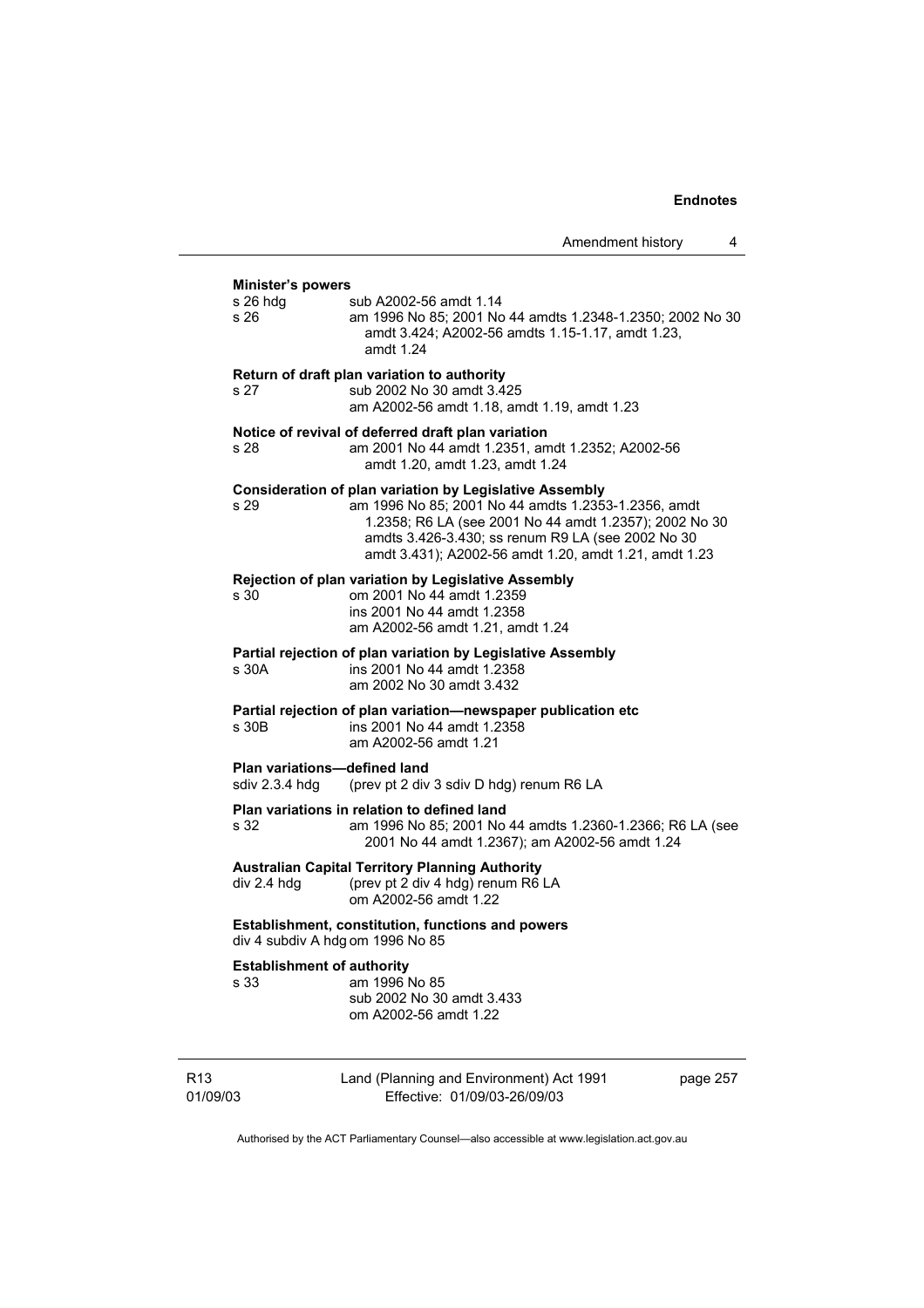**Minister's powers**

s 26 hdg sub A2002-56 amdt 1.14

s 26 am 1996 No 85; 2001 No 44 amdts 1.2348-1.2350; 2002 No 30 amdt 3.424; A2002-56 amdts 1.15-1.17, amdt 1.23, amdt 1.24

**Return of draft plan variation to authority**

s 27 sub 2002 No 30 amdt 3.425
am A2002-56 amdt 1.18, amdt 1.19, amdt 1.23

**Notice of revival of deferred draft plan variation**

s 28 am 2001 No 44 amdt 1.2351, amdt 1.2352; A2002-56 amdt 1.20, amdt 1.23, amdt 1.24

**Consideration of plan variation by Legislative Assembly**

s 29 am 1996 No 85; 2001 No 44 amdts 1.2353-1.2356, amdt 1.2358; R6 LA (see 2001 No 44 amdt 1.2357); 2002 No 30 amdts 3.426-3.430; ss renum R9 LA (see 2002 No 30 amdt 3.431); A2002-56 amdt 1.20, amdt 1.21, amdt 1.23

**Rejection of plan variation by Legislative Assembly**

s 30 om 2001 No 44 amdt 1.2359
ins 2001 No 44 amdt 1.2358
am A2002-56 amdt 1.21, amdt 1.24

**Partial rejection of plan variation by Legislative Assembly**

s 30A ins 2001 No 44 amdt 1.2358
am 2002 No 30 amdt 3.432

**Partial rejection of plan variation—newspaper publication etc**

s 30B ins 2001 No 44 amdt 1.2358
am A2002-56 amdt 1.21

**Plan variations—defined land**

sdiv 2.3.4 hdg (prev pt 2 div 3 sdiv D hdg) renum R6 LA

**Plan variations in relation to defined land**

s 32 am 1996 No 85; 2001 No 44 amdts 1.2360-1.2366; R6 LA (see 2001 No 44 amdt 1.2367); am A2002-56 amdt 1.24

**Australian Capital Territory Planning Authority**

div 2.4 hdg (prev pt 2 div 4 hdg) renum R6 LA
om A2002-56 amdt 1.22

**Establishment, constitution, functions and powers**

div 4 subdiv A hdg om 1996 No 85

**Establishment of authority**

s 33 am 1996 No 85
sub 2002 No 30 amdt 3.433
om A2002-56 amdt 1.22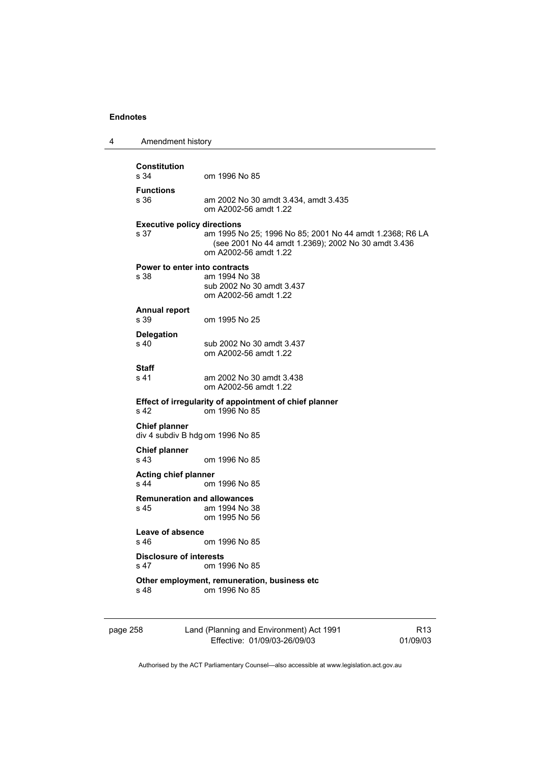**Constitution**
s 34 om 1996 No 85

**Functions**
s 36 am 2002 No 30 amdt 3.434, amdt 3.435
om A2002-56 amdt 1.22

**Executive policy directions**
s 37 am 1995 No 25; 1996 No 85; 2001 No 44 amdt 1.2368; R6 LA (see 2001 No 44 amdt 1.2369); 2002 No 30 amdt 3.436
om A2002-56 amdt 1.22

**Power to enter into contracts**
s 38 am 1994 No 38
sub 2002 No 30 amdt 3.437
om A2002-56 amdt 1.22

**Annual report**
s 39 om 1995 No 25

**Delegation**
s 40 sub 2002 No 30 amdt 3.437
om A2002-56 amdt 1.22

**Staff**
s 41 am 2002 No 30 amdt 3.438
om A2002-56 amdt 1.22

**Effect of irregularity of appointment of chief planner**
s 42 om 1996 No 85

**Chief planner**
div 4 subdiv B hdg om 1996 No 85

**Chief planner**
s 43 om 1996 No 85

**Acting chief planner**
s 44 om 1996 No 85

**Remuneration and allowances**
s 45 am 1994 No 38
om 1995 No 56

**Leave of absence**
s 46 om 1996 No 85

**Disclosure of interests**
s 47 om 1996 No 85

**Other employment, remuneration, business etc**
s 48 om 1996 No 85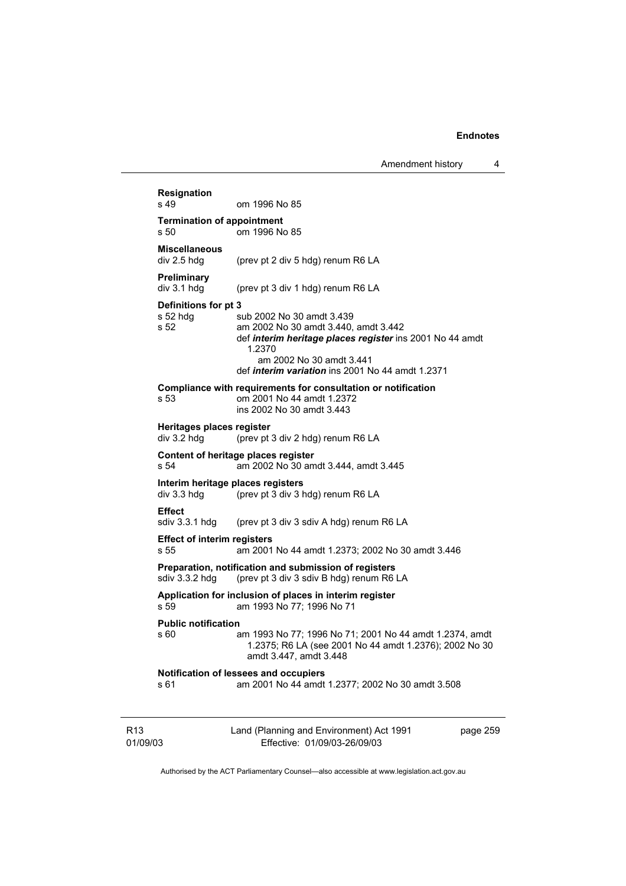**Resignation**
s 49 om 1996 No 85

**Termination of appointment**
s 50 om 1996 No 85

**Miscellaneous**
div 2.5 hdg (prev pt 2 div 5 hdg) renum R6 LA

**Preliminary**
div 3.1 hdg (prev pt 3 div 1 hdg) renum R6 LA

**Definitions for pt 3**
s 52 hdg sub 2002 No 30 amdt 3.439
s 52 am 2002 No 30 amdt 3.440, amdt 3.442
def ***interim heritage places register*** ins 2001 No 44 amdt 1.2370
am 2002 No 30 amdt 3.441
def ***interim variation*** ins 2001 No 44 amdt 1.2371

**Compliance with requirements for consultation or notification**
s 53 om 2001 No 44 amdt 1.2372
ins 2002 No 30 amdt 3.443

**Heritages places register**
div 3.2 hdg (prev pt 3 div 2 hdg) renum R6 LA

**Content of heritage places register**
s 54 am 2002 No 30 amdt 3.444, amdt 3.445

**Interim heritage places registers**
div 3.3 hdg (prev pt 3 div 3 hdg) renum R6 LA

**Effect**
sdiv 3.3.1 hdg (prev pt 3 div 3 sdiv A hdg) renum R6 LA

**Effect of interim registers**
s 55 am 2001 No 44 amdt 1.2373; 2002 No 30 amdt 3.446

**Preparation, notification and submission of registers**
sdiv 3.3.2 hdg (prev pt 3 div 3 sdiv B hdg) renum R6 LA

**Application for inclusion of places in interim register**
s 59 am 1993 No 77; 1996 No 71

**Public notification**
s 60 am 1993 No 77; 1996 No 71; 2001 No 44 amdt 1.2374, amdt 1.2375; R6 LA (see 2001 No 44 amdt 1.2376); 2002 No 30 amdt 3.447, amdt 3.448

**Notification of lessees and occupiers**
s 61 am 2001 No 44 amdt 1.2377; 2002 No 30 amdt 3.508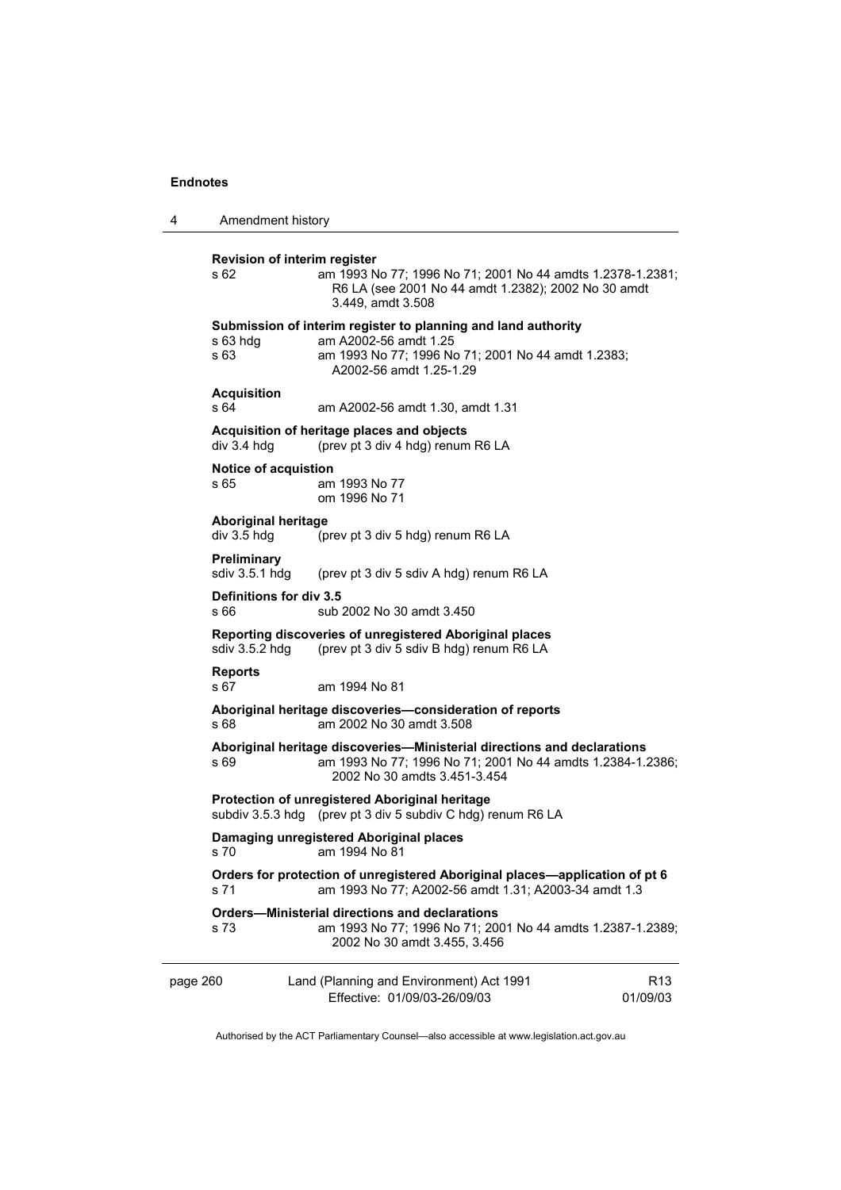**Revision of interim register**

s 62 — am 1993 No 77; 1996 No 71; 2001 No 44 amdts 1.2378-1.2381; R6 LA (see 2001 No 44 amdt 1.2382); 2002 No 30 amdt 3.449, amdt 3.508

**Submission of interim register to planning and land authority**

s 63 hdg — am A2002-56 amdt 1.25

s 63 — am 1993 No 77; 1996 No 71; 2001 No 44 amdt 1.2383; A2002-56 amdt 1.25-1.29

**Acquisition**

s 64 — am A2002-56 amdt 1.30, amdt 1.31

**Acquisition of heritage places and objects**

div 3.4 hdg — (prev pt 3 div 4 hdg) renum R6 LA

**Notice of acquistion**

s 65 — am 1993 No 77; om 1996 No 71

**Aboriginal heritage**

div 3.5 hdg — (prev pt 3 div 5 hdg) renum R6 LA

**Preliminary**

sdiv 3.5.1 hdg — (prev pt 3 div 5 sdiv A hdg) renum R6 LA

**Definitions for div 3.5**

s 66 — sub 2002 No 30 amdt 3.450

**Reporting discoveries of unregistered Aboriginal places**

sdiv 3.5.2 hdg — (prev pt 3 div 5 sdiv B hdg) renum R6 LA

**Reports**

s 67 — am 1994 No 81

**Aboriginal heritage discoveries—consideration of reports**

s 68 — am 2002 No 30 amdt 3.508

**Aboriginal heritage discoveries—Ministerial directions and declarations**

s 69 — am 1993 No 77; 1996 No 71; 2001 No 44 amdts 1.2384-1.2386; 2002 No 30 amdts 3.451-3.454

**Protection of unregistered Aboriginal heritage**

subdiv 3.5.3 hdg — (prev pt 3 div 5 subdiv C hdg) renum R6 LA

**Damaging unregistered Aboriginal places**

s 70 — am 1994 No 81

**Orders for protection of unregistered Aboriginal places—application of pt 6**

s 71 — am 1993 No 77; A2002-56 amdt 1.31; A2003-34 amdt 1.3

**Orders—Ministerial directions and declarations**

s 73 — am 1993 No 77; 1996 No 71; 2001 No 44 amdts 1.2387-1.2389; 2002 No 30 amdt 3.455, 3.456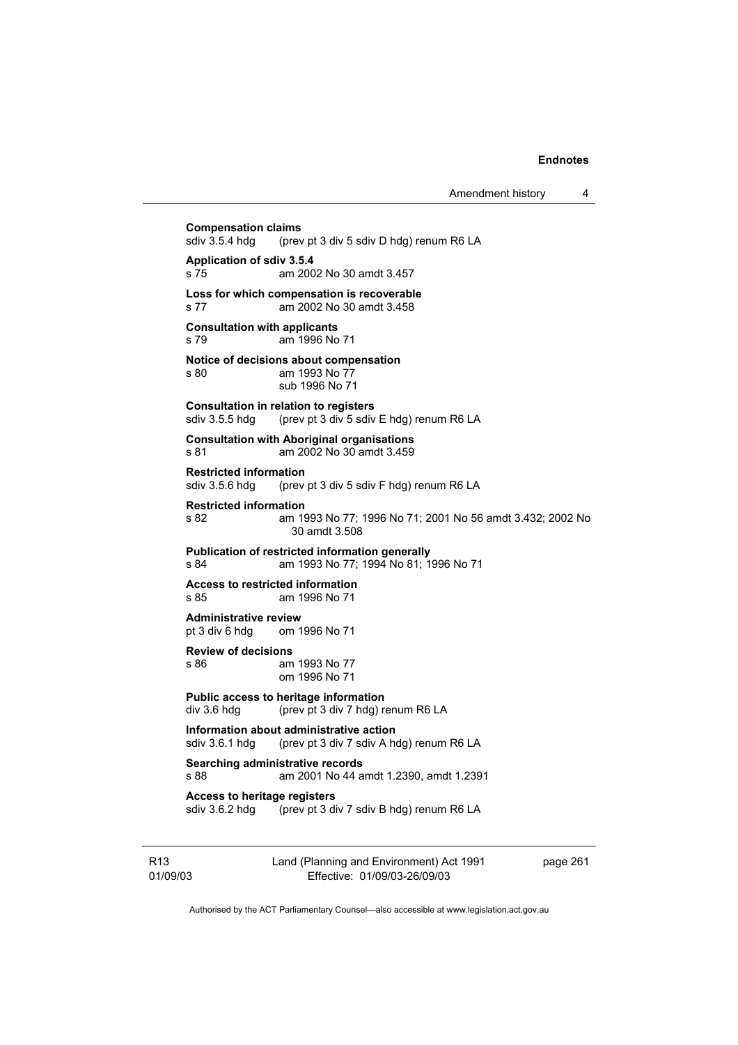**Compensation claims**
sdiv 3.5.4 hdg (prev pt 3 div 5 sdiv D hdg) renum R6 LA

**Application of sdiv 3.5.4**
s 75 am 2002 No 30 amdt 3.457

**Loss for which compensation is recoverable**
s 77 am 2002 No 30 amdt 3.458

**Consultation with applicants**
s 79 am 1996 No 71

**Notice of decisions about compensation**
s 80 am 1993 No 77
sub 1996 No 71

**Consultation in relation to registers**
sdiv 3.5.5 hdg (prev pt 3 div 5 sdiv E hdg) renum R6 LA

**Consultation with Aboriginal organisations**
s 81 am 2002 No 30 amdt 3.459

**Restricted information**
sdiv 3.5.6 hdg (prev pt 3 div 5 sdiv F hdg) renum R6 LA

**Restricted information**
s 82 am 1993 No 77; 1996 No 71; 2001 No 56 amdt 3.432; 2002 No 30 amdt 3.508

**Publication of restricted information generally**
s 84 am 1993 No 77; 1994 No 81; 1996 No 71

**Access to restricted information**
s 85 am 1996 No 71

**Administrative review**
pt 3 div 6 hdg om 1996 No 71

**Review of decisions**
s 86 am 1993 No 77
om 1996 No 71

**Public access to heritage information**
div 3.6 hdg (prev pt 3 div 7 hdg) renum R6 LA

**Information about administrative action**
sdiv 3.6.1 hdg (prev pt 3 div 7 sdiv A hdg) renum R6 LA

**Searching administrative records**
s 88 am 2001 No 44 amdt 1.2390, amdt 1.2391

**Access to heritage registers**
sdiv 3.6.2 hdg (prev pt 3 div 7 sdiv B hdg) renum R6 LA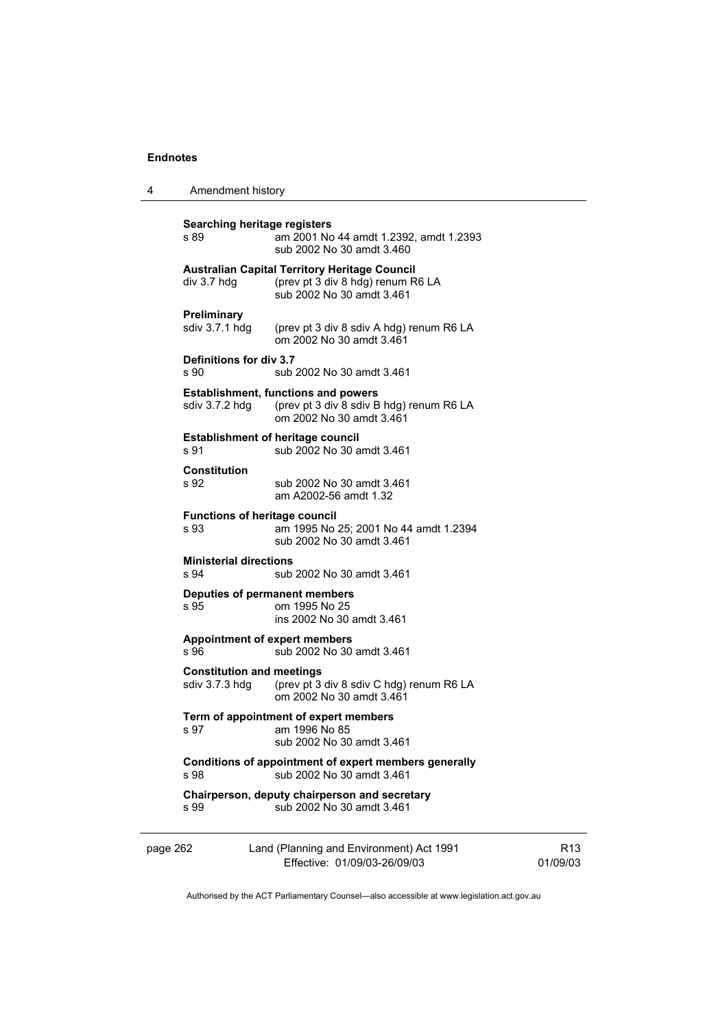**Searching heritage registers**

| | |
|---|---|
| s 89 | am 2001 No 44 amdt 1.2392, amdt 1.2393<br>sub 2002 No 30 amdt 3.460 |

**Australian Capital Territory Heritage Council**

| | |
|---|---|
| div 3.7 hdg | (prev pt 3 div 8 hdg) renum R6 LA<br>sub 2002 No 30 amdt 3.461 |

**Preliminary**

| | |
|---|---|
| sdiv 3.7.1 hdg | (prev pt 3 div 8 sdiv A hdg) renum R6 LA<br>om 2002 No 30 amdt 3.461 |

**Definitions for div 3.7**

| | |
|---|---|
| s 90 | sub 2002 No 30 amdt 3.461 |

**Establishment, functions and powers**

| | |
|---|---|
| sdiv 3.7.2 hdg | (prev pt 3 div 8 sdiv B hdg) renum R6 LA<br>om 2002 No 30 amdt 3.461 |

**Establishment of heritage council**

| | |
|---|---|
| s 91 | sub 2002 No 30 amdt 3.461 |

**Constitution**

| | |
|---|---|
| s 92 | sub 2002 No 30 amdt 3.461<br>am A2002-56 amdt 1.32 |

**Functions of heritage council**

| | |
|---|---|
| s 93 | am 1995 No 25; 2001 No 44 amdt 1.2394<br>sub 2002 No 30 amdt 3.461 |

**Ministerial directions**

| | |
|---|---|
| s 94 | sub 2002 No 30 amdt 3.461 |

**Deputies of permanent members**

| | |
|---|---|
| s 95 | om 1995 No 25<br>ins 2002 No 30 amdt 3.461 |

**Appointment of expert members**

| | |
|---|---|
| s 96 | sub 2002 No 30 amdt 3.461 |

**Constitution and meetings**

| | |
|---|---|
| sdiv 3.7.3 hdg | (prev pt 3 div 8 sdiv C hdg) renum R6 LA<br>om 2002 No 30 amdt 3.461 |

**Term of appointment of expert members**

| | |
|---|---|
| s 97 | am 1996 No 85<br>sub 2002 No 30 amdt 3.461 |

**Conditions of appointment of expert members generally**

| | |
|---|---|
| s 98 | sub 2002 No 30 amdt 3.461 |

**Chairperson, deputy chairperson and secretary**

| | |
|---|---|
| s 99 | sub 2002 No 30 amdt 3.461 |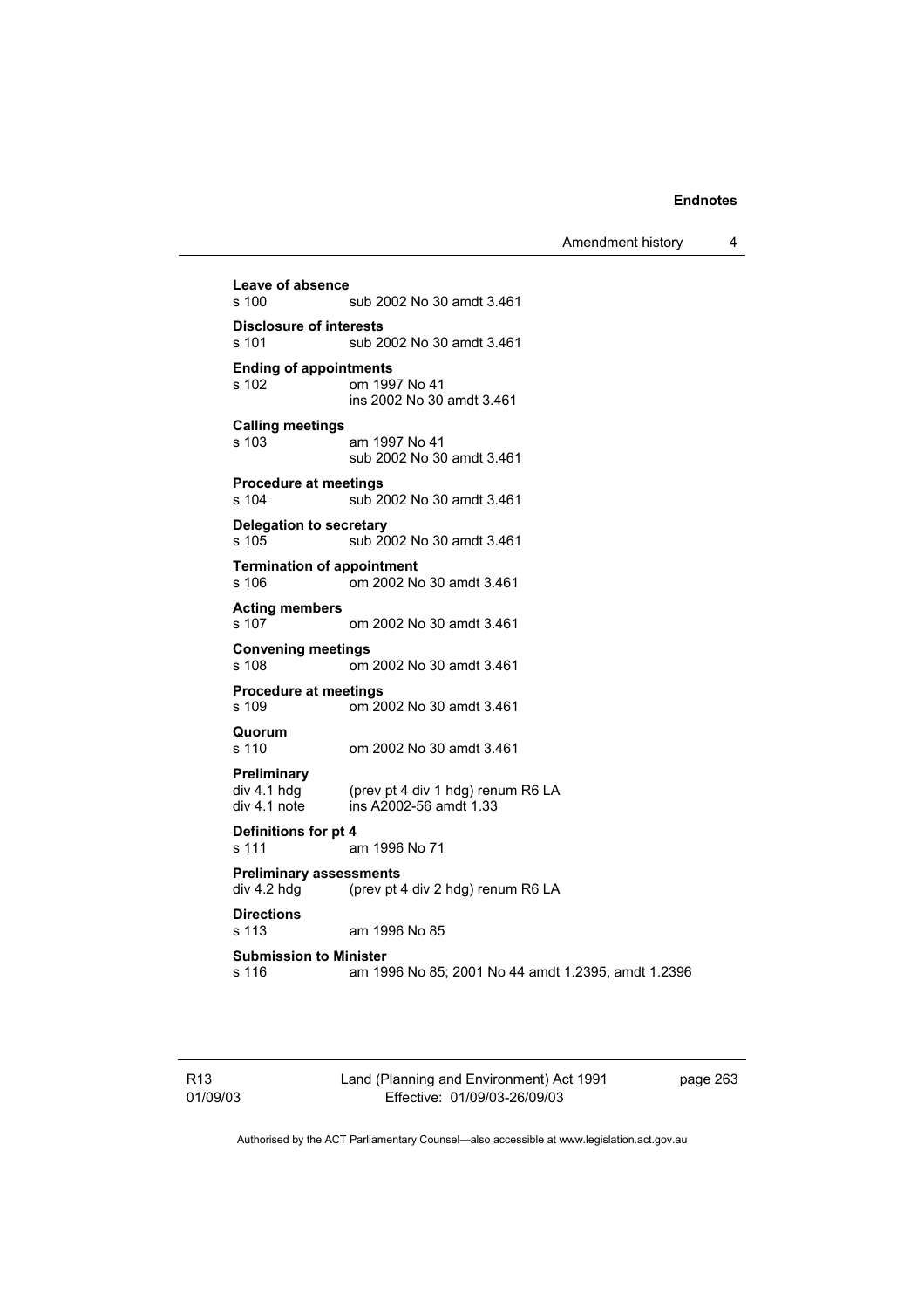**Leave of absence**
s 100 sub 2002 No 30 amdt 3.461

**Disclosure of interests**
s 101 sub 2002 No 30 amdt 3.461

**Ending of appointments**
s 102 om 1997 No 41
ins 2002 No 30 amdt 3.461

**Calling meetings**
s 103 am 1997 No 41
sub 2002 No 30 amdt 3.461

**Procedure at meetings**
s 104 sub 2002 No 30 amdt 3.461

**Delegation to secretary**
s 105 sub 2002 No 30 amdt 3.461

**Termination of appointment**
s 106 om 2002 No 30 amdt 3.461

**Acting members**
s 107 om 2002 No 30 amdt 3.461

**Convening meetings**
s 108 om 2002 No 30 amdt 3.461

**Procedure at meetings**
s 109 om 2002 No 30 amdt 3.461

**Quorum**
s 110 om 2002 No 30 amdt 3.461

**Preliminary**
div 4.1 hdg (prev pt 4 div 1 hdg) renum R6 LA
div 4.1 note ins A2002-56 amdt 1.33

**Definitions for pt 4**
s 111 am 1996 No 71

**Preliminary assessments**
div 4.2 hdg (prev pt 4 div 2 hdg) renum R6 LA

**Directions**
s 113 am 1996 No 85

**Submission to Minister**
s 116 am 1996 No 85; 2001 No 44 amdt 1.2395, amdt 1.2396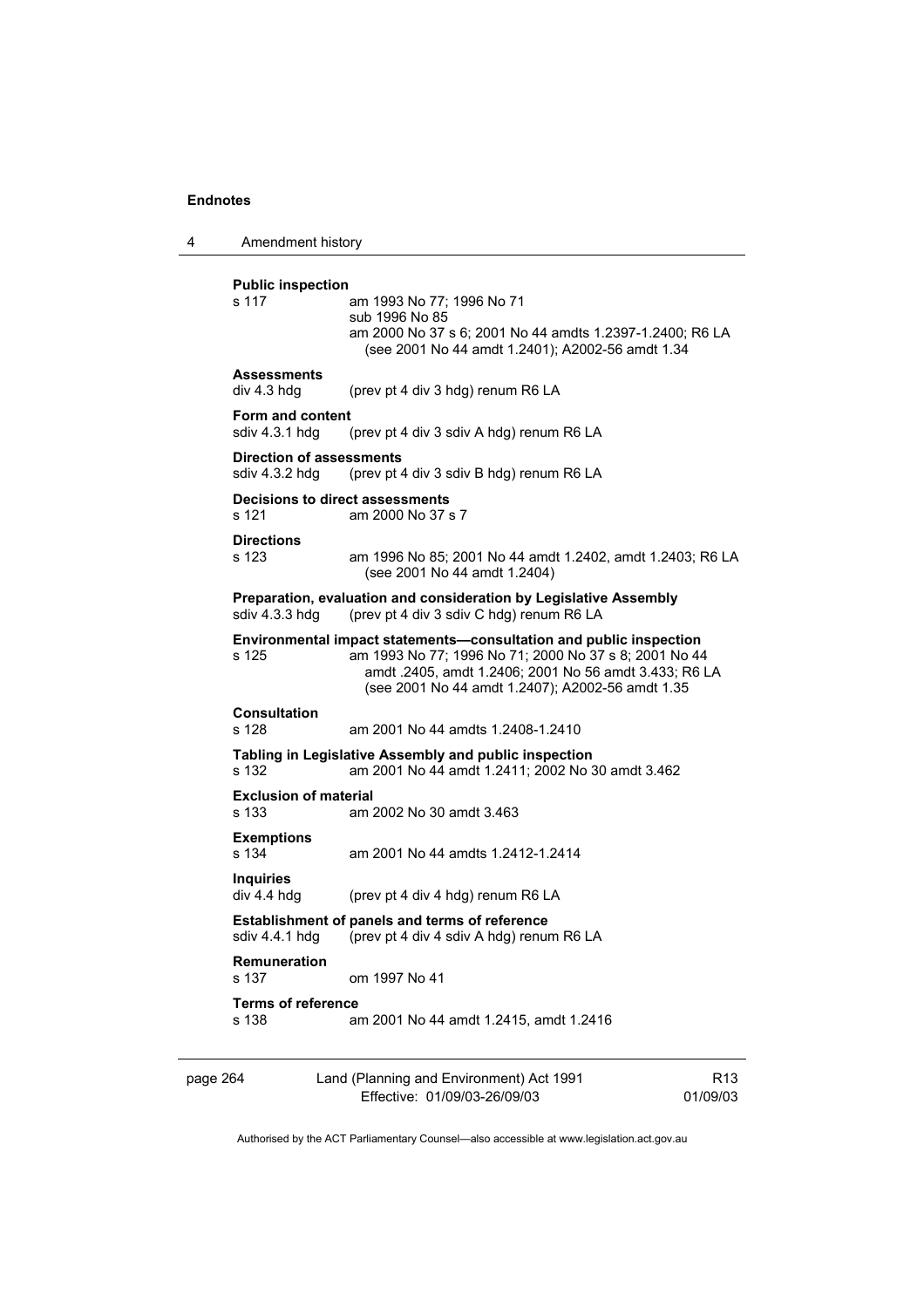**Public inspection**
s 117 am 1993 No 77; 1996 No 71
sub 1996 No 85
am 2000 No 37 s 6; 2001 No 44 amdts 1.2397-1.2400; R6 LA (see 2001 No 44 amdt 1.2401); A2002-56 amdt 1.34

**Assessments**
div 4.3 hdg (prev pt 4 div 3 hdg) renum R6 LA

**Form and content**
sdiv 4.3.1 hdg (prev pt 4 div 3 sdiv A hdg) renum R6 LA

**Direction of assessments**
sdiv 4.3.2 hdg (prev pt 4 div 3 sdiv B hdg) renum R6 LA

**Decisions to direct assessments**
s 121 am 2000 No 37 s 7

**Directions**
s 123 am 1996 No 85; 2001 No 44 amdt 1.2402, amdt 1.2403; R6 LA (see 2001 No 44 amdt 1.2404)

**Preparation, evaluation and consideration by Legislative Assembly**
sdiv 4.3.3 hdg (prev pt 4 div 3 sdiv C hdg) renum R6 LA

**Environmental impact statements—consultation and public inspection**
s 125 am 1993 No 77; 1996 No 71; 2000 No 37 s 8; 2001 No 44 amdt .2405, amdt 1.2406; 2001 No 56 amdt 3.433; R6 LA (see 2001 No 44 amdt 1.2407); A2002-56 amdt 1.35

**Consultation**
s 128 am 2001 No 44 amdts 1.2408-1.2410

**Tabling in Legislative Assembly and public inspection**
s 132 am 2001 No 44 amdt 1.2411; 2002 No 30 amdt 3.462

**Exclusion of material**
s 133 am 2002 No 30 amdt 3.463

**Exemptions**
s 134 am 2001 No 44 amdts 1.2412-1.2414

**Inquiries**
div 4.4 hdg (prev pt 4 div 4 hdg) renum R6 LA

**Establishment of panels and terms of reference**
sdiv 4.4.1 hdg (prev pt 4 div 4 sdiv A hdg) renum R6 LA

**Remuneration**
s 137 om 1997 No 41

**Terms of reference**
s 138 am 2001 No 44 amdt 1.2415, amdt 1.2416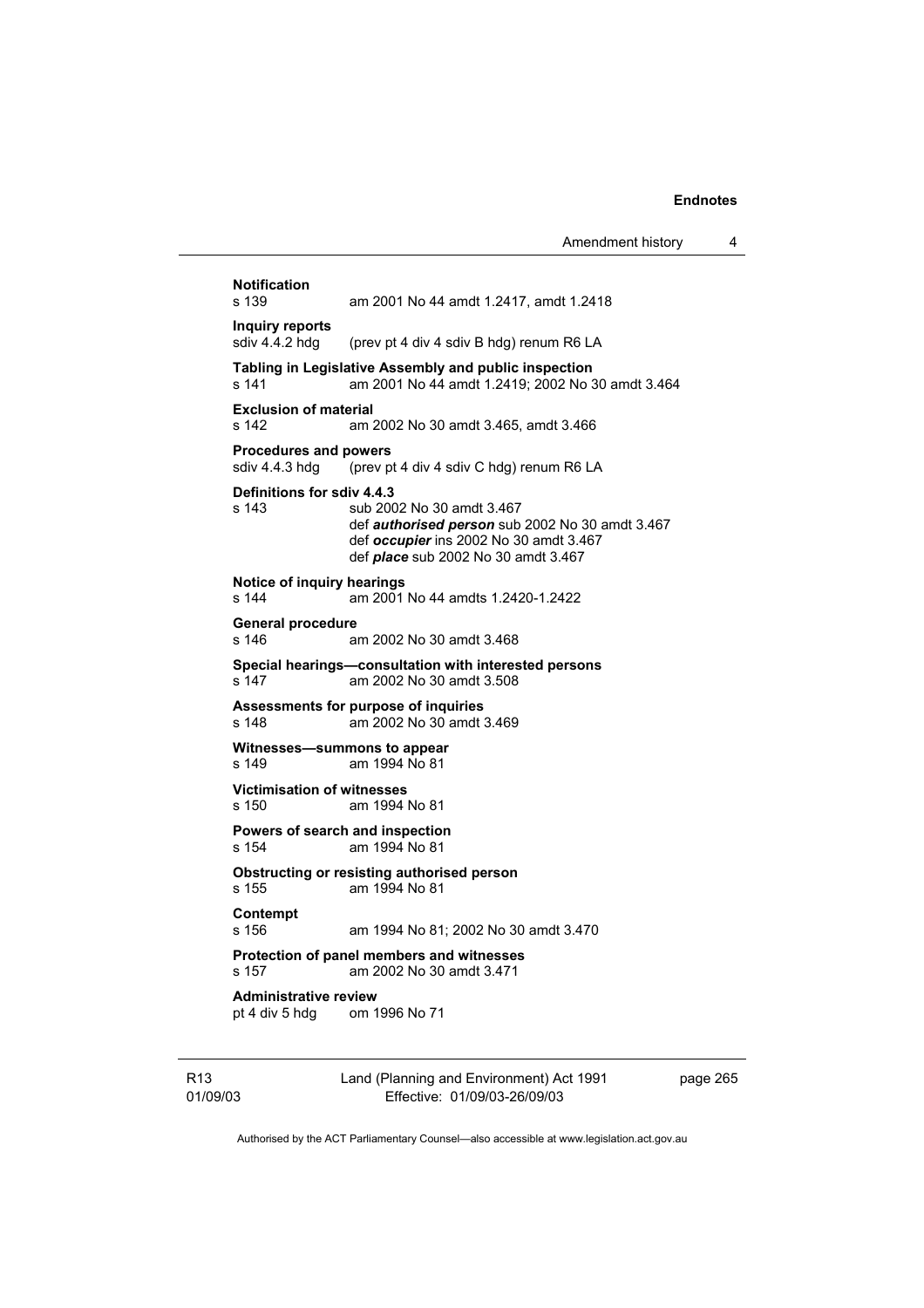**Notification**
s 139 am 2001 No 44 amdt 1.2417, amdt 1.2418

**Inquiry reports**
sdiv 4.4.2 hdg (prev pt 4 div 4 sdiv B hdg) renum R6 LA

**Tabling in Legislative Assembly and public inspection**
s 141 am 2001 No 44 amdt 1.2419; 2002 No 30 amdt 3.464

**Exclusion of material**
s 142 am 2002 No 30 amdt 3.465, amdt 3.466

**Procedures and powers**
sdiv 4.4.3 hdg (prev pt 4 div 4 sdiv C hdg) renum R6 LA

**Definitions for sdiv 4.4.3**
s 143 sub 2002 No 30 amdt 3.467
def ***authorised person*** sub 2002 No 30 amdt 3.467
def ***occupier*** ins 2002 No 30 amdt 3.467
def ***place*** sub 2002 No 30 amdt 3.467

**Notice of inquiry hearings**
s 144 am 2001 No 44 amdts 1.2420-1.2422

**General procedure**
s 146 am 2002 No 30 amdt 3.468

**Special hearings—consultation with interested persons**
s 147 am 2002 No 30 amdt 3.508

**Assessments for purpose of inquiries**
s 148 am 2002 No 30 amdt 3.469

**Witnesses—summons to appear**
s 149 am 1994 No 81

**Victimisation of witnesses**
s 150 am 1994 No 81

**Powers of search and inspection**
s 154 am 1994 No 81

**Obstructing or resisting authorised person**
s 155 am 1994 No 81

**Contempt**
s 156 am 1994 No 81; 2002 No 30 amdt 3.470

**Protection of panel members and witnesses**
s 157 am 2002 No 30 amdt 3.471

**Administrative review**
pt 4 div 5 hdg om 1996 No 71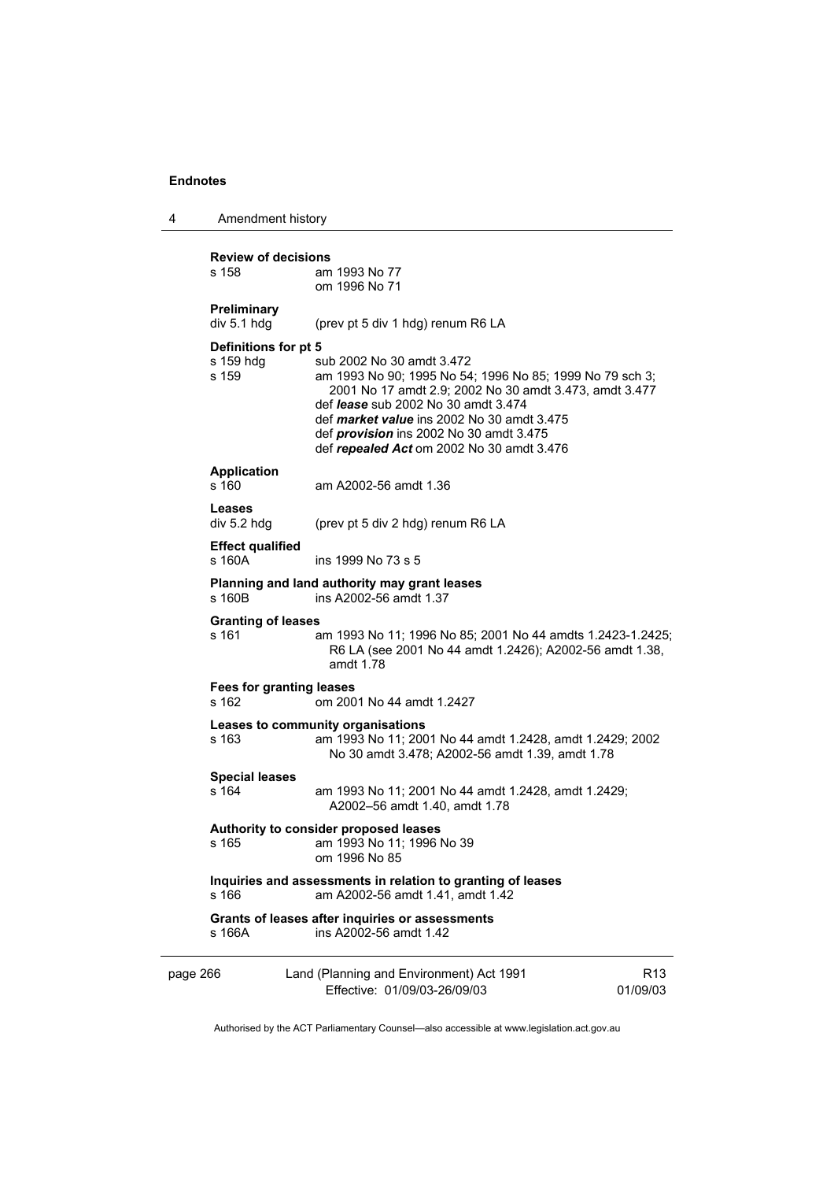**Review of decisions**
s 158 am 1993 No 77
om 1996 No 71

**Preliminary**
div 5.1 hdg (prev pt 5 div 1 hdg) renum R6 LA

**Definitions for pt 5**
s 159 hdg sub 2002 No 30 amdt 3.472
s 159 am 1993 No 90; 1995 No 54; 1996 No 85; 1999 No 79 sch 3; 2001 No 17 amdt 2.9; 2002 No 30 amdt 3.473, amdt 3.477
def ***lease*** sub 2002 No 30 amdt 3.474
def ***market value*** ins 2002 No 30 amdt 3.475
def ***provision*** ins 2002 No 30 amdt 3.475
def ***repealed Act*** om 2002 No 30 amdt 3.476

**Application**
s 160 am A2002-56 amdt 1.36

**Leases**
div 5.2 hdg (prev pt 5 div 2 hdg) renum R6 LA

**Effect qualified**
s 160A ins 1999 No 73 s 5

**Planning and land authority may grant leases**
s 160B ins A2002-56 amdt 1.37

**Granting of leases**
s 161 am 1993 No 11; 1996 No 85; 2001 No 44 amdts 1.2423-1.2425; R6 LA (see 2001 No 44 amdt 1.2426); A2002-56 amdt 1.38, amdt 1.78

**Fees for granting leases**
s 162 om 2001 No 44 amdt 1.2427

**Leases to community organisations**
s 163 am 1993 No 11; 2001 No 44 amdt 1.2428, amdt 1.2429; 2002 No 30 amdt 3.478; A2002-56 amdt 1.39, amdt 1.78

**Special leases**
s 164 am 1993 No 11; 2001 No 44 amdt 1.2428, amdt 1.2429; A2002–56 amdt 1.40, amdt 1.78

**Authority to consider proposed leases**
s 165 am 1993 No 11; 1996 No 39
om 1996 No 85

**Inquiries and assessments in relation to granting of leases**
s 166 am A2002-56 amdt 1.41, amdt 1.42

**Grants of leases after inquiries or assessments**
s 166A ins A2002-56 amdt 1.42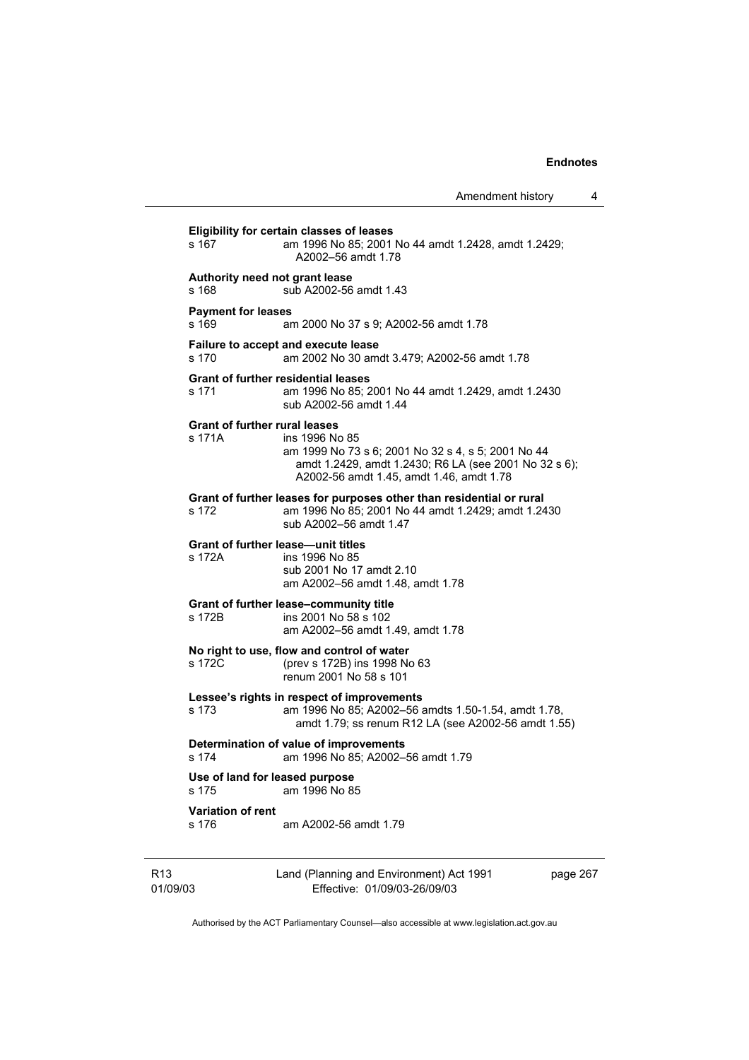**Eligibility for certain classes of leases**
s 167 am 1996 No 85; 2001 No 44 amdt 1.2428, amdt 1.2429; A2002–56 amdt 1.78

**Authority need not grant lease**
s 168 sub A2002-56 amdt 1.43

**Payment for leases**
s 169 am 2000 No 37 s 9; A2002-56 amdt 1.78

**Failure to accept and execute lease**
s 170 am 2002 No 30 amdt 3.479; A2002-56 amdt 1.78

**Grant of further residential leases**
s 171 am 1996 No 85; 2001 No 44 amdt 1.2429, amdt 1.2430 sub A2002-56 amdt 1.44

**Grant of further rural leases**
s 171A ins 1996 No 85
am 1999 No 73 s 6; 2001 No 32 s 4, s 5; 2001 No 44 amdt 1.2429, amdt 1.2430; R6 LA (see 2001 No 32 s 6); A2002-56 amdt 1.45, amdt 1.46, amdt 1.78

**Grant of further leases for purposes other than residential or rural**
s 172 am 1996 No 85; 2001 No 44 amdt 1.2429; amdt 1.2430 sub A2002–56 amdt 1.47

**Grant of further lease—unit titles**
s 172A ins 1996 No 85
sub 2001 No 17 amdt 2.10
am A2002–56 amdt 1.48, amdt 1.78

**Grant of further lease–community title**
s 172B ins 2001 No 58 s 102
am A2002–56 amdt 1.49, amdt 1.78

**No right to use, flow and control of water**
s 172C (prev s 172B) ins 1998 No 63
renum 2001 No 58 s 101

**Lessee's rights in respect of improvements**
s 173 am 1996 No 85; A2002–56 amdts 1.50-1.54, amdt 1.78, amdt 1.79; ss renum R12 LA (see A2002-56 amdt 1.55)

**Determination of value of improvements**
s 174 am 1996 No 85; A2002–56 amdt 1.79

**Use of land for leased purpose**
s 175 am 1996 No 85

**Variation of rent**
s 176 am A2002-56 amdt 1.79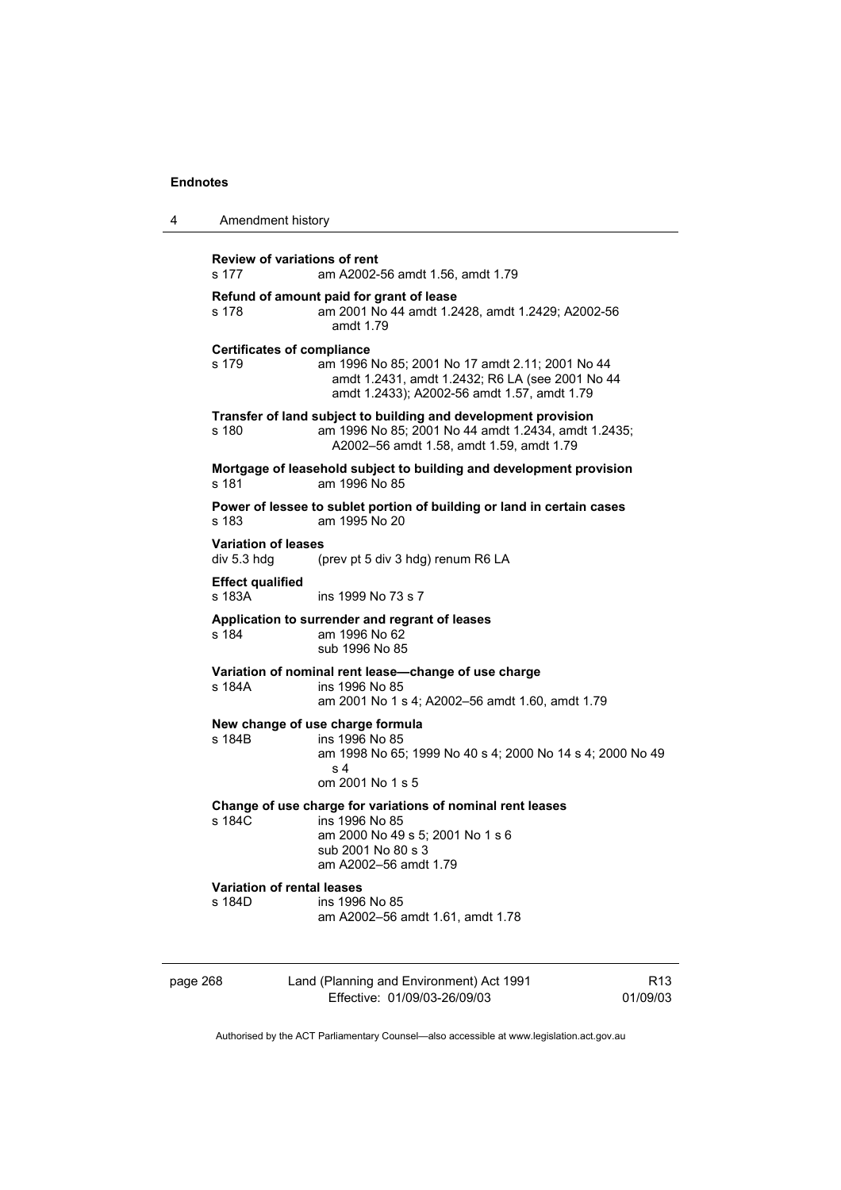**Review of variations of rent**
s 177 am A2002-56 amdt 1.56, amdt 1.79

**Refund of amount paid for grant of lease**
s 178 am 2001 No 44 amdt 1.2428, amdt 1.2429; A2002-56 amdt 1.79

**Certificates of compliance**
s 179 am 1996 No 85; 2001 No 17 amdt 2.11; 2001 No 44 amdt 1.2431, amdt 1.2432; R6 LA (see 2001 No 44 amdt 1.2433); A2002-56 amdt 1.57, amdt 1.79

**Transfer of land subject to building and development provision**
s 180 am 1996 No 85; 2001 No 44 amdt 1.2434, amdt 1.2435; A2002–56 amdt 1.58, amdt 1.59, amdt 1.79

**Mortgage of leasehold subject to building and development provision**
s 181 am 1996 No 85

**Power of lessee to sublet portion of building or land in certain cases**
s 183 am 1995 No 20

**Variation of leases**
div 5.3 hdg (prev pt 5 div 3 hdg) renum R6 LA

**Effect qualified**
s 183A ins 1999 No 73 s 7

**Application to surrender and regrant of leases**
s 184 am 1996 No 62
sub 1996 No 85

**Variation of nominal rent lease—change of use charge**
s 184A ins 1996 No 85
am 2001 No 1 s 4; A2002–56 amdt 1.60, amdt 1.79

**New change of use charge formula**
s 184B ins 1996 No 85
am 1998 No 65; 1999 No 40 s 4; 2000 No 14 s 4; 2000 No 49 s 4
om 2001 No 1 s 5

**Change of use charge for variations of nominal rent leases**
s 184C ins 1996 No 85
am 2000 No 49 s 5; 2001 No 1 s 6
sub 2001 No 80 s 3
am A2002–56 amdt 1.79

**Variation of rental leases**
s 184D ins 1996 No 85
am A2002–56 amdt 1.61, amdt 1.78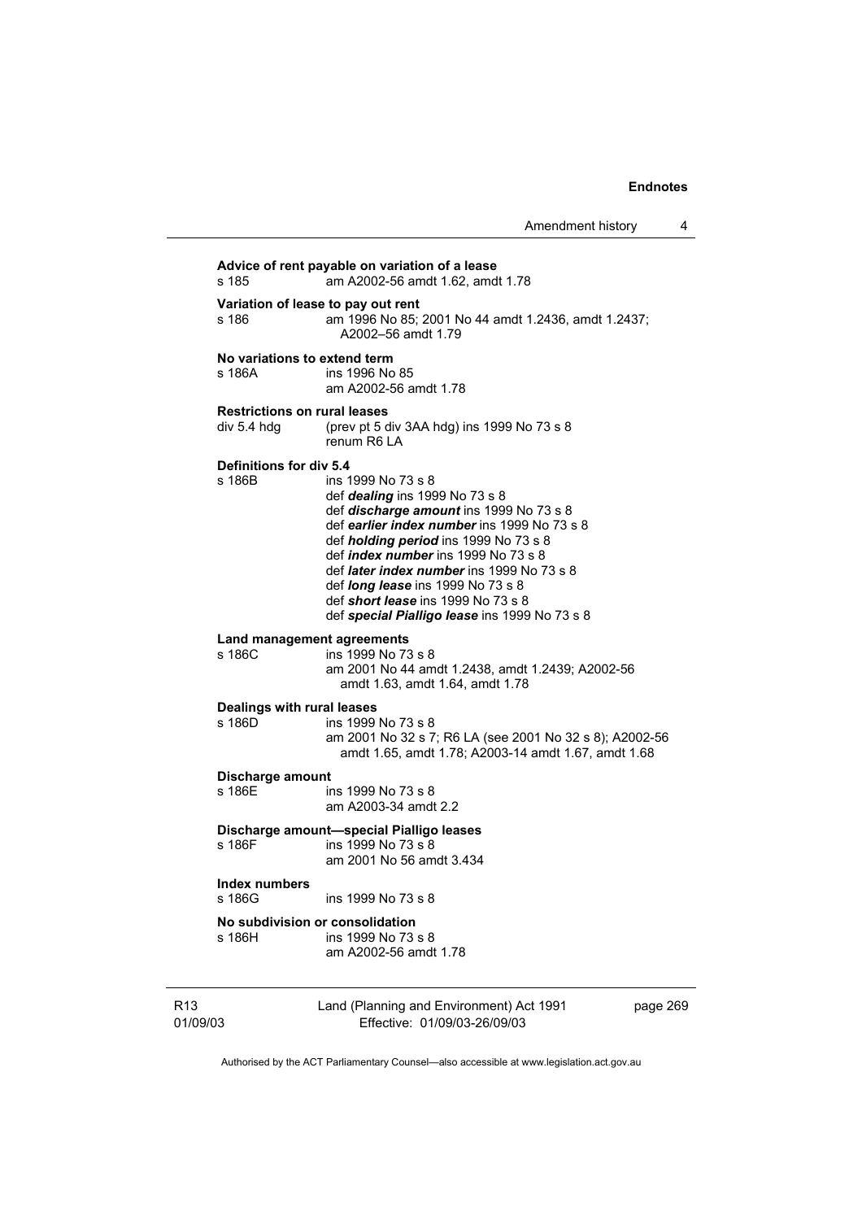**Advice of rent payable on variation of a lease**

s 185 am A2002-56 amdt 1.62, amdt 1.78

**Variation of lease to pay out rent**

s 186 am 1996 No 85; 2001 No 44 amdt 1.2436, amdt 1.2437; A2002–56 amdt 1.79

**No variations to extend term**

s 186A ins 1996 No 85
am A2002-56 amdt 1.78

**Restrictions on rural leases**

div 5.4 hdg (prev pt 5 div 3AA hdg) ins 1999 No 73 s 8
renum R6 LA

**Definitions for div 5.4**

s 186B ins 1999 No 73 s 8
def ***dealing*** ins 1999 No 73 s 8
def ***discharge amount*** ins 1999 No 73 s 8
def ***earlier index number*** ins 1999 No 73 s 8
def ***holding period*** ins 1999 No 73 s 8
def ***index number*** ins 1999 No 73 s 8
def ***later index number*** ins 1999 No 73 s 8
def ***long lease*** ins 1999 No 73 s 8
def ***short lease*** ins 1999 No 73 s 8
def ***special Pialligo lease*** ins 1999 No 73 s 8

**Land management agreements**

s 186C ins 1999 No 73 s 8
am 2001 No 44 amdt 1.2438, amdt 1.2439; A2002-56 amdt 1.63, amdt 1.64, amdt 1.78

**Dealings with rural leases**

s 186D ins 1999 No 73 s 8
am 2001 No 32 s 7; R6 LA (see 2001 No 32 s 8); A2002-56 amdt 1.65, amdt 1.78; A2003-14 amdt 1.67, amdt 1.68

**Discharge amount**

s 186E ins 1999 No 73 s 8
am A2003-34 amdt 2.2

**Discharge amount—special Pialligo leases**

s 186F ins 1999 No 73 s 8
am 2001 No 56 amdt 3.434

**Index numbers**

s 186G ins 1999 No 73 s 8

**No subdivision or consolidation**

s 186H ins 1999 No 73 s 8
am A2002-56 amdt 1.78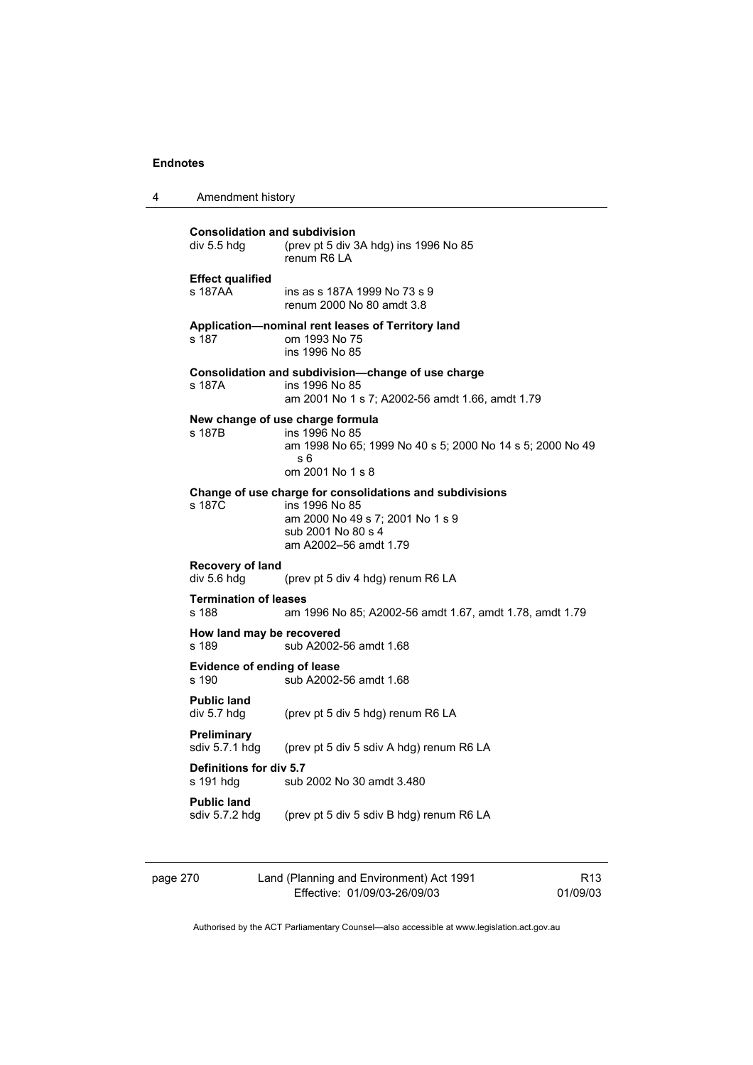**Consolidation and subdivision**
div 5.5 hdg (prev pt 5 div 3A hdg) ins 1996 No 85
renum R6 LA

**Effect qualified**
s 187AA ins as s 187A 1999 No 73 s 9
renum 2000 No 80 amdt 3.8

**Application—nominal rent leases of Territory land**
s 187 om 1993 No 75
ins 1996 No 85

**Consolidation and subdivision—change of use charge**
s 187A ins 1996 No 85
am 2001 No 1 s 7; A2002-56 amdt 1.66, amdt 1.79

**New change of use charge formula**
s 187B ins 1996 No 85
am 1998 No 65; 1999 No 40 s 5; 2000 No 14 s 5; 2000 No 49 s 6
om 2001 No 1 s 8

**Change of use charge for consolidations and subdivisions**
s 187C ins 1996 No 85
am 2000 No 49 s 7; 2001 No 1 s 9
sub 2001 No 80 s 4
am A2002–56 amdt 1.79

**Recovery of land**
div 5.6 hdg (prev pt 5 div 4 hdg) renum R6 LA

**Termination of leases**
s 188 am 1996 No 85; A2002-56 amdt 1.67, amdt 1.78, amdt 1.79

**How land may be recovered**
s 189 sub A2002-56 amdt 1.68

**Evidence of ending of lease**
s 190 sub A2002-56 amdt 1.68

**Public land**
div 5.7 hdg (prev pt 5 div 5 hdg) renum R6 LA

**Preliminary**
sdiv 5.7.1 hdg (prev pt 5 div 5 sdiv A hdg) renum R6 LA

**Definitions for div 5.7**
s 191 hdg sub 2002 No 30 amdt 3.480

**Public land**
sdiv 5.7.2 hdg (prev pt 5 div 5 sdiv B hdg) renum R6 LA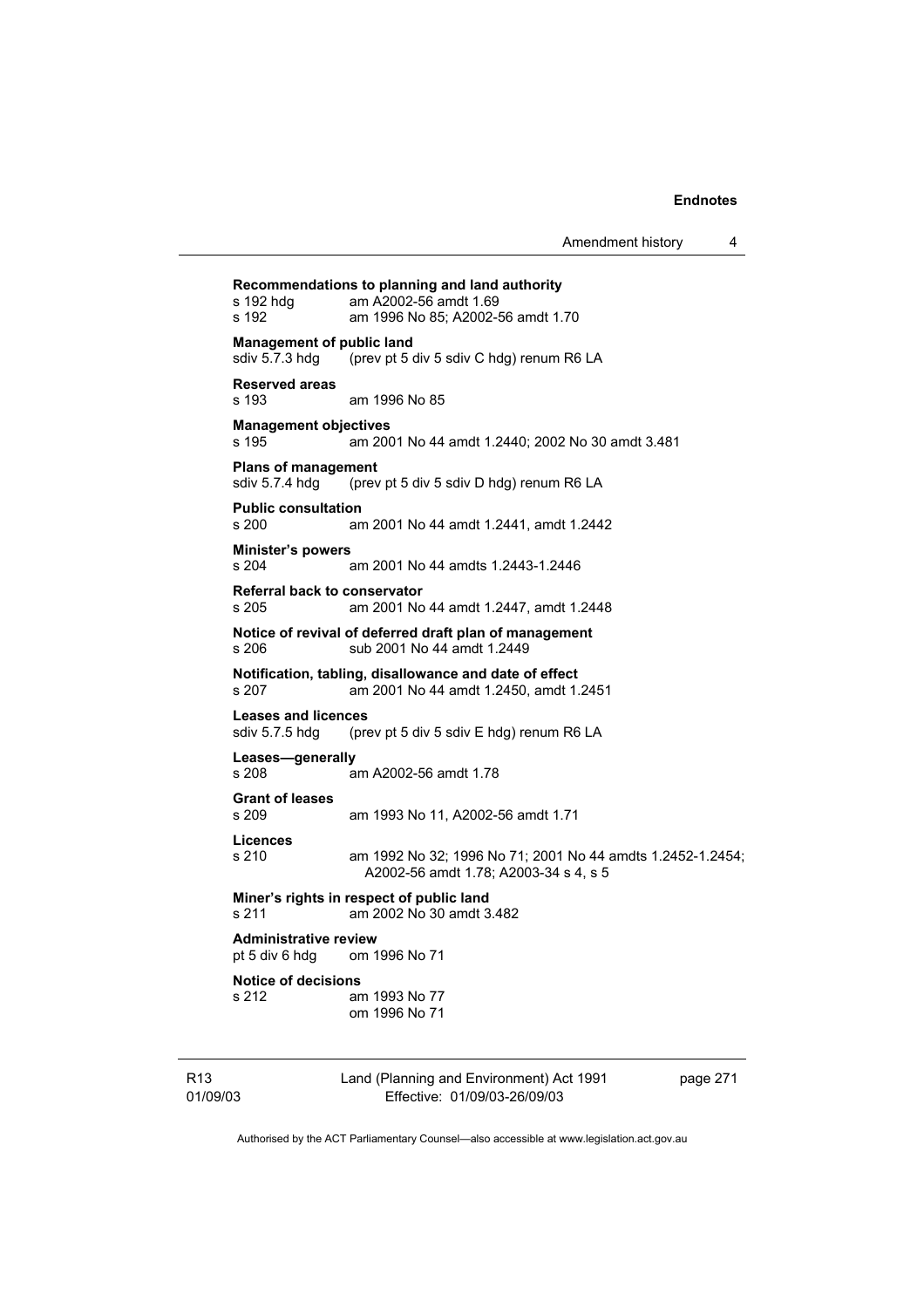**Recommendations to planning and land authority**
s 192 hdg am A2002-56 amdt 1.69
s 192 am 1996 No 85; A2002-56 amdt 1.70

**Management of public land**
sdiv 5.7.3 hdg (prev pt 5 div 5 sdiv C hdg) renum R6 LA

**Reserved areas**
s 193 am 1996 No 85

**Management objectives**
s 195 am 2001 No 44 amdt 1.2440; 2002 No 30 amdt 3.481

**Plans of management**
sdiv 5.7.4 hdg (prev pt 5 div 5 sdiv D hdg) renum R6 LA

**Public consultation**
s 200 am 2001 No 44 amdt 1.2441, amdt 1.2442

**Minister's powers**
s 204 am 2001 No 44 amdts 1.2443-1.2446

**Referral back to conservator**
s 205 am 2001 No 44 amdt 1.2447, amdt 1.2448

**Notice of revival of deferred draft plan of management**
s 206 sub 2001 No 44 amdt 1.2449

**Notification, tabling, disallowance and date of effect**
s 207 am 2001 No 44 amdt 1.2450, amdt 1.2451

**Leases and licences**
sdiv 5.7.5 hdg (prev pt 5 div 5 sdiv E hdg) renum R6 LA

**Leases—generally**
s 208 am A2002-56 amdt 1.78

**Grant of leases**
s 209 am 1993 No 11, A2002-56 amdt 1.71

**Licences**
s 210 am 1992 No 32; 1996 No 71; 2001 No 44 amdts 1.2452-1.2454; A2002-56 amdt 1.78; A2003-34 s 4, s 5

**Miner's rights in respect of public land**
s 211 am 2002 No 30 amdt 3.482

**Administrative review**
pt 5 div 6 hdg om 1996 No 71

**Notice of decisions**
s 212 am 1993 No 77
om 1996 No 71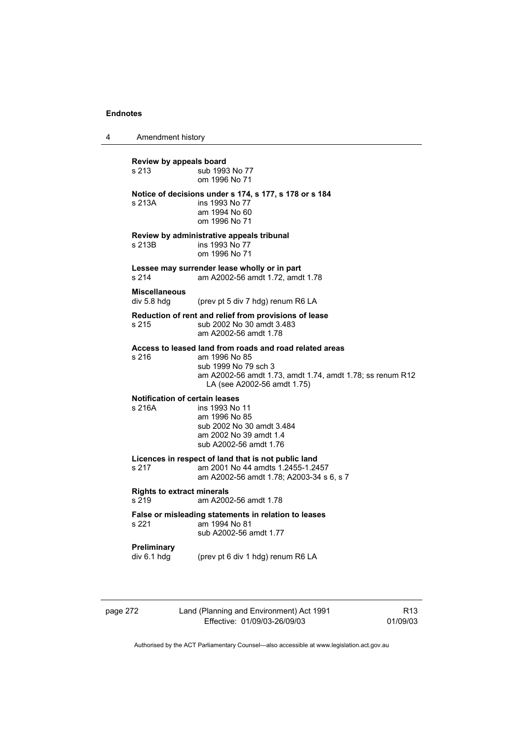**Review by appeals board**
s 213 sub 1993 No 77
om 1996 No 71

**Notice of decisions under s 174, s 177, s 178 or s 184**
s 213A ins 1993 No 77
am 1994 No 60
om 1996 No 71

**Review by administrative appeals tribunal**
s 213B ins 1993 No 77
om 1996 No 71

**Lessee may surrender lease wholly or in part**
s 214 am A2002-56 amdt 1.72, amdt 1.78

**Miscellaneous**
div 5.8 hdg (prev pt 5 div 7 hdg) renum R6 LA

**Reduction of rent and relief from provisions of lease**
s 215 sub 2002 No 30 amdt 3.483
am A2002-56 amdt 1.78

**Access to leased land from roads and road related areas**
s 216 am 1996 No 85
sub 1999 No 79 sch 3
am A2002-56 amdt 1.73, amdt 1.74, amdt 1.78; ss renum R12 LA (see A2002-56 amdt 1.75)

**Notification of certain leases**
s 216A ins 1993 No 11
am 1996 No 85
sub 2002 No 30 amdt 3.484
am 2002 No 39 amdt 1.4
sub A2002-56 amdt 1.76

**Licences in respect of land that is not public land**
s 217 am 2001 No 44 amdts 1.2455-1.2457
am A2002-56 amdt 1.78; A2003-34 s 6, s 7

**Rights to extract minerals**
s 219 am A2002-56 amdt 1.78

**False or misleading statements in relation to leases**
s 221 am 1994 No 81
sub A2002-56 amdt 1.77

**Preliminary**
div 6.1 hdg (prev pt 6 div 1 hdg) renum R6 LA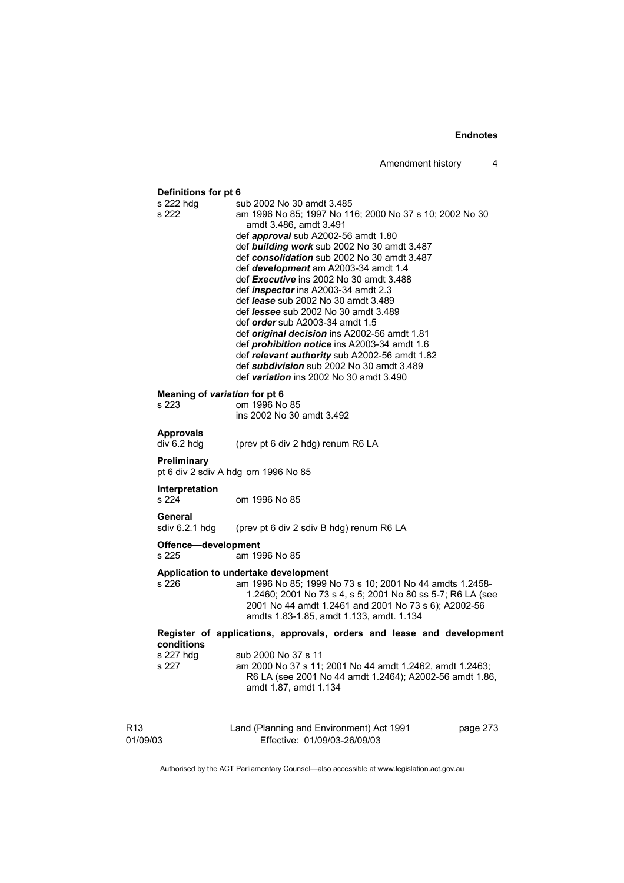**Definitions for pt 6**

s 222 hdg sub 2002 No 30 amdt 3.485

s 222 am 1996 No 85; 1997 No 116; 2000 No 37 s 10; 2002 No 30 amdt 3.486, amdt 3.491

def ***approval*** sub A2002-56 amdt 1.80

def ***building work*** sub 2002 No 30 amdt 3.487

def ***consolidation*** sub 2002 No 30 amdt 3.487

def ***development*** am A2003-34 amdt 1.4

def ***Executive*** ins 2002 No 30 amdt 3.488

def ***inspector*** ins A2003-34 amdt 2.3

def ***lease*** sub 2002 No 30 amdt 3.489

def ***lessee*** sub 2002 No 30 amdt 3.489

def ***order*** sub A2003-34 amdt 1.5

def ***original decision*** ins A2002-56 amdt 1.81

def ***prohibition notice*** ins A2003-34 amdt 1.6

def ***relevant authority*** sub A2002-56 amdt 1.82

def ***subdivision*** sub 2002 No 30 amdt 3.489

def ***variation*** ins 2002 No 30 amdt 3.490

**Meaning of *variation* for pt 6**

s 223 om 1996 No 85
ins 2002 No 30 amdt 3.492

**Approvals**

div 6.2 hdg (prev pt 6 div 2 hdg) renum R6 LA

**Preliminary**

pt 6 div 2 sdiv A hdg om 1996 No 85

**Interpretation**

s 224 om 1996 No 85

**General**

sdiv 6.2.1 hdg (prev pt 6 div 2 sdiv B hdg) renum R6 LA

**Offence—development**

s 225 am 1996 No 85

**Application to undertake development**

s 226 am 1996 No 85; 1999 No 73 s 10; 2001 No 44 amdts 1.2458-1.2460; 2001 No 73 s 4, s 5; 2001 No 80 ss 5-7; R6 LA (see 2001 No 44 amdt 1.2461 and 2001 No 73 s 6); A2002-56 amdts 1.83-1.85, amdt 1.133, amdt. 1.134

**Register of applications, approvals, orders and lease and development conditions**

s 227 hdg sub 2000 No 37 s 11

s 227 am 2000 No 37 s 11; 2001 No 44 amdt 1.2462, amdt 1.2463; R6 LA (see 2001 No 44 amdt 1.2464); A2002-56 amdt 1.86, amdt 1.87, amdt 1.134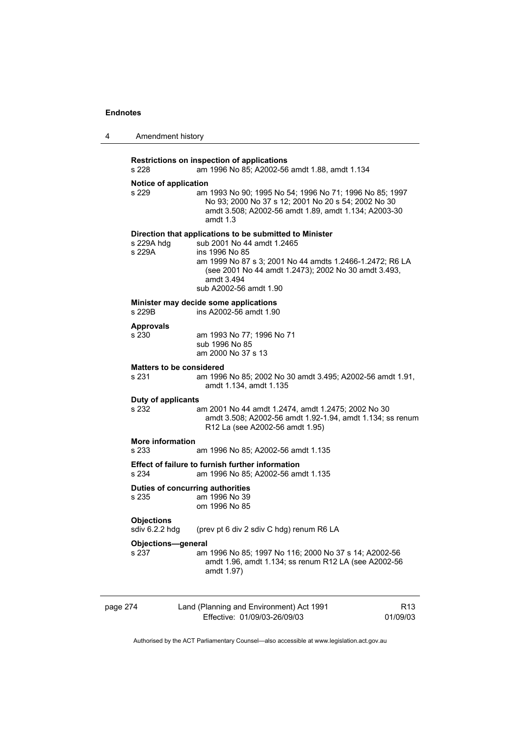**Restrictions on inspection of applications**
s 228 am 1996 No 85; A2002-56 amdt 1.88, amdt 1.134

**Notice of application**
s 229 am 1993 No 90; 1995 No 54; 1996 No 71; 1996 No 85; 1997 No 93; 2000 No 37 s 12; 2001 No 20 s 54; 2002 No 30 amdt 3.508; A2002-56 amdt 1.89, amdt 1.134; A2003-30 amdt 1.3

**Direction that applications to be submitted to Minister**
s 229A hdg sub 2001 No 44 amdt 1.2465
s 229A ins 1996 No 85
am 1999 No 87 s 3; 2001 No 44 amdts 1.2466-1.2472; R6 LA (see 2001 No 44 amdt 1.2473); 2002 No 30 amdt 3.493, amdt 3.494
sub A2002-56 amdt 1.90

**Minister may decide some applications**
s 229B ins A2002-56 amdt 1.90

**Approvals**
s 230 am 1993 No 77; 1996 No 71
sub 1996 No 85
am 2000 No 37 s 13

**Matters to be considered**
s 231 am 1996 No 85; 2002 No 30 amdt 3.495; A2002-56 amdt 1.91, amdt 1.134, amdt 1.135

**Duty of applicants**
s 232 am 2001 No 44 amdt 1.2474, amdt 1.2475; 2002 No 30 amdt 3.508; A2002-56 amdt 1.92-1.94, amdt 1.134; ss renum R12 La (see A2002-56 amdt 1.95)

**More information**
s 233 am 1996 No 85; A2002-56 amdt 1.135

**Effect of failure to furnish further information**
s 234 am 1996 No 85; A2002-56 amdt 1.135

**Duties of concurring authorities**
s 235 am 1996 No 39
om 1996 No 85

**Objections**
sdiv 6.2.2 hdg (prev pt 6 div 2 sdiv C hdg) renum R6 LA

**Objections—general**
s 237 am 1996 No 85; 1997 No 116; 2000 No 37 s 14; A2002-56 amdt 1.96, amdt 1.134; ss renum R12 LA (see A2002-56 amdt 1.97)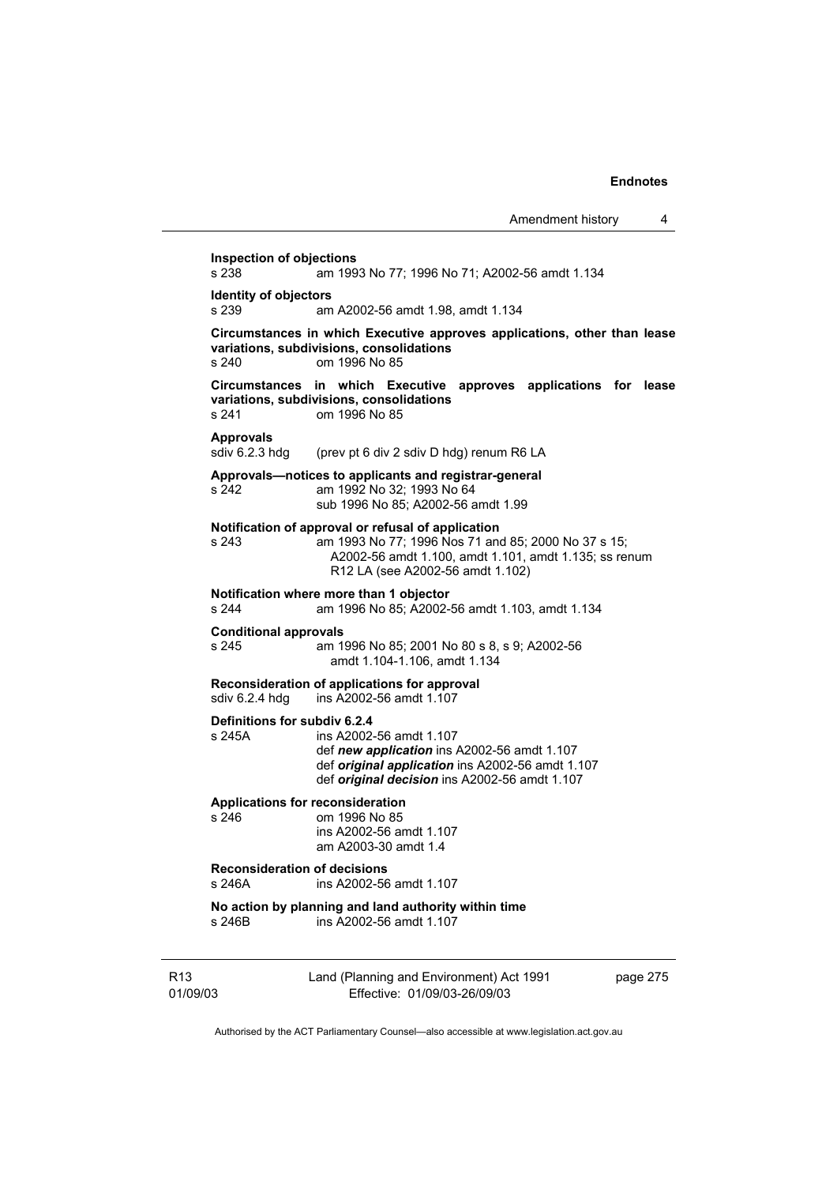**Inspection of objections**
s 238 am 1993 No 77; 1996 No 71; A2002-56 amdt 1.134

**Identity of objectors**
s 239 am A2002-56 amdt 1.98, amdt 1.134

**Circumstances in which Executive approves applications, other than lease variations, subdivisions, consolidations**
s 240 om 1996 No 85

**Circumstances in which Executive approves applications for lease variations, subdivisions, consolidations**
s 241 om 1996 No 85

**Approvals**
sdiv 6.2.3 hdg (prev pt 6 div 2 sdiv D hdg) renum R6 LA

**Approvals—notices to applicants and registrar-general**
s 242 am 1992 No 32; 1993 No 64
sub 1996 No 85; A2002-56 amdt 1.99

**Notification of approval or refusal of application**
s 243 am 1993 No 77; 1996 Nos 71 and 85; 2000 No 37 s 15; A2002-56 amdt 1.100, amdt 1.101, amdt 1.135; ss renum R12 LA (see A2002-56 amdt 1.102)

**Notification where more than 1 objector**
s 244 am 1996 No 85; A2002-56 amdt 1.103, amdt 1.134

**Conditional approvals**
s 245 am 1996 No 85; 2001 No 80 s 8, s 9; A2002-56 amdt 1.104-1.106, amdt 1.134

**Reconsideration of applications for approval**
sdiv 6.2.4 hdg ins A2002-56 amdt 1.107

**Definitions for subdiv 6.2.4**
s 245A ins A2002-56 amdt 1.107
def ***new application*** ins A2002-56 amdt 1.107
def ***original application*** ins A2002-56 amdt 1.107
def ***original decision*** ins A2002-56 amdt 1.107

**Applications for reconsideration**
s 246 om 1996 No 85
ins A2002-56 amdt 1.107
am A2003-30 amdt 1.4

**Reconsideration of decisions**
s 246A ins A2002-56 amdt 1.107

**No action by planning and land authority within time**
s 246B ins A2002-56 amdt 1.107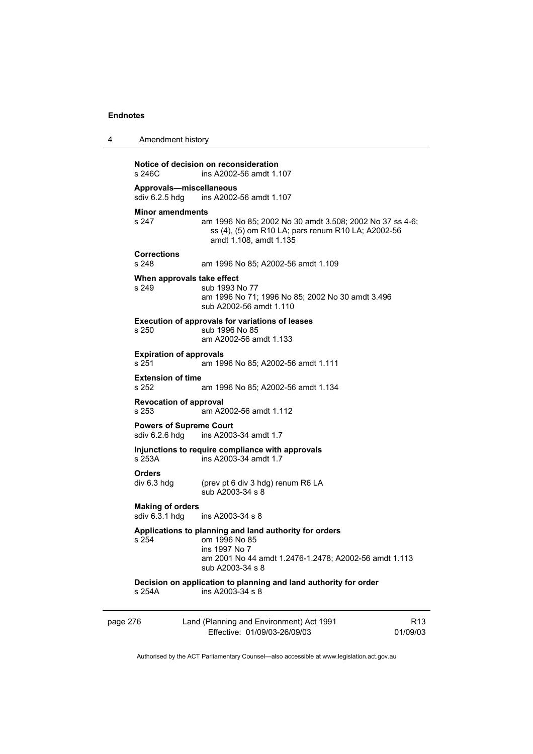**Notice of decision on reconsideration**
s 246C ins A2002-56 amdt 1.107

**Approvals—miscellaneous**
sdiv 6.2.5 hdg ins A2002-56 amdt 1.107

**Minor amendments**
s 247 am 1996 No 85; 2002 No 30 amdt 3.508; 2002 No 37 ss 4-6; ss (4), (5) om R10 LA; pars renum R10 LA; A2002-56 amdt 1.108, amdt 1.135

**Corrections**
s 248 am 1996 No 85; A2002-56 amdt 1.109

**When approvals take effect**
s 249 sub 1993 No 77
am 1996 No 71; 1996 No 85; 2002 No 30 amdt 3.496
sub A2002-56 amdt 1.110

**Execution of approvals for variations of leases**
s 250 sub 1996 No 85
am A2002-56 amdt 1.133

**Expiration of approvals**
s 251 am 1996 No 85; A2002-56 amdt 1.111

**Extension of time**
s 252 am 1996 No 85; A2002-56 amdt 1.134

**Revocation of approval**
s 253 am A2002-56 amdt 1.112

**Powers of Supreme Court**
sdiv 6.2.6 hdg ins A2003-34 amdt 1.7

**Injunctions to require compliance with approvals**
s 253A ins A2003-34 amdt 1.7

**Orders**
div 6.3 hdg (prev pt 6 div 3 hdg) renum R6 LA
sub A2003-34 s 8

**Making of orders**
sdiv 6.3.1 hdg ins A2003-34 s 8

**Applications to planning and land authority for orders**
s 254 om 1996 No 85
ins 1997 No 7
am 2001 No 44 amdt 1.2476-1.2478; A2002-56 amdt 1.113
sub A2003-34 s 8

**Decision on application to planning and land authority for order**
s 254A ins A2003-34 s 8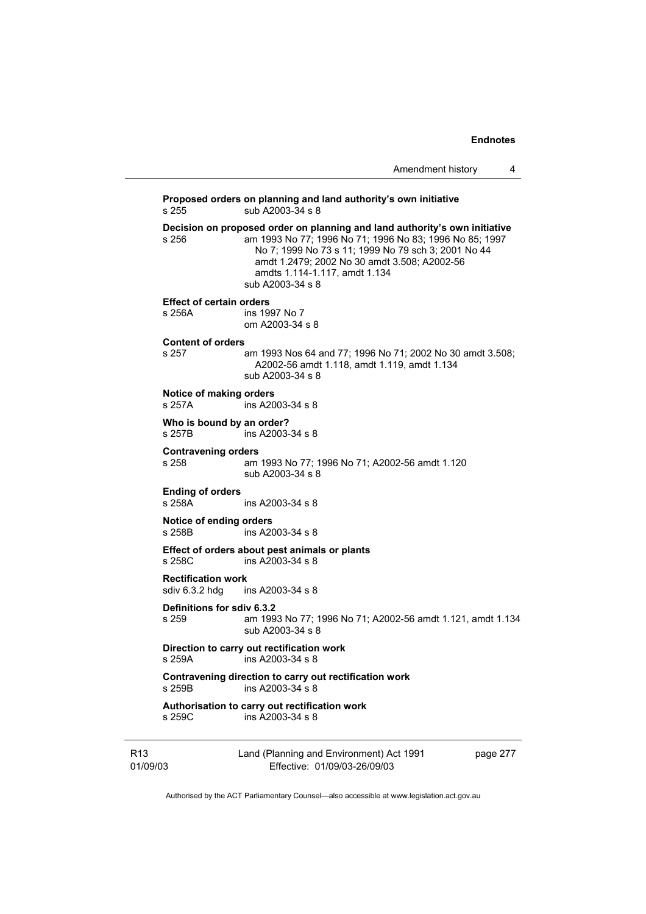**Proposed orders on planning and land authority's own initiative**
s 255 sub A2003-34 s 8

**Decision on proposed order on planning and land authority's own initiative**
s 256 am 1993 No 77; 1996 No 71; 1996 No 83; 1996 No 85; 1997 No 7; 1999 No 73 s 11; 1999 No 79 sch 3; 2001 No 44 amdt 1.2479; 2002 No 30 amdt 3.508; A2002-56 amdts 1.114-1.117, amdt 1.134
sub A2003-34 s 8

**Effect of certain orders**
s 256A ins 1997 No 7
om A2003-34 s 8

**Content of orders**
s 257 am 1993 Nos 64 and 77; 1996 No 71; 2002 No 30 amdt 3.508; A2002-56 amdt 1.118, amdt 1.119, amdt 1.134
sub A2003-34 s 8

**Notice of making orders**
s 257A ins A2003-34 s 8

**Who is bound by an order?**
s 257B ins A2003-34 s 8

**Contravening orders**
s 258 am 1993 No 77; 1996 No 71; A2002-56 amdt 1.120
sub A2003-34 s 8

**Ending of orders**
s 258A ins A2003-34 s 8

**Notice of ending orders**
s 258B ins A2003-34 s 8

**Effect of orders about pest animals or plants**
s 258C ins A2003-34 s 8

**Rectification work**
sdiv 6.3.2 hdg ins A2003-34 s 8

**Definitions for sdiv 6.3.2**
s 259 am 1993 No 77; 1996 No 71; A2002-56 amdt 1.121, amdt 1.134
sub A2003-34 s 8

**Direction to carry out rectification work**
s 259A ins A2003-34 s 8

**Contravening direction to carry out rectification work**
s 259B ins A2003-34 s 8

**Authorisation to carry out rectification work**
s 259C ins A2003-34 s 8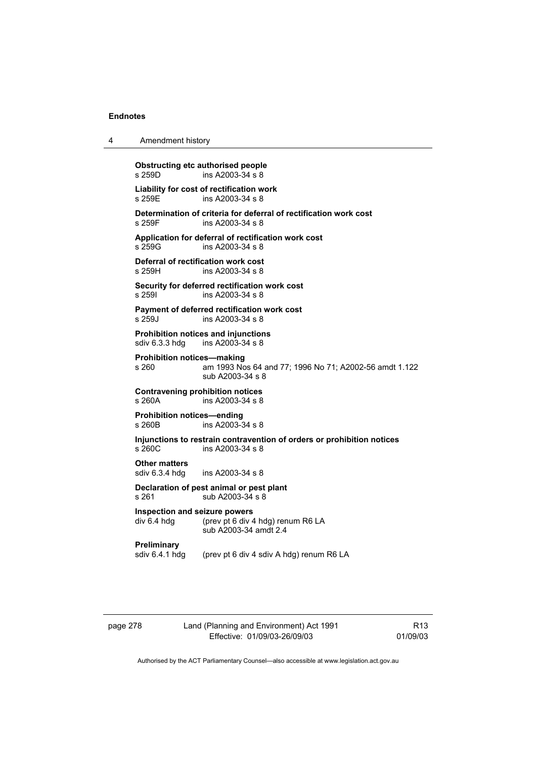**Obstructing etc authorised people**
s 259D ins A2003-34 s 8

**Liability for cost of rectification work**
s 259E ins A2003-34 s 8

**Determination of criteria for deferral of rectification work cost**
s 259F ins A2003-34 s 8

**Application for deferral of rectification work cost**
s 259G ins A2003-34 s 8

**Deferral of rectification work cost**
s 259H ins A2003-34 s 8

**Security for deferred rectification work cost**
s 259I ins A2003-34 s 8

**Payment of deferred rectification work cost**
s 259J ins A2003-34 s 8

**Prohibition notices and injunctions**
sdiv 6.3.3 hdg ins A2003-34 s 8

**Prohibition notices—making**
s 260 am 1993 Nos 64 and 77; 1996 No 71; A2002-56 amdt 1.122
sub A2003-34 s 8

**Contravening prohibition notices**
s 260A ins A2003-34 s 8

**Prohibition notices—ending**
s 260B ins A2003-34 s 8

**Injunctions to restrain contravention of orders or prohibition notices**
s 260C ins A2003-34 s 8

**Other matters**
sdiv 6.3.4 hdg ins A2003-34 s 8

**Declaration of pest animal or pest plant**
s 261 sub A2003-34 s 8

**Inspection and seizure powers**
div 6.4 hdg (prev pt 6 div 4 hdg) renum R6 LA
sub A2003-34 amdt 2.4

**Preliminary**
sdiv 6.4.1 hdg (prev pt 6 div 4 sdiv A hdg) renum R6 LA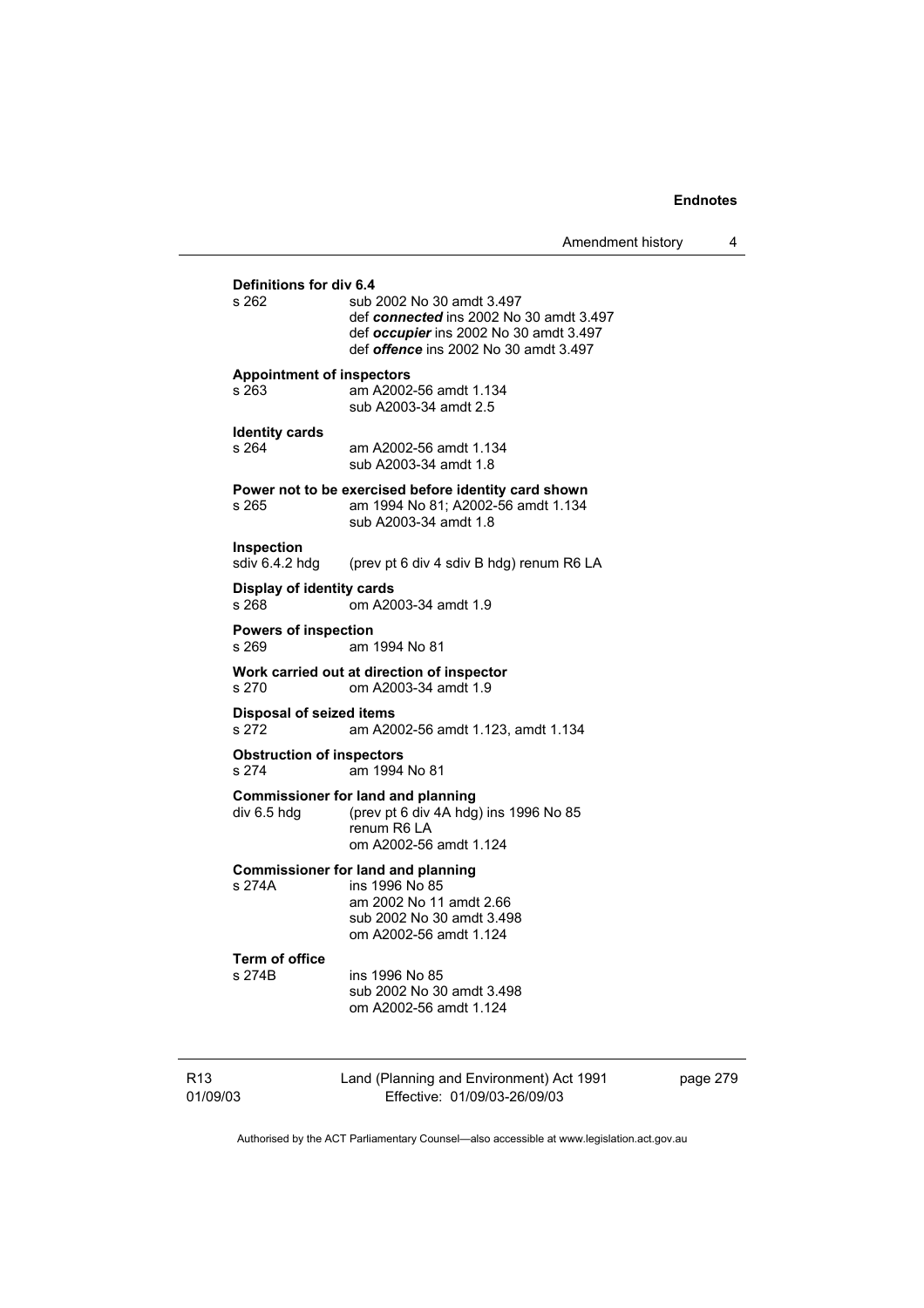**Definitions for div 6.4**

s 262 sub 2002 No 30 amdt 3.497
def ***connected*** ins 2002 No 30 amdt 3.497
def ***occupier*** ins 2002 No 30 amdt 3.497
def ***offence*** ins 2002 No 30 amdt 3.497

**Appointment of inspectors**

s 263 am A2002-56 amdt 1.134
sub A2003-34 amdt 2.5

**Identity cards**

s 264 am A2002-56 amdt 1.134
sub A2003-34 amdt 1.8

**Power not to be exercised before identity card shown**

s 265 am 1994 No 81; A2002-56 amdt 1.134
sub A2003-34 amdt 1.8

**Inspection**

sdiv 6.4.2 hdg (prev pt 6 div 4 sdiv B hdg) renum R6 LA

**Display of identity cards**

s 268 om A2003-34 amdt 1.9

**Powers of inspection**

s 269 am 1994 No 81

**Work carried out at direction of inspector**

s 270 om A2003-34 amdt 1.9

**Disposal of seized items**

s 272 am A2002-56 amdt 1.123, amdt 1.134

**Obstruction of inspectors**

s 274 am 1994 No 81

**Commissioner for land and planning**

div 6.5 hdg (prev pt 6 div 4A hdg) ins 1996 No 85
renum R6 LA
om A2002-56 amdt 1.124

**Commissioner for land and planning**

s 274A ins 1996 No 85
am 2002 No 11 amdt 2.66
sub 2002 No 30 amdt 3.498
om A2002-56 amdt 1.124

**Term of office**

s 274B ins 1996 No 85
sub 2002 No 30 amdt 3.498
om A2002-56 amdt 1.124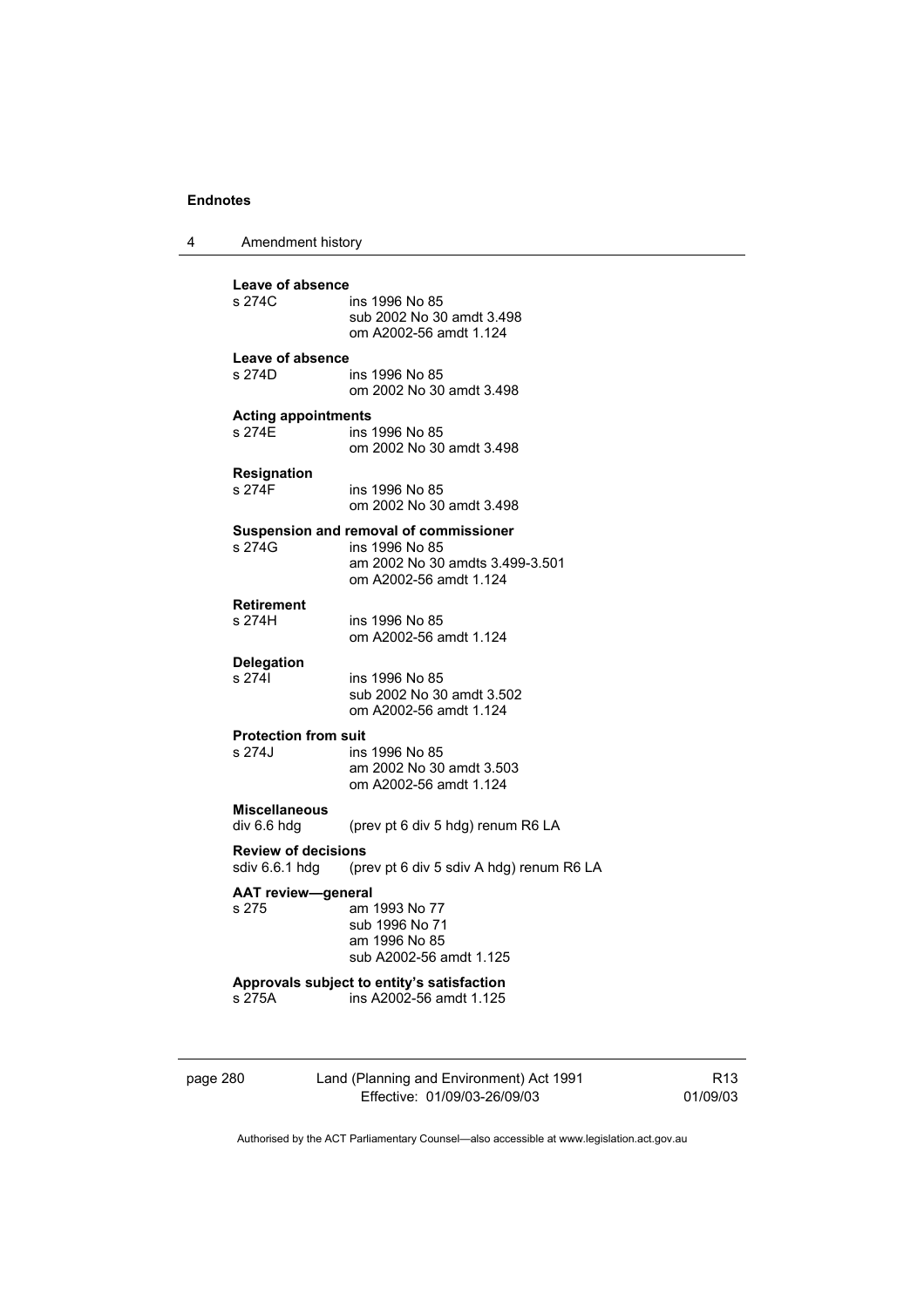**Leave of absence**
s 274C ins 1996 No 85
sub 2002 No 30 amdt 3.498
om A2002-56 amdt 1.124

**Leave of absence**
s 274D ins 1996 No 85
om 2002 No 30 amdt 3.498

**Acting appointments**
s 274E ins 1996 No 85
om 2002 No 30 amdt 3.498

**Resignation**
s 274F ins 1996 No 85
om 2002 No 30 amdt 3.498

**Suspension and removal of commissioner**
s 274G ins 1996 No 85
am 2002 No 30 amdts 3.499-3.501
om A2002-56 amdt 1.124

**Retirement**
s 274H ins 1996 No 85
om A2002-56 amdt 1.124

**Delegation**
s 274I ins 1996 No 85
sub 2002 No 30 amdt 3.502
om A2002-56 amdt 1.124

**Protection from suit**
s 274J ins 1996 No 85
am 2002 No 30 amdt 3.503
om A2002-56 amdt 1.124

**Miscellaneous**
div 6.6 hdg (prev pt 6 div 5 hdg) renum R6 LA

**Review of decisions**
sdiv 6.6.1 hdg (prev pt 6 div 5 sdiv A hdg) renum R6 LA

**AAT review—general**
s 275 am 1993 No 77
sub 1996 No 71
am 1996 No 85
sub A2002-56 amdt 1.125

**Approvals subject to entity's satisfaction**
s 275A ins A2002-56 amdt 1.125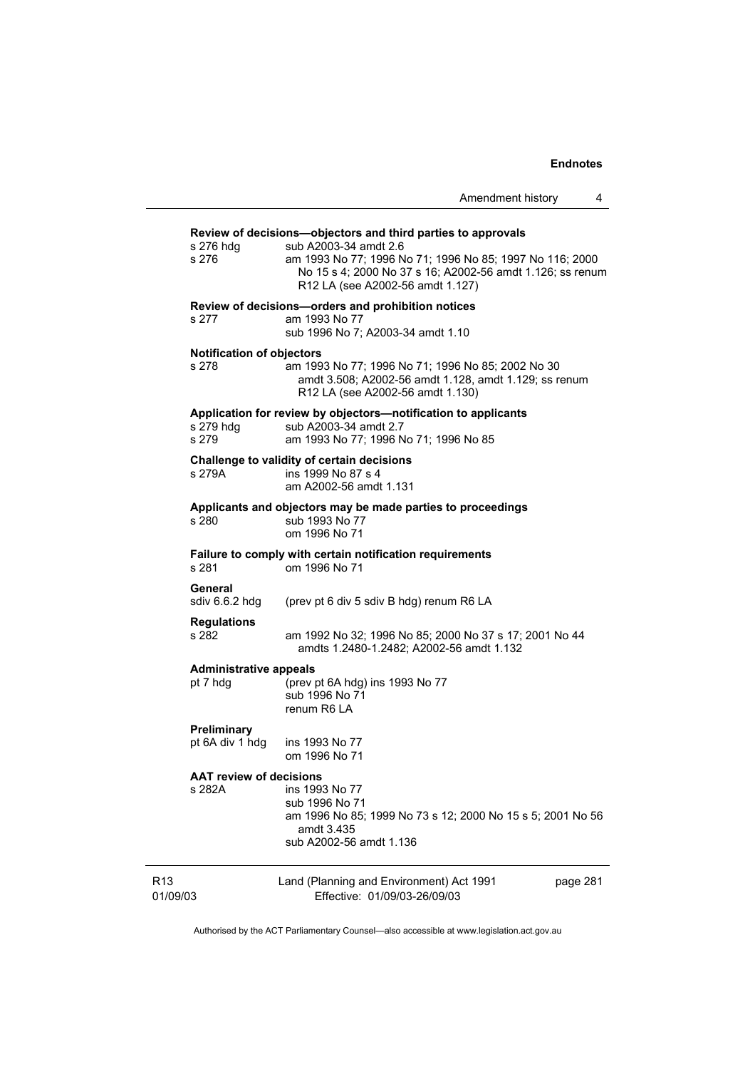**Review of decisions—objectors and third parties to approvals**

| | |
|---|---|
| s 276 hdg | sub A2003-34 amdt 2.6 |
| s 276 | am 1993 No 77; 1996 No 71; 1996 No 85; 1997 No 116; 2000 No 15 s 4; 2000 No 37 s 16; A2002-56 amdt 1.126; ss renum R12 LA (see A2002-56 amdt 1.127) |

**Review of decisions—orders and prohibition notices**

| | |
|---|---|
| s 277 | am 1993 No 77<br>sub 1996 No 7; A2003-34 amdt 1.10 |

**Notification of objectors**

| | |
|---|---|
| s 278 | am 1993 No 77; 1996 No 71; 1996 No 85; 2002 No 30 amdt 3.508; A2002-56 amdt 1.128, amdt 1.129; ss renum R12 LA (see A2002-56 amdt 1.130) |

**Application for review by objectors—notification to applicants**

| | |
|---|---|
| s 279 hdg | sub A2003-34 amdt 2.7 |
| s 279 | am 1993 No 77; 1996 No 71; 1996 No 85 |

**Challenge to validity of certain decisions**

| | |
|---|---|
| s 279A | ins 1999 No 87 s 4<br>am A2002-56 amdt 1.131 |

**Applicants and objectors may be made parties to proceedings**

| | |
|---|---|
| s 280 | sub 1993 No 77<br>om 1996 No 71 |

**Failure to comply with certain notification requirements**

| | |
|---|---|
| s 281 | om 1996 No 71 |

**General**

| | |
|---|---|
| sdiv 6.6.2 hdg | (prev pt 6 div 5 sdiv B hdg) renum R6 LA |

**Regulations**

| | |
|---|---|
| s 282 | am 1992 No 32; 1996 No 85; 2000 No 37 s 17; 2001 No 44 amdts 1.2480-1.2482; A2002-56 amdt 1.132 |

**Administrative appeals**

| | |
|---|---|
| pt 7 hdg | (prev pt 6A hdg) ins 1993 No 77<br>sub 1996 No 71<br>renum R6 LA |

**Preliminary**

| | |
|---|---|
| pt 6A div 1 hdg | ins 1993 No 77<br>om 1996 No 71 |

**AAT review of decisions**

| | |
|---|---|
| s 282A | ins 1993 No 77<br>sub 1996 No 71<br>am 1996 No 85; 1999 No 73 s 12; 2000 No 15 s 5; 2001 No 56 amdt 3.435<br>sub A2002-56 amdt 1.136 |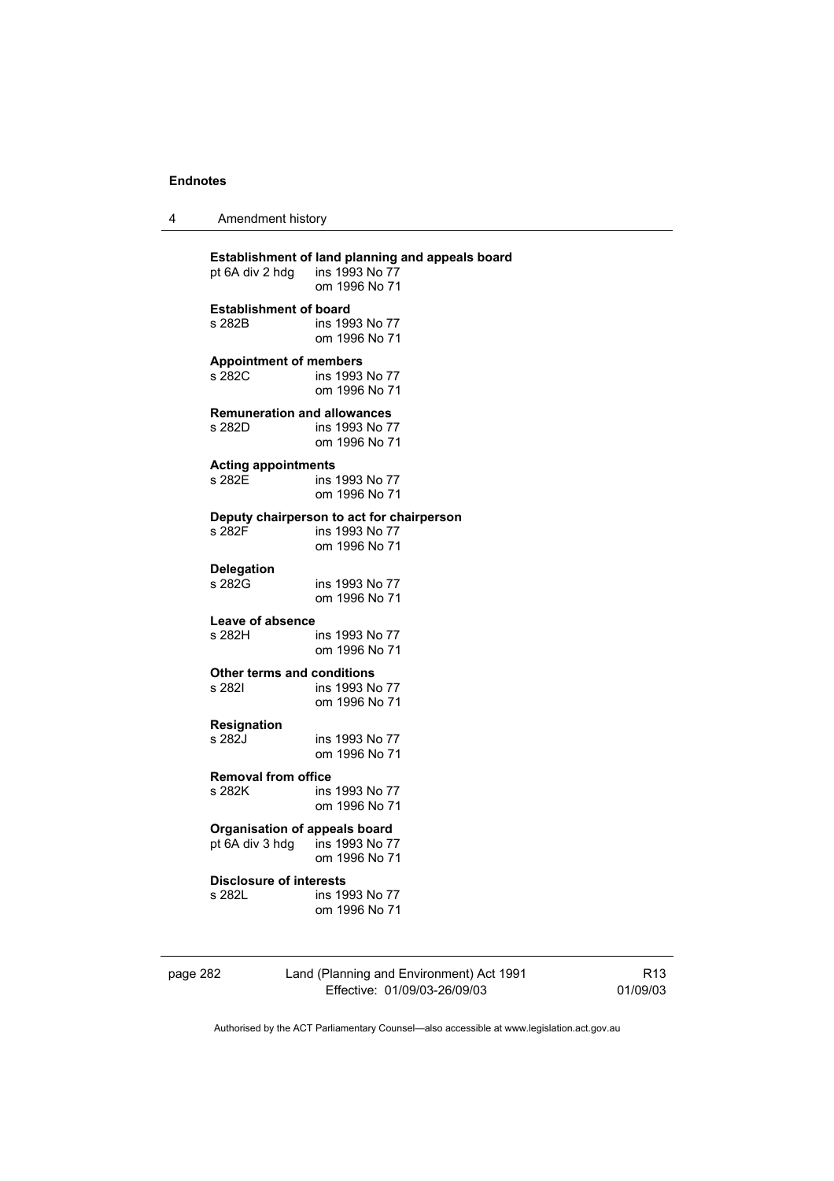**Establishment of land planning and appeals board**
pt 6A div 2 hdg ins 1993 No 77
om 1996 No 71

**Establishment of board**
s 282B ins 1993 No 77
om 1996 No 71

**Appointment of members**
s 282C ins 1993 No 77
om 1996 No 71

**Remuneration and allowances**
s 282D ins 1993 No 77
om 1996 No 71

**Acting appointments**
s 282E ins 1993 No 77
om 1996 No 71

**Deputy chairperson to act for chairperson**
s 282F ins 1993 No 77
om 1996 No 71

**Delegation**
s 282G ins 1993 No 77
om 1996 No 71

**Leave of absence**
s 282H ins 1993 No 77
om 1996 No 71

**Other terms and conditions**
s 282I ins 1993 No 77
om 1996 No 71

**Resignation**
s 282J ins 1993 No 77
om 1996 No 71

**Removal from office**
s 282K ins 1993 No 77
om 1996 No 71

**Organisation of appeals board**
pt 6A div 3 hdg ins 1993 No 77
om 1996 No 71

**Disclosure of interests**
s 282L ins 1993 No 77
om 1996 No 71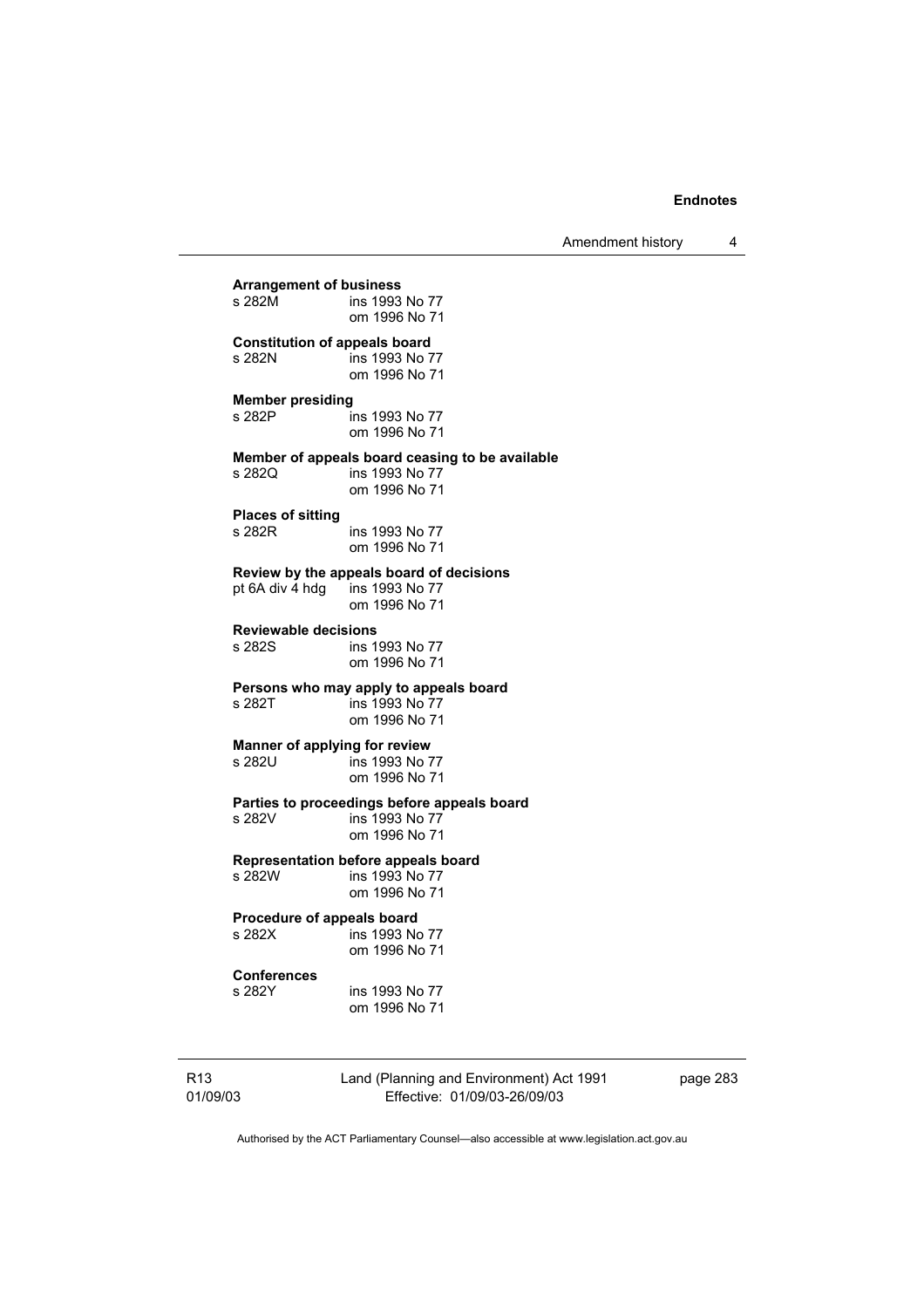**Arrangement of business**
s 282M ins 1993 No 77
om 1996 No 71

**Constitution of appeals board**
s 282N ins 1993 No 77
om 1996 No 71

**Member presiding**
s 282P ins 1993 No 77
om 1996 No 71

**Member of appeals board ceasing to be available**
s 282Q ins 1993 No 77
om 1996 No 71

**Places of sitting**
s 282R ins 1993 No 77
om 1996 No 71

**Review by the appeals board of decisions**
pt 6A div 4 hdg ins 1993 No 77
om 1996 No 71

**Reviewable decisions**
s 282S ins 1993 No 77
om 1996 No 71

**Persons who may apply to appeals board**
s 282T ins 1993 No 77
om 1996 No 71

**Manner of applying for review**
s 282U ins 1993 No 77
om 1996 No 71

**Parties to proceedings before appeals board**
s 282V ins 1993 No 77
om 1996 No 71

**Representation before appeals board**
s 282W ins 1993 No 77
om 1996 No 71

**Procedure of appeals board**
s 282X ins 1993 No 77
om 1996 No 71

**Conferences**
s 282Y ins 1993 No 77
om 1996 No 71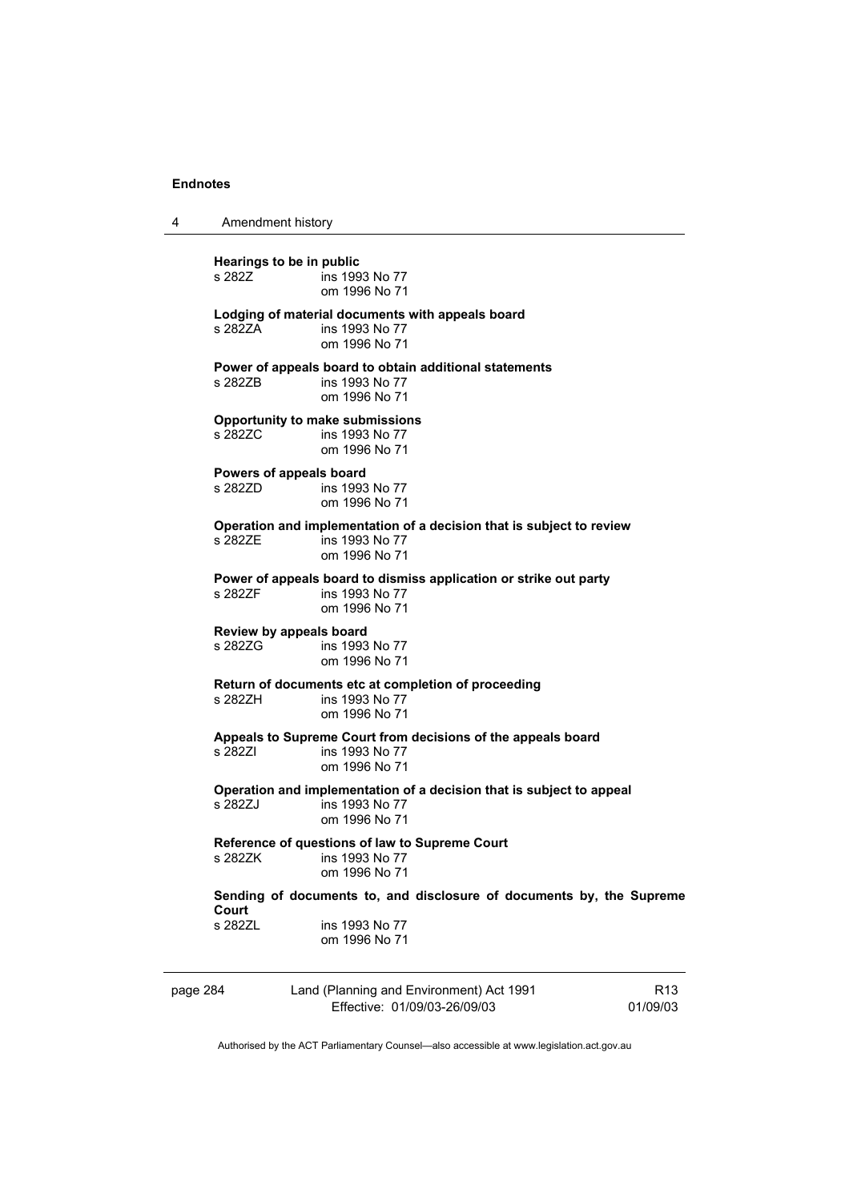**Hearings to be in public**
s 282Z ins 1993 No 77
om 1996 No 71

**Lodging of material documents with appeals board**
s 282ZA ins 1993 No 77
om 1996 No 71

**Power of appeals board to obtain additional statements**
s 282ZB ins 1993 No 77
om 1996 No 71

**Opportunity to make submissions**
s 282ZC ins 1993 No 77
om 1996 No 71

**Powers of appeals board**
s 282ZD ins 1993 No 77
om 1996 No 71

**Operation and implementation of a decision that is subject to review**
s 282ZE ins 1993 No 77
om 1996 No 71

**Power of appeals board to dismiss application or strike out party**
s 282ZF ins 1993 No 77
om 1996 No 71

**Review by appeals board**
s 282ZG ins 1993 No 77
om 1996 No 71

**Return of documents etc at completion of proceeding**
s 282ZH ins 1993 No 77
om 1996 No 71

**Appeals to Supreme Court from decisions of the appeals board**
s 282ZI ins 1993 No 77
om 1996 No 71

**Operation and implementation of a decision that is subject to appeal**
s 282ZJ ins 1993 No 77
om 1996 No 71

**Reference of questions of law to Supreme Court**
s 282ZK ins 1993 No 77
om 1996 No 71

**Sending of documents to, and disclosure of documents by, the Supreme Court**
s 282ZL ins 1993 No 77
om 1996 No 71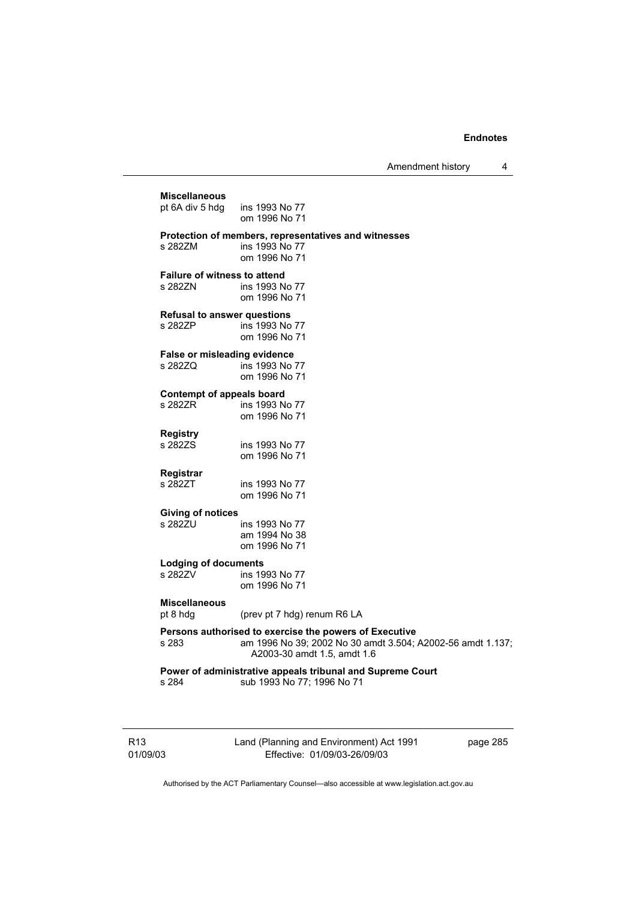**Miscellaneous**
pt 6A div 5 hdg ins 1993 No 77
om 1996 No 71

**Protection of members, representatives and witnesses**
s 282ZM ins 1993 No 77
om 1996 No 71

**Failure of witness to attend**
s 282ZN ins 1993 No 77
om 1996 No 71

**Refusal to answer questions**
s 282ZP ins 1993 No 77
om 1996 No 71

**False or misleading evidence**
s 282ZQ ins 1993 No 77
om 1996 No 71

**Contempt of appeals board**
s 282ZR ins 1993 No 77
om 1996 No 71

**Registry**
s 282ZS ins 1993 No 77
om 1996 No 71

**Registrar**
s 282ZT ins 1993 No 77
om 1996 No 71

**Giving of notices**
s 282ZU ins 1993 No 77
am 1994 No 38
om 1996 No 71

**Lodging of documents**
s 282ZV ins 1993 No 77
om 1996 No 71

**Miscellaneous**
pt 8 hdg (prev pt 7 hdg) renum R6 LA

**Persons authorised to exercise the powers of Executive**
s 283 am 1996 No 39; 2002 No 30 amdt 3.504; A2002-56 amdt 1.137; A2003-30 amdt 1.5, amdt 1.6

**Power of administrative appeals tribunal and Supreme Court**
s 284 sub 1993 No 77; 1996 No 71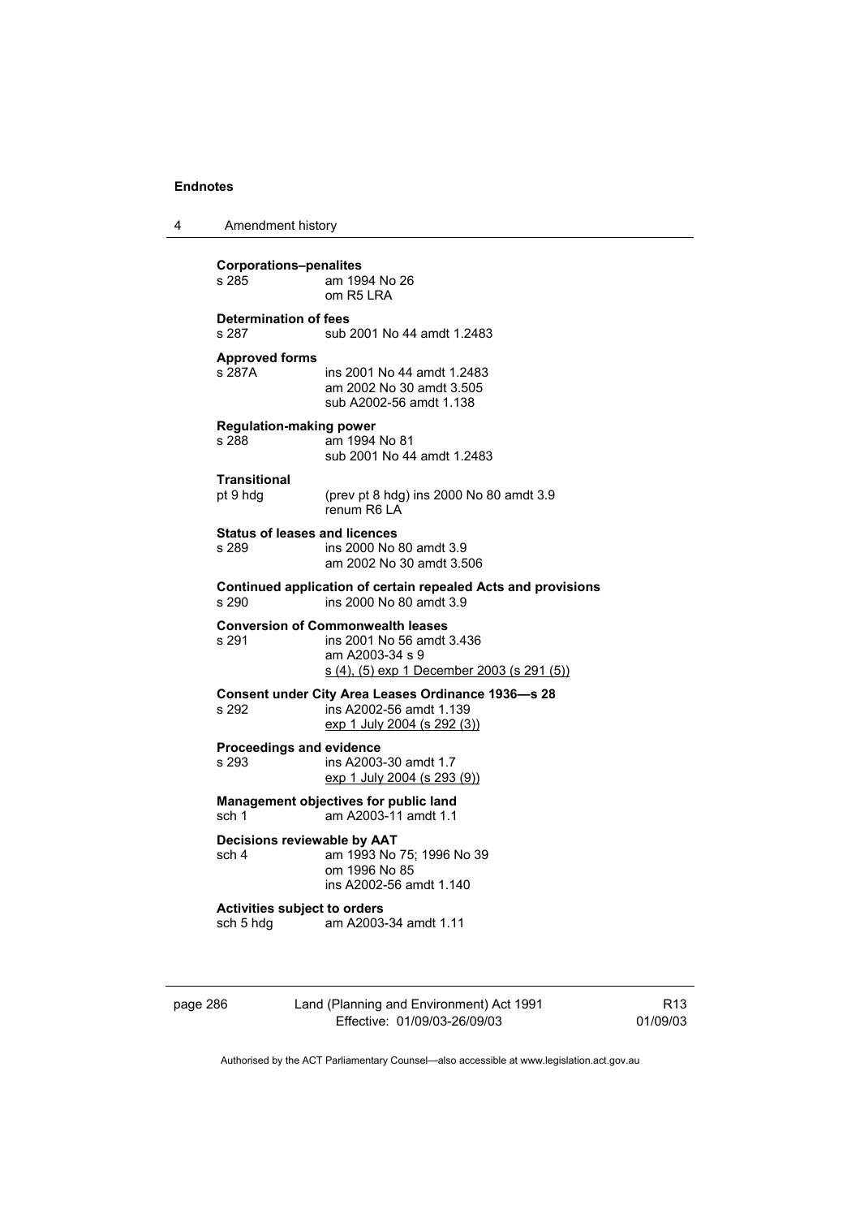**Corporations–penalites**
s 285 am 1994 No 26
om R5 LRA

**Determination of fees**
s 287 sub 2001 No 44 amdt 1.2483

**Approved forms**
s 287A ins 2001 No 44 amdt 1.2483
am 2002 No 30 amdt 3.505
sub A2002-56 amdt 1.138

**Regulation-making power**
s 288 am 1994 No 81
sub 2001 No 44 amdt 1.2483

**Transitional**
pt 9 hdg (prev pt 8 hdg) ins 2000 No 80 amdt 3.9
renum R6 LA

**Status of leases and licences**
s 289 ins 2000 No 80 amdt 3.9
am 2002 No 30 amdt 3.506

**Continued application of certain repealed Acts and provisions**
s 290 ins 2000 No 80 amdt 3.9

**Conversion of Commonwealth leases**
s 291 ins 2001 No 56 amdt 3.436
am A2003-34 s 9
s (4), (5) exp 1 December 2003 (s 291 (5))

**Consent under City Area Leases Ordinance 1936—s 28**
s 292 ins A2002-56 amdt 1.139
exp 1 July 2004 (s 292 (3))

**Proceedings and evidence**
s 293 ins A2003-30 amdt 1.7
exp 1 July 2004 (s 293 (9))

**Management objectives for public land**
sch 1 am A2003-11 amdt 1.1

**Decisions reviewable by AAT**
sch 4 am 1993 No 75; 1996 No 39
om 1996 No 85
ins A2002-56 amdt 1.140

**Activities subject to orders**
sch 5 hdg am A2003-34 amdt 1.11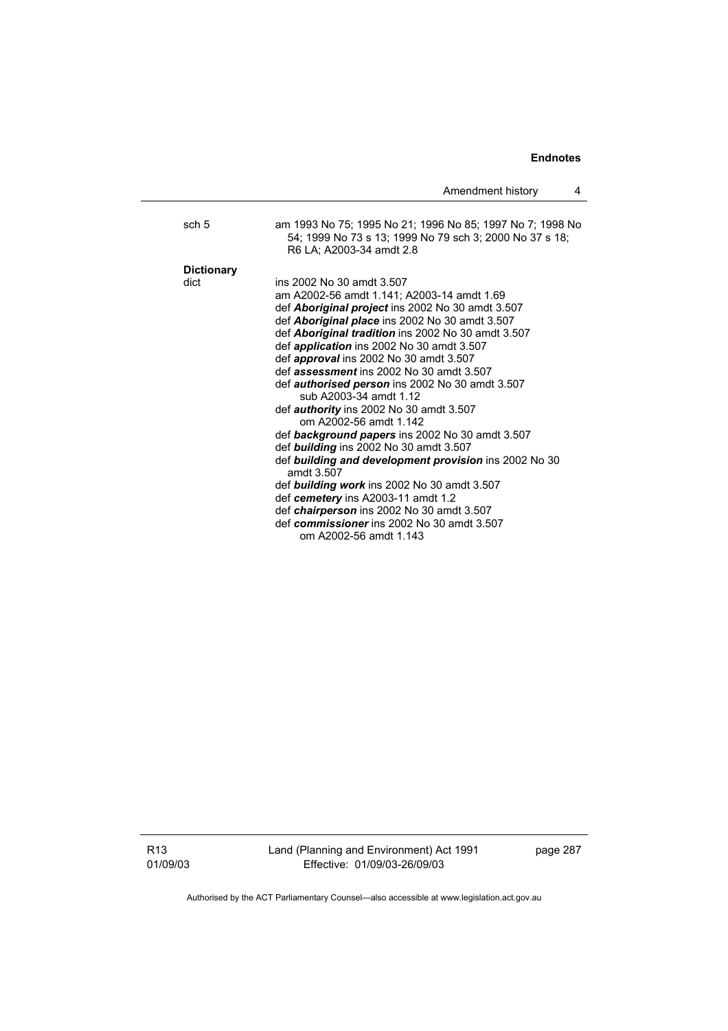| | |
|---|---|
| sch 5 | am 1993 No 75; 1995 No 21; 1996 No 85; 1997 No 7; 1998 No 54; 1999 No 73 s 13; 1999 No 79 sch 3; 2000 No 37 s 18; R6 LA; A2003-34 amdt 2.8 |

**Dictionary**

| | |
|---|---|
| dict | ins 2002 No 30 amdt 3.507 |
| | am A2002-56 amdt 1.141; A2003-14 amdt 1.69 |
| | def ***Aboriginal project*** ins 2002 No 30 amdt 3.507 |
| | def ***Aboriginal place*** ins 2002 No 30 amdt 3.507 |
| | def ***Aboriginal tradition*** ins 2002 No 30 amdt 3.507 |
| | def ***application*** ins 2002 No 30 amdt 3.507 |
| | def ***approval*** ins 2002 No 30 amdt 3.507 |
| | def ***assessment*** ins 2002 No 30 amdt 3.507 |
| | def ***authorised person*** ins 2002 No 30 amdt 3.507<br>sub A2003-34 amdt 1.12 |
| | def ***authority*** ins 2002 No 30 amdt 3.507<br>om A2002-56 amdt 1.142 |
| | def ***background papers*** ins 2002 No 30 amdt 3.507 |
| | def ***building*** ins 2002 No 30 amdt 3.507 |
| | def ***building and development provision*** ins 2002 No 30 amdt 3.507 |
| | def ***building work*** ins 2002 No 30 amdt 3.507 |
| | def ***cemetery*** ins A2003-11 amdt 1.2 |
| | def ***chairperson*** ins 2002 No 30 amdt 3.507 |
| | def ***commissioner*** ins 2002 No 30 amdt 3.507<br>om A2002-56 amdt 1.143 |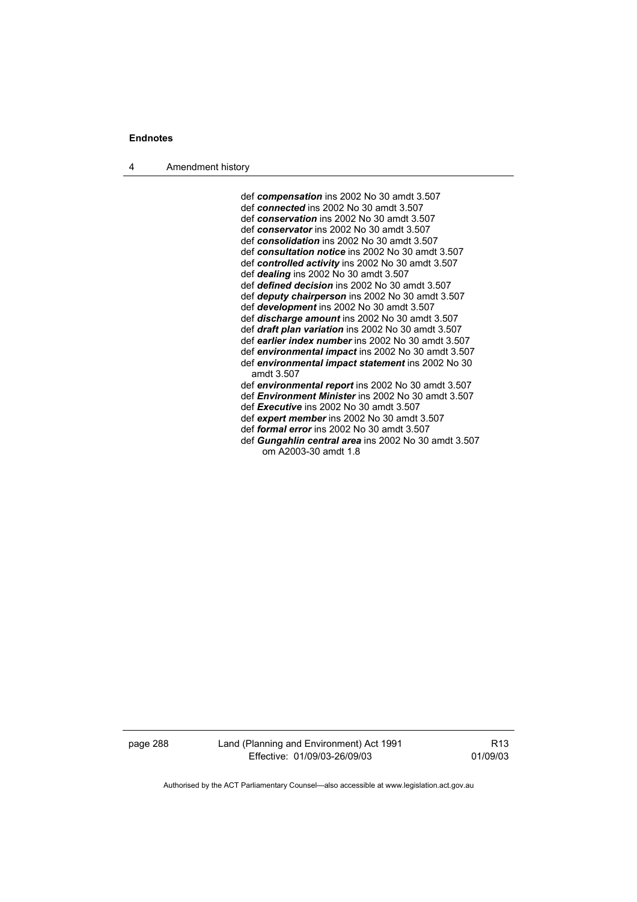def ***compensation*** ins 2002 No 30 amdt 3.507
def ***connected*** ins 2002 No 30 amdt 3.507
def ***conservation*** ins 2002 No 30 amdt 3.507
def ***conservator*** ins 2002 No 30 amdt 3.507
def ***consolidation*** ins 2002 No 30 amdt 3.507
def ***consultation notice*** ins 2002 No 30 amdt 3.507
def ***controlled activity*** ins 2002 No 30 amdt 3.507
def ***dealing*** ins 2002 No 30 amdt 3.507
def ***defined decision*** ins 2002 No 30 amdt 3.507
def ***deputy chairperson*** ins 2002 No 30 amdt 3.507
def ***development*** ins 2002 No 30 amdt 3.507
def ***discharge amount*** ins 2002 No 30 amdt 3.507
def ***draft plan variation*** ins 2002 No 30 amdt 3.507
def ***earlier index number*** ins 2002 No 30 amdt 3.507
def ***environmental impact*** ins 2002 No 30 amdt 3.507
def ***environmental impact statement*** ins 2002 No 30 amdt 3.507
def ***environmental report*** ins 2002 No 30 amdt 3.507
def ***Environment Minister*** ins 2002 No 30 amdt 3.507
def ***Executive*** ins 2002 No 30 amdt 3.507
def ***expert member*** ins 2002 No 30 amdt 3.507
def ***formal error*** ins 2002 No 30 amdt 3.507
def ***Gungahlin central area*** ins 2002 No 30 amdt 3.507
om A2003-30 amdt 1.8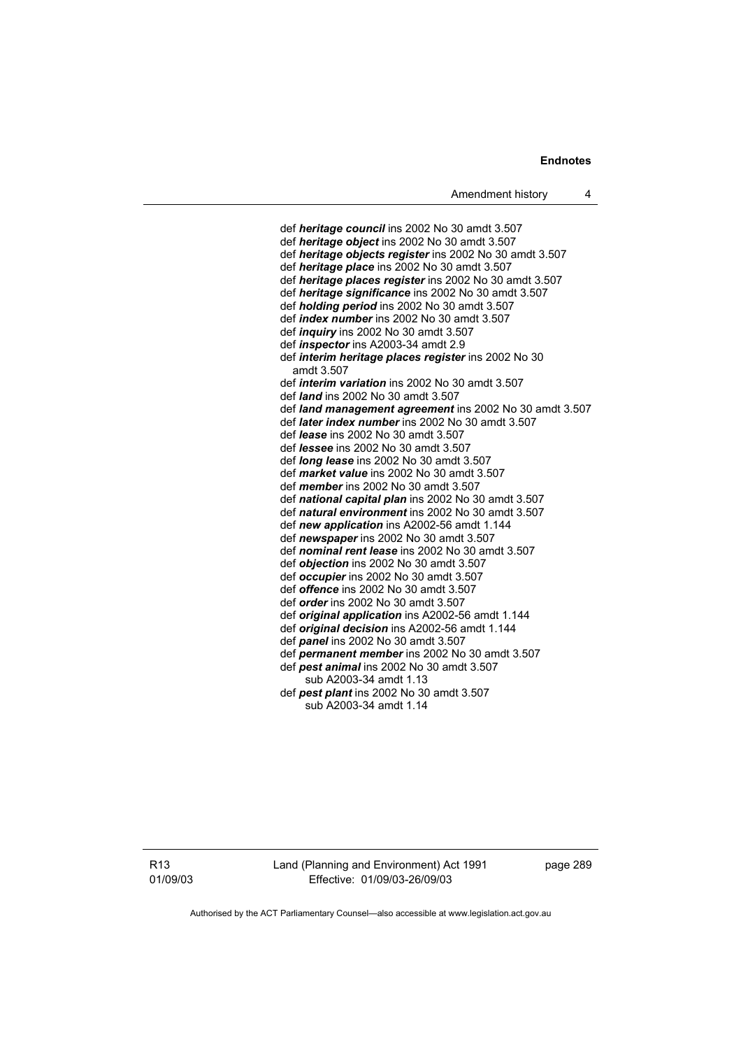def ***heritage council*** ins 2002 No 30 amdt 3.507
def ***heritage object*** ins 2002 No 30 amdt 3.507
def ***heritage objects register*** ins 2002 No 30 amdt 3.507
def ***heritage place*** ins 2002 No 30 amdt 3.507
def ***heritage places register*** ins 2002 No 30 amdt 3.507
def ***heritage significance*** ins 2002 No 30 amdt 3.507
def ***holding period*** ins 2002 No 30 amdt 3.507
def ***index number*** ins 2002 No 30 amdt 3.507
def ***inquiry*** ins 2002 No 30 amdt 3.507
def ***inspector*** ins A2003-34 amdt 2.9
def ***interim heritage places register*** ins 2002 No 30 amdt 3.507
def ***interim variation*** ins 2002 No 30 amdt 3.507
def ***land*** ins 2002 No 30 amdt 3.507
def ***land management agreement*** ins 2002 No 30 amdt 3.507
def ***later index number*** ins 2002 No 30 amdt 3.507
def ***lease*** ins 2002 No 30 amdt 3.507
def ***lessee*** ins 2002 No 30 amdt 3.507
def ***long lease*** ins 2002 No 30 amdt 3.507
def ***market value*** ins 2002 No 30 amdt 3.507
def ***member*** ins 2002 No 30 amdt 3.507
def ***national capital plan*** ins 2002 No 30 amdt 3.507
def ***natural environment*** ins 2002 No 30 amdt 3.507
def ***new application*** ins A2002-56 amdt 1.144
def ***newspaper*** ins 2002 No 30 amdt 3.507
def ***nominal rent lease*** ins 2002 No 30 amdt 3.507
def ***objection*** ins 2002 No 30 amdt 3.507
def ***occupier*** ins 2002 No 30 amdt 3.507
def ***offence*** ins 2002 No 30 amdt 3.507
def ***order*** ins 2002 No 30 amdt 3.507
def ***original application*** ins A2002-56 amdt 1.144
def ***original decision*** ins A2002-56 amdt 1.144
def ***panel*** ins 2002 No 30 amdt 3.507
def ***permanent member*** ins 2002 No 30 amdt 3.507
def ***pest animal*** ins 2002 No 30 amdt 3.507
  sub A2003-34 amdt 1.13
def ***pest plant*** ins 2002 No 30 amdt 3.507
  sub A2003-34 amdt 1.14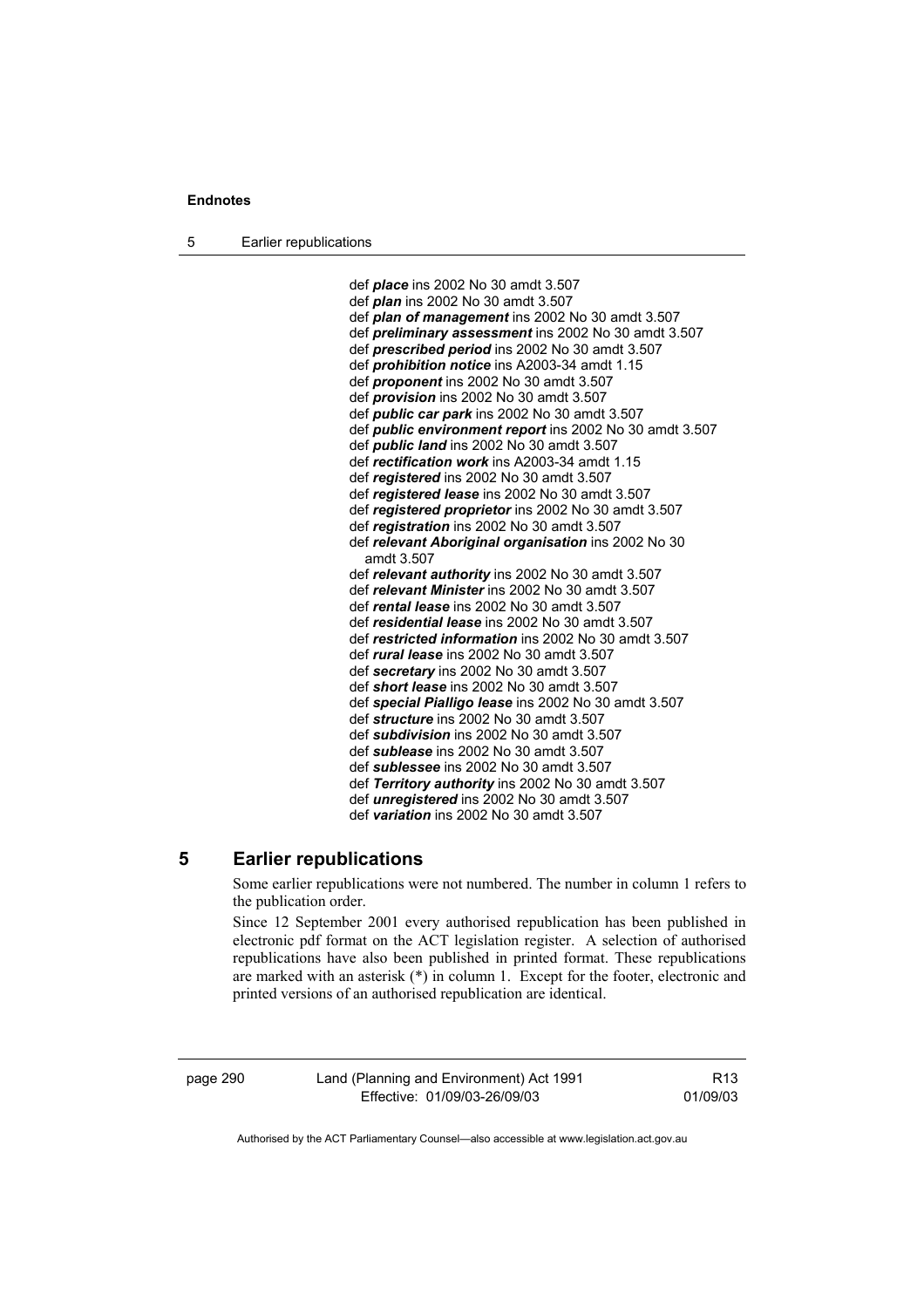def ***place*** ins 2002 No 30 amdt 3.507
def ***plan*** ins 2002 No 30 amdt 3.507
def ***plan of management*** ins 2002 No 30 amdt 3.507
def ***preliminary assessment*** ins 2002 No 30 amdt 3.507
def ***prescribed period*** ins 2002 No 30 amdt 3.507
def ***prohibition notice*** ins A2003-34 amdt 1.15
def ***proponent*** ins 2002 No 30 amdt 3.507
def ***provision*** ins 2002 No 30 amdt 3.507
def ***public car park*** ins 2002 No 30 amdt 3.507
def ***public environment report*** ins 2002 No 30 amdt 3.507
def ***public land*** ins 2002 No 30 amdt 3.507
def ***rectification work*** ins A2003-34 amdt 1.15
def ***registered*** ins 2002 No 30 amdt 3.507
def ***registered lease*** ins 2002 No 30 amdt 3.507
def ***registered proprietor*** ins 2002 No 30 amdt 3.507
def ***registration*** ins 2002 No 30 amdt 3.507
def ***relevant Aboriginal organisation*** ins 2002 No 30 amdt 3.507
def ***relevant authority*** ins 2002 No 30 amdt 3.507
def ***relevant Minister*** ins 2002 No 30 amdt 3.507
def ***rental lease*** ins 2002 No 30 amdt 3.507
def ***residential lease*** ins 2002 No 30 amdt 3.507
def ***restricted information*** ins 2002 No 30 amdt 3.507
def ***rural lease*** ins 2002 No 30 amdt 3.507
def ***secretary*** ins 2002 No 30 amdt 3.507
def ***short lease*** ins 2002 No 30 amdt 3.507
def ***special Pialligo lease*** ins 2002 No 30 amdt 3.507
def ***structure*** ins 2002 No 30 amdt 3.507
def ***subdivision*** ins 2002 No 30 amdt 3.507
def ***sublease*** ins 2002 No 30 amdt 3.507
def ***sublessee*** ins 2002 No 30 amdt 3.507
def ***Territory authority*** ins 2002 No 30 amdt 3.507
def ***unregistered*** ins 2002 No 30 amdt 3.507
def ***variation*** ins 2002 No 30 amdt 3.507

## 5 Earlier republications

Some earlier republications were not numbered. The number in column 1 refers to the publication order.

Since 12 September 2001 every authorised republication has been published in electronic pdf format on the ACT legislation register. A selection of authorised republications have also been published in printed format. These republications are marked with an asterisk (*) in column 1. Except for the footer, electronic and printed versions of an authorised republication are identical.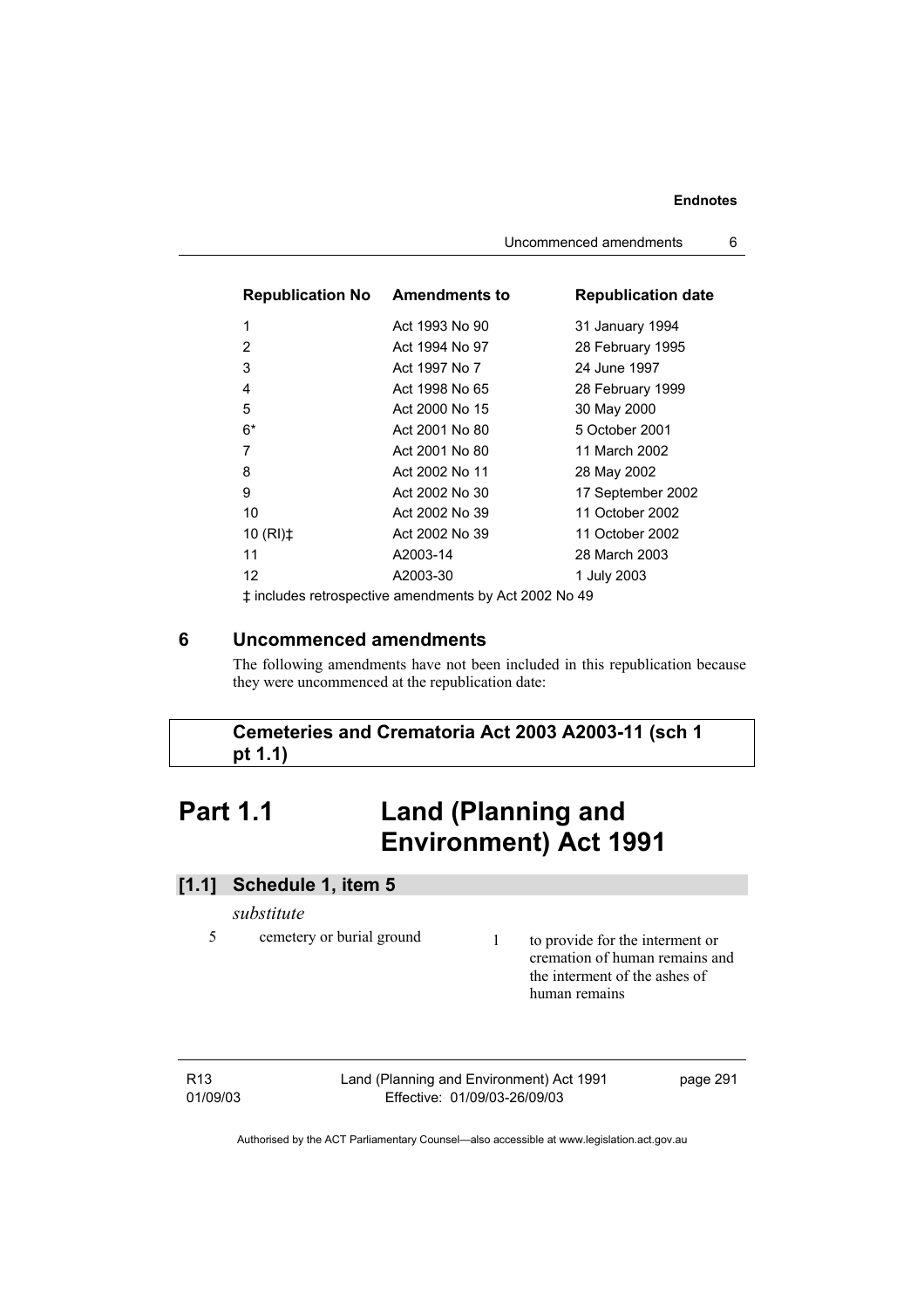| Republication No | Amendments to | Republication date |
|---|---|---|
| 1 | Act 1993 No 90 | 31 January 1994 |
| 2 | Act 1994 No 97 | 28 February 1995 |
| 3 | Act 1997 No 7 | 24 June 1997 |
| 4 | Act 1998 No 65 | 28 February 1999 |
| 5 | Act 2000 No 15 | 30 May 2000 |
| 6* | Act 2001 No 80 | 5 October 2001 |
| 7 | Act 2001 No 80 | 11 March 2002 |
| 8 | Act 2002 No 11 | 28 May 2002 |
| 9 | Act 2002 No 30 | 17 September 2002 |
| 10 | Act 2002 No 39 | 11 October 2002 |
| 10 (RI)‡ | Act 2002 No 39 | 11 October 2002 |
| 11 | A2003-14 | 28 March 2003 |
| 12 | A2003-30 | 1 July 2003 |

‡ includes retrospective amendments by Act 2002 No 49

## 6 Uncommenced amendments

The following amendments have not been included in this republication because they were uncommenced at the republication date:

**Cemeteries and Crematoria Act 2003 A2003-11 (sch 1 pt 1.1)**

# Part 1.1 Land (Planning and Environment) Act 1991

### [1.1] Schedule 1, item 5

*substitute*

| | | | |
|---|---|---|---|
| 5 | cemetery or burial ground | 1 | to provide for the interment or cremation of human remains and the interment of the ashes of human remains |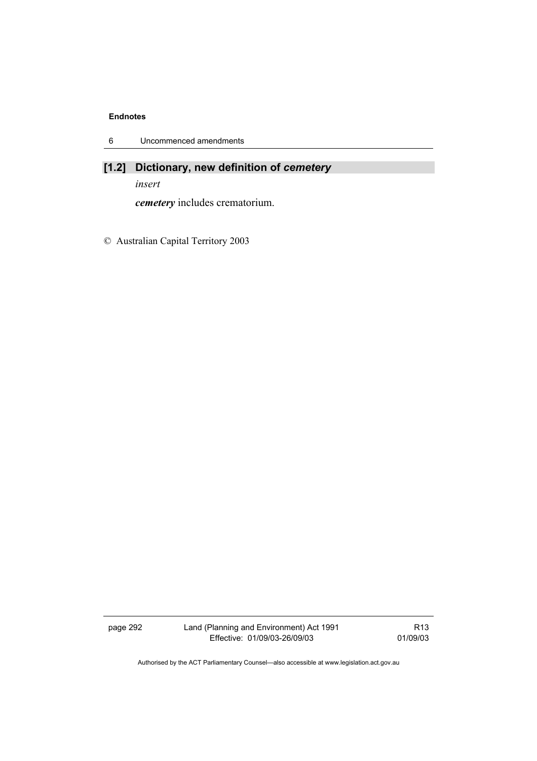### [1.2] Dictionary, new definition of *cemetery*

*insert*

***cemetery*** includes crematorium.

© Australian Capital Territory 2003